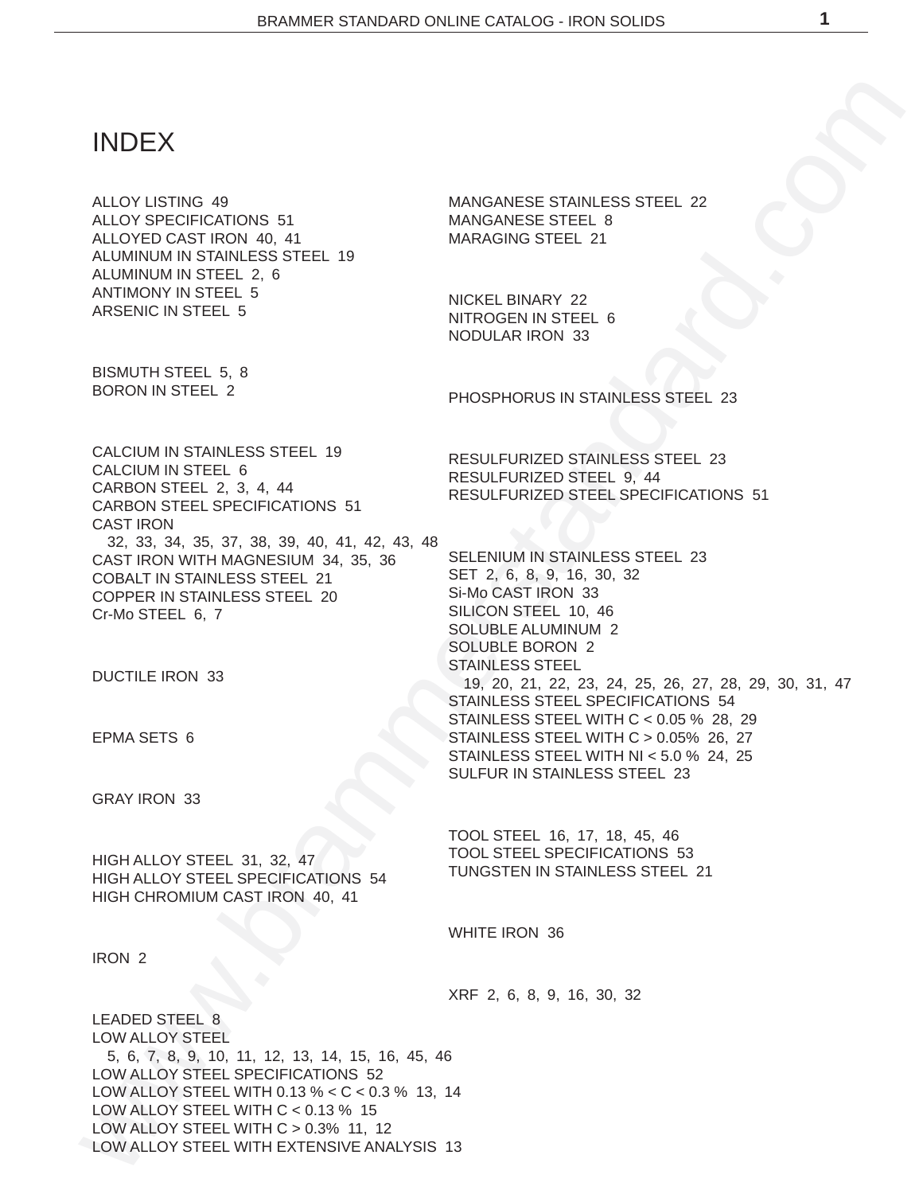# INDEX

ALLOY LISTING 49
ALLOY SPECIFICATIONS 51
ALLOYED CAST IRON 40, 41
ALUMINUM IN STAINLESS STEEL 19
ALUMINUM IN STEEL 2, 6
ANTIMONY IN STEEL 5
ARSENIC IN STEEL 5

BISMUTH STEEL 5, 8
BORON IN STEEL 2

CALCIUM IN STAINLESS STEEL 19
CALCIUM IN STEEL 6
CARBON STEEL 2, 3, 4, 44
CARBON STEEL SPECIFICATIONS 51
CAST IRON
  32, 33, 34, 35, 37, 38, 39, 40, 41, 42, 43, 48
CAST IRON WITH MAGNESIUM 34, 35, 36
COBALT IN STAINLESS STEEL 21
COPPER IN STAINLESS STEEL 20
Cr-Mo STEEL 6, 7

DUCTILE IRON 33

EPMA SETS 6

GRAY IRON 33

HIGH ALLOY STEEL 31, 32, 47
HIGH ALLOY STEEL SPECIFICATIONS 54
HIGH CHROMIUM CAST IRON 40, 41

IRON 2

LEADED STEEL 8
LOW ALLOY STEEL
  5, 6, 7, 8, 9, 10, 11, 12, 13, 14, 15, 16, 45, 46
LOW ALLOY STEEL SPECIFICATIONS 52
LOW ALLOY STEEL WITH 0.13 % < C < 0.3 % 13, 14
LOW ALLOY STEEL WITH C < 0.13 % 15
LOW ALLOY STEEL WITH C > 0.3% 11, 12
LOW ALLOY STEEL WITH EXTENSIVE ANALYSIS 13

MANGANESE STAINLESS STEEL 22
MANGANESE STEEL 8
MARAGING STEEL 21

NICKEL BINARY 22
NITROGEN IN STEEL 6
NODULAR IRON 33

PHOSPHORUS IN STAINLESS STEEL 23

RESULFURIZED STAINLESS STEEL 23
RESULFURIZED STEEL 9, 44
RESULFURIZED STEEL SPECIFICATIONS 51

SELENIUM IN STAINLESS STEEL 23
SET 2, 6, 8, 9, 16, 30, 32
Si-Mo CAST IRON 33
SILICON STEEL 10, 46
SOLUBLE ALUMINUM 2
SOLUBLE BORON 2
STAINLESS STEEL
  19, 20, 21, 22, 23, 24, 25, 26, 27, 28, 29, 30, 31, 47
STAINLESS STEEL SPECIFICATIONS 54
STAINLESS STEEL WITH C < 0.05 % 28, 29
STAINLESS STEEL WITH C > 0.05% 26, 27
STAINLESS STEEL WITH NI < 5.0 % 24, 25
SULFUR IN STAINLESS STEEL 23

TOOL STEEL 16, 17, 18, 45, 46
TOOL STEEL SPECIFICATIONS 53
TUNGSTEN IN STAINLESS STEEL 21

WHITE IRON 36

XRF 2, 6, 8, 9, 16, 30, 32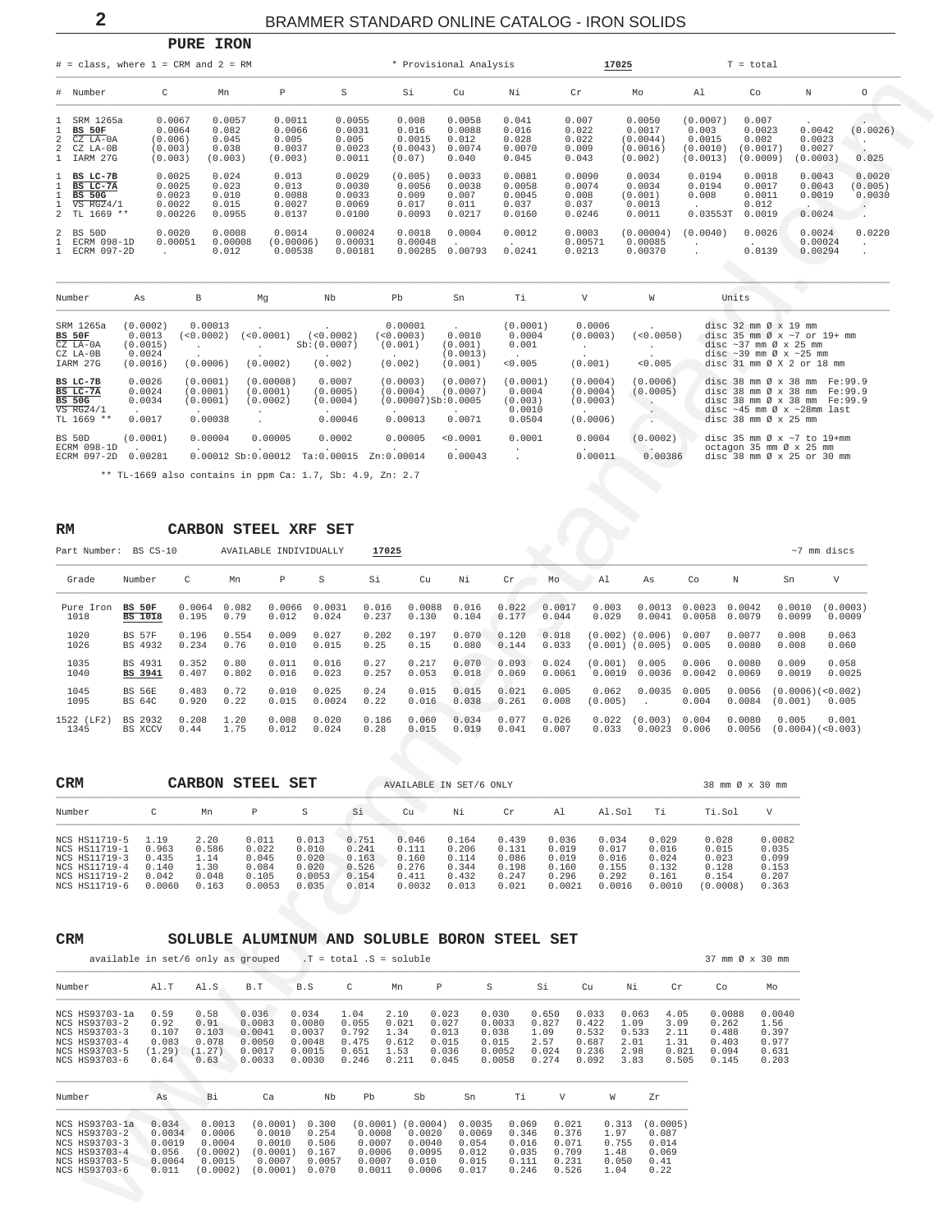## PURE IRON

# = class, where 1 = CRM and 2 = RM    * Provisional Analysis    **17025**    T = total

| # | Number | C | Mn | P | S | Si | Cu | Ni | Cr | Mo | Al | Co | N | O |
|---|---|---|---|---|---|---|---|---|---|---|---|---|---|---|
| 1 | SRM 1265a | 0.0067 | 0.0057 | 0.0011 | 0.0055 | 0.008 | 0.0058 | 0.041 | 0.007 | 0.0050 | (0.0007) | 0.007 | . | . |
| 1 | **BS 50F** | 0.0064 | 0.082 | 0.0066 | 0.0031 | 0.016 | 0.0088 | 0.016 | 0.022 | 0.0017 | 0.003 | 0.0023 | 0.0042 | (0.0026) |
| 2 | CZ LA-0A | (0.006) | 0.045 | 0.005 | 0.005 | 0.0015 | 0.012 | 0.028 | 0.022 | (0.0044) | 0.0015 | 0.002 | 0.0023 | . |
| 2 | CZ LA-0B | (0.003) | 0.038 | 0.0037 | 0.0023 | (0.0043) | 0.0074 | 0.0070 | 0.009 | (0.0016) | (0.0010) | (0.0017) | 0.0027 | . |
| 1 | IARM 27G | (0.003) | (0.003) | (0.003) | 0.0011 | (0.07) | 0.040 | 0.045 | 0.043 | (0.002) | (0.0013) | (0.0009) | (0.0003) | 0.025 |
| 1 | **BS LC-7B** | 0.0025 | 0.024 | 0.013 | 0.0029 | (0.005) | 0.0033 | 0.0081 | 0.0090 | 0.0034 | 0.0194 | 0.0018 | 0.0043 | 0.0020 |
| 1 | **BS LC-7A** | 0.0025 | 0.023 | 0.013 | 0.0030 | 0.0056 | 0.0038 | 0.0058 | 0.0074 | 0.0034 | 0.0194 | 0.0017 | 0.0043 | (0.005) |
| 1 | **BS 50G** | 0.0023 | 0.010 | 0.0088 | 0.0033 | 0.009 | 0.007 | 0.0045 | 0.008 | (0.001) | 0.008 | 0.0011 | 0.0019 | 0.0030 |
| 1 | VS RGZ4/1 | 0.0022 | 0.015 | 0.0027 | 0.0069 | 0.017 | 0.011 | 0.037 | 0.037 | 0.0013 | . | 0.012 | . | . |
| 2 | TL 1669 ** | 0.00226 | 0.0955 | 0.0137 | 0.0100 | 0.0093 | 0.0217 | 0.0160 | 0.0246 | 0.0011 | 0.03553T | 0.0019 | 0.0024 | . |
| 2 | BS 50D | 0.0020 | 0.0008 | 0.0014 | 0.00024 | 0.0018 | 0.0004 | 0.0012 | 0.0003 | (0.00004) | (0.0040) | 0.0026 | 0.0024 | 0.0220 |
| 1 | ECRM 098-1D | 0.00051 | 0.00008 | (0.00006) | 0.00031 | 0.00048 | . | . | 0.00571 | 0.00085 | . | . | 0.00024 | . |
| 1 | ECRM 097-2D | . | 0.012 | 0.00538 | 0.00181 | 0.00285 | 0.00793 | 0.0241 | 0.0213 | 0.00370 | . | 0.0139 | 0.00294 | . |

| Number | As | B | Mg | Nb | Pb | Sn | Ti | V | W | Units |
|---|---|---|---|---|---|---|---|---|---|---|
| SRM 1265a | (0.0002) | 0.00013 | . | . | 0.00001 | . | (0.0001) | 0.0006 | . | disc 32 mm Ø x 19 mm |
| **BS 50F** | 0.0013 | (<0.0002) | (<0.0001) | (<0.0002) | (<0.0003) | 0.0010 | 0.0004 | (0.0003) | (<0.0050) | disc 35 mm Ø x ~7 or 19+ mm |
| CZ LA-0A | (0.0015) | . | . | Sb:(0.0007) | (0.001) | (0.001) | 0.001 | . | . | disc ~37 mm Ø x 25 mm |
| CZ LA-0B | 0.0024 | . | . | . | . | (0.0013) | . | . | . | disc ~39 mm Ø x ~25 mm |
| IARM 27G | (0.0016) | (0.0006) | (0.0002) | (0.002) | (0.002) | (0.001) | <0.005 | (0.001) | <0.005 | disc 31 mm Ø X 2 or 18 mm |
| **BS LC-7B** | 0.0026 | (0.0001) | (0.00008) | 0.0007 | (0.0003) | (0.0007) | (0.0001) | (0.0004) | (0.0006) | disc 38 mm Ø x 38 mm Fe:99.9 |
| **BS LC-7A** | 0.0024 | (0.0001) | (0.0001) | (0.0005) | (0.0004) | (0.0007) | 0.0004 | (0.0004) | (0.0005) | disc 38 mm Ø x 38 mm Fe:99.9 |
| **BS 50G** | 0.0034 | (0.0001) | (0.0002) | (0.0004) | (0.00007)Sb:0.0005 | | (0.003) | (0.0003) | . | disc 38 mm Ø x 38 mm Fe:99.9 |
| VS RGZ4/1 | . | . | . | . | . | . | 0.0010 | . | . | disc ~45 mm Ø x ~28mm last |
| TL 1669 ** | 0.0017 | 0.00038 | . | 0.00046 | 0.00013 | 0.0071 | 0.0504 | (0.0006) | . | disc 38 mm Ø x 25 mm |
| BS 50D | (0.0001) | 0.00004 | 0.00005 | 0.0002 | 0.00005 | <0.0001 | 0.0001 | 0.0004 | (0.0002) | disc 35 mm Ø x ~7 to 19+mm |
| ECRM 098-1D | . | . | . | . | . | . | . | . | . | octagon 35 mm Ø x 25 mm |
| ECRM 097-2D | 0.00281 | 0.00012 | Sb:0.00012 | Ta:0.00015 | Zn:0.00014 | 0.00043 | . | 0.00011 | 0.00386 | disc 38 mm Ø x 25 or 30 mm |

** TL-1669 also contains in ppm Ca: 1.7, Sb: 4.9, Zn: 2.7

## RM CARBON STEEL XRF SET

Part Number: BS CS-10    AVAILABLE INDIVIDUALLY    **17025**    ~7 mm discs

| Grade | Number | C | Mn | P | S | Si | Cu | Ni | Cr | Mo | Al | As | Co | N | Sn | V |
|---|---|---|---|---|---|---|---|---|---|---|---|---|---|---|---|---|
| Pure Iron | **BS 50F** | 0.0064 | 0.082 | 0.0066 | 0.0031 | 0.016 | 0.0088 | 0.016 | 0.022 | 0.0017 | 0.003 | 0.0013 | 0.0023 | 0.0042 | 0.0010 | (0.0003) |
| 1018 | **BS 1018** | 0.195 | 0.79 | 0.012 | 0.024 | 0.237 | 0.130 | 0.104 | 0.177 | 0.044 | 0.029 | 0.0041 | 0.0058 | 0.0079 | 0.0099 | 0.0009 |
| 1020 | BS 57F | 0.196 | 0.554 | 0.009 | 0.027 | 0.202 | 0.197 | 0.070 | 0.120 | 0.018 | (0.002) | (0.006) | 0.007 | 0.0077 | 0.008 | 0.063 |
| 1026 | BS 4932 | 0.234 | 0.76 | 0.010 | 0.015 | 0.25 | 0.15 | 0.080 | 0.144 | 0.033 | (0.001) | (0.005) | 0.005 | 0.0080 | 0.008 | 0.060 |
| 1035 | BS 4931 | 0.352 | 0.80 | 0.011 | 0.016 | 0.27 | 0.217 | 0.070 | 0.093 | 0.024 | (0.001) | 0.005 | 0.006 | 0.0080 | 0.009 | 0.058 |
| 1040 | **BS 3941** | 0.407 | 0.802 | 0.016 | 0.023 | 0.257 | 0.053 | 0.018 | 0.069 | 0.0061 | 0.0019 | 0.0036 | 0.0042 | 0.0069 | 0.0019 | 0.0025 |
| 1045 | BS 56E | 0.483 | 0.72 | 0.010 | 0.025 | 0.24 | 0.015 | 0.015 | 0.021 | 0.005 | 0.062 | 0.0035 | 0.005 | 0.0056 | (0.0006) | (<0.002) |
| 1095 | BS 64C | 0.920 | 0.22 | 0.015 | 0.0024 | 0.22 | 0.016 | 0.038 | 0.261 | 0.008 | (0.005) | . | 0.004 | 0.0084 | (0.001) | 0.005 |
| 1522 (LF2) | BS 2932 | 0.208 | 1.20 | 0.008 | 0.020 | 0.186 | 0.060 | 0.034 | 0.077 | 0.026 | 0.022 | (0.003) | 0.004 | 0.0080 | 0.005 | 0.001 |
| 1345 | BS XCCV | 0.44 | 1.75 | 0.012 | 0.024 | 0.28 | 0.015 | 0.019 | 0.041 | 0.007 | 0.033 | 0.0023 | 0.006 | 0.0056 | (0.0004) | (<0.003) |

## CRM CARBON STEEL SET

AVAILABLE IN SET/6 ONLY    38 mm Ø x 30 mm

| Number | C | Mn | P | S | Si | Cu | Ni | Cr | Al | Al.Sol | Ti | Ti.Sol | V |
|---|---|---|---|---|---|---|---|---|---|---|---|---|---|
| NCS HS11719-5 | 1.19 | 2.20 | 0.011 | 0.013 | 0.751 | 0.046 | 0.164 | 0.439 | 0.036 | 0.034 | 0.029 | 0.028 | 0.0082 |
| NCS HS11719-1 | 0.963 | 0.586 | 0.022 | 0.010 | 0.241 | 0.111 | 0.206 | 0.131 | 0.019 | 0.017 | 0.016 | 0.015 | 0.035 |
| NCS HS11719-3 | 0.435 | 1.14 | 0.045 | 0.020 | 0.163 | 0.160 | 0.114 | 0.086 | 0.019 | 0.016 | 0.024 | 0.023 | 0.099 |
| NCS HS11719-4 | 0.140 | 1.30 | 0.084 | 0.020 | 0.526 | 0.276 | 0.344 | 0.198 | 0.160 | 0.155 | 0.132 | 0.128 | 0.153 |
| NCS HS11719-2 | 0.042 | 0.048 | 0.105 | 0.0053 | 0.154 | 0.411 | 0.432 | 0.247 | 0.296 | 0.292 | 0.161 | 0.154 | 0.207 |
| NCS HS11719-6 | 0.0060 | 0.163 | 0.0053 | 0.035 | 0.014 | 0.0032 | 0.013 | 0.021 | 0.0021 | 0.0016 | 0.0010 | (0.0008) | 0.363 |

## CRM SOLUBLE ALUMINUM AND SOLUBLE BORON STEEL SET

available in set/6 only as grouped    .T = total .S = soluble    37 mm Ø x 30 mm

| Number | Al.T | Al.S | B.T | B.S | C | Mn | P | S | Si | Cu | Ni | Cr | Co | Mo |
|---|---|---|---|---|---|---|---|---|---|---|---|---|---|---|
| NCS HS93703-1a | 0.59 | 0.58 | 0.036 | 0.034 | 1.04 | 2.10 | 0.023 | 0.030 | 0.650 | 0.033 | 0.063 | 4.05 | 0.0088 | 0.0040 |
| NCS HS93703-2 | 0.92 | 0.91 | 0.0083 | 0.0080 | 0.055 | 0.021 | 0.027 | 0.0033 | 0.827 | 0.422 | 1.09 | 3.09 | 0.262 | 1.56 |
| NCS HS93703-3 | 0.107 | 0.103 | 0.0041 | 0.0037 | 0.792 | 1.34 | 0.013 | 0.038 | 1.09 | 0.532 | 0.533 | 2.11 | 0.488 | 0.397 |
| NCS HS93703-4 | 0.083 | 0.078 | 0.0050 | 0.0048 | 0.475 | 0.612 | 0.015 | 0.015 | 2.57 | 0.687 | 2.01 | 1.31 | 0.403 | 0.977 |
| NCS HS93703-5 | (1.29) | (1.27) | 0.0017 | 0.0015 | 0.651 | 1.53 | 0.036 | 0.0052 | 0.024 | 0.236 | 2.98 | 0.021 | 0.094 | 0.631 |
| NCS HS93703-6 | 0.64 | 0.63 | 0.0033 | 0.0030 | 0.246 | 0.211 | 0.045 | 0.0058 | 0.274 | 0.092 | 3.83 | 0.505 | 0.145 | 0.203 |

| Number | As | Bi | Ca | Nb | Pb | Sb | Sn | Ti | V | W | Zr |
|---|---|---|---|---|---|---|---|---|---|---|---|
| NCS HS93703-1a | 0.034 | 0.0013 | (0.0001) | 0.300 | (0.0001) | (0.0004) | 0.0035 | 0.069 | 0.021 | 0.313 | (0.0005) |
| NCS HS93703-2 | 0.0034 | 0.0006 | 0.0010 | 0.254 | 0.0008 | 0.0020 | 0.0069 | 0.346 | 0.376 | 1.97 | 0.087 |
| NCS HS93703-3 | 0.0019 | 0.0004 | 0.0010 | 0.506 | 0.0007 | 0.0040 | 0.054 | 0.016 | 0.071 | 0.755 | 0.014 |
| NCS HS93703-4 | 0.056 | (0.0002) | (0.0001) | 0.167 | 0.0006 | 0.0095 | 0.012 | 0.035 | 0.709 | 1.48 | 0.069 |
| NCS HS93703-5 | 0.0064 | 0.0015 | 0.0007 | 0.0057 | 0.0007 | 0.010 | 0.015 | 0.111 | 0.231 | 0.050 | 0.41 |
| NCS HS93703-6 | 0.011 | (0.0002) | (0.0001) | 0.070 | 0.0011 | 0.0006 | 0.017 | 0.246 | 0.526 | 1.04 | 0.22 |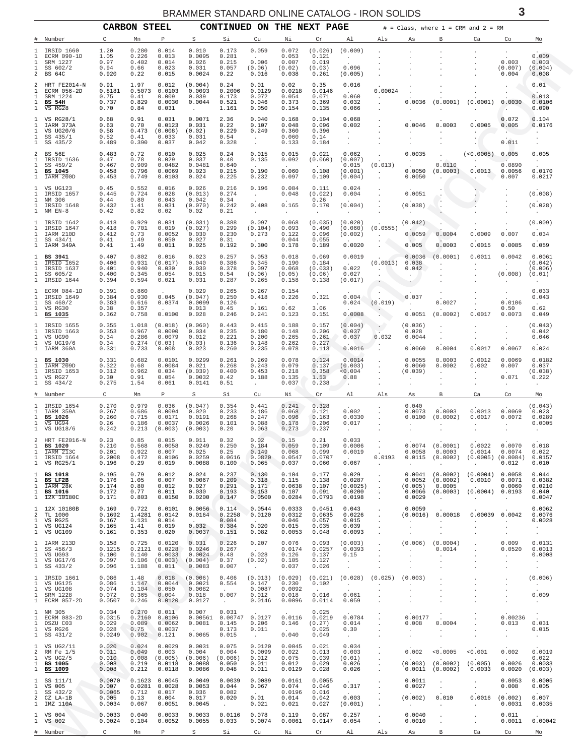## CARBON STEEL — CONTINUED ON THE NEXT PAGE

# = Class, where 1 = CRM and 2 = RM

| # | Number | C | Mn | P | S | Si | Cu | Ni | Cr | Al | Als | As | B | Ca | Co | Mo |
|---|---|---|---|---|---|---|---|---|---|---|---|---|---|---|---|---|
| 1 | IRSID 1660 | 1.20 | 0.280 | 0.014 | 0.010 | 0.173 | 0.059 | 0.072 | (0.026) | (0.009) | . | . | . | . | . | . |
| 1 | ECRM 090-1D | 1.05 | 0.226 | 0.013 | 0.0095 | 0.281 | . | 0.053 | 0.121 | . | . | . | . | . | . | 0.009 |
| 1 | SRM 1227 | 0.97 | 0.402 | 0.014 | 0.026 | 0.215 | 0.006 | 0.007 | 0.019 | . | . | . | . | . | 0.003 | 0.003 |
| 1 | SS 602/2 | 0.94 | 0.66 | 0.023 | 0.031 | 0.057 | (0.06) | (0.02) | (0.03) | 0.096 | . | . | . | . | (0.007) | (0.004) |
| 2 | BS 64C | 0.920 | 0.22 | 0.015 | 0.0024 | 0.22 | 0.016 | 0.038 | 0.261 | (0.005) | . | . | . | . | 0.004 | 0.008 |
| 2 | HRT FE2014-N | 0.91 | 1.97 | 0.012 | (0.004) | 0.24 | 0.01 | 0.02 | 0.35 | 0.016 | . | . | . | . | . | 0.01 |
| 1 | ECRM 056-2D | 0.8181 | 0.5073 | 0.0103 | 0.0093 | 0.2006 | 0.0129 | 0.0218 | 0.0146 | . | 0.00024 | . | . | . | . | . |
| 1 | SRM 1224 | 0.75 | 0.41 | 0.009 | 0.039 | 0.173 | 0.072 | 0.054 | 0.071 | 0.060 | . | . | . | . | . | 0.013 |
| 1 | **BS 54H** | 0.737 | 0.829 | 0.0030 | 0.0044 | 0.521 | 0.046 | 0.373 | 0.369 | 0.032 | . | 0.0036 | (0.0001) | (0.0001) | 0.0030 | 0.0106 |
| 1 | VS RG28 | 0.70 | 0.84 | 0.031 | . | 1.161 | 0.050 | 0.154 | 0.135 | 0.066 | . | . | . | . | . | 0.090 |
| 1 | VS RG28/1 | 0.68 | 0.91 | 0.031 | 0.0071 | 2.36 | 0.040 | 0.168 | 0.194 | 0.068 | . | . | . | . | 0.072 | 0.104 |
| 1 | IARM 373A | 0.63 | 0.70 | 0.0123 | 0.031 | 0.22 | 0.107 | 0.048 | 0.096 | 0.002 | . | 0.0046 | 0.0003 | 0.0005 | 0.005 | 0.0176 |
| 1 | VS UG20/6 | 0.58 | 0.473 | (0.008) | (0.02) | 0.229 | 0.249 | 0.360 | 0.396 | . | . | . | . | . | . | . |
| 1 | SS 435/1 | 0.52 | 0.41 | 0.033 | 0.031 | 0.54 | . | 0.060 | 0.14 | . | . | . | . | . | . | . |
| 1 | SS 435/2 | 0.489 | 0.390 | 0.037 | 0.042 | 0.328 | . | 0.133 | 0.184 | . | . | . | . | . | 0.011 | . |
| 2 | BS 56E | 0.483 | 0.72 | 0.010 | 0.025 | 0.24 | 0.015 | 0.015 | 0.021 | 0.062 | . | 0.0035 | . | (<0.0005) | 0.005 | 0.005 |
| 1 | IRSID 1636 | 0.47 | 0.78 | 0.029 | 0.037 | 0.40 | 0.135 | 0.092 | (0.060) | (0.007) | . | . | . | . | . | . |
| 1 | SS 459/2 | 0.467 | 0.909 | 0.0482 | 0.0481 | 0.640 | . | . | . | 0.015 | (0.013) | . | 0.0110 | . | 0.0890 | . |
| 1 | **BS 1045** | 0.458 | 0.796 | 0.0069 | 0.023 | 0.215 | 0.190 | 0.060 | 0.108 | (0.001) | . | 0.0050 | (0.0003) | 0.0013 | 0.0056 | 0.0170 |
| 1 | IARM 200D | 0.453 | 0.749 | 0.0103 | 0.024 | 0.225 | 0.232 | 0.097 | 0.109 | (0.004) | . | 0.0050 | . | . | 0.007 | 0.0217 |
| 1 | VS UG123 | 0.45 | 0.552 | 0.016 | 0.026 | 0.216 | 0.196 | 0.084 | 0.111 | 0.024 | . | . | . | . | . | . |
| 1 | IRSID 1657 | 0.445 | 0.724 | 0.028 | (0.013) | 0.274 | . | 0.048 | (0.022) | 0.004 | . | 0.0051 | . | . | . | (0.008) |
| 1 | NM 306 | 0.44 | 0.80 | 0.043 | 0.042 | 0.34 | . | . | 0.26 | . | . | . | . | . | . | . |
| 1 | IRSID 1648 | 0.432 | 1.41 | 0.031 | (0.070) | 0.242 | 0.408 | 0.165 | 0.170 | (0.004) | . | (0.038) | . | . | . | (0.028) |
| 1 | NM EN-8 | 0.42 | 0.82 | 0.02 | 0.02 | 0.21 | . | . | . | . | . | . | . | . | . | . |
| 1 | IRSID 1642 | 0.418 | 0.929 | 0.031 | (0.031) | 0.388 | 0.097 | 0.068 | (0.035) | (0.020) | . | (0.042) | . | . | . | (0.009) |
| 1 | IRSID 1647 | 0.418 | 0.701 | 0.019 | (0.027) | 0.299 | (0.104) | 0.093 | 0.490 | (0.060) | (0.0555) | . | . | . | . | . |
| 1 | IARM 210D | 0.412 | 0.73 | 0.0052 | 0.030 | 0.230 | 0.273 | 0.122 | 0.096 | (0.002) | . | 0.0059 | 0.0004 | 0.0009 | 0.007 | 0.034 |
| 1 | SS 434/1 | 0.41 | 1.49 | 0.050 | 0.027 | 0.31 | . | 0.044 | 0.055 | . | . | . | . | . | . | . |
| 1 | IARM 349A | 0.41 | 1.49 | 0.011 | 0.025 | 0.192 | 0.300 | 0.178 | 0.189 | 0.0020 | . | 0.005 | 0.0003 | 0.0015 | 0.0085 | 0.059 |
| 1 | **BS 3941** | 0.407 | 0.802 | 0.016 | 0.023 | 0.257 | 0.053 | 0.018 | 0.069 | 0.0019 | . | 0.0036 | (0.0001) | 0.0011 | 0.0042 | 0.0061 |
| 1 | IRSID 1652 | 0.406 | 0.931 | (0.017) | 0.040 | 0.386 | 0.345 | 0.190 | 0.184 | . | (0.0013) | 0.038 | . | . | . | (0.042) |
| 1 | IRSID 1637 | 0.401 | 0.940 | 0.030 | 0.030 | 0.378 | 0.097 | 0.068 | (0.033) | 0.022 | . | 0.042 | . | . | . | (0.006) |
| 1 | SS 605/2 | 0.400 | 0.345 | 0.054 | 0.015 | 0.54 | (0.06) | (0.05) | (0.06) | 0.027 | . | . | . | . | (0.008) | (0.01) |
| 1 | IRSID 1644 | 0.394 | 0.594 | 0.021 | 0.031 | 0.287 | 0.265 | 0.158 | 0.138 | (0.017) | . | . | . | . | . | . |
| 1 | ECRM 084-1D | 0.391 | 0.860 | . | 0.029 | 0.265 | 0.267 | 0.154 | . | . | . | . | . | . | . | 0.033 |
| 1 | IRSID 1649 | 0.384 | 0.930 | 0.045 | (0.047) | 0.250 | 0.418 | 0.226 | 0.321 | 0.004 | . | 0.037 | . | . | . | 0.043 |
| 1 | SS 460/2 | 0.383 | 0.616 | 0.0374 | 0.0099 | 0.126 | . | . | . | 0.024 | (0.019) | . | 0.0027 | . | 0.0106 | . |
| 1 | VS RG30 | 0.38 | 0.357 | . | 0.013 | 0.45 | 0.161 | 0.62 | 3.06 | . | . | . | . | . | 0.50 | 0.62 |
| 1 | **BS 1035** | 0.362 | 0.758 | 0.0100 | 0.028 | 0.246 | 0.241 | 0.123 | 0.151 | 0.0008 | . | 0.0051 | (0.0002) | 0.0017 | 0.0073 | 0.049 |
| 1 | IRSID 1655 | 0.355 | 1.018 | (0.018) | (0.060) | 0.443 | 0.415 | 0.188 | 0.157 | (0.004) | . | (0.036) | . | . | . | (0.043) |
| 1 | IRSID 1663 | 0.353 | 0.967 | 0.0090 | 0.034 | 0.235 | 0.180 | 0.148 | 0.206 | 0.037 | . | 0.028 | . | . | . | 0.042 |
| 1 | VS UG90 | 0.34 | 0.286 | 0.0079 | 0.012 | 0.221 | 0.200 | 0.265 | 0.261 | 0.037 | 0.032 | 0.0044 | . | . | . | 0.046 |
| 1 | VS UG19/6 | 0.34 | 0.274 | (0.03) | (0.03) | 0.136 | 0.148 | 0.262 | 0.227 | . | . | . | . | . | . | . |
| 1 | IARM 360A | 0.331 | 0.733 | 0.008 | 0.023 | 0.260 | 0.235 | 0.078 | 0.113 | 0.0016 | . | 0.0060 | 0.0004 | 0.0017 | 0.0067 | 0.024 |
| 1 | **BS 1030** | 0.331 | 0.682 | 0.0101 | 0.0299 | 0.261 | 0.269 | 0.078 | 0.124 | 0.0014 | . | 0.0055 | 0.0003 | 0.0012 | 0.0069 | 0.0182 |
| 1 | IARM 209D | 0.322 | 0.68 | 0.0084 | 0.021 | 0.268 | 0.243 | 0.079 | 0.137 | (0.003) | . | 0.0060 | 0.0002 | 0.002 | 0.007 | 0.037 |
| 1 | IRSID 1653 | 0.312 | 0.962 | 0.034 | (0.039) | 0.400 | 0.453 | 0.218 | 0.358 | <0.004 | . | (0.039) | . | . | . | (0.038) |
| 1 | VS RG27 | 0.30 | 0.91 | 0.054 | 0.0032 | 0.42 | 0.188 | 0.135 | 1.53 | 0.88 | . | . | . | . | 0.071 | 0.222 |
| 1 | SS 434/2 | 0.275 | 1.54 | 0.061 | 0.0141 | 0.51 | . | 0.037 | 0.238 | . | . | . | . | . | . | . |
| 1 | IRSID 1654 | 0.270 | 0.979 | 0.036 | (0.047) | 0.354 | 0.441 | 0.241 | 0.328 | . | . | 0.040 | . | . | . | (0.043) |
| 1 | IARM 359A | 0.267 | 0.686 | 0.0094 | 0.020 | 0.233 | 0.186 | 0.068 | 0.121 | 0.002 | . | 0.0073 | 0.0003 | 0.0013 | 0.0069 | 0.023 |
| 1 | **BS 1026** | 0.260 | 0.715 | 0.0171 | 0.0191 | 0.268 | 0.247 | 0.096 | 0.163 | 0.0330 | . | 0.0100 | (0.0002) | 0.0017 | 0.0072 | 0.0289 |
| 1 | VS UG94 | 0.26 | 0.186 | 0.0037 | 0.0026 | 0.101 | 0.088 | 0.178 | 0.206 | 0.017 | . | . | . | . | . | 0.0005 |
| 1 | VS UG18/6 | 0.242 | 0.213 | (0.003) | (0.003) | 0.20 | 0.063 | 0.273 | 0.237 | . | . | . | . | . | . | . |
| 2 | HRT FE2016-N | 0.23 | 0.85 | 0.015 | 0.011 | 0.32 | 0.02 | 0.15 | 0.21 | 0.033 | . | . | . | . | . | . |
| 1 | **BS 1020** | 0.210 | 0.568 | 0.0058 | 0.0249 | 0.250 | 0.184 | 0.059 | 0.109 | 0.0006 | . | 0.0074 | (0.0001) | 0.0022 | 0.0070 | 0.018 |
| 1 | IARM 213C | 0.201 | 0.922 | 0.007 | 0.025 | 0.25 | 0.149 | 0.068 | 0.099 | 0.0019 | . | 0.0058 | 0.0003 | 0.0014 | 0.0074 | 0.022 |
| 1 | IRSID 1664 | 0.2008 | 0.472 | 0.0106 | 0.0259 | 0.0616 | 0.0820 | 0.0547 | 0.0707 | . | 0.0193 | 0.0115 | (0.0002) | (0.0005) | (0.0084) | 0.0157 |
| 1 | VS RG25/1 | 0.196 | 0.29 | 0.019 | 0.0088 | 0.100 | 0.065 | 0.037 | 0.060 | 0.067 | . | . | . | . | 0.012 | 0.010 |
| 1 | **BS 1018** | 0.195 | 0.79 | 0.012 | 0.024 | 0.237 | 0.130 | 0.104 | 0.177 | 0.029 | . | 0.0041 | (0.0002) | (0.0004) | 0.0058 | 0.044 |
| 1 | **BS LF2B** | 0.176 | 1.05 | 0.007 | 0.0067 | 0.209 | 0.318 | 0.115 | 0.138 | 0.0287 | . | 0.0052 | (0.0002) | 0.0010 | 0.0071 | 0.0382 |
| 1 | IARM 28K | 0.174 | 0.80 | 0.012 | 0.027 | 0.291 | 0.171 | 0.0638 | 0.107 | (0.0025) | . | (0.005) | 0.0005 | . | 0.0060 | 0.0210 |
| 1 | **BS 1016** | 0.172 | 0.77 | 0.011 | 0.030 | 0.193 | 0.153 | 0.107 | 0.091 | 0.0200 | . | 0.0066 | (0.0003) | (0.0004) | 0.0193 | 0.040 |
| 1 | 12X 10180C | 0.171 | 0.803 | 0.0150 | 0.0200 | 0.147 | 0.0500 | 0.0284 | 0.0793 | 0.0198 | . | 0.0029 | . | . | . | 0.0047 |
| 1 | 12X 10180B | 0.169 | 0.722 | 0.0101 | 0.0056 | 0.114 | 0.0544 | 0.0333 | 0.0451 | 0.043 | . | 0.0059 | . | . | . | 0.0062 |
| 2 | TL 1000 | 0.1692 | 1.4281 | 0.0142 | 0.0164 | 0.2258 | 0.0120 | 0.0312 | 0.0635 | 0.0226 | . | (0.0016) | 0.00018 | 0.00039 | 0.0042 | 0.0076 |
| 1 | VS RG25 | 0.167 | 0.131 | 0.014 | . | 0.084 | . | 0.046 | 0.057 | 0.015 | . | . | . | . | . | 0.0028 |
| 1 | VS UG124 | 0.165 | 1.41 | 0.019 | 0.032 | 0.384 | 0.020 | 0.015 | 0.035 | 0.039 | . | . | . | . | . | . |
| 1 | VS UG109 | 0.161 | 0.353 | 0.020 | 0.0037 | 0.151 | 0.082 | 0.0053 | 0.048 | 0.0093 | . | . | . | . | . | . |
| 1 | IARM 213D | 0.158 | 0.725 | 0.0120 | 0.031 | 0.226 | 0.207 | 0.076 | 0.093 | (0.003) | . | (0.006) | (0.0004) | . | 0.009 | 0.0131 |
| 1 | SS 456/3 | 0.1215 | 0.2121 | 0.0228 | 0.0246 | 0.267 | . | 0.0174 | 0.0257 | 0.0393 | . | . | 0.0014 | . | 0.0520 | 0.0013 |
| 1 | VS UG93 | 0.100 | 0.140 | 0.0033 | 0.0024 | 0.48 | 0.028 | 0.126 | 0.137 | 0.15 | . | . | . | . | . | 0.0008 |
| 1 | VS UG17/6 | 0.097 | 0.106 | (0.003) | (0.004) | 0.37 | (0.02) | 0.105 | 0.127 | . | . | . | . | . | . | . |
| 1 | SS 433/2 | 0.096 | 1.188 | 0.011 | 0.0083 | 0.007 | . | 0.037 | 0.026 | . | . | . | . | . | . | . |
| 1 | IRSID 1661 | 0.086 | 1.48 | 0.018 | (0.006) | 0.406 | (0.013) | (0.029) | (0.021) | (0.028) | (0.025) | (0.003) | . | . | . | (0.006) |
| 1 | VS UG125 | 0.086 | 1.147 | 0.0044 | 0.0021 | 0.554 | 0.147 | 0.230 | 0.102 | . | . | . | . | . | . | . |
| 1 | VS UG108 | 0.074 | 0.104 | 0.050 | 0.0082 | . | 0.0087 | 0.0092 | . | . | . | . | . | . | . | . |
| 1 | SRM 1228 | 0.072 | 0.365 | 0.004 | 0.018 | 0.007 | 0.012 | 0.018 | 0.016 | 0.061 | . | . | . | . | . | 0.009 |
| 1 | ECRM 057-2D | 0.0507 | 0.246 | 0.0120 | 0.0127 | . | 0.0146 | 0.0096 | 0.0114 | 0.059 | . | . | . | . | . | . |
| 1 | NM 305 | 0.034 | 0.270 | 0.011 | 0.007 | 0.031 | . | . | 0.025 | . | . | . | . | . | . | . |
| 1 | ECRM 083-2D | 0.0315 | 0.2160 | 0.0106 | 0.00561 | 0.00747 | 0.0127 | 0.0116 | 0.0219 | 0.0784 | . | 0.00177 | . | . | 0.00236 | . |
| 1 | DSZU C03 | 0.029 | 0.089 | 0.0062 | 0.0081 | 0.145 | 0.206 | 0.146 | (0.27) | 0.014 | . | 0.008 | 0.0004 | . | 0.013 | 0.031 |
| 1 | VS RG26 | 0.028 | 0.75 | 0.0037 | . | 0.173 | 0.011 | . | 0.025 | 0.30 | . | . | . | . | . | 0.015 |
| 1 | SS 431/2 | 0.0249 | 0.902 | 0.121 | 0.0065 | 0.015 | . | 0.040 | 0.049 | . | . | . | . | . | . | . |
| 1 | VS UG2/11 | 0.020 | 0.024 | 0.0029 | 0.0031 | 0.075 | 0.0120 | 0.0045 | 0.021 | 0.034 | . | . | . | . | . | . |
| 2 | RM Fe 1/5 | 0.011 | 0.049 | 0.003 | 0.004 | 0.004 | 0.0099 | 0.022 | 0.013 | 0.003 | . | 0.002 | <0.0005 | <0.001 | 0.002 | 0.0019 |
| 1 | VS UG2/5 | 0.010 | 0.008 | (0.005) | (0.006) | (0.006) | 0.012 | 0.075 | 0.039 | (0.01) | . | . | . | . | . | 0.022 |
| 1 | **BS 1005** | 0.008 | 0.219 | 0.0118 | 0.0088 | 0.050 | 0.011 | 0.012 | 0.029 | 0.026 | . | (0.003) | (0.0002) | (0.005) | 0.0026 | 0.0033 |
| 1 | **BS 1009** | 0.008 | 0.212 | 0.0118 | 0.0086 | 0.048 | 0.011 | 0.0129 | 0.028 | 0.026 | . | 0.0011 | (0.0002) | 0.0033 | 0.0020 | (0.003) |
| 1 | SS 111/1 | 0.0070 | 0.1623 | 0.0045 | 0.0049 | 0.0039 | 0.0089 | 0.0161 | 0.0055 | . | . | 0.0011 | . | . | 0.0053 | 0.0005 |
| 1 | VS 005 | 0.007 | 0.0281 | 0.0028 | 0.0053 | 0.044 | 0.067 | 0.074 | 0.046 | 0.317 | . | 0.0027 | . | . | 0.008 | 0.005 |
| 1 | SS 432/2 | 0.0065 | 0.712 | 0.017 | 0.036 | 0.082 | . | 0.0196 | 0.016 | . | . | . | . | . | . | . |
| 2 | CZ LA-1B | 0.005 | 0.13 | 0.004 | 0.017 | 0.020 | 0.01 | 0.014 | 0.042 | 0.003 | . | (0.002) | 0.010 | 0.0016 | (0.002) | 0.007 |
| 1 | IMZ 110A | 0.0034 | 0.067 | 0.0051 | 0.0045 | . | 0.021 | 0.021 | 0.027 | (0.001) | . | . | . | . | 0.0031 | 0.0035 |
| 1 | VS 004 | 0.0033 | 0.040 | 0.0033 | 0.0033 | 0.0116 | 0.078 | 0.119 | 0.087 | 0.257 | . | 0.0040 | . | . | 0.011 | . |
| 1 | VS 002 | 0.0024 | 0.104 | 0.0052 | 0.0055 | 0.033 | 0.0074 | 0.0061 | 0.0147 | 0.054 | . | 0.0010 | . | . | 0.0011 | 0.00042 |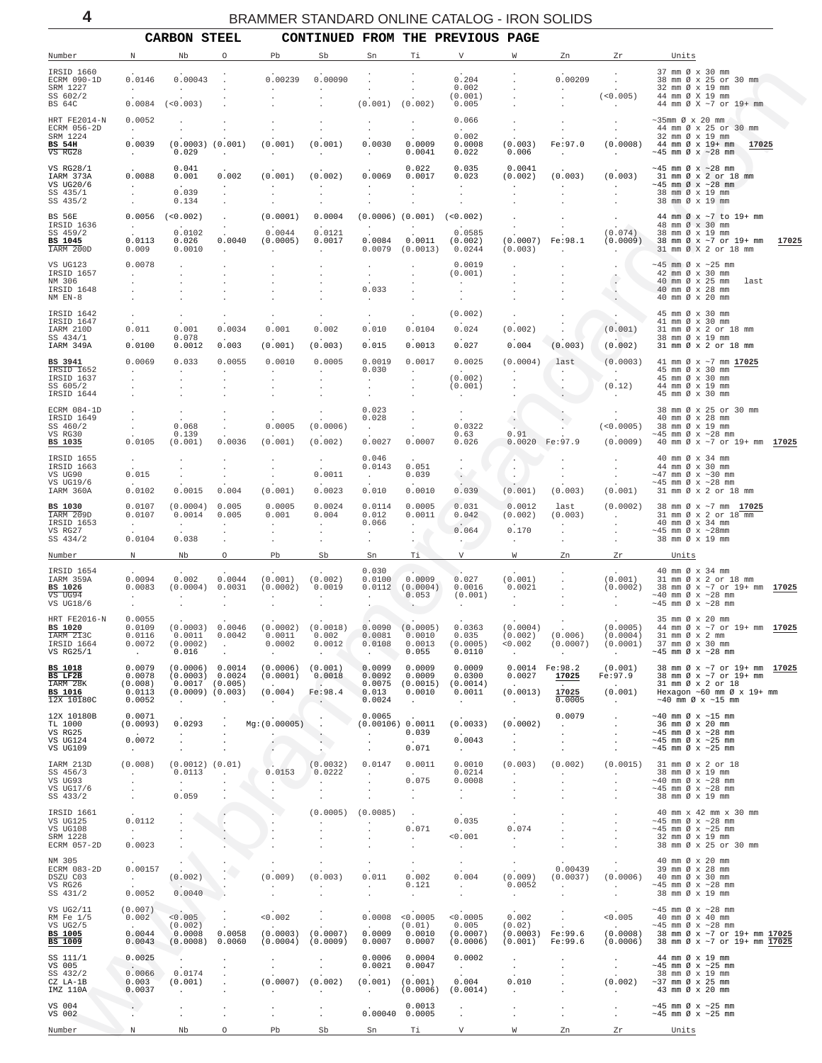## CARBON STEEL — CONTINUED FROM THE PREVIOUS PAGE

| Number | N | Nb | O | Pb | Sb | Sn | Ti | V | W | Zn | Zr | Units |
|---|---|---|---|---|---|---|---|---|---|---|---|---|
| IRSID 1660 | . | . | . | . | . | . | . | . | . | . | . | 37 mm Ø x 30 mm |
| ECRM 090-1D | 0.0146 | 0.00043 | . | 0.00239 | 0.00090 | . | . | 0.204 | . | 0.00209 | . | 38 mm Ø x 25 or 30 mm |
| SRM 1227 | . | . | . | . | . | . | . | 0.002 | . | . | . | 32 mm Ø x 19 mm |
| SS 602/2 | . | . | . | . | . | . | . | (0.001) | . | . | (<0.005) | 44 mm Ø X 19 mm |
| BS 64C | 0.0084 | (<0.003) | . | . | . | (0.001) | (0.002) | 0.005 | . | . | . | 44 mm Ø X ~7 or 19+ mm |
| HRT FE2014-N | 0.0052 | . | . | . | . | . | . | 0.066 | . | . | . | ~35mm Ø x 20 mm |
| ECRM 056-2D | . | . | . | . | . | . | . | . | . | . | . | 44 mm Ø x 25 or 30 mm |
| SRM 1224 | . | . | . | . | . | . | . | 0.002 | . | . | . | 32 mm Ø x 19 mm |
| **BS 54H** | 0.0039 | (0.0003) | (0.001) | (0.001) | (0.001) | 0.0030 | 0.0009 | 0.0008 | (0.003) | Fe:97.0 | (0.0008) | 44 mm Ø x 19+ mm **17025** |
| VS RG28 | . | 0.029 | . | . | . | . | 0.0041 | 0.022 | 0.006 | . | . | ~45 mm Ø x ~28 mm |
| VS RG28/1 | . | 0.041 | . | . | . | . | 0.022 | 0.035 | 0.0041 | . | . | ~45 mm Ø x ~28 mm |
| IARM 373A | 0.0088 | 0.001 | 0.002 | (0.001) | (0.002) | 0.0069 | 0.0017 | 0.023 | (0.002) | (0.003) | (0.003) | 31 mm Ø x 2 or 18 mm |
| VS UG20/6 | . | . | . | . | . | . | . | . | . | . | . | ~45 mm Ø x ~28 mm |
| SS 435/1 | . | 0.039 | . | . | . | . | . | . | . | . | . | 38 mm Ø x 19 mm |
| SS 435/2 | . | 0.134 | . | . | . | . | . | . | . | . | . | 38 mm Ø x 19 mm |
| BS 56E | 0.0056 | (<0.002) | . | (0.0001) | 0.0004 | (0.0006) | (0.001) | (<0.002) | . | . | . | 44 mm Ø x ~7 to 19+ mm |
| IRSID 1636 | . | . | . | . | . | . | . | . | . | . | . | 48 mm Ø x 30 mm |
| SS 459/2 | . | 0.0102 | . | 0.0044 | 0.0121 | . | . | 0.0585 | . | . | (0.074) | 38 mm Ø x 19 mm |
| **BS 1045** | 0.0113 | 0.026 | 0.0040 | (0.0005) | 0.0017 | 0.0084 | 0.0011 | (0.002) | (0.0007) | Fe:98.1 | (0.0009) | 38 mm Ø x ~7 or 19+ mm **17025** |
| IARM 200D | 0.009 | 0.0010 | . | . | . | 0.0079 | (0.0013) | 0.0244 | (0.003) | . | . | 31 mm Ø X 2 or 18 mm |
| VS UG123 | 0.0078 | . | . | . | . | . | . | 0.0019 | . | . | . | ~45 mm Ø x ~25 mm |
| IRSID 1657 | . | . | . | . | . | . | . | (0.001) | . | . | . | 42 mm Ø x 30 mm |
| NM 306 | . | . | . | . | . | . | . | . | . | . | . | 40 mm Ø x 25 mm last |
| IRSID 1648 | . | . | . | . | . | 0.033 | . | . | . | . | . | 40 mm Ø x 28 mm |
| NM EN-8 | . | . | . | . | . | . | . | . | . | . | . | 40 mm Ø x 20 mm |
| IRSID 1642 | . | . | . | . | . | . | . | (0.002) | . | . | . | 45 mm Ø x 30 mm |
| IRSID 1647 | . | . | . | . | . | . | . | . | . | . | . | 41 mm Ø x 30 mm |
| IARM 210D | 0.011 | 0.001 | 0.0034 | 0.001 | 0.002 | 0.010 | 0.0104 | 0.024 | (0.002) | . | (0.001) | 31 mm Ø x 2 or 18 mm |
| SS 434/1 | . | 0.078 | . | . | . | . | . | . | . | . | . | 38 mm Ø x 19 mm |
| IARM 349A | 0.0100 | 0.0012 | 0.003 | (0.001) | (0.003) | 0.015 | 0.0013 | 0.027 | 0.004 | (0.003) | (0.002) | 31 mm Ø x 2 or 18 mm |
| **BS 3941** | 0.0069 | 0.033 | 0.0055 | 0.0010 | 0.0005 | 0.0019 | 0.0017 | 0.0025 | (0.0004) | last | (0.0003) | 41 mm Ø x ~7 mm **17025** |
| IRSID 1652 | . | . | . | . | . | 0.030 | . | . | . | . | . | 45 mm Ø x 30 mm |
| IRSID 1637 | . | . | . | . | . | . | . | (0.002) | . | . | . | 45 mm Ø x 30 mm |
| SS 605/2 | . | . | . | . | . | . | . | (0.001) | . | . | (0.12) | 44 mm Ø x 19 mm |
| IRSID 1644 | . | . | . | . | . | . | . | . | . | . | . | 45 mm Ø x 30 mm |
| ECRM 084-1D | . | . | . | . | . | 0.023 | . | . | . | . | . | 38 mm Ø x 25 or 30 mm |
| IRSID 1649 | . | . | . | . | . | 0.028 | . | . | . | . | . | 40 mm Ø x 28 mm |
| SS 460/2 | . | 0.068 | . | 0.0005 | (0.0006) | . | . | 0.0322 | . | . | (<0.0005) | 38 mm Ø x 19 mm |
| VS RG30 | . | 0.139 | . | . | . | . | . | 0.63 | 0.91 | . | . | ~45 mm Ø x ~28 mm |
| **BS 1035** | 0.0105 | (0.001) | 0.0036 | (0.001) | (0.002) | 0.0027 | 0.0007 | 0.026 | 0.0020 | Fe:97.9 | (0.0009) | 40 mm Ø x ~7 or 19+ mm **17025** |
| IRSID 1655 | . | . | . | . | . | 0.046 | . | . | . | . | . | 40 mm Ø x 34 mm |
| IRSID 1663 | . | . | . | . | . | 0.0143 | 0.051 | . | . | . | . | 44 mm Ø x 30 mm |
| VS UG90 | 0.015 | . | . | . | 0.0011 | . | 0.039 | . | . | . | . | ~47 mm Ø x ~30 mm |
| VS UG19/6 | . | . | . | . | . | . | . | . | . | . | . | ~45 mm Ø x ~28 mm |
| IARM 360A | 0.0102 | 0.0015 | 0.004 | (0.001) | 0.0023 | 0.010 | 0.0010 | 0.039 | (0.001) | (0.003) | (0.001) | 31 mm Ø x 2 or 18 mm |
| **BS 1030** | 0.0107 | (0.0004) | 0.005 | 0.0005 | 0.0024 | 0.0114 | 0.0005 | 0.031 | 0.0012 | last | (0.0002) | 38 mm Ø x ~7 mm **17025** |
| IARM 209D | 0.0107 | 0.0014 | 0.005 | 0.001 | 0.004 | 0.012 | 0.0011 | 0.042 | (0.002) | (0.003) | . | 31 mm Ø x 2 or 18 mm |
| IRSID 1653 | . | . | . | . | . | 0.066 | . | . | . | . | . | 40 mm Ø x 34 mm |
| VS RG27 | . | . | . | . | . | . | . | 0.064 | 0.170 | . | . | ~45 mm Ø x ~28mm |
| SS 434/2 | 0.0104 | 0.038 | . | . | . | . | . | . | . | . | . | 38 mm Ø x 19 mm |
| IRSID 1654 | . | . | . | . | . | 0.030 | . | . | . | . | . | 40 mm Ø x 34 mm |
| IARM 359A | 0.0094 | 0.002 | 0.0044 | (0.001) | (0.002) | 0.0100 | 0.0009 | 0.027 | (0.001) | . | (0.001) | 31 mm Ø x 2 or 18 mm |
| **BS 1026** | 0.0083 | (0.0004) | 0.0031 | (0.0002) | 0.0019 | 0.0112 | (0.0004) | 0.0016 | 0.0021 | . | (0.0002) | 38 mm Ø x ~7 or 19+ mm **17025** |
| VS UG94 | . | . | . | . | . | . | 0.053 | (0.001) | . | . | . | ~40 mm Ø x ~28 mm |
| VS UG18/6 | . | . | . | . | . | . | . | . | . | . | . | ~45 mm Ø x ~28 mm |
| HRT FE2016-N | 0.0055 | . | . | . | . | . | . | . | . | . | . | 35 mm Ø x 20 mm |
| **BS 1020** | 0.0109 | (0.0003) | 0.0046 | (0.0002) | (0.0018) | 0.0090 | (0.0005) | 0.0363 | (0.0004) | . | (0.0005) | 44 mm Ø x ~7 or 19+ mm **17025** |
| IARM 213C | 0.0116 | 0.0011 | 0.0042 | 0.0011 | 0.002 | 0.0081 | 0.0010 | 0.035 | (0.002) | (0.006) | (0.0004) | 31 mm Ø x 2 mm |
| IRSID 1664 | 0.0072 | (0.0002) | . | 0.0002 | 0.0012 | 0.0108 | 0.0013 | (0.0005) | <0.002 | (0.0007) | (0.0001) | 37 mm Ø x 30 mm |
| VS RG25/1 | . | 0.016 | . | . | . | . | 0.055 | 0.0110 | . | . | . | ~45 mm Ø x ~28 mm |
| **BS 1018** | 0.0079 | (0.0006) | 0.0014 | (0.0006) | (0.001) | 0.0099 | 0.0009 | 0.0009 | 0.0014 | Fe:98.2 | (0.001) | 38 mm Ø x ~7 or 19+ mm **17025** |
| **BS LF2B** | 0.0078 | (0.0003) | 0.0024 | (0.0001) | 0.0018 | 0.0092 | 0.0009 | 0.0300 | 0.0027 | **17025** | Fe:97.9 | 38 mm Ø x ~7 or 19+ mm |
| IARM 28K | (0.008) | 0.0017 | (0.005) | . | . | 0.0075 | (0.0015) | (0.0014) | . | . | . | 31 mm Ø x 2 or 18 |
| **BS 1016** | 0.0113 | (0.0009) | (0.003) | (0.004) | Fe:98.4 | 0.013 | 0.0010 | 0.0011 | (0.0013) | **17025** | (0.001) | Hexagon ~60 mm Ø x 19+ mm |
| 12X 10180C | 0.0052 | . | . | . | . | 0.0024 | . | . | . | 0.0005 | . | ~40 mm Ø x ~15 mm |
| 12X 10180B | 0.0071 | . | . | . | . | 0.0065 | . | . | . | 0.0079 | . | ~40 mm Ø x ~15 mm |
| TL 1000 | (0.0093) | 0.0293 | . | Mg:(0.00005) | . | (0.00106) | 0.0011 | (0.0033) | (0.0002) | . | . | 36 mm Ø x 20 mm |
| VS RG25 | . | . | . | . | . | . | 0.039 | . | . | . | . | ~45 mm Ø x ~28 mm |
| VS UG124 | 0.0072 | . | . | . | . | . | . | 0.0043 | . | . | . | ~45 mm Ø x ~25 mm |
| VS UG109 | . | . | . | . | . | . | 0.071 | . | . | . | . | ~45 mm Ø x ~25 mm |
| IARM 213D | (0.008) | (0.0012) | (0.01) | . | (0.0032) | 0.0147 | 0.0011 | 0.0010 | (0.003) | (0.002) | (0.0015) | 31 mm Ø x 2 or 18 |
| SS 456/3 | . | 0.0113 | . | 0.0153 | 0.0222 | . | . | 0.0214 | . | . | . | 38 mm Ø x 19 mm |
| VS UG93 | . | . | . | . | . | . | 0.075 | 0.0008 | . | . | . | ~40 mm Ø x ~28 mm |
| VS UG17/6 | . | . | . | . | . | . | . | . | . | . | . | ~45 mm Ø x ~28 mm |
| SS 433/2 | . | 0.059 | . | . | . | . | . | . | . | . | . | 38 mm Ø x 19 mm |
| IRSID 1661 | . | . | . | . | (0.0005) | (0.0085) | . | . | . | . | . | 40 mm x 42 mm x 30 mm |
| VS UG125 | 0.0112 | . | . | . | . | . | . | 0.035 | . | . | . | ~45 mm Ø x ~28 mm |
| VS UG108 | . | . | . | . | . | . | 0.071 | . | 0.074 | . | . | ~45 mm Ø x ~25 mm |
| SRM 1228 | . | . | . | . | . | . | . | <0.001 | . | . | . | 32 mm Ø x 19 mm |
| ECRM 057-2D | 0.0023 | . | . | . | . | . | . | . | . | . | . | 38 mm Ø x 25 or 30 mm |
| NM 305 | . | . | . | . | . | . | . | . | . | . | . | 40 mm Ø x 20 mm |
| ECRM 083-2D | 0.00157 | . | . | . | . | . | . | . | . | 0.00439 | . | 39 mm Ø x 28 mm |
| DSZU C03 | . | (0.002) | . | (0.009) | (0.003) | 0.011 | 0.002 | 0.004 | (0.009) | (0.0037) | (0.0006) | 40 mm Ø x 30 mm |
| VS RG26 | . | . | . | . | . | . | 0.121 | . | 0.0052 | . | . | ~45 mm Ø x ~28 mm |
| SS 431/2 | 0.0052 | 0.0040 | . | . | . | . | . | . | . | . | . | 38 mm Ø x 19 mm |
| VS UG2/11 | (0.007) | . | . | . | . | . | . | . | . | . | . | ~45 mm Ø x ~28 mm |
| RM Fe 1/5 | 0.002 | <0.005 | . | <0.002 | . | 0.0008 | <0.0005 | <0.0005 | 0.002 | . | <0.005 | 40 mm Ø x 40 mm |
| VS UG2/5 | . | (0.002) | . | . | . | . | (0.01) | 0.005 | (0.02) | . | . | ~45 mm Ø x ~28 mm |
| **BS 1005** | 0.0044 | 0.0008 | 0.0058 | (0.0003) | (0.0007) | 0.0009 | 0.0010 | (0.0007) | (0.0003) | Fe:99.6 | (0.0008) | 38 mm Ø x ~7 or 19+ mm **17025** |
| **BS 1009** | 0.0043 | (0.0008) | 0.0060 | (0.0004) | (0.0009) | 0.0007 | 0.0007 | (0.0006) | (0.001) | Fe:99.6 | (0.0006) | 38 mm Ø x ~7 or 19+ mm **17025** |
| SS 111/1 | 0.0025 | . | . | . | . | 0.0006 | 0.0004 | 0.0002 | . | . | . | 44 mm Ø x 19 mm |
| VS 005 | . | . | . | . | . | 0.0021 | 0.0047 | . | . | . | . | ~45 mm Ø x ~25 mm |
| SS 432/2 | 0.0066 | 0.0174 | . | . | . | . | . | . | . | . | . | 38 mm Ø x 19 mm |
| CZ LA-1B | 0.003 | (0.001) | . | (0.0007) | (0.002) | (0.001) | (0.001) | 0.004 | 0.010 | . | (0.002) | ~37 mm Ø x 25 mm |
| IMZ 110A | 0.0037 | . | . | . | . | . | (0.0006) | (0.0014) | . | . | . | 43 mm Ø x 20 mm |
| VS 004 | . | . | . | . | . | . | 0.0013 | . | . | . | . | ~45 mm Ø x ~25 mm |
| VS 002 | . | . | . | . | . | 0.00040 | 0.0005 | . | . | . | . | ~45 mm Ø x ~25 mm |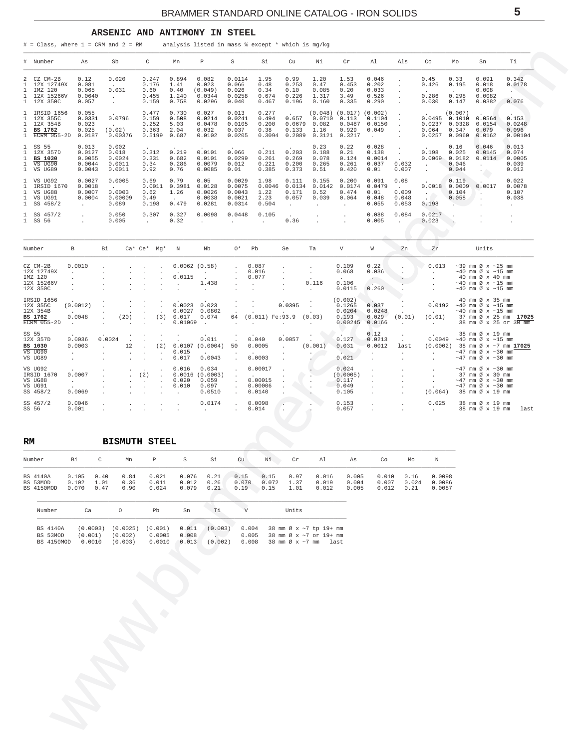## ARSENIC AND ANTIMONY IN STEEL

# = Class, where 1 = CRM and 2 = RM     analysis listed in mass % except * which is mg/kg

| # | Number | As | Sb | C | Mn | P | S | Si | Cu | Ni | Cr | Al | Als | Co | Mo | Sn | Ti |
|---|---|---|---|---|---|---|---|---|---|---|---|---|---|---|---|---|---|
| 2 | CZ CM-2B | 0.12 | 0.020 | 0.247 | 0.894 | 0.082 | 0.0114 | 1.95 | 0.99 | 1.20 | 1.53 | 0.046 | . | 0.45 | 0.33 | 0.091 | 0.342 |
| 1 | 12X 12749X | 0.081 | . | 0.176 | 1.41 | 0.023 | 0.066 | 0.48 | 0.253 | 0.47 | 0.453 | 0.202 | . | 0.426 | 0.195 | 0.018 | 0.0178 |
| 1 | IMZ 120 | 0.065 | 0.031 | 0.60 | 0.40 | (0.049) | 0.026 | 0.34 | 0.10 | 0.085 | 0.20 | 0.033 | . | . | . | 0.008 | . |
| 1 | 12X 15266V | 0.0640 | . | 0.455 | 1.240 | 0.0344 | 0.0258 | 0.674 | 0.226 | 1.317 | 3.49 | 0.526 | . | 0.286 | 0.298 | 0.0082 | . |
| 1 | 12X 350C | 0.057 | . | 0.159 | 0.758 | 0.0296 | 0.040 | 0.467 | 0.196 | 0.160 | 0.335 | 0.290 | . | 0.030 | 0.147 | 0.0382 | 0.076 |
| 1 | IRSID 1656 | 0.055 | . | 0.477 | 0.730 | 0.027 | 0.013 | 0.277 | . | (0.048) | (0.017) | (0.002) | . | . | (0.007) | . | . |
| 1 | 12X 355C | 0.0331 | 0.0796 | 0.159 | 0.508 | 0.0214 | 0.0241 | 0.494 | 0.657 | 0.0710 | 0.113 | 0.1104 | . | 0.0495 | 0.1010 | 0.0564 | 0.153 |
| 1 | 12X 354B | 0.023 | . | 0.252 | 5.03 | 0.0478 | 0.0105 | 0.200 | 0.0679 | 0.082 | 0.0487 | 0.0150 | . | 0.0237 | 0.0328 | 0.0154 | 0.0248 |
| 1 | **BS 1762** | 0.025 | (0.02) | 0.363 | 2.04 | 0.032 | 0.037 | 0.38 | 0.133 | 1.16 | 0.929 | 0.049 | . | 0.064 | 0.347 | 0.079 | 0.096 |
| 1 | ECRM 055-2D | 0.0187 | 0.00376 | 0.5199 | 0.687 | 0.0102 | 0.0205 | 0.3094 | 0.2089 | 0.3121 | 0.3217 | . | . | 0.0257 | 0.0960 | 0.0162 | 0.00104 |
| 1 | SS 55 | 0.013 | 0.002 | . | . | . | . | . | . | 0.23 | 0.22 | 0.028 | . | . | 0.16 | 0.046 | 0.013 |
| 1 | 12X 357D | 0.0127 | 0.018 | 0.312 | 0.219 | 0.0101 | 0.066 | 0.211 | 0.203 | 0.188 | 0.21 | 0.138 | . | 0.198 | 0.025 | 0.0145 | 0.074 |
| 1 | **BS 1030** | 0.0055 | 0.0024 | 0.331 | 0.682 | 0.0101 | 0.0299 | 0.261 | 0.269 | 0.078 | 0.124 | 0.0014 | . | 0.0069 | 0.0182 | 0.0114 | 0.0005 |
| 1 | VS UG90 | 0.0044 | 0.0011 | 0.34 | 0.286 | 0.0079 | 0.012 | 0.221 | 0.200 | 0.265 | 0.261 | 0.037 | 0.032 | . | 0.046 | . | 0.039 |
| 1 | VS UG89 | 0.0043 | 0.0011 | 0.92 | 0.76 | 0.0085 | 0.01 | 0.385 | 0.373 | 0.51 | 0.420 | 0.01 | 0.007 | . | 0.044 | . | 0.012 |
| 1 | VS UG92 | 0.0027 | 0.0005 | 0.69 | 0.79 | 0.05 | 0.0029 | 1.98 | 0.111 | 0.155 | 0.200 | 0.091 | 0.08 | . | 0.119 | . | 0.022 |
| 1 | IRSID 1670 | 0.0018 | . | 0.0011 | 0.3981 | 0.0128 | 0.0075 | 0.0046 | 0.0134 | 0.0142 | 0.0174 | 0.0479 | . | 0.0018 | 0.0009 | 0.0017 | 0.0078 |
| 1 | VS UG88 | 0.0007 | 0.0003 | 0.62 | 1.26 | 0.0026 | 0.0043 | 1.22 | 0.171 | 0.52 | 0.474 | 0.01 | 0.009 | . | 0.104 | . | 0.107 |
| 1 | VS UG91 | 0.0004 | 0.00009 | 0.49 | . | 0.0038 | 0.0021 | 2.23 | 0.057 | 0.039 | 0.064 | 0.048 | 0.048 | . | 0.058 | . | 0.038 |
| 1 | SS 458/2 | . | 0.089 | 0.198 | 0.479 | 0.0281 | 0.0314 | 0.504 | . | . | . | 0.055 | 0.053 | 0.198 | . | . | . |
| 1 | SS 457/2 | . | 0.050 | 0.307 | 0.327 | 0.0098 | 0.0448 | 0.105 | . | . | . | 0.088 | 0.084 | 0.0217 | . | . | . |
| 1 | SS 56 | . | 0.005 | . | 0.32 | . | . | . | 0.36 | . | . | 0.005 | . | 0.023 | . | . | . |

| Number | B | Bi | Ca* | Ce* | Mg* | N | Nb | O* | Pb | Se | Ta | V | W | Zn | Zr | Units |
|---|---|---|---|---|---|---|---|---|---|---|---|---|---|---|---|---|
| CZ CM-2B | 0.0010 | . | . | . | . | 0.0062 | (0.58) | . | 0.087 | . | . | 0.109 | 0.22 | . | 0.013 | ~39 mm Ø x ~25 mm |
| 12X 12749X | . | . | . | . | . | . | . | . | 0.016 | . | . | 0.068 | 0.036 | . | . | ~40 mm Ø x ~15 mm |
| IMZ 120 | . | . | . | . | . | 0.0115 | . | . | 0.077 | . | . | . | . | . | . | 40 mm Ø x 40 mm |
| 12X 15266V | . | . | . | . | . | . | 1.438 | . | . | . | 0.116 | 0.106 | . | . | . | ~40 mm Ø x ~15 mm |
| 12X 350C | . | . | . | . | . | . | . | . | . | . | . | 0.0115 | 0.260 | . | . | ~40 mm Ø x ~15 mm |
| IRSID 1656 | . | . | . | . | . | . | . | . | . | . | . | (0.002) | . | . | . | 40 mm Ø x 35 mm |
| 12X 355C | (0.0012) | . | . | . | . | 0.0023 | 0.023 | . | . | 0.0395 | . | 0.1265 | 0.037 | . | 0.0192 | ~40 mm Ø x ~15 mm |
| 12X 354B | . | . | . | . | . | 0.0027 | 0.0802 | . | . | . | . | 0.0204 | 0.0248 | . | . | ~40 mm Ø x ~15 mm |
| **BS 1762** | 0.0048 | . | (20) | . | (3) | 0.017 | 0.074 | 64 | (0.011) | Fe:93.9 | (0.03) | 0.193 | 0.029 | (0.01) | (0.01) | 37 mm Ø x 25 mm **17025** |
| ECRM 055-2D | . | . | . | . | . | 0.01069 | . | . | . | . | . | 0.00245 | 0.0166 | . | . | 38 mm Ø x 25 or 30 mm |
| SS 55 | . | . | . | . | . | . | . | . | . | . | . | . | 0.12 | . | . | 38 mm Ø x 19 mm |
| 12X 357D | 0.0036 | 0.0024 | . | . | . | . | 0.011 | . | 0.040 | 0.0057 | . | 0.127 | 0.0213 | . | 0.0049 | ~40 mm Ø x ~15 mm |
| **BS 1030** | 0.0003 | . | 12 | . | (2) | 0.0107 | (0.0004) | 50 | 0.0005 | . | (0.001) | 0.031 | 0.0012 | last | (0.0002) | 38 mm Ø x ~7 mm **17025** |
| VS UG90 | . | . | . | . | . | 0.015 | . | . | . | . | . | . | . | . | . | ~47 mm Ø x ~30 mm |
| VS UG89 | . | . | . | . | . | 0.017 | 0.0043 | . | 0.0003 | . | . | 0.021 | . | . | . | ~47 mm Ø x ~30 mm |
| VS UG92 | . | . | . | . | . | 0.016 | 0.034 | . | 0.00017 | . | . | 0.024 | . | . | . | ~47 mm Ø x ~30 mm |
| IRSID 1670 | 0.0007 | . | . | (2) | . | 0.0016 | (0.0003) | . | . | . | . | (0.0005) | . | . | . | 37 mm Ø x 30 mm |
| VS UG88 | . | . | . | . | . | 0.020 | 0.059 | . | 0.00015 | . | . | 0.117 | . | . | . | ~47 mm Ø x ~30 mm |
| VS UG91 | . | . | . | . | . | 0.010 | 0.097 | . | 0.00006 | . | . | 0.049 | . | . | . | ~47 mm Ø x ~30 mm |
| SS 458/2 | 0.0069 | . | . | . | . | . | 0.0510 | . | 0.0140 | . | . | 0.105 | . | . | (0.064) | 38 mm Ø x 19 mm |
| SS 457/2 | 0.0046 | . | . | . | . | . | 0.0174 | . | 0.0098 | . | . | 0.153 | . | . | 0.025 | 38 mm Ø x 19 mm |
| SS 56 | 0.001 | . | . | . | . | . | . | . | 0.014 | . | . | 0.057 | . | . | . | 38 mm Ø x 19 mm last |

## RM BISMUTH STEEL

| Number | Bi | C | Mn | P | S | Si | Cu | Ni | Cr | Al | As | Co | Mo | N |
|---|---|---|---|---|---|---|---|---|---|---|---|---|---|---|
| BS 4140A | 0.105 | 0.40 | 0.84 | 0.021 | 0.076 | 0.21 | 0.15 | 0.15 | 0.97 | 0.016 | 0.005 | 0.010 | 0.16 | 0.0098 |
| BS 53MOD | 0.102 | 1.01 | 0.36 | 0.011 | 0.012 | 0.26 | 0.070 | 0.072 | 1.37 | 0.019 | 0.004 | 0.007 | 0.024 | 0.0086 |
| BS 4150MOD | 0.070 | 0.47 | 0.90 | 0.024 | 0.079 | 0.21 | 0.19 | 0.15 | 1.01 | 0.012 | 0.005 | 0.012 | 0.21 | 0.0087 |

| Number | Ca | O | Pb | Sn | Ti | V | Units |
|---|---|---|---|---|---|---|---|
| BS 4140A | (0.0003) | (0.0025) | (0.001) | 0.011 | (0.003) | 0.004 | 38 mm Ø x ~7 tp 19+ mm |
| BS 53MOD | (0.001) | (0.002) | 0.0005 | 0.008 | . | 0.005 | 38 mm Ø x ~7 or 19+ mm |
| BS 4150MOD | 0.0010 | (0.003) | 0.0010 | 0.013 | (0.002) | 0.008 | 38 mm Ø x ~7 mm last |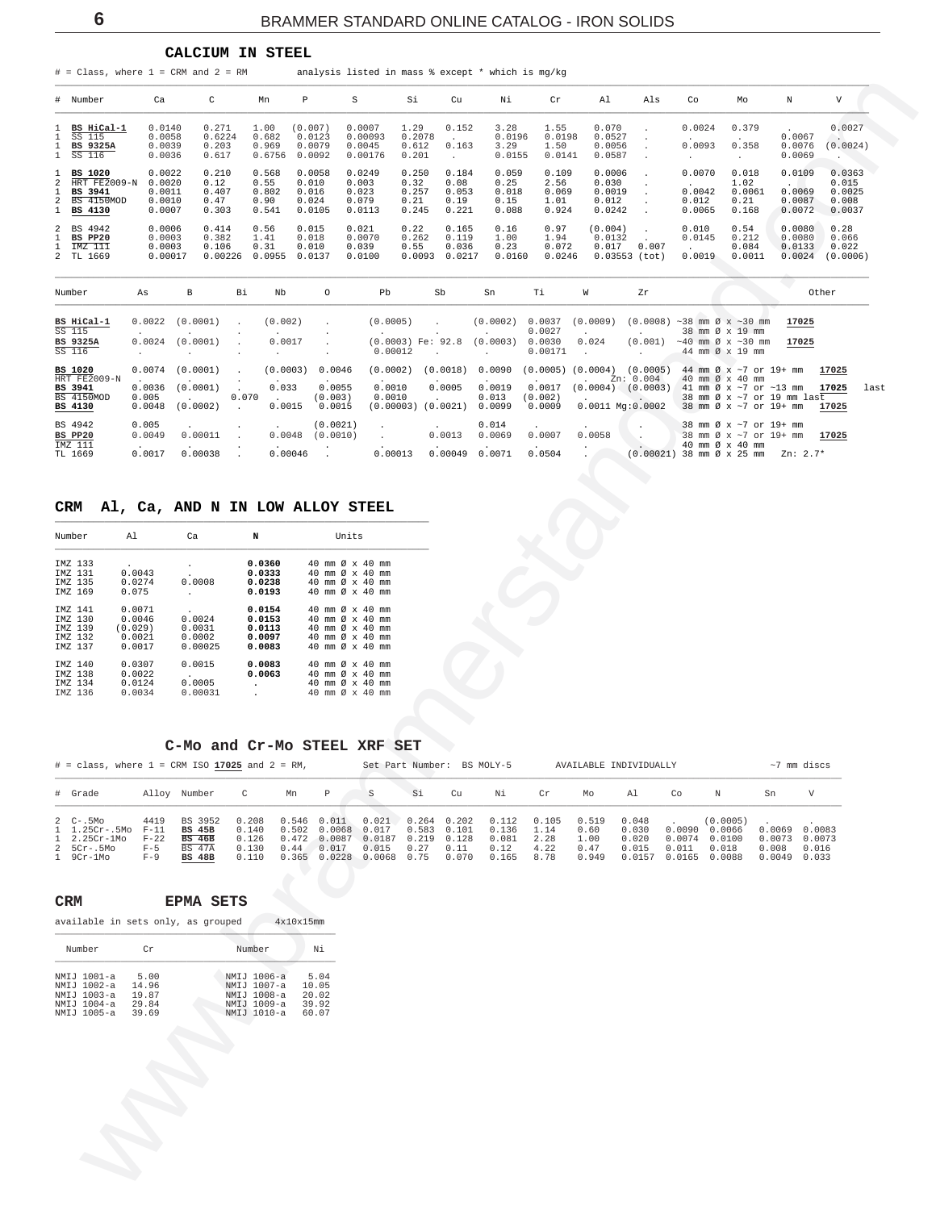## CALCIUM IN STEEL

# = Class, where 1 = CRM and 2 = RM          analysis listed in mass % except * which is mg/kg

| # | Number | Ca | C | Mn | P | S | Si | Cu | Ni | Cr | Al | Als | Co | Mo | N | V |
|---|---|---|---|---|---|---|---|---|---|---|---|---|---|---|---|---|
| 1 | **BS HiCal-1** | 0.0140 | 0.271 | 1.00 | (0.007) | 0.0007 | 1.29 | 0.152 | 3.28 | 1.55 | 0.070 | . | 0.0024 | 0.379 | . | 0.0027 |
| 1 | SS 115 | 0.0058 | 0.6224 | 0.682 | 0.0123 | 0.00093 | 0.2078 | . | 0.0196 | 0.0198 | 0.0527 | . | . | . | 0.0067 | . |
| 1 | **BS 9325A** | 0.0039 | 0.203 | 0.969 | 0.0079 | 0.0045 | 0.612 | 0.163 | 3.29 | 1.50 | 0.0056 | . | 0.0093 | 0.358 | 0.0076 | (0.0024) |
| 1 | SS 116 | 0.0036 | 0.617 | 0.6756 | 0.0092 | 0.00176 | 0.201 | . | 0.0155 | 0.0141 | 0.0587 | . | . | . | 0.0069 | . |
| 1 | **BS 1020** | 0.0022 | 0.210 | 0.568 | 0.0058 | 0.0249 | 0.250 | 0.184 | 0.059 | 0.109 | 0.0006 | . | 0.0070 | 0.018 | 0.0109 | 0.0363 |
| 2 | HRT FEZ009-N | 0.0020 | 0.12 | 0.55 | 0.010 | 0.003 | 0.32 | 0.08 | 0.25 | 2.56 | 0.030 | . | . | 1.02 | . | 0.015 |
| 1 | **BS 3941** | 0.0011 | 0.407 | 0.802 | 0.016 | 0.023 | 0.257 | 0.053 | 0.018 | 0.069 | 0.0019 | . | 0.0042 | 0.0061 | 0.0069 | 0.0025 |
| 2 | BS 4150MOD | 0.0010 | 0.47 | 0.90 | 0.024 | 0.079 | 0.21 | 0.19 | 0.15 | 1.01 | 0.012 | . | 0.012 | 0.21 | 0.0087 | 0.008 |
| 1 | **BS 4130** | 0.0007 | 0.303 | 0.541 | 0.0105 | 0.0113 | 0.245 | 0.221 | 0.088 | 0.924 | 0.0242 | . | 0.0065 | 0.168 | 0.0072 | 0.0037 |
| 2 | BS 4942 | 0.0006 | 0.414 | 0.56 | 0.015 | 0.021 | 0.22 | 0.165 | 0.16 | 0.97 | (0.004) | . | 0.010 | 0.54 | 0.0080 | 0.28 |
| 1 | **BS PP20** | 0.0003 | 0.382 | 1.41 | 0.018 | 0.0070 | 0.262 | 0.119 | 1.00 | 1.94 | 0.0132 | . | 0.0145 | 0.212 | 0.0080 | 0.066 |
| 1 | IMZ 111 | 0.0003 | 0.106 | 0.31 | 0.010 | 0.039 | 0.55 | 0.036 | 0.23 | 0.072 | 0.017 | 0.007 | . | 0.084 | 0.0133 | 0.022 |
| 2 | TL 1669 | 0.00017 | 0.00226 | 0.0955 | 0.0137 | 0.0100 | 0.0093 | 0.0217 | 0.0160 | 0.0246 | 0.03553 (tot) | | 0.0019 | 0.0011 | 0.0024 | (0.0006) |

| Number | As | B | Bi | Nb | O | Pb | Sb | Sn | Ti | W | Zr | | Other |
|---|---|---|---|---|---|---|---|---|---|---|---|---|---|
| **BS HiCal-1** | 0.0022 | (0.0001) | . | (0.002) | . | (0.0005) | . | (0.0002) | 0.0037 | (0.0009) | (0.0008) | ~38 mm Ø x ~30 mm | **17025** |
| SS 115 | . | . | . | . | . | . | . | . | 0.0027 | . | . | 38 mm Ø x 19 mm | |
| **BS 9325A** | 0.0024 | (0.0001) | . | 0.0017 | . | (0.0003) Fe: 92.8 | | (0.0003) | 0.0030 | 0.024 | (0.001) | ~40 mm Ø x ~30 mm | **17025** |
| SS 116 | . | . | . | . | . | 0.00012 | . | . | 0.00171 | . | . | 44 mm Ø x 19 mm | |
| **BS 1020** | 0.0074 | (0.0001) | . | (0.0003) | 0.0046 | (0.0002) | (0.0018) | 0.0090 | (0.0005) | (0.0004) | (0.0005) | 44 mm Ø x ~7 or 19+ mm | **17025** |
| HRT FEZ009-N | . | . | . | . | . | . | . | . | . | Zn: 0.004 | | 40 mm Ø x 40 mm | |
| **BS 3941** | 0.0036 | (0.0001) | . | 0.033 | 0.0055 | 0.0010 | 0.0005 | 0.0019 | 0.0017 | (0.0004) | (0.0003) | 41 mm Ø x ~7 or ~13 mm | **17025** last |
| BS 4150MOD | 0.005 | . | 0.070 | . | (0.003) | 0.0010 | . | 0.013 | (0.002) | . | . | 38 mm Ø x ~7 or 19 mm last | |
| **BS 4130** | 0.0048 | (0.0002) | . | 0.0015 | 0.0015 | (0.00003) | (0.0021) | 0.0099 | 0.0009 | 0.0011 Mg:0.0002 | | 38 mm Ø x ~7 or 19+ mm | **17025** |
| BS 4942 | 0.005 | . | . | . | (0.0021) | . | . | 0.014 | . | . | . | 38 mm Ø x ~7 or 19+ mm | |
| **BS PP20** | 0.0049 | 0.00011 | . | 0.0048 | (0.0010) | . | 0.0013 | 0.0069 | 0.0007 | 0.0058 | . | 38 mm Ø x ~7 or 19+ mm | **17025** |
| IMZ 111 | . | . | . | . | . | . | . | . | . | . | . | 40 mm Ø x 40 mm | |
| TL 1669 | 0.0017 | 0.00038 | . | 0.00046 | . | 0.00013 | 0.00049 | 0.0071 | 0.0504 | . | (0.00021) | 38 mm Ø x 25 mm | Zn: 2.7* |

## CRM Al, Ca, AND N IN LOW ALLOY STEEL

| Number | Al | Ca | N | Units |
|---|---|---|---|---|
| IMZ 133 | . | . | **0.0360** | 40 mm Ø x 40 mm |
| IMZ 131 | 0.0043 | . | **0.0333** | 40 mm Ø x 40 mm |
| IMZ 135 | 0.0274 | 0.0008 | **0.0238** | 40 mm Ø x 40 mm |
| IMZ 169 | 0.075 | . | **0.0193** | 40 mm Ø x 40 mm |
| IMZ 141 | 0.0071 | . | **0.0154** | 40 mm Ø x 40 mm |
| IMZ 130 | 0.0046 | 0.0024 | **0.0153** | 40 mm Ø x 40 mm |
| IMZ 139 | (0.029) | 0.0031 | **0.0113** | 40 mm Ø x 40 mm |
| IMZ 132 | 0.0021 | 0.0002 | **0.0097** | 40 mm Ø x 40 mm |
| IMZ 137 | 0.0017 | 0.00025 | **0.0083** | 40 mm Ø x 40 mm |
| IMZ 140 | 0.0307 | 0.0015 | **0.0083** | 40 mm Ø x 40 mm |
| IMZ 138 | 0.0022 | . | **0.0063** | 40 mm Ø x 40 mm |
| IMZ 134 | 0.0124 | 0.0005 | . | 40 mm Ø x 40 mm |
| IMZ 136 | 0.0034 | 0.00031 | . | 40 mm Ø x 40 mm |

## C-Mo and Cr-Mo STEEL XRF SET

# = class, where 1 = CRM ISO **17025** and 2 = RM,     Set Part Number: BS MOLY-5     AVAILABLE INDIVIDUALLY     ~7 mm discs

| # | Grade | Alloy | Number | C | Mn | P | S | Si | Cu | Ni | Cr | Mo | Al | Co | N | Sn | V |
|---|---|---|---|---|---|---|---|---|---|---|---|---|---|---|---|---|---|
| 2 | C-.5Mo | 4419 | BS 3952 | 0.208 | 0.546 | 0.011 | 0.021 | 0.264 | 0.202 | 0.112 | 0.105 | 0.519 | 0.048 | . | (0.0005) | . | . |
| 1 | 1.25Cr-.5Mo | F-11 | **BS 45B** | 0.140 | 0.502 | 0.0068 | 0.017 | 0.583 | 0.101 | 0.136 | 1.14 | 0.60 | 0.030 | 0.0090 | 0.0066 | 0.0069 | 0.0083 |
| 1 | 2.25Cr-1Mo | F-22 | **BS 46B** | 0.126 | 0.472 | 0.0087 | 0.0187 | 0.219 | 0.128 | 0.081 | 2.28 | 1.00 | 0.020 | 0.0074 | 0.0100 | 0.0073 | 0.0073 |
| 2 | 5Cr-.5Mo | F-5 | BS 47A | 0.130 | 0.44 | 0.017 | 0.015 | 0.27 | 0.11 | 0.12 | 4.22 | 0.47 | 0.015 | 0.011 | 0.018 | 0.008 | 0.016 |
| 1 | 9Cr-1Mo | F-9 | **BS 48B** | 0.110 | 0.365 | 0.0228 | 0.0068 | 0.75 | 0.070 | 0.165 | 8.78 | 0.949 | 0.0157 | 0.0165 | 0.0088 | 0.0049 | 0.033 |

## CRM EPMA SETS

available in sets only, as grouped     4x10x15mm

| Number | Cr | Number | Ni |
|---|---|---|---|
| NMIJ 1001-a | 5.00 | NMIJ 1006-a | 5.04 |
| NMIJ 1002-a | 14.96 | NMIJ 1007-a | 10.05 |
| NMIJ 1003-a | 19.87 | NMIJ 1008-a | 20.02 |
| NMIJ 1004-a | 29.84 | NMIJ 1009-a | 39.92 |
| NMIJ 1005-a | 39.69 | NMIJ 1010-a | 60.07 |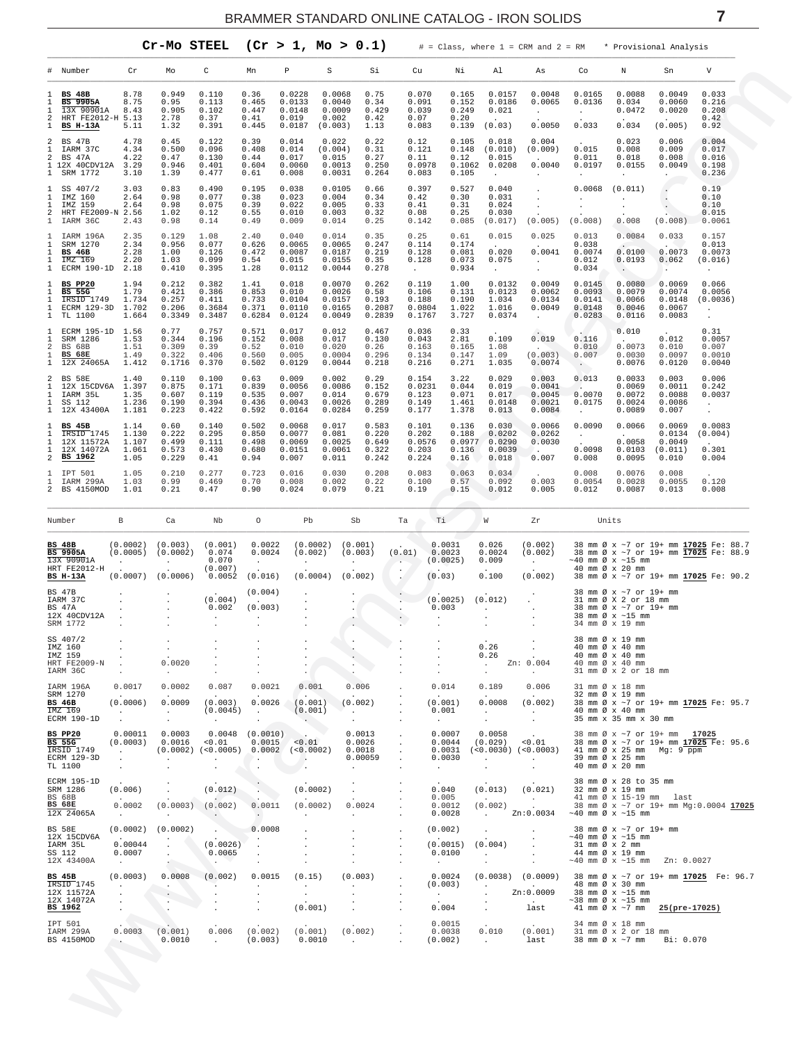## Cr-Mo STEEL (Cr > 1, Mo > 0.1)

# = Class, where 1 = CRM and 2 = RM    * Provisional Analysis

| # | Number | Cr | Mo | C | Mn | P | S | Si | Cu | Ni | Al | As | Co | N | Sn | V |
|---|---|---|---|---|---|---|---|---|---|---|---|---|---|---|---|---|
| 1 | **BS 48B** | 8.78 | 0.949 | 0.110 | 0.36 | 0.0228 | 0.0068 | 0.75 | 0.070 | 0.165 | 0.0157 | 0.0048 | 0.0165 | 0.0088 | 0.0049 | 0.033 |
| 1 | **BS 9905A** | 8.75 | 0.95 | 0.113 | 0.465 | 0.0133 | 0.0040 | 0.34 | 0.091 | 0.152 | 0.0186 | 0.0065 | 0.0136 | 0.034 | 0.0060 | 0.216 |
| 1 | 13X 90901A | 8.43 | 0.905 | 0.102 | 0.447 | 0.0148 | 0.0009 | 0.429 | 0.039 | 0.249 | 0.021 | . | . | 0.0472 | 0.0020 | 0.208 |
| 2 | HRT FE2012-H | 5.13 | 2.78 | 0.37 | 0.41 | 0.019 | 0.002 | 0.42 | 0.07 | 0.20 | . | . | . | . | . | 0.42 |
| 1 | **BS H-13A** | 5.11 | 1.32 | 0.391 | 0.445 | 0.0187 | (0.003) | 1.13 | 0.083 | 0.139 | (0.03) | 0.0050 | 0.033 | 0.034 | (0.005) | 0.92 |
| 2 | BS 47B | 4.78 | 0.45 | 0.122 | 0.39 | 0.014 | 0.022 | 0.22 | 0.12 | 0.105 | 0.018 | 0.004 | . | 0.023 | 0.006 | 0.004 |
| 1 | IARM 37C | 4.34 | 0.500 | 0.096 | 0.408 | 0.014 | (0.004) | 0.31 | 0.121 | 0.148 | (0.010) | (0.009) | 0.015 | 0.008 | 0.009 | 0.017 |
| 2 | BS 47A | 4.22 | 0.47 | 0.130 | 0.44 | 0.017 | 0.015 | 0.27 | 0.11 | 0.12 | 0.015 | . | 0.011 | 0.018 | 0.008 | 0.016 |
| 1 | 12X 40CDV12A | 3.29 | 0.946 | 0.401 | 0.604 | 0.0060 | 0.0013 | 0.250 | 0.0978 | 0.1062 | 0.0208 | 0.0040 | 0.0197 | 0.0155 | 0.0049 | 0.198 |
| 1 | SRM 1772 | 3.10 | 1.39 | 0.477 | 0.61 | 0.008 | 0.0031 | 0.264 | 0.083 | 0.105 | . | . | . | . | . | 0.236 |
| 1 | SS 407/2 | 3.03 | 0.83 | 0.490 | 0.195 | 0.038 | 0.0105 | 0.66 | 0.397 | 0.527 | 0.040 | . | 0.0068 | (0.011) | . | 0.19 |
| 1 | IMZ 160 | 2.64 | 0.98 | 0.077 | 0.38 | 0.023 | 0.004 | 0.34 | 0.42 | 0.30 | 0.031 | . | . | . | . | 0.10 |
| 1 | IMZ 159 | 2.64 | 0.98 | 0.075 | 0.39 | 0.022 | 0.005 | 0.33 | 0.41 | 0.31 | 0.024 | . | . | . | . | 0.10 |
| 2 | HRT FE2009-N | 2.56 | 1.02 | 0.12 | 0.55 | 0.010 | 0.003 | 0.32 | 0.08 | 0.25 | 0.030 | . | . | . | . | 0.015 |
| 1 | IARM 36C | 2.43 | 0.98 | 0.14 | 0.49 | 0.009 | 0.014 | 0.25 | 0.142 | 0.085 | (0.017) | (0.005) | (0.008) | 0.008 | (0.008) | 0.0061 |
| 1 | IARM 196A | 2.35 | 0.129 | 1.08 | 2.40 | 0.040 | 0.014 | 0.35 | 0.25 | 0.61 | 0.015 | 0.025 | 0.013 | 0.0084 | 0.033 | 0.157 |
| 1 | SRM 1270 | 2.34 | 0.956 | 0.077 | 0.626 | 0.0065 | 0.0065 | 0.247 | 0.114 | 0.174 | . | . | 0.038 | . | . | 0.013 |
| 1 | **BS 46B** | 2.28 | 1.00 | 0.126 | 0.472 | 0.0087 | 0.0187 | 0.219 | 0.128 | 0.081 | 0.020 | 0.0041 | 0.0074 | 0.0100 | 0.0073 | 0.0073 |
| 1 | IMZ 169 | 2.20 | 1.03 | 0.099 | 0.54 | 0.015 | 0.0155 | 0.35 | 0.128 | 0.073 | 0.075 | . | 0.012 | 0.0193 | 0.062 | (0.016) |
| 1 | ECRM 190-1D | 2.18 | 0.410 | 0.395 | 1.28 | 0.0112 | 0.0044 | 0.278 | . | 0.934 | . | . | 0.034 | . | . | . |
| 1 | **BS PP20** | 1.94 | 0.212 | 0.382 | 1.41 | 0.018 | 0.0070 | 0.262 | 0.119 | 1.00 | 0.0132 | 0.0049 | 0.0145 | 0.0080 | 0.0069 | 0.066 |
| 1 | **BS 55G** | 1.79 | 0.421 | 0.386 | 0.853 | 0.010 | 0.0026 | 0.58 | 0.106 | 0.131 | 0.0123 | 0.0062 | 0.0093 | 0.0079 | 0.0074 | 0.0056 |
| 1 | IRSID 1749 | 1.734 | 0.257 | 0.411 | 0.733 | 0.0104 | 0.0157 | 0.193 | 0.188 | 0.190 | 1.034 | 0.0134 | 0.0141 | 0.0066 | 0.0148 | (0.0036) |
| 1 | ECRM 129-3D | 1.702 | 0.206 | 0.3684 | 0.371 | 0.0110 | 0.0165 | 0.2087 | 0.0804 | 1.022 | 1.016 | 0.0049 | 0.0148 | 0.0046 | 0.0067 | . |
| 1 | TL 1100 | 1.664 | 0.3349 | 0.3487 | 0.6284 | 0.0124 | 0.0049 | 0.2839 | 0.1767 | 3.727 | 0.0374 | . | 0.0283 | 0.0116 | 0.0083 | . |
| 1 | ECRM 195-1D | 1.56 | 0.77 | 0.757 | 0.571 | 0.017 | 0.012 | 0.467 | 0.036 | 0.33 | . | . | . | 0.010 | . | 0.31 |
| 1 | SRM 1286 | 1.53 | 0.344 | 0.196 | 0.152 | 0.008 | 0.017 | 0.130 | 0.043 | 2.81 | 0.109 | 0.019 | 0.116 | . | 0.012 | 0.0057 |
| 2 | BS 68B | 1.51 | 0.309 | 0.39 | 0.52 | 0.010 | 0.020 | 0.26 | 0.163 | 0.165 | 1.08 | . | 0.010 | 0.0073 | 0.010 | 0.007 |
| 1 | **BS 68E** | 1.49 | 0.322 | 0.406 | 0.560 | 0.005 | 0.0004 | 0.296 | 0.134 | 0.147 | 1.09 | (0.003) | 0.007 | 0.0030 | 0.0097 | 0.0010 |
| 1 | 12X 24065A | 1.412 | 0.1716 | 0.370 | 0.502 | 0.0129 | 0.0044 | 0.218 | 0.216 | 0.271 | 1.035 | 0.0074 | . | 0.0076 | 0.0120 | 0.0040 |
| 2 | BS 58E | 1.40 | 0.110 | 0.100 | 0.63 | 0.009 | 0.002 | 0.29 | 0.154 | 3.22 | 0.029 | 0.003 | 0.013 | 0.0033 | 0.003 | 0.006 |
| 1 | 12X 15CDV6A | 1.397 | 0.875 | 0.171 | 0.839 | 0.0056 | 0.0086 | 0.152 | 0.0231 | 0.044 | 0.019 | 0.0041 | . | 0.0069 | 0.0011 | 0.242 |
| 1 | IARM 35L | 1.35 | 0.607 | 0.119 | 0.535 | 0.007 | 0.014 | 0.679 | 0.123 | 0.071 | 0.017 | 0.0045 | 0.0070 | 0.0072 | 0.0088 | 0.0037 |
| 1 | SS 112 | 1.236 | 0.190 | 0.394 | 0.436 | 0.0043 | 0.0026 | 0.289 | 0.149 | 1.461 | 0.0148 | 0.0021 | 0.0175 | 0.0024 | 0.0086 | . |
| 1 | 12X 43400A | 1.181 | 0.223 | 0.422 | 0.592 | 0.0164 | 0.0284 | 0.259 | 0.177 | 1.378 | 0.013 | 0.0084 | . | 0.0089 | 0.007 | . |
| 1 | **BS 45B** | 1.14 | 0.60 | 0.140 | 0.502 | 0.0068 | 0.017 | 0.583 | 0.101 | 0.136 | 0.030 | 0.0066 | 0.0090 | 0.0066 | 0.0069 | 0.0083 |
| 1 | IRSID 1745 | 1.130 | 0.222 | 0.295 | 0.850 | 0.0077 | 0.081 | 0.220 | 0.202 | 0.188 | 0.0202 | 0.0262 | . | . | 0.0134 | (0.004) |
| 1 | 12X 11572A | 1.107 | 0.499 | 0.111 | 0.498 | 0.0069 | 0.0025 | 0.649 | 0.0576 | 0.0977 | 0.0290 | 0.0030 | . | 0.0058 | 0.0049 | . |
| 1 | 12X 14072A | 1.061 | 0.573 | 0.430 | 0.680 | 0.0151 | 0.0061 | 0.322 | 0.203 | 0.136 | 0.0039 | . | 0.0098 | 0.0103 | (0.011) | 0.301 |
| 2 | **BS 1962** | 1.05 | 0.229 | 0.41 | 0.94 | 0.007 | 0.011 | 0.242 | 0.224 | 0.16 | 0.018 | 0.007 | 0.008 | 0.0095 | 0.010 | 0.004 |
| 1 | IPT 501 | 1.05 | 0.210 | 0.277 | 0.723 | 0.016 | 0.030 | 0.208 | 0.083 | 0.063 | 0.034 | . | 0.008 | 0.0076 | 0.008 | . |
| 1 | IARM 299A | 1.03 | 0.99 | 0.469 | 0.70 | 0.008 | 0.002 | 0.22 | 0.100 | 0.57 | 0.092 | 0.003 | 0.0054 | 0.0028 | 0.0055 | 0.120 |
| 2 | BS 4150MOD | 1.01 | 0.21 | 0.47 | 0.90 | 0.024 | 0.079 | 0.21 | 0.19 | 0.15 | 0.012 | 0.005 | 0.012 | 0.0087 | 0.013 | 0.008 |

| Number | B | Ca | Nb | O | Pb | Sb | Ta | Ti | W | Zr | Units |
|---|---|---|---|---|---|---|---|---|---|---|---|
| **BS 48B** | (0.0002) | (0.003) | (0.001) | 0.0022 | (0.0002) | (0.001) | . | 0.0031 | 0.026 | (0.002) | 38 mm Ø x ~7 or 19+ mm **17025** Fe: 88.7 |
| **BS 9905A** | (0.0005) | (0.0002) | 0.074 | 0.0024 | (0.002) | (0.003) | (0.01) | 0.0023 | 0.0024 | (0.002) | 38 mm Ø x ~7 or 19+ mm **17025** Fe: 88.9 |
| 13X 90901A | . | . | 0.070 | . | . | . | . | (0.0025) | 0.009 | . | ~40 mm Ø x ~15 mm |
| HRT FE2012-H | . | . | (0.007) | . | . | . | . | . | . | . | 40 mm Ø x 20 mm |
| **BS H-13A** | (0.0007) | (0.0006) | 0.0052 | (0.016) | (0.0004) | (0.002) | . | (0.03) | 0.100 | (0.002) | 38 mm Ø x ~7 or 19+ mm **17025** Fe: 90.2 |
| BS 47B | . | . | . | (0.004) | . | . | . | . | . | . | 38 mm Ø x ~7 or 19+ mm |
| IARM 37C | . | . | (0.004) | . | . | . | . | (0.0025) | (0.012) | . | 31 mm Ø X 2 or 18 mm |
| BS 47A | . | . | 0.002 | (0.003) | . | . | . | 0.003 | . | . | 38 mm Ø x ~7 or 19+ mm |
| 12X 40CDV12A | . | . | . | . | . | . | . | . | . | . | 38 mm Ø x ~15 mm |
| SRM 1772 | . | . | . | . | . | . | . | . | . | . | 34 mm Ø x 19 mm |
| SS 407/2 | . | . | . | . | . | . | . | . | . | . | 38 mm Ø x 19 mm |
| IMZ 160 | . | . | . | . | . | . | . | . | 0.26 | . | 40 mm Ø x 40 mm |
| IMZ 159 | . | . | . | . | . | . | . | . | 0.26 | . | 40 mm Ø x 40 mm |
| HRT FE2009-N | . | 0.0020 | . | . | . | . | . | . | . | Zn: 0.004 | 40 mm Ø x 40 mm |
| IARM 36C | . | . | . | . | . | . | . | . | . | . | 31 mm Ø x 2 or 18 mm |
| IARM 196A | 0.0017 | 0.0002 | 0.087 | 0.0021 | 0.001 | 0.006 | . | 0.014 | 0.189 | 0.006 | 31 mm Ø x 18 mm |
| SRM 1270 | . | . | . | . | . | . | . | . | . | . | 32 mm Ø x 19 mm |
| **BS 46B** | (0.0006) | 0.0009 | (0.003) | 0.0026 | (0.001) | (0.002) | . | (0.001) | 0.0008 | (0.002) | 38 mm Ø x ~7 or 19+ mm **17025** Fe: 95.7 |
| IMZ 169 | . | . | (0.0045) | . | (0.001) | . | . | 0.001 | . | . | 40 mm Ø x 40 mm |
| ECRM 190-1D | . | . | . | . | . | . | . | . | . | . | 35 mm x 35 mm x 30 mm |
| **BS PP20** | 0.00011 | 0.0003 | 0.0048 | (0.0010) | . | 0.0013 | . | 0.0007 | 0.0058 | . | 38 mm Ø x ~7 or 19+ mm **17025** |
| **BS 55G** | (0.0003) | 0.0016 | <0.01 | 0.0015 | <0.01 | 0.0026 | . | 0.0044 | (0.029) | <0.01 | 38 mm Ø x ~7 or 19+ mm **17025** Fe: 95.6 |
| IRSID 1749 | . | (0.0002) | (<0.0005) | 0.0002 | (<0.0002) | 0.0018 | . | 0.0031 | (<0.0030) | (<0.0003) | 41 mm Ø x 25 mm Mg: 9 ppm |
| ECRM 129-3D | . | . | . | . | . | 0.00059 | . | 0.0030 | . | . | 39 mm Ø x 25 mm |
| TL 1100 | . | . | . | . | . | . | . | . | . | . | 40 mm Ø x 20 mm |
| ECRM 195-1D | . | . | . | . | . | . | . | . | . | . | 38 mm Ø x 28 to 35 mm |
| SRM 1286 | (0.006) | . | (0.012) | . | (0.0002) | . | . | 0.040 | (0.013) | (0.021) | 32 mm Ø x 19 mm |
| BS 68B | . | . | . | . | . | . | . | 0.005 | . | . | 41 mm Ø x 15-19 mm last |
| **BS 68E** | 0.0002 | (0.0003) | (0.002) | 0.0011 | (0.0002) | 0.0024 | . | 0.0012 | (0.002) | . | 38 mm Ø x ~7 or 19+ mm Mg:0.0004 **17025** |
| 12X 24065A | . | . | . | . | . | . | . | 0.0028 | . | Zn:0.0034 | ~40 mm Ø x ~15 mm |
| BS 58E | (0.0002) | (0.0002) | . | 0.0008 | . | . | . | (0.002) | . | . | 38 mm Ø x ~7 or 19+ mm |
| 12X 15CDV6A | . | . | . | . | . | . | . | . | . | . | ~40 mm Ø x ~15 mm |
| IARM 35L | 0.00044 | . | (0.0026) | . | . | . | . | (0.0015) | (0.004) | . | 31 mm Ø x 2 mm |
| SS 112 | 0.0007 | . | 0.0065 | . | . | . | . | 0.0100 | . | . | 44 mm Ø x 19 mm |
| 12X 43400A | . | . | . | . | . | . | . | . | . | . | ~40 mm Ø x ~15 mm Zn: 0.0027 |
| **BS 45B** | (0.0003) | 0.0008 | (0.002) | 0.0015 | (0.15) | (0.003) | . | 0.0024 | (0.0038) | (0.0009) | 38 mm Ø x ~7 or 19+ mm **17025** Fe: 96.7 |
| IRSID 1745 | . | . | . | . | . | . | . | (0.003) | . | . | 48 mm Ø x 30 mm |
| 12X 11572A | . | . | . | . | . | . | . | . | . | Zn:0.0009 | 38 mm Ø x ~15 mm |
| 12X 14072A | . | . | . | . | . | . | . | . | . | . | ~38 mm Ø x ~15 mm |
| **BS 1962** | . | . | . | . | (0.001) | . | . | 0.004 | . | last | 41 mm Ø x ~7 mm **25(pre-17025)** |
| IPT 501 | . | . | . | . | . | . | . | 0.0015 | . | . | 34 mm Ø x 18 mm |
| IARM 299A | 0.0003 | (0.001) | 0.006 | (0.002) | (0.001) | (0.002) | . | 0.0038 | 0.010 | (0.001) | 31 mm Ø x 2 or 18 mm |
| BS 4150MOD | . | 0.0010 | . | (0.003) | 0.0010 | . | . | (0.002) | . | last | 38 mm Ø x ~7 mm Bi: 0.070 |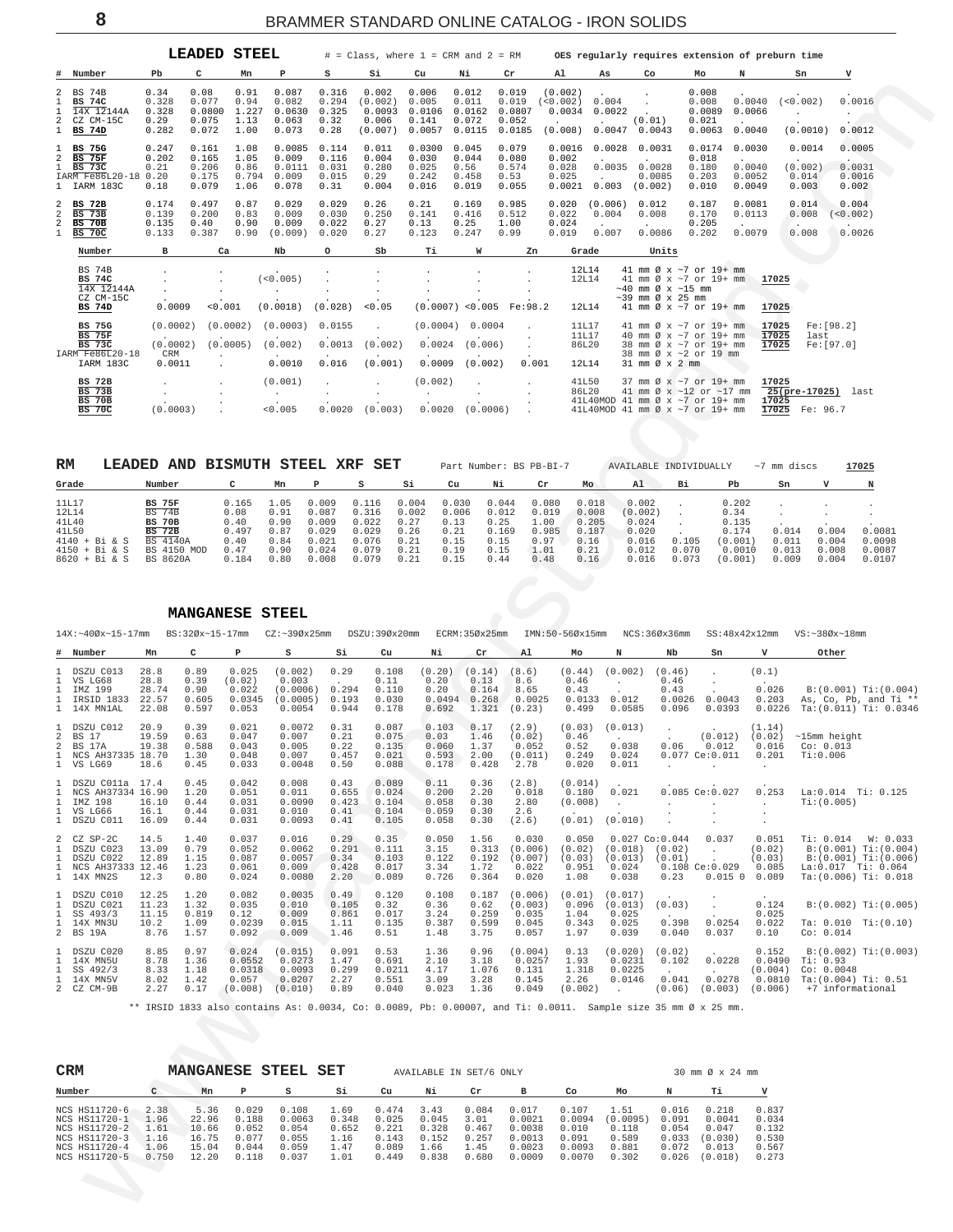## LEADED STEEL

# = Class, where 1 = CRM and 2 = RM — OES regularly requires extension of preburn time

| # | Number | Pb | C | Mn | P | S | Si | Cu | Ni | Cr | Al | As | Co | Mo | N | Sn | V |
|---|---|---|---|---|---|---|---|---|---|---|---|---|---|---|---|---|---|
| 2 | BS 74B | 0.34 | 0.08 | 0.91 | 0.087 | 0.316 | 0.002 | 0.006 | 0.012 | 0.019 | (0.002) | . | . | 0.008 | . | . | . |
| 1 | **BS 74C** | 0.328 | 0.077 | 0.94 | 0.082 | 0.294 | (0.002) | 0.005 | 0.011 | 0.019 | (<0.002) | 0.004 | . | 0.008 | 0.0040 | (<0.002) | 0.0016 |
| 1 | 14X 12144A | 0.328 | 0.0800 | 1.227 | 0.0630 | 0.325 | 0.0093 | 0.0106 | 0.0162 | 0.0807 | 0.0034 | 0.0022 | . | 0.0089 | 0.0066 | . | . |
| 2 | CZ CM-15C | 0.29 | 0.075 | 1.13 | 0.063 | 0.32 | 0.006 | 0.141 | 0.072 | 0.052 | . | . | (0.01) | 0.021 | . | . | . |
| 1 | **BS 74D** | 0.282 | 0.072 | 1.00 | 0.073 | 0.28 | (0.007) | 0.0057 | 0.0115 | 0.0185 | (0.008) | 0.0047 | 0.0043 | 0.0063 | 0.0040 | (0.0010) | 0.0012 |
| 1 | **BS 75G** | 0.247 | 0.161 | 1.08 | 0.0085 | 0.114 | 0.011 | 0.0300 | 0.045 | 0.079 | 0.0016 | 0.0028 | 0.0031 | 0.0174 | 0.0030 | 0.0014 | 0.0005 |
| 2 | **BS 75F** | 0.202 | 0.165 | 1.05 | 0.009 | 0.116 | 0.004 | 0.030 | 0.044 | 0.080 | 0.002 | . | . | 0.018 | . | . | . |
| 1 | **BS 73C** | 0.21 | 0.206 | 0.86 | 0.0111 | 0.031 | 0.280 | 0.025 | 0.56 | 0.574 | 0.028 | 0.0035 | 0.0028 | 0.180 | 0.0040 | (0.002) | 0.0031 |
| | IARM Fe86L20-18 | 0.20 | 0.175 | 0.794 | 0.009 | 0.015 | 0.29 | 0.242 | 0.458 | 0.53 | 0.025 | . | 0.0085 | 0.203 | 0.0052 | 0.014 | 0.0016 |
| 1 | IARM 183C | 0.18 | 0.079 | 1.06 | 0.078 | 0.31 | 0.004 | 0.016 | 0.019 | 0.055 | 0.0021 | 0.003 | (0.002) | 0.010 | 0.0049 | 0.003 | 0.002 |
| 2 | **BS 72B** | 0.174 | 0.497 | 0.87 | 0.029 | 0.029 | 0.26 | 0.21 | 0.169 | 0.985 | 0.020 | (0.006) | 0.012 | 0.187 | 0.0081 | 0.014 | 0.004 |
| 2 | **BS 73B** | 0.139 | 0.200 | 0.83 | 0.009 | 0.030 | 0.250 | 0.141 | 0.416 | 0.512 | 0.022 | 0.004 | 0.008 | 0.170 | 0.0113 | 0.008 | (<0.002) |
| 2 | **BS 70B** | 0.135 | 0.40 | 0.90 | 0.009 | 0.022 | 0.27 | 0.13 | 0.25 | 1.00 | 0.024 | . | . | 0.205 | . | . | . |
| 1 | **BS 70C** | 0.133 | 0.387 | 0.90 | (0.009) | 0.020 | 0.27 | 0.123 | 0.247 | 0.99 | 0.019 | 0.007 | 0.0086 | 0.202 | 0.0079 | 0.008 | 0.0026 |

| Number | B | Ca | Nb | O | Sb | Ti | W | Zn | Grade | Units | | |
|---|---|---|---|---|---|---|---|---|---|---|---|---|
| BS 74B | . | . | . | . | . | . | . | . | 12L14 | 41 mm Ø x ~7 or 19+ mm | | |
| **BS 74C** | . | . | (<0.005) | . | . | . | . | . | 12L14 | 41 mm Ø x ~7 or 19+ mm | 17025 | |
| 14X 12144A | . | . | . | . | . | . | . | . | | ~40 mm Ø x ~15 mm | | |
| CZ CM-15C | . | . | . | . | . | . | . | . | | ~39 mm Ø x 25 mm | | |
| **BS 74D** | 0.0009 | <0.001 | (0.0018) | (0.028) | <0.05 | (0.0007) | <0.005 | Fe:98.2 | 12L14 | 41 mm Ø x ~7 or 19+ mm | 17025 | |
| **BS 75G** | (0.0002) | (0.0002) | (0.0003) | 0.0155 | . | (0.0004) | 0.0004 | . | 11L17 | 41 mm Ø x ~7 or 19+ mm | 17025 | Fe:[98.2] |
| **BS 75F** | . | . | . | . | . | . | . | . | 11L17 | 40 mm Ø x ~7 or 19+ mm | 17025 | last |
| **BS 73C** | (0.0002) | (0.0005) | (0.002) | 0.0013 | (0.002) | 0.0024 | (0.006) | . | 86L20 | 38 mm Ø x ~7 or 19+ mm | 17025 | Fe:[97.0] |
| IARM Fe86L20-18 | CRM | . | . | . | . | . | . | . | | 38 mm Ø x ~2 or 19 mm | | |
| IARM 183C | 0.0011 | . | 0.0010 | 0.016 | (0.001) | 0.0009 | (0.002) | 0.001 | 12L14 | 31 mm Ø x 2 mm | | |
| **BS 72B** | . | . | (0.001) | . | . | (0.002) | . | . | 41L50 | 37 mm Ø x ~7 or 19+ mm | 17025 | |
| **BS 73B** | . | . | . | . | . | . | . | . | 86L20 | 41 mm Ø x ~12 or ~17 mm | 25(pre-17025) | last |
| **BS 70B** | . | . | . | . | . | . | . | . | 41L40MOD | 41 mm Ø x ~7 or 19+ mm | 17025 | |
| **BS 70C** | (0.0003) | . | <0.005 | 0.0020 | (0.003) | 0.0020 | (0.0006) | . | 41L40MOD | 41 mm Ø x ~7 or 19+ mm | 17025 | Fe: 96.7 |

## RM LEADED AND BISMUTH STEEL XRF SET

Part Number: BS PB-BI-7 — AVAILABLE INDIVIDUALLY — ~7 mm discs — 17025

| Grade | Number | C | Mn | P | S | Si | Cu | Ni | Cr | Mo | Al | Bi | Pb | Sn | V | N |
|---|---|---|---|---|---|---|---|---|---|---|---|---|---|---|---|---|
| 11L17 | **BS 75F** | 0.165 | 1.05 | 0.009 | 0.116 | 0.004 | 0.030 | 0.044 | 0.080 | 0.018 | 0.002 | . | 0.202 | . | . | . |
| 12L14 | BS 74B | 0.08 | 0.91 | 0.087 | 0.316 | 0.002 | 0.006 | 0.012 | 0.019 | 0.008 | (0.002) | . | 0.34 | . | . | . |
| 41L40 | **BS 70B** | 0.40 | 0.90 | 0.009 | 0.022 | 0.27 | 0.13 | 0.25 | 1.00 | 0.205 | 0.024 | . | 0.135 | . | . | . |
| 41L50 | **BS 72B** | 0.497 | 0.87 | 0.029 | 0.029 | 0.26 | 0.21 | 0.169 | 0.985 | 0.187 | 0.020 | . | 0.174 | 0.014 | 0.004 | 0.0081 |
| 4140 + Bi & S | BS 4140A | 0.40 | 0.84 | 0.021 | 0.076 | 0.21 | 0.15 | 0.15 | 0.97 | 0.16 | 0.016 | 0.105 | (0.001) | 0.011 | 0.004 | 0.0098 |
| 4150 + Bi & S | BS 4150 MOD | 0.47 | 0.90 | 0.024 | 0.079 | 0.21 | 0.19 | 0.15 | 1.01 | 0.21 | 0.012 | 0.070 | 0.0010 | 0.013 | 0.008 | 0.0087 |
| 8620 + Bi & S | BS 8620A | 0.184 | 0.80 | 0.008 | 0.079 | 0.21 | 0.15 | 0.44 | 0.48 | 0.16 | 0.016 | 0.073 | (0.001) | 0.009 | 0.004 | 0.0107 |

## MANGANESE STEEL

14X:~40Ø×~15-17mm BS:32Ø×~15-17mm CZ:~39Ø×25mm DSZU:39Ø×20mm ECRM:35Ø×25mm IMN:50-56Ø×15mm NCS:36Ø×36mm SS:48x42x12mm VS:~38Ø×~18mm

| # | Number | Mn | C | P | S | Si | Cu | Ni | Cr | Al | Mo | N | Nb | Sn | V | Other |
|---|---|---|---|---|---|---|---|---|---|---|---|---|---|---|---|---|
| 1 | DSZU C013 | 28.8 | 0.89 | 0.025 | (0.002) | 0.29 | 0.108 | (0.20) | (0.14) | (8.6) | (0.44) | (0.002) | (0.46) | . | (0.1) | |
| 1 | VS LG68 | 28.8 | 0.39 | (0.02) | 0.003 | . | 0.11 | 0.20 | 0.13 | 8.6 | 0.46 | . | 0.46 | . | . | |
| 1 | IMZ 199 | 28.74 | 0.90 | 0.022 | (0.0006) | 0.294 | 0.110 | 0.20 | 0.164 | 8.65 | 0.43 | . | 0.43 | . | 0.026 | B:(0.001) Ti:(0.004) |
| 1 | IRSID 1833 | 22.57 | 0.605 | 0.0345 | (0.0005) | 0.193 | 0.030 | 0.0494 | 0.268 | 0.0025 | 0.0133 | 0.012 | 0.0026 | 0.0043 | 0.203 | As, Co, Pb, and Ti ** |
| 1 | 14X MN1AL | 22.08 | 0.597 | 0.053 | 0.0054 | 0.944 | 0.178 | 0.692 | 1.321 | (0.23) | 0.499 | 0.0585 | 0.096 | 0.0393 | 0.0226 | Ta:(0.011) Ti: 0.0346 |
| 1 | DSZU C012 | 20.9 | 0.39 | 0.021 | 0.0072 | 0.31 | 0.087 | 0.103 | 0.17 | (2.9) | (0.03) | (0.013) | . | . | (1.14) | |
| 2 | BS 17 | 19.59 | 0.63 | 0.047 | 0.007 | 0.21 | 0.075 | 0.03 | 1.46 | (0.02) | 0.46 | . | . | (0.012) | (0.02) | ~15mm height |
| 2 | BS 17A | 19.38 | 0.588 | 0.043 | 0.005 | 0.22 | 0.135 | 0.060 | 1.37 | 0.052 | 0.52 | 0.038 | 0.06 | 0.012 | 0.016 | Co: 0.013 |
| 1 | NCS AH37335 | 18.70 | 1.30 | 0.048 | 0.007 | 0.457 | 0.021 | 0.593 | 2.00 | (0.011) | 0.249 | 0.024 | 0.077 Ce:0.011 | | 0.201 | Ti:0.006 |
| 1 | VS LG69 | 18.6 | 0.45 | 0.033 | 0.0048 | 0.50 | 0.088 | 0.178 | 0.428 | 2.78 | 0.020 | 0.011 | . | . | . | |
| 1 | DSZU C011a | 17.4 | 0.45 | 0.042 | 0.008 | 0.43 | 0.089 | 0.11 | 0.36 | (2.8) | (0.014) | . | . | . | . | |
| 1 | NCS AH37334 | 16.90 | 1.20 | 0.051 | 0.011 | 0.655 | 0.024 | 0.200 | 2.20 | 0.018 | 0.180 | 0.021 | 0.085 Ce:0.027 | | 0.253 | La:0.014 Ti: 0.125 |
| 1 | IMZ 198 | 16.10 | 0.44 | 0.031 | 0.0090 | 0.423 | 0.104 | 0.058 | 0.30 | 2.80 | (0.008) | . | . | . | . | Ti:(0.005) |
| 1 | VS LG66 | 16.1 | 0.44 | 0.031 | 0.010 | 0.41 | 0.104 | 0.059 | 0.30 | 2.6 | . | . | . | . | . | |
| 1 | DSZU C011 | 16.09 | 0.44 | 0.031 | 0.0093 | 0.41 | 0.105 | 0.058 | 0.30 | (2.6) | (0.01) | (0.010) | . | . | . | |
| 2 | CZ SP-2C | 14.5 | 1.40 | 0.037 | 0.016 | 0.29 | 0.35 | 0.050 | 1.56 | 0.030 | 0.050 | 0.027 Co:0.044 | | 0.037 | 0.051 | Ti: 0.014 W: 0.033 |
| 1 | DSZU C023 | 13.09 | 0.79 | 0.052 | 0.0062 | 0.291 | 0.111 | 3.15 | 0.313 | (0.006) | (0.02) | (0.018) | (0.02) | . | (0.02) | B:(0.001) Ti:(0.004) |
| 1 | DSZU C022 | 12.89 | 1.15 | 0.087 | 0.0057 | 0.34 | 0.103 | 0.122 | 0.192 | (0.007) | (0.03) | (0.013) | (0.01) | . | (0.03) | B:(0.001) Ti:(0.006) |
| 1 | NCS AH37333 | 12.46 | 1.23 | 0.061 | 0.009 | 0.428 | 0.017 | 3.34 | 1.72 | 0.022 | 0.951 | 0.024 | 0.108 Ce:0.029 | | 0.085 | La:0.017 Ti: 0.064 |
| 1 | 14X MN2S | 12.3 | 0.80 | 0.024 | 0.0080 | 2.20 | 0.089 | 0.726 | 0.364 | 0.020 | 1.08 | 0.038 | 0.23 | 0.015 0 | 0.089 | Ta:(0.006) Ti: 0.018 |
| 1 | DSZU C010 | 12.25 | 1.20 | 0.082 | 0.0035 | 0.49 | 0.120 | 0.108 | 0.187 | (0.006) | (0.01) | (0.017) | . | . | . | |
| 1 | DSZU C021 | 11.23 | 1.32 | 0.035 | 0.010 | 0.105 | 0.32 | 0.36 | 0.62 | (0.003) | 0.096 | (0.013) | (0.03) | . | 0.124 | B:(0.002) Ti:(0.005) |
| 1 | SS 493/3 | 11.15 | 0.819 | 0.12 | 0.009 | 0.861 | 0.017 | 3.24 | 0.259 | 0.035 | 1.04 | 0.025 | . | . | 0.025 | |
| 1 | 14X MN3U | 10.2 | 1.09 | 0.0239 | 0.015 | 1.11 | 0.135 | 0.387 | 0.599 | 0.045 | 0.343 | 0.025 | 0.398 | 0.0254 | 0.022 | Ta: 0.010 Ti:(0.10) |
| 2 | BS 19A | 8.76 | 1.57 | 0.092 | 0.009 | 1.46 | 0.51 | 1.48 | 3.75 | 0.057 | 1.97 | 0.039 | 0.040 | 0.037 | 0.10 | Co: 0.014 |
| 1 | DSZU C020 | 8.85 | 0.97 | 0.024 | (0.015) | 0.091 | 0.53 | 1.36 | 0.96 | (0.004) | 0.13 | (0.020) | (0.02) | . | 0.152 | B:(0.002) Ti:(0.003) |
| 1 | 14X MN5U | 8.78 | 1.36 | 0.0552 | 0.0273 | 1.47 | 0.691 | 2.10 | 3.18 | 0.0257 | 1.93 | 0.0231 | 0.102 | 0.0228 | 0.0490 | Ti: 0.93 |
| 1 | SS 492/3 | 8.33 | 1.18 | 0.0318 | 0.0093 | 0.299 | 0.0211 | 4.17 | 1.076 | 0.131 | 1.318 | 0.0225 | . | . | (0.004) | Co: 0.0048 |
| 1 | 14X MN5V | 8.02 | 1.42 | 0.057 | 0.0207 | 2.27 | 0.551 | 3.09 | 3.28 | 0.145 | 2.26 | 0.0146 | 0.041 | 0.0278 | 0.0810 | Ta:(0.004) Ti: 0.51 |
| 2 | CZ CM-9B | 2.27 | 0.17 | (0.008) | (0.010) | 0.89 | 0.040 | 0.023 | 1.36 | 0.049 | (0.002) | . | (0.06) | (0.003) | (0.006) | +7 informational |

** IRSID 1833 also contains As: 0.0034, Co: 0.0089, Pb: 0.00007, and Ti: 0.0011. Sample size 35 mm Ø x 25 mm.

## CRM MANGANESE STEEL SET

AVAILABLE IN SET/6 ONLY — 30 mm Ø x 24 mm

| Number | C | Mn | P | S | Si | Cu | Ni | Cr | B | Co | Mo | N | Ti | V |
|---|---|---|---|---|---|---|---|---|---|---|---|---|---|---|
| NCS HS11720-6 | 2.38 | 5.36 | 0.029 | 0.108 | 1.69 | 0.474 | 3.43 | 0.084 | 0.017 | 0.107 | 1.51 | 0.016 | 0.218 | 0.837 |
| NCS HS11720-1 | 1.96 | 22.96 | 0.188 | 0.0063 | 0.348 | 0.025 | 0.045 | 3.01 | 0.0021 | 0.0094 | (0.0095) | 0.091 | 0.0041 | 0.034 |
| NCS HS11720-2 | 1.61 | 10.66 | 0.052 | 0.054 | 0.652 | 0.221 | 0.328 | 0.467 | 0.0038 | 0.010 | 0.118 | 0.054 | 0.047 | 0.132 |
| NCS HS11720-3 | 1.16 | 16.75 | 0.077 | 0.055 | 1.16 | 0.143 | 0.152 | 0.257 | 0.0013 | 0.091 | 0.589 | 0.033 | (0.030) | 0.530 |
| NCS HS11720-4 | 1.06 | 15.04 | 0.044 | 0.059 | 1.47 | 0.089 | 1.66 | 1.45 | 0.0023 | 0.0093 | 0.881 | 0.072 | 0.013 | 0.567 |
| NCS HS11720-5 | 0.750 | 12.20 | 0.118 | 0.037 | 1.01 | 0.449 | 0.838 | 0.680 | 0.0009 | 0.0070 | 0.302 | 0.026 | (0.018) | 0.273 |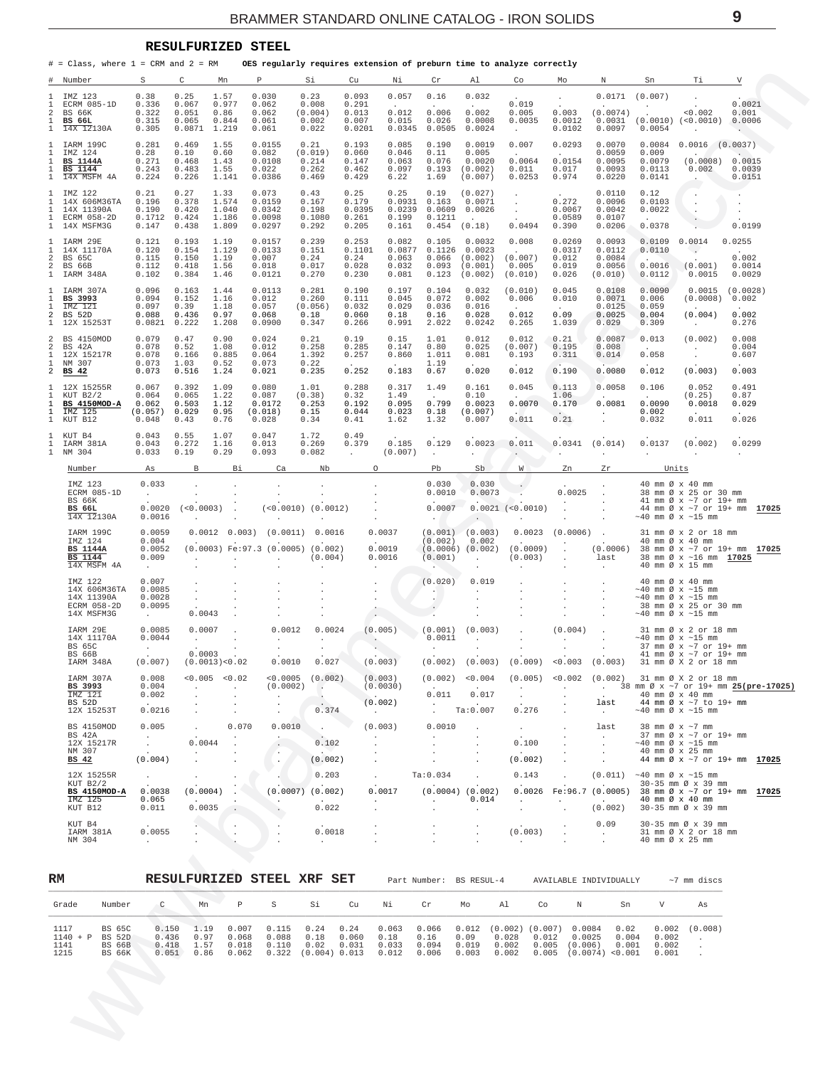## RESULFURIZED STEEL

# = Class, where 1 = CRM and 2 = RM    OES regularly requires extension of preburn time to analyze correctly

| # | Number | S | C | Mn | P | Si | Cu | Ni | Cr | Al | Co | Mo | N | Sn | Ti | V |
|---|---|---|---|---|---|---|---|---|---|---|---|---|---|---|---|---|
| 1 | IMZ 123 | 0.38 | 0.25 | 1.57 | 0.030 | 0.23 | 0.093 | 0.057 | 0.16 | 0.032 | . | . | 0.0171 | (0.007) | . | . |
| 1 | ECRM 085-1D | 0.336 | 0.067 | 0.977 | 0.062 | 0.008 | 0.291 | . | . | . | 0.019 | . | . | . | . | 0.0021 |
| 2 | BS 66K | 0.322 | 0.051 | 0.86 | 0.062 | (0.004) | 0.013 | 0.012 | 0.006 | 0.002 | 0.005 | 0.003 | (0.0074) | . | <0.002 | 0.001 |
| 1 | **BS 66L** | 0.315 | 0.065 | 0.844 | 0.061 | 0.002 | 0.007 | 0.015 | 0.026 | 0.0008 | 0.0035 | 0.0012 | 0.0031 | (0.0010) | (<0.0010) | 0.0006 |
| 1 | ~~14X 12130A~~ | 0.305 | 0.0871 | 1.219 | 0.061 | 0.022 | 0.0201 | 0.0345 | 0.0505 | 0.0024 | . | 0.0102 | 0.0097 | 0.0054 | . | . |
| 1 | IARM 199C | 0.281 | 0.469 | 1.55 | 0.0155 | 0.21 | 0.193 | 0.085 | 0.190 | 0.0019 | 0.007 | 0.0293 | 0.0070 | 0.0084 | 0.0016 | (0.0037) |
| 1 | IMZ 124 | 0.28 | 0.10 | 0.60 | 0.082 | (0.019) | 0.060 | 0.046 | 0.11 | 0.005 | . | . | 0.0059 | 0.009 | . | . |
| 1 | **BS 1144A** | 0.271 | 0.468 | 1.43 | 0.0108 | 0.214 | 0.147 | 0.063 | 0.076 | 0.0020 | 0.0064 | 0.0154 | 0.0095 | 0.0079 | (0.0008) | 0.0015 |
| 1 | **BS 1144** | 0.243 | 0.483 | 1.55 | 0.022 | 0.262 | 0.462 | 0.097 | 0.193 | (0.002) | 0.011 | 0.017 | 0.0093 | 0.0113 | 0.002 | 0.0039 |
| 1 | ~~14X MSFM 4A~~ | 0.224 | 0.226 | 1.141 | 0.0386 | 0.469 | 0.429 | 6.22 | 1.69 | (0.007) | 0.0253 | 0.974 | 0.0220 | 0.0141 | . | 0.0151 |
| 1 | IMZ 122 | 0.21 | 0.27 | 1.33 | 0.073 | 0.43 | 0.25 | 0.25 | 0.19 | (0.027) | . | . | 0.0110 | 0.12 | . | . |
| 1 | 14X 606M36TA | 0.196 | 0.378 | 1.574 | 0.0159 | 0.167 | 0.179 | 0.0931 | 0.163 | 0.0071 | . | 0.272 | 0.0096 | 0.0103 | . | . |
| 1 | 14X 11390A | 0.190 | 0.420 | 1.040 | 0.0342 | 0.198 | 0.0395 | 0.0239 | 0.0609 | 0.0026 | . | 0.0067 | 0.0042 | 0.0022 | . | . |
| 1 | ECRM 058-2D | 0.1712 | 0.424 | 1.186 | 0.0098 | 0.1080 | 0.261 | 0.199 | 0.1211 | . | . | 0.0589 | 0.0107 | . | . | . |
| 1 | 14X MSFM3G | 0.147 | 0.438 | 1.809 | 0.0297 | 0.292 | 0.205 | 0.161 | 0.454 | (0.18) | 0.0494 | 0.390 | 0.0206 | 0.0378 | . | 0.0199 |
| 1 | IARM 29E | 0.121 | 0.193 | 1.19 | 0.0157 | 0.239 | 0.253 | 0.082 | 0.105 | 0.0032 | 0.008 | 0.0269 | 0.0093 | 0.0109 | 0.0014 | 0.0255 |
| 1 | 14X 11170A | 0.120 | 0.154 | 1.129 | 0.0133 | 0.151 | 0.1101 | 0.0877 | 0.1126 | 0.0023 | . | 0.0317 | 0.0112 | 0.0110 | . | . |
| 2 | BS 65C | 0.115 | 0.150 | 1.19 | 0.007 | 0.24 | 0.24 | 0.063 | 0.066 | (0.002) | (0.007) | 0.012 | 0.0084 | . | . | 0.002 |
| 2 | BS 66B | 0.112 | 0.418 | 1.56 | 0.018 | 0.017 | 0.028 | 0.032 | 0.093 | (0.001) | 0.005 | 0.019 | 0.0056 | 0.0016 | (0.001) | 0.0014 |
| 1 | IARM 348A | 0.102 | 0.384 | 1.46 | 0.0121 | 0.270 | 0.230 | 0.081 | 0.123 | (0.002) | (0.010) | 0.026 | (0.010) | 0.0112 | 0.0015 | 0.0029 |
| 1 | IARM 307A | 0.096 | 0.163 | 1.44 | 0.0113 | 0.281 | 0.190 | 0.197 | 0.104 | 0.032 | (0.010) | 0.045 | 0.0108 | 0.0090 | 0.0015 | (0.0028) |
| 1 | **BS 3993** | 0.094 | 0.152 | 1.16 | 0.012 | 0.260 | 0.111 | 0.045 | 0.072 | 0.002 | 0.006 | 0.010 | 0.0071 | 0.006 | (0.0008) | 0.002 |
| 1 | ~~IMZ 121~~ | 0.097 | 0.39 | 1.18 | 0.057 | (0.056) | 0.032 | 0.029 | 0.036 | 0.016 | . | . | 0.0125 | 0.059 | . | . |
| 2 | BS 52D | 0.088 | 0.436 | 0.97 | 0.068 | 0.18 | 0.060 | 0.18 | 0.16 | 0.028 | 0.012 | 0.09 | 0.0025 | 0.004 | (0.004) | 0.002 |
| 1 | 12X 15253T | 0.0821 | 0.222 | 1.208 | 0.0900 | 0.347 | 0.266 | 0.991 | 2.022 | 0.0242 | 0.265 | 1.039 | 0.029 | 0.309 | . | 0.276 |
| 2 | BS 4150MOD | 0.079 | 0.47 | 0.90 | 0.024 | 0.21 | 0.19 | 0.15 | 1.01 | 0.012 | 0.012 | 0.21 | 0.0087 | 0.013 | (0.002) | 0.008 |
| 2 | BS 42A | 0.078 | 0.52 | 1.08 | 0.012 | 0.258 | 0.285 | 0.147 | 0.80 | 0.025 | (0.007) | 0.195 | 0.008 | . | . | 0.004 |
| 1 | 12X 15217R | 0.078 | 0.166 | 0.885 | 0.064 | 1.392 | 0.257 | 0.860 | 1.011 | 0.081 | 0.193 | 0.311 | 0.014 | 0.058 | . | 0.607 |
| 1 | NM 307 | 0.073 | 1.03 | 0.52 | 0.073 | 0.22 | . | . | 1.19 | . | . | . | . | . | . | . |
| 2 | **BS 42** | 0.073 | 0.516 | 1.24 | 0.021 | 0.235 | 0.252 | 0.183 | 0.67 | 0.020 | 0.012 | 0.190 | 0.0080 | 0.012 | (0.003) | 0.003 |
| 1 | 12X 15255R | 0.067 | 0.392 | 1.09 | 0.080 | 1.01 | 0.288 | 0.317 | 1.49 | 0.161 | 0.045 | 0.113 | 0.0058 | 0.106 | 0.052 | 0.491 |
| 1 | KUT B2/2 | 0.064 | 0.065 | 1.22 | 0.087 | (0.38) | 0.32 | 1.49 | . | 0.10 | . | 1.06 | . | . | (0.25) | 0.87 |
| 1 | **BS 4150MOD-A** | 0.062 | 0.503 | 1.12 | 0.0172 | 0.253 | 0.192 | 0.095 | 0.799 | 0.0023 | 0.0070 | 0.170 | 0.0081 | 0.0090 | 0.0018 | 0.029 |
| 1 | ~~IMZ 125~~ | (0.057) | 0.029 | 0.95 | (0.018) | 0.15 | 0.044 | 0.023 | 0.18 | (0.007) | . | . | . | 0.002 | . | . |
| 1 | KUT B12 | 0.048 | 0.43 | 0.76 | 0.028 | 0.34 | 0.41 | 1.62 | 1.32 | 0.007 | 0.011 | 0.21 | . | 0.032 | 0.011 | 0.026 |
| 1 | KUT B4 | 0.043 | 0.55 | 1.07 | 0.047 | 1.72 | 0.49 | . | . | . | . | . | . | . | . | . |
| 1 | IARM 381A | 0.043 | 0.272 | 1.16 | 0.013 | 0.269 | 0.379 | 0.185 | 0.129 | 0.0023 | 0.011 | 0.0341 | (0.014) | 0.0137 | (0.002) | 0.0299 |
| 1 | NM 304 | 0.033 | 0.19 | 0.29 | 0.093 | 0.082 | . | (0.007) | . | . | . | . | . | . | . | . |

| Number | As | B | Bi | Ca | Nb | O | Pb | Sb | W | Zn | Zr | Units |
|---|---|---|---|---|---|---|---|---|---|---|---|---|
| IMZ 123 | 0.033 | . | . | . | . | . | 0.030 | 0.030 | . | . | . | 40 mm Ø x 40 mm |
| ECRM 085-1D | . | . | . | . | . | . | 0.0010 | 0.0073 | . | 0.0025 | . | 38 mm Ø x 25 or 30 mm |
| BS 66K | . | . | . | . | . | . | . | . | . | . | . | 41 mm Ø x ~7 or 19+ mm |
| **BS 66L** | 0.0020 | (<0.0003) | . | (<0.0010) | (0.0012) | . | 0.0007 | 0.0021 | (<0.0010) | . | . | 44 mm Ø x ~7 or 19+ mm **17025** |
| ~~14X 12130A~~ | 0.0016 | . | . | . | . | . | . | . | . | . | . | ~40 mm Ø x ~15 mm |
| IARM 199C | 0.0059 | 0.0012 | 0.003) | (0.0011) | 0.0016 | 0.0037 | (0.001) | (0.003) | 0.0023 | (0.0006) | . | 31 mm Ø x 2 or 18 mm |
| IMZ 124 | 0.004 | . | . | . | . | . | (0.002) | 0.002 | . | . | . | 40 mm Ø x 40 mm |
| **BS 1144A** | 0.0052 | (0.0003) | Fe:97.3 | (0.0005) | (0.002) | 0.0019 | (0.0006) | (0.002) | (0.0009) | . | (0.0006) | 38 mm Ø x ~7 or 19+ mm **17025** |
| **BS 1144** | 0.009 | . | . | . | (0.004) | 0.0016 | (0.001) | . | (0.003) | . | last | 38 mm Ø x ~16 mm **17025** |
| ~~14X MSFM 4A~~ | . | . | . | . | . | . | . | . | . | . | . | 40 mm Ø x 15 mm |
| IMZ 122 | 0.007 | . | . | . | . | . | (0.020) | 0.019 | . | . | . | 40 mm Ø x 40 mm |
| 14X 606M36TA | 0.0085 | . | . | . | . | . | . | . | . | . | . | ~40 mm Ø x ~15 mm |
| 14X 11390A | 0.0028 | . | . | . | . | . | . | . | . | . | . | ~40 mm Ø x ~15 mm |
| ECRM 058-2D | 0.0095 | . | . | . | . | . | . | . | . | . | . | 38 mm Ø x 25 or 30 mm |
| 14X MSFM3G | . | 0.0043 | . | . | . | . | . | . | . | . | . | ~40 mm Ø x ~15 mm |
| IARM 29E | 0.0085 | 0.0007 | . | 0.0012 | 0.0024 | (0.005) | (0.001) | (0.003) | . | (0.004) | . | 31 mm Ø x 2 or 18 mm |
| 14X 11170A | 0.0044 | . | . | . | . | . | 0.0011 | . | . | . | . | ~40 mm Ø x ~15 mm |
| BS 65C | . | . | . | . | . | . | . | . | . | . | . | 37 mm Ø x ~7 or 19+ mm |
| BS 66B | . | 0.0003 | . | . | . | . | . | . | . | . | . | 41 mm Ø x ~7 or 19+ mm |
| IARM 348A | (0.007) | (0.0013) | <0.02 | 0.0010 | 0.027 | (0.003) | (0.002) | (0.003) | (0.009) | <0.003 | (0.003) | 31 mm Ø X 2 or 18 mm |
| IARM 307A | 0.008 | <0.005 | <0.02 | <0.0005 | (0.002) | (0.003) | (0.002) | <0.004 | (0.005) | <0.002 | (0.002) | 31 mm Ø X 2 or 18 mm |
| **BS 3993** | 0.004 | . | . | (0.0002) | . | (0.0030) | . | . | . | . | . | 38 mm Ø x ~7 or 19+ mm **25(pre-17025)** |
| ~~IMZ 121~~ | 0.002 | . | . | . | . | . | 0.011 | 0.017 | . | . | . | 40 mm Ø x 40 mm |
| BS 52D | . | . | . | . | . | (0.002) | . | . | . | . | last | 44 mm Ø x ~7 to 19+ mm |
| 12X 15253T | 0.0216 | . | . | . | 0.374 | . | . | Ta:0.007 | 0.276 | . | . | ~40 mm Ø x ~15 mm |
| BS 4150MOD | 0.005 | . | 0.070 | 0.0010 | . | (0.003) | 0.0010 | . | . | . | last | 38 mm Ø x ~7 mm |
| BS 42A | . | . | . | . | . | . | . | . | . | . | . | 37 mm Ø x ~7 or 19+ mm |
| 12X 15217R | . | 0.0044 | . | . | 0.102 | . | . | . | 0.100 | . | . | ~40 mm Ø x ~15 mm |
| NM 307 | . | . | . | . | . | . | . | . | . | . | . | 40 mm Ø x 25 mm |
| **BS 42** | (0.004) | . | . | . | (0.002) | . | . | . | (0.002) | . | . | 44 mm Ø x ~7 or 19+ mm **17025** |
| 12X 15255R | . | . | . | . | 0.203 | . | Ta:0.034 | . | 0.143 | . | (0.011) | ~40 mm Ø x ~15 mm |
| KUT B2/2 | . | . | . | . | . | . | . | . | . | . | . | 30-35 mm Ø x 39 mm |
| **BS 4150MOD-A** | 0.0038 | (0.0004) | . | (0.0007) | (0.002) | 0.0017 | (0.0004) | (0.002) | 0.0026 | Fe:96.7 | (0.0005) | 38 mm Ø x ~7 or 19+ mm **17025** |
| ~~IMZ 125~~ | 0.065 | . | . | . | . | . | . | 0.014 | . | . | . | 40 mm Ø x 40 mm |
| KUT B12 | 0.011 | 0.0035 | . | . | 0.022 | . | . | . | . | . | (0.002) | 30-35 mm Ø x 39 mm |
| KUT B4 | . | . | . | . | . | . | . | . | . | . | 0.09 | 30-35 mm Ø x 39 mm |
| IARM 381A | 0.0055 | . | . | . | 0.0018 | . | . | . | (0.003) | . | . | 31 mm Ø X 2 or 18 mm |
| NM 304 | . | . | . | . | . | . | . | . | . | . | . | 40 mm Ø x 25 mm |

## RM — RESULFURIZED STEEL XRF SET

Part Number: BS RESUL-4    AVAILABLE INDIVIDUALLY    ~7 mm discs

| Grade | Number | C | Mn | P | S | Si | Cu | Ni | Cr | Mo | Al | Co | N | Sn | V | As |
|---|---|---|---|---|---|---|---|---|---|---|---|---|---|---|---|---|
| 1117 | BS 65C | 0.150 | 1.19 | 0.007 | 0.115 | 0.24 | 0.24 | 0.063 | 0.066 | 0.012 | (0.002) | (0.007) | 0.0084 | 0.02 | 0.002 | (0.008) |
| 1140 + P | BS 52D | 0.436 | 0.97 | 0.068 | 0.088 | 0.18 | 0.060 | 0.18 | 0.16 | 0.09 | 0.028 | 0.012 | 0.0025 | 0.004 | 0.002 | . |
| 1141 | BS 66B | 0.418 | 1.57 | 0.018 | 0.110 | 0.02 | 0.031 | 0.033 | 0.094 | 0.019 | 0.002 | 0.005 | (0.006) | 0.001 | 0.002 | . |
| 1215 | BS 66K | 0.051 | 0.86 | 0.062 | 0.322 | (0.004) | 0.013 | 0.012 | 0.006 | 0.003 | 0.002 | 0.005 | (0.0074) | <0.001 | 0.001 | . |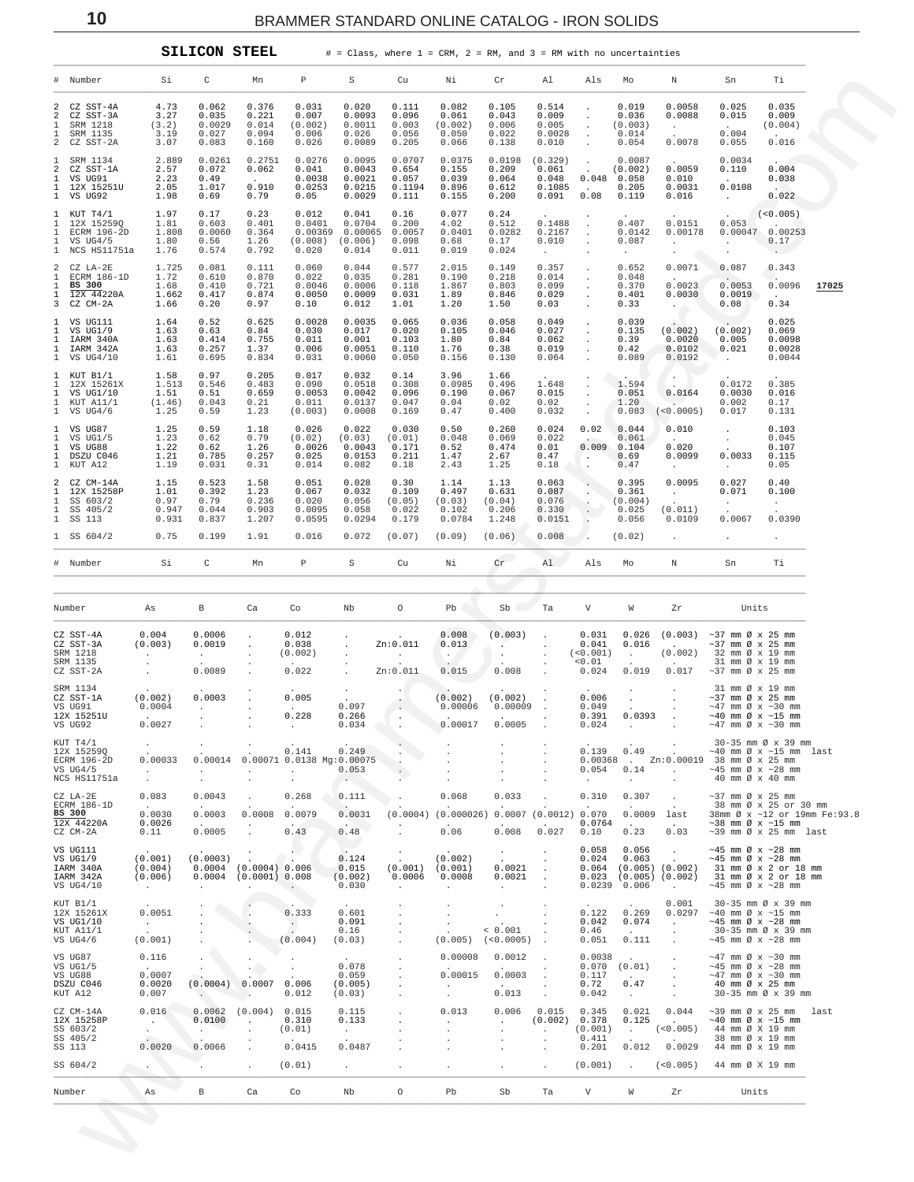## SILICON STEEL

# = Class, where 1 = CRM, 2 = RM, and 3 = RM with no uncertainties

| # | Number | Si | C | Mn | P | S | Cu | Ni | Cr | Al | Als | Mo | N | Sn | Ti |
|---|---|---|---|---|---|---|---|---|---|---|---|---|---|---|---|
| 2 | CZ SST-4A | 4.73 | 0.062 | 0.376 | 0.031 | 0.020 | 0.111 | 0.082 | 0.105 | 0.514 | . | 0.019 | 0.0058 | 0.025 | 0.035 |
| 2 | CZ SST-3A | 3.27 | 0.035 | 0.221 | 0.007 | 0.0093 | 0.096 | 0.061 | 0.043 | 0.009 | . | 0.036 | 0.0088 | 0.015 | 0.009 |
| 1 | SRM 1218 | (3.2) | 0.0029 | 0.014 | (0.002) | 0.0011 | 0.003 | (0.002) | 0.006 | 0.005 | . | (0.003) | . | . | (0.004) |
| 1 | SRM 1135 | 3.19 | 0.027 | 0.094 | 0.006 | 0.026 | 0.056 | 0.050 | 0.022 | 0.0028 | . | 0.014 | . | 0.004 | . |
| 2 | CZ SST-2A | 3.07 | 0.083 | 0.160 | 0.026 | 0.0089 | 0.205 | 0.066 | 0.138 | 0.010 | . | 0.054 | 0.0078 | 0.055 | 0.016 |
| 1 | SRM 1134 | 2.889 | 0.0261 | 0.2751 | 0.0276 | 0.0095 | 0.0707 | 0.0375 | 0.0198 | (0.329) | . | 0.0087 | . | 0.0034 | . |
| 2 | CZ SST-1A | 2.57 | 0.072 | 0.062 | 0.041 | 0.0043 | 0.654 | 0.155 | 0.209 | 0.061 | . | (0.002) | 0.0059 | 0.110 | 0.004 |
| 1 | VS UG91 | 2.23 | 0.49 | . | 0.0038 | 0.0021 | 0.057 | 0.039 | 0.064 | 0.048 | 0.048 | 0.058 | 0.010 | . | 0.038 |
| 1 | 12X 15251U | 2.05 | 1.017 | 0.910 | 0.0253 | 0.0215 | 0.1194 | 0.896 | 0.612 | 0.1085 | . | 0.205 | 0.0031 | 0.0108 | . |
| 1 | VS UG92 | 1.98 | 0.69 | 0.79 | 0.05 | 0.0029 | 0.111 | 0.155 | 0.200 | 0.091 | 0.08 | 0.119 | 0.016 | . | 0.022 |
| 1 | KUT T4/1 | 1.97 | 0.17 | 0.23 | 0.012 | 0.041 | 0.16 | 0.077 | 0.24 | . | . | . | . | . | (<0.005) |
| 1 | 12X 15259Q | 1.81 | 0.603 | 0.401 | 0.0401 | 0.0704 | 0.200 | 4.02 | 0.512 | 0.1488 | . | 0.407 | 0.0151 | 0.053 | . |
| 1 | ECRM 196-2D | 1.808 | 0.0060 | 0.364 | 0.00369 | 0.00065 | 0.0057 | 0.0401 | 0.0282 | 0.2167 | . | 0.0142 | 0.00178 | 0.00047 | 0.00253 |
| 1 | VS UG4/5 | 1.80 | 0.56 | 1.26 | (0.008) | (0.006) | 0.098 | 0.68 | 0.17 | 0.010 | . | 0.087 | . | . | 0.17 |
| 1 | NCS HS11751a | 1.76 | 0.574 | 0.792 | 0.020 | 0.014 | 0.011 | 0.019 | 0.024 | . | . | . | . | . | . |
| 2 | CZ LA-2E | 1.725 | 0.081 | 0.111 | 0.060 | 0.044 | 0.577 | 2.015 | 0.149 | 0.357 | . | 0.652 | 0.0071 | 0.087 | 0.343 |
| 1 | ECRM 186-1D | 1.72 | 0.610 | 0.870 | 0.022 | 0.035 | 0.281 | 0.190 | 0.218 | 0.014 | . | 0.048 | . | . | . |
| 1 | **BS 300** | 1.68 | 0.410 | 0.721 | 0.0046 | 0.0006 | 0.118 | 1.867 | 0.803 | 0.099 | . | 0.370 | 0.0023 | 0.0053 | 0.0096 **17025** |
| 1 | 12X 44220A | 1.662 | 0.417 | 0.874 | 0.0050 | 0.0009 | 0.031 | 1.89 | 0.846 | 0.029 | . | 0.401 | 0.0030 | 0.0019 | . |
| 3 | CZ CM-2A | 1.66 | 0.20 | 0.97 | 0.10 | 0.012 | 1.01 | 1.20 | 1.50 | 0.03 | . | 0.33 | . | 0.08 | 0.34 |
| 1 | VS UG111 | 1.64 | 0.52 | 0.625 | 0.0028 | 0.0035 | 0.065 | 0.036 | 0.058 | 0.049 | . | 0.039 | . | . | 0.025 |
| 1 | VS UG1/9 | 1.63 | 0.63 | 0.84 | 0.030 | 0.017 | 0.020 | 0.105 | 0.046 | 0.027 | . | 0.135 | (0.002) | (0.002) | 0.069 |
| 1 | IARM 340A | 1.63 | 0.414 | 0.755 | 0.011 | 0.001 | 0.103 | 1.80 | 0.84 | 0.062 | . | 0.39 | 0.0020 | 0.005 | 0.0098 |
| 1 | IARM 342A | 1.63 | 0.257 | 1.37 | 0.006 | 0.0051 | 0.110 | 1.76 | 0.38 | 0.019 | . | 0.42 | 0.0102 | 0.021 | 0.0028 |
| 1 | VS UG4/10 | 1.61 | 0.695 | 0.834 | 0.031 | 0.0060 | 0.050 | 0.156 | 0.130 | 0.064 | . | 0.089 | 0.0192 | . | 0.0044 |
| 1 | KUT B1/1 | 1.58 | 0.97 | 0.205 | 0.017 | 0.032 | 0.14 | 3.96 | 1.66 | . | . | . | . | . | . |
| 1 | 12X 15261X | 1.513 | 0.546 | 0.483 | 0.090 | 0.0518 | 0.308 | 0.0985 | 0.496 | 1.648 | . | 1.594 | . | 0.0172 | 0.385 |
| 1 | VS UG1/10 | 1.51 | 0.51 | 0.659 | 0.0053 | 0.0042 | 0.096 | 0.190 | 0.067 | 0.015 | . | 0.051 | 0.0164 | 0.0030 | 0.016 |
| 1 | KUT A11/1 | (1.46) | 0.043 | 0.21 | 0.011 | 0.0137 | 0.047 | 0.04 | 0.02 | 0.02 | . | 1.20 | . | 0.002 | 0.17 |
| 1 | VS UG4/6 | 1.25 | 0.59 | 1.23 | (0.003) | 0.0008 | 0.169 | 0.47 | 0.400 | 0.032 | . | 0.083 | (<0.0005) | 0.017 | 0.131 |
| 1 | VS UG87 | 1.25 | 0.59 | 1.18 | 0.026 | 0.022 | 0.030 | 0.50 | 0.260 | 0.024 | 0.02 | 0.044 | 0.010 | . | 0.103 |
| 1 | VS UG1/5 | 1.23 | 0.62 | 0.79 | (0.02) | (0.03) | (0.01) | 0.048 | 0.069 | 0.022 | . | 0.061 | . | . | 0.045 |
| 1 | VS UG88 | 1.22 | 0.62 | 1.26 | 0.0026 | 0.0043 | 0.171 | 0.52 | 0.474 | 0.01 | 0.009 | 0.104 | 0.020 | . | 0.107 |
| 1 | DSZU C046 | 1.21 | 0.785 | 0.257 | 0.025 | 0.0153 | 0.211 | 1.47 | 2.67 | 0.47 | . | 0.69 | 0.0099 | 0.0033 | 0.115 |
| 1 | KUT A12 | 1.19 | 0.031 | 0.31 | 0.014 | 0.082 | 0.18 | 2.43 | 1.25 | 0.18 | . | 0.47 | . | . | 0.05 |
| 2 | CZ CM-14A | 1.15 | 0.523 | 1.58 | 0.051 | 0.028 | 0.30 | 1.14 | 1.13 | 0.063 | . | 0.395 | 0.0095 | 0.027 | 0.40 |
| 1 | 12X 15258P | 1.01 | 0.392 | 1.23 | 0.067 | 0.032 | 0.109 | 0.497 | 0.631 | 0.087 | . | 0.361 | . | 0.071 | 0.100 |
| 1 | SS 603/2 | 0.97 | 0.79 | 0.236 | 0.020 | 0.056 | (0.05) | (0.03) | (0.04) | 0.076 | . | (0.004) | . | . | . |
| 1 | SS 405/2 | 0.947 | 0.044 | 0.903 | 0.0095 | 0.058 | 0.022 | 0.102 | 0.206 | 0.330 | . | 0.025 | (0.011) | . | . |
| 1 | SS 113 | 0.931 | 0.837 | 1.207 | 0.0595 | 0.0294 | 0.179 | 0.0784 | 1.248 | 0.0151 | . | 0.056 | 0.0109 | 0.0067 | 0.0390 |
| 1 | SS 604/2 | 0.75 | 0.199 | 1.91 | 0.016 | 0.072 | (0.07) | (0.09) | (0.06) | 0.008 | . | (0.02) | . | . | . |
| # | Number | Si | C | Mn | P | S | Cu | Ni | Cr | Al | Als | Mo | N | Sn | Ti |

| Number | As | B | Ca | Co | Nb | O | Pb | Sb | Ta | V | W | Zr | Units |
|---|---|---|---|---|---|---|---|---|---|---|---|---|---|
| CZ SST-4A | 0.004 | 0.0006 | . | 0.012 | . | . | 0.008 | (0.003) | . | 0.031 | 0.026 | (0.003) | ~37 mm Ø x 25 mm |
| CZ SST-3A | (0.003) | 0.0019 | . | 0.038 | . | Zn:0.011 | 0.013 | . | . | 0.041 | 0.016 | . | ~37 mm Ø x 25 mm |
| SRM 1218 | . | . | . | (0.002) | . | . | . | . | . | (<0.001) | . | (0.002) | 32 mm Ø x 19 mm |
| SRM 1135 | . | . | . | . | . | . | . | . | . | <0.01 | . | . | 31 mm Ø x 19 mm |
| CZ SST-2A | . | 0.0089 | . | 0.022 | . | Zn:0.011 | 0.015 | 0.008 | . | 0.024 | 0.019 | 0.017 | ~37 mm Ø x 25 mm |
| SRM 1134 | . | . | . | . | . | . | . | . | . | . | . | . | 31 mm Ø x 19 mm |
| CZ SST-1A | (0.002) | 0.0003 | . | 0.005 | . | . | (0.002) | (0.002) | . | 0.006 | . | . | ~37 mm Ø x 25 mm |
| VS UG91 | 0.0004 | . | . | . | 0.097 | . | 0.00006 | 0.00009 | . | 0.049 | . | . | ~47 mm Ø x ~30 mm |
| 12X 15251U | . | . | . | 0.228 | 0.266 | . | . | . | . | 0.391 | 0.0393 | . | ~40 mm Ø x ~15 mm |
| VS UG92 | 0.0027 | . | . | . | 0.034 | . | 0.00017 | 0.0005 | . | 0.024 | . | . | ~47 mm Ø x ~30 mm |
| KUT T4/1 | . | . | . | . | . | . | . | . | . | . | . | . | 30-35 mm Ø x 39 mm |
| 12X 15259Q | . | . | . | 0.141 | 0.249 | . | . | . | . | 0.139 | 0.49 | . | ~40 mm Ø x ~15 mm last |
| ECRM 196-2D | 0.00033 | 0.00014 | 0.00071 | 0.0138 | Mg:0.00075 | . | . | . | . | 0.00368 | . | Zn:0.00019 | 38 mm Ø x 25 mm |
| VS UG4/5 | . | . | . | . | 0.053 | . | . | . | . | 0.054 | 0.14 | . | ~45 mm Ø x ~28 mm |
| NCS HS11751a | . | . | . | . | . | . | . | . | . | . | . | . | 40 mm Ø x 40 mm |
| CZ LA-2E | 0.083 | 0.0043 | . | 0.268 | 0.111 | . | 0.068 | 0.033 | . | 0.310 | 0.307 | . | ~37 mm Ø x 25 mm |
| ECRM 186-1D | . | . | . | . | . | . | . | . | . | . | . | . | 38 mm Ø x 25 or 30 mm |
| **BS 300** | 0.0030 | 0.0003 | 0.0008 | 0.0079 | 0.0031 | (0.0004) | (0.000026) | 0.0007 | (0.0012) | 0.070 | 0.0009 | last | 38mm Ø x ~12 or 19mm Fe:93.8 |
| 12X 44220A | 0.0026 | . | . | . | . | . | . | . | . | 0.0764 | . | . | ~38 mm Ø x ~15 mm |
| CZ CM-2A | 0.11 | 0.0005 | . | 0.43 | 0.48 | . | 0.06 | 0.008 | 0.027 | 0.10 | 0.23 | 0.03 | ~39 mm Ø x 25 mm last |
| VS UG111 | . | . | . | . | . | . | . | . | . | 0.058 | 0.056 | . | ~45 mm Ø x ~28 mm |
| VS UG1/9 | (0.001) | (0.0003) | . | . | 0.124 | . | (0.002) | . | . | 0.024 | 0.063 | . | ~45 mm Ø x ~28 mm |
| IARM 340A | (0.004) | 0.0004 | (0.0004) | 0.006 | 0.015 | (0.001) | (0.001) | 0.0021 | . | 0.064 | (0.005) | (0.002) | 31 mm Ø x 2 or 18 mm |
| IARM 342A | (0.006) | 0.0004 | (0.0001) | 0.008 | (0.002) | 0.0006 | 0.0008 | 0.0021 | . | 0.023 | (0.005) | (0.002) | 31 mm Ø x 2 or 18 mm |
| VS UG4/10 | . | . | . | . | 0.030 | . | . | . | . | 0.0239 | 0.006 | . | ~45 mm Ø x ~28 mm |
| KUT B1/1 | . | . | . | . | . | . | . | . | . | . | . | 0.001 | 30-35 mm Ø x 39 mm |
| 12X 15261X | 0.0051 | . | . | 0.333 | 0.601 | . | . | . | . | 0.122 | 0.269 | 0.0297 | ~40 mm Ø x ~15 mm |
| VS UG1/10 | . | . | . | . | 0.091 | . | . | . | . | 0.042 | 0.074 | . | ~45 mm Ø x ~28 mm |
| KUT A11/1 | . | . | . | . | 0.16 | . | . | < 0.001 | . | 0.46 | . | . | 30-35 mm Ø x 39 mm |
| VS UG4/6 | (0.001) | . | . | (0.004) | (0.03) | . | (0.005) | (<0.0005) | . | 0.051 | 0.111 | . | ~45 mm Ø x ~28 mm |
| VS UG87 | 0.116 | . | . | . | . | . | 0.00008 | 0.0012 | . | 0.0038 | . | . | ~47 mm Ø x ~30 mm |
| VS UG1/5 | . | . | . | . | 0.078 | . | . | . | . | 0.070 | (0.01) | . | ~45 mm Ø x ~28 mm |
| VS UG88 | 0.0007 | . | . | . | 0.059 | . | 0.00015 | 0.0003 | . | 0.117 | . | . | ~47 mm Ø x ~30 mm |
| DSZU C046 | 0.0020 | (0.0004) | 0.0007 | 0.006 | (0.005) | . | . | . | . | 0.72 | 0.47 | . | 40 mm Ø x 25 mm |
| KUT A12 | 0.007 | . | . | 0.012 | (0.03) | . | . | 0.013 | . | 0.042 | . | . | 30-35 mm Ø x 39 mm |
| CZ CM-14A | 0.016 | 0.0062 | (0.004) | 0.015 | 0.115 | . | 0.013 | 0.006 | 0.015 | 0.345 | 0.021 | 0.044 | ~39 mm Ø x 25 mm last |
| 12X 15258P | . | 0.0100 | . | 0.310 | 0.133 | . | . | . | (0.002) | 0.378 | 0.125 | . | ~40 mm Ø x ~15 mm |
| SS 603/2 | . | . | . | (0.01) | . | . | . | . | . | (0.001) | . | (<0.005) | 44 mm Ø X 19 mm |
| SS 405/2 | . | . | . | . | . | . | . | . | . | 0.411 | . | . | 38 mm Ø x 19 mm |
| SS 113 | 0.0020 | 0.0066 | . | 0.0415 | 0.0487 | . | . | . | . | 0.201 | 0.012 | 0.0029 | 44 mm Ø x 19 mm |
| SS 604/2 | . | . | . | (0.01) | . | . | . | . | . | (0.001) | . | (<0.005) | 44 mm Ø X 19 mm |
| Number | As | B | Ca | Co | Nb | O | Pb | Sb | Ta | V | W | Zr | Units |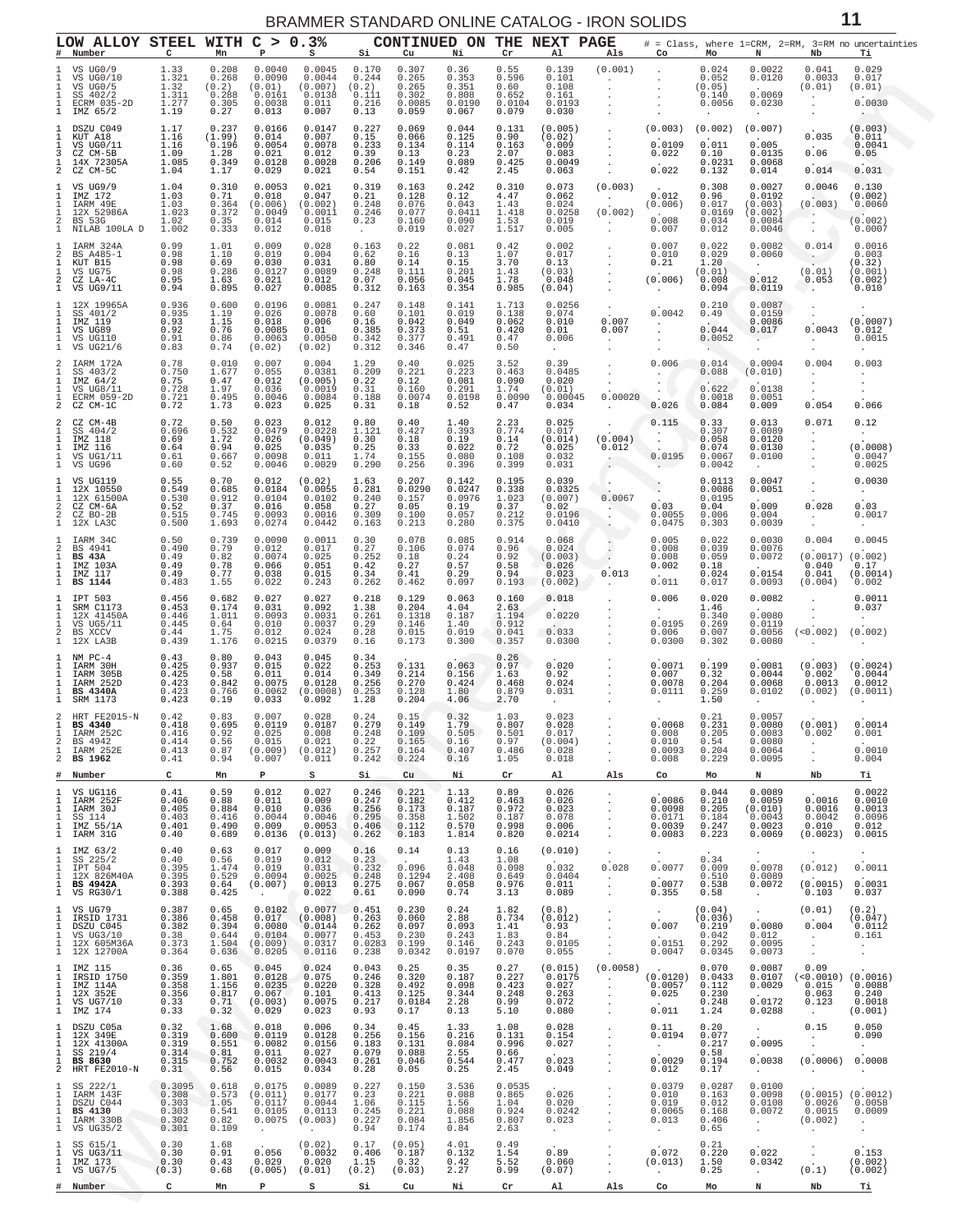**LOW ALLOY STEEL WITH C > 0.3% CONTINUED ON THE NEXT PAGE**

# = Class, where 1=CRM, 2=RM, 3=RM no uncertainties

| # | Number | C | Mn | P | S | Si | Cu | Ni | Cr | Al | Als | Co | Mo | N | Nb | Ti |
|---|---|---|---|---|---|---|---|---|---|---|---|---|---|---|---|---|
| 1 | VS UG0/9 | 1.33 | 0.208 | 0.0040 | 0.0045 | 0.170 | 0.307 | 0.36 | 0.55 | 0.139 | (0.001) | . | 0.024 | 0.0022 | 0.041 | 0.029 |
| 1 | VS UG0/10 | 1.321 | 0.268 | 0.0090 | 0.0044 | 0.244 | 0.265 | 0.353 | 0.596 | 0.101 | . | . | 0.052 | 0.0120 | 0.0033 | 0.017 |
| 1 | VS UG0/5 | 1.32 | (0.2) | (0.01) | (0.007) | (0.2) | 0.265 | 0.351 | 0.60 | 0.108 | . | . | (0.05) | . | (0.01) | (0.01) |
| 1 | SS 402/2 | 1.311 | 0.288 | 0.0161 | 0.0138 | 0.111 | 0.302 | 0.808 | 0.652 | 0.161 | . | . | 0.140 | 0.0069 | . | . |
| 1 | ECRM 035-2D | 1.277 | 0.305 | 0.0038 | 0.011 | 0.216 | 0.0085 | 0.0190 | 0.0184 | 0.0193 | . | . | 0.0056 | 0.0230 | . | 0.0030 |
| 1 | IMZ 65/2 | 1.19 | 0.27 | 0.013 | 0.007 | 0.13 | 0.059 | 0.067 | 0.079 | 0.030 | . | . | . | . | . | . |
| 1 | DSZU C049 | 1.17 | 0.237 | 0.0166 | 0.0147 | 0.227 | 0.069 | 0.044 | 0.131 | (0.005) | . | (0.003) | (0.002) | (0.007) | . | (0.003) |
| 1 | KUT A18 | 1.16 | (1.99) | 0.014 | 0.007 | 0.15 | 0.066 | 0.125 | 0.90 | (0.02) | . | . | . | . | 0.035 | 0.011 |
| 1 | VS UG0/11 | 1.16 | 0.196 | 0.0054 | 0.0078 | 0.233 | 0.134 | 0.114 | 0.163 | 0.009 | . | 0.0109 | 0.011 | 0.005 | . | 0.0041 |
| 3 | CZ CM-5B | 1.09 | 1.28 | 0.021 | 0.012 | 0.39 | 0.13 | 0.23 | 2.07 | 0.083 | . | 0.022 | 0.10 | 0.0135 | 0.06 | 0.05 |
| 1 | 14X 72305A | 1.085 | 0.349 | 0.0128 | 0.0028 | 0.206 | 0.149 | 0.089 | 0.425 | 0.0049 | . | . | 0.0231 | 0.0068 | . | . |
| 2 | CZ CM-5C | 1.04 | 1.17 | 0.029 | 0.021 | 0.54 | 0.151 | 0.42 | 2.45 | 0.063 | . | 0.022 | 0.132 | 0.014 | 0.014 | 0.031 |
| 1 | VS UG9/9 | 1.04 | 0.310 | 0.0053 | 0.021 | 0.319 | 0.163 | 0.242 | 0.310 | 0.073 | (0.003) | . | 0.308 | 0.0027 | 0.0046 | 0.130 |
| 1 | IMZ 172 | 1.03 | 0.71 | 0.018 | 0.047 | 0.21 | 0.128 | 0.12 | 4.47 | 0.062 | . | 0.012 | 0.96 | 0.0192 | . | (0.002) |
| 1 | IARM 49E | 1.03 | 0.364 | (0.006) | (0.002) | 0.248 | 0.076 | 0.043 | 1.43 | 0.024 | . | (0.006) | 0.017 | (0.003) | (0.003) | 0.0060 |
| 1 | 12X 52986A | 1.023 | 0.372 | 0.0049 | 0.0011 | 0.246 | 0.077 | 0.0411 | 1.418 | 0.0258 | (0.002) | . | 0.0169 | (0.002) | . | . |
| 2 | BS 53G | 1.02 | 0.35 | 0.014 | 0.015 | 0.23 | 0.160 | 0.090 | 1.53 | 0.019 | . | 0.008 | 0.034 | 0.0084 | . | (0.002) |
| 1 | NILAB 100LA D | 1.002 | 0.333 | 0.012 | 0.018 | . | 0.019 | 0.027 | 1.517 | 0.005 | . | 0.007 | 0.012 | 0.0046 | . | 0.0007 |
| 1 | IARM 324A | 0.99 | 1.01 | 0.009 | 0.028 | 0.163 | 0.22 | 0.081 | 0.42 | 0.002 | . | 0.007 | 0.022 | 0.0082 | 0.014 | 0.0016 |
| 2 | BS A485-1 | 0.98 | 1.10 | 0.019 | 0.004 | 0.62 | 0.16 | 0.13 | 1.07 | 0.017 | . | 0.010 | 0.029 | 0.0060 | . | 0.003 |
| 1 | KUT B15 | 0.98 | 0.69 | 0.030 | 0.031 | 0.80 | 0.14 | 0.15 | 3.70 | 0.13 | . | 0.21 | 1.20 | . | . | (0.32) |
| 1 | VS UG75 | 0.98 | 0.286 | 0.0127 | 0.0089 | 0.248 | 0.111 | 0.201 | 1.43 | (0.03) | . | . | (0.01) | . | (0.01) | (0.001) |
| 2 | CZ LA-4C | 0.95 | 1.63 | 0.021 | 0.012 | 0.07 | 0.056 | 0.045 | 1.78 | 0.048 | . | (0.006) | 0.008 | 0.012 | 0.053 | (0.002) |
| 1 | VS UG9/11 | 0.94 | 0.895 | 0.027 | 0.0085 | 0.312 | 0.163 | 0.354 | 0.985 | (0.04) | . | . | 0.094 | 0.0119 | . | 0.010 |
| 1 | 12X 19965A | 0.936 | 0.600 | 0.0196 | 0.0081 | 0.247 | 0.148 | 0.141 | 1.713 | 0.0256 | . | . | 0.210 | 0.0087 | . | . |
| 1 | SS 401/2 | 0.935 | 1.19 | 0.026 | 0.0078 | 0.60 | 0.101 | 0.019 | 0.138 | 0.074 | . | 0.0042 | 0.49 | 0.0159 | . | . |
| 1 | IMZ 119 | 0.93 | 1.15 | 0.018 | 0.006 | 0.16 | 0.042 | 0.049 | 0.062 | 0.010 | 0.007 | . | . | 0.0086 | . | (0.0007) |
| 1 | VS UG89 | 0.92 | 0.76 | 0.0085 | 0.01 | 0.385 | 0.373 | 0.51 | 0.420 | 0.01 | 0.007 | . | 0.044 | 0.017 | 0.0043 | 0.012 |
| 1 | VS UG110 | 0.91 | 0.86 | 0.0063 | 0.0050 | 0.342 | 0.377 | 0.491 | 0.47 | 0.006 | . | . | 0.0052 | . | . | 0.0015 |
| 1 | VS UG21/6 | 0.83 | 0.74 | (0.02) | (0.02) | 0.312 | 0.346 | 0.47 | 0.50 | . | . | . | . | . | . | . |
| 2 | IARM 172A | 0.78 | 0.010 | 0.007 | 0.004 | 1.29 | 0.40 | 0.025 | 3.52 | 0.39 | . | 0.006 | 0.014 | 0.0004 | 0.004 | 0.003 |
| 1 | SS 403/2 | 0.750 | 1.677 | 0.055 | 0.0381 | 0.209 | 0.221 | 0.223 | 0.463 | 0.0485 | . | . | 0.088 | (0.010) | . | . |
| 1 | IMZ 64/2 | 0.75 | 0.47 | 0.012 | (0.005) | 0.22 | 0.12 | 0.081 | 0.090 | 0.020 | . | . | . | . | . | . |
| 1 | VS UG8/11 | 0.728 | 1.97 | 0.036 | 0.0019 | 0.31 | 0.160 | 0.291 | 1.74 | (0.01) | . | . | 0.622 | 0.0138 | . | . |
| 1 | ECRM 059-2D | 0.721 | 0.495 | 0.0046 | 0.0084 | 0.188 | 0.0074 | 0.0198 | 0.0090 | 0.00045 | 0.00020 | . | 0.0018 | 0.0051 | . | . |
| 2 | CZ CM-1C | 0.72 | 1.73 | 0.023 | 0.025 | 0.31 | 0.18 | 0.52 | 0.47 | 0.034 | . | 0.026 | 0.084 | 0.009 | 0.054 | 0.066 |
| 2 | CZ CM-4B | 0.72 | 0.50 | 0.023 | 0.012 | 0.80 | 0.40 | 1.40 | 2.23 | 0.025 | . | 0.115 | 0.33 | 0.013 | 0.071 | 0.12 |
| 1 | SS 404/2 | 0.696 | 0.532 | 0.0479 | 0.0228 | 1.121 | 0.427 | 0.393 | 0.774 | 0.017 | . | . | 0.307 | 0.0089 | . | . |
| 1 | IMZ 118 | 0.69 | 1.72 | 0.026 | (0.049) | 0.30 | 0.18 | 0.19 | 0.14 | (0.014) | (0.004) | . | 0.058 | 0.0120 | . | . |
| 1 | IMZ 116 | 0.64 | 0.94 | 0.025 | 0.035 | 0.25 | 0.33 | 0.20 | 0.72 | 0.025 | 0.012 | . | 0.074 | 0.0130 | . | (0.0008) |
| 1 | VS UG1/11 | 0.61 | 0.667 | 0.0098 | 0.011 | 1.74 | 0.155 | 0.080 | 0.108 | 0.032 | . | 0.0195 | 0.0067 | 0.0100 | . | 0.0047 |
| 1 | VS UG96 | 0.60 | 0.52 | 0.0046 | 0.0029 | 0.290 | 0.256 | 0.396 | 0.399 | 0.031 | . | . | 0.0042 | . | . | 0.0025 |
| 1 | VS UG119 | 0.55 | 0.70 | 0.012 | (0.02) | 1.63 | 0.207 | 0.142 | 0.195 | 0.039 | . | . | 0.0113 | 0.0047 | . | 0.0030 |
| 1 | 12X 10550 | 0.549 | 0.685 | 0.0184 | 0.0055 | 0.281 | 0.0290 | 0.0247 | 0.338 | 0.0325 | . | . | 0.0086 | 0.0051 | . | . |
| 1 | 12X 61500A | 0.530 | 0.912 | 0.0104 | 0.0102 | 0.240 | 0.157 | 0.0976 | 1.023 | (0.007) | 0.0067 | . | 0.0195 | . | . | . |
| 2 | CZ CM-6A | 0.52 | 0.37 | 0.016 | 0.058 | 0.27 | 0.05 | 0.19 | 0.37 | 0.02 | . | 0.03 | 0.04 | 0.009 | 0.028 | 0.03 |
| 2 | CZ BO-2B | 0.515 | 0.745 | 0.0093 | 0.0016 | 0.309 | 0.100 | 0.057 | 0.212 | 0.0196 | . | 0.0055 | 0.006 | 0.004 | . | 0.0017 |
| 1 | 12X LA3C | 0.500 | 1.693 | 0.0274 | 0.0442 | 0.163 | 0.213 | 0.280 | 0.375 | 0.0410 | . | 0.0475 | 0.303 | 0.0039 | . | . |
| 1 | IARM 34C | 0.50 | 0.739 | 0.0090 | 0.0011 | 0.30 | 0.078 | 0.085 | 0.914 | 0.068 | . | 0.005 | 0.022 | 0.0030 | 0.004 | 0.0045 |
| 2 | BS 4941 | 0.490 | 0.79 | 0.012 | 0.017 | 0.27 | 0.106 | 0.074 | 0.96 | 0.024 | . | 0.008 | 0.039 | 0.0076 | . | . |
| 1 | **BS 43A** | 0.49 | 0.82 | 0.0074 | 0.025 | 0.252 | 0.18 | 0.24 | 0.92 | (0.003) | . | 0.008 | 0.059 | 0.0072 | (0.0017) | (0.002) |
| 1 | IMZ 103A | 0.49 | 0.78 | 0.066 | 0.051 | 0.42 | 0.27 | 0.57 | 0.58 | 0.026 | . | 0.002 | 0.18 | . | 0.040 | 0.17 |
| 1 | IMZ 117 | 0.49 | 0.77 | 0.038 | 0.015 | 0.34 | 0.41 | 0.29 | 0.94 | 0.023 | 0.013 | . | 0.024 | 0.0154 | 0.041 | (0.0014) |
| 1 | **BS 1144** | 0.483 | 1.55 | 0.022 | 0.243 | 0.262 | 0.462 | 0.097 | 0.193 | (0.002) | . | 0.011 | 0.017 | 0.0093 | (0.004) | 0.002 |
| 1 | IPT 503 | 0.456 | 0.682 | 0.027 | 0.027 | 0.218 | 0.129 | 0.063 | 0.160 | 0.018 | . | 0.006 | 0.020 | 0.0082 | . | 0.0011 |
| 1 | SRM C1173 | 0.453 | 0.174 | 0.031 | 0.092 | 1.38 | 0.204 | 4.04 | 2.63 | . | . | . | 1.46 | . | . | 0.037 |
| 1 | 12X 41450A | 0.446 | 1.011 | 0.0093 | 0.0031 | 0.261 | 0.1318 | 0.187 | 1.194 | 0.0220 | . | . | 0.340 | 0.0080 | . | . |
| 1 | VS UG5/11 | 0.445 | 0.64 | 0.010 | 0.0037 | 0.29 | 0.146 | 1.40 | 0.912 | . | . | 0.0195 | 0.269 | 0.0119 | . | . |
| 2 | BS XCCV | 0.44 | 1.75 | 0.012 | 0.024 | 0.28 | 0.015 | 0.019 | 0.041 | 0.033 | . | 0.006 | 0.007 | 0.0056 | (<0.002) | (0.002) |
| 1 | 12X LA3B | 0.439 | 1.176 | 0.0215 | 0.0379 | 0.16 | 0.173 | 0.300 | 0.357 | 0.0300 | . | 0.0300 | 0.302 | 0.0080 | . | . |
| 1 | NM PC-4 | 0.43 | 0.80 | 0.043 | 0.045 | 0.34 | . | . | 0.26 | . | . | . | . | . | . | . |
| 1 | IARM 30H | 0.425 | 0.937 | 0.015 | 0.022 | 0.253 | 0.131 | 0.063 | 0.97 | 0.020 | . | 0.0071 | 0.199 | 0.0081 | (0.003) | (0.0024) |
| 1 | IARM 305B | 0.425 | 0.58 | 0.011 | 0.014 | 0.349 | 0.214 | 0.156 | 1.63 | 0.92 | . | 0.007 | 0.32 | 0.0044 | 0.002 | 0.0044 |
| 1 | IARM 252D | 0.423 | 0.842 | 0.0075 | 0.0128 | 0.256 | 0.270 | 0.424 | 0.468 | 0.024 | . | 0.0078 | 0.204 | 0.0068 | 0.0013 | 0.0012 |
| 1 | **BS 4340A** | 0.423 | 0.766 | 0.0062 | (0.0008) | 0.253 | 0.128 | 1.80 | 0.879 | 0.031 | . | 0.0111 | 0.259 | 0.0102 | (0.002) | (0.0011) |
| 1 | SRM 1173 | 0.423 | 0.19 | 0.033 | 0.092 | 1.28 | 0.204 | 4.06 | 2.70 | . | . | . | 1.50 | . | . | . |
| 2 | HRT FE2015-N | 0.42 | 0.83 | 0.007 | 0.028 | 0.24 | 0.15 | 0.32 | 1.03 | 0.023 | . | . | 0.21 | 0.0057 | . | . |
| 1 | **BS 4340** | 0.418 | 0.695 | 0.0119 | 0.0187 | 0.279 | 0.149 | 1.79 | 0.807 | 0.028 | . | 0.0068 | 0.231 | 0.0080 | (0.001) | 0.0014 |
| 1 | IARM 252C | 0.416 | 0.92 | 0.025 | 0.008 | 0.248 | 0.109 | 0.505 | 0.501 | 0.017 | . | 0.008 | 0.205 | 0.0083 | 0.002 | 0.001 |
| 2 | BS 4942 | 0.414 | 0.56 | 0.015 | 0.021 | 0.22 | 0.165 | 0.16 | 0.97 | (0.004) | . | 0.010 | 0.54 | 0.0080 | . | . |
| 1 | IARM 252E | 0.413 | 0.87 | (0.009) | (0.012) | 0.257 | 0.164 | 0.407 | 0.486 | 0.028 | . | 0.0093 | 0.204 | 0.0064 | . | 0.0010 |
| 2 | **BS 1962** | 0.41 | 0.94 | 0.007 | 0.011 | 0.242 | 0.224 | 0.16 | 1.05 | 0.018 | . | 0.008 | 0.229 | 0.0095 | . | 0.004 |
| # | Number | C | Mn | P | S | Si | Cu | Ni | Cr | Al | Als | Co | Mo | N | Nb | Ti |
| 1 | VS UG116 | 0.41 | 0.59 | 0.012 | 0.027 | 0.246 | 0.221 | 1.13 | 0.89 | 0.026 | . | . | 0.044 | 0.0089 | . | 0.0022 |
| 1 | IARM 252F | 0.406 | 0.88 | 0.011 | 0.009 | 0.247 | 0.182 | 0.412 | 0.463 | 0.026 | . | 0.0086 | 0.210 | 0.0059 | 0.0016 | 0.0010 |
| 1 | IARM 30J | 0.405 | 0.884 | 0.010 | 0.036 | 0.256 | 0.173 | 0.187 | 0.972 | 0.023 | . | 0.0098 | 0.205 | (0.010) | 0.0016 | 0.0013 |
| 1 | SS 114 | 0.403 | 0.416 | 0.0044 | 0.0046 | 0.295 | 0.358 | 1.502 | 0.187 | 0.078 | . | 0.0171 | 0.184 | 0.0043 | 0.0042 | 0.0096 |
| 1 | IMZ 55/1A | 0.401 | 0.490 | 0.009 | 0.0053 | 0.406 | 0.112 | 0.570 | 0.998 | 0.006 | . | 0.0039 | 0.247 | 0.0023 | 0.010 | 0.012 |
| 1 | IARM 31G | 0.40 | 0.689 | 0.0136 | (0.013) | 0.262 | 0.183 | 1.814 | 0.820 | 0.0214 | . | 0.0083 | 0.223 | 0.0069 | (0.0023) | 0.0015 |
| 1 | IMZ 63/2 | 0.40 | 0.63 | 0.017 | 0.009 | 0.16 | 0.14 | 0.13 | 0.16 | (0.010) | . | . | . | . | . | . |
| 1 | SS 225/2 | 0.40 | 0.56 | 0.019 | 0.012 | 0.23 | . | 1.43 | 1.08 | . | . | . | 0.34 | . | . | . |
| 1 | IPT 504 | 0.395 | 1.474 | 0.019 | 0.031 | 0.232 | 0.096 | 0.048 | 0.098 | 0.032 | 0.028 | 0.0077 | 0.009 | 0.0078 | (0.012) | 0.0011 |
| 1 | 12X 826M40A | 0.395 | 0.529 | 0.0094 | 0.0025 | 0.248 | 0.1294 | 2.408 | 0.649 | 0.0404 | . | . | 0.510 | 0.0089 | . | . |
| 1 | **BS 4942A** | 0.393 | 0.64 | (0.007) | 0.0013 | 0.275 | 0.067 | 0.058 | 0.976 | 0.011 | . | 0.0077 | 0.538 | 0.0072 | (0.0015) | 0.0031 |
| 1 | VS RG30/1 | 0.388 | 0.425 | . | 0.022 | 0.61 | 0.090 | 0.74 | 3.13 | 0.089 | . | 0.355 | 0.58 | . | 0.103 | 0.037 |
| 1 | VS UG79 | 0.387 | 0.65 | 0.0102 | 0.0077 | 0.451 | 0.230 | 0.24 | 1.82 | (0.8) | . | . | (0.04) | . | (0.01) | (0.2) |
| 1 | IRSID 1731 | 0.386 | 0.458 | 0.017 | (0.008) | 0.263 | 0.060 | 2.88 | 0.734 | (0.012) | . | . | (0.036) | . | . | (0.047) |
| 1 | DSZU C045 | 0.382 | 0.394 | 0.0080 | 0.0144 | 0.262 | 0.097 | 0.093 | 1.41 | 0.93 | . | 0.007 | 0.219 | 0.0080 | 0.004 | 0.0112 |
| 1 | VS UG3/10 | 0.38 | 0.644 | 0.0104 | 0.0077 | 0.453 | 0.230 | 0.243 | 1.83 | 0.84 | . | . | 0.042 | 0.012 | . | 0.161 |
| 1 | 12X 605M36A | 0.373 | 1.504 | (0.009) | 0.0317 | 0.0283 | 0.199 | 0.146 | 0.243 | 0.0105 | . | 0.0151 | 0.292 | 0.0095 | . | . |
| 1 | 12X 12700A | 0.364 | 0.636 | 0.0205 | 0.0116 | 0.238 | 0.0342 | 0.0197 | 0.070 | 0.055 | . | 0.0047 | 0.0345 | 0.0073 | . | . |
| 1 | IMZ 115 | 0.36 | 0.65 | 0.045 | 0.024 | 0.043 | 0.25 | 0.35 | 0.27 | (0.015) | (0.0058) | . | 0.070 | 0.0087 | 0.09 | . |
| 1 | IRSID 1750 | 0.359 | 1.801 | 0.0128 | 0.0175 | 0.246 | 0.320 | 0.187 | 0.227 | 0.0175 | . | (0.0120) | 0.0433 | 0.0107 | (<0.0010) | (0.0016) |
| 1 | IMZ 114A | 0.358 | 1.156 | 0.0235 | 0.0220 | 0.328 | 0.492 | 0.098 | 0.423 | 0.027 | . | 0.0057 | 0.112 | 0.0029 | 0.015 | 0.0088 |
| 1 | 12X 352E | 0.356 | 0.817 | 0.067 | 0.101 | 0.413 | 0.125 | 0.344 | 0.248 | 0.263 | . | 0.025 | 0.230 | . | 0.063 | 0.240 |
| 1 | VS UG7/10 | 0.33 | 0.71 | (0.003) | 0.0075 | 0.217 | 0.0184 | 2.28 | 0.99 | 0.072 | . | . | 0.248 | 0.0172 | 0.123 | 0.0018 |
| 1 | IMZ 174 | 0.33 | 0.32 | 0.029 | 0.023 | 0.93 | 0.17 | 0.13 | 5.10 | 0.080 | . | 0.011 | 1.24 | 0.0288 | . | (0.001) |
| 1 | DSZU C05a | 0.32 | 1.68 | 0.018 | 0.006 | 0.34 | 0.45 | 1.33 | 1.08 | 0.028 | . | 0.11 | 0.20 | . | 0.15 | 0.050 |
| 1 | 12X 349E | 0.319 | 0.600 | 0.0119 | 0.0128 | 0.256 | 0.156 | 0.216 | 0.131 | 0.154 | . | 0.0194 | 0.077 | . | . | 0.090 |
| 1 | 12X 41300A | 0.319 | 0.551 | 0.0082 | 0.0156 | 0.183 | 0.131 | 0.0484 | 0.996 | 0.027 | . | . | 0.217 | 0.0095 | . | . |
| 1 | SS 219/4 | 0.314 | 0.81 | 0.011 | 0.027 | 0.079 | 0.088 | 2.55 | 0.66 | . | . | . | 0.58 | . | . | . |
| 1 | **BS 8630** | 0.315 | 0.752 | 0.0032 | 0.0043 | 0.261 | 0.046 | 0.544 | 0.477 | 0.023 | . | 0.0029 | 0.194 | 0.0038 | (0.0006) | 0.0008 |
| 2 | HRT FE2010-N | 0.31 | 0.56 | 0.015 | 0.034 | 0.28 | 0.05 | 0.25 | 2.45 | 0.049 | . | 0.012 | 0.17 | . | . | . |
| 1 | SS 222/1 | 0.3095 | 0.618 | 0.0175 | 0.0089 | 0.227 | 0.150 | 3.536 | 0.0535 | . | . | 0.0379 | 0.0287 | 0.0100 | . | . |
| 1 | IARM 143F | 0.308 | 0.573 | (0.011) | 0.0177 | 0.23 | 0.221 | 0.088 | 0.865 | 0.026 | . | 0.010 | 0.163 | 0.0098 | (0.0015) | (0.0012) |
| 1 | DSZU C044 | 0.303 | 1.05 | 0.017 | 0.044 | 1.06 | 0.115 | 1.56 | 1.04 | 0.020 | . | 0.019 | 0.012 | 0.0108 | 0.0026 | 0.0058 |
| 1 | **BS 4130** | 0.303 | 0.541 | 0.0105 | 0.0113 | 0.245 | 0.221 | 0.088 | 0.924 | 0.0242 | . | 0.0065 | 0.168 | 0.0072 | 0.0015 | 0.0009 |
| 1 | IARM 330B | 0.302 | 0.82 | 0.0075 | (0.003) | 0.227 | 0.084 | 1.856 | 0.807 | 0.023 | . | 0.013 | 0.406 | . | (0.002) | . |
| 1 | VS UG35/2 | 0.301 | 0.109 | . | . | 0.94 | 0.174 | 0.84 | 2.63 | . | . | . | 0.65 | . | . | . |
| 1 | SS 615/1 | 0.30 | 1.68 | . | (0.02) | 0.17 | (0.05) | 4.01 | 0.49 | . | . | . | 0.21 | . | . | . |
| 1 | VS UG31/11 | 0.30 | 0.91 | 0.056 | 0.0032 | 0.406 | 0.187 | 0.42 | 1.54 | 0.89 | . | 0.072 | 0.220 | 0.022 | . | 0.153 |
| 1 | IMZ 173 | 0.30 | 0.43 | 0.029 | 0.020 | 1.15 | 0.32 | 0.42 | 5.52 | 0.060 | . | (0.013) | 1.50 | 0.0342 | . | (0.002) |
| 1 | VS UG7/5 | (0.3) | 0.68 | (0.005) | (0.01) | (0.2) | (0.03) | 2.27 | 0.99 | (0.07) | . | . | 0.25 | . | (0.1) | (0.002) |
| # | Number | C | Mn | P | S | Si | Cu | Ni | Cr | Al | Als | Co | Mo | N | Nb | Ti |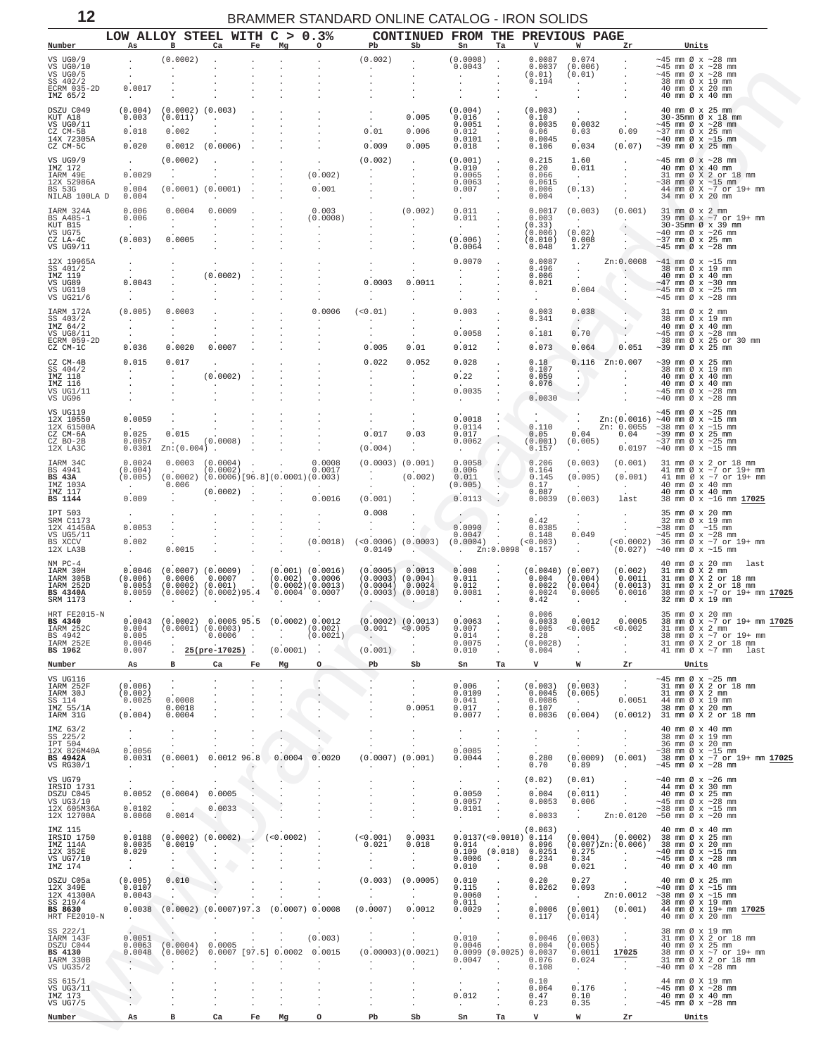## LOW ALLOY STEEL WITH C > 0.3% — CONTINUED FROM THE PREVIOUS PAGE

| Number | As | B | Ca | Fe | Mg | O | Pb | Sb | Sn | Ta | V | W | Zr | Units |
|---|---|---|---|---|---|---|---|---|---|---|---|---|---|---|
| VS UG0/9 | . | (0.0002) | . | . | . | . | (0.002) | . | (0.0008) | . | 0.0087 | 0.074 | . | ~45 mm Ø x ~28 mm |
| VS UG0/10 | . | . | . | . | . | . | . | . | 0.0043 | . | 0.0037 | (0.006) | . | ~45 mm Ø x ~28 mm |
| VS UG0/5 | . | . | . | . | . | . | . | . | . | . | (0.01) | (0.01) | . | ~45 mm Ø x ~28 mm |
| SS 402/2 | . | . | . | . | . | . | . | . | . | . | 0.194 | . | . | 38 mm Ø x 19 mm |
| ECRM 035-2D | 0.0017 | . | . | . | . | . | . | . | . | . | . | . | . | 40 mm Ø x 20 mm |
| IMZ 65/2 | . | . | . | . | . | . | . | . | . | . | . | . | . | 40 mm Ø x 40 mm |
| DSZU C049 | (0.004) | (0.0002) | (0.003) | . | . | . | . | . | (0.004) | . | (0.003) | . | . | 40 mm Ø x 25 mm |
| KUT A18 | 0.003 | (0.011) | . | . | . | . | . | 0.005 | 0.016 | . | 0.10 | . | . | 30-35mm Ø x 18 mm |
| VS UG0/11 | . | . | . | . | . | . | . | . | 0.0051 | . | 0.0035 | 0.0032 | . | ~45 mm Ø x ~28 mm |
| CZ CM-5B | 0.018 | 0.002 | . | . | . | . | 0.01 | 0.006 | 0.012 | . | 0.06 | 0.03 | 0.09 | ~37 mm Ø x 25 mm |
| 14X 72305A | . | . | . | . | . | . | . | . | 0.0101 | . | 0.0045 | . | . | ~40 mm Ø x ~15 mm |
| CZ CM-5C | 0.020 | 0.0012 | (0.0006) | . | . | . | 0.009 | 0.005 | 0.018 | . | 0.106 | 0.034 | (0.07) | ~39 mm Ø x 25 mm |
| VS UG9/9 | . | (0.0002) | . | . | . | . | (0.002) | . | (0.001) | . | 0.215 | 1.60 | . | ~45 mm Ø x ~28 mm |
| IMZ 172 | . | . | . | . | . | . | . | . | 0.010 | . | 0.20 | 0.011 | . | 40 mm Ø x 40 mm |
| IARM 49E | 0.0029 | . | . | . | . | (0.002) | . | . | 0.0065 | . | 0.066 | . | . | 31 mm Ø X 2 or 18 mm |
| 12X 52986A | . | . | . | . | . | . | . | . | 0.0063 | . | 0.0615 | . | . | ~38 mm Ø x ~15 mm |
| BS 53G | 0.004 | (0.0001) | (0.0001) | . | . | 0.001 | . | . | 0.007 | . | 0.006 | (0.13) | . | 44 mm Ø X ~7 or 19+ mm |
| NILAB 100LA D | 0.004 | . | . | . | . | . | . | . | . | . | 0.004 | . | . | 34 mm Ø x 20 mm |
| IARM 324A | 0.006 | 0.0004 | 0.0009 | . | . | 0.003 | . | (0.002) | 0.011 | . | 0.0017 | (0.003) | (0.001) | 31 mm Ø x 2 mm |
| BS A485-1 | 0.006 | . | . | . | . | (0.0008) | . | . | 0.011 | . | 0.003 | . | . | 39 mm Ø x ~7 or 19+ mm |
| KUT B15 | . | . | . | . | . | . | . | . | . | . | (0.33) | . | . | 30-35mm Ø x 39 mm |
| VS UG75 | . | . | . | . | . | . | . | . | . | . | (0.006) | (0.02) | . | ~40 mm Ø x ~26 mm |
| CZ LA-4C | (0.003) | 0.0005 | . | . | . | . | . | . | (0.006) | . | (0.010) | 0.008 | . | ~37 mm Ø x 25 mm |
| VS UG9/11 | . | . | . | . | . | . | . | . | 0.0064 | . | 0.048 | 1.27 | . | ~45 mm Ø x ~28 mm |
| 12X 19965A | . | . | . | . | . | . | . | . | 0.0070 | . | 0.0087 | . | Zn:0.0008 | ~41 mm Ø x ~15 mm |
| SS 401/2 | . | . | . | . | . | . | . | . | . | . | 0.496 | . | . | 38 mm Ø x 19 mm |
| IMZ 119 | . | . | (0.0002) | . | . | . | . | . | . | . | 0.006 | . | . | 40 mm Ø x 40 mm |
| VS UG89 | 0.0043 | . | . | . | . | . | 0.0003 | 0.0011 | . | . | 0.021 | . | . | ~47 mm Ø x ~30 mm |
| VS UG110 | . | . | . | . | . | . | . | . | . | . | . | 0.004 | . | ~45 mm Ø x ~25 mm |
| VS UG21/6 | . | . | . | . | . | . | . | . | . | . | . | . | . | ~45 mm Ø x ~28 mm |
| IARM 172A | (0.005) | 0.0003 | . | . | . | 0.0006 | (<0.01) | . | 0.003 | . | 0.003 | 0.038 | . | 31 mm Ø x 2 mm |
| SS 403/2 | . | . | . | . | . | . | . | . | . | . | 0.341 | . | . | 38 mm Ø x 19 mm |
| IMZ 64/2 | . | . | . | . | . | . | . | . | . | . | . | . | . | 40 mm Ø x 40 mm |
| VS UG8/11 | . | . | . | . | . | . | . | . | 0.0058 | . | 0.181 | 0.70 | . | ~45 mm Ø x ~28 mm |
| ECRM 059-2D | . | . | . | . | . | . | . | . | . | . | . | . | . | 38 mm Ø x 25 or 30 mm |
| CZ CM-1C | 0.036 | 0.0020 | 0.0007 | . | . | . | 0.005 | 0.01 | 0.012 | . | 0.073 | 0.064 | 0.051 | ~39 mm Ø x 25 mm |
| CZ CM-4B | 0.015 | 0.017 | . | . | . | . | 0.022 | 0.052 | 0.028 | . | 0.18 | 0.116 | Zn:0.007 | ~39 mm Ø x 25 mm |
| SS 404/2 | . | . | . | . | . | . | . | . | . | . | 0.107 | . | . | 38 mm Ø x 19 mm |
| IMZ 118 | . | . | (0.0002) | . | . | . | . | . | 0.22 | . | 0.059 | . | . | 40 mm Ø x 40 mm |
| IMZ 116 | . | . | . | . | . | . | . | . | . | . | 0.076 | . | . | 40 mm Ø x 40 mm |
| VS UG1/11 | . | . | . | . | . | . | . | . | 0.0035 | . | . | . | . | ~45 mm Ø x ~28 mm |
| VS UG96 | . | . | . | . | . | . | . | . | . | . | 0.0030 | . | . | ~40 mm Ø x ~28 mm |
| VS UG119 | . | . | . | . | . | . | . | . | . | . | . | . | Zn:(0.0016) | ~45 mm Ø x ~25 mm |
| 12X 10550 | 0.0059 | . | . | . | . | . | . | . | 0.0018 | . | . | . | . | ~40 mm Ø x ~15 mm |
| 12X 61500A | . | . | . | . | . | . | . | . | 0.0114 | . | 0.110 | . | Zn: 0.0055 | ~38 mm Ø x ~15 mm |
| CZ CM-6A | 0.025 | 0.015 | . | . | . | . | 0.017 | 0.03 | 0.017 | . | 0.05 | 0.04 | 0.04 | ~39 mm Ø x 25 mm |
| CZ BO-2B | 0.0057 | . | (0.0008) | . | . | . | . | . | 0.0062 | . | (0.001) | (0.005) | . | ~37 mm Ø x ~25 mm |
| 12X LA3C | 0.0301 | Zn:(0.004) | . | . | . | . | (0.004) | . | . | . | 0.157 | . | 0.0197 | ~40 mm Ø x ~15 mm |
| IARM 34C | 0.0024 | 0.0003 | (0.0004) | . | . | 0.0008 | (0.0003) | (0.001) | 0.0058 | . | 0.206 | (0.003) | (0.001) | 31 mm Ø x 2 or 18 mm |
| BS 4941 | (0.004) | . | (0.0002) | . | . | 0.0017 | . | . | 0.006 | . | 0.164 | . | . | 41 mm Ø x ~7 or 19+ mm |
| **BS 43A** | (0.005) | (0.0002) | (0.0006) | [96.8] | (0.0001) | (0.003) | . | (0.002) | 0.011 | . | 0.145 | (0.005) | (0.001) | 41 mm Ø x ~7 or 19+ mm |
| IMZ 103A | . | 0.006 | . | . | . | . | . | . | (0.005) | . | 0.17 | . | . | 40 mm Ø x 40 mm |
| IMZ 117 | . | . | (0.0002) | . | . | . | . | . | . | . | 0.087 | . | . | 40 mm Ø x 40 mm |
| **BS 1144** | 0.009 | . | . | . | . | 0.0016 | (0.001) | . | 0.0113 | . | 0.0039 | (0.003) | last | 38 mm Ø x ~16 mm **17025** |
| IPT 503 | . | . | . | . | . | . | 0.008 | . | . | . | . | . | . | 35 mm Ø x 20 mm |
| SRM C1173 | . | . | . | . | . | . | . | . | . | . | 0.42 | . | . | 32 mm Ø x 19 mm |
| 12X 41450A | 0.0053 | . | . | . | . | . | . | . | 0.0090 | . | 0.0385 | . | . | ~38 mm Ø ~15 mm |
| VS UG5/11 | . | . | . | . | . | . | . | . | 0.0047 | . | 0.148 | 0.049 | . | ~45 mm Ø x ~28 mm |
| BS XCCV | 0.002 | . | . | . | . | (0.0018) | (<0.0006) | (0.0003) | (0.0004) | . | (<0.003) | . | (<0.0002) | 36 mm Ø x ~7 or 19+ mm |
| 12X LA3B | . | 0.0015 | . | . | . | . | 0.0149 | . | . | Zn:0.0098 | 0.157 | . | (0.027) | ~40 mm Ø x ~15 mm |
| NM PC-4 | . | . | . | . | . | . | . | . | . | . | . | . | . | 40 mm Ø x 20 mm last |
| IARM 30H | 0.0046 | (0.0007) | (0.0009) | . | (0.001) | (0.0016) | (0.0005) | 0.0013 | 0.008 | . | (0.0040) | (0.007) | (0.002) | 31 mm Ø X 2 mm |
| IARM 305B | (0.006) | 0.0006 | 0.0007 | . | (0.002) | 0.0006 | (0.0003) | (0.004) | 0.011 | . | 0.004 | (0.004) | 0.0011 | 31 mm Ø X 2 or 18 mm |
| IARM 252D | 0.0053 | (0.0002) | (0.001) | . | (0.0002) | (0.0013) | (0.0004) | 0.0024 | 0.012 | . | 0.0022 | (0.004) | (0.0013) | 31 mm Ø x 2 or 18 mm |
| **BS 4340A** | 0.0059 | (0.0002) | (0.0002) | 95.4 | 0.0004 | 0.0007 | (0.0003) | (0.0018) | 0.0081 | . | 0.0024 | 0.0005 | 0.0016 | 38 mm Ø x ~7 or 19+ mm **17025** |
| SRM 1173 | . | . | . | . | . | . | . | . | . | . | 0.42 | . | . | 32 mm Ø x 19 mm |
| HRT FE2015-N | . | . | . | . | . | . | . | . | . | . | 0.006 | . | . | 35 mm Ø x 20 mm |
| **BS 4340** | 0.0043 | (0.0002) | 0.0005 | 95.5 | (0.0002) | 0.0012 | (0.0002) | (0.0013) | 0.0063 | . | 0.0033 | 0.0012 | 0.0005 | 38 mm Ø x ~7 or 19+ mm **17025** |
| IARM 252C | 0.004 | (0.0001) | (0.0003) | . | . | (0.002) | 0.001 | <0.005 | 0.007 | . | 0.005 | <0.005 | <0.002 | 31 mm Ø x 2 mm |
| BS 4942 | 0.005 | . | 0.0006 | . | . | (0.0021) | . | . | 0.014 | . | 0.28 | . | . | 38 mm Ø x ~7 or 19+ mm |
| IARM 252E | 0.0046 | . | . | . | . | . | . | . | 0.0075 | . | (0.0028) | . | . | 31 mm Ø X 2 or 18 mm |
| **BS 1962** | 0.007 | . | **25(pre-17025)** | . | (0.0001) | . | (0.001) | . | 0.010 | . | 0.004 | . | . | 41 mm Ø x ~7 mm last |

| Number | As | B | Ca | Fe | Mg | O | Pb | Sb | Sn | Ta | V | W | Zr | Units |
|---|---|---|---|---|---|---|---|---|---|---|---|---|---|---|
| VS UG116 | . | . | . | . | . | . | . | . | . | . | . | . | . | ~45 mm Ø x ~25 mm |
| IARM 252F | (0.006) | . | . | . | . | . | . | . | 0.006 | . | (0.003) | (0.003) | . | 31 mm Ø X 2 or 18 mm |
| IARM 30J | (0.002) | . | . | . | . | . | . | . | 0.0109 | . | 0.0045 | (0.005) | . | 31 mm Ø X 2 mm |
| SS 114 | 0.0025 | 0.0008 | . | . | . | . | . | . | 0.041 | . | 0.0086 | . | 0.0051 | 44 mm Ø x 19 mm |
| IMZ 55/1A | . | 0.0018 | . | . | . | . | . | 0.0051 | 0.017 | . | 0.107 | . | . | 38 mm Ø x 20 mm |
| IARM 31G | (0.004) | 0.0004 | . | . | . | . | . | . | 0.0077 | . | 0.0036 | (0.004) | (0.0012) | 31 mm Ø X 2 or 18 mm |
| IMZ 63/2 | . | . | . | . | . | . | . | . | . | . | . | . | . | 40 mm Ø x 40 mm |
| SS 225/2 | . | . | . | . | . | . | . | . | . | . | . | . | . | 38 mm Ø x 19 mm |
| IPT 504 | . | . | . | . | . | . | . | . | . | . | . | . | . | 36 mm Ø x 20 mm |
| 12X 826M40A | 0.0056 | . | . | . | . | . | . | . | 0.0085 | . | . | . | . | ~38 mm Ø x ~15 mm |
| **BS 4942A** | 0.0031 | (0.0001) | 0.0012 | 96.8 | 0.0004 | 0.0020 | (0.0007) | (0.001) | 0.0044 | . | 0.280 | (0.0009) | (0.001) | 38 mm Ø x ~7 or 19+ mm **17025** |
| VS RG30/1 | . | . | . | . | . | . | . | . | . | . | 0.70 | 0.89 | . | ~45 mm Ø x ~28 mm |
| VS UG79 | . | . | . | . | . | . | . | . | . | . | (0.02) | (0.01) | . | ~40 mm Ø x ~26 mm |
| IRSID 1731 | . | . | . | . | . | . | . | . | . | . | . | . | . | 44 mm Ø x 30 mm |
| DSZU C045 | 0.0052 | (0.0004) | 0.0005 | . | . | . | . | . | 0.0050 | . | 0.004 | (0.011) | . | 40 mm Ø x 25 mm |
| VS UG3/10 | . | . | . | . | . | . | . | . | 0.0057 | . | 0.0053 | 0.006 | . | ~45 mm Ø x ~28 mm |
| 12X 605M36A | 0.0102 | . | 0.0033 | . | . | . | . | . | 0.0101 | . | . | . | . | ~38 mm Ø x ~15 mm |
| 12X 12700A | 0.0060 | 0.0014 | . | . | . | . | . | . | . | . | 0.0033 | . | Zn:0.0120 | ~50 mm Ø x ~20 mm |
| IMZ 115 | . | . | . | . | . | . | . | . | . | . | (0.063) | . | . | 40 mm Ø x 40 mm |
| IRSID 1750 | 0.0188 | (0.0002) | (0.0002) | . | (<0.0002) | . | (<0.001) | 0.0031 | 0.0137 | (<0.0010) | 0.114 | (0.004) | (0.0002) | 39 mm Ø x 25 mm |
| IMZ 114A | 0.0035 | 0.0019 | . | . | . | . | 0.021 | 0.018 | 0.014 | . | 0.096 | (0.007) | Zn:(0.006) | 38 mm Ø x 20 mm |
| 12X 352E | 0.029 | . | . | . | . | . | . | . | 0.109 | (0.018) | 0.0251 | 0.275 | . | ~40 mm Ø x ~15 mm |
| VS UG7/10 | . | . | . | . | . | . | . | . | 0.0006 | . | 0.234 | 0.34 | . | ~45 mm Ø x ~28 mm |
| IMZ 174 | . | . | . | . | . | . | . | . | 0.010 | . | 0.98 | 0.021 | . | 40 mm Ø x 40 mm |
| DSZU C05a | (0.005) | 0.010 | . | . | . | . | (0.003) | (0.0005) | 0.010 | . | 0.20 | 0.27 | . | 40 mm Ø x 25 mm |
| 12X 349E | 0.0107 | . | . | . | . | . | . | . | 0.115 | . | 0.0262 | 0.093 | . | ~40 mm Ø x ~15 mm |
| 12X 41300A | 0.0043 | . | . | . | . | . | . | . | 0.0060 | . | . | . | Zn:0.0012 | ~38 mm Ø x ~15 mm |
| SS 219/4 | . | . | . | . | . | . | . | . | 0.011 | . | . | . | . | 38 mm Ø x 19 mm |
| **BS 8630** | 0.0038 | (0.0002) | (0.0007) | 97.3 | (0.0007) | 0.0008 | (0.0007) | 0.0012 | 0.0029 | . | 0.0006 | (0.001) | (0.001) | 44 mm Ø x 19+ mm **17025** |
| HRT FE2010-N | . | . | . | . | . | . | . | . | . | . | 0.117 | (0.014) | . | 40 mm Ø x 20 mm |
| SS 222/1 | . | . | . | . | . | . | . | . | . | . | . | . | . | 38 mm Ø x 19 mm |
| IARM 143F | 0.0051 | . | . | . | . | (0.003) | . | . | 0.010 | . | 0.0046 | (0.003) | . | 31 mm Ø X 2 or 18 mm |
| DSZU C044 | 0.0063 | (0.0004) | 0.0005 | . | . | . | . | . | 0.0046 | . | 0.004 | (0.005) | . | 40 mm Ø x 25 mm |
| **BS 4130** | 0.0048 | (0.0002) | 0.0007 | [97.5] | 0.0002 | 0.0015 | (0.00003) | (0.0021) | 0.0099 | (0.0025) | 0.0037 | 0.0011 | **17025** | 38 mm Ø x ~7 or 19+ mm |
| IARM 330B | . | . | . | . | . | . | . | . | 0.0047 | . | 0.076 | 0.024 | . | 31 mm Ø X 2 or 18 mm |
| VS UG35/2 | . | . | . | . | . | . | . | . | . | . | 0.108 | . | . | ~40 mm Ø x ~28 mm |
| SS 615/1 | . | . | . | . | . | . | . | . | . | . | 0.10 | . | . | 44 mm Ø X 19 mm |
| VS UG3/11 | . | . | . | . | . | . | . | . | . | . | 0.064 | 0.176 | . | ~45 mm Ø x ~28 mm |
| IMZ 173 | . | . | . | . | . | . | . | . | 0.012 | . | 0.47 | 0.10 | . | 40 mm Ø x 40 mm |
| VS UG7/5 | . | . | . | . | . | . | . | . | . | . | 0.23 | 0.35 | . | ~45 mm Ø x ~28 mm |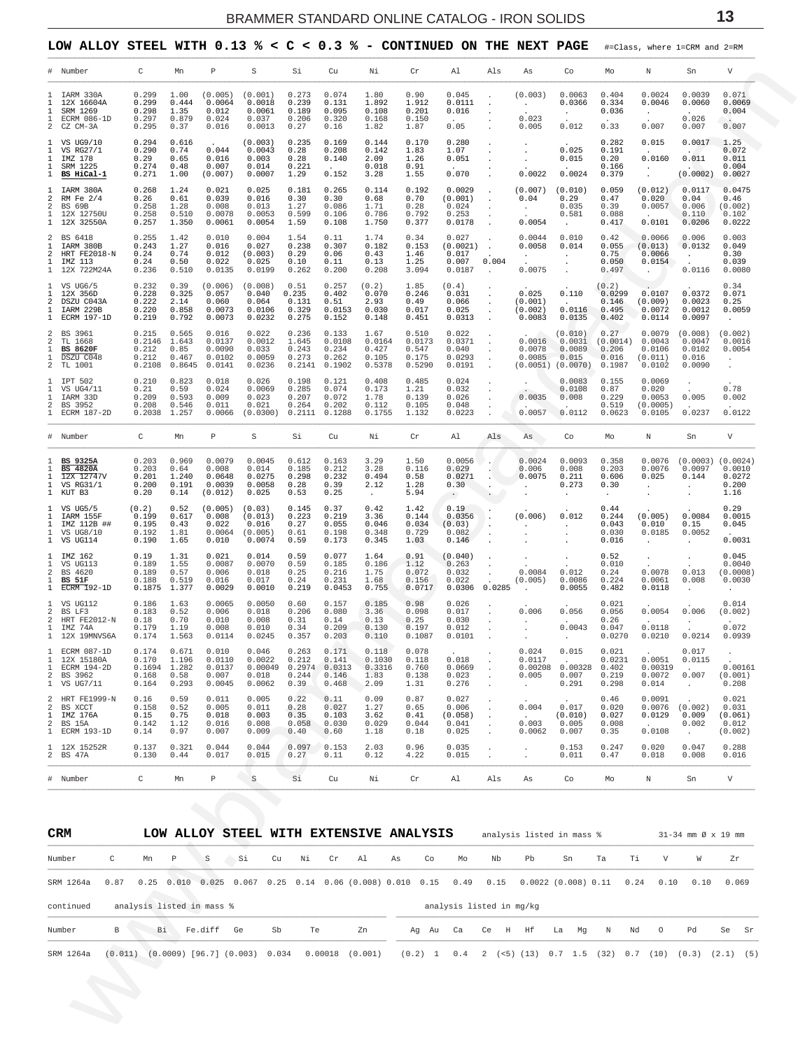## LOW ALLOY STEEL WITH 0.13 % < C < 0.3 % - CONTINUED ON THE NEXT PAGE

#=Class, where 1=CRM and 2=RM

| # | Number | C | Mn | P | S | Si | Cu | Ni | Cr | Al | Als | As | Co | Mo | N | Sn | V |
|---|---|---|---|---|---|---|---|---|---|---|---|---|---|---|---|---|---|
| 1 | IARM 330A | 0.299 | 1.00 | (0.005) | (0.001) | 0.273 | 0.074 | 1.80 | 0.90 | 0.045 | . | (0.003) | 0.0063 | 0.404 | 0.0024 | 0.0039 | 0.071 |
| 1 | 12X 16604A | 0.299 | 0.444 | 0.0064 | 0.0018 | 0.239 | 0.131 | 1.892 | 1.912 | 0.0111 | . | . | 0.0366 | 0.334 | 0.0046 | 0.0060 | 0.0069 |
| 1 | SRM 1269 | 0.298 | 1.35 | 0.012 | 0.0061 | 0.189 | 0.095 | 0.108 | 0.201 | 0.016 | . | . | . | 0.036 | . | . | 0.004 |
| 1 | ECRM 086-1D | 0.297 | 0.879 | 0.024 | 0.037 | 0.206 | 0.320 | 0.168 | 0.150 | . | . | 0.023 | . | . | . | 0.026 | . |
| 2 | CZ CM-3A | 0.295 | 0.37 | 0.016 | 0.0013 | 0.27 | 0.16 | 1.82 | 1.87 | 0.05 | . | 0.005 | 0.012 | 0.33 | 0.007 | 0.007 | 0.007 |
| 1 | VS UG9/10 | 0.294 | 0.616 | . | (0.003) | 0.235 | 0.169 | 0.144 | 0.170 | 0.280 | . | . | . | 0.282 | 0.015 | 0.0017 | 1.25 |
| 1 | VS RG27/1 | 0.290 | 0.74 | 0.044 | 0.0043 | 0.28 | 0.208 | 0.142 | 1.83 | 1.07 | . | . | 0.025 | 0.191 | . | . | 0.072 |
| 1 | IMZ 178 | 0.29 | 0.65 | 0.016 | 0.003 | 0.28 | 0.140 | 2.09 | 1.26 | 0.051 | . | . | 0.015 | 0.20 | 0.0160 | 0.011 | 0.011 |
| 1 | SRM 1225 | 0.274 | 0.48 | 0.007 | 0.014 | 0.221 | . | 0.018 | 0.91 | . | . | . | . | 0.166 | . | . | 0.004 |
| 1 | **BS HiCal-1** | 0.271 | 1.00 | (0.007) | 0.0007 | 1.29 | 0.152 | 3.28 | 1.55 | 0.070 | . | 0.0022 | 0.0024 | 0.379 | . | (0.0002) | 0.0027 |
| 1 | IARM 380A | 0.268 | 1.24 | 0.021 | 0.025 | 0.181 | 0.265 | 0.114 | 0.192 | 0.0029 | . | (0.007) | (0.010) | 0.059 | (0.012) | 0.0117 | 0.0475 |
| 2 | RM Fe 2/4 | 0.26 | 0.61 | 0.039 | 0.016 | 0.30 | 0.30 | 0.68 | 0.70 | (0.001) | . | 0.04 | 0.29 | 0.47 | 0.020 | 0.04 | 0.46 |
| 2 | BS 69B | 0.258 | 1.28 | 0.008 | 0.013 | 1.27 | 0.086 | 1.71 | 0.28 | 0.024 | . | . | 0.035 | 0.39 | 0.0057 | 0.006 | (0.002) |
| 1 | 12X 12750U | 0.258 | 0.510 | 0.0078 | 0.0053 | 0.599 | 0.106 | 0.786 | 0.792 | 0.253 | . | . | 0.581 | 0.088 | . | 0.110 | 0.102 |
| 1 | 12X 32550A | 0.257 | 1.350 | 0.0061 | 0.0054 | 1.59 | 0.108 | 1.750 | 0.377 | 0.0178 | . | 0.0054 | . | 0.417 | 0.0101 | 0.0206 | 0.0222 |
| 2 | BS 6418 | 0.255 | 1.42 | 0.010 | 0.004 | 1.54 | 0.11 | 1.74 | 0.34 | 0.027 | . | 0.0044 | 0.010 | 0.42 | 0.0066 | 0.006 | 0.003 |
| 1 | IARM 380B | 0.243 | 1.27 | 0.016 | 0.027 | 0.238 | 0.307 | 0.182 | 0.153 | (0.0021) | . | 0.0058 | 0.014 | 0.055 | (0.013) | 0.0132 | 0.049 |
| 2 | HRT FE2018-N | 0.24 | 0.74 | 0.012 | (0.003) | 0.29 | 0.06 | 0.43 | 1.46 | 0.017 | . | . | . | 0.75 | 0.0066 | . | 0.30 |
| 1 | IMZ 113 | 0.24 | 0.50 | 0.022 | 0.025 | 0.10 | 0.11 | 0.13 | 1.25 | 0.007 | 0.004 | . | . | 0.050 | 0.0154 | . | 0.039 |
| 1 | 12X 722M24A | 0.236 | 0.510 | 0.0135 | 0.0199 | 0.262 | 0.200 | 0.208 | 3.094 | 0.0187 | . | 0.0075 | . | 0.497 | . | 0.0116 | 0.0080 |
| 1 | VS UG6/5 | 0.232 | 0.39 | (0.006) | (0.008) | 0.51 | 0.257 | (0.2) | 1.85 | (0.4) | . | . | . | (0.2) | . | . | 0.34 |
| 1 | 12X 356D | 0.228 | 0.325 | 0.057 | 0.040 | 0.235 | 0.402 | 0.070 | 0.246 | 0.031 | . | 0.025 | 0.110 | 0.0299 | 0.0107 | 0.0372 | 0.071 |
| 2 | DSZU C043A | 0.222 | 2.14 | 0.060 | 0.064 | 0.131 | 0.51 | 2.93 | 0.49 | 0.066 | . | (0.001) | . | 0.146 | (0.009) | 0.0023 | 0.25 |
| 1 | IARM 229B | 0.220 | 0.858 | 0.0073 | 0.0106 | 0.329 | 0.0153 | 0.030 | 0.017 | 0.025 | . | (0.002) | 0.0116 | 0.495 | 0.0072 | 0.0012 | 0.0059 |
| 1 | ECRM 197-1D | 0.219 | 0.792 | 0.0073 | 0.0232 | 0.275 | 0.152 | 0.148 | 0.451 | 0.0313 | . | 0.0083 | 0.0135 | 0.402 | 0.0114 | 0.0097 | . |
| 2 | BS 3961 | 0.215 | 0.565 | 0.016 | 0.022 | 0.236 | 0.133 | 1.67 | 0.510 | 0.022 | . | . | (0.010) | 0.27 | 0.0079 | (0.008) | (0.002) |
| 2 | TL 1668 | 0.2146 | 1.643 | 0.0137 | 0.0012 | 1.645 | 0.0108 | 0.0164 | 0.0173 | 0.0371 | . | 0.0016 | 0.0031 | (0.0014) | 0.0043 | 0.0047 | 0.0016 |
| 1 | **BS 8620F** | 0.212 | 0.85 | 0.0090 | 0.033 | 0.243 | 0.234 | 0.427 | 0.547 | 0.040 | . | 0.0078 | 0.0089 | 0.206 | 0.0106 | 0.0102 | 0.0054 |
| 1 | DSZU C048 | 0.212 | 0.467 | 0.0102 | 0.0059 | 0.273 | 0.262 | 0.105 | 0.175 | 0.0293 | . | 0.0085 | 0.015 | 0.016 | (0.011) | 0.016 | . |
| 2 | TL 1001 | 0.2108 | 0.8645 | 0.0141 | 0.0236 | 0.2141 | 0.1902 | 0.5378 | 0.5290 | 0.0191 | . | (0.0051) | (0.0070) | 0.1987 | 0.0102 | 0.0090 | . |
| 1 | IPT 502 | 0.210 | 0.823 | 0.018 | 0.026 | 0.198 | 0.121 | 0.408 | 0.485 | 0.024 | . | . | 0.0083 | 0.155 | 0.0069 | . | . |
| 1 | VS UG4/11 | 0.21 | 0.59 | 0.024 | 0.0069 | 0.285 | 0.074 | 0.173 | 1.21 | 0.032 | . | . | 0.0108 | 0.87 | 0.020 | . | 0.78 |
| 1 | IARM 33D | 0.209 | 0.593 | 0.009 | 0.023 | 0.207 | 0.072 | 1.78 | 0.139 | 0.026 | . | 0.0035 | 0.008 | 0.229 | 0.0053 | 0.005 | 0.002 |
| 2 | BS 3952 | 0.208 | 0.546 | 0.011 | 0.021 | 0.264 | 0.202 | 0.112 | 0.105 | 0.048 | . | . | . | 0.519 | (0.0005) | . | . |
| 1 | ECRM 187-2D | 0.2038 | 1.257 | 0.0066 | (0.0300) | 0.2111 | 0.1288 | 0.1755 | 1.132 | 0.0223 | . | 0.0057 | 0.0112 | 0.0623 | 0.0105 | 0.0237 | 0.0122 |

| # | Number | C | Mn | P | S | Si | Cu | Ni | Cr | Al | Als | As | Co | Mo | N | Sn | V |
|---|---|---|---|---|---|---|---|---|---|---|---|---|---|---|---|---|---|
| 1 | **BS 9325A** | 0.203 | 0.969 | 0.0079 | 0.0045 | 0.612 | 0.163 | 3.29 | 1.50 | 0.0056 | . | 0.0024 | 0.0093 | 0.358 | 0.0076 | (0.0003) | (0.0024) |
| 1 | **BS 4820A** | 0.203 | 0.64 | 0.008 | 0.014 | 0.185 | 0.212 | 3.28 | 0.116 | 0.029 | . | 0.006 | 0.008 | 0.203 | 0.0076 | 0.0097 | 0.0010 |
| 1 | 12X 12747V | 0.201 | 1.240 | 0.0648 | 0.0275 | 0.298 | 0.232 | 0.494 | 0.58 | 0.0271 | . | 0.0075 | 0.211 | 0.606 | 0.025 | 0.144 | 0.0272 |
| 1 | VS RG31/1 | 0.200 | 0.191 | 0.0039 | 0.0058 | 0.28 | 0.39 | 2.12 | 1.28 | 0.30 | . | . | 0.273 | 0.30 | . | . | 0.200 |
| 1 | KUT B3 | 0.20 | 0.14 | (0.012) | 0.025 | 0.53 | 0.25 | . | 5.94 | . | . | . | . | . | . | . | 1.16 |
| 1 | VS UG5/5 | (0.2) | 0.52 | (0.005) | (0.03) | 0.145 | 0.37 | 0.42 | 1.42 | 0.19 | . | . | . | 0.44 | . | . | 0.29 |
| 1 | IARM 155F | 0.199 | 0.617 | 0.008 | (0.013) | 0.223 | 0.219 | 3.36 | 0.144 | 0.0356 | . | (0.006) | 0.012 | 0.244 | (0.005) | 0.0084 | 0.0015 |
| 1 | IMZ 112B ## | 0.195 | 0.43 | 0.022 | 0.016 | 0.27 | 0.055 | 0.046 | 0.034 | (0.03) | . | . | . | 0.043 | 0.010 | 0.15 | 0.045 |
| 1 | VS UG8/10 | 0.192 | 1.81 | 0.0064 | (0.005) | 0.61 | 0.198 | 0.348 | 0.729 | 0.082 | . | . | . | 0.030 | 0.0185 | 0.0052 | . |
| 1 | VS UG114 | 0.190 | 1.65 | 0.010 | 0.0074 | 0.59 | 0.173 | 0.345 | 1.03 | 0.146 | . | . | . | 0.016 | . | . | 0.0031 |
| 1 | IMZ 162 | 0.19 | 1.31 | 0.021 | 0.014 | 0.59 | 0.077 | 1.64 | 0.91 | (0.040) | . | . | . | 0.52 | . | . | 0.045 |
| 1 | VS UG113 | 0.189 | 1.55 | 0.0087 | 0.0070 | 0.59 | 0.185 | 0.186 | 1.12 | 0.263 | . | . | . | 0.010 | . | . | 0.0040 |
| 2 | BS 4620 | 0.189 | 0.57 | 0.006 | 0.018 | 0.25 | 0.216 | 1.75 | 0.072 | 0.032 | . | 0.0084 | 0.012 | 0.24 | 0.0078 | 0.013 | (0.0008) |
| 1 | **BS 51F** | 0.188 | 0.519 | 0.016 | 0.017 | 0.24 | 0.231 | 1.68 | 0.156 | 0.022 | . | (0.005) | 0.0086 | 0.224 | 0.0061 | 0.008 | 0.0030 |
| 1 | ECRM 192-1D | 0.1875 | 1.377 | 0.0029 | 0.0010 | 0.219 | 0.0453 | 0.755 | 0.0717 | 0.0306 | 0.0285 | . | 0.0055 | 0.482 | 0.0118 | . | . |
| 1 | VS UG112 | 0.186 | 1.63 | 0.0065 | 0.0050 | 0.60 | 0.157 | 0.185 | 0.98 | 0.026 | . | . | . | 0.021 | . | . | 0.014 |
| 2 | BS LF3 | 0.183 | 0.52 | 0.006 | 0.018 | 0.206 | 0.080 | 3.36 | 0.098 | 0.017 | . | 0.006 | 0.056 | 0.056 | 0.0054 | 0.006 | (0.002) |
| 2 | HRT FE2012-N | 0.18 | 0.70 | 0.010 | 0.008 | 0.31 | 0.14 | 0.13 | 0.25 | 0.030 | . | . | . | 0.26 | . | . | . |
| 1 | IMZ 74A | 0.179 | 1.19 | 0.008 | 0.010 | 0.34 | 0.209 | 0.130 | 0.197 | 0.012 | . | . | 0.0043 | 0.047 | 0.0118 | . | 0.072 |
| 1 | 12X 19MNVS6A | 0.174 | 1.563 | 0.0114 | 0.0245 | 0.357 | 0.203 | 0.110 | 0.1087 | 0.0101 | . | . | . | 0.0270 | 0.0210 | 0.0214 | 0.0939 |
| 1 | ECRM 087-1D | 0.174 | 0.671 | 0.010 | 0.046 | 0.263 | 0.171 | 0.118 | 0.078 | . | . | 0.024 | 0.015 | 0.021 | . | 0.017 | . |
| 1 | 12X 15180A | 0.170 | 1.196 | 0.0110 | 0.0022 | 0.212 | 0.141 | 0.1030 | 0.118 | 0.018 | . | 0.0117 | . | 0.0231 | 0.0051 | 0.0115 | . |
| 1 | ECRM 194-2D | 0.1694 | 1.282 | 0.0137 | 0.00049 | 0.2974 | 0.0313 | 0.3316 | 0.760 | 0.0669 | . | 0.00208 | 0.00328 | 0.402 | 0.00319 | . | 0.00161 |
| 2 | BS 3962 | 0.168 | 0.58 | 0.007 | 0.018 | 0.244 | 0.146 | 1.83 | 0.138 | 0.023 | . | 0.005 | 0.007 | 0.219 | 0.0072 | 0.007 | (0.001) |
| 1 | VS UG7/11 | 0.164 | 0.293 | 0.0045 | 0.0062 | 0.39 | 0.468 | 2.09 | 1.31 | 0.276 | . | . | 0.291 | 0.298 | 0.014 | . | 0.208 |
| 2 | HRT FE1999-N | 0.16 | 0.59 | 0.011 | 0.005 | 0.22 | 0.11 | 0.09 | 0.87 | 0.027 | . | . | . | 0.46 | 0.0091 | . | 0.021 |
| 2 | BS XCCT | 0.158 | 0.52 | 0.005 | 0.011 | 0.28 | 0.027 | 1.27 | 0.65 | 0.006 | . | 0.004 | 0.017 | 0.020 | 0.0076 | (0.002) | 0.031 |
| 1 | IMZ 176A | 0.15 | 0.75 | 0.018 | 0.003 | 0.35 | 0.103 | 3.62 | 0.41 | (0.058) | . | . | (0.010) | 0.027 | 0.0129 | 0.009 | (0.061) |
| 2 | BS 15A | 0.142 | 1.12 | 0.016 | 0.008 | 0.058 | 0.030 | 0.029 | 0.044 | 0.041 | . | 0.003 | 0.005 | 0.008 | . | 0.002 | 0.012 |
| 1 | ECRM 193-1D | 0.14 | 0.97 | 0.007 | 0.009 | 0.40 | 0.60 | 1.18 | 0.18 | 0.025 | . | 0.0062 | 0.007 | 0.35 | 0.0108 | . | (0.002) |
| 1 | 12X 15252R | 0.137 | 0.321 | 0.044 | 0.044 | 0.097 | 0.153 | 2.03 | 0.96 | 0.035 | . | . | 0.153 | 0.247 | 0.020 | 0.047 | 0.288 |
| 2 | BS 47A | 0.130 | 0.44 | 0.017 | 0.015 | 0.27 | 0.11 | 0.12 | 4.22 | 0.015 | . | . | 0.011 | 0.47 | 0.018 | 0.008 | 0.016 |

## CRM LOW ALLOY STEEL WITH EXTENSIVE ANALYSIS

analysis listed in mass % — 31-34 mm Ø x 19 mm

| Number | C | Mn | P | S | Si | Cu | Ni | Cr | Al | As | Co | Mo | Nb | Pb | Sn | Ta | Ti | V | W | Zr |
|---|---|---|---|---|---|---|---|---|---|---|---|---|---|---|---|---|---|---|---|---|
| SRM 1264a | 0.87 | 0.25 | 0.010 | 0.025 | 0.067 | 0.25 | 0.14 | 0.06 | (0.008) | 0.010 | 0.15 | 0.49 | 0.15 | 0.0022 | (0.008) | 0.11 | 0.24 | 0.10 | 0.10 | 0.069 |

continued — analysis listed in mass % / analysis listed in mg/kg

| Number | B | Bi | Fe.diff | Ge | Sb | Te | Zn | Ag | Au | Ca | Ce | H | Hf | La | Mg | N | Nd | O | Pd | Se | Sr |
|---|---|---|---|---|---|---|---|---|---|---|---|---|---|---|---|---|---|---|---|---|---|
| SRM 1264a | (0.011) | (0.0009) | [96.7] | (0.003) | 0.034 | 0.00018 | (0.001) | (0.2) | 1 | 0.4 | 2 | (<5) | (13) | 0.7 | 1.5 | (32) | 0.7 | (10) | (0.3) | (2.1) | (5) |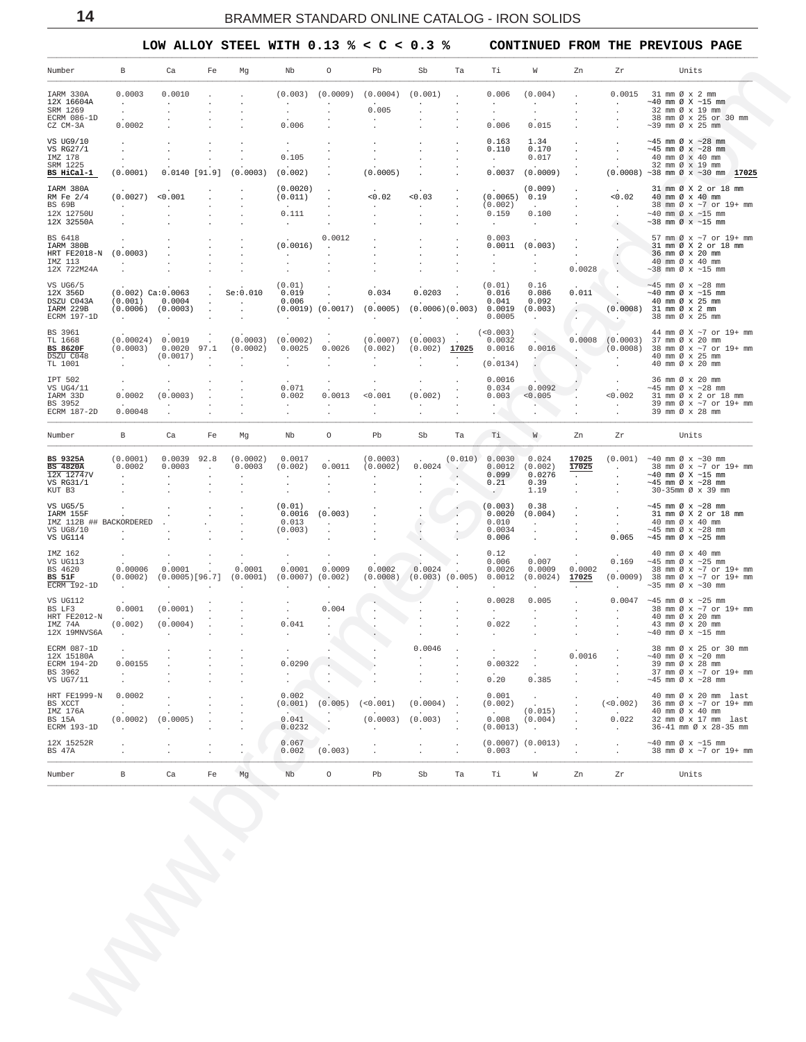## LOW ALLOY STEEL WITH 0.13 % < C < 0.3 % CONTINUED FROM THE PREVIOUS PAGE

| Number | B | Ca | Fe | Mg | Nb | O | Pb | Sb | Ta | Ti | W | Zn | Zr | Units |
|---|---|---|---|---|---|---|---|---|---|---|---|---|---|---|
| IARM 330A | 0.0003 | 0.0010 | . | . | (0.003) | (0.0009) | (0.0004) | (0.001) | . | 0.006 | (0.004) | . | 0.0015 | 31 mm Ø x 2 mm |
| 12X 16604A | . | . | . | . | . | . | . | . | . | . | . | . | . | ~40 mm Ø X ~15 mm |
| SRM 1269 | . | . | . | . | . | . | 0.005 | . | . | . | . | . | . | 32 mm Ø x 19 mm |
| ECRM 086-1D | . | . | . | . | . | . | . | . | . | . | . | . | . | 38 mm Ø x 25 or 30 mm |
| CZ CM-3A | 0.0002 | . | . | . | 0.006 | . | . | . | . | 0.006 | 0.015 | . | . | ~39 mm Ø x 25 mm |
| VS UG9/10 | . | . | . | . | . | . | . | . | . | 0.163 | 1.34 | . | . | ~45 mm Ø x ~28 mm |
| VS RG27/1 | . | . | . | . | 0.105 | . | . | . | . | 0.110 | 0.170 | . | . | ~45 mm Ø x ~28 mm |
| IMZ 178 | . | . | . | . | . | . | . | . | . | . | 0.017 | . | . | 40 mm Ø x 40 mm |
| SRM 1225 | . | . | . | . | . | . | . | . | . | . | . | . | . | 32 mm Ø x 19 mm |
| **BS HiCal-1** | (0.0001) | 0.0140 | [91.9] | (0.0003) | (0.002) | . | (0.0005) | . | . | 0.0037 | (0.0009) | . | (0.0008) | ~38 mm Ø x ~30 mm **17025** |
| IARM 380A | . | . | . | . | (0.0020) | . | . | . | . | . | (0.009) | . | . | 31 mm Ø X 2 or 18 mm |
| RM Fe 2/4 | (0.0027) | <0.001 | . | . | (0.011) | . | <0.02 | <0.03 | . | (0.0065) | 0.19 | . | <0.02 | 40 mm Ø x 40 mm |
| BS 69B | . | . | . | . | . | . | . | . | . | (0.002) | . | . | . | 38 mm Ø x ~7 or 19+ mm |
| 12X 12750U | . | . | . | . | 0.111 | . | . | . | . | 0.159 | 0.100 | . | . | ~40 mm Ø x ~15 mm |
| 12X 32550A | . | . | . | . | . | . | . | . | . | . | . | . | . | ~38 mm Ø x ~15 mm |
| BS 6418 | . | . | . | . | . | 0.0012 | . | . | . | 0.003 | . | . | . | 57 mm Ø x ~7 or 19+ mm |
| IARM 380B | . | . | . | . | (0.0016) | . | . | . | . | 0.0011 | (0.003) | . | . | 31 mm Ø X 2 or 18 mm |
| HRT FE2018-N | (0.0003) | . | . | . | . | . | . | . | . | . | . | . | . | 36 mm Ø x 20 mm |
| IMZ 113 | . | . | . | . | . | . | . | . | . | . | . | . | . | 40 mm Ø x 40 mm |
| 12X 722M24A | . | . | . | . | . | . | . | . | . | . | . | 0.0028 | . | ~38 mm Ø x ~15 mm |
| VS UG6/5 | . | . | . | . | (0.01) | . | . | . | . | (0.01) | 0.16 | . | . | ~45 mm Ø x ~28 mm |
| 12X 356D | (0.002) | Ca:0.0063 | . | Se:0.010 | 0.019 | . | 0.034 | 0.0203 | . | 0.016 | 0.086 | 0.011 | . | ~40 mm Ø x ~15 mm |
| DSZU C043A | (0.001) | 0.0004 | . | . | 0.006 | . | . | . | . | 0.041 | 0.092 | . | . | 40 mm Ø x 25 mm |
| IARM 229B | (0.0006) | (0.0003) | . | . | (0.0019) | (0.0017) | (0.0005) | (0.0006) | (0.003) | 0.0019 | (0.003) | . | (0.0008) | 31 mm Ø x 2 mm |
| ECRM 197-1D | . | . | . | . | . | . | . | . | . | 0.0005 | . | . | . | 38 mm Ø x 25 mm |
| BS 3961 | . | . | . | . | . | . | . | . | . | (<0.003) | . | . | . | 44 mm Ø x ~7 or 19+ mm |
| TL 1668 | (0.00024) | 0.0019 | . | (0.0003) | (0.0002) | . | (0.0007) | (0.0003) | . | 0.0032 | . | 0.0008 | (0.0003) | 37 mm Ø x 20 mm |
| **BS 8620F** | (0.0003) | 0.0020 | 97.1 | (0.0002) | 0.0025 | 0.0026 | (0.002) | (0.002) | **17025** | 0.0016 | 0.0016 | . | (0.0008) | 38 mm Ø x ~7 or 19+ mm |
| DSZU C048 | . | (0.0017) | . | . | . | . | . | . | . | . | . | . | . | 40 mm Ø x 25 mm |
| TL 1001 | . | . | . | . | . | . | . | . | . | (0.0134) | . | . | . | 40 mm Ø x 20 mm |
| IPT 502 | . | . | . | . | . | . | . | . | . | 0.0016 | . | . | . | 36 mm Ø x 20 mm |
| VS UG4/11 | . | . | . | . | 0.071 | . | . | . | . | 0.034 | 0.0092 | . | . | ~45 mm Ø x ~28 mm |
| IARM 33D | 0.0002 | (0.0003) | . | . | 0.002 | 0.0013 | <0.001 | (0.002) | . | 0.003 | <0.005 | . | <0.002 | 31 mm Ø x 2 or 18 mm |
| BS 3952 | . | . | . | . | . | . | . | . | . | . | . | . | . | 39 mm Ø x ~7 or 19+ mm |
| ECRM 187-2D | 0.00048 | . | . | . | . | . | . | . | . | . | . | . | . | 39 mm Ø x 28 mm |

| Number | B | Ca | Fe | Mg | Nb | O | Pb | Sb | Ta | Ti | W | Zn | Zr | Units |
|---|---|---|---|---|---|---|---|---|---|---|---|---|---|---|
| **BS 9325A** | (0.0001) | 0.0039 | 92.8 | (0.0002) | 0.0017 | . | (0.0003) | . | (0.010) | 0.0030 | 0.024 | **17025** | (0.001) | ~40 mm Ø x ~30 mm |
| **BS 4820A** | 0.0002 | 0.0003 | . | 0.0003 | (0.002) | 0.0011 | (0.0002) | 0.0024 | . | 0.0012 | (0.002) | **17025** | . | 38 mm Ø x ~7 or 19+ mm |
| 12X 12747V | . | . | . | . | . | . | . | . | . | 0.099 | 0.0276 | . | . | ~40 mm Ø X ~15 mm |
| VS RG31/1 | . | . | . | . | . | . | . | . | . | 0.21 | 0.39 | . | . | ~45 mm Ø x ~28 mm |
| KUT B3 | . | . | . | . | . | . | . | . | . | . | 1.19 | . | . | 30-35mm Ø x 39 mm |
| VS UG5/5 | . | . | . | . | (0.01) | . | . | . | . | (0.003) | 0.38 | . | . | ~45 mm Ø x ~28 mm |
| IARM 155F | . | . | . | . | 0.0016 | (0.003) | . | . | . | 0.0020 | (0.004) | . | . | 31 mm Ø X 2 or 18 mm |
| IMZ 112B ## BACKORDERED | . | . | . | . | 0.013 | . | . | . | . | 0.010 | . | . | . | 40 mm Ø x 40 mm |
| VS UG8/10 | . | . | . | . | (0.003) | . | . | . | . | 0.0034 | . | . | . | ~45 mm Ø x ~28 mm |
| VS UG114 | . | . | . | . | . | . | . | . | . | 0.006 | . | . | 0.065 | ~45 mm Ø x ~25 mm |
| IMZ 162 | . | . | . | . | . | . | . | . | . | 0.12 | . | . | . | 40 mm Ø x 40 mm |
| VS UG113 | . | . | . | . | . | . | . | . | . | 0.006 | 0.007 | . | 0.169 | ~45 mm Ø x ~25 mm |
| BS 4620 | 0.00006 | 0.0001 | . | 0.0001 | 0.0001 | 0.0009 | 0.0002 | 0.0024 | . | 0.0026 | 0.0009 | 0.0002 | . | 38 mm Ø x ~7 or 19+ mm |
| **BS 51F** | (0.0002) | (0.0005) | [96.7] | (0.0001) | (0.0007) | (0.002) | (0.0008) | (0.003) | (0.005) | 0.0012 | (0.0024) | **17025** | (0.0009) | 38 mm Ø x ~7 or 19+ mm |
| ECRM 192-1D | . | . | . | . | . | . | . | . | . | . | . | . | . | ~35 mm Ø x ~30 mm |
| VS UG112 | . | . | . | . | . | . | . | . | . | 0.0028 | 0.005 | . | 0.0047 | ~45 mm Ø x ~25 mm |
| BS LF3 | 0.0001 | (0.0001) | . | . | . | 0.004 | . | . | . | . | . | . | . | 38 mm Ø x ~7 or 19+ mm |
| HRT FE2012-N | . | . | . | . | . | . | . | . | . | . | . | . | . | 40 mm Ø x 20 mm |
| IMZ 74A | (0.002) | (0.0004) | . | . | 0.041 | . | . | . | . | 0.022 | . | . | . | 43 mm Ø x 20 mm |
| 12X 19MNVS6A | . | . | . | . | . | . | . | . | . | . | . | . | . | ~40 mm Ø x ~15 mm |
| ECRM 087-1D | . | . | . | . | . | . | . | 0.0046 | . | . | . | . | . | 38 mm Ø x 25 or 30 mm |
| 12X 15180A | . | . | . | . | . | . | . | . | . | . | . | 0.0016 | . | ~40 mm Ø x ~20 mm |
| ECRM 194-2D | 0.00155 | . | . | . | 0.0290 | . | . | . | . | 0.00322 | . | . | . | 39 mm Ø x 28 mm |
| BS 3962 | . | . | . | . | . | . | . | . | . | . | . | . | . | 37 mm Ø x ~7 or 19+ mm |
| VS UG7/11 | . | . | . | . | . | . | . | . | . | 0.20 | 0.385 | . | . | ~45 mm Ø x ~28 mm |
| HRT FE1999-N | 0.0002 | . | . | . | 0.002 | . | . | . | . | 0.001 | . | . | . | 40 mm Ø x 20 mm last |
| BS XCCT | . | . | . | . | (0.001) | (0.005) | (<0.001) | (0.0004) | . | (0.002) | . | . | (<0.002) | 36 mm Ø x ~7 or 19+ mm |
| IMZ 176A | . | . | . | . | . | . | . | . | . | . | (0.015) | . | . | 40 mm Ø x 40 mm |
| BS 15A | (0.0002) | (0.0005) | . | . | 0.041 | . | (0.0003) | (0.003) | . | 0.008 | (0.004) | . | 0.022 | 32 mm Ø x 17 mm last |
| ECRM 193-1D | . | . | . | . | 0.0232 | . | . | . | . | (0.0013) | . | . | . | 36-41 mm Ø x 28-35 mm |
| 12X 15252R | . | . | . | . | 0.067 | . | . | . | . | (0.0007) | (0.0013) | . | . | ~40 mm Ø x ~15 mm |
| BS 47A | . | . | . | . | 0.002 | (0.003) | . | . | . | 0.003 | . | . | . | 38 mm Ø x ~7 or 19+ mm |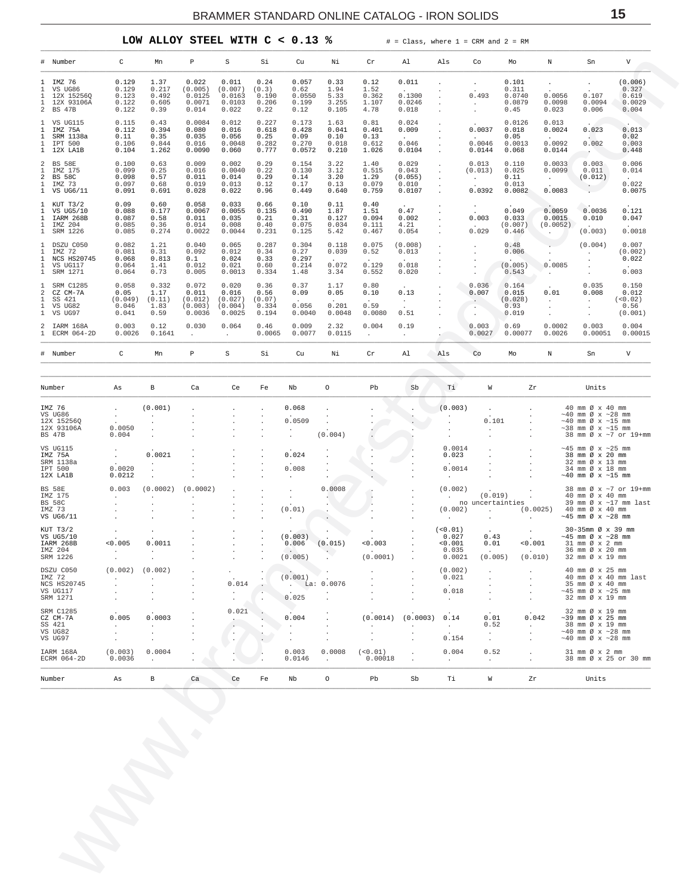## LOW ALLOY STEEL WITH C < 0.13 %

# = Class, where 1 = CRM and 2 = RM

| # | Number | C | Mn | P | S | Si | Cu | Ni | Cr | Al | Als | Co | Mo | N | Sn | V |
|---|---|---|---|---|---|---|---|---|---|---|---|---|---|---|---|---|
| 1 | IMZ 76 | 0.129 | 1.37 | 0.022 | 0.011 | 0.24 | 0.057 | 0.33 | 0.12 | 0.011 | . | . | 0.101 | . | . | (0.006) |
| 1 | VS UG86 | 0.129 | 0.217 | (0.005) | (0.007) | (0.3) | 0.62 | 1.94 | 1.52 | . | . | . | 0.311 | . | . | 0.327 |
| 1 | 12X 15256Q | 0.123 | 0.492 | 0.0125 | 0.0163 | 0.190 | 0.0550 | 5.33 | 0.362 | 0.1300 | . | 0.493 | 0.0740 | 0.0056 | 0.107 | 0.619 |
| 1 | 12X 93106A | 0.122 | 0.605 | 0.0071 | 0.0103 | 0.206 | 0.199 | 3.255 | 1.107 | 0.0246 | . | . | 0.0879 | 0.0098 | 0.0094 | 0.0029 |
| 2 | BS 47B | 0.122 | 0.39 | 0.014 | 0.022 | 0.22 | 0.12 | 0.105 | 4.78 | 0.018 | . | . | 0.45 | 0.023 | 0.006 | 0.004 |
| 1 | VS UG115 | 0.115 | 0.43 | 0.0084 | 0.012 | 0.227 | 0.173 | 1.63 | 0.81 | 0.024 | . | . | 0.0126 | 0.013 | . | . |
| 1 | IMZ 75A | 0.112 | 0.394 | 0.080 | 0.016 | 0.618 | 0.428 | 0.041 | 0.401 | 0.009 | . | 0.0037 | 0.018 | 0.0024 | 0.023 | 0.013 |
| 1 | SRM 1138a | 0.11 | 0.35 | 0.035 | 0.056 | 0.25 | 0.09 | 0.10 | 0.13 | . | . | . | 0.05 | . | . | 0.02 |
| 1 | IPT 500 | 0.106 | 0.844 | 0.016 | 0.0048 | 0.282 | 0.270 | 0.018 | 0.612 | 0.046 | . | 0.0046 | 0.0013 | 0.0092 | 0.002 | 0.003 |
| 1 | 12X LA1B | 0.104 | 1.262 | 0.0090 | 0.060 | 0.777 | 0.0572 | 0.210 | 1.026 | 0.0104 | . | 0.0144 | 0.068 | 0.0144 | . | 0.448 |
| 2 | BS 58E | 0.100 | 0.63 | 0.009 | 0.002 | 0.29 | 0.154 | 3.22 | 1.40 | 0.029 | . | 0.013 | 0.110 | 0.0033 | 0.003 | 0.006 |
| 1 | IMZ 175 | 0.099 | 0.25 | 0.016 | 0.0040 | 0.22 | 0.130 | 3.12 | 0.515 | 0.043 | . | (0.013) | 0.025 | 0.0099 | 0.011 | 0.014 |
| 2 | BS 58C | 0.098 | 0.57 | 0.011 | 0.014 | 0.29 | 0.14 | 3.20 | 1.29 | (0.055) | . | . | 0.11 | . | (0.012) | . |
| 1 | IMZ 73 | 0.097 | 0.68 | 0.019 | 0.013 | 0.12 | 0.17 | 0.13 | 0.079 | 0.010 | . | . | 0.013 | . | . | 0.022 |
| 1 | VS UG6/11 | 0.091 | 0.691 | 0.028 | 0.022 | 0.96 | 0.449 | 0.640 | 0.759 | 0.0107 | . | 0.0392 | 0.0082 | 0.0083 | . | 0.0075 |
| 1 | KUT T3/2 | 0.09 | 0.60 | 0.058 | 0.033 | 0.66 | 0.10 | 0.11 | 0.40 | . | . | . | . | . | . | . |
| 1 | VS UG5/10 | 0.088 | 0.177 | 0.0067 | 0.0055 | 0.135 | 0.490 | 1.87 | 1.51 | 0.47 | . | . | 0.049 | 0.0059 | 0.0036 | 0.121 |
| 1 | IARM 268B | 0.087 | 0.58 | 0.011 | 0.035 | 0.21 | 0.31 | 0.127 | 0.094 | 0.002 | . | 0.003 | 0.033 | 0.0015 | 0.010 | 0.047 |
| 1 | IMZ 204 | 0.085 | 0.36 | 0.014 | 0.008 | 0.40 | 0.075 | 0.034 | 0.111 | 4.21 | . | . | (0.007) | (0.0052) | . | . |
| 1 | SRM 1226 | 0.085 | 0.274 | 0.0022 | 0.0044 | 0.231 | 0.125 | 5.42 | 0.467 | 0.054 | . | 0.029 | 0.446 | . | (0.003) | 0.0018 |
| 1 | DSZU C050 | 0.082 | 1.21 | 0.040 | 0.065 | 0.287 | 0.304 | 0.118 | 0.075 | (0.008) | . | . | 0.48 | . | (0.004) | 0.007 |
| 1 | IMZ 72 | 0.081 | 0.31 | 0.092 | 0.012 | 0.34 | 0.27 | 0.039 | 0.52 | 0.013 | . | . | 0.006 | . | . | (0.002) |
| 1 | NCS HS20745 | 0.068 | 0.813 | 0.1 | 0.024 | 0.33 | 0.297 | . | . | . | . | . | . | . | . | 0.022 |
| 1 | VS UG117 | 0.064 | 1.41 | 0.012 | 0.021 | 0.60 | 0.214 | 0.072 | 0.129 | 0.018 | . | . | (0.005) | 0.0085 | . | . |
| 1 | SRM 1271 | 0.064 | 0.73 | 0.005 | 0.0013 | 0.334 | 1.48 | 3.34 | 0.552 | 0.020 | . | . | 0.543 | . | . | 0.003 |
| 1 | SRM C1285 | 0.058 | 0.332 | 0.072 | 0.020 | 0.36 | 0.37 | 1.17 | 0.80 | . | . | 0.036 | 0.164 | . | 0.035 | 0.150 |
| 2 | CZ CM-7A | 0.05 | 1.17 | 0.011 | 0.016 | 0.56 | 0.09 | 0.05 | 0.10 | 0.13 | . | 0.007 | 0.015 | 0.01 | 0.008 | 0.012 |
| 1 | SS 421 | (0.049) | (0.11) | (0.012) | (0.027) | (0.07) | . | . | . | . | . | . | (0.028) | . | . | (<0.02) |
| 1 | VS UG82 | 0.046 | 1.83 | (0.003) | (0.004) | 0.334 | 0.056 | 0.201 | 0.59 | . | . | . | 0.93 | . | . | 0.56 |
| 1 | VS UG97 | 0.041 | 0.59 | 0.0036 | 0.0025 | 0.194 | 0.0040 | 0.0048 | 0.0080 | 0.51 | . | . | 0.019 | . | . | (0.001) |
| 2 | IARM 168A | 0.003 | 0.12 | 0.030 | 0.064 | 0.46 | 0.009 | 2.32 | 0.004 | 0.19 | . | 0.003 | 0.69 | 0.0002 | 0.003 | 0.004 |
| 1 | ECRM 064-2D | 0.0026 | 0.1641 | . | . | 0.0065 | 0.0077 | 0.0115 | . | . | . | 0.0027 | 0.00077 | 0.0026 | 0.00051 | 0.00015 |
| # | Number | C | Mn | P | S | Si | Cu | Ni | Cr | Al | Als | Co | Mo | N | Sn | V |

| Number | As | B | Ca | Ce | Fe | Nb | O | Pb | Sb | Ti | W | Zr | Units |
|---|---|---|---|---|---|---|---|---|---|---|---|---|---|
| IMZ 76 | . | (0.001) | . | . | . | 0.068 | . | . | . | (0.003) | . | . | 40 mm Ø x 40 mm |
| VS UG86 | . | . | . | . | . | . | . | . | . | . | . | . | ~40 mm Ø x ~28 mm |
| 12X 15256Q | . | . | . | . | . | 0.0509 | . | . | . | . | 0.101 | . | ~40 mm Ø x ~15 mm |
| 12X 93106A | 0.0050 | . | . | . | . | . | . | . | . | . | . | . | ~38 mm Ø x ~15 mm |
| BS 47B | 0.004 | . | . | . | . | . | (0.004) | . | . | . | . | . | 38 mm Ø x ~7 or 19+mm |
| VS UG115 | . | . | . | . | . | . | . | . | . | 0.0014 | . | . | ~45 mm Ø x ~25 mm |
| IMZ 75A | . | 0.0021 | . | . | . | 0.024 | . | . | . | 0.023 | . | . | 38 mm Ø x 20 mm |
| SRM 1138a | . | . | . | . | . | . | . | . | . | . | . | . | 32 mm Ø x 13 mm |
| IPT 500 | 0.0020 | . | . | . | . | 0.008 | . | . | . | 0.0014 | . | . | 34 mm Ø x 18 mm |
| 12X LA1B | 0.0212 | . | . | . | . | . | . | . | . | . | . | . | ~40 mm Ø x ~15 mm |
| BS 58E | 0.003 | (0.0002) | (0.0002) | . | . | . | 0.0008 | . | . | (0.002) | . | . | 38 mm Ø x ~7 or 19+mm |
| IMZ 175 | . | . | . | . | . | . | . | . | . | . | (0.019) | . | 40 mm Ø x 40 mm |
| BS 58C | . | . | . | . | . | . | . | . | . | no uncertainties | | | 39 mm Ø x ~17 mm last |
| IMZ 73 | . | . | . | . | . | (0.01) | . | . | . | (0.002) | . | (0.0025) | 40 mm Ø x 40 mm |
| VS UG6/11 | . | . | . | . | . | . | . | . | . | . | . | . | ~45 mm Ø x ~28 mm |
| KUT T3/2 | . | . | . | . | . | . | . | . | . | (<0.01) | . | . | 30-35mm Ø x 39 mm |
| VS UG5/10 | . | . | . | . | . | (0.003) | . | . | . | 0.027 | 0.43 | . | ~45 mm Ø x ~28 mm |
| IARM 268B | <0.005 | 0.0011 | . | . | . | 0.006 | (0.015) | <0.003 | . | <0.001 | 0.01 | <0.001 | 31 mm Ø x 2 mm |
| IMZ 204 | . | . | . | . | . | . | . | . | . | 0.035 | . | . | 36 mm Ø x 20 mm |
| SRM 1226 | . | . | . | . | . | (0.005) | . | (0.0001) | . | 0.0021 | (0.005) | (0.010) | 32 mm Ø x 19 mm |
| DSZU C050 | (0.002) | (0.002) | . | . | . | . | . | . | . | (0.002) | . | . | 40 mm Ø x 25 mm |
| IMZ 72 | . | . | . | . | . | (0.001) | . | . | . | 0.021 | . | . | 40 mm Ø x 40 mm last |
| NCS HS20745 | . | . | . | 0.014 | . | . | La: 0.0076 | . | . | . | . | . | 35 mm Ø x 40 mm |
| VS UG117 | . | . | . | . | . | . | . | . | . | 0.018 | . | . | ~45 mm Ø x ~25 mm |
| SRM 1271 | . | . | . | . | . | 0.025 | . | . | . | . | . | . | 32 mm Ø x 19 mm |
| SRM C1285 | . | . | . | 0.021 | . | . | . | . | . | . | . | . | 32 mm Ø x 19 mm |
| CZ CM-7A | 0.005 | 0.0003 | . | . | . | 0.004 | . | (0.0014) | (0.0003) | 0.14 | 0.01 | 0.042 | ~39 mm Ø x 25 mm |
| SS 421 | . | . | . | . | . | . | . | . | . | . | 0.52 | . | 38 mm Ø x 19 mm |
| VS UG82 | . | . | . | . | . | . | . | . | . | . | . | . | ~40 mm Ø x ~28 mm |
| VS UG97 | . | . | . | . | . | . | . | . | . | 0.154 | . | . | ~40 mm Ø x ~28 mm |
| IARM 168A | (0.003) | 0.0004 | . | . | . | 0.003 | 0.0008 | (<0.01) | . | 0.004 | 0.52 | . | 31 mm Ø x 2 mm |
| ECRM 064-2D | 0.0036 | . | . | . | . | 0.0146 | . | 0.00018 | . | . | . | . | 38 mm Ø x 25 or 30 mm |
| Number | As | B | Ca | Ce | Fe | Nb | O | Pb | Sb | Ti | W | Zr | Units |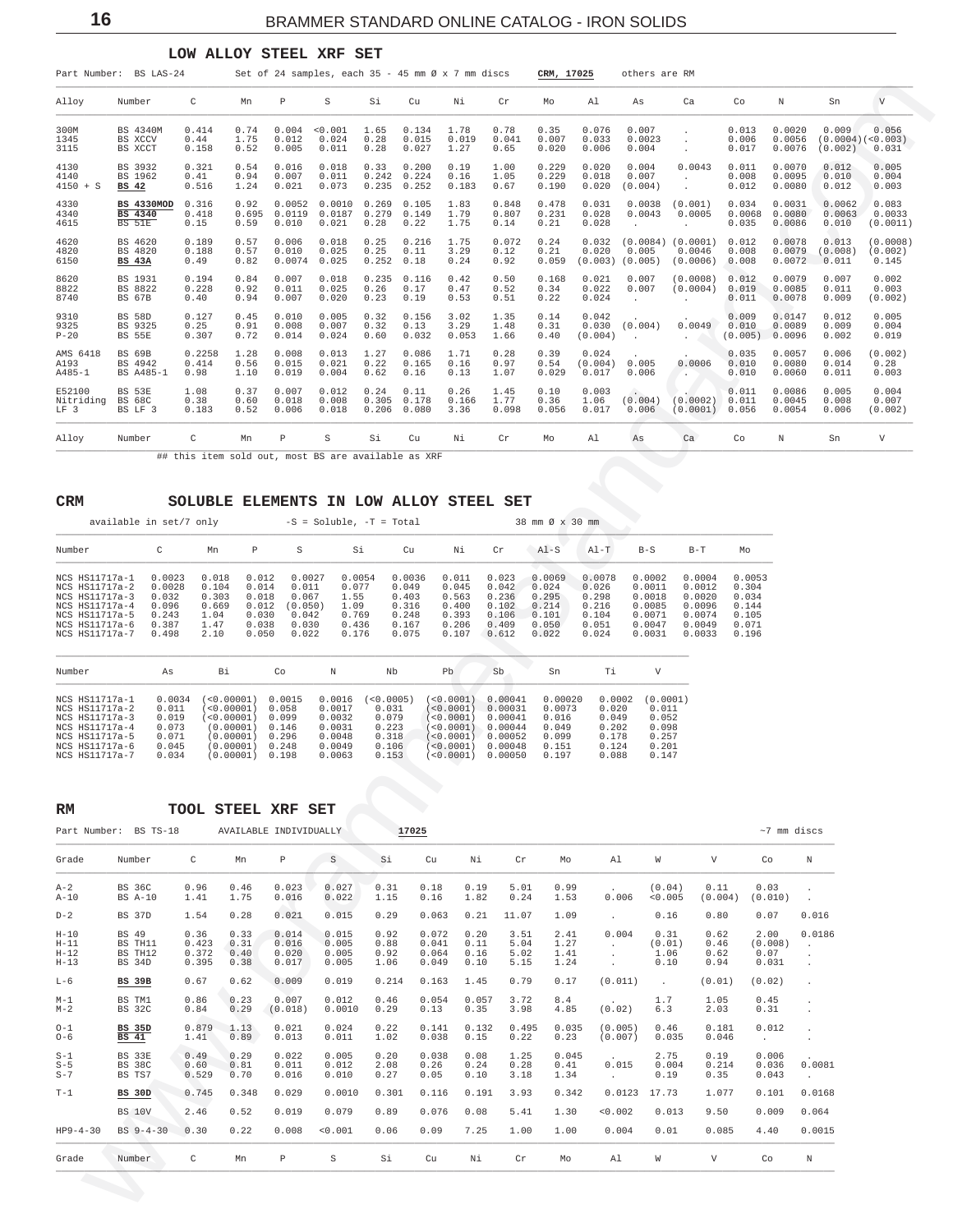## LOW ALLOY STEEL XRF SET

Part Number: BS LAS-24 Set of 24 samples, each 35 - 45 mm Ø x 7 mm discs **CRM, 17025** others are RM

| Alloy | Number | C | Mn | P | S | Si | Cu | Ni | Cr | Mo | Al | As | Ca | Co | N | Sn | V |
|---|---|---|---|---|---|---|---|---|---|---|---|---|---|---|---|---|---|
| 300M | BS 4340M | 0.414 | 0.74 | 0.004 | <0.001 | 1.65 | 0.134 | 1.78 | 0.78 | 0.35 | 0.076 | 0.007 | . | 0.013 | 0.0020 | 0.009 | 0.056 |
| 1345 | BS XCCV | 0.44 | 1.75 | 0.012 | 0.024 | 0.28 | 0.015 | 0.019 | 0.041 | 0.007 | 0.033 | 0.0023 | . | 0.006 | 0.0056 | (0.0004) | (<0.003) |
| 3115 | BS XCCT | 0.158 | 0.52 | 0.005 | 0.011 | 0.28 | 0.027 | 1.27 | 0.65 | 0.020 | 0.006 | 0.004 | . | 0.017 | 0.0076 | (0.002) | 0.031 |
| 4130 | BS 3932 | 0.321 | 0.54 | 0.016 | 0.018 | 0.33 | 0.200 | 0.19 | 1.00 | 0.229 | 0.020 | 0.004 | 0.0043 | 0.011 | 0.0070 | 0.012 | 0.005 |
| 4140 | BS 1962 | 0.41 | 0.94 | 0.007 | 0.011 | 0.242 | 0.224 | 0.16 | 1.05 | 0.229 | 0.018 | 0.007 | . | 0.008 | 0.0095 | 0.010 | 0.004 |
| 4150 + S | **BS 42** | 0.516 | 1.24 | 0.021 | 0.073 | 0.235 | 0.252 | 0.183 | 0.67 | 0.190 | 0.020 | (0.004) | . | 0.012 | 0.0080 | 0.012 | 0.003 |
| 4330 | **BS 4330MOD** | 0.316 | 0.92 | 0.0052 | 0.0010 | 0.269 | 0.105 | 1.83 | 0.848 | 0.478 | 0.031 | 0.0038 | (0.001) | 0.034 | 0.0031 | 0.0062 | 0.083 |
| 4340 | **BS 4340** | 0.418 | 0.695 | 0.0119 | 0.0187 | 0.279 | 0.149 | 1.79 | 0.807 | 0.231 | 0.028 | 0.0043 | 0.0005 | 0.0068 | 0.0080 | 0.0063 | 0.0033 |
| 4615 | BS 51E | 0.15 | 0.59 | 0.010 | 0.021 | 0.28 | 0.22 | 1.75 | 0.14 | 0.21 | 0.028 | . | . | 0.035 | 0.0086 | 0.010 | (0.0011) |
| 4620 | BS 4620 | 0.189 | 0.57 | 0.006 | 0.018 | 0.25 | 0.216 | 1.75 | 0.072 | 0.24 | 0.032 | (0.0084) | (0.0001) | 0.012 | 0.0078 | 0.013 | (0.0008) |
| 4820 | BS 4820 | 0.188 | 0.57 | 0.010 | 0.025 | 0.25 | 0.11 | 3.29 | 0.12 | 0.21 | 0.020 | 0.005 | 0.0046 | 0.008 | 0.0079 | (0.008) | (0.002) |
| 6150 | **BS 43A** | 0.49 | 0.82 | 0.0074 | 0.025 | 0.252 | 0.18 | 0.24 | 0.92 | 0.059 | (0.003) | (0.005) | (0.0006) | 0.008 | 0.0072 | 0.011 | 0.145 |
| 8620 | BS 1931 | 0.194 | 0.84 | 0.007 | 0.018 | 0.235 | 0.116 | 0.42 | 0.50 | 0.168 | 0.021 | 0.007 | (0.0008) | 0.012 | 0.0079 | 0.007 | 0.002 |
| 8822 | BS 8822 | 0.228 | 0.92 | 0.011 | 0.025 | 0.26 | 0.17 | 0.47 | 0.52 | 0.34 | 0.022 | 0.007 | (0.0004) | 0.019 | 0.0085 | 0.011 | 0.003 |
| 8740 | BS 67B | 0.40 | 0.94 | 0.007 | 0.020 | 0.23 | 0.19 | 0.53 | 0.51 | 0.22 | 0.024 | . | . | 0.011 | 0.0078 | 0.009 | (0.002) |
| 9310 | BS 58D | 0.127 | 0.45 | 0.010 | 0.005 | 0.32 | 0.156 | 3.02 | 1.35 | 0.14 | 0.042 | . | . | 0.009 | 0.0147 | 0.012 | 0.005 |
| 9325 | BS 9325 | 0.25 | 0.91 | 0.008 | 0.007 | 0.32 | 0.13 | 3.29 | 1.48 | 0.31 | 0.030 | (0.004) | 0.0049 | 0.010 | 0.0089 | 0.009 | 0.004 |
| P-20 | BS 55E | 0.307 | 0.72 | 0.014 | 0.024 | 0.60 | 0.032 | 0.053 | 1.66 | 0.40 | (0.004) | . | . | (0.005) | 0.0096 | 0.002 | 0.019 |
| AMS 6418 | BS 69B | 0.2258 | 1.28 | 0.008 | 0.013 | 1.27 | 0.086 | 1.71 | 0.28 | 0.39 | 0.024 | . | . | 0.035 | 0.0057 | 0.006 | (0.002) |
| A193 | BS 4942 | 0.414 | 0.56 | 0.015 | 0.021 | 0.22 | 0.165 | 0.16 | 0.97 | 0.54 | (0.004) | 0.005 | 0.0006 | 0.010 | 0.0080 | 0.014 | 0.28 |
| A485-1 | BS A485-1 | 0.98 | 1.10 | 0.019 | 0.004 | 0.62 | 0.16 | 0.13 | 1.07 | 0.029 | 0.017 | 0.006 | . | 0.010 | 0.0060 | 0.011 | 0.003 |
| E52100 | BS 53E | 1.08 | 0.37 | 0.007 | 0.012 | 0.24 | 0.11 | 0.26 | 1.45 | 0.10 | 0.003 | . | . | 0.011 | 0.0086 | 0.005 | 0.004 |
| Nitriding | BS 68C | 0.38 | 0.60 | 0.018 | 0.008 | 0.305 | 0.178 | 0.166 | 1.77 | 0.36 | 1.06 | (0.004) | (0.0002) | 0.011 | 0.0045 | 0.008 | 0.007 |
| LF 3 | BS LF 3 | 0.183 | 0.52 | 0.006 | 0.018 | 0.206 | 0.080 | 3.36 | 0.098 | 0.056 | 0.017 | 0.006 | (0.0001) | 0.056 | 0.0054 | 0.006 | (0.002) |
| Alloy | Number | C | Mn | P | S | Si | Cu | Ni | Cr | Mo | Al | As | Ca | Co | N | Sn | V |

## this item sold out, most BS are available as XRF

## CRM SOLUBLE ELEMENTS IN LOW ALLOY STEEL SET

available in set/7 only -S = Soluble, -T = Total 38 mm Ø x 30 mm

| Number | C | Mn | P | S | Si | Cu | Ni | Cr | Al-S | Al-T | B-S | B-T | Mo |
|---|---|---|---|---|---|---|---|---|---|---|---|---|---|
| NCS HS11717a-1 | 0.0023 | 0.018 | 0.012 | 0.0027 | 0.0054 | 0.0036 | 0.011 | 0.023 | 0.0069 | 0.0078 | 0.0002 | 0.0004 | 0.0053 |
| NCS HS11717a-2 | 0.0028 | 0.104 | 0.014 | 0.011 | 0.077 | 0.049 | 0.045 | 0.042 | 0.024 | 0.026 | 0.0011 | 0.0012 | 0.304 |
| NCS HS11717a-3 | 0.032 | 0.303 | 0.018 | 0.067 | 1.55 | 0.403 | 0.563 | 0.236 | 0.295 | 0.298 | 0.0018 | 0.0020 | 0.034 |
| NCS HS11717a-4 | 0.096 | 0.669 | 0.012 | (0.050) | 1.09 | 0.316 | 0.400 | 0.102 | 0.214 | 0.216 | 0.0085 | 0.0096 | 0.144 |
| NCS HS11717a-5 | 0.243 | 1.04 | 0.030 | 0.042 | 0.769 | 0.248 | 0.393 | 0.106 | 0.101 | 0.104 | 0.0071 | 0.0074 | 0.105 |
| NCS HS11717a-6 | 0.387 | 1.47 | 0.038 | 0.030 | 0.436 | 0.167 | 0.206 | 0.409 | 0.050 | 0.051 | 0.0047 | 0.0049 | 0.071 |
| NCS HS11717a-7 | 0.498 | 2.10 | 0.050 | 0.022 | 0.176 | 0.075 | 0.107 | 0.612 | 0.022 | 0.024 | 0.0031 | 0.0033 | 0.196 |

| Number | As | Bi | Co | N | Nb | Pb | Sb | Sn | Ti | V |
|---|---|---|---|---|---|---|---|---|---|---|
| NCS HS11717a-1 | 0.0034 | (<0.00001) | 0.0015 | 0.0016 | (<0.0005) | (<0.0001) | 0.00041 | 0.00020 | 0.0002 | (0.0001) |
| NCS HS11717a-2 | 0.011 | (<0.00001) | 0.058 | 0.0017 | 0.031 | (<0.0001) | 0.00031 | 0.0073 | 0.020 | 0.011 |
| NCS HS11717a-3 | 0.019 | (<0.00001) | 0.099 | 0.0032 | 0.079 | (<0.0001) | 0.00041 | 0.016 | 0.049 | 0.052 |
| NCS HS11717a-4 | 0.073 | (0.00001) | 0.146 | 0.0031 | 0.223 | (<0.0001) | 0.00044 | 0.049 | 0.202 | 0.098 |
| NCS HS11717a-5 | 0.071 | (0.00001) | 0.296 | 0.0048 | 0.318 | (<0.0001) | 0.00052 | 0.099 | 0.178 | 0.257 |
| NCS HS11717a-6 | 0.045 | (0.00001) | 0.248 | 0.0049 | 0.106 | (<0.0001) | 0.00048 | 0.151 | 0.124 | 0.201 |
| NCS HS11717a-7 | 0.034 | (0.00001) | 0.198 | 0.0063 | 0.153 | (<0.0001) | 0.00050 | 0.197 | 0.088 | 0.147 |

## RM TOOL STEEL XRF SET

Part Number: BS TS-18 AVAILABLE INDIVIDUALLY **17025** ~7 mm discs

| Grade | Number | C | Mn | P | S | Si | Cu | Ni | Cr | Mo | Al | W | V | Co | N |
|---|---|---|---|---|---|---|---|---|---|---|---|---|---|---|---|
| A-2 | BS 36C | 0.96 | 0.46 | 0.023 | 0.027 | 0.31 | 0.18 | 0.19 | 5.01 | 0.99 | . | (0.04) | 0.11 | 0.03 | . |
| A-10 | BS A-10 | 1.41 | 1.75 | 0.016 | 0.022 | 1.15 | 0.16 | 1.82 | 0.24 | 1.53 | 0.006 | <0.005 | (0.004) | (0.010) | . |
| D-2 | BS 37D | 1.54 | 0.28 | 0.021 | 0.015 | 0.29 | 0.063 | 0.21 | 11.07 | 1.09 | . | 0.16 | 0.80 | 0.07 | 0.016 |
| H-10 | BS 49 | 0.36 | 0.33 | 0.014 | 0.015 | 0.92 | 0.072 | 0.20 | 3.51 | 2.41 | 0.004 | 0.31 | 0.62 | 2.00 | 0.0186 |
| H-11 | BS TH11 | 0.423 | 0.31 | 0.016 | 0.005 | 0.88 | 0.041 | 0.11 | 5.04 | 1.27 | . | (0.01) | 0.46 | (0.008) | . |
| H-12 | BS TH12 | 0.372 | 0.40 | 0.020 | 0.005 | 0.92 | 0.064 | 0.16 | 5.02 | 1.41 | . | 1.06 | 0.62 | 0.07 | . |
| H-13 | BS 34D | 0.395 | 0.38 | 0.017 | 0.005 | 1.06 | 0.049 | 0.10 | 5.15 | 1.24 | . | 0.10 | 0.94 | 0.031 | . |
| L-6 | **BS 39B** | 0.67 | 0.62 | 0.009 | 0.019 | 0.214 | 0.163 | 1.45 | 0.79 | 0.17 | (0.011) | . | (0.01) | (0.02) | . |
| M-1 | BS TM1 | 0.86 | 0.23 | 0.007 | 0.012 | 0.46 | 0.054 | 0.057 | 3.72 | 8.4 | . | 1.7 | 1.05 | 0.45 | . |
| M-2 | BS 32C | 0.84 | 0.29 | (0.018) | 0.0010 | 0.29 | 0.13 | 0.35 | 3.98 | 4.85 | (0.02) | 6.3 | 2.03 | 0.31 | . |
| O-1 | **BS 35D** | 0.879 | 1.13 | 0.021 | 0.024 | 0.22 | 0.141 | 0.132 | 0.495 | 0.035 | (0.005) | 0.46 | 0.181 | 0.012 | . |
| O-6 | **BS 41** | 1.41 | 0.89 | 0.013 | 0.011 | 1.02 | 0.038 | 0.15 | 0.22 | 0.23 | (0.007) | 0.035 | 0.046 | . | . |
| S-1 | BS 33E | 0.49 | 0.29 | 0.022 | 0.005 | 0.20 | 0.038 | 0.08 | 1.25 | 0.045 | . | 2.75 | 0.19 | 0.006 | . |
| S-5 | BS 38C | 0.60 | 0.81 | 0.011 | 0.012 | 2.08 | 0.26 | 0.24 | 0.28 | 0.41 | 0.015 | 0.004 | 0.214 | 0.036 | 0.0081 |
| S-7 | BS TS7 | 0.529 | 0.70 | 0.016 | 0.010 | 0.27 | 0.05 | 0.10 | 3.18 | 1.34 | . | 0.19 | 0.35 | 0.043 | . |
| T-1 | **BS 30D** | 0.745 | 0.348 | 0.029 | 0.0010 | 0.301 | 0.116 | 0.191 | 3.93 | 0.342 | 0.0123 | 17.73 | 1.077 | 0.101 | 0.0168 |
| | BS 10V | 2.46 | 0.52 | 0.019 | 0.079 | 0.89 | 0.076 | 0.08 | 5.41 | 1.30 | <0.002 | 0.013 | 9.50 | 0.009 | 0.064 |
| HP9-4-30 | BS 9-4-30 | 0.30 | 0.22 | 0.008 | <0.001 | 0.06 | 0.09 | 7.25 | 1.00 | 1.00 | 0.004 | 0.01 | 0.085 | 4.40 | 0.0015 |
| Grade | Number | C | Mn | P | S | Si | Cu | Ni | Cr | Mo | Al | W | V | Co | N |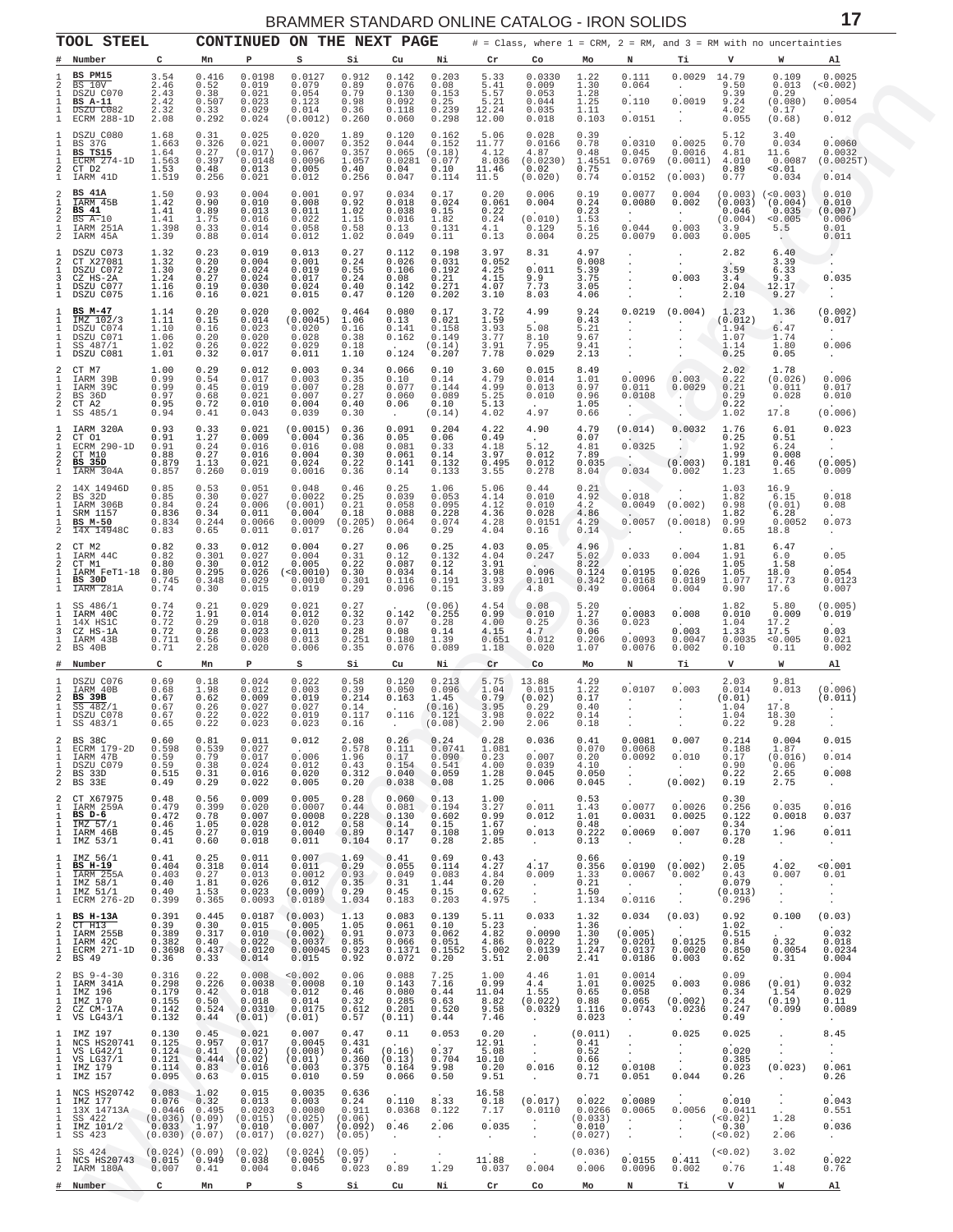# BRAMMER STANDARD ONLINE CATALOG - IRON SOLIDS

**TOOL STEEL** CONTINUED ON THE NEXT PAGE

# = Class, where 1 = CRM, 2 = RM, and 3 = RM with no uncertainties

| # | Number | C | Mn | P | S | Si | Cu | Ni | Cr | Co | Mo | N | Ti | V | W | Al |
|---|---|---|---|---|---|---|---|---|---|---|---|---|---|---|---|---|
| 1 | **BS PM15** | 3.54 | 0.416 | 0.0198 | 0.0127 | 0.912 | 0.142 | 0.203 | 5.33 | 0.0330 | 1.22 | 0.111 | 0.0029 | 14.79 | 0.109 | 0.0025 |
| 2 | BS 10V | 2.46 | 0.52 | 0.019 | 0.079 | 0.89 | 0.076 | 0.08 | 5.41 | 0.009 | 1.30 | 0.064 | . | 9.50 | 0.013 | (<0.002) |
| 1 | DSZU C070 | 2.43 | 0.38 | 0.021 | 0.054 | 0.79 | 0.130 | 0.153 | 5.57 | 0.053 | 1.28 | . | . | 9.39 | 0.29 | . |
| 1 | **BS A-11** | 2.42 | 0.507 | 0.023 | 0.123 | 0.98 | 0.092 | 0.25 | 5.21 | 0.044 | 1.25 | 0.110 | 0.0019 | 9.24 | (0.080) | 0.0054 |
| 1 | DSZU C082 | 2.32 | 0.33 | 0.029 | 0.014 | 0.36 | 0.118 | 0.239 | 12.24 | 0.035 | 1.11 | . | . | 4.02 | 0.17 | . |
| 1 | ECRM 288-1D | 2.08 | 0.292 | 0.024 | (0.0012) | 0.260 | 0.060 | 0.298 | 12.00 | 0.018 | 0.103 | 0.0151 | . | 0.055 | (0.68) | 0.012 |
| 1 | DSZU C080 | 1.68 | 0.31 | 0.025 | 0.020 | 1.89 | 0.120 | 0.162 | 5.06 | 0.028 | 0.39 | . | . | 5.12 | 3.40 | . |
| 1 | BS 37G | 1.663 | 0.326 | 0.021 | 0.0007 | 0.352 | 0.044 | 0.152 | 11.77 | 0.0166 | 0.78 | 0.0310 | 0.0025 | 0.70 | 0.034 | 0.0060 |
| 1 | **BS TS15** | 1.64 | 0.27 | (0.017) | 0.067 | 0.357 | 0.065 | (0.18) | 4.12 | 4.87 | 0.48 | 0.045 | 0.0016 | 4.81 | 11.6 | 0.0032 |
| 1 | ECRM 274-1D | 1.563 | 0.397 | 0.0148 | 0.0096 | 1.057 | 0.0281 | 0.077 | 8.036 | (0.0230) | 1.4551 | 0.0769 | (0.0011) | 4.010 | 0.0087 | (0.0025T) |
| 2 | CT D2 | 1.53 | 0.48 | 0.013 | 0.005 | 0.40 | 0.04 | 0.10 | 11.46 | 0.02 | 0.75 | . | . | 0.89 | <0.01 | . |
| 1 | IARM 41D | 1.519 | 0.256 | 0.021 | 0.012 | 0.256 | 0.047 | 0.114 | 11.5 | (0.020) | 0.74 | 0.0152 | (0.003) | 0.77 | 0.034 | 0.014 |
| 2 | **BS 41A** | 1.50 | 0.93 | 0.004 | 0.001 | 0.97 | 0.034 | 0.17 | 0.20 | 0.006 | 0.19 | 0.0077 | 0.004 | (0.003) | (<0.003) | 0.010 |
| 1 | IARM 45B | 1.42 | 0.90 | 0.010 | 0.008 | 0.92 | 0.018 | 0.024 | 0.061 | 0.004 | 0.24 | 0.0080 | 0.002 | (0.003) | (0.004) | 0.010 |
| 2 | **BS 41** | 1.41 | 0.89 | 0.013 | 0.011 | 1.02 | 0.038 | 0.15 | 0.22 | . | 0.23 | . | . | 0.046 | 0.035 | (0.007) |
| 2 | BS A-10 | 1.41 | 1.75 | 0.016 | 0.022 | 1.15 | 0.016 | 1.82 | 0.24 | (0.010) | 1.53 | . | . | (0.004) | <0.005 | 0.006 |
| 1 | IARM 251A | 1.398 | 0.33 | 0.014 | 0.058 | 0.58 | 0.13 | 0.131 | 4.1 | 0.129 | 5.16 | 0.044 | 0.003 | 3.9 | 5.5 | 0.01 |
| 2 | IARM 45A | 1.39 | 0.88 | 0.014 | 0.012 | 1.02 | 0.049 | 0.11 | 0.13 | 0.004 | 0.25 | 0.0079 | 0.003 | 0.005 | . | 0.011 |
| 1 | DSZU C073 | 1.32 | 0.23 | 0.019 | 0.013 | 0.27 | 0.112 | 0.198 | 3.97 | 8.31 | 4.97 | . | . | 2.82 | 6.40 | . |
| 2 | CT X27081 | 1.32 | 0.20 | 0.004 | 0.001 | 0.24 | 0.026 | 0.031 | 0.052 | . | 0.008 | . | . | . | 3.39 | . |
| 1 | DSZU C072 | 1.30 | 0.29 | 0.024 | 0.019 | 0.55 | 0.106 | 0.192 | 4.25 | 0.011 | 5.39 | . | . | 3.59 | 6.33 | . |
| 3 | CZ HS-2A | 1.24 | 0.27 | 0.024 | 0.017 | 0.24 | 0.08 | 0.21 | 4.15 | 9.9 | 3.75 | . | 0.003 | 3.4 | 9.3 | 0.035 |
| 1 | DSZU C077 | 1.16 | 0.19 | 0.030 | 0.024 | 0.40 | 0.142 | 0.271 | 4.07 | 7.73 | 3.05 | . | . | 2.04 | 12.17 | . |
| 1 | DSZU C075 | 1.16 | 0.16 | 0.021 | 0.015 | 0.47 | 0.120 | 0.202 | 3.10 | 8.03 | 4.06 | . | . | 2.10 | 9.27 | . |
| 1 | **BS M-47** | 1.14 | 0.20 | 0.020 | 0.002 | 0.464 | 0.080 | 0.17 | 3.72 | 4.99 | 9.24 | 0.0219 | (0.004) | 1.23 | 1.36 | (0.002) |
| 1 | IMZ 102/3 | 1.11 | 0.15 | 0.014 | (0.0045) | 1.06 | 0.13 | 0.021 | 1.59 | . | 0.43 | . | . | (0.012) | . | 0.017 |
| 1 | DSZU C074 | 1.10 | 0.16 | 0.023 | 0.020 | 0.16 | 0.141 | 0.158 | 3.93 | 5.08 | 5.21 | . | . | 1.94 | 6.47 | . |
| 1 | DSZU C071 | 1.06 | 0.20 | 0.020 | 0.028 | 0.38 | 0.162 | 0.149 | 3.77 | 8.10 | 9.67 | . | . | 1.07 | 1.74 | . |
| 1 | SS 487/1 | 1.02 | 0.26 | 0.022 | 0.029 | 0.18 | . | (0.14) | 3.91 | 7.95 | 9.41 | . | . | 1.14 | 1.80 | 0.006 |
| 1 | DSZU C081 | 1.01 | 0.32 | 0.017 | 0.011 | 1.10 | 0.124 | 0.207 | 7.78 | 0.029 | 2.13 | . | . | 0.25 | 0.05 | . |
| 2 | CT M7 | 1.00 | 0.29 | 0.012 | 0.003 | 0.34 | 0.066 | 0.10 | 3.60 | 0.015 | 8.49 | . | . | 2.02 | 1.78 | . |
| 1 | IARM 39B | 0.99 | 0.54 | 0.017 | 0.003 | 0.35 | 0.10 | 0.14 | 4.79 | 0.014 | 1.01 | 0.0096 | 0.003 | 0.22 | (0.026) | 0.006 |
| 1 | IARM 39C | 0.99 | 0.45 | 0.019 | 0.007 | 0.28 | 0.077 | 0.144 | 4.99 | 0.013 | 0.97 | 0.011 | 0.0029 | 0.21 | 0.011 | 0.017 |
| 2 | BS 36D | 0.97 | 0.68 | 0.021 | 0.007 | 0.27 | 0.060 | 0.089 | 5.25 | 0.010 | 0.96 | 0.0108 | . | 0.29 | 0.028 | 0.010 |
| 2 | CT A2 | 0.95 | 0.72 | 0.010 | 0.004 | 0.40 | 0.06 | 0.10 | 5.13 | . | 1.05 | . | . | 0.22 | . | . |
| 1 | SS 485/1 | 0.94 | 0.41 | 0.043 | 0.039 | 0.30 | . | (0.14) | 4.02 | 4.97 | 0.66 | . | . | 1.02 | 17.8 | (0.006) |
| 1 | IARM 320A | 0.93 | 0.33 | 0.021 | (0.0015) | 0.36 | 0.091 | 0.204 | 4.22 | 4.90 | 4.79 | (0.014) | 0.0032 | 1.76 | 6.01 | 0.023 |
| 2 | CT O1 | 0.91 | 1.27 | 0.009 | 0.004 | 0.36 | 0.05 | 0.06 | 0.49 | . | 0.07 | . | . | 0.25 | 0.51 | . |
| 1 | ECRM 290-1D | 0.91 | 0.24 | 0.016 | 0.016 | 0.08 | 0.081 | 0.33 | 4.18 | 5.12 | 4.81 | 0.0325 | . | 1.92 | 6.24 | . |
| 2 | CT M10 | 0.88 | 0.27 | 0.016 | 0.004 | 0.30 | 0.061 | 0.14 | 3.97 | 0.012 | 7.89 | . | . | 1.99 | 0.008 | . |
| 2 | **BS 35D** | 0.879 | 1.13 | 0.021 | 0.024 | 0.22 | 0.141 | 0.132 | 0.495 | 0.012 | 0.035 | . | (0.003) | 0.181 | 0.46 | (0.005) |
| 1 | IARM 304A | 0.857 | 0.260 | 0.019 | 0.0016 | 0.36 | 0.14 | 0.133 | 3.55 | 0.278 | 8.04 | 0.034 | 0.002 | 1.23 | 1.65 | 0.009 |
| 2 | 14X 14946D | 0.85 | 0.53 | 0.051 | 0.048 | 0.46 | 0.25 | 1.06 | 5.06 | 0.44 | 0.21 | . | . | 1.03 | 16.9 | . |
| 2 | BS 32D | 0.85 | 0.30 | 0.027 | (0.0022) | 0.25 | 0.039 | 0.053 | 4.14 | 0.010 | 4.92 | 0.018 | . | 1.82 | 6.15 | 0.018 |
| 1 | IARM 306B | 0.84 | 0.24 | 0.006 | (0.001) | 0.21 | 0.058 | 0.095 | 4.12 | 0.010 | 4.2 | 0.0049 | (0.002) | 0.98 | (0.01) | 0.08 |
| 1 | SRM 1157 | 0.836 | 0.34 | 0.011 | 0.004 | 0.18 | 0.088 | 0.228 | 4.36 | 0.028 | 4.86 | . | . | 1.82 | 6.28 | . |
| 1 | **BS M-50** | 0.834 | 0.244 | 0.0066 | 0.0009 | (0.205) | 0.064 | 0.074 | 4.28 | 0.0151 | 4.29 | 0.0057 | (0.0018) | 0.99 | 0.0052 | 0.073 |
| 2 | 14X 14948C | 0.83 | 0.65 | 0.011 | 0.017 | 0.26 | 0.04 | 0.29 | 4.04 | 0.16 | 0.14 | . | . | 0.65 | 18.8 | . |
| 2 | CT M2 | 0.82 | 0.33 | 0.012 | 0.004 | 0.27 | 0.06 | 0.25 | 4.03 | 0.05 | 4.96 | . | . | 1.81 | 6.47 | . |
| 1 | IARM 44C | 0.82 | 0.301 | 0.027 | 0.004 | 0.31 | 0.12 | 0.132 | 4.04 | 0.247 | 5.02 | 0.033 | 0.004 | 1.91 | 6.0 | 0.05 |
| 2 | CT M1 | 0.80 | 0.30 | 0.012 | 0.005 | 0.22 | 0.087 | 0.12 | 3.91 | . | 8.22 | . | . | 1.05 | 1.58 | . |
| 1 | IARM FeT1-18 | 0.80 | 0.295 | 0.026 | (<0.0010) | 0.30 | 0.034 | 0.14 | 3.98 | 0.096 | 0.124 | 0.0195 | 0.026 | 1.05 | 18.0 | 0.054 |
| 1 | **BS 30D** | 0.745 | 0.348 | 0.029 | 0.0010 | 0.301 | 0.116 | 0.191 | 3.93 | 0.101 | 0.342 | 0.0168 | 0.0189 | 1.077 | 17.73 | 0.0123 |
| 1 | IARM Z81A | 0.74 | 0.30 | 0.015 | 0.019 | 0.29 | 0.096 | 0.15 | 3.89 | 4.8 | 0.49 | 0.0064 | 0.004 | 0.90 | 17.6 | 0.007 |
| 1 | SS 486/1 | 0.74 | 0.21 | 0.029 | 0.021 | 0.27 | . | (0.06) | 4.54 | 0.08 | 5.20 | . | . | 1.82 | 5.80 | (0.005) |
| 1 | IARM 40C | 0.72 | 1.91 | 0.014 | 0.012 | 0.32 | 0.142 | 0.255 | 0.99 | 0.010 | 1.27 | 0.0083 | 0.008 | 0.010 | 0.009 | 0.019 |
| 1 | 14X HS1C | 0.72 | 0.29 | 0.018 | 0.020 | 0.23 | 0.07 | 0.28 | 4.00 | 0.25 | 0.36 | 0.023 | . | 1.04 | 17.2 | . |
| 3 | CZ HS-1A | 0.72 | 0.28 | 0.023 | 0.011 | 0.28 | 0.08 | 0.14 | 4.15 | 4.7 | 0.06 | . | 0.003 | 1.33 | 17.5 | 0.03 |
| 1 | IARM 43B | 0.711 | 0.56 | 0.008 | 0.013 | 0.251 | 0.180 | 1.39 | 0.651 | 0.012 | 0.206 | 0.0093 | 0.0047 | 0.0035 | <0.005 | 0.021 |
| 2 | BS 40B | 0.71 | 2.28 | 0.020 | 0.006 | 0.35 | 0.076 | 0.089 | 1.18 | 0.020 | 1.07 | 0.0076 | 0.002 | 0.10 | 0.11 | 0.002 |
| **#** | **Number** | **C** | **Mn** | **P** | **S** | **Si** | **Cu** | **Ni** | **Cr** | **Co** | **Mo** | **N** | **Ti** | **V** | **W** | **Al** |
| 1 | DSZU C076 | 0.69 | 0.18 | 0.024 | 0.022 | 0.58 | 0.120 | 0.213 | 5.75 | 13.88 | 4.29 | . | . | 2.03 | 9.81 | . |
| 1 | IARM 40B | 0.68 | 1.98 | 0.012 | 0.003 | 0.39 | 0.050 | 0.096 | 1.04 | 0.015 | 1.22 | 0.0107 | 0.003 | 0.014 | 0.013 | (0.006) |
| 2 | **BS 39B** | 0.67 | 0.62 | 0.009 | 0.019 | 0.214 | 0.163 | 1.45 | 0.79 | (0.02) | 0.17 | . | . | (0.01) | . | (0.011) |
| 1 | SS 482/1 | 0.67 | 0.26 | 0.027 | 0.027 | 0.14 | . | (0.16) | 3.95 | 0.29 | 0.40 | . | . | 1.04 | 17.8 | . |
| 1 | DSZU C078 | 0.67 | 0.22 | 0.022 | 0.019 | 0.117 | 0.116 | 0.121 | 3.98 | 0.022 | 0.14 | . | . | 1.04 | 18.30 | . |
| 1 | SS 483/1 | 0.65 | 0.22 | 0.023 | 0.023 | 0.16 | . | (0.08) | 2.90 | 2.06 | 0.18 | . | . | 0.22 | 9.28 | . |
| 2 | BS 38C | 0.60 | 0.81 | 0.011 | 0.012 | 2.08 | 0.26 | 0.24 | 0.28 | 0.036 | 0.41 | 0.0081 | 0.007 | 0.214 | 0.004 | 0.015 |
| 1 | ECRM 179-2D | 0.598 | 0.539 | 0.027 | . | 0.578 | 0.111 | 0.0741 | 1.081 | . | 0.070 | 0.0068 | . | 0.188 | 1.87 | . |
| 1 | IARM 47B | 0.59 | 0.79 | 0.017 | 0.006 | 1.96 | 0.17 | 0.090 | 0.23 | 0.007 | 0.20 | 0.0092 | 0.010 | 0.17 | (0.016) | 0.014 |
| 1 | DSZU C079 | 0.59 | 0.38 | 0.024 | 0.012 | 0.43 | 0.154 | 0.541 | 4.00 | 0.039 | 4.10 | . | . | 0.90 | 0.06 | . |
| 2 | BS 33D | 0.515 | 0.31 | 0.016 | 0.020 | 0.312 | 0.040 | 0.059 | 1.28 | 0.045 | 0.050 | . | . | 0.22 | 2.65 | 0.008 |
| 2 | BS 33E | 0.49 | 0.29 | 0.022 | 0.005 | 0.20 | 0.038 | 0.08 | 1.25 | 0.006 | 0.045 | . | (0.002) | 0.19 | 2.75 | . |
| 2 | CT X67975 | 0.48 | 0.56 | 0.009 | 0.005 | 0.28 | 0.060 | 0.13 | 1.00 | . | 0.53 | . | . | 0.30 | . | . |
| 1 | IARM 259A | 0.479 | 0.399 | 0.020 | 0.0007 | 0.44 | 0.081 | 0.194 | 3.27 | 0.011 | 1.43 | 0.0077 | 0.0026 | 0.256 | 0.035 | 0.016 |
| 1 | **BS D-6** | 0.472 | 0.78 | 0.007 | 0.0008 | 0.228 | 0.130 | 0.602 | 0.99 | 0.012 | 1.01 | 0.0031 | 0.0025 | 0.122 | 0.0018 | 0.037 |
| 1 | IMZ 57/1 | 0.46 | 1.05 | 0.028 | 0.012 | 0.58 | 0.14 | 0.15 | 1.67 | . | 0.48 | . | . | 0.34 | . | . |
| 1 | IARM 46B | 0.45 | 0.27 | 0.019 | 0.0040 | 0.89 | 0.147 | 0.108 | 1.09 | 0.013 | 0.222 | 0.0069 | 0.007 | 0.170 | 1.96 | 0.011 |
| 1 | IMZ 53/1 | 0.41 | 0.60 | 0.018 | 0.011 | 0.104 | 0.17 | 0.28 | 2.85 | . | 0.13 | . | . | 0.28 | . | . |
| 1 | IMZ 56/1 | 0.41 | 0.25 | 0.011 | 0.007 | 1.69 | 0.41 | 0.69 | 0.43 | . | 0.66 | . | . | 0.19 | . | . |
| 1 | **BS H-19** | 0.404 | 0.318 | 0.014 | 0.011 | 0.29 | 0.055 | 0.114 | 4.27 | 4.17 | 0.356 | 0.0190 | (0.002) | 2.05 | 4.02 | <0.001 |
| 1 | IARM 255A | 0.403 | 0.27 | 0.013 | 0.0012 | 0.93 | 0.049 | 0.083 | 4.84 | 0.009 | 1.33 | 0.0067 | 0.002 | 0.43 | 0.007 | 0.01 |
| 1 | IMZ 58/1 | 0.40 | 1.81 | 0.026 | 0.012 | 0.35 | 0.31 | 1.44 | 0.20 | . | 0.21 | . | . | 0.079 | . | . |
| 1 | IMZ 51/1 | 0.40 | 1.53 | 0.023 | (0.009) | 0.29 | 0.45 | 0.15 | 0.62 | . | 1.50 | . | . | (0.013) | . | . |
| 1 | ECRM 276-2D | 0.399 | 0.365 | 0.0093 | 0.0189 | 1.034 | 0.183 | 0.203 | 4.975 | . | 1.134 | 0.0116 | . | 0.296 | . | . |
| 1 | **BS H-13A** | 0.391 | 0.445 | 0.0187 | (0.003) | 1.13 | 0.083 | 0.139 | 5.11 | 0.033 | 1.32 | 0.034 | (0.03) | 0.92 | 0.100 | (0.03) |
| 2 | CT H13 | 0.39 | 0.30 | 0.015 | 0.005 | 1.05 | 0.061 | 0.10 | 5.23 | . | 1.36 | . | . | 1.02 | . | . |
| 1 | IARM 255B | 0.389 | 0.317 | 0.010 | (0.002) | 0.91 | 0.073 | 0.062 | 4.82 | 0.0090 | 1.30 | (0.005) | . | 0.515 | . | 0.032 |
| 1 | IARM 42C | 0.382 | 0.40 | 0.020 | 0.0037 | 0.85 | 0.066 | 0.051 | 4.86 | 0.022 | 1.29 | 0.0201 | 0.0125 | 0.84 | 0.32 | 0.018 |
| 1 | ECRM 271-1D | 0.3698 | 0.437 | 0.0120 | 0.00045 | 0.923 | 0.1371 | 0.1552 | 5.002 | 0.0139 | 1.247 | 0.0137 | 0.0020 | 0.850 | 0.0054 | 0.0234 |
| 2 | BS 49 | 0.36 | 0.33 | 0.014 | 0.015 | 0.92 | 0.072 | 0.20 | 3.51 | 2.00 | 2.41 | 0.0186 | 0.003 | 0.62 | 0.31 | 0.004 |
| 2 | BS 9-4-30 | 0.316 | 0.22 | 0.008 | <0.002 | 0.06 | 0.088 | 7.25 | 1.00 | 4.46 | 1.01 | 0.0014 | . | 0.09 | . | 0.004 |
| 1 | IARM 341A | 0.298 | 0.226 | 0.0038 | 0.0008 | 0.10 | 0.143 | 7.16 | 0.99 | 4.4 | 1.01 | 0.0025 | 0.003 | 0.086 | (0.01) | 0.032 |
| 1 | IMZ 196 | 0.179 | 0.42 | 0.018 | 0.012 | 0.46 | 0.080 | 0.44 | 11.04 | 1.55 | 0.65 | 0.058 | . | 0.34 | 1.54 | 0.029 |
| 1 | IMZ 170 | 0.155 | 0.50 | 0.018 | 0.014 | 0.32 | 0.285 | 0.63 | 8.82 | (0.022) | 0.88 | 0.065 | (0.002) | 0.24 | (0.19) | 0.11 |
| 2 | CZ CM-17A | 0.142 | 0.524 | 0.0310 | 0.0175 | 0.612 | 0.201 | 0.520 | 9.58 | 0.0329 | 1.116 | 0.0743 | 0.0236 | 0.247 | 0.099 | 0.0089 |
| 1 | VS LG43/1 | 0.132 | 0.44 | (0.01) | (0.01) | 0.57 | (0.11) | 0.44 | 7.46 | . | 0.023 | . | . | 0.49 | . | . |
| 1 | IMZ 197 | 0.130 | 0.45 | 0.021 | 0.007 | 0.47 | 0.11 | 0.053 | 0.20 | . | (0.011) | . | 0.025 | 0.025 | . | 8.45 |
| 1 | NCS HS20741 | 0.125 | 0.957 | 0.017 | 0.0045 | 0.431 | . | . | 12.91 | . | 0.41 | . | . | . | . | . |
| 1 | VS LG42/1 | 0.124 | 0.41 | (0.02) | (0.008) | 0.46 | (0.16) | 0.37 | 5.08 | . | 0.52 | . | . | 0.020 | . | . |
| 1 | VS LG37/1 | 0.121 | 0.444 | (0.02) | (0.01) | 0.360 | (0.13) | 0.704 | 10.10 | . | 0.66 | . | . | 0.385 | . | . |
| 1 | IMZ 179 | 0.114 | 0.83 | 0.016 | 0.003 | 0.375 | 0.164 | 9.98 | 0.20 | 0.016 | 0.12 | 0.0108 | . | 0.023 | (0.023) | 0.061 |
| 1 | IMZ 157 | 0.095 | 0.63 | 0.015 | 0.010 | 0.59 | 0.066 | 0.50 | 9.51 | . | 0.71 | 0.051 | 0.044 | 0.26 | . | 0.26 |
| 1 | NCS HS20742 | 0.083 | 1.02 | 0.015 | 0.0035 | 0.636 | . | . | 16.58 | . | . | . | . | . | . | . |
| 1 | IMZ 177 | 0.076 | 0.32 | 0.013 | 0.003 | 0.24 | 0.110 | 8.33 | 0.18 | (0.017) | 0.022 | 0.0089 | . | 0.010 | . | 0.043 |
| 1 | 13X 14713A | 0.0446 | 0.495 | 0.0203 | 0.0080 | 0.911 | 0.0368 | 0.122 | 7.17 | 0.0110 | 0.0266 | 0.0065 | 0.0056 | 0.0411 | . | 0.551 |
| 1 | SS 422 | (0.036) | (0.09) | (0.015) | (0.025) | (0.06) | . | . | . | . | (0.033) | . | . | (<0.02) | 1.28 | . |
| 1 | IMZ 101/2 | 0.031 | 1.97 | 0.010 | 0.007 | (0.092) | 0.46 | 2.06 | 0.035 | . | 0.010 | . | . | 0.30 | . | 0.036 |
| 1 | SS 423 | (0.030) | (0.07) | (0.017) | (0.027) | (0.05) | . | . | . | . | (0.027) | . | . | (<0.02) | 2.06 | . |
| 1 | SS 424 | (0.024) | (0.09) | (0.02) | (0.024) | (0.05) | . | . | . | . | (0.036) | . | . | (<0.02) | 3.02 | . |
| 1 | NCS HS20743 | 0.015 | 0.949 | 0.038 | 0.0055 | 0.97 | . | . | 11.88 | . | . | 0.0155 | 0.411 | . | . | 0.022 |
| 2 | IARM 180A | 0.007 | 0.41 | 0.004 | 0.046 | 0.023 | 0.89 | 1.29 | 0.037 | 0.004 | 0.006 | 0.0096 | 0.002 | 0.76 | 1.48 | 0.76 |
| **#** | **Number** | **C** | **Mn** | **P** | **S** | **Si** | **Cu** | **Ni** | **Cr** | **Co** | **Mo** | **N** | **Ti** | **V** | **W** | **Al** |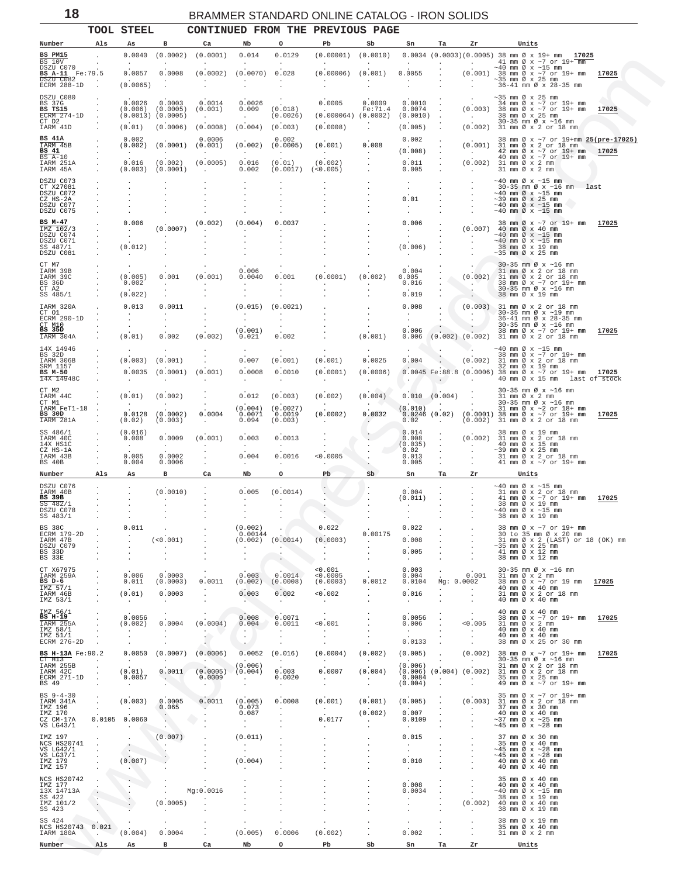## TOOL STEEL CONTINUED FROM THE PREVIOUS PAGE

| Number | Als | As | B | Ca | Nb | O | Pb | Sb | Sn | Ta | Zr | Units | |
|---|---|---|---|---|---|---|---|---|---|---|---|---|---|
| **BS PM15** | . | 0.0040 | (0.0002) | (0.0001) | 0.014 | 0.0129 | (0.00001) | (0.0010) | 0.0034 | (0.0003) | (0.0005) | 38 mm Ø x 19+ mm | 17025 |
| BS 10V | . | . | . | . | . | . | . | . | . | . | . | 41 mm Ø x ~7 or 19+ mm | |
| DSZU C070 | . | . | . | . | . | . | . | . | . | . | . | ~40 mm Ø x ~15 mm | |
| **BS A-11** | Fe:79.5 | 0.0057 | 0.0008 | (0.0002) | (0.0070) | 0.028 | (0.00006) | (0.001) | 0.0055 | . | (0.001) | 38 mm Ø x ~7 or 19+ mm | 17025 |
| DSZU C082 | . | . | . | . | . | . | . | . | . | . | . | ~35 mm Ø x 25 mm | |
| ECRM 288-1D | . | (0.0065) | . | . | . | . | . | . | . | . | . | 36-41 mm Ø x 28-35 mm | |
| DSZU C080 | . | . | . | . | . | . | . | . | . | . | . | ~35 mm Ø x 25 mm | |
| BS 37G | . | 0.0026 | 0.0003 | 0.0014 | 0.0026 | . | 0.0005 | 0.0009 | 0.0010 | . | . | 34 mm Ø x ~7 or 19+ mm | |
| **BS TS15** | . | (0.006) | (0.0005) | (0.001) | 0.009 | (0.018) | . | Fe:71.4 | 0.0074 | . | (0.003) | 38 mm Ø x ~7 or 19+ mm | 17025 |
| ECRM 274-1D | . | (0.0013) | (0.0005) | . | . | (0.0026) | (0.000064) | (0.0002) | (0.0010) | . | . | 38 mm Ø x 25 mm | |
| CT D2 | . | . | . | . | . | . | . | . | . | . | . | 30-35 mm Ø x ~16 mm | |
| IARM 41D | . | (0.01) | (0.0006) | (0.0008) | (0.004) | (0.003) | (0.0008) | . | (0.005) | . | (0.002) | 31 mm Ø x 2 or 18 mm | |
| **BS 41A** | . | 0.002 | . | 0.0006 | . | 0.002 | . | . | 0.002 | . | . | 38 mm Ø x ~7 or 19+mm | 25(pre-17025) |
| IARM 45B | . | (0.002) | (0.0001) | (0.001) | (0.002) | (0.0005) | (0.001) | 0.008 | . | . | (0.001) | 31 mm Ø x 2 or 18 mm | |
| **BS 41** | . | . | . | . | . | . | . | . | (0.008) | . | . | 42 mm Ø x ~7 or 19+ mm | 17025 |
| BS A-10 | . | . | . | . | . | . | . | . | . | . | . | 40 mm Ø x ~7 or 19+ mm | |
| IARM 251A | . | 0.016 | (0.002) | (0.0005) | 0.016 | (0.01) | (0.002) | . | 0.011 | . | (0.002) | 31 mm Ø x 2 mm | |
| IARM 45A | . | (0.003) | (0.0001) | . | 0.002 | (0.0017) | (<0.005) | . | 0.005 | . | . | 31 mm Ø x 2 mm | |
| DSZU C073 | . | . | . | . | . | . | . | . | . | . | . | ~40 mm Ø x ~15 mm | |
| CT X27081 | . | . | . | . | . | . | . | . | . | . | . | 30-35 mm Ø x ~16 mm | last |
| DSZU C072 | . | . | . | . | . | . | . | . | . | . | . | ~40 mm Ø x ~15 mm | |
| CZ HS-2A | . | . | . | . | . | . | . | . | 0.01 | . | . | ~39 mm Ø x 25 mm | |
| DSZU C077 | . | . | . | . | . | . | . | . | . | . | . | ~40 mm Ø x ~15 mm | |
| DSZU C075 | . | . | . | . | . | . | . | . | . | . | . | ~40 mm Ø x ~15 mm | |
| **BS M-47** | . | 0.006 | . | (0.002) | (0.004) | 0.0037 | . | . | 0.006 | . | . | 38 mm Ø x ~7 or 19+ mm | 17025 |
| IMZ 102/3 | . | . | (0.0007) | . | . | . | . | . | . | . | (0.007) | 40 mm Ø x 40 mm | |
| DSZU C074 | . | . | . | . | . | . | . | . | . | . | . | ~40 mm Ø x ~15 mm | |
| DSZU C071 | . | . | . | . | . | . | . | . | . | . | . | ~40 mm Ø x ~15 mm | |
| SS 487/1 | . | (0.012) | . | . | . | . | . | . | (0.006) | . | . | 38 mm Ø x 19 mm | |
| DSZU C081 | . | . | . | . | . | . | . | . | . | . | . | ~35 mm Ø x 25 mm | |
| CT M7 | . | . | . | . | . | . | . | . | . | . | . | 30-35 mm Ø x ~16 mm | |
| IARM 39B | . | . | . | . | 0.006 | . | . | . | 0.004 | . | . | 31 mm Ø x 2 or 18 mm | |
| IARM 39C | . | (0.005) | 0.001 | (0.001) | 0.0040 | 0.001 | (0.0001) | (0.002) | 0.005 | . | (0.002) | 31 mm Ø x 2 or 18 mm | |
| BS 36D | . | 0.002 | . | . | . | . | . | . | 0.016 | . | . | 38 mm Ø x ~7 or 19+ mm | |
| CT A2 | . | . | . | . | . | . | . | . | . | . | . | 30-35 mm Ø x ~16 mm | |
| SS 485/1 | . | (0.022) | . | . | . | . | . | . | 0.019 | . | . | 38 mm Ø x 19 mm | |
| IARM 320A | . | 0.013 | 0.0011 | . | (0.015) | (0.0021) | . | . | 0.008 | . | (0.003) | 31 mm Ø x 2 or 18 mm | |
| CT O1 | . | . | . | . | . | . | . | . | . | . | . | 30-35 mm Ø x ~19 mm | |
| ECRM 290-1D | . | . | . | . | . | . | . | . | . | . | . | 36-41 mm Ø x 28-35 mm | |
| CT M10 | . | . | . | . | . | . | . | . | . | . | . | 30-35 mm Ø x ~16 mm | |
| **BS 35D** | . | . | . | . | (0.001) | . | . | . | 0.006 | . | . | 38 mm Ø x ~7 or 19+ mm | 17025 |
| IARM 304A | . | (0.01) | 0.002 | (0.002) | 0.021 | 0.002 | . | (0.001) | 0.006 | (0.002) | (0.002) | 31 mm Ø x 2 or 18 mm | |
| 14X 14946 | . | . | . | . | . | . | . | . | . | . | . | ~40 mm Ø x ~15 mm | |
| BS 32D | . | . | . | . | . | . | . | . | . | . | . | 38 mm Ø x ~7 or 19+ mm | |
| IARM 306B | . | (0.003) | (0.001) | . | 0.007 | (0.001) | (0.001) | 0.0025 | 0.004 | . | (0.002) | 31 mm Ø x 2 or 18 mm | |
| SRM 1157 | . | . | . | . | . | . | . | . | . | . | . | 32 mm Ø x 19 mm | |
| **BS M-50** | . | 0.0035 | (0.0001) | (0.001) | 0.0008 | 0.0010 | (0.0001) | (0.0006) | 0.0045 | Fe:88.8 | (0.0006) | 38 mm Ø x ~7 or 19+ mm | 17025 |
| 14X 14948C | . | . | . | . | . | . | . | . | . | . | . | 40 mm Ø x 15 mm | last of stock |
| CT M2 | . | . | . | . | . | . | . | . | . | . | . | 30-35 mm Ø x ~16 mm | |
| IARM 44C | . | (0.01) | (0.002) | . | 0.012 | (0.003) | (0.002) | (0.004) | 0.010 | (0.004) | . | 31 mm Ø x 2 mm | |
| CT M1 | . | . | . | . | . | . | . | . | . | . | . | 30-35 mm Ø x ~16 mm | |
| IARM FeT1-18 | . | . | . | . | (0.004) | (0.0027) | . | . | (0.010) | . | . | 31 mm Ø x ~2 or 18+ mm | |
| **BS 30D** | . | 0.0128 | (0.0002) | 0.0004 | 0.0071 | 0.0019 | (0.0002) | 0.0032 | 0.0246 | (0.02) | (0.0001) | 38 mm Ø x ~7 or 19+ mm | 17025 |
| IARM 281A | . | (0.02) | (0.003) | . | 0.094 | (0.003) | . | . | 0.02 | . | (0.002) | 31 mm Ø x 2 or 18 mm | |
| SS 486/1 | . | (0.016) | . | . | . | . | . | . | 0.014 | . | . | 38 mm Ø x 19 mm | |
| IARM 40C | . | 0.008 | 0.0009 | (0.001) | 0.003 | 0.0013 | . | . | 0.008 | . | (0.002) | 31 mm Ø x 2 or 18 mm | |
| 14X HS1C | . | . | . | . | . | . | . | . | (0.035) | . | . | 40 mm Ø x 15 mm | |
| CZ HS-1A | . | . | . | . | . | . | . | . | 0.02 | . | . | ~39 mm Ø x 25 mm | |
| IARM 43B | . | 0.005 | 0.0002 | . | 0.004 | 0.0016 | <0.0005 | . | 0.013 | . | . | 31 mm Ø x 2 or 18 mm | |
| BS 40B | . | 0.004 | 0.0006 | . | . | . | . | . | 0.005 | . | . | 41 mm Ø x ~7 or 19+ mm | |
| DSZU C076 | . | . | . | . | . | . | . | . | . | . | . | ~40 mm Ø x ~15 mm | |
| IARM 40B | . | . | (0.0010) | . | 0.005 | (0.0014) | . | . | 0.004 | . | . | 31 mm Ø x 2 or 18 mm | |
| **BS 39B** | . | . | . | . | . | . | . | . | (0.011) | . | . | 41 mm Ø x ~7 or 19+ mm | 17025 |
| SS 482/1 | . | . | . | . | . | . | . | . | . | . | . | 38 mm Ø x 19 mm | |
| DSZU C078 | . | . | . | . | . | . | . | . | . | . | . | ~40 mm Ø x ~15 mm | |
| SS 483/1 | . | . | . | . | . | . | . | . | . | . | . | 38 mm Ø x 19 mm | |
| BS 38C | . | 0.011 | . | . | (0.002) | . | 0.022 | . | 0.022 | . | . | 38 mm Ø x ~7 or 19+ mm | |
| ECRM 179-2D | . | . | . | . | 0.00144 | . | . | 0.00175 | . | . | . | 30 to 35 mm Ø x 20 mm | |
| IARM 47B | . | . | (<0.001) | . | (0.002) | (0.0014) | (0.0003) | . | 0.008 | . | . | 31 mm Ø x 2 (LAST) or 18 (OK) mm | |
| DSZU C079 | . | . | . | . | . | . | . | . | . | . | . | ~35 mm Ø x 25 mm | |
| BS 33D | . | . | . | . | . | . | . | . | 0.005 | . | . | 41 mm Ø x 12 mm | |
| BS 33E | . | . | . | . | . | . | . | . | . | . | . | 38 mm Ø x 12 mm | |
| CT X67975 | . | . | . | . | . | . | <0.001 | . | 0.003 | . | . | 30-35 mm Ø x ~16 mm | |
| IARM 259A | . | 0.006 | 0.0003 | . | 0.003 | 0.0014 | <0.0005 | . | 0.004 | . | 0.001 | 31 mm Ø x 2 mm | |
| **BS D-6** | . | 0.011 | (0.0003) | 0.0011 | (0.0002) | (0.0008) | (0.0003) | 0.0012 | 0.0104 | Mg: 0.0002 | | 38 mm Ø x ~7 or 19 mm | 17025 |
| IMZ 57/1 | . | . | . | . | . | . | . | . | . | . | . | 40 mm Ø x 40 mm | |
| IARM 46B | . | (0.01) | 0.0003 | . | 0.003 | 0.002 | <0.002 | . | 0.016 | . | . | 31 mm Ø x 2 or 18 mm | |
| IMZ 53/1 | . | . | . | . | . | . | . | . | . | . | . | 40 mm Ø x 40 mm | |
| IMZ 56/1 | . | . | . | . | . | . | . | . | . | . | . | 40 mm Ø x 40 mm | |
| **BS H-19** | . | 0.0056 | . | . | 0.008 | 0.0071 | . | . | 0.0056 | . | . | 38 mm Ø x ~7 or 19+ mm | 17025 |
| IARM 255A | . | (0.002) | 0.0004 | (0.0004) | 0.004 | 0.0011 | <0.001 | . | 0.006 | . | <0.005 | 31 mm Ø x 2 mm | |
| IMZ 58/1 | . | . | . | . | . | . | . | . | . | . | . | 40 mm Ø x 40 mm | |
| IMZ 51/1 | . | . | . | . | . | . | . | . | . | . | . | 40 mm Ø x 40 mm | |
| ECRM 276-2D | . | . | . | . | . | . | . | . | 0.0133 | . | . | 38 mm Ø x 25 or 30 mm | |
| **BS H-13A** | Fe:90.2 | 0.0050 | (0.0007) | (0.0006) | 0.0052 | (0.016) | (0.0004) | (0.002) | (0.005) | . | (0.002) | 38 mm Ø x ~7 or 19+ mm | 17025 |
| CT H13 | . | . | . | . | . | . | . | . | . | . | . | 30-35 mm Ø x ~16 mm | |
| IARM 255B | . | . | . | . | (0.006) | . | . | . | (0.006) | . | . | 31 mm Ø x 2 or 18 mm | |
| IARM 42C | . | (0.01) | 0.0011 | (0.0005) | (0.004) | 0.003 | 0.0007 | (0.004) | (0.006) | (0.004) | (0.002) | 31 mm Ø x 2 or 18 mm | |
| ECRM 271-1D | . | 0.0057 | . | 0.0009 | . | 0.0020 | . | . | 0.0084 | . | . | 35 mm Ø x 25 mm | |
| BS 49 | . | . | . | . | . | . | . | . | (0.004) | . | . | 49 mm Ø x ~7 or 19+ mm | |
| BS 9-4-30 | . | . | . | . | . | . | . | . | . | . | . | 35 mm Ø x ~7 or 19+ mm | |
| IARM 341A | . | (0.003) | 0.0005 | 0.0011 | (0.005) | 0.0008 | (0.001) | (0.001) | (0.005) | . | (0.003) | 31 mm Ø x 2 or 18 mm | |
| IMZ 196 | . | . | 0.065 | . | 0.073 | . | . | . | . | . | . | 37 mm Ø x 30 mm | |
| IMZ 170 | . | . | . | . | 0.087 | . | . | (0.002) | 0.007 | . | . | 40 mm Ø x 40 mm | |
| CZ CM-17A | 0.0105 | 0.0060 | . | . | . | . | 0.0177 | . | 0.0109 | . | . | ~37 mm Ø x ~25 mm | |
| VS LG43/1 | . | . | . | . | . | . | . | . | . | . | . | ~45 mm Ø x ~28 mm | |
| IMZ 197 | . | . | (0.007) | . | (0.011) | . | . | . | 0.015 | . | . | 37 mm Ø x 30 mm | |
| NCS HS20741 | . | . | . | . | . | . | . | . | . | . | . | 35 mm Ø x 40 mm | |
| VS LG42/1 | . | . | . | . | . | . | . | . | . | . | . | ~45 mm Ø x ~28 mm | |
| VS LG37/1 | . | . | . | . | . | . | . | . | . | . | . | ~45 mm Ø x ~28 mm | |
| IMZ 179 | . | (0.007) | . | . | (0.004) | . | . | . | 0.010 | . | . | 40 mm Ø x 40 mm | |
| IMZ 157 | . | . | . | . | . | . | . | . | . | . | . | 40 mm Ø x 40 mm | |
| NCS HS20742 | . | . | . | . | . | . | . | . | . | . | . | 35 mm Ø x 40 mm | |
| IMZ 177 | . | . | . | . | . | . | . | . | 0.008 | . | . | 40 mm Ø x 40 mm | |
| 13X 14713A | . | . | . | Mg:0.0016 | . | . | . | . | 0.0034 | . | . | ~40 mm Ø x ~15 mm | |
| SS 422 | . | . | . | . | . | . | . | . | . | . | . | 38 mm Ø x 19 mm | |
| IMZ 101/2 | . | . | (0.0005) | . | . | . | . | . | . | . | (0.002) | 40 mm Ø x 40 mm | |
| SS 423 | . | . | . | . | . | . | . | . | . | . | . | 38 mm Ø x 19 mm | |
| SS 424 | . | . | . | . | . | . | . | . | . | . | . | 38 mm Ø x 19 mm | |
| NCS HS20743 | 0.021 | . | . | . | . | . | . | . | . | . | . | 35 mm Ø x 40 mm | |
| IARM 180A | . | (0.004) | 0.0004 | . | (0.005) | 0.0006 | (0.002) | . | 0.002 | . | . | 31 mm Ø x 2 mm | |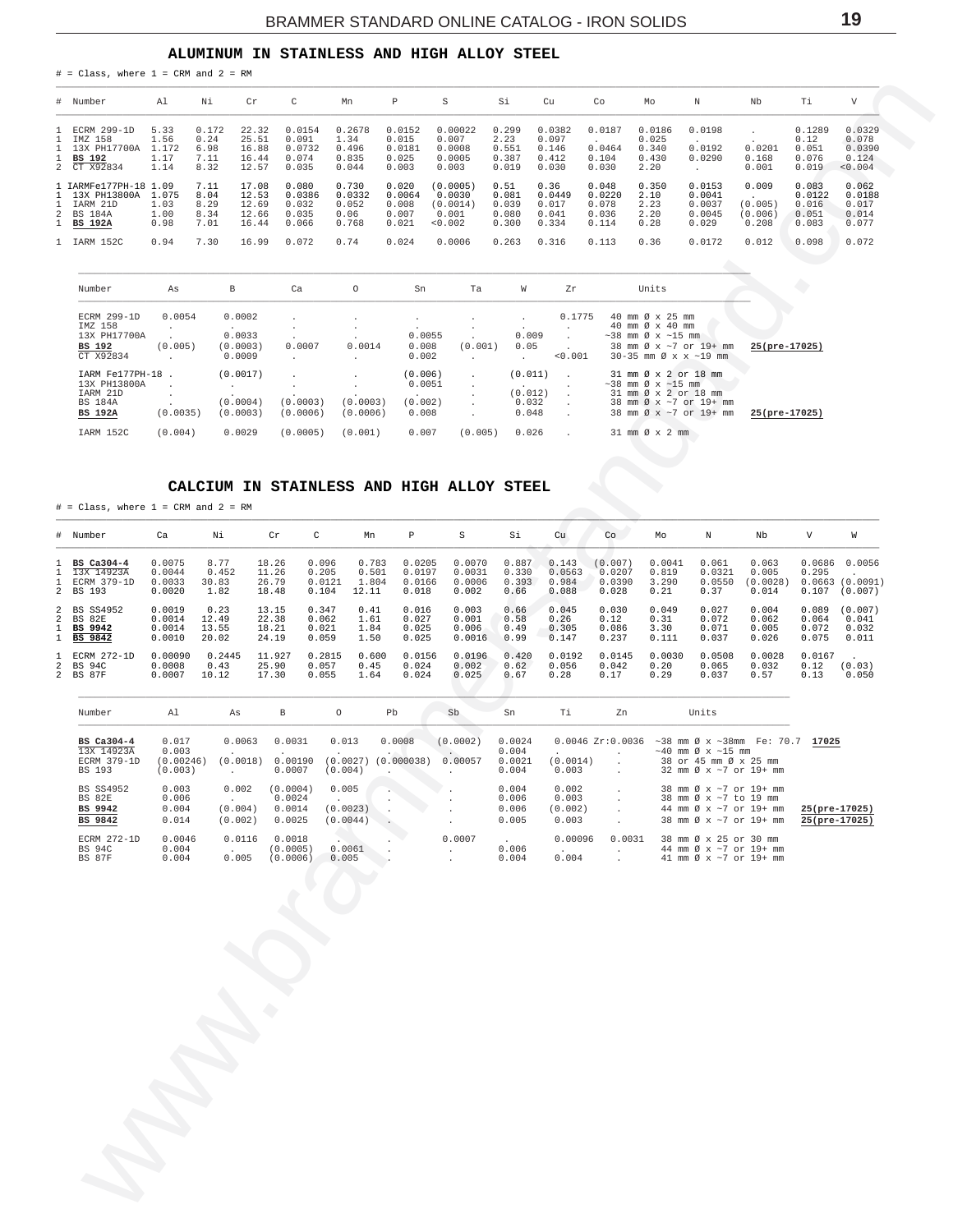## ALUMINUM IN STAINLESS AND HIGH ALLOY STEEL

# = Class, where 1 = CRM and 2 = RM

| # | Number | Al | Ni | Cr | C | Mn | P | S | Si | Cu | Co | Mo | N | Nb | Ti | V |
|---|---|---|---|---|---|---|---|---|---|---|---|---|---|---|---|---|
| 1 | ECRM 299-1D | 5.33 | 0.172 | 22.32 | 0.0154 | 0.2678 | 0.0152 | 0.00022 | 0.299 | 0.0382 | 0.0187 | 0.0186 | 0.0198 | . | 0.1289 | 0.0329 |
| 1 | IMZ 158 | 1.56 | 0.24 | 25.51 | 0.091 | 1.34 | 0.015 | 0.007 | 2.23 | 0.097 | . | 0.025 | . | . | 0.12 | 0.078 |
| 1 | 13X PH17700A | 1.172 | 6.98 | 16.88 | 0.0732 | 0.496 | 0.0181 | 0.0008 | 0.551 | 0.146 | 0.0464 | 0.340 | 0.0192 | 0.0201 | 0.051 | 0.0390 |
| 1 | **BS 192** | 1.17 | 7.11 | 16.44 | 0.074 | 0.835 | 0.025 | 0.0005 | 0.387 | 0.412 | 0.104 | 0.430 | 0.0290 | 0.168 | 0.076 | 0.124 |
| 2 | CT X92834 | 1.14 | 8.32 | 12.57 | 0.035 | 0.044 | 0.003 | 0.003 | 0.019 | 0.030 | 0.030 | 2.20 | . | 0.001 | 0.019 | <0.004 |
| 1 | IARMFe177PH-18 | 1.09 | 7.11 | 17.08 | 0.080 | 0.730 | 0.020 | (0.0005) | 0.51 | 0.36 | 0.048 | 0.350 | 0.0153 | 0.009 | 0.083 | 0.062 |
| 1 | 13X PH13800A | 1.075 | 8.04 | 12.53 | 0.0386 | 0.0332 | 0.0064 | 0.0030 | 0.081 | 0.0449 | 0.0220 | 2.10 | 0.0041 | . | 0.0122 | 0.0188 |
| 1 | IARM 21D | 1.03 | 8.29 | 12.69 | 0.032 | 0.052 | 0.008 | (0.0014) | 0.039 | 0.017 | 0.078 | 2.23 | 0.0037 | (0.005) | 0.016 | 0.017 |
| 2 | BS 184A | 1.00 | 8.34 | 12.66 | 0.035 | 0.06 | 0.007 | 0.001 | 0.080 | 0.041 | 0.036 | 2.20 | 0.0045 | (0.006) | 0.051 | 0.014 |
| 1 | **BS 192A** | 0.98 | 7.01 | 16.44 | 0.066 | 0.768 | 0.021 | <0.002 | 0.300 | 0.334 | 0.114 | 0.28 | 0.029 | 0.208 | 0.083 | 0.077 |
| 1 | IARM 152C | 0.94 | 7.30 | 16.99 | 0.072 | 0.74 | 0.024 | 0.0006 | 0.263 | 0.316 | 0.113 | 0.36 | 0.0172 | 0.012 | 0.098 | 0.072 |

| Number | As | B | Ca | O | Sn | Ta | W | Zr | Units | |
|---|---|---|---|---|---|---|---|---|---|---|
| ECRM 299-1D | 0.0054 | 0.0002 | . | . | . | . | . | 0.1775 | 40 mm Ø x 25 mm | |
| IMZ 158 | . | . | . | . | . | . | . | . | 40 mm Ø x 40 mm | |
| 13X PH17700A | . | 0.0033 | . | . | 0.0055 | . | 0.009 | . | ~38 mm Ø x ~15 mm | |
| **BS 192** | (0.005) | (0.0003) | 0.0007 | 0.0014 | 0.008 | (0.001) | 0.05 | . | 38 mm Ø x ~7 or 19+ mm | 25(pre-17025) |
| CT X92834 | . | 0.0009 | . | . | 0.002 | . | . | <0.001 | 30-35 mm Ø x x ~19 mm | |
| IARM Fe177PH-18 | . | (0.0017) | . | . | (0.006) | . | (0.011) | . | 31 mm Ø x 2 or 18 mm | |
| 13X PH13800A | . | . | . | . | 0.0051 | . | . | . | ~38 mm Ø x ~15 mm | |
| IARM 21D | . | . | . | . | . | . | (0.012) | . | 31 mm Ø x 2 or 18 mm | |
| BS 184A | . | (0.0004) | (0.0003) | (0.0003) | (0.002) | . | 0.032 | . | 38 mm Ø x ~7 or 19+ mm | |
| **BS 192A** | (0.0035) | (0.0003) | (0.0006) | (0.0006) | 0.008 | . | 0.048 | . | 38 mm Ø x ~7 or 19+ mm | 25(pre-17025) |
| IARM 152C | (0.004) | 0.0029 | (0.0005) | (0.001) | 0.007 | (0.005) | 0.026 | . | 31 mm Ø x 2 mm | |

## CALCIUM IN STAINLESS AND HIGH ALLOY STEEL

# = Class, where 1 = CRM and 2 = RM

| # | Number | Ca | Ni | Cr | C | Mn | P | S | Si | Cu | Co | Mo | N | Nb | V | W |
|---|---|---|---|---|---|---|---|---|---|---|---|---|---|---|---|---|
| 1 | **BS Ca304-4** | 0.0075 | 8.77 | 18.26 | 0.096 | 0.783 | 0.0205 | 0.0070 | 0.887 | 0.143 | (0.007) | 0.0041 | 0.061 | 0.063 | 0.0686 | 0.0056 |
| 1 | 13X 14923A | 0.0044 | 0.452 | 11.26 | 0.205 | 0.501 | 0.0197 | 0.0031 | 0.330 | 0.0563 | 0.0207 | 0.819 | 0.0321 | 0.005 | 0.295 | . |
| 1 | ECRM 379-1D | 0.0033 | 30.83 | 26.79 | 0.0121 | 1.804 | 0.0166 | 0.0006 | 0.393 | 0.984 | 0.0390 | 3.290 | 0.0550 | (0.0028) | 0.0663 | (0.0091) |
| 2 | BS 193 | 0.0020 | 1.82 | 18.48 | 0.104 | 12.11 | 0.018 | 0.002 | 0.66 | 0.088 | 0.028 | 0.21 | 0.37 | 0.014 | 0.107 | (0.007) |
| 2 | BS SS4952 | 0.0019 | 0.23 | 13.15 | 0.347 | 0.41 | 0.016 | 0.003 | 0.66 | 0.045 | 0.030 | 0.049 | 0.027 | 0.004 | 0.089 | (0.007) |
| 2 | BS 82E | 0.0014 | 12.49 | 22.38 | 0.062 | 1.61 | 0.027 | 0.001 | 0.58 | 0.26 | 0.12 | 0.31 | 0.072 | 0.062 | 0.064 | 0.041 |
| 1 | **BS 9942** | 0.0014 | 13.55 | 18.21 | 0.021 | 1.84 | 0.025 | 0.006 | 0.49 | 0.305 | 0.086 | 3.30 | 0.071 | 0.005 | 0.072 | 0.032 |
| 1 | **BS 9842** | 0.0010 | 20.02 | 24.19 | 0.059 | 1.50 | 0.025 | 0.0016 | 0.99 | 0.147 | 0.237 | 0.111 | 0.037 | 0.026 | 0.075 | 0.011 |
| 1 | ECRM 272-1D | 0.00090 | 0.2445 | 11.927 | 0.2815 | 0.600 | 0.0156 | 0.0196 | 0.420 | 0.0192 | 0.0145 | 0.0030 | 0.0508 | 0.0028 | 0.0167 | . |
| 2 | BS 94C | 0.0008 | 0.43 | 25.90 | 0.057 | 0.45 | 0.024 | 0.002 | 0.62 | 0.056 | 0.042 | 0.20 | 0.065 | 0.032 | 0.12 | (0.03) |
| 2 | BS 87F | 0.0007 | 10.12 | 17.30 | 0.055 | 1.64 | 0.024 | 0.025 | 0.67 | 0.28 | 0.17 | 0.29 | 0.037 | 0.57 | 0.13 | 0.050 |

| Number | Al | As | B | O | Pb | Sb | Sn | Ti | Zn | Units | |
|---|---|---|---|---|---|---|---|---|---|---|---|
| **BS Ca304-4** | 0.017 | 0.0063 | 0.0031 | 0.013 | 0.0008 | (0.0002) | 0.0024 | 0.0046 | Zr:0.0036 | ~38 mm Ø x ~38mm Fe: 70.7 | 17025 |
| 13X 14923A | 0.003 | . | . | . | . | . | 0.004 | . | . | ~40 mm Ø x ~15 mm | |
| ECRM 379-1D | (0.00246) | (0.0018) | 0.00190 | (0.0027) | (0.000038) | 0.00057 | 0.0021 | (0.0014) | . | 38 or 45 mm Ø x 25 mm | |
| BS 193 | (0.003) | . | 0.0007 | (0.004) | . | . | 0.004 | 0.003 | . | 32 mm Ø x ~7 or 19+ mm | |
| BS SS4952 | 0.003 | 0.002 | (0.0004) | 0.005 | . | . | 0.004 | 0.002 | . | 38 mm Ø x ~7 or 19+ mm | |
| BS 82E | 0.006 | . | 0.0024 | . | . | . | 0.006 | 0.003 | . | 38 mm Ø x ~7 to 19 mm | |
| **BS 9942** | 0.004 | (0.004) | 0.0014 | (0.0023) | . | . | 0.006 | (0.002) | . | 44 mm Ø x ~7 or 19+ mm | 25(pre-17025) |
| **BS 9842** | 0.014 | (0.002) | 0.0025 | (0.0044) | . | . | 0.005 | 0.003 | . | 38 mm Ø x ~7 or 19+ mm | 25(pre-17025) |
| ECRM 272-1D | 0.0046 | 0.0116 | 0.0018 | . | . | 0.0007 | . | 0.00096 | 0.0031 | 38 mm Ø x 25 or 30 mm | |
| BS 94C | 0.004 | . | (0.0005) | 0.0061 | . | . | 0.006 | . | . | 44 mm Ø x ~7 or 19+ mm | |
| BS 87F | 0.004 | 0.005 | (0.0006) | 0.005 | . | . | 0.004 | 0.004 | . | 41 mm Ø x ~7 or 19+ mm | |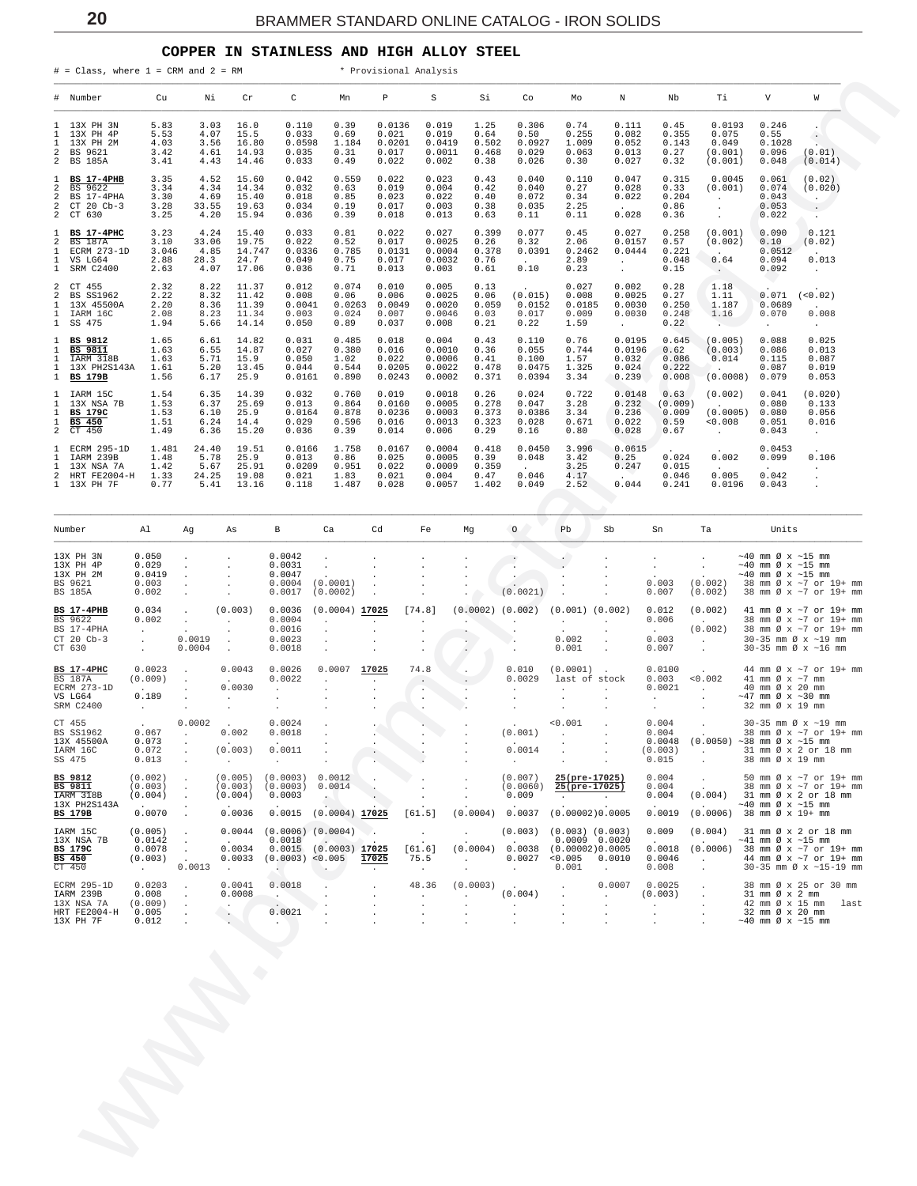## COPPER IN STAINLESS AND HIGH ALLOY STEEL

# = Class, where 1 = CRM and 2 = RM  * Provisional Analysis

| # | Number | Cu | Ni | Cr | C | Mn | P | S | Si | Co | Mo | N | Nb | Ti | V | W |
|---|---|---|---|---|---|---|---|---|---|---|---|---|---|---|---|---|
| 1 | 13X PH 3N | 5.83 | 3.03 | 16.0 | 0.110 | 0.39 | 0.0136 | 0.019 | 1.25 | 0.306 | 0.74 | 0.111 | 0.45 | 0.0193 | 0.246 | . |
| 1 | 13X PH 4P | 5.53 | 4.07 | 15.5 | 0.033 | 0.69 | 0.021 | 0.019 | 0.64 | 0.50 | 0.255 | 0.082 | 0.355 | 0.075 | 0.55 | . |
| 1 | 13X PH 2M | 4.03 | 3.56 | 16.80 | 0.0598 | 1.184 | 0.0201 | 0.0419 | 0.502 | 0.0927 | 1.009 | 0.052 | 0.143 | 0.049 | 0.1028 | . |
| 2 | BS 9621 | 3.42 | 4.61 | 14.93 | 0.035 | 0.31 | 0.017 | 0.0011 | 0.468 | 0.029 | 0.063 | 0.013 | 0.27 | (0.001) | 0.096 | (0.01) |
| 2 | BS 185A | 3.41 | 4.43 | 14.46 | 0.033 | 0.49 | 0.022 | 0.002 | 0.38 | 0.026 | 0.30 | 0.027 | 0.32 | (0.001) | 0.048 | (0.014) |
| 1 | **BS 17-4PHB** | 3.35 | 4.52 | 15.60 | 0.042 | 0.559 | 0.022 | 0.023 | 0.43 | 0.040 | 0.110 | 0.047 | 0.315 | 0.0045 | 0.061 | (0.02) |
| 2 | BS 9622 | 3.34 | 4.34 | 14.34 | 0.032 | 0.63 | 0.019 | 0.004 | 0.42 | 0.040 | 0.27 | 0.028 | 0.33 | (0.001) | 0.074 | (0.020) |
| 2 | BS 17-4PHA | 3.30 | 4.69 | 15.40 | 0.018 | 0.85 | 0.023 | 0.022 | 0.40 | 0.072 | 0.34 | 0.022 | 0.204 | . | 0.043 | . |
| 2 | CT 20 Cb-3 | 3.28 | 33.55 | 19.63 | 0.034 | 0.19 | 0.017 | 0.003 | 0.38 | 0.035 | 2.25 | . | 0.86 | . | 0.053 | . |
| 2 | CT 630 | 3.25 | 4.20 | 15.94 | 0.036 | 0.39 | 0.018 | 0.013 | 0.63 | 0.11 | 0.11 | 0.028 | 0.36 | . | 0.022 | . |
| 1 | **BS 17-4PHC** | 3.23 | 4.24 | 15.40 | 0.033 | 0.81 | 0.022 | 0.027 | 0.399 | 0.077 | 0.45 | 0.027 | 0.258 | (0.001) | 0.090 | 0.121 |
| 2 | BS 187A | 3.10 | 33.06 | 19.75 | 0.022 | 0.52 | 0.017 | 0.0025 | 0.26 | 0.32 | 2.06 | 0.0157 | 0.57 | (0.002) | 0.10 | (0.02) |
| 1 | ECRM 273-1D | 3.046 | 4.85 | 14.747 | 0.0336 | 0.785 | 0.0131 | 0.0004 | 0.378 | 0.0391 | 0.2462 | 0.0444 | 0.221 | . | 0.0512 | . |
| 1 | VS LG64 | 2.88 | 28.3 | 24.7 | 0.049 | 0.75 | 0.017 | 0.0032 | 0.76 | . | 2.89 | . | 0.048 | 0.64 | 0.094 | 0.013 |
| 1 | SRM C2400 | 2.63 | 4.07 | 17.06 | 0.036 | 0.71 | 0.013 | 0.003 | 0.61 | 0.10 | 0.23 | . | 0.15 | . | 0.092 | . |
| 2 | CT 455 | 2.32 | 8.22 | 11.37 | 0.012 | 0.074 | 0.010 | 0.005 | 0.13 | . | 0.027 | 0.002 | 0.28 | 1.18 | . | . |
| 2 | BS SS1962 | 2.22 | 8.32 | 11.42 | 0.008 | 0.06 | 0.006 | 0.0025 | 0.06 | (0.015) | 0.008 | 0.0025 | 0.27 | 1.11 | 0.071 | (<0.02) |
| 1 | 13X 45500A | 2.20 | 8.36 | 11.39 | 0.0041 | 0.0263 | 0.0049 | 0.0020 | 0.059 | 0.0152 | 0.0185 | 0.0030 | 0.250 | 1.187 | 0.0689 | . |
| 1 | IARM 16C | 2.08 | 8.23 | 11.34 | 0.003 | 0.024 | 0.007 | 0.0046 | 0.03 | 0.017 | 0.009 | 0.0030 | 0.248 | 1.16 | 0.070 | 0.008 |
| 1 | SS 475 | 1.94 | 5.66 | 14.14 | 0.050 | 0.89 | 0.037 | 0.008 | 0.21 | 0.22 | 1.59 | . | 0.22 | . | . | . |
| 1 | **BS 9812** | 1.65 | 6.61 | 14.82 | 0.031 | 0.485 | 0.018 | 0.004 | 0.43 | 0.110 | 0.76 | 0.0195 | 0.645 | (0.005) | 0.088 | 0.025 |
| 1 | **BS 9811** | 1.63 | 6.55 | 14.87 | 0.027 | 0.380 | 0.016 | 0.0010 | 0.36 | 0.055 | 0.744 | 0.0196 | 0.62 | (0.003) | 0.086 | 0.013 |
| 1 | IARM 318B | 1.63 | 5.71 | 15.9 | 0.050 | 1.02 | 0.022 | 0.0006 | 0.41 | 0.100 | 1.57 | 0.032 | 0.086 | 0.014 | 0.115 | 0.087 |
| 1 | 13X PH2S143A | 1.61 | 5.20 | 13.45 | 0.044 | 0.544 | 0.0205 | 0.0022 | 0.478 | 0.0475 | 1.325 | 0.024 | 0.222 | . | 0.087 | 0.019 |
| 1 | **BS 179B** | 1.56 | 6.17 | 25.9 | 0.0161 | 0.890 | 0.0243 | 0.0002 | 0.371 | 0.0394 | 3.34 | 0.239 | 0.008 | (0.0008) | 0.079 | 0.053 |
| 1 | IARM 15C | 1.54 | 6.35 | 14.39 | 0.032 | 0.760 | 0.019 | 0.0018 | 0.26 | 0.024 | 0.722 | 0.0148 | 0.63 | (0.002) | 0.041 | (0.020) |
| 1 | 13X NSA 7B | 1.53 | 6.37 | 25.69 | 0.013 | 0.864 | 0.0160 | 0.0005 | 0.278 | 0.047 | 3.28 | 0.232 | (0.009) | . | 0.080 | 0.133 |
| 1 | **BS 179C** | 1.53 | 6.10 | 25.9 | 0.0164 | 0.878 | 0.0236 | 0.0003 | 0.373 | 0.0386 | 3.34 | 0.236 | 0.009 | (0.0005) | 0.080 | 0.056 |
| 1 | **BS 450** | 1.51 | 6.24 | 14.4 | 0.029 | 0.596 | 0.016 | 0.0013 | 0.323 | 0.028 | 0.671 | 0.022 | 0.59 | <0.008 | 0.051 | 0.016 |
| 2 | CT 450 | 1.49 | 6.36 | 15.20 | 0.036 | 0.39 | 0.014 | 0.006 | 0.29 | 0.16 | 0.80 | 0.028 | 0.67 | . | 0.043 | . |
| 1 | ECRM 295-1D | 1.481 | 24.40 | 19.51 | 0.0166 | 1.758 | 0.0167 | 0.0004 | 0.418 | 0.0450 | 3.996 | 0.0615 | . | . | 0.0453 | . |
| 1 | IARM 239B | 1.48 | 5.78 | 25.9 | 0.013 | 0.86 | 0.025 | 0.0005 | 0.39 | 0.048 | 3.42 | 0.25 | 0.024 | 0.002 | 0.099 | 0.106 |
| 1 | 13X NSA 7A | 1.42 | 5.67 | 25.91 | 0.0209 | 0.951 | 0.022 | 0.0009 | 0.359 | . | 3.25 | 0.247 | 0.015 | . | . | . |
| 2 | HRT FE2004-H | 1.33 | 24.25 | 19.08 | 0.021 | 1.83 | 0.021 | 0.004 | 0.47 | 0.046 | 4.17 | . | 0.046 | 0.005 | 0.042 | . |
| 1 | 13X PH 7F | 0.77 | 5.41 | 13.16 | 0.118 | 1.487 | 0.028 | 0.0057 | 1.402 | 0.049 | 2.52 | 0.044 | 0.241 | 0.0196 | 0.043 | . |

| Number | Al | Ag | As | B | Ca | Cd | Fe | Mg | O | Pb | Sb | Sn | Ta | Units |
|---|---|---|---|---|---|---|---|---|---|---|---|---|---|---|
| 13X PH 3N | 0.050 | . | . | 0.0042 | . | . | . | . | . | . | . | . | . | ~40 mm Ø x ~15 mm |
| 13X PH 4P | 0.029 | . | . | 0.0031 | . | . | . | . | . | . | . | . | . | ~40 mm Ø x ~15 mm |
| 13X PH 2M | 0.0419 | . | . | 0.0047 | . | . | . | . | . | . | . | . | . | ~40 mm Ø x ~15 mm |
| BS 9621 | 0.003 | . | . | 0.0004 | (0.0001) | . | . | . | . | . | . | 0.003 | (0.002) | 38 mm Ø x ~7 or 19+ mm |
| BS 185A | 0.002 | . | . | 0.0017 | (0.0002) | . | . | . | (0.0021) | . | . | 0.007 | (0.002) | 38 mm Ø x ~7 or 19+ mm |
| **BS 17-4PHB** | 0.034 | . | (0.003) | 0.0036 | (0.0004) | **17025** | [74.8] | (0.0002) | (0.002) | (0.001) | (0.002) | 0.012 | (0.002) | 41 mm Ø x ~7 or 19+ mm |
| BS 9622 | 0.002 | . | . | 0.0004 | . | . | . | . | . | . | . | 0.006 | . | 38 mm Ø x ~7 or 19+ mm |
| BS 17-4PHA | . | . | . | 0.0016 | . | . | . | . | . | . | . | . | (0.002) | 38 mm Ø x ~7 or 19+ mm |
| CT 20 Cb-3 | . | 0.0019 | . | 0.0023 | . | . | . | . | . | 0.002 | . | 0.003 | . | 30-35 mm Ø x ~19 mm |
| CT 630 | . | 0.0004 | . | 0.0018 | . | . | . | . | . | 0.001 | . | 0.007 | . | 30-35 mm Ø x ~16 mm |
| **BS 17-4PHC** | 0.0023 | . | 0.0043 | 0.0026 | 0.0007 | **17025** | 74.8 | . | 0.010 | (0.0001) | . | 0.0100 | . | 44 mm Ø x ~7 or 19+ mm |
| BS 187A | (0.009) | . | . | 0.0022 | . | . | . | . | 0.0029 | last of stock | | 0.003 | <0.002 | 41 mm Ø x ~7 mm |
| ECRM 273-1D | . | . | 0.0030 | . | . | . | . | . | . | . | . | 0.0021 | . | 40 mm Ø x 20 mm |
| VS LG64 | 0.189 | . | . | . | . | . | . | . | . | . | . | . | . | ~47 mm Ø x ~30 mm |
| SRM C2400 | . | . | . | . | . | . | . | . | . | . | . | . | . | 32 mm Ø x 19 mm |
| CT 455 | . | 0.0002 | . | 0.0024 | . | . | . | . | . | <0.001 | . | 0.004 | . | 30-35 mm Ø x ~19 mm |
| BS SS1962 | 0.067 | . | 0.002 | 0.0018 | . | . | . | . | (0.001) | . | . | 0.004 | . | 38 mm Ø x ~7 or 19+ mm |
| 13X 45500A | 0.073 | . | . | . | . | . | . | . | . | . | . | 0.0048 | (0.0050) | ~38 mm Ø x ~15 mm |
| IARM 16C | 0.072 | . | (0.003) | 0.0011 | . | . | . | . | 0.0014 | . | . | (0.003) | . | 31 mm Ø x 2 or 18 mm |
| SS 475 | 0.013 | . | . | . | . | . | . | . | . | . | . | 0.015 | . | 38 mm Ø x 19 mm |
| **BS 9812** | (0.002) | . | (0.005) | (0.0003) | 0.0012 | . | . | . | (0.007) | 25(pre-17025) | | 0.004 | . | 50 mm Ø x ~7 or 19+ mm |
| **BS 9811** | (0.003) | . | (0.003) | (0.0003) | 0.0014 | . | . | . | (0.0060) | 25(pre-17025) | | 0.004 | . | 38 mm Ø x ~7 or 19+ mm |
| IARM 318B | (0.004) | . | (0.004) | 0.0003 | . | . | . | . | 0.009 | . | . | 0.004 | (0.004) | 31 mm Ø x 2 or 18 mm |
| 13X PH2S143A | . | . | . | . | . | . | . | . | . | . | . | . | . | ~40 mm Ø x ~15 mm |
| **BS 179B** | 0.0070 | . | 0.0036 | 0.0015 | (0.0004) | **17025** | [61.5] | (0.0004) | 0.0037 | (0.00002) | 0.0005 | 0.0019 | (0.0006) | 38 mm Ø x 19+ mm |
| IARM 15C | (0.005) | . | 0.0044 | (0.0006) | (0.0004) | . | . | . | (0.003) | (0.003) | (0.003) | 0.009 | (0.004) | 31 mm Ø x 2 or 18 mm |
| 13X NSA 7B | 0.0142 | . | . | 0.0018 | . | . | . | . | . | 0.0009 | 0.0020 | . | . | ~41 mm Ø x ~15 mm |
| **BS 179C** | 0.0078 | . | 0.0034 | 0.0015 | (0.0003) | **17025** | [61.6] | (0.0004) | 0.0038 | (0.00002) | 0.0005 | 0.0018 | (0.0006) | 38 mm Ø x ~7 or 19+ mm |
| **BS 450** | (0.003) | . | 0.0033 | (0.0003) | <0.005 | **17025** | 75.5 | . | 0.0027 | <0.005 | 0.0010 | 0.0046 | . | 44 mm Ø x ~7 or 19+ mm |
| CT 450 | . | 0.0013 | . | . | . | . | . | . | . | 0.001 | . | 0.008 | . | 30-35 mm Ø x ~15-19 mm |
| ECRM 295-1D | 0.0203 | . | 0.0041 | 0.0018 | . | . | 48.36 | (0.0003) | . | . | 0.0007 | 0.0025 | . | 38 mm Ø x 25 or 30 mm |
| IARM 239B | 0.008 | . | 0.0008 | . | . | . | . | . | (0.004) | . | . | (0.003) | . | 31 mm Ø x 2 mm |
| 13X NSA 7A | (0.009) | . | . | . | . | . | . | . | . | . | . | . | . | 42 mm Ø x 15 mm last |
| HRT FE2004-H | 0.005 | . | . | 0.0021 | . | . | . | . | . | . | . | . | . | 32 mm Ø x 20 mm |
| 13X PH 7F | 0.012 | . | . | . | . | . | . | . | . | . | . | . | . | ~40 mm Ø x ~15 mm |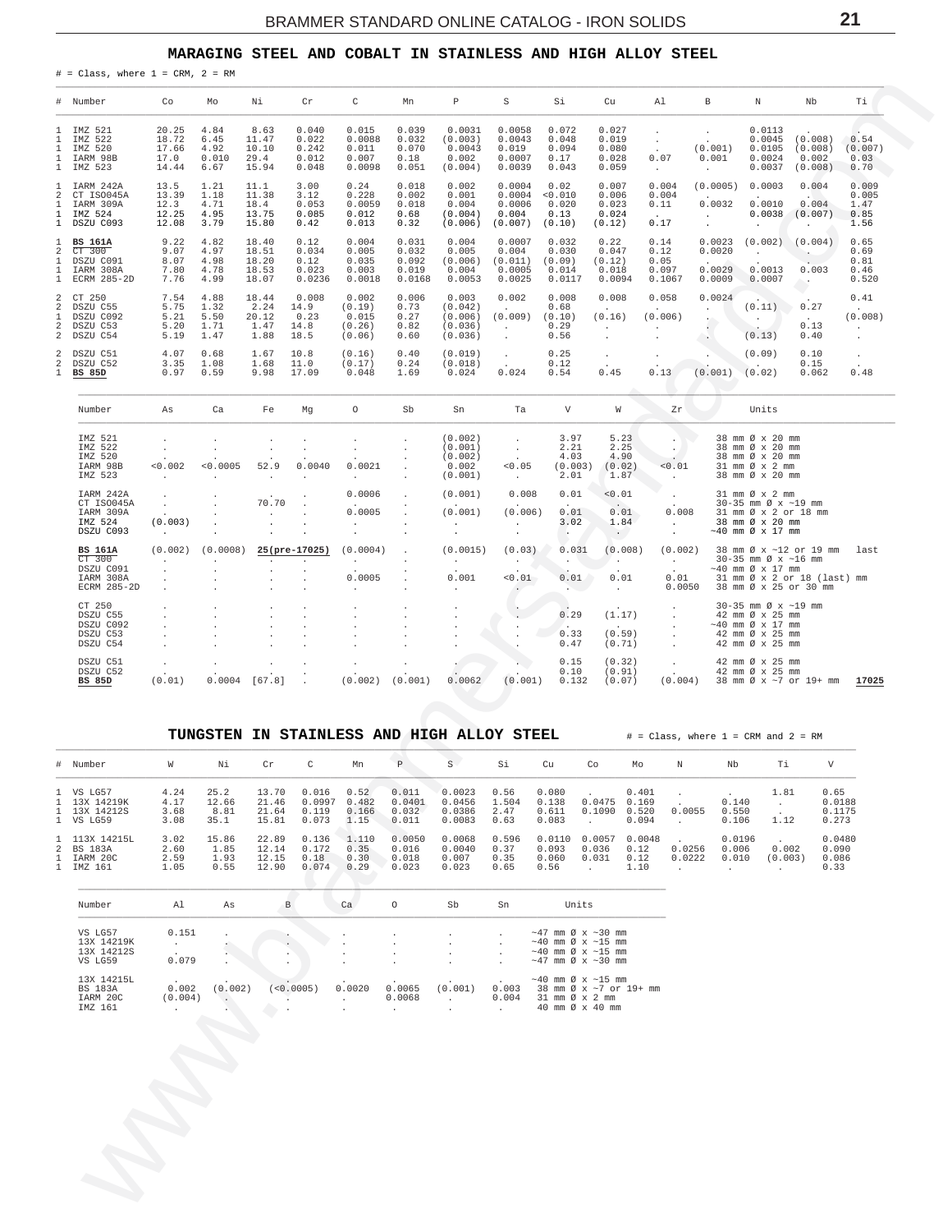## MARAGING STEEL AND COBALT IN STAINLESS AND HIGH ALLOY STEEL

# = Class, where 1 = CRM, 2 = RM

| # | Number | Co | Mo | Ni | Cr | C | Mn | P | S | Si | Cu | Al | B | N | Nb | Ti |
|---|---|---|---|---|---|---|---|---|---|---|---|---|---|---|---|---|
| 1 | IMZ 521 | 20.25 | 4.84 | 8.63 | 0.040 | 0.015 | 0.039 | 0.0031 | 0.0058 | 0.072 | 0.027 | . | . | 0.0113 | . | . |
| 1 | IMZ 522 | 18.72 | 6.45 | 11.47 | 0.022 | 0.0088 | 0.032 | (0.003) | 0.0043 | 0.048 | 0.019 | . | . | 0.0045 | (0.008) | 0.54 |
| 1 | IMZ 520 | 17.66 | 4.92 | 10.10 | 0.242 | 0.011 | 0.070 | 0.0043 | 0.019 | 0.094 | 0.080 | . | (0.001) | 0.0105 | (0.008) | (0.007) |
| 1 | IARM 98B | 17.0 | 0.010 | 29.4 | 0.012 | 0.007 | 0.18 | 0.002 | 0.0007 | 0.17 | 0.028 | 0.07 | 0.001 | 0.0024 | 0.002 | 0.03 |
| 1 | IMZ 523 | 14.44 | 6.67 | 15.94 | 0.048 | 0.0098 | 0.051 | (0.004) | 0.0039 | 0.043 | 0.059 | . | . | 0.0037 | (0.008) | 0.70 |
| 1 | IARM 242A | 13.5 | 1.21 | 11.1 | 3.00 | 0.24 | 0.018 | 0.002 | 0.0004 | 0.02 | 0.007 | 0.004 | (0.0005) | 0.0003 | 0.004 | 0.009 |
| 2 | CT ISO045A | 13.39 | 1.18 | 11.38 | 3.12 | 0.228 | 0.002 | 0.001 | 0.0004 | <0.010 | 0.006 | 0.004 | . | . | . | 0.005 |
| 1 | IARM 309A | 12.3 | 4.71 | 18.4 | 0.053 | 0.0059 | 0.018 | 0.004 | 0.0006 | 0.020 | 0.023 | 0.11 | 0.0032 | 0.0010 | 0.004 | 1.47 |
| 1 | IMZ 524 | 12.25 | 4.95 | 13.75 | 0.085 | 0.012 | 0.68 | (0.004) | 0.004 | 0.13 | 0.024 | . | . | 0.0038 | (0.007) | 0.85 |
| 1 | DSZU C093 | 12.08 | 3.79 | 15.80 | 0.42 | 0.013 | 0.32 | (0.006) | (0.007) | (0.10) | (0.12) | 0.17 | . | . | . | 1.56 |
| 1 | **BS 161A** | 9.22 | 4.82 | 18.40 | 0.12 | 0.004 | 0.031 | 0.004 | 0.0007 | 0.032 | 0.22 | 0.14 | 0.0023 | (0.002) | (0.004) | 0.65 |
| 2 | CT 300 | 9.07 | 4.97 | 18.51 | 0.034 | 0.005 | 0.032 | 0.005 | 0.004 | 0.030 | 0.047 | 0.12 | 0.0020 | . | . | 0.69 |
| 1 | DSZU C091 | 8.07 | 4.98 | 18.20 | 0.12 | 0.035 | 0.092 | (0.006) | (0.011) | (0.09) | (0.12) | 0.05 | . | . | . | 0.81 |
| 1 | IARM 308A | 7.80 | 4.78 | 18.53 | 0.023 | 0.003 | 0.019 | 0.004 | 0.0005 | 0.014 | 0.018 | 0.097 | 0.0029 | 0.0013 | 0.003 | 0.46 |
| 1 | ECRM 285-2D | 7.76 | 4.99 | 18.07 | 0.0236 | 0.0018 | 0.0168 | 0.0053 | 0.0025 | 0.0117 | 0.0094 | 0.1067 | 0.0009 | 0.0007 | . | 0.520 |
| 2 | CT 250 | 7.54 | 4.88 | 18.44 | 0.008 | 0.002 | 0.006 | 0.003 | 0.002 | 0.008 | 0.008 | 0.058 | 0.0024 | . | . | 0.41 |
| 2 | DSZU C55 | 5.75 | 1.32 | 2.24 | 14.9 | (0.19) | 0.73 | (0.042) | . | 0.68 | . | . | . | (0.11) | 0.27 | . |
| 1 | DSZU C092 | 5.21 | 5.50 | 20.12 | 0.23 | 0.015 | 0.27 | (0.006) | (0.009) | (0.10) | (0.16) | (0.006) | . | . | . | (0.008) |
| 2 | DSZU C53 | 5.20 | 1.71 | 1.47 | 14.8 | (0.26) | 0.82 | (0.036) | . | 0.29 | . | . | . | . | 0.13 | . |
| 2 | DSZU C54 | 5.19 | 1.47 | 1.88 | 18.5 | (0.06) | 0.60 | (0.036) | . | 0.56 | . | . | . | (0.13) | 0.40 | . |
| 2 | DSZU C51 | 4.07 | 0.68 | 1.67 | 10.8 | (0.16) | 0.40 | (0.019) | . | 0.25 | . | . | . | (0.09) | 0.10 | . |
| 2 | DSZU C52 | 3.35 | 1.08 | 1.68 | 11.0 | (0.17) | 0.24 | (0.018) | . | 0.12 | . | . | . | . | 0.15 | . |
| 1 | **BS 85D** | 0.97 | 0.59 | 9.98 | 17.09 | 0.048 | 1.69 | 0.024 | 0.024 | 0.54 | 0.45 | 0.13 | (0.001) | (0.02) | 0.062 | 0.48 |

| Number | As | Ca | Fe | Mg | O | Sb | Sn | Ta | V | W | Zr | Units | |
|---|---|---|---|---|---|---|---|---|---|---|---|---|---|
| IMZ 521 | . | . | . | . | . | . | (0.002) | . | 3.97 | 5.23 | . | 38 mm Ø x 20 mm | |
| IMZ 522 | . | . | . | . | . | . | (0.001) | . | 2.21 | 2.25 | . | 38 mm Ø x 20 mm | |
| IMZ 520 | . | . | . | . | . | . | (0.002) | . | 4.03 | 4.90 | . | 38 mm Ø x 20 mm | |
| IARM 98B | <0.002 | <0.0005 | 52.9 | 0.0040 | 0.0021 | . | 0.002 | <0.05 | (0.003) | (0.02) | <0.01 | 31 mm Ø x 2 mm | |
| IMZ 523 | . | . | . | . | . | . | (0.001) | . | 2.01 | 1.87 | . | 38 mm Ø x 20 mm | |
| IARM 242A | . | . | . | . | 0.0006 | . | (0.001) | 0.008 | 0.01 | <0.01 | . | 31 mm Ø x 2 mm | |
| CT ISO045A | . | . | 70.70 | . | . | . | . | . | . | . | . | 30-35 mm Ø x ~19 mm | |
| IARM 309A | . | . | . | . | 0.0005 | . | (0.001) | (0.006) | 0.01 | 0.01 | 0.008 | 31 mm Ø x 2 or 18 mm | |
| IMZ 524 | (0.003) | . | . | . | . | . | . | . | 3.02 | 1.84 | . | 38 mm Ø x 20 mm | |
| DSZU C093 | . | . | . | . | . | . | . | . | . | . | . | ~40 mm Ø x 17 mm | |
| **BS 161A** | (0.002) | (0.0008) | 25(pre-17025) | . | (0.0004) | . | (0.0015) | (0.03) | 0.031 | (0.008) | (0.002) | 38 mm Ø x ~12 or 19 mm | last |
| CT 300 | . | . | . | . | . | . | . | . | . | . | . | 30-35 mm Ø x ~16 mm | |
| DSZU C091 | . | . | . | . | . | . | . | . | . | . | . | ~40 mm Ø x 17 mm | |
| IARM 308A | . | . | . | . | 0.0005 | . | 0.001 | <0.01 | 0.01 | 0.01 | 0.01 | 31 mm Ø x 2 or 18 (last) mm | |
| ECRM 285-2D | . | . | . | . | . | . | . | . | . | . | 0.0050 | 38 mm Ø x 25 or 30 mm | |
| CT 250 | . | . | . | . | . | . | . | . | . | . | . | 30-35 mm Ø x ~19 mm | |
| DSZU C55 | . | . | . | . | . | . | . | . | 0.29 | (1.17) | . | 42 mm Ø x 25 mm | |
| DSZU C092 | . | . | . | . | . | . | . | . | . | . | . | ~40 mm Ø x 17 mm | |
| DSZU C53 | . | . | . | . | . | . | . | . | 0.33 | (0.59) | . | 42 mm Ø x 25 mm | |
| DSZU C54 | . | . | . | . | . | . | . | . | 0.47 | (0.71) | . | 42 mm Ø x 25 mm | |
| DSZU C51 | . | . | . | . | . | . | . | . | 0.15 | (0.32) | . | 42 mm Ø x 25 mm | |
| DSZU C52 | . | . | . | . | . | . | . | . | 0.10 | (0.91) | . | 42 mm Ø x 25 mm | |
| **BS 85D** | (0.01) | 0.0004 | [67.8] | . | (0.002) | (0.001) | 0.0062 | (0.001) | 0.132 | (0.07) | (0.004) | 38 mm Ø x ~7 or 19+ mm | 17025 |

## TUNGSTEN IN STAINLESS AND HIGH ALLOY STEEL

# = Class, where 1 = CRM and 2 = RM

| # | Number | W | Ni | Cr | C | Mn | P | S | Si | Cu | Co | Mo | N | Nb | Ti | V |
|---|---|---|---|---|---|---|---|---|---|---|---|---|---|---|---|---|
| 1 | VS LG57 | 4.24 | 25.2 | 13.70 | 0.016 | 0.52 | 0.011 | 0.0023 | 0.56 | 0.080 | . | 0.401 | . | . | 1.81 | 0.65 |
| 1 | 13X 14219K | 4.17 | 12.66 | 21.46 | 0.0997 | 0.482 | 0.0401 | 0.0456 | 1.504 | 0.138 | 0.0475 | 0.169 | . | 0.140 | . | 0.0188 |
| 1 | 13X 14212S | 3.68 | 8.81 | 21.64 | 0.119 | 0.166 | 0.032 | 0.0386 | 2.47 | 0.611 | 0.1090 | 0.520 | 0.0055 | 0.550 | . | 0.1175 |
| 1 | VS LG59 | 3.08 | 35.1 | 15.81 | 0.073 | 1.15 | 0.011 | 0.0083 | 0.63 | 0.083 | . | 0.094 | . | 0.106 | 1.12 | 0.273 |
| 1 | 113X 14215L | 3.02 | 15.86 | 22.89 | 0.136 | 1.110 | 0.0050 | 0.0068 | 0.596 | 0.0110 | 0.0057 | 0.0048 | . | 0.0196 | . | 0.0480 |
| 2 | BS 183A | 2.60 | 1.85 | 12.14 | 0.172 | 0.35 | 0.016 | 0.0040 | 0.37 | 0.093 | 0.036 | 0.12 | 0.0256 | 0.006 | 0.002 | 0.090 |
| 1 | IARM 20C | 2.59 | 1.93 | 12.15 | 0.18 | 0.30 | 0.018 | 0.007 | 0.35 | 0.060 | 0.031 | 0.12 | 0.0222 | 0.010 | (0.003) | 0.086 |
| 1 | IMZ 161 | 1.05 | 0.55 | 12.90 | 0.074 | 0.29 | 0.023 | 0.023 | 0.65 | 0.56 | . | 1.10 | . | . | . | 0.33 |

| Number | Al | As | B | Ca | O | Sb | Sn | Units |
|---|---|---|---|---|---|---|---|---|
| VS LG57 | 0.151 | . | . | . | . | . | . | ~47 mm Ø x ~30 mm |
| 13X 14219K | . | . | . | . | . | . | . | ~40 mm Ø x ~15 mm |
| 13X 14212S | . | . | . | . | . | . | . | ~40 mm Ø x ~15 mm |
| VS LG59 | 0.079 | . | . | . | . | . | . | ~47 mm Ø x ~30 mm |
| 13X 14215L | . | . | . | . | . | . | . | ~40 mm Ø x ~15 mm |
| BS 183A | 0.002 | (0.002) | (<0.0005) | 0.0020 | 0.0065 | (0.001) | 0.003 | 38 mm Ø x ~7 or 19+ mm |
| IARM 20C | (0.004) | . | . | . | 0.0068 | . | 0.004 | 31 mm Ø x 2 mm |
| IMZ 161 | . | . | . | . | . | . | . | 40 mm Ø x 40 mm |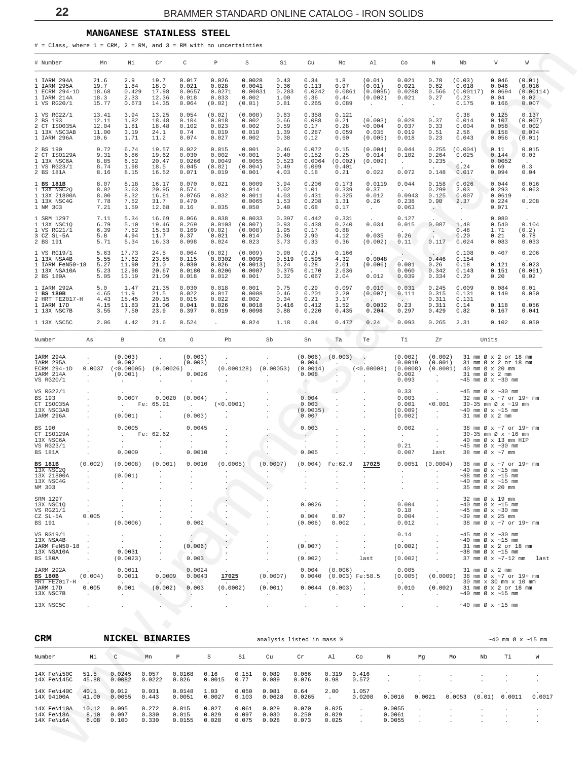## MANGANESE STAINLESS STEEL

# = Class, where 1 = CRM, 2 = RM, and 3 = RM with no uncertainties

| # | Number | Mn | Ni | Cr | C | P | S | Si | Cu | Mo | Al | Co | N | Nb | V | W |
|---|---|---|---|---|---|---|---|---|---|---|---|---|---|---|---|---|
| 1 | IARM 294A | 21.6 | 2.9 | 19.7 | 0.017 | 0.026 | 0.0028 | 0.43 | 0.34 | 1.8 | (0.01) | 0.021 | 0.78 | (0.03) | 0.046 | (0.01) |
| 1 | IARM 295A | 19.7 | 1.84 | 18.0 | 0.021 | 0.028 | 0.0041 | 0.36 | 0.113 | 0.97 | (0.01) | 0.021 | 0.62 | 0.018 | 0.046 | 0.016 |
| 1 | ECRM 294-1D | 18.68 | 0.429 | 17.98 | 0.0657 | 0.0271 | 0.00031 | 0.283 | 0.0242 | 0.0861 | (0.0095) | 0.0288 | 0.566 | (0.00117) | 0.0694 | (0.00114) |
| 1 | IARM 214A | 18.3 | 2.33 | 12.36 | 0.018 | 0.033 | 0.002 | 1.00 | 0.36 | 0.44 | (0.002) | 0.021 | 0.27 | 0.23 | 0.04 | 0.02 |
| 1 | VS RG20/1 | 15.77 | 0.673 | 14.35 | 0.064 | (0.02) | (0.01) | 0.81 | 0.265 | 0.089 | . | . | . | 0.175 | 0.166 | 0.007 |
| 1 | VS RG22/1 | 13.41 | 3.94 | 13.25 | 0.054 | (0.02) | (0.008) | 0.63 | 0.358 | 0.121 | . | . | . | 0.38 | 0.125 | 0.137 |
| 2 | BS 193 | 12.11 | 1.82 | 18.48 | 0.104 | 0.018 | 0.002 | 0.66 | 0.088 | 0.21 | (0.003) | 0.028 | 0.37 | 0.014 | 0.107 | (0.007) |
| 2 | CT ISO035A | 12.04 | 1.81 | 18.48 | 0.102 | 0.023 | 0.002 | 0.59 | 0.17 | 0.28 | <0.004 | 0.037 | 0.33 | 0.004 | 0.058 | 0.002 |
| 1 | 13X NSC3AB | 11.00 | 3.19 | 24.1 | 0.74 | 0.019 | 0.010 | 1.39 | 0.287 | 0.059 | 0.035 | 0.019 | 0.51 | 2.56 | 0.158 | 0.034 |
| 1 | IARM 296A | 10.6 | 1.71 | 11.2 | 0.074 | 0.027 | 0.002 | 0.38 | 0.12 | 0.60 | (0.005) | 0.018 | 0.23 | 0.043 | 0.056 | (0.01) |
| 2 | BS 190 | 9.72 | 6.74 | 19.57 | 0.022 | 0.015 | 0.001 | 0.46 | 0.072 | 0.15 | (0.004) | 0.044 | 0.255 | (0.004) | 0.11 | 0.015 |
| 2 | CT ISO129A | 9.31 | 6.86 | 19.62 | 0.030 | 0.002 | <0.001 | 0.40 | 0.152 | 0.25 | 0.014 | 0.102 | 0.264 | 0.025 | 0.144 | 0.03 |
| 1 | 13X NSC6A | 8.85 | 6.52 | 20.47 | 0.0266 | 0.0049 | 0.0055 | 0.523 | 0.0064 | (0.002) | (0.009) | . | 0.235 | . | 0.0052 | . |
| 1 | VS RG23/1 | 8.74 | 1.98 | 18.5 | 0.045 | (0.02) | (0.004) | 0.49 | 0.099 | 0.401 | . | . | . | 0.24 | 0.69 | 0.3 |
| 2 | BS 181A | 8.16 | 8.15 | 16.52 | 0.071 | 0.019 | 0.001 | 4.03 | 0.18 | 0.21 | 0.022 | 0.072 | 0.148 | 0.017 | 0.094 | 0.04 |
| 1 | **BS 181B** | 8.07 | 8.18 | 16.17 | 0.070 | 0.021 | 0.0009 | 3.94 | 0.206 | 0.173 | 0.0119 | 0.044 | 0.158 | 0.026 | 0.044 | 0.016 |
| 1 | ~~13X NSC2Q~~ | 8.02 | 3.63 | 20.95 | 0.574 | . | 0.014 | 1.02 | 1.01 | 0.339 | 0.37 | . | 0.299 | 2.03 | 0.293 | 0.063 |
| 1 | 13X 21800A | 8.00 | 8.32 | 16.81 | 0.0765 | 0.032 | 0.0011 | 4.03 | 0.431 | 0.325 | 0.012 | 0.0943 | 0.125 | 0.007 | 0.0619 | . |
| 1 | 13X NSC4G | 7.78 | 7.52 | 31.7 | 0.470 | . | 0.0065 | 1.53 | 0.208 | 1.31 | 0.26 | 0.238 | 0.90 | 2.37 | 0.224 | 0.208 |
| 1 | NM 303 | 7.21 | 1.59 | 12.68 | 0.16 | 0.035 | 0.050 | 0.40 | 0.68 | 0.17 | . | 0.063 | . | . | 0.071 | . |
| 1 | SRM 1297 | 7.11 | 5.34 | 16.69 | 0.066 | 0.038 | 0.0033 | 0.397 | 0.442 | 0.331 | . | 0.127 | . | . | 0.080 | . |
| 1 | 13X NSC1Q | 6.79 | 5.10 | 19.46 | 0.269 | 0.0103 | (0.007) | 0.93 | 0.438 | 0.240 | 0.034 | 0.015 | 0.087 | 1.48 | 0.540 | 0.104 |
| 1 | VS RG21/1 | 6.39 | 7.52 | 15.53 | 0.169 | (0.02) | (0.008) | 1.95 | 0.17 | 0.88 | . | . | . | 0.48 | 1.71 | (0.2) |
| 3 | CZ SL-5A | 5.8 | 4.94 | 11.7 | 0.37 | 0.021 | 0.014 | 0.36 | 2.90 | 4.12 | 0.035 | 0.26 | . | 0.20 | 0.21 | 0.78 |
| 2 | BS 191 | 5.71 | 5.34 | 16.33 | 0.098 | 0.024 | 0.023 | 3.73 | 0.33 | 0.36 | (0.002) | 0.11 | 0.117 | 0.024 | 0.083 | 0.033 |
| 1 | VS RG19/1 | 5.63 | 17.73 | 24.5 | 0.064 | (0.02) | (0.009) | 0.90 | (0.2) | 0.166 | . | . | . | 0.108 | 0.407 | 0.206 |
| 1 | 13X NSA4B | 5.55 | 17.62 | 23.85 | 0.115 | 0.0302 | 0.0095 | 0.519 | 0.595 | 4.32 | 0.0048 | . | 0.446 | 0.154 | . | . |
| 1 | IARM FeN50-18 | 5.27 | 11.90 | 21.0 | 0.030 | 0.026 | (0.0013) | 0.24 | 0.28 | 2.01 | (0.006) | 0.081 | 0.26 | 0.18 | 0.121 | 0.023 |
| 1 | 13X NSA10A | 5.23 | 12.98 | 20.67 | 0.0180 | 0.0206 | 0.0007 | 0.375 | 0.170 | 2.636 | . | 0.060 | 0.342 | 0.143 | 0.151 | (0.061) |
| 2 | BS 180A | 5.05 | 13.19 | 21.09 | 0.018 | 0.012 | 0.001 | 0.32 | 0.067 | 2.04 | 0.012 | 0.039 | 0.334 | 0.20 | 0.20 | 0.02 |
| 1 | IARM 292A | 5.0 | 1.47 | 21.35 | 0.030 | 0.018 | 0.001 | 0.75 | 0.29 | 0.097 | 0.010 | 0.031 | 0.245 | 0.009 | 0.084 | 0.01 |
| 1 | **BS 180B** | 4.65 | 11.9 | 21.5 | 0.022 | 0.017 | 0.0008 | 0.46 | 0.201 | 2.20 | (0.007) | 0.111 | 0.315 | 0.131 | 0.149 | 0.050 |
| 2 | ~~HRT FEZ017-H~~ | 4.43 | 15.45 | 20.15 | 0.015 | 0.022 | 0.002 | 0.34 | 0.21 | 3.17 | . | . | 0.311 | 0.131 | . | . |
| 1 | IARM 17D | 4.15 | 11.83 | 21.06 | 0.041 | 0.026 | 0.0018 | 0.416 | 0.412 | 1.52 | 0.0032 | 0.23 | 0.311 | 0.14 | 0.118 | 0.056 |
| 1 | 13X NSC7B | 3.55 | 7.50 | 23.9 | 0.397 | 0.019 | 0.0098 | 0.88 | 0.220 | 0.435 | 0.204 | 0.297 | 0.429 | 0.82 | 0.167 | 0.041 |
| 1 | 13X NSC5C | 2.06 | 4.42 | 21.6 | 0.524 | . | 0.024 | 1.18 | 0.84 | 0.472 | 0.24 | 0.093 | 0.265 | 2.31 | 0.102 | 0.050 |

| Number | As | B | Ca | O | Pb | Sb | Sn | Ta | Te | Ti | Zr | Units |
|---|---|---|---|---|---|---|---|---|---|---|---|---|
| IARM 294A | . | (0.003) | . | (0.003) | . | . | (0.006) | (0.003) | . | (0.002) | (0.002) | 31 mm Ø x 2 or 18 mm |
| IARM 295A | . | 0.002 | . | (0.003) | . | . | 0.004 | . | . | 0.0019 | (0.001) | 31 mm Ø x 2 or 18 mm |
| ECRM 294-1D | 0.0037 | (<0.00005) | (0.00026) | . | (0.000128) | (0.00053) | (0.0014) | . | (<0.00008) | (0.0008) | (0.0001) | 40 mm Ø x 20 mm |
| IARM 214A | . | (0.001) | . | 0.0026 | . | . | 0.008 | . | . | 0.002 | . | 31 mm Ø x 2 mm |
| VS RG20/1 | . | . | . | . | . | . | . | . | . | 0.093 | . | ~45 mm Ø x ~30 mm |
| VS RG22/1 | . | . | . | . | . | . | . | . | . | 0.33 | . | ~45 mm Ø x ~30 mm |
| BS 193 | . | 0.0007 | 0.0020 | (0.004) | . | . | 0.004 | . | . | 0.003 | . | 32 mm Ø x ~7 or 19+ mm |
| CT ISO035A | . | . | Fe: 65.91 | . | (<0.0001) | . | 0.003 | . | . | 0.001 | <0.001 | 30-35 mm Ø x ~19 mm |
| 13X NSC3AB | . | . | . | . | . | . | (0.0035) | . | . | (0.009) | . | ~40 mm Ø x ~15 mm |
| IARM 296A | . | (0.001) | . | (0.003) | . | . | 0.007 | . | . | (0.002) | . | 31 mm Ø x 2 mm |
| BS 190 | . | 0.0005 | . | 0.0045 | . | . | 0.003 | . | . | 0.002 | . | 38 mm Ø x ~7 or 19+ mm |
| CT ISO129A | . | . | Fe: 62.62 | . | . | . | . | . | . | . | . | 30-35 mm Ø x ~16 mm |
| 13X NSC6A | . | . | . | . | . | . | . | . | . | . | . | 40 mm Ø x 13 mm HIP |
| VS RG23/1 | . | . | . | . | . | . | . | . | . | 0.21 | . | ~45 mm Ø x ~30 mm |
| BS 181A | . | 0.0009 | . | 0.0010 | . | . | 0.005 | . | . | 0.007 | last | 38 mm Ø x ~7 mm |
| **BS 181B** | (0.002) | (0.0008) | (0.001) | 0.0010 | (0.0005) | (0.0007) | (0.004) | Fe:62.9 | **17025** | 0.0051 | (0.0004) | 38 mm Ø x ~7 or 19+ mm |
| ~~13X NSC2Q~~ | . | . | . | . | . | . | . | . | . | . | . | ~40 mm Ø x ~15 mm |
| 13X 21800A | . | (0.001) | . | . | . | . | . | . | . | . | . | ~38 mm Ø x ~15 mm |
| 13X NSC4G | . | . | . | . | . | . | . | . | . | . | . | ~40 mm Ø x ~15 mm |
| NM 303 | . | . | . | . | . | . | . | . | . | . | . | 35 mm Ø x 20 mm |
| SRM 1297 | . | . | . | . | . | . | . | . | . | . | . | 32 mm Ø x 19 mm |
| 13X NSC1Q | . | . | . | . | . | . | 0.0026 | . | . | 0.004 | . | ~40 mm Ø x ~15 mm |
| VS RG21/1 | . | . | . | . | . | . | . | . | . | 0.18 | . | ~45 mm Ø x ~30 mm |
| CZ SL-5A | 0.005 | . | . | . | . | . | 0.004 | 0.07 | . | 0.004 | . | ~39 mm Ø x 25 mm |
| BS 191 | . | (0.0006) | . | 0.002 | . | . | (0.006) | 0.002 | . | 0.012 | . | 38 mm Ø x ~7 or 19+ mm |
| VS RG19/1 | . | . | . | . | . | . | . | . | . | 0.14 | . | ~45 mm Ø x ~30 mm |
| 13X NSA4B | . | . | . | . | . | . | . | . | . | . | . | ~40 mm Ø x ~15 mm |
| IARM FeN50-18 | . | . | . | (0.006) | . | . | (0.007) | . | . | (0.002) | . | 31 mm Ø x 2 or 18 mm |
| 13X NSA10A | . | 0.0031 | . | . | . | . | . | . | . | . | . | ~38 mm Ø x ~15 mm |
| BS 180A | . | (0.0023) | . | 0.003 | . | . | (0.002) | . | last | (0.002) | . | 37 mm Ø x ~7-12 mm last |
| IARM 292A | . | 0.0011 | . | 0.0024 | . | . | 0.004 | (0.006) | . | 0.005 | . | 31 mm Ø x 2 mm |
| **BS 180B** | (0.004) | 0.0011 | 0.0009 | 0.0043 | **17025** | (0.0007) | 0.0040 | (0.003) | Fe:58.5 | (0.005) | (0.0009) | 38 mm Ø x ~7 or 19+ mm |
| ~~HRT FEZ017-H~~ | . | . | . | . | . | . | . | . | . | . | . | 30 mm x 30 mm x 10 mm |
| IARM 17D | 0.005 | 0.001 | (0.002) | 0.003 | (0.0002) | (0.001) | 0.0044 | (0.003) | . | 0.010 | (0.002) | 31 mm Ø x 2 or 18 mm |
| 13X NSC7B | . | . | . | . | . | . | . | . | . | . | . | ~40 mm Ø x ~15 mm |
| 13X NSC5C | . | . | . | . | . | . | . | . | . | . | . | ~40 mm Ø x ~15 mm |

## CRM NICKEL BINARIES

analysis listed in mass % — ~40 mm Ø x ~15 mm

| Number | Ni | C | Mn | P | S | Si | Cu | Cr | Al | Co | N | Mg | Mo | Nb | Ti | W |
|---|---|---|---|---|---|---|---|---|---|---|---|---|---|---|---|---|
| 14X FeNi50C | 51.5 | 0.0245 | 0.057 | 0.0168 | 0.16 | 0.151 | 0.089 | 0.066 | 0.319 | 0.416 | . | . | . | . | . | . |
| 14X FeNi45C | 45.88 | 0.0082 | 0.0222 | 0.026 | 0.0015 | 0.77 | 0.089 | 0.076 | 0.98 | 0.572 | . | . | . | . | . | . |
| 14X FeNi40C | 40.1 | 0.012 | 0.031 | 0.0148 | 1.03 | 0.050 | 0.081 | 0.64 | 2.00 | 1.057 | . | . | . | . | . | . |
| 14X 94100A | 41.00 | 0.0055 | 0.443 | 0.0051 | 0.0027 | 0.103 | 0.0628 | 0.0265 | . | 0.0208 | 0.0016 | 0.0021 | 0.0053 | (0.01) | 0.0011 | 0.0017 |
| 14X FeNi10A | 10.12 | 0.095 | 0.272 | 0.015 | 0.027 | 0.061 | 0.029 | 0.070 | 0.025 | . | 0.0055 | . | . | . | . | . |
| 14X FeNi8A | 8.10 | 0.097 | 0.330 | 0.015 | 0.029 | 0.097 | 0.030 | 0.250 | 0.029 | . | 0.0061 | . | . | . | . | . |
| 14X FeNi6A | 6.08 | 0.100 | 0.330 | 0.0155 | 0.028 | 0.075 | 0.028 | 0.073 | 0.025 | . | 0.0055 | . | . | . | . | . |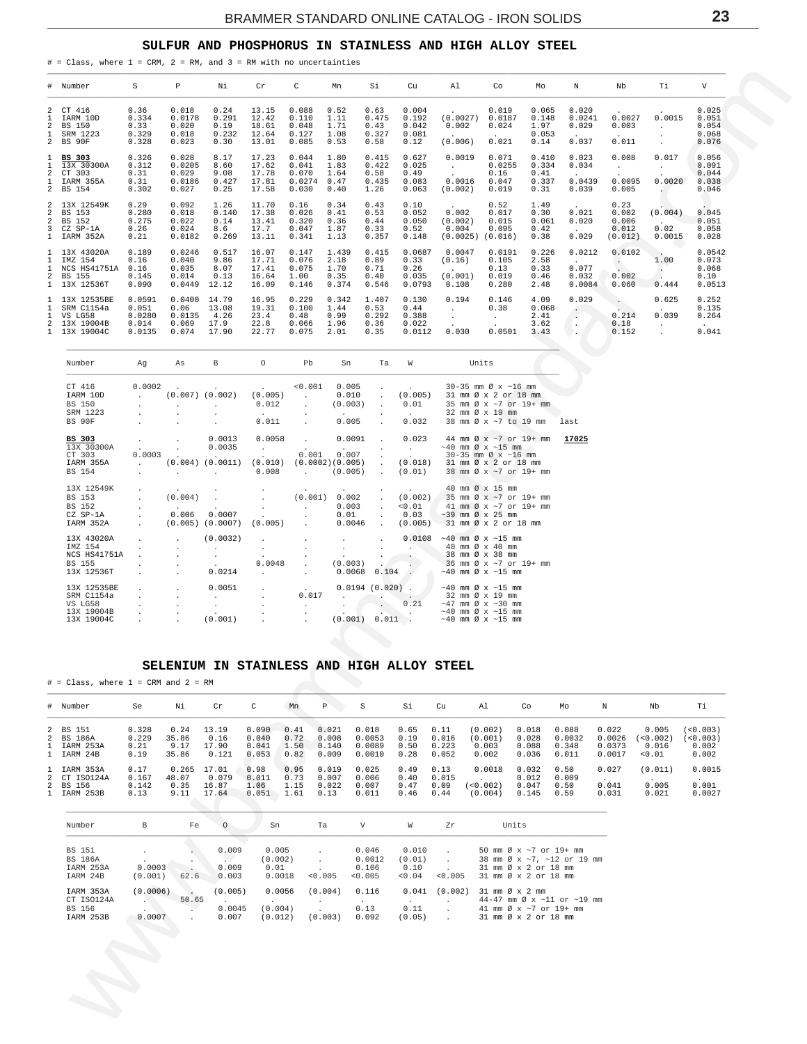## SULFUR AND PHOSPHORUS IN STAINLESS AND HIGH ALLOY STEEL

# = Class, where 1 = CRM, 2 = RM, and 3 = RM with no uncertainties

| # | Number | S | P | Ni | Cr | C | Mn | Si | Cu | Al | Co | Mo | N | Nb | Ti | V |
|---|---|---|---|---|---|---|---|---|---|---|---|---|---|---|---|---|
| 2 | CT 416 | 0.36 | 0.018 | 0.24 | 13.15 | 0.088 | 0.52 | 0.63 | 0.004 | . | 0.019 | 0.065 | 0.020 | . | . | 0.025 |
| 1 | IARM 10D | 0.334 | 0.0178 | 0.291 | 12.42 | 0.110 | 1.11 | 0.475 | 0.192 | (0.0027) | 0.0187 | 0.148 | 0.0241 | 0.0027 | 0.0015 | 0.051 |
| 2 | BS 150 | 0.33 | 0.020 | 0.19 | 18.61 | 0.048 | 1.71 | 0.43 | 0.042 | 0.002 | 0.024 | 1.97 | 0.029 | 0.003 | . | 0.054 |
| 1 | SRM 1223 | 0.329 | 0.018 | 0.232 | 12.64 | 0.127 | 1.08 | 0.327 | 0.081 | . | . | 0.053 | . | . | . | 0.068 |
| 2 | BS 90F | 0.328 | 0.023 | 0.30 | 13.01 | 0.085 | 0.53 | 0.58 | 0.12 | (0.006) | 0.021 | 0.14 | 0.037 | 0.011 | . | 0.076 |
| 1 | **BS 303** | 0.326 | 0.028 | 8.17 | 17.23 | 0.044 | 1.80 | 0.415 | 0.627 | 0.0019 | 0.071 | 0.410 | 0.023 | 0.008 | 0.017 | 0.056 |
| 1 | 13X 30300A | 0.312 | 0.0205 | 8.60 | 17.62 | 0.041 | 1.83 | 0.422 | 0.025 | . | 0.0255 | 0.334 | 0.034 | . | . | 0.091 |
| 2 | CT 303 | 0.31 | 0.029 | 9.08 | 17.78 | 0.070 | 1.64 | 0.58 | 0.49 | . | 0.16 | 0.41 | . | . | . | 0.044 |
| 1 | IARM 355A | 0.31 | 0.0186 | 0.427 | 17.81 | 0.0274 | 0.47 | 0.435 | 0.083 | 0.0016 | 0.047 | 0.337 | 0.0439 | 0.0095 | 0.0020 | 0.038 |
| 2 | BS 154 | 0.302 | 0.027 | 0.25 | 17.58 | 0.030 | 0.40 | 1.26 | 0.063 | (0.002) | 0.019 | 0.31 | 0.039 | 0.005 | . | 0.046 |
| 2 | 13X 12549K | 0.29 | 0.092 | 1.26 | 11.70 | 0.16 | 0.34 | 0.43 | 0.10 | . | 0.52 | 1.49 | . | 0.23 | . | . |
| 2 | BS 153 | 0.280 | 0.018 | 0.140 | 17.38 | 0.026 | 0.41 | 0.53 | 0.052 | 0.002 | 0.017 | 0.30 | 0.021 | 0.002 | (0.004) | 0.045 |
| 2 | BS 152 | 0.275 | 0.022 | 0.14 | 13.41 | 0.320 | 0.36 | 0.44 | 0.050 | (0.002) | 0.015 | 0.061 | 0.020 | 0.006 | . | 0.051 |
| 3 | CZ SP-1A | 0.26 | 0.024 | 8.6 | 17.7 | 0.047 | 1.87 | 0.33 | 0.52 | 0.004 | 0.095 | 0.42 | . | 0.012 | 0.02 | 0.058 |
| 1 | IARM 352A | 0.21 | 0.0182 | 0.269 | 13.11 | 0.341 | 1.13 | 0.357 | 0.148 | (0.0025) | (0.016) | 0.38 | 0.029 | (0.012) | 0.0015 | 0.028 |
| 1 | 13X 43020A | 0.189 | 0.0246 | 0.517 | 16.07 | 0.147 | 1.439 | 0.415 | 0.0687 | 0.0047 | 0.0191 | 0.226 | 0.0212 | 0.0102 | . | 0.0542 |
| 1 | IMZ 154 | 0.16 | 0.040 | 9.86 | 17.71 | 0.076 | 2.18 | 0.89 | 0.33 | (0.16) | 0.105 | 2.58 | . | . | 1.00 | 0.073 |
| 1 | NCS HS41751A | 0.16 | 0.035 | 8.07 | 17.41 | 0.075 | 1.70 | 0.71 | 0.26 | . | 0.13 | 0.33 | 0.077 | . | . | 0.068 |
| 2 | BS 155 | 0.145 | 0.014 | 0.13 | 16.64 | 1.00 | 0.35 | 0.40 | 0.035 | (0.001) | 0.019 | 0.46 | 0.032 | 0.002 | . | 0.10 |
| 1 | 13X 12536T | 0.090 | 0.0449 | 12.12 | 16.09 | 0.146 | 0.374 | 0.546 | 0.0793 | 0.108 | 0.280 | 2.48 | 0.0084 | 0.060 | 0.444 | 0.0513 |
| 1 | 13X 12535BE | 0.0591 | 0.0400 | 14.79 | 16.95 | 0.229 | 0.342 | 1.407 | 0.130 | 0.194 | 0.146 | 4.09 | 0.029 | . | 0.625 | 0.252 |
| 1 | SRM C1154a | 0.051 | 0.06 | 13.08 | 19.31 | 0.100 | 1.44 | 0.53 | 0.44 | . | 0.38 | 0.068 | . | . | . | 0.135 |
| 1 | VS LG58 | 0.0280 | 0.0135 | 4.26 | 23.4 | 0.48 | 0.99 | 0.292 | 0.388 | . | . | 2.41 | . | 0.214 | 0.039 | 0.264 |
| 2 | 13X 19004B | 0.014 | 0.069 | 17.9 | 22.8 | 0.066 | 1.96 | 0.36 | 0.022 | . | . | 3.62 | . | 0.18 | . | . |
| 1 | 13X 19004C | 0.0135 | 0.074 | 17.90 | 22.77 | 0.075 | 2.01 | 0.35 | 0.0112 | 0.030 | 0.0501 | 3.43 | . | 0.152 | . | 0.041 |

| Number | Ag | As | B | O | Pb | Sn | Ta | W | Units | |
|---|---|---|---|---|---|---|---|---|---|---|
| CT 416 | 0.0002 | . | . | . | <0.001 | 0.005 | . | . | 30-35 mm Ø x ~16 mm | |
| IARM 10D | . | (0.007) | (0.002) | (0.005) | . | 0.010 | . | (0.005) | 31 mm Ø x 2 or 18 mm | |
| BS 150 | . | . | . | 0.012 | . | (0.003) | . | 0.01 | 35 mm Ø x ~7 or 19+ mm | |
| SRM 1223 | . | . | . | . | . | . | . | . | 32 mm Ø x 19 mm | |
| BS 90F | . | . | . | 0.011 | . | 0.005 | . | 0.032 | 38 mm Ø x ~7 to 19 mm | last |
| **BS 303** | . | . | 0.0013 | 0.0058 | . | 0.0091 | . | 0.023 | 44 mm Ø x ~7 or 19+ mm | **17025** |
| 13X 30300A | . | . | 0.0035 | . | . | . | . | . | ~40 mm Ø x ~15 mm | |
| CT 303 | 0.0003 | . | . | . | 0.001 | 0.007 | . | . | 30-35 mm Ø x ~16 mm | |
| IARM 355A | . | (0.004) | (0.0011) | (0.010) | (0.0002) | (0.005) | . | (0.018) | 31 mm Ø x 2 or 18 mm | |
| BS 154 | . | . | . | 0.008 | . | (0.005) | . | (0.01) | 38 mm Ø x ~7 or 19+ mm | |
| 13X 12549K | . | . | . | . | . | . | . | . | 40 mm Ø x 15 mm | |
| BS 153 | . | (0.004) | . | . | (0.001) | 0.002 | . | (0.002) | 35 mm Ø x ~7 or 19+ mm | |
| BS 152 | . | . | . | . | . | 0.003 | . | <0.01 | 41 mm Ø x ~7 or 19+ mm | |
| CZ SP-1A | . | 0.006 | 0.0007 | . | . | 0.01 | . | 0.03 | ~39 mm Ø x 25 mm | |
| IARM 352A | . | (0.005) | (0.0007) | (0.005) | . | 0.0046 | . | (0.005) | 31 mm Ø x 2 or 18 mm | |
| 13X 43020A | . | . | (0.0032) | . | . | . | . | 0.0108 | ~40 mm Ø x ~15 mm | |
| IMZ 154 | . | . | . | . | . | . | . | . | 40 mm Ø x 40 mm | |
| NCS HS41751A | . | . | . | . | . | . | . | . | 38 mm Ø x 38 mm | |
| BS 155 | . | . | . | 0.0048 | . | (0.003) | . | . | 36 mm Ø x ~7 or 19+ mm | |
| 13X 12536T | . | . | 0.0214 | . | . | 0.0068 | 0.104 | . | ~40 mm Ø x ~15 mm | |
| 13X 12535BE | . | . | 0.0051 | . | . | 0.0194 | (0.020) | . | ~40 mm Ø x ~15 mm | |
| SRM C1154a | . | . | . | . | 0.017 | . | . | . | 32 mm Ø x 19 mm | |
| VS LG58 | . | . | . | . | . | . | . | 0.21 | ~47 mm Ø x ~30 mm | |
| 13X 19004B | . | . | . | . | . | . | . | . | ~40 mm Ø x ~15 mm | |
| 13X 19004C | . | . | (0.001) | . | . | (0.001) | 0.011 | . | ~40 mm Ø x ~15 mm | |

## SELENIUM IN STAINLESS AND HIGH ALLOY STEEL

# = Class, where 1 = CRM and 2 = RM

| # | Number | Se | Ni | Cr | C | Mn | P | S | Si | Cu | Al | Co | Mo | N | Nb | Ti |
|---|---|---|---|---|---|---|---|---|---|---|---|---|---|---|---|---|
| 2 | BS 151 | 0.328 | 0.24 | 13.19 | 0.090 | 0.41 | 0.021 | 0.018 | 0.65 | 0.11 | (0.002) | 0.018 | 0.088 | 0.022 | 0.005 | (<0.003) |
| 2 | BS 186A | 0.229 | 35.86 | 0.16 | 0.040 | 0.72 | 0.008 | 0.0053 | 0.19 | 0.016 | (0.001) | 0.028 | 0.0032 | 0.0026 | (<0.002) | (<0.003) |
| 1 | IARM 253A | 0.21 | 9.17 | 17.90 | 0.041 | 1.50 | 0.140 | 0.0089 | 0.50 | 0.223 | 0.003 | 0.088 | 0.348 | 0.0373 | 0.016 | 0.002 |
| 1 | IARM 24B | 0.19 | 35.86 | 0.121 | 0.053 | 0.82 | 0.009 | 0.0010 | 0.28 | 0.052 | 0.002 | 0.036 | 0.011 | 0.0017 | <0.01 | 0.002 |
| 1 | IARM 353A | 0.17 | 0.265 | 17.01 | 0.98 | 0.95 | 0.019 | 0.025 | 0.49 | 0.13 | 0.0018 | 0.032 | 0.50 | 0.027 | (0.011) | 0.0015 |
| 2 | CT ISO124A | 0.167 | 48.07 | 0.079 | 0.011 | 0.73 | 0.007 | 0.006 | 0.40 | 0.015 | . | 0.012 | 0.009 | . | . | . |
| 2 | BS 156 | 0.142 | 0.35 | 16.87 | 1.06 | 1.15 | 0.022 | 0.007 | 0.47 | 0.09 | (<0.002) | 0.047 | 0.50 | 0.041 | 0.005 | 0.001 |
| 1 | IARM 253B | 0.13 | 9.11 | 17.64 | 0.051 | 1.61 | 0.13 | 0.011 | 0.46 | 0.44 | (0.004) | 0.145 | 0.59 | 0.031 | 0.021 | 0.0027 |

| Number | B | Fe | O | Sn | Ta | V | W | Zr | Units |
|---|---|---|---|---|---|---|---|---|---|
| BS 151 | . | . | 0.009 | 0.005 | . | 0.046 | 0.010 | . | 50 mm Ø x ~7 or 19+ mm |
| BS 186A | . | . | . | (0.002) | . | 0.0012 | (0.01) | . | 38 mm Ø x ~7, ~12 or 19 mm |
| IARM 253A | 0.0003 | . | 0.009 | 0.01 | . | 0.106 | 0.10 | . | 31 mm Ø x 2 or 18 mm |
| IARM 24B | (0.001) | 62.6 | 0.003 | 0.0018 | <0.005 | <0.005 | <0.04 | <0.005 | 31 mm Ø x 2 or 18 mm |
| IARM 353A | (0.0006) | . | (0.005) | 0.0056 | (0.004) | 0.116 | 0.041 | (0.002) | 31 mm Ø x 2 mm |
| CT ISO124A | . | 50.65 | . | . | . | . | . | . | 44-47 mm Ø x ~11 or ~19 mm |
| BS 156 | . | . | 0.0045 | (0.004) | . | 0.13 | 0.11 | . | 41 mm Ø x ~7 or 19+ mm |
| IARM 253B | 0.0007 | . | 0.007 | (0.012) | (0.003) | 0.092 | (0.05) | . | 31 mm Ø x 2 or 18 mm |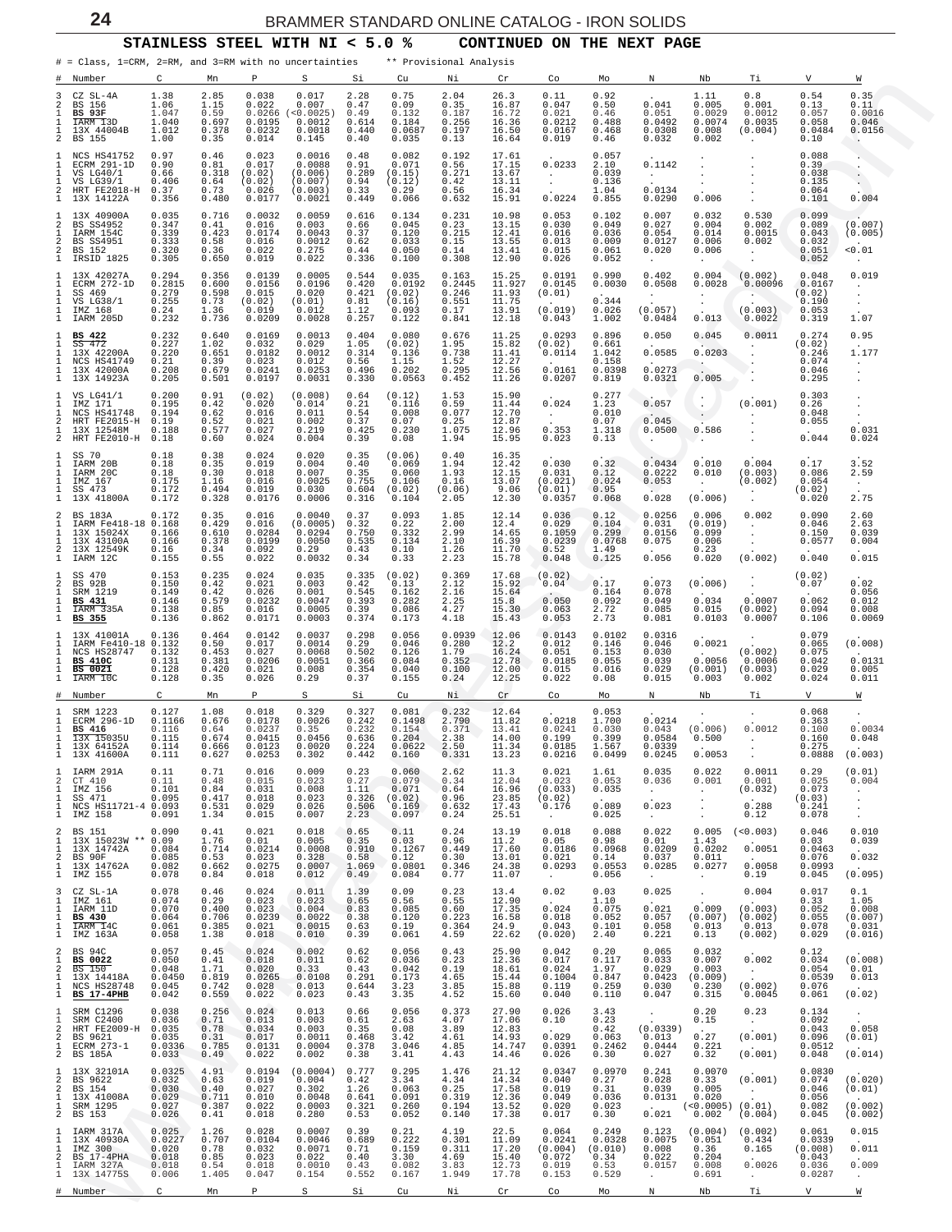## STAINLESS STEEL WITH NI < 5.0 %  CONTINUED ON THE NEXT PAGE

\# = Class, 1=CRM, 2=RM, and 3=RM with no uncertainties  ** Provisional Analysis

| # | Number | C | Mn | P | S | Si | Cu | Ni | Cr | Co | Mo | N | Nb | Ti | V | W |
|---|---|---|---|---|---|---|---|---|---|---|---|---|---|---|---|---|
| 3 | CZ SL-4A | 1.38 | 2.85 | 0.038 | 0.017 | 2.28 | 0.75 | 2.04 | 26.3 | 0.11 | 0.92 | . | 1.11 | 0.8 | 0.54 | 0.35 |
| 2 | BS 156 | 1.06 | 1.15 | 0.022 | 0.007 | 0.47 | 0.09 | 0.35 | 16.87 | 0.047 | 0.50 | 0.041 | 0.005 | 0.001 | 0.13 | 0.11 |
| 1 | **BS 93F** | 1.047 | 0.59 | 0.0266 | (<0.0025) | 0.49 | 0.132 | 0.187 | 16.72 | 0.021 | 0.46 | 0.051 | 0.0029 | 0.0012 | 0.057 | 0.0016 |
| 1 | IARM I3D | 1.040 | 0.697 | 0.0195 | 0.0012 | 0.614 | 0.184 | 0.256 | 16.36 | 0.0212 | 0.488 | 0.0492 | 0.0074 | 0.0035 | 0.058 | 0.046 |
| 1 | 13X 44004B | 1.012 | 0.378 | 0.0232 | 0.0018 | 0.440 | 0.0687 | 0.197 | 16.50 | 0.0167 | 0.468 | 0.0308 | 0.008 | (0.004) | 0.0484 | 0.0156 |
| 2 | BS 155 | 1.00 | 0.35 | 0.014 | 0.145 | 0.40 | 0.035 | 0.13 | 16.64 | 0.019 | 0.46 | 0.032 | 0.002 | . | 0.10 | . |
| 1 | NCS HS41752 | 0.97 | 0.46 | 0.023 | 0.0016 | 0.48 | 0.082 | 0.192 | 17.61 | . | 0.057 | . | . | . | 0.088 | . |
| 1 | ECRM 291-1D | 0.90 | 0.81 | 0.017 | 0.0088 | 0.91 | 0.071 | 0.56 | 17.15 | 0.0233 | 2.10 | 0.1142 | . | . | 0.39 | . |
| 1 | VS LG40/1 | 0.66 | 0.318 | (0.02) | (0.006) | 0.289 | (0.15) | 0.271 | 13.67 | . | 0.039 | . | . | . | 0.038 | . |
| 1 | VS LG39/1 | 0.406 | 0.64 | (0.02) | (0.007) | 0.94 | (0.12) | 0.42 | 13.11 | . | 0.136 | . | . | . | 0.135 | . |
| 2 | HRT FE2018-H | 0.37 | 0.73 | 0.026 | (0.003) | 0.33 | 0.29 | 0.56 | 16.34 | . | 1.04 | 0.0134 | . | . | 0.064 | . |
| 1 | 13X 14122A | 0.356 | 0.480 | 0.0177 | 0.0021 | 0.449 | 0.066 | 0.632 | 15.91 | 0.0224 | 0.855 | 0.0290 | 0.006 | . | 0.101 | 0.004 |
| 1 | 13X 40900A | 0.035 | 0.716 | 0.0032 | 0.0059 | 0.616 | 0.134 | 0.231 | 10.98 | 0.053 | 0.102 | 0.007 | 0.032 | 0.530 | 0.099 | . |
| 2 | BS SS4952 | 0.347 | 0.41 | 0.016 | 0.003 | 0.66 | 0.045 | 0.23 | 13.15 | 0.030 | 0.049 | 0.027 | 0.004 | 0.002 | 0.089 | (0.007) |
| 1 | IARM 154C | 0.339 | 0.423 | 0.0174 | 0.0043 | 0.37 | 0.120 | 0.215 | 12.41 | 0.016 | 0.036 | 0.054 | 0.014 | 0.0015 | 0.043 | (0.005) |
| 2 | BS SS4951 | 0.333 | 0.58 | 0.016 | 0.0012 | 0.62 | 0.033 | 0.15 | 13.55 | 0.013 | 0.009 | 0.0127 | 0.006 | 0.002 | 0.032 | . |
| 2 | BS 152 | 0.320 | 0.36 | 0.022 | 0.275 | 0.44 | 0.050 | 0.14 | 13.41 | 0.015 | 0.061 | 0.020 | 0.006 | . | 0.051 | <0.01 |
| 1 | IRSID 1825 | 0.305 | 0.650 | 0.019 | 0.022 | 0.336 | 0.100 | 0.308 | 12.90 | 0.026 | 0.052 | . | . | . | 0.052 | . |
| 1 | 13X 42027A | 0.294 | 0.356 | 0.0139 | 0.0005 | 0.544 | 0.035 | 0.163 | 15.25 | 0.0191 | 0.990 | 0.402 | 0.004 | (0.002) | 0.048 | 0.019 |
| 1 | ECRM 272-1D | 0.2815 | 0.600 | 0.0156 | 0.0196 | 0.420 | 0.0192 | 0.2445 | 11.927 | 0.0145 | 0.0030 | 0.0508 | 0.0028 | 0.00096 | 0.0167 | . |
| 1 | SS 469 | 0.279 | 0.598 | 0.015 | 0.020 | 0.421 | (0.02) | 0.246 | 11.93 | (0.01) | . | . | . | . | (0.02) | . |
| 1 | VS LG38/1 | 0.255 | 0.73 | (0.02) | (0.01) | 0.81 | (0.16) | 0.551 | 11.75 | . | 0.344 | . | . | . | 0.190 | . |
| 1 | IMZ 168 | 0.24 | 1.36 | 0.019 | 0.012 | 1.12 | 0.093 | 0.17 | 13.91 | (0.019) | 0.026 | (0.057) | . | (0.003) | 0.053 | . |
| 1 | IARM 205D | 0.232 | 0.736 | 0.0209 | 0.0028 | 0.257 | 0.122 | 0.841 | 12.18 | 0.043 | 1.002 | 0.0484 | 0.013 | 0.0022 | 0.319 | 1.07 |
| 1 | **BS 422** | 0.232 | 0.640 | 0.0169 | 0.0013 | 0.404 | 0.080 | 0.676 | 11.25 | 0.0293 | 0.896 | 0.050 | 0.045 | 0.0011 | 0.274 | 0.95 |
| 1 | SS 472 | 0.227 | 1.02 | 0.032 | 0.029 | 1.05 | (0.02) | 1.95 | 15.82 | (0.02) | 0.661 | . | . | . | (0.02) | . |
| 1 | 13X 42200A | 0.220 | 0.651 | 0.0182 | 0.0012 | 0.314 | 0.136 | 0.738 | 11.41 | 0.0114 | 1.042 | 0.0585 | 0.0203 | . | 0.246 | 1.177 |
| 1 | NCS HS41749 | 0.21 | 0.39 | 0.023 | 0.012 | 0.56 | 1.15 | 1.52 | 12.27 | . | 0.158 | . | . | . | 0.074 | . |
| 1 | 13X 42000A | 0.208 | 0.679 | 0.0241 | 0.0253 | 0.496 | 0.202 | 0.295 | 12.56 | 0.0161 | 0.0398 | 0.0273 | . | . | 0.046 | . |
| 1 | 13X 14923A | 0.205 | 0.501 | 0.0197 | 0.0031 | 0.330 | 0.0563 | 0.452 | 11.26 | 0.0207 | 0.819 | 0.0321 | 0.005 | . | 0.295 | . |
| 1 | VS LG41/1 | 0.200 | 0.91 | (0.02) | (0.008) | 0.64 | (0.12) | 1.53 | 15.90 | . | 0.277 | . | . | . | 0.303 | . |
| 1 | IMZ 171 | 0.195 | 0.42 | 0.020 | 0.014 | 0.21 | 0.116 | 0.59 | 11.44 | 0.024 | 1.23 | 0.057 | . | (0.001) | 0.26 | . |
| 1 | NCS HS41748 | 0.194 | 0.62 | 0.016 | 0.011 | 0.54 | 0.008 | 0.077 | 12.70 | . | 0.010 | . | . | . | 0.048 | . |
| 2 | HRT FE2015-H | 0.19 | 0.52 | 0.021 | 0.002 | 0.37 | 0.07 | 0.25 | 12.87 | . | 0.07 | 0.045 | . | . | 0.055 | . |
| 1 | 13X 12548M | 0.188 | 0.577 | 0.027 | 0.219 | 0.425 | 0.230 | 1.075 | 12.96 | 0.353 | 1.318 | 0.0500 | 0.586 | . | . | 0.031 |
| 2 | HRT FE2010-H | 0.18 | 0.60 | 0.024 | 0.004 | 0.39 | 0.08 | 1.94 | 15.95 | 0.023 | 0.13 | . | . | . | 0.044 | 0.024 |
| 1 | SS 70 | 0.18 | 0.38 | 0.024 | 0.020 | 0.35 | (0.06) | 0.40 | 16.35 | . | . | . | . | . | . | . |
| 1 | IARM 20B | 0.18 | 0.35 | 0.019 | 0.004 | 0.40 | 0.069 | 1.94 | 12.42 | 0.030 | 0.32 | 0.0434 | 0.010 | 0.004 | 0.17 | 3.52 |
| 1 | IARM 20C | 0.18 | 0.30 | 0.018 | 0.007 | 0.35 | 0.060 | 1.93 | 12.15 | 0.031 | 0.12 | 0.0222 | 0.010 | (0.003) | 0.086 | 2.59 |
| 1 | IMZ 167 | 0.175 | 1.16 | 0.016 | 0.0025 | 0.755 | 0.106 | 0.16 | 13.07 | (0.021) | 0.024 | 0.053 | . | (0.002) | 0.054 | . |
| 1 | SS 473 | 0.172 | 0.494 | 0.019 | 0.030 | 0.604 | (0.02) | (0.06) | 9.06 | (0.01) | 0.95 | . | . | . | (0.02) | . |
| 1 | 13X 41800A | 0.172 | 0.328 | 0.0176 | 0.0006 | 0.316 | 0.104 | 2.05 | 12.30 | 0.0357 | 0.068 | 0.028 | (0.006) | . | 0.020 | 2.75 |
| 2 | BS 183A | 0.172 | 0.35 | 0.016 | 0.0040 | 0.37 | 0.093 | 1.85 | 12.14 | 0.036 | 0.12 | 0.0256 | 0.006 | 0.002 | 0.090 | 2.60 |
| 1 | IARM Fe418-18 | 0.168 | 0.429 | 0.016 | (0.0005) | 0.32 | 0.22 | 2.00 | 12.4 | 0.029 | 0.104 | 0.031 | (0.019) | . | 0.046 | 2.63 |
| 1 | 13X 15024X | 0.166 | 0.610 | 0.0284 | 0.0294 | 0.750 | 0.332 | 2.99 | 14.65 | 0.1059 | 0.299 | 0.0156 | 0.099 | . | 0.150 | 0.039 |
| 1 | 13X 43100A | 0.166 | 0.378 | 0.0199 | 0.0050 | 0.535 | 0.134 | 2.10 | 16.39 | 0.0239 | 0.0768 | 0.075 | 0.006 | . | 0.0577 | 0.004 |
| 2 | 13X 12549K | 0.16 | 0.34 | 0.092 | 0.29 | 0.43 | 0.10 | 1.26 | 11.70 | 0.52 | 1.49 | . | 0.23 | . | . | . |
| 1 | IARM 12C | 0.155 | 0.55 | 0.022 | 0.0032 | 0.34 | 0.33 | 2.23 | 15.78 | 0.048 | 0.125 | 0.056 | 0.020 | (0.002) | 0.040 | 0.015 |
| 1 | SS 470 | 0.153 | 0.235 | 0.024 | 0.035 | 0.335 | (0.02) | 0.369 | 17.68 | (0.02) | . | . | . | . | (0.02) | . |
| 2 | BS 92B | 0.150 | 0.42 | 0.021 | 0.003 | 0.42 | 0.13 | 2.12 | 15.92 | 0.04 | 0.17 | 0.073 | (0.006) | . | 0.07 | 0.02 |
| 1 | SRM 1219 | 0.149 | 0.42 | 0.026 | 0.001 | 0.545 | 0.162 | 2.16 | 15.64 | . | 0.164 | 0.078 | . | . | . | 0.056 |
| 1 | **BS 431** | 0.146 | 0.579 | 0.0232 | 0.0047 | 0.393 | 0.282 | 2.25 | 15.8 | 0.050 | 0.092 | 0.049 | 0.034 | 0.0007 | 0.062 | 0.012 |
| 1 | IARM 335A | 0.138 | 0.85 | 0.016 | 0.0005 | 0.39 | 0.086 | 4.27 | 15.30 | 0.063 | 2.72 | 0.085 | 0.015 | (0.002) | 0.094 | 0.008 |
| 1 | **BS 355** | 0.136 | 0.862 | 0.0171 | 0.0003 | 0.374 | 0.173 | 4.18 | 15.43 | 0.053 | 2.73 | 0.081 | 0.0103 | 0.0007 | 0.106 | 0.0069 |
| 1 | 13X 41001A | 0.136 | 0.464 | 0.0142 | 0.0037 | 0.298 | 0.056 | 0.0939 | 12.06 | 0.0143 | 0.0102 | 0.0316 | . | . | 0.079 | . |
| 1 | IARM Fe410-18 | 0.132 | 0.50 | 0.017 | 0.0014 | 0.29 | 0.046 | 0.280 | 12.2 | 0.012 | 0.146 | 0.046 | 0.0021 | . | 0.065 | (0.008) |
| 1 | NCS HS28747 | 0.132 | 0.453 | 0.027 | 0.0068 | 0.502 | 0.126 | 1.79 | 16.24 | 0.051 | 0.153 | 0.030 | . | (0.002) | 0.075 | . |
| 1 | **BS 410C** | 0.131 | 0.381 | 0.0206 | 0.0051 | 0.366 | 0.084 | 0.352 | 12.78 | 0.0185 | 0.055 | 0.039 | 0.0056 | 0.0006 | 0.042 | 0.0131 |
| 1 | **BS 0021** | 0.128 | 0.420 | 0.021 | 0.008 | 0.354 | 0.040 | 0.100 | 12.00 | 0.015 | 0.016 | 0.029 | (0.001) | (0.003) | 0.029 | 0.005 |
| 1 | IARM 10C | 0.128 | 0.35 | 0.026 | 0.29 | 0.37 | 0.155 | 0.24 | 12.25 | 0.022 | 0.08 | 0.015 | 0.003 | 0.002 | 0.024 | 0.011 |
| # | Number | C | Mn | P | S | Si | Cu | Ni | Cr | Co | Mo | N | Nb | Ti | V | W |
| 1 | SRM 1223 | 0.127 | 1.08 | 0.018 | 0.329 | 0.327 | 0.081 | 0.232 | 12.64 | . | 0.053 | . | . | . | 0.068 | . |
| 1 | ECRM 296-1D | 0.1166 | 0.676 | 0.0178 | 0.0026 | 0.242 | 0.1498 | 2.790 | 11.82 | 0.0218 | 1.700 | 0.0214 | . | . | 0.363 | . |
| 1 | **BS 416** | 0.116 | 0.64 | 0.0237 | 0.35 | 0.232 | 0.154 | 0.371 | 13.41 | 0.0241 | 0.030 | 0.043 | (0.006) | 0.0012 | 0.100 | 0.0034 |
| 1 | 13X 15035U | 0.115 | 0.674 | 0.0415 | 0.0456 | 0.636 | 0.204 | 2.38 | 14.00 | 0.199 | 0.399 | 0.0584 | 0.500 | . | 0.160 | 0.048 |
| 1 | 13X 64152A | 0.114 | 0.666 | 0.0123 | 0.0020 | 0.224 | 0.0622 | 2.50 | 11.34 | 0.0185 | 1.567 | 0.0339 | . | . | 0.275 | . |
| 1 | 13X 41600A | 0.111 | 0.627 | 0.0253 | 0.302 | 0.442 | 0.160 | 0.331 | 13.23 | 0.0216 | 0.0499 | 0.0245 | 0.0053 | . | 0.0888 | (0.003) |
| 1 | IARM 291A | 0.11 | 0.71 | 0.016 | 0.009 | 0.23 | 0.060 | 2.62 | 11.3 | 0.021 | 1.61 | 0.035 | 0.022 | 0.0011 | 0.29 | (0.01) |
| 2 | CT 410 | 0.11 | 0.48 | 0.015 | 0.023 | 0.27 | 0.079 | 0.34 | 12.04 | 0.023 | 0.053 | 0.036 | 0.001 | 0.001 | 0.025 | 0.004 |
| 1 | IMZ 156 | 0.101 | 0.84 | 0.031 | 0.008 | 1.11 | 0.071 | 0.64 | 16.96 | (0.033) | 0.035 | . | . | (0.032) | 0.073 | . |
| 1 | SS 471 | 0.095 | 0.417 | 0.018 | 0.023 | 0.326 | (0.02) | 0.96 | 23.85 | (0.02) | . | . | . | . | (0.03) | . |
| 1 | NCS H11721-4 | 0.093 | 0.531 | 0.029 | 0.026 | 0.506 | 0.169 | 0.632 | 17.43 | 0.176 | 0.089 | 0.023 | . | 0.288 | 0.241 | . |
| 1 | IMZ 158 | 0.091 | 1.34 | 0.015 | 0.007 | 2.23 | 0.097 | 0.24 | 25.51 | . | 0.025 | . | . | 0.12 | 0.078 | . |
| 2 | BS 151 | 0.090 | 0.41 | 0.021 | 0.018 | 0.65 | 0.11 | 0.24 | 13.19 | 0.018 | 0.088 | 0.022 | 0.005 | (<0.003) | 0.046 | 0.010 |
| 1 | 13X 15023W ** | 0.09 | 1.76 | 0.01 | 0.005 | 0.35 | 0.03 | 0.96 | 11.2 | 0.05 | 0.98 | 0.01 | 1.43 | . | 0.03 | 0.039 |
| 1 | 13X 14742A | 0.084 | 0.714 | 0.0214 | 0.0008 | 0.910 | 0.1267 | 0.449 | 17.60 | 0.0186 | 0.0968 | 0.0209 | 0.0202 | 0.0051 | 0.0463 | . |
| 2 | BS 90F | 0.085 | 0.53 | 0.023 | 0.328 | 0.58 | 0.12 | 0.30 | 13.01 | 0.021 | 0.14 | 0.037 | 0.011 | . | 0.076 | 0.032 |
| 1 | 13X 14762A | 0.082 | 0.662 | 0.0275 | 0.0007 | 1.069 | 0.0801 | 0.346 | 24.38 | 0.0293 | 0.0553 | 0.0285 | 0.0277 | 0.0058 | 0.0993 | . |
| 1 | IMZ 155 | 0.078 | 0.84 | 0.018 | 0.012 | 0.49 | 0.084 | 0.77 | 11.07 | . | 0.056 | . | . | 0.19 | 0.045 | (0.095) |
| 3 | CZ SL-1A | 0.078 | 0.46 | 0.024 | 0.011 | 1.39 | 0.09 | 0.23 | 13.4 | 0.02 | 0.03 | 0.025 | . | 0.004 | 0.017 | 0.1 |
| 1 | IMZ 161 | 0.074 | 0.29 | 0.023 | 0.023 | 0.65 | 0.56 | 0.55 | 12.90 | . | 1.10 | . | . | . | 0.33 | 1.05 |
| 1 | IARM 11D | 0.070 | 0.400 | 0.023 | 0.004 | 0.83 | 0.085 | 0.60 | 17.35 | 0.024 | 0.075 | 0.021 | 0.009 | (0.003) | 0.052 | 0.008 |
| 1 | **BS 430** | 0.064 | 0.706 | 0.0239 | 0.0022 | 0.38 | 0.120 | 0.223 | 16.58 | 0.018 | 0.052 | 0.057 | (0.007) | (0.002) | 0.055 | (0.007) |
| 1 | IARM 14C | 0.061 | 0.385 | 0.021 | 0.0015 | 0.63 | 0.19 | 0.364 | 24.9 | 0.043 | 0.101 | 0.058 | 0.013 | 0.013 | 0.078 | 0.031 |
| 1 | IMZ 163A | 0.058 | 1.38 | 0.018 | 0.010 | 0.39 | 0.061 | 4.59 | 22.62 | (0.020) | 2.40 | 0.221 | 0.13 | (0.002) | 0.029 | (0.016) |
| 2 | BS 94C | 0.057 | 0.45 | 0.024 | 0.002 | 0.62 | 0.056 | 0.43 | 25.90 | 0.042 | 0.20 | 0.065 | 0.032 | . | 0.12 | . |
| 1 | **BS 0022** | 0.050 | 0.41 | 0.018 | 0.011 | 0.62 | 0.036 | 0.23 | 12.36 | 0.017 | 0.117 | 0.033 | 0.007 | 0.002 | 0.034 | (0.008) |
| 2 | BS 150 | 0.048 | 1.71 | 0.020 | 0.33 | 0.43 | 0.042 | 0.19 | 18.61 | 0.024 | 1.97 | 0.029 | 0.003 | . | 0.054 | 0.01 |
| 1 | 13X 14418A | 0.0450 | 0.819 | 0.0265 | 0.0108 | 0.291 | 0.173 | 4.65 | 15.44 | 0.1004 | 0.847 | 0.0423 | (0.009) | . | 0.0539 | 0.013 |
| 1 | NCS HS28748 | 0.045 | 0.742 | 0.028 | 0.013 | 0.644 | 3.23 | 3.85 | 15.88 | 0.119 | 0.259 | 0.030 | 0.230 | (0.002) | 0.076 | . |
| 1 | **BS 17-4PHB** | 0.042 | 0.559 | 0.022 | 0.023 | 0.43 | 3.35 | 4.52 | 15.60 | 0.040 | 0.110 | 0.047 | 0.315 | 0.0045 | 0.061 | (0.02) |
| 1 | SRM C1296 | 0.038 | 0.256 | 0.024 | 0.013 | 0.66 | 0.056 | 0.373 | 27.90 | 0.026 | 3.43 | . | 0.20 | 0.23 | 0.134 | . |
| 1 | SRM C2400 | 0.036 | 0.71 | 0.013 | 0.003 | 0.61 | 2.63 | 4.07 | 17.06 | 0.10 | 0.23 | . | 0.15 | . | 0.092 | . |
| 2 | HRT FE2009-H | 0.035 | 0.78 | 0.034 | 0.003 | 0.35 | 0.08 | 3.89 | 12.83 | . | 0.42 | (0.0339) | . | . | 0.043 | 0.058 |
| 2 | BS 9621 | 0.035 | 0.31 | 0.017 | 0.0011 | 0.468 | 3.42 | 4.61 | 14.93 | 0.029 | 0.063 | 0.013 | 0.27 | (0.001) | 0.096 | (0.01) |
| 1 | ECRM 273-1 | 0.0336 | 0.785 | 0.0131 | 0.0004 | 0.378 | 3.046 | 4.85 | 14.747 | 0.0391 | 0.2462 | 0.0444 | 0.221 | . | 0.0512 | . |
| 2 | BS 185A | 0.033 | 0.49 | 0.022 | 0.002 | 0.38 | 3.41 | 4.43 | 14.46 | 0.026 | 0.30 | 0.027 | 0.32 | (0.001) | 0.048 | (0.014) |
| 1 | 13X 32101A | 0.0325 | 4.91 | 0.0194 | (0.0004) | 0.777 | 0.295 | 1.476 | 21.12 | 0.0347 | 0.0970 | 0.241 | 0.0070 | . | 0.0830 | . |
| 2 | BS 9622 | 0.032 | 0.63 | 0.019 | 0.004 | 0.42 | 3.34 | 4.34 | 14.34 | 0.040 | 0.27 | 0.028 | 0.33 | (0.001) | 0.074 | (0.020) |
| 2 | BS 154 | 0.030 | 0.40 | 0.027 | 0.302 | 1.26 | 0.063 | 0.25 | 17.58 | 0.019 | 0.31 | 0.039 | 0.005 | . | 0.046 | (0.01) |
| 1 | 13X 41008A | 0.029 | 0.711 | 0.010 | 0.0048 | 0.641 | 0.091 | 0.319 | 12.36 | 0.049 | 0.036 | 0.0131 | 0.020 | . | 0.056 | . |
| 1 | SRM 1295 | 0.027 | 0.387 | 0.022 | 0.0003 | 0.321 | 0.260 | 0.194 | 13.52 | 0.020 | 0.023 | . | (<0.0005) | (0.01) | 0.082 | (0.002) |
| 2 | BS 153 | 0.026 | 0.41 | 0.018 | 0.280 | 0.53 | 0.052 | 0.140 | 17.38 | 0.017 | 0.30 | 0.021 | 0.002 | (0.004) | 0.045 | (0.002) |
| 1 | IARM 317A | 0.025 | 1.26 | 0.028 | 0.0007 | 0.39 | 0.21 | 4.19 | 22.5 | 0.064 | 0.249 | 0.123 | (0.004) | (0.002) | 0.061 | 0.015 |
| 1 | 13X 40930A | 0.0227 | 0.707 | 0.0104 | 0.0046 | 0.689 | 0.222 | 0.301 | 11.09 | 0.0241 | 0.0328 | 0.0075 | 0.051 | 0.434 | 0.0339 | . |
| 1 | IMZ 300 | 0.020 | 0.78 | 0.032 | 0.0071 | 0.71 | 0.159 | 0.311 | 17.20 | (0.004) | (0.010) | 0.008 | 0.36 | 0.165 | (0.008) | 0.011 |
| 2 | BS 17-4PHA | 0.018 | 0.85 | 0.023 | 0.022 | 0.40 | 3.30 | 4.69 | 15.40 | 0.072 | 0.34 | 0.022 | 0.204 | . | 0.043 | . |
| 1 | IARM 327A | 0.018 | 0.54 | 0.018 | 0.0010 | 0.43 | 0.082 | 3.83 | 12.73 | 0.019 | 0.53 | 0.0157 | 0.008 | 0.0026 | 0.036 | 0.009 |
| 1 | 13X 14775S | 0.006 | 1.405 | 0.047 | 0.154 | 0.552 | 0.167 | 1.949 | 17.78 | 0.153 | 0.529 | . | 0.691 | . | 0.0287 | . |
| # | Number | C | Mn | P | S | Si | Cu | Ni | Cr | Co | Mo | N | Nb | Ti | V | W |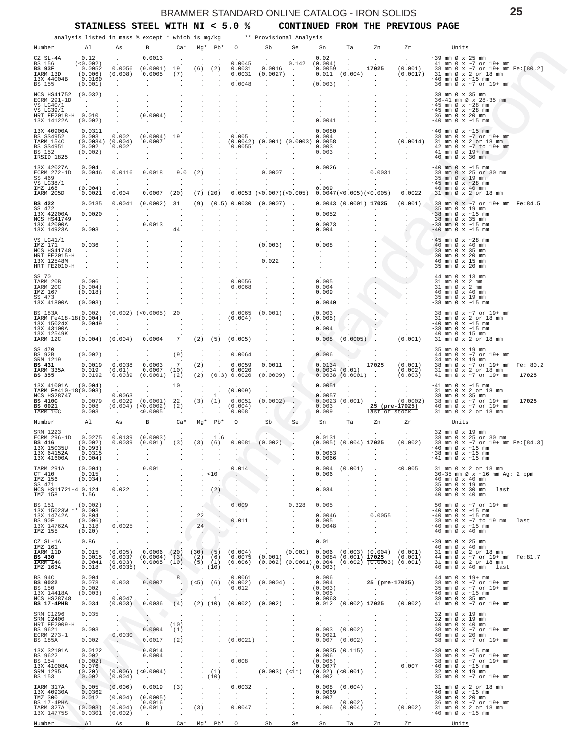## STAINLESS STEEL WITH NI < 5.0 % — CONTINUED FROM THE PREVIOUS PAGE

analysis listed in mass % except * which is mg/kg   ** Provisional Analysis

| Number | Al | As | B | Ca* | Mg* | Pb* | O | Sb | Se | Sn | Ta | Zn | Zr | Units |
|---|---|---|---|---|---|---|---|---|---|---|---|---|---|---|
| CZ SL-4A | 0.12 | . | 0.0013 | . | . | . | . | . | . | 0.02 | . | . | . | ~39 mm Ø x 25 mm |
| BS 156 | (<0.002) | . | . | . | . | . | 0.0045 | . | 0.142 | (0.004) | . | . | . | 41 mm Ø x ~7 or 19+ mm |
| **BS 93F** | 0.0052 | 0.0056 | (0.0001) | 19 | (6) | (2) | 0.0031 | 0.0016 | . | 0.0059 | . | **17025** | (0.001) | 38 mm Ø x ~7 or 19+ mm Fe:[80.2] |
| IARM 13D | (0.006) | (0.008) | 0.0005 | (7) | . | . | 0.0031 | (0.0027) | . | 0.011 | (0.004) | . | (0.0017) | 31 mm Ø x 2 or 18 mm |
| 13X 44004B | 0.0160 | . | . | . | . | . | . | . | . | . | . | . | . | ~40 mm Ø x ~15 mm |
| BS 155 | (0.001) | . | . | . | . | . | 0.0048 | . | . | (0.003) | . | . | . | 36 mm Ø x ~7 or 19+ mm |
| NCS HS41752 | (0.032) | . | . | . | . | . | . | . | . | . | . | . | . | 38 mm Ø x 35 mm |
| ECRM 291-1D | . | . | . | . | . | . | . | . | . | . | . | . | . | 36-41 mm Ø x 28-35 mm |
| VS LG40/1 | . | . | . | . | . | . | . | . | . | . | . | . | . | ~45 mm Ø x ~28 mm |
| VS LG39/1 | . | . | . | . | . | . | . | . | . | . | . | . | . | ~45 mm Ø x ~28 mm |
| HRT FE2018-H | 0.010 | . | (0.0004) | . | . | . | . | . | . | . | . | . | . | 36 mm Ø x 20 mm |
| 13X 14122A | (0.002) | . | . | . | . | . | . | . | . | 0.0041 | . | . | . | ~40 mm Ø x ~15 mm |
| 13X 40900A | 0.0311 | . | . | . | . | . | . | . | . | 0.0080 | . | . | . | ~40 mm Ø x ~15 mm |
| BS SS4952 | 0.003 | 0.002 | (0.0004) | 19 | . | . | 0.005 | . | . | 0.004 | . | . | . | 38 mm Ø x ~7 or 19+ mm |
| IARM 154C | (0.0034) | (0.004) | 0.0007 | . | . | . | (0.0042) | (0.001) | (0.0003) | 0.0058 | . | . | (0.0014) | 31 mm Ø x 2 or 18 mm |
| BS SS4951 | 0.002 | 0.002 | . | . | . | . | 0.0055 | . | . | 0.003 | . | . | . | 42 mm Ø x ~7 to 19+ mm |
| BS 152 | (0.002) | . | . | . | . | . | . | . | . | 0.003 | . | . | . | 41 mm Ø x 19+ mm |
| IRSID 1825 | . | . | . | . | . | . | . | . | . | . | . | . | . | 40 mm Ø x 30 mm |
| 13X 42027A | 0.004 | . | . | . | . | . | . | . | . | 0.0026 | . | . | . | ~40 mm Ø x ~15 mm |
| ECRM 272-1D | 0.0046 | 0.0116 | 0.0018 | 9.0 | (2) | . | . | 0.0007 | . | . | . | 0.0031 | . | 38 mm Ø x 25 or 30 mm |
| SS 469 | . | . | . | . | . | . | . | . | . | . | . | . | . | 35 mm Ø x 19 mm |
| VS LG38/1 | . | . | . | . | . | . | . | . | . | . | . | . | . | ~45 mm Ø x ~28 mm |
| IMZ 168 | (0.004) | . | . | . | . | . | . | . | . | 0.009 | . | . | . | 40 mm Ø x 40 mm |
| IARM 205D | 0.0021 | 0.004 | 0.0007 | (20) | (7) | (20) | 0.0053 | (<0.007) | (<0.005) | 0.0047 | (<0.005) | (<0.005) | 0.0022 | 31 mm Ø x 2 or 18 mm |
| **BS 422** | 0.0135 | 0.0041 | (0.0002) | 31 | (9) | (0.5) | 0.0030 | (0.0007) | . | 0.0043 | (0.0001) | **17025** | (0.001) | 38 mm Ø x ~7 or 19+ mm Fe:84.5 |
| SS 472 | . | . | . | . | . | . | . | . | . | . | . | . | . | 35 mm Ø x 19 mm |
| 13X 42200A | 0.0020 | . | . | . | . | . | . | . | . | 0.0052 | . | . | . | ~38 mm Ø x ~15 mm |
| NCS HS41749 | . | . | . | . | . | . | . | . | . | . | . | . | . | 38 mm Ø x 35 mm |
| 13X 42000A | . | . | 0.0013 | . | . | . | . | . | . | 0.0073 | . | . | . | ~38 mm Ø x ~15 mm |
| 13X 14923A | 0.003 | . | . | 44 | . | . | . | . | . | 0.004 | . | . | . | ~40 mm Ø x ~15 mm |
| VS LG41/1 | . | . | . | . | . | . | . | . | . | . | . | . | . | ~45 mm Ø x ~28 mm |
| IMZ 171 | 0.036 | . | . | . | . | . | . | (0.003) | . | 0.008 | . | . | . | 40 mm Ø x 40 mm |
| NCS HS41748 | . | . | . | . | . | . | . | . | . | . | . | . | . | 38 mm Ø x 35 mm |
| HRT FE2015-H | . | . | . | . | . | . | . | . | . | . | . | . | . | 30 mm Ø x 20 mm |
| 13X 12548M | . | . | . | . | . | . | . | 0.022 | . | . | . | . | . | 40 mm Ø x 15 mm |
| HRT FE2010-H | . | . | . | . | . | . | . | . | . | . | . | . | . | 35 mm Ø x 20 mm |
| SS 70 | . | . | . | . | . | . | . | . | . | . | . | . | . | 44 mm Ø x 13 mm |
| IARM 20B | 0.006 | . | . | . | . | . | 0.0056 | . | . | 0.005 | . | . | . | 31 mm Ø x 2 mm |
| IARM 20C | (0.004) | . | . | . | . | . | 0.0068 | . | . | 0.004 | . | . | . | 31 mm Ø x 2 mm |
| IMZ 167 | (0.018) | . | . | . | . | . | . | . | . | 0.009 | . | . | . | 40 mm Ø x 40 mm |
| SS 473 | . | . | . | . | . | . | . | . | . | . | . | . | . | 35 mm Ø x 19 mm |
| 13X 41800A | (0.003) | . | . | . | . | . | . | . | . | 0.0040 | . | . | . | ~38 mm Ø x ~15 mm |
| BS 183A | 0.002 | (0.002) | (<0.0005) | 20 | . | . | 0.0065 | (0.001) | . | 0.003 | . | . | . | 38 mm Ø x ~7 or 19+ mm |
| IARM Fe418-18 | (0.004) | . | . | . | . | . | (0.004) | . | . | (0.005) | . | . | . | 31 mm Ø x 2 or 18 mm |
| 13X 15024X | 0.0049 | . | . | . | . | . | . | . | . | . | . | . | . | ~40 mm Ø x ~15 mm |
| 13X 43100A | . | . | . | . | . | . | . | . | . | 0.004 | . | . | . | ~38 mm Ø x ~15 mm |
| 13X 12549K | . | . | . | . | . | . | . | . | . | . | . | . | . | 40 mm Ø x 15 mm |
| IARM 12C | (0.004) | (0.004) | 0.0004 | 7 | (2) | (5) | (0.005) | . | . | 0.008 | (0.0005) | . | (0.001) | 31 mm Ø x 2 or 18 mm |
| SS 470 | . | . | . | . | . | . | . | . | . | . | . | . | . | 35 mm Ø x 19 mm |
| BS 92B | (0.002) | . | . | (9) | . | . | 0.0064 | . | . | 0.006 | . | . | . | 44 mm Ø x ~7 or 19+ mm |
| SRM 1219 | . | . | . | . | . | . | . | . | . | . | . | . | . | 34 mm Ø x 19 mm |
| **BS 431** | 0.0019 | 0.0038 | 0.0003 | 7 | (2) | . | 0.0059 | 0.0011 | . | 0.0134 | . | **17025** | (0.001) | 38 mm Ø x ~7 or 19+ mm Fe: 80.2 |
| IARM 335A | 0.019 | (0.01) | 0.0007 | (10) | . | . | 0.0020 | . | . | 0.0034 | (0.01) | . | (0.002) | 31 mm Ø x 2 or 18 mm |
| **BS 355** | 0.0192 | 0.0039 | (0.0001) | (2) | (2) | (0.3) | 0.0020 | (0.0009) | . | 0.0038 | (0.0001) | . | (0.003) | 41 mm Ø x ~7 or 19+ mm **17025** |
| 13X 41001A | (0.004) | . | . | 10 | . | . | . | . | . | 0.0051 | . | . | . | ~41 mm Ø x ~15 mm |
| IARM Fe410-18 | (0.003) | . | . | . | . | . | (0.009) | . | . | . | . | . | . | 31 mm Ø x 2 or 18 mm |
| NCS HS28747 | . | 0.0063 | . | . | . | 1 | . | . | . | 0.0057 | . | . | . | 38 mm Ø x 35 mm |
| **BS 410C** | 0.0079 | 0.0029 | (0.0001) | 22 | (3) | (1) | 0.0051 | (0.0002) | . | 0.0023 | (0.001) | . | (0.0002) | 38 mm Ø x ~7 or 19+ mm **17025** |
| **BS 0021** | 0.008 | (0.004) | (<0.0002) | (2) | . | . | (0.004) | . | . | 0.003 | . | **25 (pre-17025)** | | 40 mm Ø x ~7 or 19+ mm |
| IARM 10C | 0.003 | . | <0.0005 | . | . | . | 0.008 | . | . | 0.009 | . | last of stock | | 31 mm Ø x 2 or 18 mm |

| Number | Al | As | B | Ca* | Mg* | Pb* | O | Sb | Se | Sn | Ta | Zn | Zr | Units |
|---|---|---|---|---|---|---|---|---|---|---|---|---|---|---|
| SRM 1223 | . | . | . | . | . | . | . | . | . | . | . | . | . | 32 mm Ø x 19 mm |
| ECRM 296-1D | 0.0275 | 0.0139 | (0.0003) | . | . | 1.6 | . | . | . | 0.0131 | . | . | . | 38 mm Ø x 25 or 30 mm |
| **BS 416** | (0.002) | 0.0039 | (0.001) | (3) | (3) | (6) | 0.0081 | (0.002) | . | (0.005) | (0.004) | **17025** | (0.002) | 38 mm Ø x ~7 or 19+ mm Fe:[84.3] |
| 13X 15035U | (0.093) | . | . | . | . | . | . | . | . | . | . | . | . | ~40 mm Ø x ~15 mm |
| 13X 64152A | 0.0315 | . | . | . | . | . | . | . | . | 0.0053 | . | . | . | ~38 mm Ø x ~15 mm |
| 13X 41600A | (0.004) | . | . | . | . | . | . | . | . | 0.0066 | . | . | . | ~41 mm Ø x ~15 mm |
| IARM 291A | (0.004) | . | 0.001 | . | . | . | 0.014 | . | . | 0.004 | (0.001) | . | <0.005 | 31 mm Ø x 2 or 18 mm |
| CT 410 | 0.015 | . | . | . | . | <10 | . | . | . | 0.006 | . | . | . | 30-35 mm Ø x ~16 mm Ag: 2 ppm |
| IMZ 156 | (0.034) | . | . | . | . | . | . | . | . | . | . | . | . | 40 mm Ø x 40 mm |
| SS 471 | . | . | . | . | . | . | . | . | . | . | . | . | . | 35 mm Ø x 19 mm |
| NCS HS11721-4 | 0.124 | 0.022 | . | . | . | (2) | . | . | . | 0.034 | . | . | . | 38 mm Ø x 30 mm last |
| IMZ 158 | 1.56 | . | . | . | . | . | . | . | . | . | . | . | . | 40 mm Ø x 40 mm |
| BS 151 | (0.002) | . | . | . | . | . | 0.009 | . | 0.328 | 0.005 | . | . | . | 50 mm Ø x ~7 or 19+ mm |
| 13X 15023W ** | 0.003 | . | . | . | . | . | . | . | . | . | . | . | . | ~40 mm Ø x ~15 mm |
| 13X 14742A | 0.804 | . | . | . | 22 | . | . | . | . | 0.0046 | . | 0.0055 | . | ~40 mm Ø x ~15 mm |
| BS 90F | (0.006) | . | . | . | . | . | 0.011 | . | . | 0.005 | . | . | . | 38 mm Ø x ~7 to 19 mm last |
| 13X 14762A | 1.318 | 0.0025 | . | . | 24 | . | . | . | . | 0.0048 | . | . | . | ~40 mm Ø x ~15 mm |
| IMZ 155 | (0.20) | . | . | . | . | . | . | . | . | . | . | . | . | 40 mm Ø x 40 mm |
| CZ SL-1A | 0.86 | . | . | . | . | . | . | . | . | 0.01 | . | . | . | ~39 mm Ø x 25 mm |
| IMZ 161 | . | . | . | . | . | . | . | . | . | . | . | . | . | 40 mm Ø x 40 mm |
| IARM 11D | 0.015 | (0.005) | 0.0006 | (20) | (30) | (5) | (0.004) | . | (0.001) | 0.006 | (0.003) | (0.004) | (0.001) | 31 mm Ø x 2 or 18 mm |
| **BS 430** | 0.0015 | 0.0037 | (0.0004) | (3) | (2) | (6) | 0.0075 | (0.001) | . | 0.0084 | (0.001) | **17025** | (0.001) | 44 mm Ø x ~7 or 19+ mm Fe:81.7 |
| IARM 14C | 0.0041 | (0.003) | 0.0005 | (10) | (5) | (1) | (0.006) | (0.002) | (0.0001) | 0.004 | (0.002) | (0.0003) | (0.001) | 31 mm Ø x 2 or 18 mm |
| IMZ 163A | 0.018 | (0.0035) | . | . | . | (10) | . | . | . | (0.003) | . | . | . | 40 mm Ø x 40 mm last |
| BS 94C | 0.004 | . | . | 8 | . | . | 0.0061 | . | . | 0.006 | . | . | . | 44 mm Ø x 19+ mm |
| **BS 0022** | 0.078 | 0.003 | 0.0007 | . | (<5) | (6) | (0.002) | (0.0004) | . | 0.004 | . | **25 (pre-17025)** | | 38 mm Ø x ~7 or 19+ mm |
| BS 150 | 0.002 | . | . | . | . | . | 0.012 | . | . | (0.003) | . | . | . | 35 mm Ø x ~7 or 19+ mm |
| 13X 14418A | (0.003) | . | . | . | . | . | . | . | . | 0.005 | . | . | . | ~40 mm Ø x ~15 mm |
| NCS HS28748 | . | 0.0047 | . | . | . | 1 | . | . | . | 0.0063 | . | . | . | 38 mm Ø x 35 mm |
| **BS 17-4PHB** | 0.034 | (0.003) | 0.0036 | (4) | (2) | (10) | (0.002) | (0.002) | . | 0.012 | (0.002) | **17025** | (0.002) | 41 mm Ø x ~7 or 19+ mm |
| SRM C1296 | 0.035 | . | . | . | . | . | . | . | . | . | . | . | . | 32 mm Ø x 19 mm |
| SRM C2400 | . | . | . | . | . | . | . | . | . | . | . | . | . | 32 mm Ø x 19 mm |
| HRT FE2009-H | . | . | . | (10) | . | . | . | . | . | . | . | . | . | 40 mm Ø x 40 mm |
| BS 9621 | 0.003 | . | 0.0004 | (1) | . | . | . | . | . | 0.003 | (0.002) | . | . | 38 mm Ø x ~7 or 19+ mm |
| ECRM 273-1 | . | 0.0030 | . | . | . | . | . | . | . | 0.0021 | . | . | . | 40 mm Ø x 20 mm |
| BS 185A | 0.002 | . | 0.0017 | (2) | . | . | (0.0021) | . | . | 0.007 | (0.002) | . | . | 38 mm Ø x ~7 or 19+ mm |
| 13X 32101A | 0.0122 | . | 0.0014 | . | . | . | . | . | . | 0.0035 | (0.115) | . | . | ~38 mm Ø x ~15 mm |
| BS 9622 | 0.002 | . | 0.0004 | . | . | . | . | . | . | 0.006 | . | . | . | 38 mm Ø x ~7 or 19+ mm |
| BS 154 | (0.002) | . | . | . | . | . | 0.008 | . | . | (0.005) | . | . | . | 38 mm Ø x ~7 or 19+ mm |
| 13X 41008A | 0.076 | . | . | . | . | . | . | . | . | 0.0077 | . | . | 0.007 | ~40 mm Ø x ~15 mm |
| SRM 1295 | (0.20) | (0.006) | (<0.0004) | . | . | (1) | . | (0.003) | (<1*) | (0.02) | (<0.001) | . | . | 32 mm Ø x 19 mm |
| BS 153 | 0.002 | (0.004) | . | . | . | (10) | . | . | . | 0.002 | . | . | . | 35 mm Ø x ~7 or 19+ mm |
| IARM 317A | 0.005 | (0.006) | 0.0019 | (3) | . | . | 0.0032 | . | . | 0.008 | (0.004) | . | . | 31 mm Ø x 2 or 18 mm |
| 13X 40930A | 0.0362 | . | . | . | . | . | . | . | . | 0.0069 | . | . | . | ~40 mm Ø x ~15 mm |
| IMZ 300 | 0.012 | (0.004) | (0.0005) | . | . | . | . | . | . | 0.007 | . | . | . | 38 mm Ø x 20 mm |
| BS 17-4PHA | . | . | 0.0016 | . | . | . | . | . | . | . | (0.002) | . | . | 36 mm Ø x ~7 or 19+ mm |
| IARM 327A | (0.003) | (0.004) | (0.001) | . | (3) | . | 0.0047 | . | . | 0.006 | (0.004) | . | (0.002) | 31 mm Ø x 2 or 18 mm |
| 13X 14775S | 0.0301 | (0.002) | . | . | . | . | . | . | . | . | . | . | . | ~40 mm Ø x ~15 mm |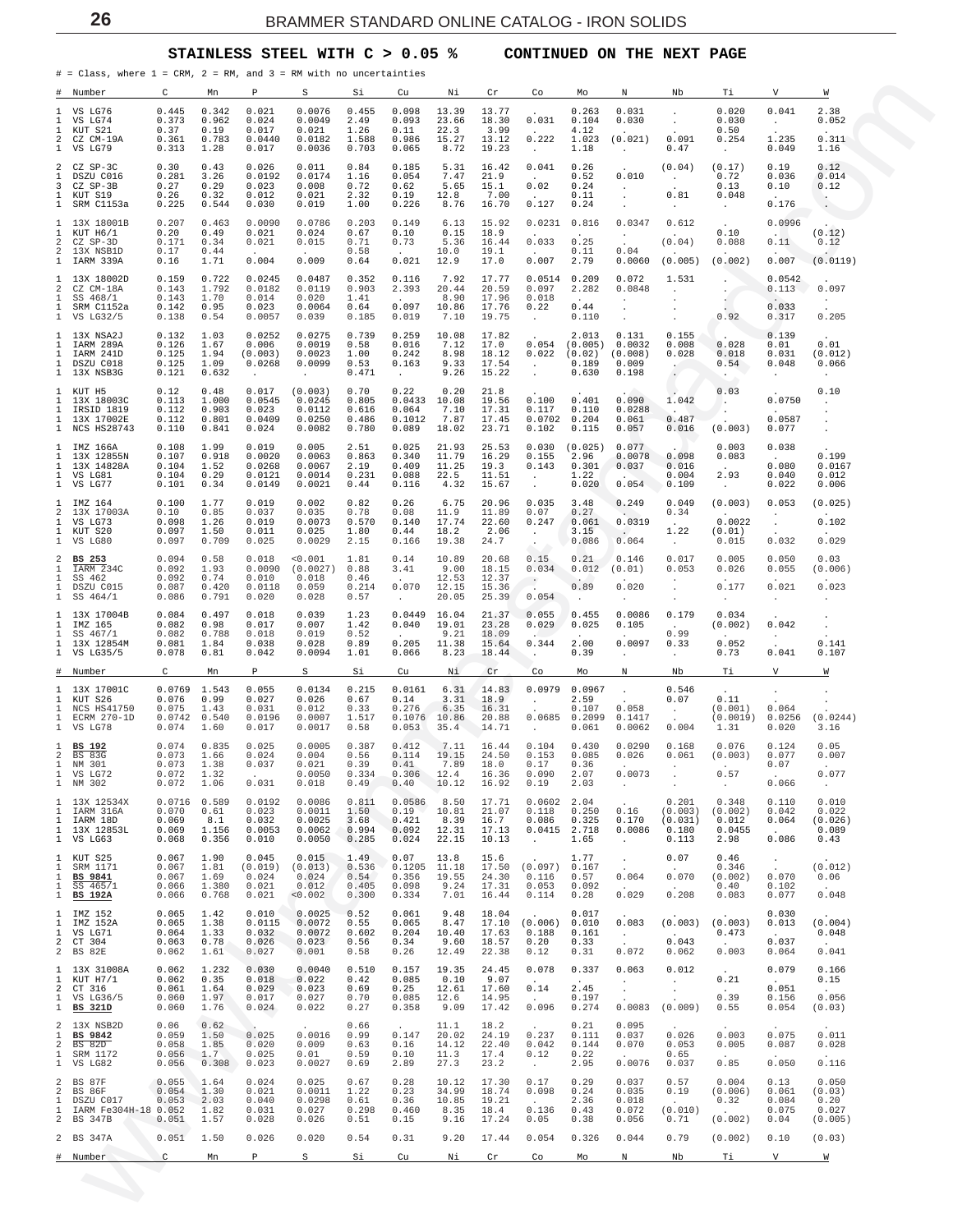**STAINLESS STEEL WITH C > 0.05 %   CONTINUED ON THE NEXT PAGE**

# = Class, where 1 = CRM, 2 = RM, and 3 = RM with no uncertainties

| # | Number | C | Mn | P | S | Si | Cu | Ni | Cr | Co | Mo | N | Nb | Ti | V | W |
|---|---|---|---|---|---|---|---|---|---|---|---|---|---|---|---|---|
| 1 | VS LG76 | 0.445 | 0.342 | 0.021 | 0.0076 | 0.455 | 0.098 | 13.39 | 13.77 | . | 0.263 | 0.031 | . | 0.020 | 0.041 | 2.38 |
| 1 | VS LG74 | 0.373 | 0.962 | 0.024 | 0.0049 | 2.49 | 0.093 | 23.66 | 18.30 | 0.031 | 0.104 | 0.030 | . | 0.030 | . | 0.052 |
| 1 | KUT S21 | 0.37 | 0.19 | 0.017 | 0.021 | 1.26 | 0.11 | 22.3 | 3.99 | . | 4.12 | . | . | 0.50 | . | . |
| 2 | CZ CM-19A | 0.361 | 0.783 | 0.0440 | 0.0182 | 1.588 | 0.986 | 15.27 | 13.12 | 0.222 | 1.023 | (0.021) | 0.091 | 0.254 | 1.235 | 0.311 |
| 1 | VS LG79 | 0.313 | 1.28 | 0.017 | 0.0036 | 0.703 | 0.065 | 8.72 | 19.23 | . | 1.18 | . | 0.47 | . | 0.049 | 1.16 |
| 2 | CZ SP-3C | 0.30 | 0.43 | 0.026 | 0.011 | 0.84 | 0.185 | 5.31 | 16.42 | 0.041 | 0.26 | . | (0.04) | (0.17) | 0.19 | 0.12 |
| 1 | DSZU C016 | 0.281 | 3.26 | 0.0192 | 0.0174 | 1.16 | 0.054 | 7.47 | 21.9 | . | 0.52 | 0.010 | . | 0.72 | 0.036 | 0.014 |
| 3 | CZ SP-3B | 0.27 | 0.29 | 0.023 | 0.008 | 0.72 | 0.62 | 5.65 | 15.1 | 0.02 | 0.24 | . | . | 0.13 | 0.10 | 0.12 |
| 1 | KUT S19 | 0.26 | 0.32 | 0.012 | 0.021 | 2.32 | 0.19 | 12.8 | 7.00 | . | 0.11 | . | 0.81 | 0.048 | . | . |
| 1 | SRM C1153a | 0.225 | 0.544 | 0.030 | 0.019 | 1.00 | 0.226 | 8.76 | 16.70 | 0.127 | 0.24 | . | . | . | 0.176 | . |
| 1 | 13X 18001B | 0.207 | 0.463 | 0.0090 | 0.0786 | 0.203 | 0.149 | 6.13 | 15.92 | 0.0231 | 0.816 | 0.0347 | 0.612 | . | 0.0996 | . |
| 1 | KUT H6/1 | 0.20 | 0.49 | 0.021 | 0.024 | 0.67 | 0.10 | 0.15 | 18.9 | . | . | . | . | 0.10 | . | (0.12) |
| 2 | CZ SP-3D | 0.171 | 0.34 | 0.021 | 0.015 | 0.71 | 0.73 | 5.36 | 16.44 | 0.033 | 0.25 | . | (0.04) | 0.088 | 0.11 | 0.12 |
| 2 | 13X NSB1D | 0.17 | 0.44 | . | . | 0.58 | . | 10.0 | 19.1 | . | 0.11 | 0.04 | . | . | . | . |
| 1 | IARM 339A | 0.16 | 1.71 | 0.004 | 0.009 | 0.64 | 0.021 | 12.9 | 17.0 | 0.007 | 2.79 | 0.0060 | (0.005) | (0.002) | 0.007 | (0.0119) |
| 1 | 13X 18002D | 0.159 | 0.722 | 0.0245 | 0.0487 | 0.352 | 0.116 | 7.92 | 17.77 | 0.0514 | 0.209 | 0.072 | 1.531 | . | 0.0542 | . |
| 2 | CZ CM-18A | 0.143 | 1.792 | 0.0182 | 0.0119 | 0.903 | 2.393 | 20.44 | 20.59 | 0.097 | 2.282 | 0.0848 | . | . | 0.113 | 0.097 |
| 1 | SS 468/1 | 0.143 | 1.70 | 0.014 | 0.020 | 1.41 | . | 8.90 | 17.96 | 0.018 | . | . | . | . | . | . |
| 1 | SRM C1152a | 0.142 | 0.95 | 0.023 | 0.0064 | 0.64 | 0.097 | 10.86 | 17.76 | 0.22 | 0.44 | . | . | . | 0.033 | . |
| 1 | VS LG32/5 | 0.138 | 0.54 | 0.0057 | 0.039 | 0.185 | 0.019 | 7.10 | 19.75 | . | 0.110 | . | . | 0.92 | 0.317 | 0.205 |
| 1 | 13X NSA2J | 0.132 | 1.03 | 0.0252 | 0.0275 | 0.739 | 0.259 | 10.08 | 17.82 | . | 2.013 | 0.131 | 0.155 | . | 0.139 | . |
| 1 | IARM 289A | 0.126 | 1.67 | 0.006 | 0.0019 | 0.58 | 0.016 | 7.12 | 17.0 | 0.054 | (0.005) | 0.0032 | 0.008 | 0.028 | 0.01 | 0.01 |
| 1 | IARM 241D | 0.125 | 1.94 | (0.003) | 0.0023 | 1.00 | 0.242 | 8.98 | 18.12 | 0.022 | (0.02) | (0.008) | 0.028 | 0.018 | 0.031 | (0.012) |
| 1 | DSZU C018 | 0.125 | 1.09 | 0.0268 | 0.0099 | 0.53 | 0.163 | 9.33 | 17.54 | . | 0.189 | 0.009 | . | 0.54 | 0.048 | 0.066 |
| 1 | 13X NSB3G | 0.121 | 0.632 | . | . | 0.471 | . | 9.26 | 15.22 | . | 0.630 | 0.198 | . | . | . | . |
| 1 | KUT H5 | 0.12 | 0.48 | 0.017 | (0.003) | 0.70 | 0.22 | 0.20 | 21.8 | . | . | . | . | 0.03 | . | 0.10 |
| 1 | 13X 18003C | 0.113 | 1.000 | 0.0545 | 0.0245 | 0.805 | 0.0433 | 10.08 | 19.56 | 0.100 | 0.401 | 0.090 | 1.042 | . | 0.0750 | . |
| 1 | IRSID 1819 | 0.112 | 0.903 | 0.023 | 0.0112 | 0.616 | 0.064 | 7.10 | 17.31 | 0.117 | 0.110 | 0.0288 | . | . | . | . |
| 1 | 13X 17002E | 0.112 | 0.801 | 0.0409 | 0.0250 | 0.486 | 0.1012 | 7.87 | 17.45 | 0.0702 | 0.204 | 0.061 | 0.487 | . | 0.0587 | . |
| 1 | NCS HS28743 | 0.110 | 0.841 | 0.024 | 0.0082 | 0.780 | 0.089 | 18.02 | 23.71 | 0.102 | 0.115 | 0.057 | 0.016 | (0.003) | 0.077 | . |
| 1 | IMZ 166A | 0.108 | 1.99 | 0.019 | 0.005 | 2.51 | 0.025 | 21.93 | 25.53 | 0.030 | (0.025) | 0.077 | . | 0.003 | 0.038 | . |
| 1 | 13X 12855N | 0.107 | 0.918 | 0.0020 | 0.0063 | 0.863 | 0.340 | 11.79 | 16.29 | 0.155 | 2.96 | 0.0078 | 0.098 | 0.083 | . | 0.199 |
| 1 | 13X 14828A | 0.104 | 1.52 | 0.0268 | 0.0067 | 2.19 | 0.409 | 11.25 | 19.3 | 0.143 | 0.301 | 0.037 | 0.016 | . | 0.080 | 0.0167 |
| 1 | VS LG81 | 0.104 | 0.29 | 0.0121 | 0.0014 | 0.231 | 0.088 | 22.5 | 11.51 | . | 1.22 | . | 0.004 | 2.93 | 0.040 | 0.012 |
| 1 | VS LG77 | 0.101 | 0.34 | 0.0149 | 0.0021 | 0.44 | 0.116 | 4.32 | 15.67 | . | 0.020 | 0.054 | 0.109 | . | 0.022 | 0.006 |
| 1 | IMZ 164 | 0.100 | 1.77 | 0.019 | 0.002 | 0.82 | 0.26 | 6.75 | 20.96 | 0.035 | 3.48 | 0.249 | 0.049 | (0.003) | 0.053 | (0.025) |
| 2 | 13X 17003A | 0.10 | 0.85 | 0.037 | 0.035 | 0.78 | 0.08 | 11.9 | 11.89 | 0.07 | 0.27 | . | 0.34 | . | . | . |
| 1 | VS LG73 | 0.098 | 1.26 | 0.019 | 0.0073 | 0.570 | 0.140 | 17.74 | 22.60 | 0.247 | 0.061 | 0.0319 | . | 0.0022 | . | 0.102 |
| 1 | KUT S20 | 0.097 | 1.50 | 0.011 | 0.025 | 1.80 | 0.44 | 18.2 | 2.06 | . | 3.15 | . | 1.22 | (0.01) | . | . |
| 1 | VS LG80 | 0.097 | 0.709 | 0.025 | 0.0029 | 2.15 | 0.166 | 19.38 | 24.7 | . | 0.086 | 0.064 | . | 0.015 | 0.032 | 0.029 |
| 2 | **BS 253** | 0.094 | 0.58 | 0.018 | <0.001 | 1.81 | 0.14 | 10.89 | 20.68 | 0.15 | 0.21 | 0.146 | 0.017 | 0.005 | 0.050 | 0.03 |
| 1 | IARM Z34C | 0.092 | 1.93 | 0.0090 | (0.0027) | 0.88 | 3.41 | 9.00 | 18.15 | 0.034 | 0.012 | (0.01) | 0.053 | 0.026 | 0.055 | (0.006) |
| 1 | SS 462 | 0.092 | 0.74 | 0.010 | 0.018 | 0.46 | . | 12.53 | 12.37 | . | . | . | . | . | . | . |
| 1 | DSZU C015 | 0.087 | 0.420 | 0.0118 | 0.059 | 0.214 | 0.070 | 12.15 | 15.36 | . | 0.89 | 0.020 | . | 0.177 | 0.021 | 0.023 |
| 1 | SS 464/1 | 0.086 | 0.791 | 0.020 | 0.028 | 0.57 | . | 20.05 | 25.39 | 0.054 | . | . | . | . | . | . |
| 1 | 13X 17004B | 0.084 | 0.497 | 0.018 | 0.039 | 1.23 | 0.0449 | 16.04 | 21.37 | 0.055 | 0.455 | 0.0086 | 0.179 | 0.034 | . | . |
| 1 | IMZ 165 | 0.082 | 0.98 | 0.017 | 0.007 | 1.42 | 0.040 | 19.01 | 23.28 | 0.029 | 0.025 | 0.105 | . | (0.002) | 0.042 | . |
| 1 | SS 467/1 | 0.082 | 0.788 | 0.018 | 0.019 | 0.52 | . | 9.21 | 18.09 | . | . | . | 0.99 | . | . | . |
| 1 | 13X 12854M | 0.081 | 1.84 | 0.038 | 0.028 | 0.89 | 0.205 | 11.38 | 15.64 | 0.344 | 2.00 | 0.0097 | 0.33 | 0.052 | . | 0.141 |
| 1 | VS LG35/5 | 0.078 | 0.81 | 0.042 | 0.0094 | 1.01 | 0.066 | 8.23 | 18.44 | . | 0.39 | . | . | 0.73 | 0.041 | 0.107 |
| 1 | 13X 17001C | 0.0769 | 1.543 | 0.055 | 0.0134 | 0.215 | 0.0161 | 6.31 | 14.83 | 0.0979 | 0.0967 | . | 0.546 | . | . | . |
| 1 | KUT S26 | 0.076 | 0.99 | 0.027 | 0.026 | 0.67 | 0.14 | 3.31 | 18.9 | . | 2.59 | . | 0.07 | 0.11 | . | . |
| 1 | NCS HS41750 | 0.075 | 1.43 | 0.031 | 0.012 | 0.33 | 0.276 | 6.35 | 16.31 | . | 0.107 | 0.058 | . | (0.001) | 0.064 | . |
| 1 | ECRM 270-1D | 0.0742 | 0.540 | 0.0196 | 0.0007 | 1.517 | 0.1076 | 10.86 | 20.88 | 0.0685 | 0.2099 | 0.1417 | . | (0.0019) | 0.0256 | (0.0244) |
| 1 | VS LG78 | 0.074 | 1.60 | 0.017 | 0.0017 | 0.58 | 0.053 | 35.4 | 14.71 | . | 0.061 | 0.0062 | 0.004 | 1.31 | 0.020 | 3.16 |
| 1 | **BS 192** | 0.074 | 0.835 | 0.025 | 0.0005 | 0.387 | 0.412 | 7.11 | 16.44 | 0.104 | 0.430 | 0.0290 | 0.168 | 0.076 | 0.124 | 0.05 |
| 2 | BS 83G | 0.073 | 1.66 | 0.024 | 0.004 | 0.56 | 0.114 | 19.15 | 24.50 | 0.153 | 0.085 | 0.026 | 0.061 | (0.003) | 0.077 | 0.007 |
| 1 | NM 301 | 0.073 | 1.38 | 0.037 | 0.021 | 0.39 | 0.41 | 7.89 | 18.0 | 0.17 | 0.36 | . | . | . | 0.07 | . |
| 1 | VS LG72 | 0.072 | 1.32 | . | 0.0050 | 0.334 | 0.306 | 12.4 | 16.36 | 0.090 | 2.07 | 0.0073 | . | 0.57 | . | 0.077 |
| 1 | NM 302 | 0.072 | 1.06 | 0.031 | 0.018 | 0.49 | 0.40 | 10.12 | 16.92 | 0.19 | 2.03 | . | . | . | 0.066 | . |
| 1 | 13X 12534X | 0.0716 | 0.589 | 0.0192 | 0.0086 | 0.811 | 0.0586 | 8.50 | 17.71 | 0.0602 | 2.04 | . | 0.201 | 0.348 | 0.110 | 0.010 |
| 1 | IARM 316A | 0.070 | 0.61 | 0.023 | 0.0011 | 1.50 | 0.19 | 10.81 | 21.07 | 0.118 | 0.250 | 0.16 | (0.003) | (0.002) | 0.042 | 0.022 |
| 1 | IARM 18D | 0.069 | 8.1 | 0.032 | 0.0025 | 3.68 | 0.421 | 8.39 | 16.7 | 0.086 | 0.325 | 0.170 | (0.031) | 0.012 | 0.064 | (0.026) |
| 1 | 13X 12853L | 0.069 | 1.156 | 0.0053 | 0.0062 | 0.994 | 0.092 | 12.31 | 17.13 | 0.0415 | 2.718 | 0.0086 | 0.180 | 0.0455 | . | 0.089 |
| 1 | VS LG63 | 0.068 | 0.356 | 0.010 | 0.0050 | 0.285 | 0.024 | 22.15 | 10.13 | . | 1.65 | . | 0.113 | 2.98 | 0.086 | 0.43 |
| 1 | KUT S25 | 0.067 | 1.90 | 0.045 | 0.015 | 1.49 | 0.07 | 13.8 | 15.6 | . | 1.77 | . | 0.07 | 0.46 | . | . |
| 1 | SRM 1171 | 0.067 | 1.81 | (0.019) | (0.013) | 0.536 | 0.1205 | 11.18 | 17.50 | (0.097) | 0.167 | . | . | 0.346 | . | (0.012) |
| 1 | **BS 9841** | 0.067 | 1.69 | 0.024 | 0.024 | 0.54 | 0.356 | 19.55 | 24.30 | 0.116 | 0.57 | 0.064 | 0.070 | (0.002) | 0.070 | 0.06 |
| 1 | SS 465/1 | 0.066 | 1.380 | 0.021 | 0.012 | 0.405 | 0.098 | 9.24 | 17.31 | 0.053 | 0.092 | . | . | 0.40 | 0.102 | . |
| 1 | **BS 192A** | 0.066 | 0.768 | 0.021 | <0.002 | 0.300 | 0.334 | 7.01 | 16.44 | 0.114 | 0.28 | 0.029 | 0.208 | 0.083 | 0.077 | 0.048 |
| 1 | IMZ 152 | 0.065 | 1.42 | 0.010 | 0.0025 | 0.52 | 0.061 | 9.48 | 18.04 | . | 0.017 | . | . | . | 0.030 | . |
| 1 | IMZ 152A | 0.065 | 1.38 | 0.0115 | 0.0072 | 0.55 | 0.065 | 8.47 | 17.10 | (0.006) | 0.010 | 0.083 | (0.003) | (0.003) | 0.013 | (0.004) |
| 1 | VS LG71 | 0.064 | 1.33 | 0.032 | 0.0072 | 0.602 | 0.204 | 10.40 | 17.63 | 0.188 | 0.161 | . | . | 0.473 | . | 0.048 |
| 2 | CT 304 | 0.063 | 0.78 | 0.026 | 0.023 | 0.56 | 0.34 | 9.60 | 18.57 | 0.20 | 0.33 | . | 0.043 | . | 0.037 | . |
| 2 | BS 82E | 0.062 | 1.61 | 0.027 | 0.001 | 0.58 | 0.26 | 12.49 | 22.38 | 0.12 | 0.31 | 0.072 | 0.062 | 0.003 | 0.064 | 0.041 |
| 1 | 13X 31008A | 0.062 | 1.232 | 0.030 | 0.0040 | 0.510 | 0.157 | 19.35 | 24.45 | 0.078 | 0.337 | 0.063 | 0.012 | . | 0.079 | 0.166 |
| 1 | KUT H7/1 | 0.062 | 0.35 | 0.018 | 0.022 | 0.42 | 0.085 | 0.10 | 9.07 | . | . | . | . | 0.21 | . | 0.15 |
| 2 | CT 316 | 0.061 | 1.64 | 0.029 | 0.023 | 0.69 | 0.25 | 12.61 | 17.60 | 0.14 | 2.45 | . | . | . | 0.051 | . |
| 1 | VS LG36/5 | 0.060 | 1.97 | 0.017 | 0.027 | 0.70 | 0.085 | 12.6 | 14.95 | . | 0.197 | . | . | 0.39 | 0.156 | 0.056 |
| 1 | **BS 321D** | 0.060 | 1.76 | 0.024 | 0.022 | 0.27 | 0.358 | 9.09 | 17.42 | 0.096 | 0.274 | 0.0083 | (0.009) | 0.55 | 0.054 | (0.03) |
| 2 | 13X NSB2D | 0.06 | 0.62 | . | . | 0.66 | . | 11.1 | 18.2 | . | 0.21 | 0.095 | . | . | . | . |
| 1 | **BS 9842** | 0.059 | 1.50 | 0.025 | 0.0016 | 0.99 | 0.147 | 20.02 | 24.19 | 0.237 | 0.111 | 0.037 | 0.026 | 0.003 | 0.075 | 0.011 |
| 2 | BS 82D | 0.058 | 1.85 | 0.020 | 0.009 | 0.63 | 0.16 | 14.12 | 22.40 | 0.042 | 0.144 | 0.070 | 0.053 | 0.005 | 0.087 | 0.028 |
| 1 | SRM 1172 | 0.056 | 1.7 | 0.025 | 0.01 | 0.59 | 0.10 | 11.3 | 17.4 | 0.12 | 0.22 | . | 0.65 | . | . | . |
| 1 | VS LG82 | 0.056 | 0.308 | 0.023 | 0.0027 | 0.69 | 2.89 | 27.3 | 23.2 | . | 2.95 | 0.0076 | 0.037 | 0.85 | 0.050 | 0.116 |
| 2 | BS 87F | 0.055 | 1.64 | 0.024 | 0.025 | 0.67 | 0.28 | 10.12 | 17.30 | 0.17 | 0.29 | 0.037 | 0.57 | 0.004 | 0.13 | 0.050 |
| 2 | BS 86F | 0.054 | 1.30 | 0.021 | 0.0011 | 1.22 | 0.23 | 34.99 | 18.74 | 0.098 | 0.24 | 0.035 | 0.19 | (0.006) | 0.061 | (0.03) |
| 1 | DSZU C017 | 0.053 | 2.03 | 0.040 | 0.0298 | 0.61 | 0.36 | 10.85 | 19.21 | . | 2.36 | 0.018 | . | 0.32 | 0.084 | 0.20 |
| 1 | IARM Fe304H-18 | 0.052 | 1.82 | 0.031 | 0.027 | 0.298 | 0.460 | 8.35 | 18.4 | 0.136 | 0.43 | 0.072 | (0.010) | . | 0.075 | 0.027 |
| 2 | BS 347B | 0.051 | 1.57 | 0.028 | 0.026 | 0.51 | 0.15 | 9.16 | 17.24 | 0.05 | 0.38 | 0.056 | 0.71 | (0.002) | 0.04 | (0.005) |
| 2 | BS 347A | 0.051 | 1.50 | 0.026 | 0.020 | 0.54 | 0.31 | 9.20 | 17.44 | 0.054 | 0.326 | 0.044 | 0.79 | (0.002) | 0.10 | (0.03) |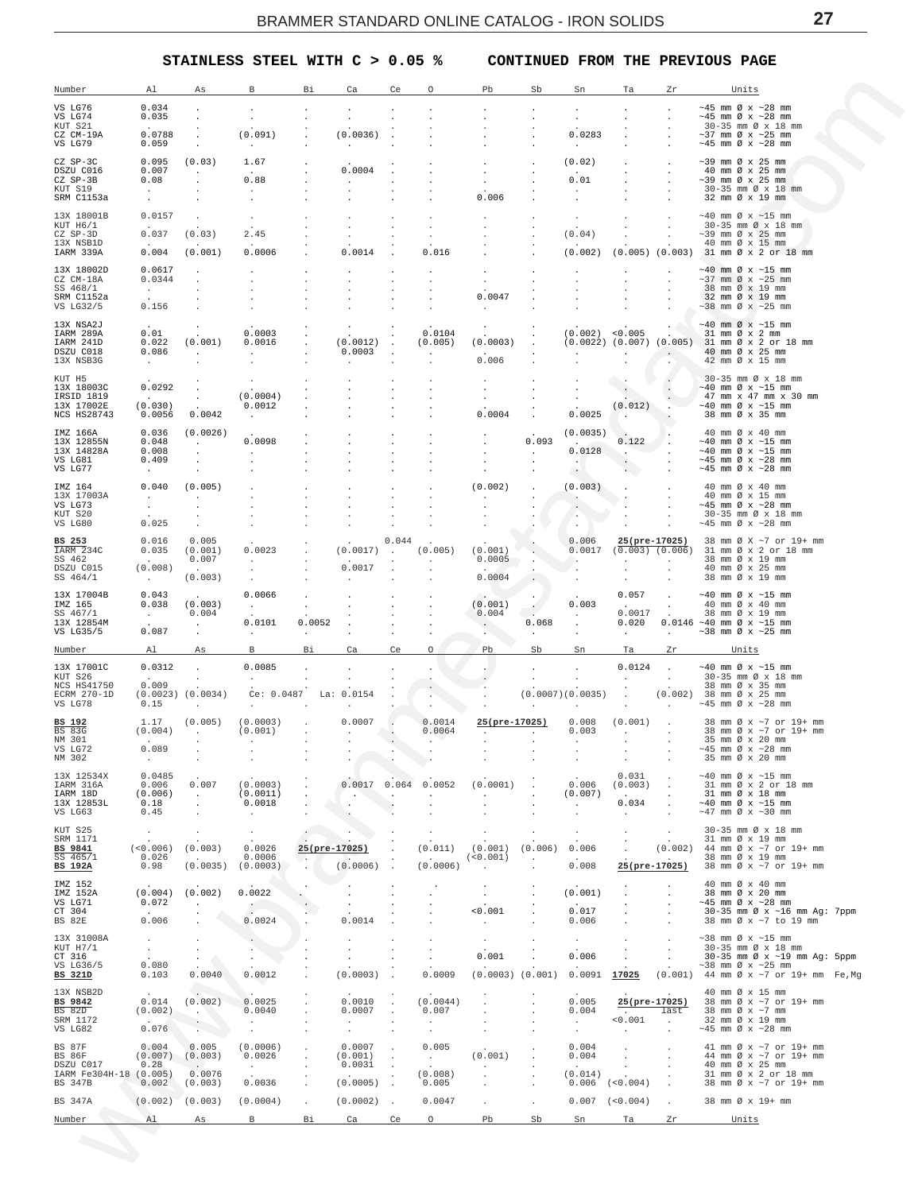## STAINLESS STEEL WITH C > 0.05 % CONTINUED FROM THE PREVIOUS PAGE

| Number | Al | As | B | Bi | Ca | Ce | O | Pb | Sb | Sn | Ta | Zr | Units |
|---|---|---|---|---|---|---|---|---|---|---|---|---|---|
| VS LG76 | 0.034 | . | . | . | . | . | . | . | . | . | . | . | ~45 mm Ø x ~28 mm |
| VS LG74 | 0.035 | . | . | . | . | . | . | . | . | . | . | . | ~45 mm Ø x ~28 mm |
| KUT S21 | . | . | . | . | . | . | . | . | . | . | . | . | 30-35 mm Ø x 18 mm |
| CZ CM-19A | 0.0788 | . | (0.091) | . | (0.0036) | . | . | . | . | 0.0283 | . | . | ~37 mm Ø x ~25 mm |
| VS LG79 | 0.059 | . | . | . | . | . | . | . | . | . | . | . | ~45 mm Ø x ~28 mm |
| CZ SP-3C | 0.095 | (0.03) | 1.67 | . | . | . | . | . | . | (0.02) | . | . | ~39 mm Ø x 25 mm |
| DSZU C016 | 0.007 | . | . | . | 0.0004 | . | . | . | . | . | . | . | 40 mm Ø x 25 mm |
| CZ SP-3B | 0.08 | . | 0.88 | . | . | . | . | . | . | 0.01 | . | . | ~39 mm Ø x 25 mm |
| KUT S19 | . | . | . | . | . | . | . | . | . | . | . | . | 30-35 mm Ø x 18 mm |
| SRM C1153a | . | . | . | . | . | . | . | 0.006 | . | . | . | . | 32 mm Ø x 19 mm |
| 13X 18001B | 0.0157 | . | . | . | . | . | . | . | . | . | . | . | ~40 mm Ø x ~15 mm |
| KUT H6/1 | . | . | . | . | . | . | . | . | . | . | . | . | 30-35 mm Ø x 18 mm |
| CZ SP-3D | 0.037 | (0.03) | 2.45 | . | . | . | . | . | . | (0.04) | . | . | ~39 mm Ø x 25 mm |
| 13X NSB1D | . | . | . | . | . | . | . | . | . | . | . | . | 40 mm Ø x 15 mm |
| IARM 339A | 0.004 | (0.001) | 0.0006 | . | 0.0014 | . | 0.016 | . | . | (0.002) | (0.005) | (0.003) | 31 mm Ø x 2 or 18 mm |
| 13X 18002D | 0.0617 | . | . | . | . | . | . | . | . | . | . | . | ~40 mm Ø x ~15 mm |
| CZ CM-18A | 0.0344 | . | . | . | . | . | . | . | . | . | . | . | ~37 mm Ø x ~25 mm |
| SS 468/1 | . | . | . | . | . | . | . | . | . | . | . | . | 38 mm Ø x 19 mm |
| SRM C1152a | . | . | . | . | . | . | . | 0.0047 | . | . | . | . | 32 mm Ø x 19 mm |
| VS LG32/5 | 0.156 | . | . | . | . | . | . | . | . | . | . | . | ~38 mm Ø x ~25 mm |
| 13X NSA2J | . | . | . | . | . | . | . | . | . | . | . | . | ~40 mm Ø x ~15 mm |
| IARM 289A | 0.01 | . | 0.0003 | . | . | . | 0.0104 | . | . | (0.002) | <0.005 | . | 31 mm Ø x 2 mm |
| IARM 241D | 0.022 | (0.001) | 0.0016 | . | (0.0012) | . | (0.005) | (0.0003) | . | (0.0022) | (0.007) | (0.005) | 31 mm Ø x 2 or 18 mm |
| DSZU C018 | 0.086 | . | . | . | 0.0003 | . | . | . | . | . | . | . | 40 mm Ø x 25 mm |
| 13X NSB3G | . | . | . | . | . | . | . | 0.006 | . | . | . | . | 42 mm Ø x 15 mm |
| KUT H5 | . | . | . | . | . | . | . | . | . | . | . | . | 30-35 mm Ø x 18 mm |
| 13X 18003C | 0.0292 | . | . | . | . | . | . | . | . | . | . | . | ~40 mm Ø x ~15 mm |
| IRSID 1819 | . | . | (0.0004) | . | . | . | . | . | . | . | . | . | 47 mm x 47 mm x 30 mm |
| 13X 17002E | (0.030) | . | 0.0012 | . | . | . | . | . | . | . | (0.012) | . | ~40 mm Ø x ~15 mm |
| NCS HS28743 | 0.0056 | 0.0042 | . | . | . | . | . | 0.0004 | . | 0.0025 | . | . | 38 mm Ø x 35 mm |
| IMZ 166A | 0.036 | (0.0026) | . | . | . | . | . | . | . | (0.0035) | . | . | 40 mm Ø x 40 mm |
| 13X 12855N | 0.048 | . | 0.0098 | . | . | . | . | . | 0.093 | . | 0.122 | . | ~40 mm Ø x ~15 mm |
| 13X 14828A | 0.008 | . | . | . | . | . | . | . | . | 0.0128 | . | . | ~40 mm Ø x ~15 mm |
| VS LG81 | 0.409 | . | . | . | . | . | . | . | . | . | . | . | ~45 mm Ø x ~28 mm |
| VS LG77 | . | . | . | . | . | . | . | . | . | . | . | . | ~45 mm Ø x ~28 mm |
| IMZ 164 | 0.040 | (0.005) | . | . | . | . | . | (0.002) | . | (0.003) | . | . | 40 mm Ø x 40 mm |
| 13X 17003A | . | . | . | . | . | . | . | . | . | . | . | . | 40 mm Ø x 15 mm |
| VS LG73 | . | . | . | . | . | . | . | . | . | . | . | . | ~45 mm Ø x ~28 mm |
| KUT S20 | . | . | . | . | . | . | . | . | . | . | . | . | 30-35 mm Ø x 18 mm |
| VS LG80 | 0.025 | . | . | . | . | . | . | . | . | . | . | . | ~45 mm Ø x ~28 mm |
| **BS 253** | 0.016 | 0.005 | . | . | . | 0.044 | . | . | . | 0.006 | **25(pre-17025)** | | 38 mm Ø X ~7 or 19+ mm |
| IARM 234C | 0.035 | (0.001) | 0.0023 | . | (0.0017) | . | (0.005) | (0.001) | . | 0.0017 | (0.003) | (0.006) | 31 mm Ø x 2 or 18 mm |
| SS 462 | . | 0.007 | . | . | . | . | . | 0.0005 | . | . | . | . | 38 mm Ø x 19 mm |
| DSZU C015 | (0.008) | . | . | . | 0.0017 | . | . | . | . | . | . | . | 40 mm Ø x 25 mm |
| SS 464/1 | . | (0.003) | . | . | . | . | . | 0.0004 | . | . | . | . | 38 mm Ø x 19 mm |
| 13X 17004B | 0.043 | . | 0.0066 | . | . | . | . | . | . | . | 0.057 | . | ~40 mm Ø x ~15 mm |
| IMZ 165 | 0.038 | (0.003) | . | . | . | . | . | (0.001) | . | 0.003 | . | . | 40 mm Ø x 40 mm |
| SS 467/1 | . | 0.004 | . | . | . | . | . | 0.004 | . | . | 0.0017 | . | 38 mm Ø x 19 mm |
| 13X 12854M | . | . | 0.0101 | 0.0052 | . | . | . | . | 0.068 | . | 0.020 | 0.0146 | ~40 mm Ø x ~15 mm |
| VS LG35/5 | 0.087 | . | . | . | . | . | . | . | . | . | . | . | ~38 mm Ø x ~25 mm |
| 13X 17001C | 0.0312 | . | 0.0085 | . | . | . | . | . | . | . | 0.0124 | . | ~40 mm Ø x ~15 mm |
| KUT S26 | . | . | . | . | . | . | . | . | . | . | . | . | 30-35 mm Ø x 18 mm |
| NCS HS41750 | 0.009 | . | . | . | . | . | . | . | . | . | . | . | 38 mm Ø x 35 mm |
| ECRM 270-1D | (0.0023) | (0.0034) | Ce: 0.0487 | | La: 0.0154 | | . | . | . | (0.0007) | (0.0035) | (0.002) | 38 mm Ø x 25 mm |
| VS LG78 | 0.15 | . | . | . | . | . | . | . | . | . | . | . | ~45 mm Ø x ~28 mm |
| **BS 192** | 1.17 | (0.005) | (0.0003) | . | 0.0007 | . | 0.0014 | **25(pre-17025)** | | 0.008 | (0.001) | . | 38 mm Ø x ~7 or 19+ mm |
| BS 83G | (0.004) | . | (0.001) | . | . | . | 0.0064 | . | . | 0.003 | . | . | 38 mm Ø x ~7 or 19+ mm |
| NM 301 | . | . | . | . | . | . | . | . | . | . | . | . | 35 mm Ø x 20 mm |
| VS LG72 | 0.089 | . | . | . | . | . | . | . | . | . | . | . | ~45 mm Ø x ~28 mm |
| NM 302 | . | . | . | . | . | . | . | . | . | . | . | . | 35 mm Ø x 20 mm |
| 13X 12534X | 0.0485 | . | . | . | . | . | . | . | . | . | 0.031 | . | ~40 mm Ø x ~15 mm |
| IARM 316A | 0.006 | 0.007 | (0.0003) | . | 0.0017 | 0.064 | 0.0052 | (0.0001) | . | 0.006 | (0.003) | . | 31 mm Ø x 2 or 18 mm |
| IARM 18D | (0.006) | . | (0.0011) | . | . | . | . | . | . | (0.007) | . | . | 31 mm Ø x 18 mm |
| 13X 12853L | 0.18 | . | 0.0018 | . | . | . | . | . | . | . | 0.034 | . | ~40 mm Ø x ~15 mm |
| VS LG63 | 0.45 | . | . | . | . | . | . | . | . | . | . | . | ~47 mm Ø x ~30 mm |
| KUT S25 | . | . | . | . | . | . | . | . | . | . | . | . | 30-35 mm Ø x 18 mm |
| SRM 1171 | . | . | . | . | . | . | . | . | . | . | . | . | 31 mm Ø x 19 mm |
| **BS 9841** | (<0.006) | (0.003) | 0.0026 | **25(pre-17025)** | | . | (0.011) | (0.001) | (0.006) | 0.006 | . | (0.002) | 44 mm Ø x ~7 or 19+ mm |
| SS 465/1 | 0.026 | . | 0.0006 | . | . | . | . | (<0.001) | . | . | . | . | 38 mm Ø x 19 mm |
| **BS 192A** | 0.98 | (0.0035) | (0.0003) | . | (0.0006) | . | (0.0006) | . | . | 0.008 | **25(pre-17025)** | | 38 mm Ø x ~7 or 19+ mm |
| IMZ 152 | . | . | . | . | . | . | . | . | . | . | . | . | 40 mm Ø x 40 mm |
| IMZ 152A | (0.004) | (0.002) | 0.0022 | . | . | . | . | . | . | (0.001) | . | . | 38 mm Ø x 20 mm |
| VS LG71 | 0.072 | . | . | . | . | . | . | . | . | . | . | . | ~45 mm Ø x ~28 mm |
| CT 304 | . | . | . | . | . | . | . | <0.001 | . | 0.017 | . | . | 30-35 mm Ø x ~16 mm Ag: 7ppm |
| BS 82E | 0.006 | . | 0.0024 | . | 0.0014 | . | . | . | . | 0.006 | . | . | 38 mm Ø x ~7 to 19 mm |
| 13X 31008A | . | . | . | . | . | . | . | . | . | . | . | . | ~38 mm Ø x ~15 mm |
| KUT H7/1 | . | . | . | . | . | . | . | . | . | . | . | . | 30-35 mm Ø x 18 mm |
| CT 316 | . | . | . | . | . | . | . | 0.001 | . | 0.006 | . | . | 30-35 mm Ø x ~19 mm Ag: 5ppm |
| VS LG36/5 | 0.080 | . | . | . | . | . | . | . | . | . | . | . | ~38 mm Ø x ~25 mm |
| **BS 321D** | 0.103 | 0.0040 | 0.0012 | . | (0.0003) | . | 0.0009 | (0.0003) | (0.001) | 0.0091 | **17025** | (0.001) | 44 mm Ø x ~7 or 19+ mm Fe,Mg |
| 13X NSB2D | . | . | . | . | . | . | . | . | . | . | . | . | 40 mm Ø x 15 mm |
| **BS 9842** | 0.014 | (0.002) | 0.0025 | . | 0.0010 | . | (0.0044) | . | . | 0.005 | **25(pre-17025)** | | 38 mm Ø x ~7 or 19+ mm |
| BS 82D | (0.002) | . | 0.0040 | . | 0.0007 | . | 0.007 | . | . | 0.004 | . | last | 38 mm Ø x ~7 mm |
| SRM 1172 | . | . | . | . | . | . | . | . | . | . | <0.001 | . | 32 mm Ø x 19 mm |
| VS LG82 | 0.076 | . | . | . | . | . | . | . | . | . | . | . | ~45 mm Ø x ~28 mm |
| BS 87F | 0.004 | 0.005 | (0.0006) | . | 0.0007 | . | 0.005 | . | . | 0.004 | . | . | 41 mm Ø x ~7 or 19+ mm |
| BS 86F | (0.007) | (0.003) | 0.0026 | . | (0.001) | . | . | (0.001) | . | 0.004 | . | . | 44 mm Ø x ~7 or 19+ mm |
| DSZU C017 | 0.28 | . | . | . | 0.0031 | . | . | . | . | . | . | . | 40 mm Ø x 25 mm |
| IARM Fe304H-18 | (0.005) | 0.0076 | . | . | . | . | (0.008) | . | . | (0.014) | . | . | 31 mm Ø x 2 or 18 mm |
| BS 347B | 0.002 | (0.003) | 0.0036 | . | (0.0005) | . | 0.005 | . | . | 0.006 | (<0.004) | . | 38 mm Ø x ~7 or 19+ mm |
| BS 347A | (0.002) | (0.003) | (0.0004) | . | (0.0002) | . | 0.0047 | . | . | 0.007 | (<0.004) | . | 38 mm Ø x 19+ mm |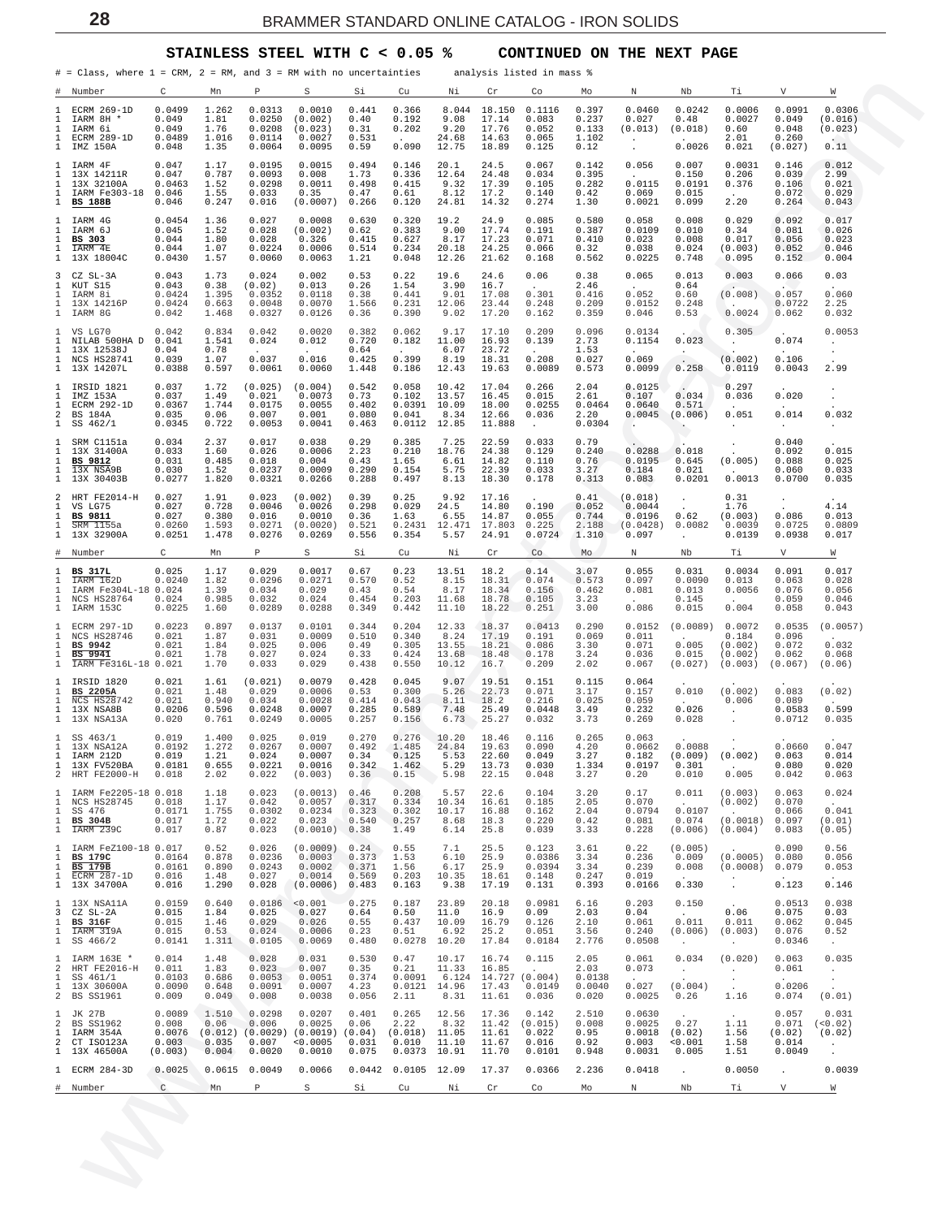## STAINLESS STEEL WITH C < 0.05 %     CONTINUED ON THE NEXT PAGE

# = Class, where 1 = CRM, 2 = RM, and 3 = RM with no uncertainties     analysis listed in mass %

| # | Number | C | Mn | P | S | Si | Cu | Ni | Cr | Co | Mo | N | Nb | Ti | V | W |
|---|---|---|---|---|---|---|---|---|---|---|---|---|---|---|---|---|
| 1 | ECRM 269-1D | 0.0499 | 1.262 | 0.0313 | 0.0010 | 0.441 | 0.366 | 8.044 | 18.150 | 0.1116 | 0.397 | 0.0460 | 0.0242 | 0.0006 | 0.0991 | 0.0306 |
| 1 | IARM 8H * | 0.049 | 1.81 | 0.0250 | (0.002) | 0.40 | 0.192 | 9.08 | 17.14 | 0.083 | 0.237 | 0.027 | 0.48 | 0.0027 | 0.049 | (0.016) |
| 1 | IARM 6i | 0.049 | 1.76 | 0.0208 | (0.023) | 0.31 | 0.202 | 9.20 | 17.76 | 0.052 | 0.133 | (0.013) | (0.018) | 0.60 | 0.048 | (0.023) |
| 1 | ECRM 289-1D | 0.0489 | 1.016 | 0.0114 | 0.0027 | 0.531 | . | 24.68 | 14.63 | 0.065 | 1.102 | . | . | 2.01 | 0.260 | . |
| 1 | IMZ 150A | 0.048 | 1.35 | 0.0064 | 0.0095 | 0.59 | 0.090 | 12.75 | 18.89 | 0.125 | 0.12 | . | 0.0026 | 0.021 | (0.027) | 0.11 |
| 1 | IARM 4F | 0.047 | 1.17 | 0.0195 | 0.0015 | 0.494 | 0.146 | 20.1 | 24.5 | 0.067 | 0.142 | 0.056 | 0.007 | 0.0031 | 0.146 | 0.012 |
| 1 | 13X 14211R | 0.047 | 0.787 | 0.0093 | 0.008 | 1.73 | 0.336 | 12.64 | 24.48 | 0.034 | 0.395 | . | 0.150 | 0.206 | 0.039 | 2.99 |
| 1 | 13X 32100A | 0.0463 | 1.52 | 0.0298 | 0.0011 | 0.498 | 0.415 | 9.32 | 17.39 | 0.105 | 0.282 | 0.0115 | 0.0191 | 0.376 | 0.106 | 0.021 |
| 1 | IARM Fe303-18 | 0.046 | 1.55 | 0.033 | 0.35 | 0.47 | 0.61 | 8.12 | 17.2 | 0.140 | 0.42 | 0.069 | 0.015 | . | 0.072 | 0.029 |
| 1 | **BS 188B** | 0.046 | 0.247 | 0.016 | (0.0007) | 0.266 | 0.120 | 24.81 | 14.32 | 0.274 | 1.30 | 0.0021 | 0.099 | 2.20 | 0.264 | 0.043 |
| 1 | IARM 4G | 0.0454 | 1.36 | 0.027 | 0.0008 | 0.630 | 0.320 | 19.2 | 24.9 | 0.085 | 0.580 | 0.058 | 0.008 | 0.029 | 0.092 | 0.017 |
| 1 | IARM 6J | 0.045 | 1.52 | 0.028 | (0.002) | 0.62 | 0.383 | 9.00 | 17.74 | 0.191 | 0.387 | 0.0109 | 0.010 | 0.34 | 0.081 | 0.026 |
| 1 | **BS 303** | 0.044 | 1.80 | 0.028 | 0.326 | 0.415 | 0.627 | 8.17 | 17.23 | 0.071 | 0.410 | 0.023 | 0.008 | 0.017 | 0.056 | 0.023 |
| 1 | IARM 4E | 0.044 | 1.07 | 0.0224 | 0.0006 | 0.514 | 0.234 | 20.18 | 24.25 | 0.066 | 0.32 | 0.038 | 0.024 | (0.003) | 0.052 | 0.046 |
| 1 | 13X 18004C | 0.0430 | 1.57 | 0.0060 | 0.0063 | 1.21 | 0.048 | 12.26 | 21.62 | 0.168 | 0.562 | 0.0225 | 0.748 | 0.095 | 0.152 | 0.004 |
| 3 | CZ SL-3A | 0.043 | 1.73 | 0.024 | 0.002 | 0.53 | 0.22 | 19.6 | 24.6 | 0.06 | 0.38 | 0.065 | 0.013 | 0.003 | 0.066 | 0.03 |
| 1 | KUT S15 | 0.043 | 0.38 | (0.02) | 0.013 | 0.26 | 1.54 | 3.90 | 16.7 | . | 2.46 | . | 0.64 | . | . | . |
| 1 | IARM 8i | 0.0424 | 1.395 | 0.0352 | 0.0118 | 0.38 | 0.441 | 9.01 | 17.08 | 0.301 | 0.416 | 0.052 | 0.60 | (0.008) | 0.057 | 0.060 |
| 1 | 13X 14216P | 0.0424 | 0.663 | 0.0048 | 0.0070 | 1.566 | 0.231 | 12.06 | 23.44 | 0.248 | 0.209 | 0.0152 | 0.248 | . | 0.0722 | 2.25 |
| 1 | IARM 8G | 0.042 | 1.468 | 0.0327 | 0.0126 | 0.36 | 0.390 | 9.02 | 17.20 | 0.162 | 0.359 | 0.046 | 0.53 | 0.0024 | 0.062 | 0.032 |
| 1 | VS LG70 | 0.042 | 0.834 | 0.042 | 0.0020 | 0.382 | 0.062 | 9.17 | 17.10 | 0.209 | 0.096 | 0.0134 | . | 0.305 | . | 0.0053 |
| 1 | NILAB 500HA D | 0.041 | 1.541 | 0.024 | 0.012 | 0.720 | 0.182 | 11.00 | 16.93 | 0.139 | 2.73 | 0.1154 | 0.023 | . | 0.074 | . |
| 1 | 13X 12538J | 0.04 | 0.78 | . | . | 0.64 | . | 6.07 | 23.72 | . | 1.53 | . | . | . | . | . |
| 1 | NCS HS28741 | 0.039 | 1.07 | 0.037 | 0.016 | 0.425 | 0.399 | 8.19 | 18.31 | 0.208 | 0.027 | 0.069 | . | (0.002) | 0.106 | . |
| 1 | 13X 14207L | 0.0388 | 0.597 | 0.0061 | 0.0060 | 1.448 | 0.186 | 12.43 | 19.63 | 0.0089 | 0.573 | 0.0099 | 0.258 | 0.0119 | 0.0043 | 2.99 |
| 1 | IRSID 1821 | 0.037 | 1.72 | (0.025) | (0.004) | 0.542 | 0.058 | 10.42 | 17.04 | 0.266 | 2.04 | 0.0125 | . | 0.297 | . | . |
| 1 | IMZ 153A | 0.037 | 1.49 | 0.021 | 0.0073 | 0.73 | 0.102 | 13.57 | 16.45 | 0.015 | 2.61 | 0.107 | 0.034 | 0.036 | 0.020 | . |
| 1 | ECRM 292-1D | 0.0367 | 1.744 | 0.0175 | 0.0055 | 0.402 | 0.0391 | 10.09 | 18.00 | 0.0255 | 0.0464 | 0.0640 | 0.571 | . | . | . |
| 2 | BS 184A | 0.035 | 0.06 | 0.007 | 0.001 | 0.080 | 0.041 | 8.34 | 12.66 | 0.036 | 2.20 | 0.0045 | (0.006) | 0.051 | 0.014 | 0.032 |
| 1 | SS 462/1 | 0.0345 | 0.722 | 0.0053 | 0.0041 | 0.463 | 0.0112 | 12.85 | 11.888 | . | 0.0304 | . | . | . | . | . |
| 1 | SRM C1151a | 0.034 | 2.37 | 0.017 | 0.038 | 0.29 | 0.385 | 7.25 | 22.59 | 0.033 | 0.79 | . | . | . | 0.040 | . |
| 1 | 13X 31400A | 0.033 | 1.60 | 0.026 | 0.0006 | 2.23 | 0.210 | 18.76 | 24.38 | 0.129 | 0.240 | 0.0288 | 0.018 | . | 0.092 | 0.015 |
| 1 | **BS 9812** | 0.031 | 0.485 | 0.018 | 0.004 | 0.43 | 1.65 | 6.61 | 14.82 | 0.110 | 0.76 | 0.0195 | 0.645 | (0.005) | 0.088 | 0.025 |
| 1 | 13X NSA9B | 0.030 | 1.52 | 0.0237 | 0.0009 | 0.290 | 0.154 | 5.75 | 22.39 | 0.033 | 3.27 | 0.184 | 0.021 | . | 0.060 | 0.033 |
| 1 | 13X 30403B | 0.0277 | 1.820 | 0.0321 | 0.0266 | 0.288 | 0.497 | 8.13 | 18.30 | 0.178 | 0.313 | 0.083 | 0.0201 | 0.0013 | 0.0700 | 0.035 |
| 2 | HRT FE2014-H | 0.027 | 1.91 | 0.023 | (0.002) | 0.39 | 0.25 | 9.92 | 17.16 | . | 0.41 | (0.018) | . | 0.31 | . | . |
| 1 | VS LG75 | 0.027 | 0.728 | 0.0046 | 0.0026 | 0.298 | 0.029 | 24.5 | 14.80 | 0.190 | 0.052 | 0.0044 | . | 1.76 | . | 4.14 |
| 1 | **BS 9811** | 0.027 | 0.380 | 0.016 | 0.0010 | 0.36 | 1.63 | 6.55 | 14.87 | 0.055 | 0.744 | 0.0196 | 0.62 | (0.003) | 0.086 | 0.013 |
| 1 | SRM 1155a | 0.0260 | 1.593 | 0.0271 | (0.0020) | 0.521 | 0.2431 | 12.471 | 17.803 | 0.225 | 2.188 | (0.0428) | 0.0082 | 0.0039 | 0.0725 | 0.0809 |
| 1 | 13X 32900A | 0.0251 | 1.478 | 0.0276 | 0.0269 | 0.556 | 0.354 | 5.57 | 24.91 | 0.0724 | 1.310 | 0.097 | . | 0.0139 | 0.0938 | 0.017 |
| # | Number | C | Mn | P | S | Si | Cu | Ni | Cr | Co | Mo | N | Nb | Ti | V | W |
| 1 | **BS 317L** | 0.025 | 1.17 | 0.029 | 0.0017 | 0.67 | 0.23 | 13.51 | 18.2 | 0.14 | 3.07 | 0.055 | 0.031 | 0.0034 | 0.091 | 0.017 |
| 1 | IARM 162D | 0.0240 | 1.82 | 0.0296 | 0.0271 | 0.570 | 0.52 | 8.15 | 18.31 | 0.074 | 0.573 | 0.097 | 0.0090 | 0.013 | 0.063 | 0.028 |
| 1 | IARM Fe304L-18 | 0.024 | 1.39 | 0.034 | 0.029 | 0.43 | 0.54 | 8.17 | 18.34 | 0.156 | 0.462 | 0.081 | 0.013 | 0.0056 | 0.076 | 0.056 |
| 1 | NCS HS28764 | 0.024 | 0.985 | 0.032 | 0.024 | 0.454 | 0.203 | 11.68 | 18.78 | 0.105 | 3.23 | . | 0.145 | . | 0.059 | 0.046 |
| 1 | IARM 153C | 0.0225 | 1.60 | 0.0289 | 0.0288 | 0.349 | 0.442 | 11.10 | 18.22 | 0.251 | 3.00 | 0.086 | 0.015 | 0.004 | 0.058 | 0.043 |
| 1 | ECRM 297-1D | 0.0223 | 0.897 | 0.0137 | 0.0101 | 0.344 | 0.204 | 12.33 | 18.37 | 0.0413 | 0.290 | 0.0152 | (0.0089) | 0.0072 | 0.0535 | (0.0057) |
| 1 | NCS HS28746 | 0.021 | 1.87 | 0.031 | 0.0009 | 0.510 | 0.340 | 8.24 | 17.19 | 0.191 | 0.069 | 0.011 | . | 0.184 | 0.096 | . |
| 1 | **BS 9942** | 0.021 | 1.84 | 0.025 | 0.006 | 0.49 | 0.305 | 13.55 | 18.21 | 0.086 | 3.30 | 0.071 | 0.005 | (0.002) | 0.072 | 0.032 |
| 1 | **BS 9941** | 0.021 | 1.78 | 0.027 | 0.024 | 0.33 | 0.424 | 13.68 | 18.48 | 0.178 | 3.24 | 0.036 | 0.015 | (0.002) | 0.062 | 0.068 |
| 1 | IARM Fe316L-18 | 0.021 | 1.70 | 0.033 | 0.029 | 0.438 | 0.550 | 10.12 | 16.7 | 0.209 | 2.02 | 0.067 | (0.027) | (0.003) | (0.067) | (0.06) |
| 1 | IRSID 1820 | 0.021 | 1.61 | (0.021) | 0.0079 | 0.428 | 0.045 | 9.07 | 19.51 | 0.151 | 0.115 | 0.064 | . | . | . | . |
| 1 | **BS 2205A** | 0.021 | 1.48 | 0.029 | 0.0006 | 0.53 | 0.300 | 5.26 | 22.73 | 0.071 | 3.17 | 0.157 | 0.010 | (0.002) | 0.083 | (0.02) |
| 1 | NCS HS28742 | 0.021 | 0.940 | 0.034 | 0.0028 | 0.414 | 0.043 | 8.11 | 18.2 | 0.216 | 0.025 | 0.059 | . | 0.006 | 0.089 | . |
| 1 | 13X NSA8B | 0.0206 | 0.596 | 0.0248 | 0.0007 | 0.285 | 0.589 | 7.48 | 25.49 | 0.0448 | 3.49 | 0.232 | 0.026 | . | 0.0583 | 0.599 |
| 1 | 13X NSA13A | 0.020 | 0.761 | 0.0249 | 0.0005 | 0.257 | 0.156 | 6.73 | 25.27 | 0.032 | 3.73 | 0.269 | 0.028 | . | 0.0712 | 0.035 |
| 1 | SS 463/1 | 0.019 | 1.400 | 0.025 | 0.019 | 0.270 | 0.276 | 10.20 | 18.46 | 0.116 | 0.265 | 0.063 | . | . | . | . |
| 1 | 13X NSA12A | 0.0192 | 1.272 | 0.0267 | 0.0007 | 0.492 | 1.485 | 24.84 | 19.63 | 0.090 | 4.20 | 0.0662 | 0.0088 | . | 0.0660 | 0.047 |
| 1 | IARM 212D | 0.019 | 1.21 | 0.024 | 0.0007 | 0.34 | 0.125 | 5.53 | 22.60 | 0.049 | 3.27 | 0.182 | (0.009) | (0.002) | 0.063 | 0.014 |
| 1 | 13X FV520BA | 0.0181 | 0.655 | 0.0221 | 0.0016 | 0.342 | 1.462 | 5.29 | 13.73 | 0.030 | 1.334 | 0.0197 | 0.301 | . | 0.080 | 0.020 |
| 2 | HRT FE2000-H | 0.018 | 2.02 | 0.022 | (0.003) | 0.36 | 0.15 | 5.98 | 22.15 | 0.048 | 3.27 | 0.20 | 0.010 | 0.005 | 0.042 | 0.063 |
| 1 | IARM Fe2205-18 | 0.018 | 1.18 | 0.023 | (0.0013) | 0.46 | 0.208 | 5.57 | 22.6 | 0.104 | 3.20 | 0.17 | 0.011 | (0.003) | 0.063 | 0.024 |
| 1 | NCS HS28745 | 0.018 | 1.17 | 0.042 | 0.0057 | 0.317 | 0.334 | 10.34 | 16.61 | 0.185 | 2.05 | 0.070 | . | (0.002) | 0.070 | . |
| 1 | SS 476 | 0.0171 | 1.755 | 0.0302 | 0.0234 | 0.323 | 0.302 | 10.17 | 16.88 | 0.162 | 2.04 | 0.0794 | 0.0107 | . | 0.066 | 0.041 |
| 1 | **BS 304B** | 0.017 | 1.72 | 0.022 | 0.023 | 0.540 | 0.257 | 8.68 | 18.3 | 0.220 | 0.42 | 0.081 | 0.074 | (0.0018) | 0.097 | (0.01) |
| 1 | IARM 239C | 0.017 | 0.87 | 0.023 | (0.0010) | 0.38 | 1.49 | 6.14 | 25.8 | 0.039 | 3.33 | 0.228 | (0.006) | (0.004) | 0.083 | (0.05) |
| 1 | IARM FeZ100-18 | 0.017 | 0.52 | 0.026 | (0.0009) | 0.24 | 0.55 | 7.1 | 25.5 | 0.123 | 3.61 | 0.22 | (0.005) | . | 0.090 | 0.56 |
| 1 | **BS 179C** | 0.0164 | 0.878 | 0.0236 | 0.0003 | 0.373 | 1.53 | 6.10 | 25.9 | 0.0386 | 3.34 | 0.236 | 0.009 | (0.0005) | 0.080 | 0.056 |
| 1 | **BS 179B** | 0.0161 | 0.890 | 0.0243 | 0.0002 | 0.371 | 1.56 | 6.17 | 25.9 | 0.0394 | 3.34 | 0.239 | 0.008 | (0.0008) | 0.079 | 0.053 |
| 1 | ECRM 287-1D | 0.016 | 1.48 | 0.027 | 0.0014 | 0.569 | 0.203 | 10.35 | 18.61 | 0.148 | 0.247 | 0.019 | . | . | . | . |
| 1 | 13X 34700A | 0.016 | 1.290 | 0.028 | (0.0006) | 0.483 | 0.163 | 9.38 | 17.19 | 0.131 | 0.393 | 0.0166 | 0.330 | . | 0.123 | 0.146 |
| 1 | 13X NSA11A | 0.0159 | 0.640 | 0.0186 | <0.001 | 0.275 | 0.187 | 23.89 | 20.18 | 0.0981 | 6.16 | 0.203 | 0.150 | . | 0.0513 | 0.038 |
| 3 | CZ SL-2A | 0.015 | 1.84 | 0.025 | 0.027 | 0.64 | 0.50 | 11.0 | 16.9 | 0.09 | 2.03 | 0.04 | . | 0.06 | 0.075 | 0.03 |
| 1 | **BS 316F** | 0.015 | 1.46 | 0.029 | 0.026 | 0.55 | 0.437 | 10.09 | 16.79 | 0.126 | 2.10 | 0.061 | 0.011 | 0.011 | 0.062 | 0.045 |
| 1 | IARM 319A | 0.015 | 0.53 | 0.024 | 0.0006 | 0.23 | 0.51 | 6.92 | 25.2 | 0.051 | 3.56 | 0.240 | (0.006) | (0.003) | 0.076 | 0.52 |
| 1 | SS 466/2 | 0.0141 | 1.311 | 0.0105 | 0.0069 | 0.480 | 0.0278 | 10.20 | 17.84 | 0.0184 | 2.776 | 0.0508 | . | . | 0.0346 | . |
| 1 | IARM 163E * | 0.014 | 1.48 | 0.028 | 0.031 | 0.530 | 0.47 | 10.17 | 16.74 | 0.115 | 2.05 | 0.061 | 0.034 | (0.020) | 0.063 | 0.035 |
| 2 | HRT FE2016-H | 0.011 | 1.83 | 0.023 | 0.007 | 0.35 | 0.21 | 11.33 | 16.85 | . | 2.03 | 0.073 | . | . | 0.061 | . |
| 1 | SS 461/1 | 0.0103 | 0.686 | 0.0053 | 0.0051 | 0.374 | 0.0091 | 6.124 | 14.727 | (0.004) | 0.0138 | . | . | . | . | . |
| 1 | 13X 30600A | 0.0090 | 0.648 | 0.0091 | 0.0007 | 4.23 | 0.0121 | 14.96 | 17.43 | 0.0149 | 0.0040 | 0.027 | (0.004) | . | 0.0206 | . |
| 2 | BS SS1961 | 0.009 | 0.049 | 0.008 | 0.0038 | 0.056 | 2.11 | 8.31 | 11.61 | 0.036 | 0.020 | 0.0025 | 0.26 | 1.16 | 0.074 | (0.01) |
| 1 | JK 27B | 0.0089 | 1.510 | 0.0298 | 0.0207 | 0.401 | 0.265 | 12.56 | 17.36 | 0.142 | 2.510 | 0.0630 | . | . | 0.057 | 0.031 |
| 2 | BS SS1962 | 0.008 | 0.06 | 0.006 | 0.0025 | 0.06 | 2.22 | 8.32 | 11.42 | (0.015) | 0.008 | 0.0025 | 0.27 | 1.11 | 0.071 | (<0.02) |
| 1 | IARM 354A | 0.0076 | (0.012) | (0.0029) | (0.0019) | (0.04) | (0.018) | 11.05 | 11.61 | 0.022 | 0.95 | 0.0018 | (0.02) | 1.56 | (0.02) | (0.02) |
| 2 | CT ISO123A | 0.003 | 0.035 | 0.007 | <0.0005 | 0.031 | 0.010 | 11.10 | 11.67 | 0.016 | 0.92 | 0.003 | <0.001 | 1.58 | 0.014 | . |
| 1 | 13X 46500A | (0.003) | 0.004 | 0.0020 | 0.0010 | 0.075 | 0.0373 | 10.91 | 11.70 | 0.0101 | 0.948 | 0.0031 | 0.005 | 1.51 | 0.0049 | . |
| 1 | ECRM 284-3D | 0.0025 | 0.0615 | 0.0049 | 0.0066 | 0.0442 | 0.0105 | 12.09 | 17.37 | 0.0366 | 2.236 | 0.0418 | . | 0.0050 | . | 0.0039 |
| # | Number | C | Mn | P | S | Si | Cu | Ni | Cr | Co | Mo | N | Nb | Ti | V | W |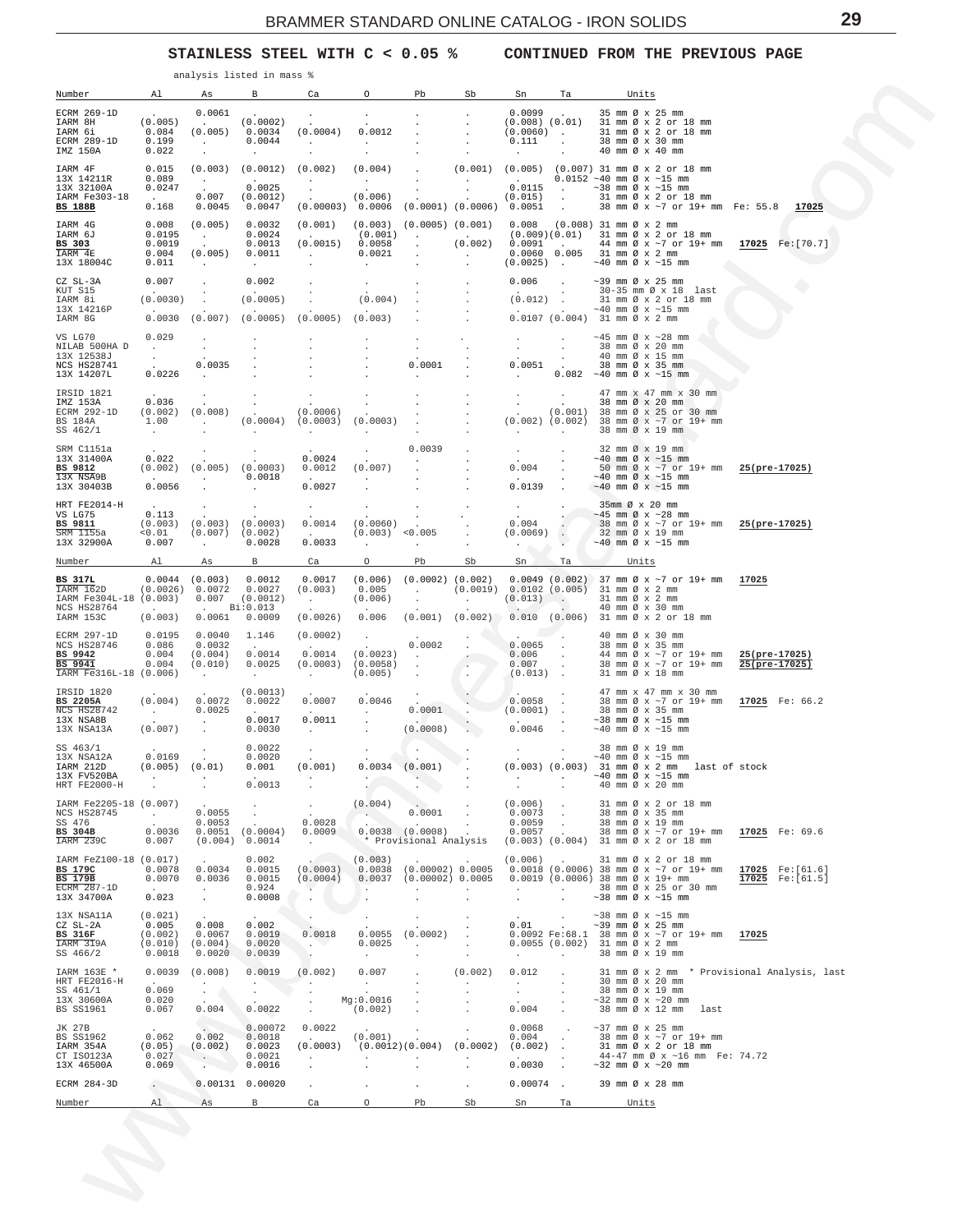## STAINLESS STEEL WITH C < 0.05 %     CONTINUED FROM THE PREVIOUS PAGE

analysis listed in mass %

| Number | Al | As | B | Ca | O | Pb | Sb | Sn | Ta | Units | |
|---|---|---|---|---|---|---|---|---|---|---|---|
| ECRM 269-1D | . | 0.0061 | . | . | . | . | . | 0.0099 | . | 35 mm Ø x 25 mm | |
| IARM 8H | (0.005) | . | (0.0002) | . | . | . | . | (0.008) | (0.01) | 31 mm Ø x 2 or 18 mm | |
| IARM 6i | 0.084 | (0.005) | 0.0034 | (0.0004) | 0.0012 | . | . | (0.0060) | . | 31 mm Ø x 2 or 18 mm | |
| ECRM 289-1D | 0.199 | . | 0.0044 | . | . | . | . | 0.111 | . | 38 mm Ø x 30 mm | |
| IMZ 150A | 0.022 | . | . | . | . | . | . | . | . | 40 mm Ø x 40 mm | |
| IARM 4F | 0.015 | (0.003) | (0.0012) | (0.002) | (0.004) | . | (0.001) | (0.005) | (0.007) | 31 mm Ø x 2 or 18 mm | |
| 13X 14211R | 0.089 | . | . | . | . | . | . | . | 0.0152 | ~40 mm Ø x ~15 mm | |
| 13X 32100A | 0.0247 | . | 0.0025 | . | . | . | . | 0.0115 | . | ~38 mm Ø x ~15 mm | |
| IARM Fe303-18 | . | 0.007 | (0.0012) | . | (0.006) | . | . | (0.015) | . | 31 mm Ø x 2 or 18 mm | |
| **BS 188B** | 0.168 | 0.0045 | 0.0047 | (0.00003) | 0.0006 | (0.0001) | (0.0006) | 0.0051 | . | 38 mm Ø x ~7 or 19+ mm | Fe: 55.8 17025 |
| IARM 4G | 0.008 | (0.005) | 0.0032 | (0.001) | (0.003) | (0.0005) | (0.001) | 0.008 | (0.008) | 31 mm Ø x 2 mm | |
| IARM 6J | 0.0195 | . | 0.0024 | . | (0.001) | . | . | (0.009) | (0.01) | 31 mm Ø x 2 or 18 mm | |
| **BS 303** | 0.0019 | . | 0.0013 | (0.0015) | 0.0058 | . | (0.002) | 0.0091 | . | 44 mm Ø x ~7 or 19+ mm | 17025 Fe:[70.7] |
| IARM 4E | 0.004 | (0.005) | 0.0011 | . | 0.0021 | . | . | 0.0060 | 0.005 | 31 mm Ø x 2 mm | |
| 13X 18004C | 0.011 | . | . | . | . | . | . | (0.0025) | . | ~40 mm Ø x ~15 mm | |
| CZ SL-3A | 0.007 | . | 0.002 | . | . | . | . | 0.006 | . | ~39 mm Ø x 25 mm | |
| KUT S15 | . | . | . | . | . | . | . | . | . | 30-35 mm Ø x 18 last | |
| IARM 8i | (0.0030) | . | (0.0005) | . | (0.004) | . | . | (0.012) | . | 31 mm Ø x 2 or 18 mm | |
| 13X 14216P | . | . | . | . | . | . | . | . | . | ~40 mm Ø x ~15 mm | |
| IARM 8G | 0.0030 | (0.007) | (0.0005) | (0.0005) | (0.003) | . | . | 0.0107 | (0.004) | 31 mm Ø x 2 mm | |
| VS LG70 | 0.029 | . | . | . | . | . | . | . | . | ~45 mm Ø x ~28 mm | |
| NILAB 500HA D | . | . | . | . | . | . | . | . | . | 38 mm Ø x 20 mm | |
| 13X 12538J | . | . | . | . | . | . | . | . | . | 40 mm Ø x 15 mm | |
| NCS HS28741 | . | 0.0035 | . | . | . | 0.0001 | . | 0.0051 | . | 38 mm Ø x 35 mm | |
| 13X 14207L | 0.0226 | . | . | . | . | . | . | . | 0.082 | ~40 mm Ø x ~15 mm | |
| IRSID 1821 | . | . | . | . | . | . | . | . | . | 47 mm x 47 mm x 30 mm | |
| IMZ 153A | 0.036 | . | . | . | . | . | . | . | . | 38 mm Ø x 20 mm | |
| ECRM 292-1D | (0.002) | (0.008) | . | (0.0006) | . | . | . | . | (0.001) | 38 mm Ø x 25 or 30 mm | |
| BS 184A | 1.00 | . | (0.0004) | (0.0003) | (0.0003) | . | . | (0.002) | (0.002) | 38 mm Ø x ~7 or 19+ mm | |
| SS 462/1 | . | . | . | . | . | . | . | . | . | 38 mm Ø x 19 mm | |
| SRM C1151a | . | . | . | . | . | 0.0039 | . | . | . | 32 mm Ø x 19 mm | |
| 13X 31400A | 0.022 | . | . | 0.0024 | . | . | . | . | . | ~40 mm Ø x ~15 mm | |
| **BS 9812** | (0.002) | (0.005) | (0.0003) | 0.0012 | (0.007) | . | . | 0.004 | . | 50 mm Ø x ~7 or 19+ mm | 25(pre-17025) |
| 13X NSA9B | . | . | 0.0018 | . | . | . | . | . | . | ~40 mm Ø x ~15 mm | |
| 13X 30403B | 0.0056 | . | . | 0.0027 | . | . | . | 0.0139 | . | ~40 mm Ø x ~15 mm | |
| HRT FE2014-H | . | . | . | . | . | . | . | . | . | 35mm Ø x 20 mm | |
| VS LG75 | 0.113 | . | . | . | . | . | . | . | . | ~45 mm Ø x ~28 mm | |
| **BS 9811** | (0.003) | (0.003) | (0.0003) | 0.0014 | (0.0060) | . | . | 0.004 | . | 38 mm Ø x ~7 or 19+ mm | 25(pre-17025) |
| SRM 1155a | <0.01 | (0.007) | (0.002) | . | (0.003) | <0.005 | . | (0.0069) | . | 32 mm Ø x 19 mm | |
| 13X 32900A | 0.007 | . | 0.0028 | 0.0033 | . | . | . | . | . | ~40 mm Ø x ~15 mm | |

| Number | Al | As | B | Ca | O | Pb | Sb | Sn | Ta | Units | |
|---|---|---|---|---|---|---|---|---|---|---|---|
| **BS 317L** | 0.0044 | (0.003) | 0.0012 | 0.0017 | (0.006) | (0.0002) | (0.002) | 0.0049 | (0.002) | 37 mm Ø x ~7 or 19+ mm | 17025 |
| IARM 162D | (0.0026) | 0.0072 | 0.0027 | (0.003) | 0.005 | . | (0.0019) | 0.0102 | (0.005) | 31 mm Ø x 2 mm | |
| IARM Fe304L-18 | (0.003) | 0.007 | (0.0012) | . | (0.006) | . | . | (0.013) | . | 31 mm Ø x 2 mm | |
| NCS HS28764 | . | . | Bi:0.013 | . | . | . | . | . | . | 40 mm Ø x 30 mm | |
| IARM 153C | (0.003) | 0.0061 | 0.0009 | (0.0026) | 0.006 | (0.001) | (0.002) | 0.010 | (0.006) | 31 mm Ø x 2 or 18 mm | |
| ECRM 297-1D | 0.0195 | 0.0040 | 1.146 | (0.0002) | . | . | . | . | . | 40 mm Ø x 30 mm | |
| NCS HS28746 | 0.086 | 0.0032 | . | . | . | 0.0002 | . | 0.0065 | . | 38 mm Ø x 35 mm | |
| **BS 9942** | 0.004 | (0.004) | 0.0014 | 0.0014 | (0.0023) | . | . | 0.006 | . | 44 mm Ø x ~7 or 19+ mm | 25(pre-17025) |
| **BS 9941** | 0.004 | (0.010) | 0.0025 | (0.0003) | (0.0058) | . | . | 0.007 | . | 38 mm Ø x ~7 or 19+ mm | 25(pre-17025) |
| IARM Fe316L-18 | (0.006) | . | . | . | (0.005) | . | . | (0.013) | . | 31 mm Ø x 18 mm | |
| IRSID 1820 | . | . | (0.0013) | . | . | . | . | . | . | 47 mm x 47 mm x 30 mm | |
| **BS 2205A** | (0.004) | 0.0072 | 0.0022 | 0.0007 | 0.0046 | . | . | 0.0058 | . | 38 mm Ø x ~7 or 19+ mm | 17025 Fe: 66.2 |
| NCS HS28742 | . | 0.0025 | . | . | . | 0.0001 | . | (0.0001) | . | 38 mm Ø x 35 mm | |
| 13X NSA8B | . | . | 0.0017 | 0.0011 | . | . | . | . | . | ~38 mm Ø x ~15 mm | |
| 13X NSA13A | (0.007) | . | 0.0030 | . | . | (0.0008) | . | 0.0046 | . | ~40 mm Ø x ~15 mm | |
| SS 463/1 | . | . | 0.0022 | . | . | . | . | . | . | 38 mm Ø x 19 mm | |
| 13X NSA12A | 0.0169 | . | 0.0020 | . | . | . | . | . | . | ~40 mm Ø x ~15 mm | |
| IARM 212D | (0.005) | (0.01) | 0.001 | (0.001) | 0.0034 | (0.001) | . | (0.003) | (0.003) | 31 mm Ø x 2 mm | last of stock |
| 13X FV520BA | . | . | . | . | . | . | . | . | . | ~40 mm Ø x ~15 mm | |
| HRT FE2000-H | . | . | 0.0013 | . | . | . | . | . | . | 40 mm Ø x 20 mm | |
| IARM Fe2205-18 | (0.007) | . | . | . | (0.004) | . | . | (0.006) | . | 31 mm Ø x 2 or 18 mm | |
| NCS HS28745 | . | 0.0055 | . | . | . | 0.0001 | . | 0.0073 | . | 38 mm Ø x 35 mm | |
| SS 476 | . | 0.0053 | . | 0.0028 | . | . | . | 0.0059 | . | 38 mm Ø x 19 mm | |
| **BS 304B** | 0.0036 | 0.0051 | (0.0004) | 0.0009 | 0.0038 | (0.0008) | . | 0.0057 | . | 38 mm Ø x ~7 or 19+ mm | 17025 Fe: 69.6 |
| IARM 239C | 0.007 | (0.004) | 0.0014 | . | * Provisional Analysis | | | (0.003) | (0.004) | 31 mm Ø x 2 or 18 mm | |
| IARM FeZ100-18 | (0.017) | . | 0.002 | . | (0.003) | . | . | (0.006) | . | 31 mm Ø x 2 or 18 mm | |
| **BS 179C** | 0.0078 | 0.0034 | 0.0015 | (0.0003) | 0.0038 | (0.00002) | 0.0005 | 0.0018 | (0.0006) | 38 mm Ø x ~7 or 19+ mm | 17025 Fe:[61.6] |
| **BS 179B** | 0.0070 | 0.0036 | 0.0015 | (0.0004) | 0.0037 | (0.00002) | 0.0005 | 0.0019 | (0.0006) | 38 mm Ø x 19+ mm | 17025 Fe:[61.5] |
| ECRM 287-1D | . | . | 0.924 | . | . | . | . | . | . | 38 mm Ø x 25 or 30 mm | |
| 13X 34700A | 0.023 | . | 0.0008 | . | . | . | . | . | . | ~38 mm Ø x ~15 mm | |
| 13X NSA11A | (0.021) | . | . | . | . | . | . | . | . | ~38 mm Ø x ~15 mm | |
| CZ SL-2A | 0.005 | 0.008 | 0.002 | . | . | . | . | 0.01 | . | ~39 mm Ø x 25 mm | |
| **BS 316F** | (0.002) | 0.0067 | 0.0019 | 0.0018 | 0.0055 | (0.0002) | . | 0.0092 | Fe:68.1 | 38 mm Ø x ~7 or 19+ mm | 17025 |
| IARM 319A | (0.010) | (0.004) | 0.0020 | . | 0.0025 | . | . | 0.0055 | (0.002) | 31 mm Ø x 2 mm | |
| SS 466/2 | 0.0018 | 0.0020 | 0.0039 | . | . | . | . | . | . | 38 mm Ø x 19 mm | |
| IARM 163E * | 0.0039 | (0.008) | 0.0019 | (0.002) | 0.007 | . | (0.002) | 0.012 | . | 31 mm Ø x 2 mm | * Provisional Analysis, last |
| HRT FE2016-H | . | . | . | . | . | . | . | . | . | 30 mm Ø x 20 mm | |
| SS 461/1 | 0.069 | . | . | . | . | . | . | . | . | 38 mm Ø x 19 mm | |
| 13X 30600A | 0.020 | . | . | . | Mg:0.0016 | . | . | . | . | ~32 mm Ø x ~20 mm | |
| BS SS1961 | 0.067 | 0.004 | 0.0022 | . | (0.002) | . | . | 0.004 | . | 38 mm Ø x 12 mm | last |
| JK 27B | . | . | 0.00072 | 0.0022 | . | . | . | 0.0068 | . | ~37 mm Ø x 25 mm | |
| BS SS1962 | 0.062 | 0.002 | 0.0018 | . | (0.001) | . | . | 0.004 | . | 38 mm Ø x ~7 or 19+ mm | |
| IARM 354A | (0.05) | (0.002) | 0.0023 | (0.0003) | (0.0012) | (0.004) | (0.0002) | (0.002) | . | 31 mm Ø x 2 or 18 mm | |
| CT ISO123A | 0.027 | . | 0.0021 | . | . | . | . | . | . | 44-47 mm Ø x ~16 mm | Fe: 74.72 |
| 13X 46500A | 0.069 | . | 0.0016 | . | . | . | . | 0.0030 | . | ~32 mm Ø x ~20 mm | |
| ECRM 284-3D | . | 0.00131 | 0.00020 | . | . | . | . | 0.00074 | . | 39 mm Ø x 28 mm | |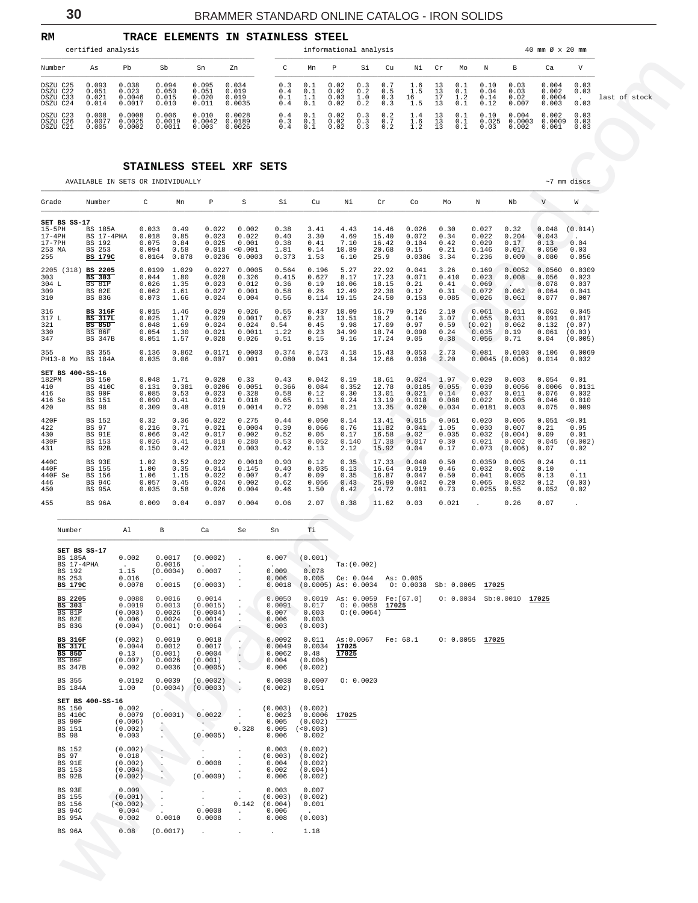## RM TRACE ELEMENTS IN STAINLESS STEEL

certified analysis | informational analysis | 40 mm Ø x 20 mm

| Number | As | Pb | Sb | Sn | Zn | C | Mn | P | Si | Cu | Ni | Cr | Mo | N | B | Ca | V | |
|---|---|---|---|---|---|---|---|---|---|---|---|---|---|---|---|---|---|---|
| DSZU C25 | 0.093 | 0.038 | 0.094 | 0.095 | 0.034 | 0.3 | 0.1 | 0.02 | 0.3 | 0.7 | 1.6 | 13 | 0.1 | 0.10 | 0.03 | 0.004 | 0.03 | |
| DSZU C22 | 0.051 | 0.023 | 0.050 | 0.051 | 0.019 | 0.4 | 0.1 | 0.02 | 0.2 | 0.5 | 1.5 | 13 | 0.1 | 0.04 | 0.03 | 0.002 | 0.03 | |
| DSZU C33 | 0.021 | 0.0046 | 0.015 | 0.020 | 0.019 | 0.1 | 1.1 | 0.03 | 1.0 | 0.3 | 16 | 17 | 1.2 | 0.14 | 0.02 | 0.0004 | . | last of stock |
| DSZU C24 | 0.014 | 0.0017 | 0.010 | 0.011 | 0.0035 | 0.4 | 0.1 | 0.02 | 0.2 | 0.3 | 1.5 | 13 | 0.1 | 0.12 | 0.007 | 0.003 | 0.03 | |
| DSZU C23 | 0.008 | 0.0008 | 0.006 | 0.010 | 0.0028 | 0.4 | 0.1 | 0.02 | 0.3 | 0.2 | 1.4 | 13 | 0.1 | 0.10 | 0.004 | 0.002 | 0.03 | |
| DSZU C26 | 0.0077 | 0.0025 | 0.0019 | 0.0042 | 0.0189 | 0.3 | 0.1 | 0.02 | 0.3 | 0.7 | 1.6 | 13 | 0.1 | 0.025 | 0.0003 | 0.0009 | 0.03 | |
| DSZU C21 | 0.005 | 0.0002 | 0.0011 | 0.003 | 0.0026 | 0.4 | 0.1 | 0.02 | 0.3 | 0.2 | 1.2 | 13 | 0.1 | 0.03 | 0.002 | 0.001 | 0.03 | |

## STAINLESS STEEL XRF SETS

AVAILABLE IN SETS OR INDIVIDUALLY ~7 mm discs

| Grade | Number | C | Mn | P | S | Si | Cu | Ni | Cr | Co | Mo | N | Nb | V | W |
|---|---|---|---|---|---|---|---|---|---|---|---|---|---|---|---|
| **SET BS SS-17** | | | | | | | | | | | | | | | |
| 15-5PH | BS 185A | 0.033 | 0.49 | 0.022 | 0.002 | 0.38 | 3.41 | 4.43 | 14.46 | 0.026 | 0.30 | 0.027 | 0.32 | 0.048 | (0.014) |
| 17-4PH | BS 17-4PHA | 0.018 | 0.85 | 0.023 | 0.022 | 0.40 | 3.30 | 4.69 | 15.40 | 0.072 | 0.34 | 0.022 | 0.204 | 0.043 | . |
| 17-7PH | BS 192 | 0.075 | 0.84 | 0.025 | 0.001 | 0.38 | 0.41 | 7.10 | 16.42 | 0.104 | 0.42 | 0.029 | 0.17 | 0.13 | 0.04 |
| 253 MA | BS 253 | 0.094 | 0.58 | 0.018 | <0.001 | 1.81 | 0.14 | 10.89 | 20.68 | 0.15 | 0.21 | 0.146 | 0.017 | 0.050 | 0.03 |
| 255 | **BS 179C** | 0.0164 | 0.878 | 0.0236 | 0.0003 | 0.373 | 1.53 | 6.10 | 25.9 | 0.0386 | 3.34 | 0.236 | 0.009 | 0.080 | 0.056 |
| 2205 (318) | **BS 2205** | 0.0199 | 1.029 | 0.0227 | 0.0005 | 0.564 | 0.196 | 5.27 | 22.92 | 0.041 | 3.26 | 0.169 | 0.0052 | 0.0560 | 0.0309 |
| 303 | **BS 303** | 0.044 | 1.80 | 0.028 | 0.326 | 0.415 | 0.627 | 8.17 | 17.23 | 0.071 | 0.410 | 0.023 | 0.008 | 0.056 | 0.023 |
| 304 L | BS 81P | 0.026 | 1.35 | 0.023 | 0.012 | 0.36 | 0.19 | 10.06 | 18.15 | 0.21 | 0.41 | 0.069 | . | 0.078 | 0.037 |
| 309 | BS 82E | 0.062 | 1.61 | 0.027 | 0.001 | 0.58 | 0.26 | 12.49 | 22.38 | 0.12 | 0.31 | 0.072 | 0.062 | 0.064 | 0.041 |
| 310 | BS 83G | 0.073 | 1.66 | 0.024 | 0.004 | 0.56 | 0.114 | 19.15 | 24.50 | 0.153 | 0.085 | 0.026 | 0.061 | 0.077 | 0.007 |
| 316 | **BS 316F** | 0.015 | 1.46 | 0.029 | 0.026 | 0.55 | 0.437 | 10.09 | 16.79 | 0.126 | 2.10 | 0.061 | 0.011 | 0.062 | 0.045 |
| 317 L | **BS 317L** | 0.025 | 1.17 | 0.029 | 0.0017 | 0.67 | 0.23 | 13.51 | 18.2 | 0.14 | 3.07 | 0.055 | 0.031 | 0.091 | 0.017 |
| 321 | **BS 85D** | 0.048 | 1.69 | 0.024 | 0.024 | 0.54 | 0.45 | 9.98 | 17.09 | 0.97 | 0.59 | (0.02) | 0.062 | 0.132 | (0.07) |
| 330 | BS 86F | 0.054 | 1.30 | 0.021 | 0.0011 | 1.22 | 0.23 | 34.99 | 18.74 | 0.098 | 0.24 | 0.035 | 0.19 | 0.061 | (0.03) |
| 347 | BS 347B | 0.051 | 1.57 | 0.028 | 0.026 | 0.51 | 0.15 | 9.16 | 17.24 | 0.05 | 0.38 | 0.056 | 0.71 | 0.04 | (0.005) |
| 355 | BS 355 | 0.136 | 0.862 | 0.0171 | 0.0003 | 0.374 | 0.173 | 4.18 | 15.43 | 0.053 | 2.73 | 0.081 | 0.0103 | 0.106 | 0.0069 |
| PH13-8 Mo | BS 184A | 0.035 | 0.06 | 0.007 | 0.001 | 0.080 | 0.041 | 8.34 | 12.66 | 0.036 | 2.20 | 0.0045 | (0.006) | 0.014 | 0.032 |
| **SET BS 400-SS-16** | | | | | | | | | | | | | | | |
| 182PM | BS 150 | 0.048 | 1.71 | 0.020 | 0.33 | 0.43 | 0.042 | 0.19 | 18.61 | 0.024 | 1.97 | 0.029 | 0.003 | 0.054 | 0.01 |
| 410 | BS 410C | 0.131 | 0.381 | 0.0206 | 0.0051 | 0.366 | 0.084 | 0.352 | 12.78 | 0.0185 | 0.055 | 0.039 | 0.0056 | 0.0006 | 0.0131 |
| 416 | BS 90F | 0.085 | 0.53 | 0.023 | 0.328 | 0.58 | 0.12 | 0.30 | 13.01 | 0.021 | 0.14 | 0.037 | 0.011 | 0.076 | 0.032 |
| 416 Se | BS 151 | 0.090 | 0.41 | 0.021 | 0.018 | 0.65 | 0.11 | 0.24 | 13.19 | 0.018 | 0.088 | 0.022 | 0.005 | 0.046 | 0.010 |
| 420 | BS 98 | 0.309 | 0.48 | 0.019 | 0.0014 | 0.72 | 0.098 | 0.21 | 13.35 | 0.020 | 0.034 | 0.0181 | 0.003 | 0.075 | 0.009 |
| 420F | BS 152 | 0.32 | 0.36 | 0.022 | 0.275 | 0.44 | 0.050 | 0.14 | 13.41 | 0.015 | 0.061 | 0.020 | 0.006 | 0.051 | <0.01 |
| 422 | BS 97 | 0.216 | 0.71 | 0.021 | 0.0004 | 0.39 | 0.066 | 0.76 | 11.82 | 0.041 | 1.05 | 0.030 | 0.007 | 0.21 | 0.95 |
| 430 | BS 91E | 0.066 | 0.42 | 0.017 | 0.002 | 0.52 | 0.05 | 0.17 | 16.58 | 0.02 | 0.035 | 0.032 | (0.004) | 0.09 | 0.01 |
| 430F | BS 153 | 0.026 | 0.41 | 0.018 | 0.280 | 0.53 | 0.052 | 0.140 | 17.38 | 0.017 | 0.30 | 0.021 | 0.002 | 0.045 | (0.002) |
| 431 | BS 92B | 0.150 | 0.42 | 0.021 | 0.003 | 0.42 | 0.13 | 2.12 | 15.92 | 0.04 | 0.17 | 0.073 | (0.006) | 0.07 | 0.02 |
| 440C | BS 93E | 1.02 | 0.52 | 0.022 | 0.0010 | 0.90 | 0.12 | 0.35 | 17.33 | 0.048 | 0.50 | 0.0359 | 0.005 | 0.24 | 0.11 |
| 440F | BS 155 | 1.00 | 0.35 | 0.014 | 0.145 | 0.40 | 0.035 | 0.13 | 16.64 | 0.019 | 0.46 | 0.032 | 0.002 | 0.10 | . |
| 440F Se | BS 156 | 1.06 | 1.15 | 0.022 | 0.007 | 0.47 | 0.09 | 0.35 | 16.87 | 0.047 | 0.50 | 0.041 | 0.005 | 0.13 | 0.11 |
| 446 | BS 94C | 0.057 | 0.45 | 0.024 | 0.002 | 0.62 | 0.056 | 0.43 | 25.90 | 0.042 | 0.20 | 0.065 | 0.032 | 0.12 | (0.03) |
| 450 | BS 95A | 0.035 | 0.58 | 0.026 | 0.004 | 0.46 | 1.50 | 6.42 | 14.72 | 0.081 | 0.73 | 0.0255 | 0.55 | 0.052 | 0.02 |
| 455 | BS 96A | 0.009 | 0.04 | 0.007 | 0.004 | 0.06 | 2.07 | 8.38 | 11.62 | 0.03 | 0.021 | . | 0.26 | 0.07 | . |

| Number | Al | B | Ca | Se | Sn | Ti | | | | | |
|---|---|---|---|---|---|---|---|---|---|---|---|
| **SET BS SS-17** | | | | | | | | | | | |
| BS 185A | 0.002 | 0.0017 | (0.0002) | . | 0.007 | (0.001) | | | | | |
| BS 17-4PHA | . | 0.0016 | . | . | . | . | Ta:(0.002) | | | | |
| BS 192 | 1.15 | (0.0004) | 0.0007 | . | 0.009 | 0.078 | | | | | |
| BS 253 | 0.016 | . | . | . | 0.006 | 0.005 | Ce: 0.044 | As: 0.005 | | | |
| **BS 179C** | 0.0078 | 0.0015 | (0.0003) | . | 0.0018 | (0.0005) | As: 0.0034 | O: 0.0038 | Sb: 0.0005 | **17025** | |
| **BS 2205** | 0.0080 | 0.0016 | 0.0014 | . | 0.0050 | 0.0019 | As: 0.0059 | Fe:[67.0] | O: 0.0034 | Sb:0.0010 | **17025** |
| **BS 303** | 0.0019 | 0.0013 | (0.0015) | . | 0.0091 | 0.017 | O: 0.0058 | **17025** | | | |
| BS 81P | (0.003) | 0.0026 | (0.0004) | . | 0.007 | 0.003 | O:(0.0064) | | | | |
| BS 82E | 0.006 | 0.0024 | 0.0014 | . | 0.006 | 0.003 | | | | | |
| BS 83G | (0.004) | (0.001) | O:0.0064 | . | 0.003 | (0.003) | | | | | |
| **BS 316F** | (0.002) | 0.0019 | 0.0018 | . | 0.0092 | 0.011 | As:0.0067 | Fe: 68.1 | O: 0.0055 | **17025** | |
| **BS 317L** | 0.0044 | 0.0012 | 0.0017 | . | 0.0049 | 0.0034 | **17025** | | | | |
| **BS 85D** | 0.13 | (0.001) | 0.0004 | . | 0.0062 | 0.48 | **17025** | | | | |
| BS 86F | (0.007) | 0.0026 | (0.001) | . | 0.004 | (0.006) | | | | | |
| BS 347B | 0.002 | 0.0036 | (0.0005) | . | 0.006 | (0.002) | | | | | |
| BS 355 | 0.0192 | 0.0039 | (0.0002) | . | 0.0038 | 0.0007 | O: 0.0020 | | | | |
| BS 184A | 1.00 | (0.0004) | (0.0003) | . | (0.002) | 0.051 | | | | | |
| **SET BS 400-SS-16** | | | | | | | | | | | |
| BS 150 | 0.002 | . | . | . | (0.003) | (0.002) | | | | | |
| BS 410C | 0.0079 | (0.0001) | 0.0022 | . | 0.0023 | 0.0006 | **17025** | | | | |
| BS 90F | (0.006) | . | . | . | 0.005 | (0.002) | | | | | |
| BS 151 | (0.002) | . | . | 0.328 | 0.005 | (<0.003) | | | | | |
| BS 98 | 0.003 | . | (0.0005) | . | 0.006 | 0.002 | | | | | |
| BS 152 | (0.002) | . | . | . | 0.003 | (0.002) | | | | | |
| BS 97 | 0.018 | . | . | . | (0.003) | (0.002) | | | | | |
| BS 91E | (0.002) | . | 0.0008 | . | 0.004 | (0.002) | | | | | |
| BS 153 | (0.004) | . | . | . | 0.002 | (0.004) | | | | | |
| BS 92B | (0.002) | . | (0.0009) | . | 0.006 | (0.002) | | | | | |
| BS 93E | 0.009 | . | . | . | 0.003 | 0.007 | | | | | |
| BS 155 | (0.001) | . | . | . | (0.003) | (0.002) | | | | | |
| BS 156 | (<0.002) | . | . | 0.142 | (0.004) | 0.001 | | | | | |
| BS 94C | 0.004 | . | 0.0008 | . | 0.006 | . | | | | | |
| BS 95A | 0.002 | 0.0010 | 0.0008 | . | 0.008 | (0.003) | | | | | |
| BS 96A | 0.08 | (0.0017) | . | . | . | 1.18 | | | | | |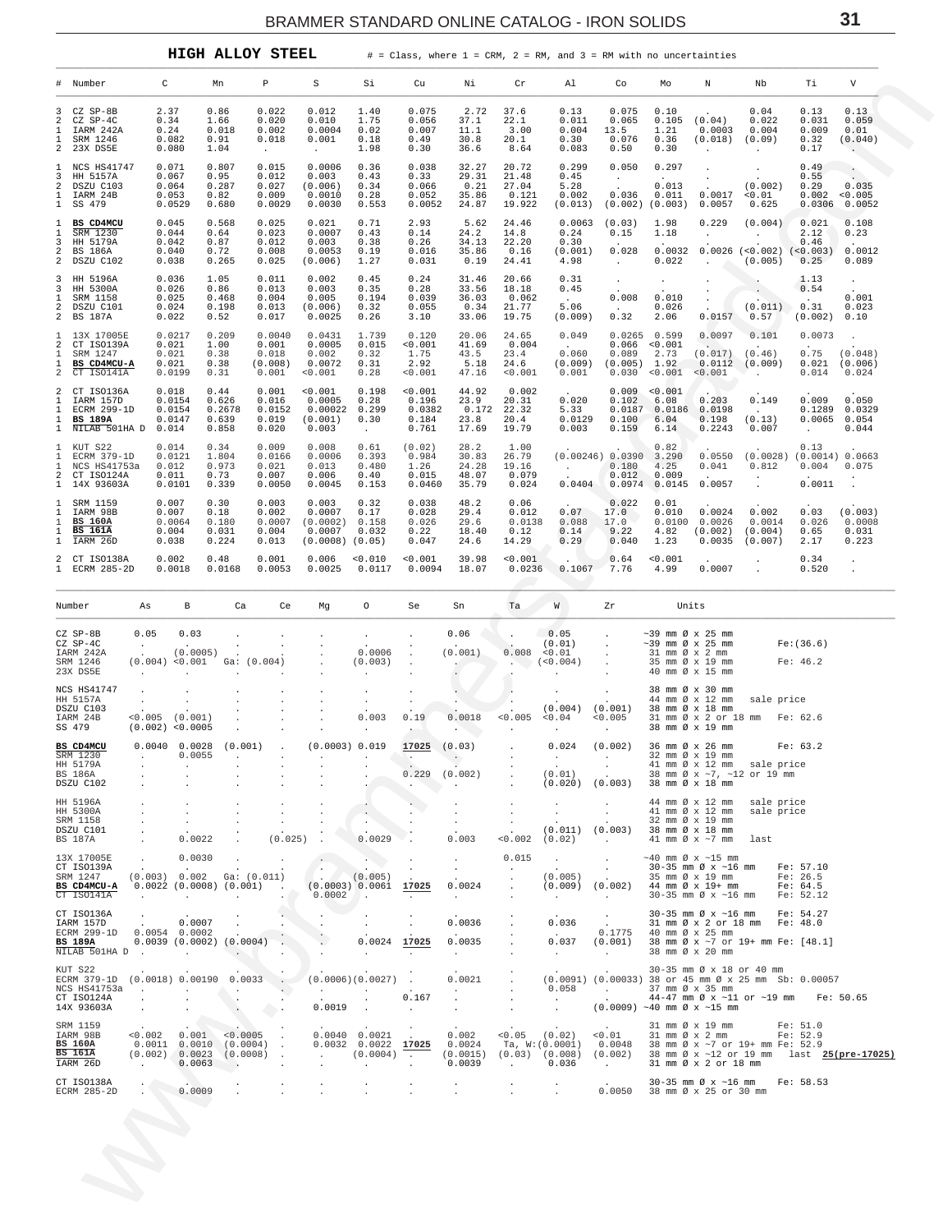## HIGH ALLOY STEEL

# = Class, where 1 = CRM, 2 = RM, and 3 = RM with no uncertainties

| # | Number | C | Mn | P | S | Si | Cu | Ni | Cr | Al | Co | Mo | N | Nb | Ti | V |
|---|---|---|---|---|---|---|---|---|---|---|---|---|---|---|---|---|
| 3 | CZ SP-8B | 2.37 | 0.86 | 0.022 | 0.012 | 1.40 | 0.075 | 2.72 | 37.6 | 0.13 | 0.075 | 0.10 | . | 0.04 | 0.13 | 0.13 |
| 2 | CZ SP-4C | 0.34 | 1.66 | 0.020 | 0.010 | 1.75 | 0.056 | 37.1 | 22.1 | 0.011 | 0.065 | 0.105 | (0.04) | 0.022 | 0.031 | 0.059 |
| 1 | IARM 242A | 0.24 | 0.018 | 0.002 | 0.0004 | 0.02 | 0.007 | 11.1 | 3.00 | 0.004 | 13.5 | 1.21 | 0.0003 | 0.004 | 0.009 | 0.01 |
| 1 | SRM 1246 | 0.082 | 0.91 | 0.018 | 0.001 | 0.18 | 0.49 | 30.8 | 20.1 | 0.30 | 0.076 | 0.36 | (0.018) | (0.09) | 0.32 | (0.040) |
| 2 | 23X DS5E | 0.080 | 1.04 | . | . | 1.98 | 0.30 | 36.6 | 8.64 | 0.083 | 0.50 | 0.30 | . | . | 0.17 | . |
| 1 | NCS HS41747 | 0.071 | 0.807 | 0.015 | 0.0006 | 0.36 | 0.038 | 32.27 | 20.72 | 0.299 | 0.050 | 0.297 | . | . | 0.49 | . |
| 3 | HH 5157A | 0.067 | 0.95 | 0.012 | 0.003 | 0.43 | 0.33 | 29.31 | 21.48 | 0.45 | . | . | . | . | 0.55 | . |
| 2 | DSZU C103 | 0.064 | 0.287 | 0.027 | (0.006) | 0.34 | 0.066 | 0.21 | 27.04 | 5.28 | . | 0.013 | . | (0.002) | 0.29 | 0.035 |
| 1 | IARM 24B | 0.053 | 0.82 | 0.009 | 0.0010 | 0.28 | 0.052 | 35.86 | 0.121 | 0.002 | 0.036 | 0.011 | 0.0017 | <0.01 | 0.002 | <0.005 |
| 1 | SS 479 | 0.0529 | 0.680 | 0.0029 | 0.0030 | 0.553 | 0.0052 | 24.87 | 19.922 | (0.013) | (0.002) | (0.003) | 0.0057 | 0.625 | 0.0306 | 0.0052 |
| 1 | **BS CD4MCU** | 0.045 | 0.568 | 0.025 | 0.021 | 0.71 | 2.93 | 5.62 | 24.46 | 0.0063 | (0.03) | 1.98 | 0.229 | (0.004) | 0.021 | 0.108 |
| 1 | SRM 1230 | 0.044 | 0.64 | 0.023 | 0.0007 | 0.43 | 0.14 | 24.2 | 14.8 | 0.24 | 0.15 | 1.18 | . | . | 2.12 | 0.23 |
| 3 | HH 5179A | 0.042 | 0.87 | 0.012 | 0.003 | 0.38 | 0.26 | 34.13 | 22.20 | 0.30 | . | . | . | . | 0.46 | . |
| 2 | BS 186A | 0.040 | 0.72 | 0.008 | 0.0053 | 0.19 | 0.016 | 35.86 | 0.16 | (0.001) | 0.028 | 0.0032 | 0.0026 | (<0.002) | (<0.003) | 0.0012 |
| 2 | DSZU C102 | 0.038 | 0.265 | 0.025 | (0.006) | 1.27 | 0.031 | 0.19 | 24.41 | 4.98 | . | 0.022 | . | (0.005) | 0.25 | 0.089 |
| 3 | HH 5196A | 0.036 | 1.05 | 0.011 | 0.002 | 0.45 | 0.24 | 31.46 | 20.66 | 0.31 | . | . | . | . | 1.13 | . |
| 3 | HH 5300A | 0.026 | 0.86 | 0.013 | 0.003 | 0.35 | 0.28 | 33.56 | 18.18 | 0.45 | . | . | . | . | 0.54 | . |
| 1 | SRM 1158 | 0.025 | 0.468 | 0.004 | 0.005 | 0.194 | 0.039 | 36.03 | 0.062 | . | 0.008 | 0.010 | . | . | . | 0.001 |
| 2 | DSZU C101 | 0.024 | 0.198 | 0.013 | (0.006) | 0.32 | 0.055 | 0.34 | 21.77 | 5.06 | . | 0.026 | . | (0.011) | 0.31 | 0.023 |
| 2 | BS 187A | 0.022 | 0.52 | 0.017 | 0.0025 | 0.26 | 3.10 | 33.06 | 19.75 | (0.009) | 0.32 | 2.06 | 0.0157 | 0.57 | (0.002) | 0.10 |
| 1 | 13X 17005E | 0.0217 | 0.209 | 0.0040 | 0.0431 | 1.739 | 0.120 | 20.06 | 24.65 | 0.049 | 0.0265 | 0.599 | 0.0097 | 0.101 | 0.0073 | . |
| 2 | CT ISO139A | 0.021 | 1.00 | 0.001 | 0.0005 | 0.015 | <0.001 | 41.69 | 0.004 | . | 0.066 | <0.001 | . | . | . | . |
| 1 | SRM 1247 | 0.021 | 0.38 | 0.018 | 0.002 | 0.32 | 1.75 | 43.5 | 23.4 | 0.060 | 0.089 | 2.73 | (0.017) | (0.46) | 0.75 | (0.048) |
| 1 | **BS CD4MCU-A** | 0.021 | 0.38 | (0.008) | 0.0072 | 0.31 | 2.92 | 5.18 | 24.6 | (0.009) | (0.005) | 1.92 | 0.0112 | (0.009) | 0.021 | (0.006) |
| 2 | CT ISO141A | 0.0199 | 0.31 | 0.001 | <0.001 | 0.28 | <0.001 | 47.16 | <0.001 | 0.001 | 0.030 | <0.001 | <0.001 | . | 0.014 | 0.024 |
| 2 | CT ISO136A | 0.018 | 0.44 | 0.001 | <0.001 | 0.198 | <0.001 | 44.92 | 0.002 | . | 0.009 | <0.001 | . | . | . | . |
| 1 | IARM 157D | 0.0154 | 0.626 | 0.016 | 0.0005 | 0.28 | 0.196 | 23.9 | 20.31 | 0.020 | 0.102 | 6.08 | 0.203 | 0.149 | 0.009 | 0.050 |
| 1 | ECRM 299-1D | 0.0154 | 0.2678 | 0.0152 | 0.00022 | 0.299 | 0.0382 | 0.172 | 22.32 | 5.33 | 0.0187 | 0.0186 | 0.0198 | . | 0.1289 | 0.0329 |
| 1 | **BS 189A** | 0.0147 | 0.639 | 0.019 | (0.001) | 0.30 | 0.184 | 23.8 | 20.4 | 0.0129 | 0.100 | 6.04 | 0.198 | (0.13) | 0.0065 | 0.054 |
| 1 | NILAB 501HA D | 0.014 | 0.858 | 0.020 | 0.003 | . | 0.761 | 17.69 | 19.79 | 0.003 | 0.159 | 6.14 | 0.2243 | 0.007 | . | 0.044 |
| 1 | KUT S22 | 0.014 | 0.34 | 0.009 | 0.008 | 0.61 | (0.02) | 28.2 | 1.00 | . | . | 0.82 | . | . | 0.13 | . |
| 1 | ECRM 379-1D | 0.0121 | 1.804 | 0.0166 | 0.0006 | 0.393 | 0.984 | 30.83 | 26.79 | (0.00246) | 0.0390 | 3.290 | 0.0550 | (0.0028) | (0.0014) | 0.0663 |
| 1 | NCS HS41753a | 0.012 | 0.973 | 0.021 | 0.013 | 0.480 | 1.26 | 24.28 | 19.16 | . | 0.180 | 4.25 | 0.041 | 0.812 | 0.004 | 0.075 |
| 2 | CT ISO124A | 0.011 | 0.73 | 0.007 | 0.006 | 0.40 | 0.015 | 48.07 | 0.079 | . | 0.012 | 0.009 | . | . | . | . |
| 1 | 14X 93603A | 0.0101 | 0.339 | 0.0050 | 0.0045 | 0.153 | 0.0460 | 35.79 | 0.024 | 0.0404 | 0.0974 | 0.0145 | 0.0057 | . | 0.0011 | . |
| 1 | SRM 1159 | 0.007 | 0.30 | 0.003 | 0.003 | 0.32 | 0.038 | 48.2 | 0.06 | . | 0.022 | 0.01 | . | . | . | . |
| 1 | IARM 98B | 0.007 | 0.18 | 0.002 | 0.0007 | 0.17 | 0.028 | 29.4 | 0.012 | 0.07 | 17.0 | 0.010 | 0.0024 | 0.002 | 0.03 | (0.003) |
| 1 | **BS 160A** | 0.0064 | 0.180 | 0.0007 | (0.0002) | 0.158 | 0.026 | 29.6 | 0.0138 | 0.088 | 17.0 | 0.0100 | 0.0026 | 0.0014 | 0.026 | 0.0008 |
| 1 | **BS 161A** | 0.004 | 0.031 | 0.004 | 0.0007 | 0.032 | 0.22 | 18.40 | 0.12 | 0.14 | 9.22 | 4.82 | (0.002) | (0.004) | 0.65 | 0.031 |
| 1 | IARM 26D | 0.038 | 0.224 | 0.013 | (0.0008) | (0.05) | 0.047 | 24.6 | 14.29 | 0.29 | 0.040 | 1.23 | 0.0035 | (0.007) | 2.17 | 0.223 |
| 2 | CT ISO138A | 0.002 | 0.48 | 0.001 | 0.006 | <0.010 | <0.001 | 39.98 | <0.001 | . | 0.64 | <0.001 | . | . | 0.34 | . |
| 1 | ECRM 285-2D | 0.0018 | 0.0168 | 0.0053 | 0.0025 | 0.0117 | 0.0094 | 18.07 | 0.0236 | 0.1067 | 7.76 | 4.99 | 0.0007 | . | 0.520 | . |

| Number | As | B | Ca | Ce | Mg | O | Se | Sn | Ta | W | Zr | Units | |
|---|---|---|---|---|---|---|---|---|---|---|---|---|---|
| CZ SP-8B | 0.05 | 0.03 | . | . | . | . | . | 0.06 | . | 0.05 | . | ~39 mm Ø x 25 mm | |
| CZ SP-4C | . | . | . | . | . | . | . | . | . | (0.01) | . | ~39 mm Ø x 25 mm | Fe:(36.6) |
| IARM 242A | . | (0.0005) | . | . | . | 0.0006 | . | (0.001) | 0.008 | <0.01 | . | 31 mm Ø x 2 mm | |
| SRM 1246 | (0.004) | <0.001 | Ga: (0.004) | | . | (0.003) | . | . | . | (<0.004) | . | 35 mm Ø x 19 mm | Fe: 46.2 |
| 23X DS5E | . | . | . | . | . | . | . | . | . | . | . | 40 mm Ø x 15 mm | |
| NCS HS41747 | . | . | . | . | . | . | . | . | . | . | . | 38 mm Ø x 30 mm | |
| HH 5157A | . | . | . | . | . | . | . | . | . | . | . | 44 mm Ø x 12 mm | sale price |
| DSZU C103 | . | . | . | . | . | . | . | . | . | (0.004) | (0.001) | 38 mm Ø x 18 mm | |
| IARM 24B | <0.005 | (0.001) | . | . | . | 0.003 | 0.19 | 0.0018 | <0.005 | <0.04 | <0.005 | 31 mm Ø x 2 or 18 mm | Fe: 62.6 |
| SS 479 | (0.002) | <0.0005 | . | . | . | . | . | . | . | . | . | 38 mm Ø x 19 mm | |
| **BS CD4MCU** | 0.0040 | 0.0028 | (0.001) | . | (0.0003) | 0.019 | 17025 | (0.03) | . | 0.024 | (0.002) | 36 mm Ø x 26 mm | Fe: 63.2 |
| SRM 1230 | . | 0.0055 | . | . | . | . | . | . | . | . | . | 32 mm Ø x 19 mm | |
| HH 5179A | . | . | . | . | . | . | . | . | . | . | . | 41 mm Ø x 12 mm | sale price |
| BS 186A | . | . | . | . | . | . | 0.229 | (0.002) | . | (0.01) | . | 38 mm Ø x ~7, ~12 or 19 mm | |
| DSZU C102 | . | . | . | . | . | . | . | . | . | (0.020) | (0.003) | 38 mm Ø x 18 mm | |
| HH 5196A | . | . | . | . | . | . | . | . | . | . | . | 44 mm Ø x 12 mm | sale price |
| HH 5300A | . | . | . | . | . | . | . | . | . | . | . | 41 mm Ø x 12 mm | sale price |
| SRM 1158 | . | . | . | . | . | . | . | . | . | . | . | 32 mm Ø x 19 mm | |
| DSZU C101 | . | . | . | . | . | . | . | . | . | (0.011) | (0.003) | 38 mm Ø x 18 mm | |
| BS 187A | . | 0.0022 | . | (0.025) | . | 0.0029 | . | 0.003 | <0.002 | (0.02) | . | 41 mm Ø x ~7 mm | last |
| 13X 17005E | . | 0.0030 | . | . | . | . | . | . | 0.015 | . | . | ~40 mm Ø x ~15 mm | |
| CT ISO139A | . | . | . | . | . | . | . | . | . | . | . | 30-35 mm Ø x ~16 mm | Fe: 57.10 |
| SRM 1247 | (0.003) | 0.002 | Ga: (0.011) | | . | (0.005) | . | . | . | (0.005) | . | 35 mm Ø x 19 mm | Fe: 26.5 |
| **BS CD4MCU-A** | 0.0022 | (0.0008) | (0.001) | . | (0.0003) | 0.0061 | 17025 | 0.0024 | . | (0.009) | (0.002) | 44 mm Ø x 19+ mm | Fe: 64.5 |
| CT ISO141A | . | . | . | . | 0.0002 | . | . | . | . | . | . | 30-35 mm Ø x ~16 mm | Fe: 52.12 |
| CT ISO136A | . | . | . | . | . | . | . | . | . | . | . | 30-35 mm Ø x ~16 mm | Fe: 54.27 |
| IARM 157D | . | 0.0007 | . | . | . | . | . | 0.0036 | . | 0.036 | . | 31 mm Ø x 2 or 18 mm | Fe: 48.0 |
| ECRM 299-1D | 0.0054 | 0.0002 | . | . | . | . | . | . | . | . | 0.1775 | 40 mm Ø x 25 mm | |
| **BS 189A** | 0.0039 | (0.0002) | (0.0004) | . | . | 0.0024 | 17025 | 0.0035 | . | 0.037 | (0.001) | 38 mm Ø x ~7 or 19+ mm | Fe: [48.1] |
| NILAB 501HA D | . | . | . | . | . | . | . | . | . | . | . | 38 mm Ø x 20 mm | |
| KUT S22 | . | . | . | . | . | . | . | . | . | . | . | 30-35 mm Ø x 18 or 40 mm | |
| ECRM 379-1D | (0.0018) | 0.00190 | 0.0033 | . | (0.0006) | (0.0027) | . | 0.0021 | . | (0.0091) | (0.00033) | 38 or 45 mm Ø x 25 mm | Sb: 0.00057 |
| NCS HS41753a | . | . | . | . | . | . | . | . | . | 0.058 | . | 37 mm Ø x 35 mm | |
| CT ISO124A | . | . | . | . | . | . | 0.167 | . | . | . | . | 44-47 mm Ø x ~11 or ~19 mm | Fe: 50.65 |
| 14X 93603A | . | . | . | . | 0.0019 | . | . | . | . | . | (0.0009) | ~40 mm Ø x ~15 mm | |
| SRM 1159 | . | . | . | . | . | . | . | . | . | . | . | 31 mm Ø x 19 mm | Fe: 51.0 |
| IARM 98B | <0.002 | 0.001 | <0.0005 | . | 0.0040 | 0.0021 | . | 0.002 | <0.05 | (0.02) | <0.01 | 31 mm Ø x 2 mm | Fe: 52.9 |
| **BS 160A** | 0.0011 | 0.0010 | (0.0004) | . | 0.0032 | 0.0022 | 17025 | 0.0048 | Ta, W:(0.0001) | | 0.0048 | 38 mm Ø x ~7 or 19+ mm | Fe: 52.9 |
| **BS 161A** | (0.002) | 0.0023 | (0.0008) | . | . | (0.0004) | . | (0.0015) | (0.03) | (0.008) | (0.002) | 38 mm Ø x ~12 or 19 mm | last **25(pre-17025)** |
| IARM 26D | . | 0.0063 | . | . | . | . | . | 0.0039 | . | 0.036 | . | 31 mm Ø x 2 or 18 mm | |
| CT ISO138A | . | . | . | . | . | . | . | . | . | . | . | 30-35 mm Ø x ~16 mm | Fe: 58.53 |
| ECRM 285-2D | . | 0.0009 | . | . | . | . | . | . | . | . | 0.0050 | 38 mm Ø x 25 or 30 mm | |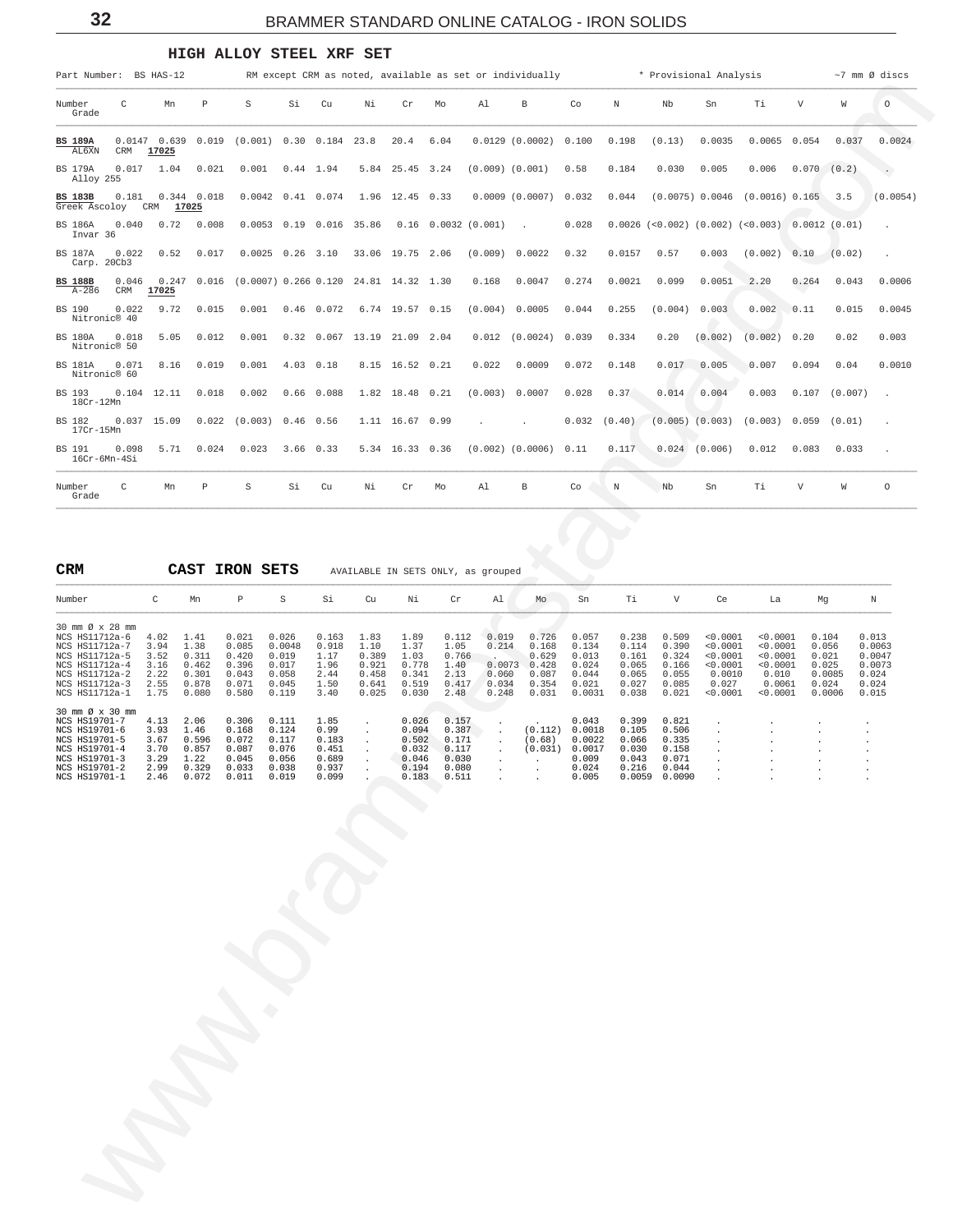## HIGH ALLOY STEEL XRF SET

Part Number: BS HAS-12 RM except CRM as noted, available as set or individually * Provisional Analysis ~7 mm Ø discs

| Number Grade | C | Mn | P | S | Si | Cu | Ni | Cr | Mo | Al | B | Co | N | Nb | Sn | Ti | V | W | O |
|---|---|---|---|---|---|---|---|---|---|---|---|---|---|---|---|---|---|---|---|
| **BS 189A** AL6XN CRM **17025** | 0.0147 | 0.639 | 0.019 | (0.001) | 0.30 | 0.184 | 23.8 | 20.4 | 6.04 | 0.0129 | (0.0002) | 0.100 | 0.198 | (0.13) | 0.0035 | 0.0065 | 0.054 | 0.037 | 0.0024 |
| BS 179A Alloy 255 | 0.017 | 1.04 | 0.021 | 0.001 | 0.44 | 1.94 | 5.84 | 25.45 | 3.24 | (0.009) | (0.001) | 0.58 | 0.184 | 0.030 | 0.005 | 0.006 | 0.070 | (0.2) | . |
| **BS 183B** Greek Ascoloy CRM **17025** | 0.181 | 0.344 | 0.018 | 0.0042 | 0.41 | 0.074 | 1.96 | 12.45 | 0.33 | 0.0009 | (0.0007) | 0.032 | 0.044 | (0.0075) | 0.0046 | (0.0016) | 0.165 | 3.5 | (0.0054) |
| BS 186A Invar 36 | 0.040 | 0.72 | 0.008 | 0.0053 | 0.19 | 0.016 | 35.86 | 0.16 | 0.0032 | (0.001) | . | 0.028 | 0.0026 | (<0.002) | (0.002) | (<0.003) | 0.0012 | (0.01) | . |
| BS 187A Carp. 20Cb3 | 0.022 | 0.52 | 0.017 | 0.0025 | 0.26 | 3.10 | 33.06 | 19.75 | 2.06 | (0.009) | 0.0022 | 0.32 | 0.0157 | 0.57 | 0.003 | (0.002) | 0.10 | (0.02) | . |
| **BS 188B** A-286 CRM **17025** | 0.046 | 0.247 | 0.016 | (0.0007) | 0.266 | 0.120 | 24.81 | 14.32 | 1.30 | 0.168 | 0.0047 | 0.274 | 0.0021 | 0.099 | 0.0051 | 2.20 | 0.264 | 0.043 | 0.0006 |
| BS 190 Nitronic® 40 | 0.022 | 9.72 | 0.015 | 0.001 | 0.46 | 0.072 | 6.74 | 19.57 | 0.15 | (0.004) | 0.0005 | 0.044 | 0.255 | (0.004) | 0.003 | 0.002 | 0.11 | 0.015 | 0.0045 |
| BS 180A Nitronic® 50 | 0.018 | 5.05 | 0.012 | 0.001 | 0.32 | 0.067 | 13.19 | 21.09 | 2.04 | 0.012 | (0.0024) | 0.039 | 0.334 | 0.20 | (0.002) | (0.002) | 0.20 | 0.02 | 0.003 |
| BS 181A Nitronic® 60 | 0.071 | 8.16 | 0.019 | 0.001 | 4.03 | 0.18 | 8.15 | 16.52 | 0.21 | 0.022 | 0.0009 | 0.072 | 0.148 | 0.017 | 0.005 | 0.007 | 0.094 | 0.04 | 0.0010 |
| BS 193 18Cr-12Mn | 0.104 | 12.11 | 0.018 | 0.002 | 0.66 | 0.088 | 1.82 | 18.48 | 0.21 | (0.003) | 0.0007 | 0.028 | 0.37 | 0.014 | 0.004 | 0.003 | 0.107 | (0.007) | . |
| BS 182 17Cr-15Mn | 0.037 | 15.09 | 0.022 | (0.003) | 0.46 | 0.56 | 1.11 | 16.67 | 0.99 | . | . | 0.032 | (0.40) | (0.005) | (0.003) | (0.003) | 0.059 | (0.01) | . |
| BS 191 16Cr-6Mn-4Si | 0.098 | 5.71 | 0.024 | 0.023 | 3.66 | 0.33 | 5.34 | 16.33 | 0.36 | (0.002) | (0.0006) | 0.11 | 0.117 | 0.024 | (0.006) | 0.012 | 0.083 | 0.033 | . |

## CRM CAST IRON SETS

AVAILABLE IN SETS ONLY, as grouped

| Number | C | Mn | P | S | Si | Cu | Ni | Cr | Al | Mo | Sn | Ti | V | Ce | La | Mg | N |
|---|---|---|---|---|---|---|---|---|---|---|---|---|---|---|---|---|---|
| 30 mm Ø x 28 mm | | | | | | | | | | | | | | | | | |
| NCS HS11712a-6 | 4.02 | 1.41 | 0.021 | 0.026 | 0.163 | 1.83 | 1.89 | 0.112 | 0.019 | 0.726 | 0.057 | 0.238 | 0.509 | <0.0001 | <0.0001 | 0.104 | 0.013 |
| NCS HS11712a-7 | 3.94 | 1.38 | 0.085 | 0.0048 | 0.918 | 1.10 | 1.37 | 1.05 | 0.214 | 0.168 | 0.134 | 0.114 | 0.390 | <0.0001 | <0.0001 | 0.056 | 0.0063 |
| NCS HS11712a-5 | 3.52 | 0.311 | 0.420 | 0.019 | 1.17 | 0.389 | 1.03 | 0.766 | . | 0.629 | 0.013 | 0.161 | 0.324 | <0.0001 | <0.0001 | 0.021 | 0.0047 |
| NCS HS11712a-4 | 3.16 | 0.462 | 0.396 | 0.017 | 1.96 | 0.921 | 0.778 | 1.40 | 0.0073 | 0.428 | 0.024 | 0.065 | 0.166 | <0.0001 | <0.0001 | 0.025 | 0.0073 |
| NCS HS11712a-2 | 2.22 | 0.301 | 0.043 | 0.058 | 2.44 | 0.458 | 0.341 | 2.13 | 0.060 | 0.087 | 0.044 | 0.065 | 0.055 | 0.0010 | 0.010 | 0.0085 | 0.024 |
| NCS HS11712a-3 | 2.55 | 0.878 | 0.071 | 0.045 | 1.50 | 0.641 | 0.519 | 0.417 | 0.034 | 0.354 | 0.021 | 0.027 | 0.085 | 0.027 | 0.0061 | 0.024 | 0.024 |
| NCS HS11712a-1 | 1.75 | 0.080 | 0.580 | 0.119 | 3.40 | 0.025 | 0.030 | 2.48 | 0.248 | 0.031 | 0.0031 | 0.038 | 0.021 | <0.0001 | <0.0001 | 0.0006 | 0.015 |
| 30 mm Ø x 30 mm | | | | | | | | | | | | | | | | | |
| NCS HS19701-7 | 4.13 | 2.06 | 0.306 | 0.111 | 1.85 | . | 0.026 | 0.157 | . | . | 0.043 | 0.399 | 0.821 | . | . | . | . |
| NCS HS19701-6 | 3.93 | 1.46 | 0.168 | 0.124 | 0.99 | . | 0.094 | 0.387 | . | (0.112) | 0.0018 | 0.105 | 0.506 | . | . | . | . |
| NCS HS19701-5 | 3.67 | 0.596 | 0.072 | 0.117 | 0.183 | . | 0.502 | 0.171 | . | (0.68) | 0.0022 | 0.066 | 0.335 | . | . | . | . |
| NCS HS19701-4 | 3.70 | 0.857 | 0.087 | 0.076 | 0.451 | . | 0.032 | 0.117 | . | (0.031) | 0.0017 | 0.030 | 0.158 | . | . | . | . |
| NCS HS19701-3 | 3.29 | 1.22 | 0.045 | 0.056 | 0.689 | . | 0.046 | 0.030 | . | . | 0.009 | 0.043 | 0.071 | . | . | . | . |
| NCS HS19701-2 | 2.99 | 0.329 | 0.033 | 0.038 | 0.937 | . | 0.194 | 0.080 | . | . | 0.024 | 0.216 | 0.044 | . | . | . | . |
| NCS HS19701-1 | 2.46 | 0.072 | 0.011 | 0.019 | 0.099 | . | 0.183 | 0.511 | . | . | 0.005 | 0.0059 | 0.0090 | . | . | . | . |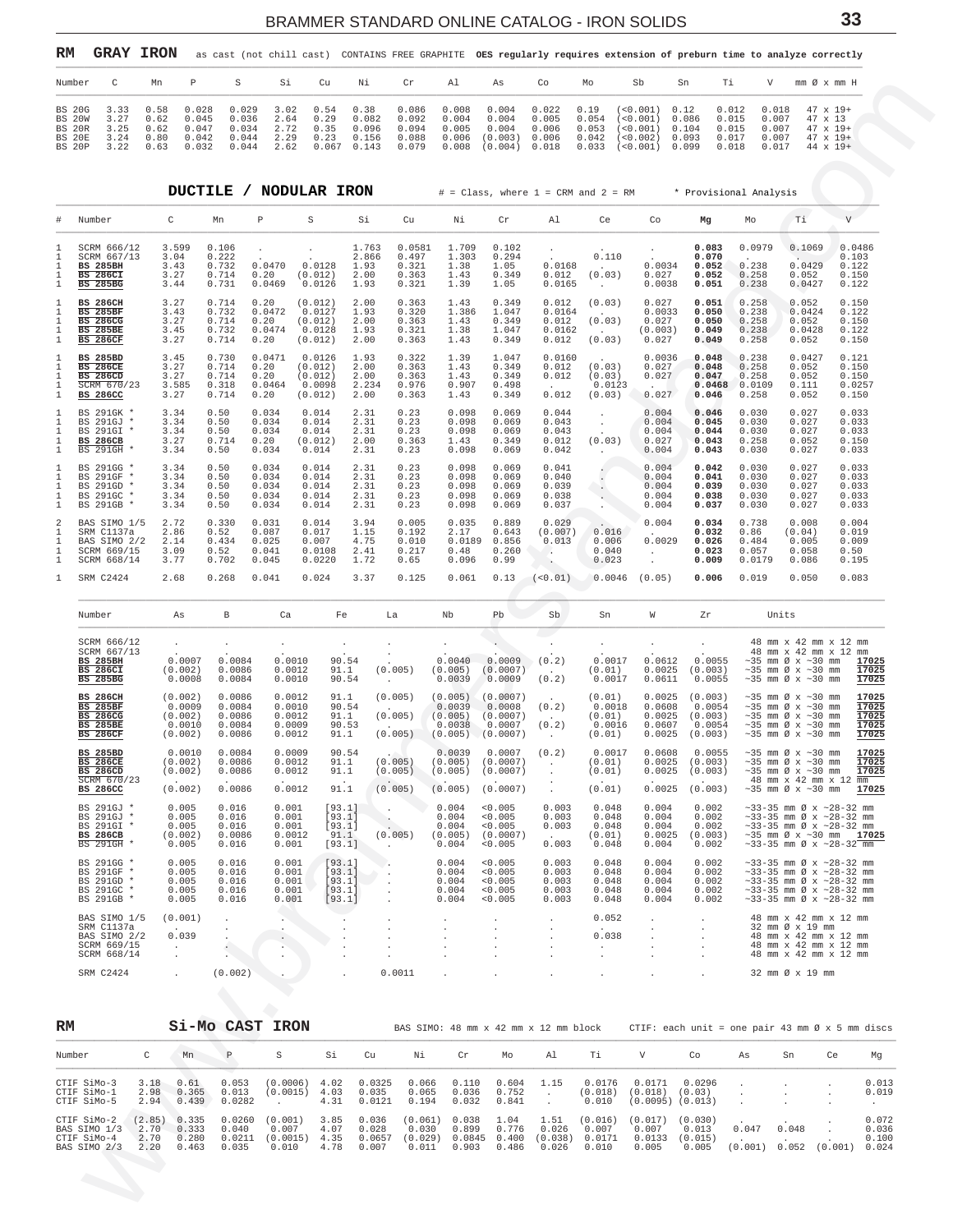## RM GRAY IRON

as cast (not chill cast) CONTAINS FREE GRAPHITE **OES regularly requires extension of preburn time to analyze correctly**

| Number | C | Mn | P | S | Si | Cu | Ni | Cr | Al | As | Co | Mo | Sb | Sn | Ti | V | mm Ø x mm H |
|---|---|---|---|---|---|---|---|---|---|---|---|---|---|---|---|---|---|
| BS 20G | 3.33 | 0.58 | 0.028 | 0.029 | 3.02 | 0.54 | 0.38 | 0.086 | 0.008 | 0.004 | 0.022 | 0.19 | (<0.001) | 0.12 | 0.012 | 0.018 | 47 x 19+ |
| BS 20W | 3.27 | 0.62 | 0.045 | 0.036 | 2.64 | 0.29 | 0.082 | 0.092 | 0.004 | 0.004 | 0.005 | 0.054 | (<0.001) | 0.086 | 0.015 | 0.007 | 47 x 13 |
| BS 20R | 3.25 | 0.62 | 0.047 | 0.034 | 2.72 | 0.35 | 0.096 | 0.094 | 0.005 | 0.004 | 0.006 | 0.053 | (<0.001) | 0.104 | 0.015 | 0.007 | 47 x 19+ |
| BS 20E | 3.24 | 0.80 | 0.042 | 0.044 | 2.29 | 0.23 | 0.156 | 0.088 | 0.006 | (0.003) | 0.006 | 0.042 | (<0.002) | 0.093 | 0.017 | 0.007 | 47 x 19+ |
| BS 20P | 3.22 | 0.63 | 0.032 | 0.044 | 2.62 | 0.067 | 0.143 | 0.079 | 0.008 | (0.004) | 0.018 | 0.033 | (<0.001) | 0.099 | 0.018 | 0.017 | 44 x 19+ |

## DUCTILE / NODULAR IRON

# = Class, where 1 = CRM and 2 = RM * Provisional Analysis

| # | Number | C | Mn | P | S | Si | Cu | Ni | Cr | Al | Ce | Co | Mg | Mo | Ti | V |
|---|---|---|---|---|---|---|---|---|---|---|---|---|---|---|---|---|
| 1 | SCRM 666/12 | 3.599 | 0.106 | . | . | 1.763 | 0.0581 | 1.709 | 0.102 | . | . | . | **0.083** | 0.0979 | 0.1069 | 0.0486 |
| 1 | SCRM 667/13 | 3.04 | 0.222 | . | . | 2.866 | 0.497 | 1.303 | 0.294 | . | 0.110 | . | **0.070** | . | . | 0.103 |
| 1 | **BS 285BH** | 3.43 | 0.732 | 0.0470 | 0.0128 | 1.93 | 0.321 | 1.38 | 1.05 | 0.0168 | . | 0.0034 | **0.052** | 0.238 | 0.0429 | 0.122 |
| 1 | **BS 286CI** | 3.27 | 0.714 | 0.20 | (0.012) | 2.00 | 0.363 | 1.43 | 0.349 | 0.012 | (0.03) | 0.027 | **0.052** | 0.258 | 0.052 | 0.150 |
| 1 | **BS 285BG** | 3.44 | 0.731 | 0.0469 | 0.0126 | 1.93 | 0.321 | 1.39 | 1.05 | 0.0165 | . | 0.0038 | **0.051** | 0.238 | 0.0427 | 0.122 |
| 1 | **BS 286CH** | 3.27 | 0.714 | 0.20 | (0.012) | 2.00 | 0.363 | 1.43 | 0.349 | 0.012 | (0.03) | 0.027 | **0.051** | 0.258 | 0.052 | 0.150 |
| 1 | **BS 285BF** | 3.43 | 0.732 | 0.0472 | 0.0127 | 1.93 | 0.320 | 1.386 | 1.047 | 0.0164 | . | 0.0033 | **0.050** | 0.238 | 0.0424 | 0.122 |
| 1 | **BS 286CG** | 3.27 | 0.714 | 0.20 | (0.012) | 2.00 | 0.363 | 1.43 | 0.349 | 0.012 | (0.03) | 0.027 | **0.050** | 0.258 | 0.052 | 0.150 |
| 1 | **BS 285BE** | 3.45 | 0.732 | 0.0474 | 0.0128 | 1.93 | 0.321 | 1.38 | 1.047 | 0.0162 | . | (0.003) | **0.049** | 0.238 | 0.0428 | 0.122 |
| 1 | **BS 286CF** | 3.27 | 0.714 | 0.20 | (0.012) | 2.00 | 0.363 | 1.43 | 0.349 | 0.012 | (0.03) | 0.027 | **0.049** | 0.258 | 0.052 | 0.150 |
| 1 | **BS 285BD** | 3.45 | 0.730 | 0.0471 | 0.0126 | 1.93 | 0.322 | 1.39 | 1.047 | 0.0160 | . | 0.0036 | **0.048** | 0.238 | 0.0427 | 0.121 |
| 1 | **BS 286CE** | 3.27 | 0.714 | 0.20 | (0.012) | 2.00 | 0.363 | 1.43 | 0.349 | 0.012 | (0.03) | 0.027 | **0.048** | 0.258 | 0.052 | 0.150 |
| 1 | **BS 286CD** | 3.27 | 0.714 | 0.20 | (0.012) | 2.00 | 0.363 | 1.43 | 0.349 | 0.012 | (0.03) | 0.027 | **0.047** | 0.258 | 0.052 | 0.150 |
| 1 | SCRM 670/23 | 3.585 | 0.318 | 0.0464 | 0.0098 | 2.234 | 0.976 | 0.907 | 0.498 | . | 0.0123 | . | **0.0468** | 0.0109 | 0.111 | 0.0257 |
| 1 | **BS 286CC** | 3.27 | 0.714 | 0.20 | (0.012) | 2.00 | 0.363 | 1.43 | 0.349 | 0.012 | (0.03) | 0.027 | **0.046** | 0.258 | 0.052 | 0.150 |
| 1 | BS 291GK * | 3.34 | 0.50 | 0.034 | 0.014 | 2.31 | 0.23 | 0.098 | 0.069 | 0.044 | . | 0.004 | **0.046** | 0.030 | 0.027 | 0.033 |
| 1 | BS 291GJ * | 3.34 | 0.50 | 0.034 | 0.014 | 2.31 | 0.23 | 0.098 | 0.069 | 0.043 | . | 0.004 | **0.045** | 0.030 | 0.027 | 0.033 |
| 1 | BS 291GI * | 3.34 | 0.50 | 0.034 | 0.014 | 2.31 | 0.23 | 0.098 | 0.069 | 0.043 | . | 0.004 | **0.044** | 0.030 | 0.027 | 0.033 |
| 1 | **BS 286CB** | 3.27 | 0.714 | 0.20 | (0.012) | 2.00 | 0.363 | 1.43 | 0.349 | 0.012 | (0.03) | 0.027 | **0.043** | 0.258 | 0.052 | 0.150 |
| 1 | BS 291GH * | 3.34 | 0.50 | 0.034 | 0.014 | 2.31 | 0.23 | 0.098 | 0.069 | 0.042 | . | 0.004 | **0.043** | 0.030 | 0.027 | 0.033 |
| 1 | BS 291GG * | 3.34 | 0.50 | 0.034 | 0.014 | 2.31 | 0.23 | 0.098 | 0.069 | 0.041 | . | 0.004 | **0.042** | 0.030 | 0.027 | 0.033 |
| 1 | BS 291GF * | 3.34 | 0.50 | 0.034 | 0.014 | 2.31 | 0.23 | 0.098 | 0.069 | 0.040 | . | 0.004 | **0.041** | 0.030 | 0.027 | 0.033 |
| 1 | BS 291GD * | 3.34 | 0.50 | 0.034 | 0.014 | 2.31 | 0.23 | 0.098 | 0.069 | 0.039 | . | 0.004 | **0.039** | 0.030 | 0.027 | 0.033 |
| 1 | BS 291GC * | 3.34 | 0.50 | 0.034 | 0.014 | 2.31 | 0.23 | 0.098 | 0.069 | 0.038 | . | 0.004 | **0.038** | 0.030 | 0.027 | 0.033 |
| 1 | BS 291GB * | 3.34 | 0.50 | 0.034 | 0.014 | 2.31 | 0.23 | 0.098 | 0.069 | 0.037 | . | 0.004 | **0.037** | 0.030 | 0.027 | 0.033 |
| 2 | BAS SIMO 1/5 | 2.72 | 0.330 | 0.031 | 0.014 | 3.94 | 0.005 | 0.035 | 0.889 | 0.029 | . | 0.004 | **0.034** | 0.738 | 0.008 | 0.004 |
| 1 | SRM C1137a | 2.86 | 0.52 | 0.087 | 0.017 | 1.15 | 0.192 | 2.17 | 0.643 | (0.007) | 0.016 | . | **0.032** | 0.86 | (0.04) | 0.019 |
| 1 | BAS SIMO 2/2 | 2.14 | 0.434 | 0.025 | 0.007 | 4.75 | 0.010 | 0.0189 | 0.856 | 0.013 | 0.006 | 0.0029 | **0.026** | 0.484 | 0.005 | 0.009 |
| 1 | SCRM 669/15 | 3.09 | 0.52 | 0.041 | 0.0108 | 2.41 | 0.217 | 0.48 | 0.260 | . | 0.040 | . | **0.023** | 0.057 | 0.058 | 0.50 |
| 1 | SCRM 668/14 | 3.77 | 0.702 | 0.045 | 0.0220 | 1.72 | 0.65 | 0.096 | 0.99 | . | 0.023 | . | **0.009** | 0.0179 | 0.086 | 0.195 |
| 1 | SRM C2424 | 2.68 | 0.268 | 0.041 | 0.024 | 3.37 | 0.125 | 0.061 | 0.13 | (<0.01) | 0.0046 | (0.05) | **0.006** | 0.019 | 0.050 | 0.083 |

| Number | As | B | Ca | Fe | La | Nb | Pb | Sb | Sn | W | Zr | Units |
|---|---|---|---|---|---|---|---|---|---|---|---|---|
| SCRM 666/12 | . | . | . | . | . | . | . | . | . | . | . | 48 mm x 42 mm x 12 mm |
| SCRM 667/13 | . | . | . | . | . | . | . | . | . | . | . | 48 mm x 42 mm x 12 mm |
| **BS 285BH** | 0.0007 | 0.0084 | 0.0010 | 90.54 | . | 0.0040 | 0.0009 | (0.2) | 0.0017 | 0.0612 | 0.0055 | ~35 mm Ø x ~30 mm **17025** |
| **BS 286CI** | (0.002) | 0.0086 | 0.0012 | 91.1 | (0.005) | (0.005) | (0.0007) | . | (0.01) | 0.0025 | (0.003) | ~35 mm Ø x ~30 mm **17025** |
| **BS 285BG** | 0.0008 | 0.0084 | 0.0010 | 90.54 | . | 0.0039 | 0.0009 | (0.2) | 0.0017 | 0.0611 | 0.0055 | ~35 mm Ø x ~30 mm **17025** |
| **BS 286CH** | (0.002) | 0.0086 | 0.0012 | 91.1 | (0.005) | (0.005) | (0.0007) | . | (0.01) | 0.0025 | (0.003) | ~35 mm Ø x ~30 mm **17025** |
| **BS 285BF** | 0.0009 | 0.0084 | 0.0010 | 90.54 | . | 0.0039 | 0.0008 | (0.2) | 0.0018 | 0.0608 | 0.0054 | ~35 mm Ø x ~30 mm **17025** |
| **BS 286CG** | (0.002) | 0.0086 | 0.0012 | 91.1 | (0.005) | (0.005) | (0.0007) | . | (0.01) | 0.0025 | (0.003) | ~35 mm Ø x ~30 mm **17025** |
| **BS 285BE** | 0.0010 | 0.0084 | 0.0009 | 90.53 | . | 0.0038 | 0.0007 | (0.2) | 0.0016 | 0.0607 | 0.0054 | ~35 mm Ø x ~30 mm **17025** |
| **BS 286CF** | (0.002) | 0.0086 | 0.0012 | 91.1 | (0.005) | (0.005) | (0.0007) | . | (0.01) | 0.0025 | (0.003) | ~35 mm Ø x ~30 mm **17025** |
| **BS 285BD** | 0.0010 | 0.0084 | 0.0009 | 90.54 | . | 0.0039 | 0.0007 | (0.2) | 0.0017 | 0.0608 | 0.0055 | ~35 mm Ø x ~30 mm **17025** |
| **BS 286CE** | (0.002) | 0.0086 | 0.0012 | 91.1 | (0.005) | (0.005) | (0.0007) | . | (0.01) | 0.0025 | (0.003) | ~35 mm Ø x ~30 mm **17025** |
| **BS 286CD** | (0.002) | 0.0086 | 0.0012 | 91.1 | (0.005) | (0.005) | (0.0007) | . | (0.01) | 0.0025 | (0.003) | ~35 mm Ø x ~30 mm **17025** |
| SCRM 670/23 | . | . | . | . | . | . | . | . | . | . | . | 48 mm x 42 mm x 12 mm |
| **BS 286CC** | (0.002) | 0.0086 | 0.0012 | 91.1 | (0.005) | (0.005) | (0.0007) | . | (0.01) | 0.0025 | (0.003) | ~35 mm Ø x ~30 mm **17025** |
| BS 291GJ * | 0.005 | 0.016 | 0.001 | [93.1] | . | 0.004 | <0.005 | 0.003 | 0.048 | 0.004 | 0.002 | ~33-35 mm Ø x ~28-32 mm |
| BS 291GJ * | 0.005 | 0.016 | 0.001 | [93.1] | . | 0.004 | <0.005 | 0.003 | 0.048 | 0.004 | 0.002 | ~33-35 mm Ø x ~28-32 mm |
| BS 291GI * | 0.005 | 0.016 | 0.001 | [93.1] | . | 0.004 | <0.005 | 0.003 | 0.048 | 0.004 | 0.002 | ~33-35 mm Ø x ~28-32 mm |
| **BS 286CB** | (0.002) | 0.0086 | 0.0012 | 91.1 | (0.005) | (0.005) | (0.0007) | . | (0.01) | 0.0025 | (0.003) | ~35 mm Ø x ~30 mm **17025** |
| BS 291GH * | 0.005 | 0.016 | 0.001 | [93.1] | . | 0.004 | <0.005 | 0.003 | 0.048 | 0.004 | 0.002 | ~33-35 mm Ø x ~28-32 mm |
| BS 291GG * | 0.005 | 0.016 | 0.001 | [93.1] | . | 0.004 | <0.005 | 0.003 | 0.048 | 0.004 | 0.002 | ~33-35 mm Ø x ~28-32 mm |
| BS 291GF * | 0.005 | 0.016 | 0.001 | [93.1] | . | 0.004 | <0.005 | 0.003 | 0.048 | 0.004 | 0.002 | ~33-35 mm Ø x ~28-32 mm |
| BS 291GD * | 0.005 | 0.016 | 0.001 | [93.1] | . | 0.004 | <0.005 | 0.003 | 0.048 | 0.004 | 0.002 | ~33-35 mm Ø x ~28-32 mm |
| BS 291GC * | 0.005 | 0.016 | 0.001 | [93.1] | . | 0.004 | <0.005 | 0.003 | 0.048 | 0.004 | 0.002 | ~33-35 mm Ø x ~28-32 mm |
| BS 291GB * | 0.005 | 0.016 | 0.001 | [93.1] | . | 0.004 | <0.005 | 0.003 | 0.048 | 0.004 | 0.002 | ~33-35 mm Ø x ~28-32 mm |
| BAS SIMO 1/5 | (0.001) | . | . | . | . | . | . | . | 0.052 | . | . | 48 mm x 42 mm x 12 mm |
| SRM C1137a | . | . | . | . | . | . | . | . | . | . | . | 32 mm Ø x 19 mm |
| BAS SIMO 2/2 | 0.039 | . | . | . | . | . | . | . | 0.038 | . | . | 48 mm x 42 mm x 12 mm |
| SCRM 669/15 | . | . | . | . | . | . | . | . | . | . | . | 48 mm x 42 mm x 12 mm |
| SCRM 668/14 | . | . | . | . | . | . | . | . | . | . | . | 48 mm x 42 mm x 12 mm |
| SRM C2424 | . | (0.002) | . | . | 0.0011 | . | . | . | . | . | . | 32 mm Ø x 19 mm |

## RM Si-Mo CAST IRON

BAS SIMO: 48 mm x 42 mm x 12 mm block CTIF: each unit = one pair 43 mm Ø x 5 mm discs

| Number | C | Mn | P | S | Si | Cu | Ni | Cr | Mo | Al | Ti | V | Co | As | Sn | Ce | Mg |
|---|---|---|---|---|---|---|---|---|---|---|---|---|---|---|---|---|---|
| CTIF SiMo-3 | 3.18 | 0.61 | 0.053 | (0.0006) | 4.02 | 0.0325 | 0.066 | 0.110 | 0.604 | 1.15 | 0.0176 | 0.0171 | 0.0296 | . | . | . | 0.013 |
| CTIF SiMo-1 | 2.98 | 0.365 | 0.013 | (0.0015) | 4.03 | 0.035 | 0.065 | 0.036 | 0.752 | . | (0.018) | (0.018) | (0.03) | . | . | . | 0.019 |
| CTIF SiMo-5 | 2.94 | 0.439 | 0.0282 | . | 4.31 | 0.0121 | 0.194 | 0.032 | 0.841 | . | 0.010 | (0.0095) | (0.013) | . | . | . | . |
| CTIF SiMo-2 | (2.85) | 0.335 | 0.0260 | (0.001) | 3.85 | 0.036 | (0.061) | 0.038 | 1.04 | 1.51 | (0.016) | (0.017) | (0.030) | . | . | . | 0.072 |
| BAS SIMO 1/3 | 2.70 | 0.333 | 0.040 | 0.007 | 4.07 | 0.028 | 0.030 | 0.899 | 0.776 | 0.026 | 0.007 | 0.007 | 0.013 | 0.047 | 0.048 | . | 0.036 |
| CTIF SiMo-4 | 2.70 | 0.280 | 0.0211 | (0.0015) | 4.35 | 0.0657 | (0.029) | 0.0845 | 0.400 | (0.038) | 0.0171 | 0.0133 | (0.015) | . | . | . | 0.100 |
| BAS SIMO 2/3 | 2.20 | 0.463 | 0.035 | 0.010 | 4.78 | 0.007 | 0.011 | 0.903 | 0.486 | 0.026 | 0.010 | 0.005 | 0.005 | (0.001) | 0.052 | (0.001) | 0.024 |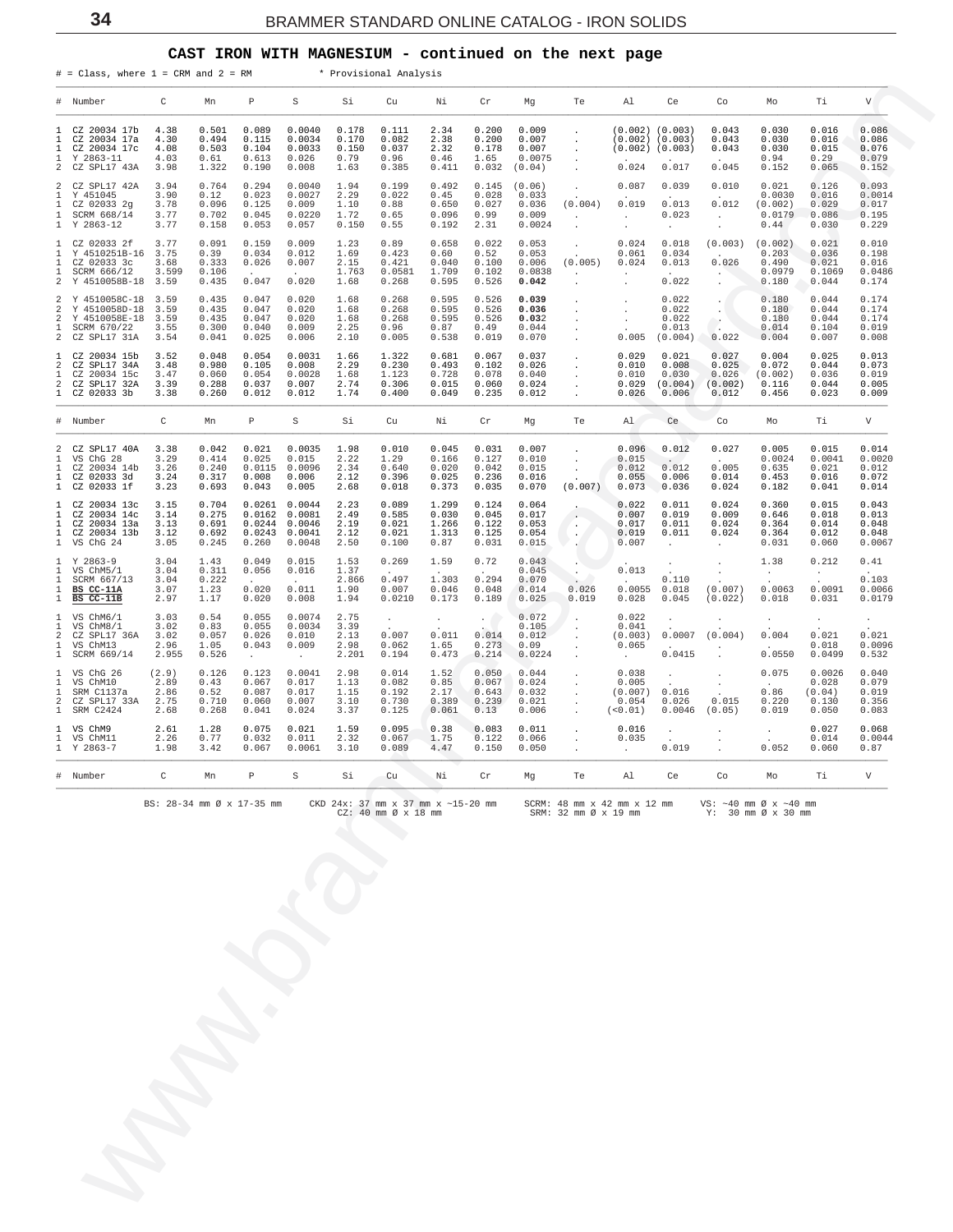## CAST IRON WITH MAGNESIUM - continued on the next page

# = Class, where 1 = CRM and 2 = RM * Provisional Analysis

| # | Number | C | Mn | P | S | Si | Cu | Ni | Cr | Mg | Te | Al | Ce | Co | Mo | Ti | V |
|---|---|---|---|---|---|---|---|---|---|---|---|---|---|---|---|---|---|
| 1 | CZ 20034 17b | 4.38 | 0.501 | 0.089 | 0.0040 | 0.178 | 0.111 | 2.34 | 0.200 | 0.009 | . | (0.002) | (0.003) | 0.043 | 0.030 | 0.016 | 0.086 |
| 1 | CZ 20034 17a | 4.30 | 0.494 | 0.115 | 0.0034 | 0.170 | 0.082 | 2.38 | 0.200 | 0.007 | . | (0.002) | (0.003) | 0.043 | 0.030 | 0.016 | 0.086 |
| 1 | CZ 20034 17c | 4.08 | 0.503 | 0.104 | 0.0033 | 0.150 | 0.037 | 2.32 | 0.178 | 0.007 | . | (0.002) | (0.003) | 0.043 | 0.030 | 0.015 | 0.076 |
| 1 | Y 2863-11 | 4.03 | 0.61 | 0.613 | 0.026 | 0.79 | 0.96 | 0.46 | 1.65 | 0.0075 | . | . | . | . | 0.94 | 0.29 | 0.079 |
| 2 | CZ SPL17 43A | 3.98 | 1.322 | 0.190 | 0.008 | 1.63 | 0.385 | 0.411 | 0.032 | (0.04) | . | 0.024 | 0.017 | 0.045 | 0.152 | 0.065 | 0.152 |
| 2 | CZ SPL17 42A | 3.94 | 0.764 | 0.294 | 0.0040 | 1.94 | 0.199 | 0.492 | 0.145 | (0.06) | . | 0.087 | 0.039 | 0.010 | 0.021 | 0.126 | 0.093 |
| 1 | Y 451045 | 3.90 | 0.12 | 0.023 | 0.0027 | 2.29 | 0.022 | 0.45 | 0.028 | 0.033 | . | . | . | . | 0.0030 | 0.016 | 0.0014 |
| 1 | CZ 02033 2g | 3.78 | 0.096 | 0.125 | 0.009 | 1.10 | 0.88 | 0.650 | 0.027 | 0.036 | (0.004) | 0.019 | 0.013 | 0.012 | (0.002) | 0.029 | 0.017 |
| 1 | SCRM 668/14 | 3.77 | 0.702 | 0.045 | 0.0220 | 1.72 | 0.65 | 0.096 | 0.99 | 0.009 | . | . | 0.023 | . | 0.0179 | 0.086 | 0.195 |
| 1 | Y 2863-12 | 3.77 | 0.158 | 0.053 | 0.057 | 0.150 | 0.55 | 0.192 | 2.31 | 0.0024 | . | . | . | . | 0.44 | 0.030 | 0.229 |
| 1 | CZ 02033 2f | 3.77 | 0.091 | 0.159 | 0.009 | 1.23 | 0.89 | 0.658 | 0.022 | 0.053 | . | 0.024 | 0.018 | (0.003) | (0.002) | 0.021 | 0.010 |
| 1 | Y 4510251B-16 | 3.75 | 0.39 | 0.034 | 0.012 | 1.69 | 0.423 | 0.60 | 0.52 | 0.053 | . | 0.061 | 0.034 | . | 0.203 | 0.036 | 0.198 |
| 1 | CZ 02033 3c | 3.68 | 0.333 | 0.026 | 0.007 | 2.15 | 0.421 | 0.040 | 0.100 | 0.006 | (0.005) | 0.024 | 0.013 | 0.026 | 0.490 | 0.021 | 0.016 |
| 1 | SCRM 666/12 | 3.599 | 0.106 | . | . | 1.763 | 0.0581 | 1.709 | 0.102 | 0.0838 | . | . | . | . | 0.0979 | 0.1069 | 0.0486 |
| 2 | Y 4510058B-18 | 3.59 | 0.435 | 0.047 | 0.020 | 1.68 | 0.268 | 0.595 | 0.526 | **0.042** | . | . | 0.022 | . | 0.180 | 0.044 | 0.174 |
| 2 | Y 4510058C-18 | 3.59 | 0.435 | 0.047 | 0.020 | 1.68 | 0.268 | 0.595 | 0.526 | **0.039** | . | . | 0.022 | . | 0.180 | 0.044 | 0.174 |
| 2 | Y 4510058D-18 | 3.59 | 0.435 | 0.047 | 0.020 | 1.68 | 0.268 | 0.595 | 0.526 | **0.036** | . | . | 0.022 | . | 0.180 | 0.044 | 0.174 |
| 2 | Y 4510058E-18 | 3.59 | 0.435 | 0.047 | 0.020 | 1.68 | 0.268 | 0.595 | 0.526 | **0.032** | . | . | 0.022 | . | 0.180 | 0.044 | 0.174 |
| 1 | SCRM 670/22 | 3.55 | 0.300 | 0.040 | 0.009 | 2.25 | 0.96 | 0.87 | 0.49 | 0.044 | . | . | 0.013 | . | 0.014 | 0.104 | 0.019 |
| 2 | CZ SPL17 31A | 3.54 | 0.041 | 0.025 | 0.006 | 2.10 | 0.005 | 0.538 | 0.019 | 0.070 | . | 0.005 | (0.004) | 0.022 | 0.004 | 0.007 | 0.008 |
| 1 | CZ 20034 15b | 3.52 | 0.048 | 0.054 | 0.0031 | 1.66 | 1.322 | 0.681 | 0.067 | 0.037 | . | 0.029 | 0.021 | 0.027 | 0.004 | 0.025 | 0.013 |
| 2 | CZ SPL17 34A | 3.48 | 0.980 | 0.105 | 0.008 | 2.29 | 0.230 | 0.493 | 0.102 | 0.026 | . | 0.010 | 0.008 | 0.025 | 0.072 | 0.044 | 0.073 |
| 1 | CZ 20034 15c | 3.47 | 0.060 | 0.054 | 0.0028 | 1.68 | 1.123 | 0.728 | 0.078 | 0.040 | . | 0.010 | 0.030 | 0.026 | (0.002) | 0.036 | 0.019 |
| 2 | CZ SPL17 32A | 3.39 | 0.288 | 0.037 | 0.007 | 2.74 | 0.306 | 0.015 | 0.060 | 0.024 | . | 0.029 | (0.004) | (0.002) | 0.116 | 0.044 | 0.005 |
| 1 | CZ 02033 3b | 3.38 | 0.260 | 0.012 | 0.012 | 1.74 | 0.400 | 0.049 | 0.235 | 0.012 | . | 0.026 | 0.006 | 0.012 | 0.456 | 0.023 | 0.009 |
| # | Number | C | Mn | P | S | Si | Cu | Ni | Cr | Mg | Te | Al | Ce | Co | Mo | Ti | V |
| 2 | CZ SPL17 40A | 3.38 | 0.042 | 0.021 | 0.0035 | 1.98 | 0.010 | 0.045 | 0.031 | 0.007 | . | 0.096 | 0.012 | 0.027 | 0.005 | 0.015 | 0.014 |
| 1 | VS ChG 28 | 3.29 | 0.414 | 0.025 | 0.015 | 2.22 | 1.29 | 0.166 | 0.127 | 0.010 | . | 0.015 | . | . | 0.0024 | 0.0041 | 0.0020 |
| 1 | CZ 20034 14b | 3.26 | 0.240 | 0.0115 | 0.0096 | 2.34 | 0.640 | 0.020 | 0.042 | 0.015 | . | 0.012 | 0.012 | 0.005 | 0.635 | 0.021 | 0.012 |
| 1 | CZ 02033 3d | 3.24 | 0.317 | 0.008 | 0.006 | 2.12 | 0.396 | 0.025 | 0.236 | 0.016 | . | 0.055 | 0.006 | 0.014 | 0.453 | 0.016 | 0.072 |
| 1 | CZ 02033 1f | 3.23 | 0.693 | 0.043 | 0.005 | 2.68 | 0.018 | 0.373 | 0.035 | 0.070 | (0.007) | 0.073 | 0.036 | 0.024 | 0.182 | 0.041 | 0.014 |
| 1 | CZ 20034 13c | 3.15 | 0.704 | 0.0261 | 0.0044 | 2.23 | 0.089 | 1.299 | 0.124 | 0.064 | . | 0.022 | 0.011 | 0.024 | 0.360 | 0.015 | 0.043 |
| 1 | CZ 20034 14c | 3.14 | 0.275 | 0.0162 | 0.0081 | 2.49 | 0.585 | 0.030 | 0.045 | 0.017 | . | 0.007 | 0.019 | 0.009 | 0.646 | 0.018 | 0.013 |
| 1 | CZ 20034 13a | 3.13 | 0.691 | 0.0244 | 0.0046 | 2.19 | 0.021 | 1.266 | 0.122 | 0.053 | . | 0.017 | 0.011 | 0.024 | 0.364 | 0.014 | 0.048 |
| 1 | CZ 20034 13b | 3.12 | 0.692 | 0.0243 | 0.0041 | 2.12 | 0.021 | 1.313 | 0.125 | 0.054 | . | 0.019 | 0.011 | 0.024 | 0.364 | 0.012 | 0.048 |
| 1 | VS ChG 24 | 3.05 | 0.245 | 0.260 | 0.0048 | 2.50 | 0.100 | 0.87 | 0.031 | 0.015 | . | 0.007 | . | . | 0.031 | 0.060 | 0.0067 |
| 1 | Y 2863-9 | 3.04 | 1.43 | 0.049 | 0.015 | 1.53 | 0.269 | 1.59 | 0.72 | 0.043 | . | . | . | . | 1.38 | 0.212 | 0.41 |
| 1 | VS ChM5/1 | 3.04 | 0.311 | 0.056 | 0.016 | 1.37 | . | . | . | 0.045 | . | 0.013 | . | . | . | . | . |
| 1 | SCRM 667/13 | 3.04 | 0.222 | . | . | 2.866 | 0.497 | 1.303 | 0.294 | 0.070 | . | . | 0.110 | . | . | . | 0.103 |
| 1 | **BS CC-11A** | 3.07 | 1.23 | 0.020 | 0.011 | 1.90 | 0.007 | 0.046 | 0.048 | 0.014 | 0.026 | 0.0055 | 0.018 | (0.007) | 0.0063 | 0.0091 | 0.0066 |
| 1 | **BS CC-11B** | 2.97 | 1.17 | 0.020 | 0.008 | 1.94 | 0.0210 | 0.173 | 0.189 | 0.025 | 0.019 | 0.028 | 0.045 | (0.022) | 0.018 | 0.031 | 0.0179 |
| 1 | VS ChM6/1 | 3.03 | 0.54 | 0.055 | 0.0074 | 2.75 | . | . | . | 0.072 | . | 0.022 | . | . | . | . | . |
| 1 | VS ChM8/1 | 3.02 | 0.83 | 0.055 | 0.0034 | 3.39 | . | . | . | 0.105 | . | 0.041 | . | . | . | . | . |
| 2 | CZ SPL17 36A | 3.02 | 0.057 | 0.026 | 0.010 | 2.13 | 0.007 | 0.011 | 0.014 | 0.012 | . | (0.003) | 0.0007 | (0.004) | 0.004 | 0.021 | 0.021 |
| 1 | VS ChM13 | 2.96 | 1.05 | 0.043 | 0.009 | 2.98 | 0.062 | 1.65 | 0.273 | 0.09 | . | 0.065 | . | . | . | 0.018 | 0.0096 |
| 1 | SCRM 669/14 | 2.955 | 0.526 | . | . | 2.201 | 0.194 | 0.473 | 0.214 | 0.0224 | . | . | 0.0415 | . | 0.0550 | 0.0499 | 0.532 |
| 1 | VS ChG 26 | (2.9) | 0.126 | 0.123 | 0.0041 | 2.98 | 0.014 | 1.52 | 0.050 | 0.044 | . | 0.038 | . | . | 0.075 | 0.0026 | 0.040 |
| 1 | VS ChM10 | 2.89 | 0.43 | 0.067 | 0.017 | 1.13 | 0.082 | 0.85 | 0.067 | 0.024 | . | 0.005 | . | . | . | 0.028 | 0.079 |
| 1 | SRM C1137a | 2.86 | 0.52 | 0.087 | 0.017 | 1.15 | 0.192 | 2.17 | 0.643 | 0.032 | . | (0.007) | 0.016 | . | 0.86 | (0.04) | 0.019 |
| 2 | CZ SPL17 33A | 2.75 | 0.710 | 0.060 | 0.007 | 3.10 | 0.730 | 0.389 | 0.239 | 0.021 | . | 0.054 | 0.026 | 0.015 | 0.220 | 0.130 | 0.356 |
| 1 | SRM C2424 | 2.68 | 0.268 | 0.041 | 0.024 | 3.37 | 0.125 | 0.061 | 0.13 | 0.006 | . | (<0.01) | 0.0046 | (0.05) | 0.019 | 0.050 | 0.083 |
| 1 | VS ChM9 | 2.61 | 1.28 | 0.075 | 0.021 | 1.59 | 0.095 | 0.38 | 0.083 | 0.011 | . | 0.016 | . | . | . | 0.027 | 0.068 |
| 1 | VS ChM11 | 2.26 | 0.77 | 0.032 | 0.011 | 2.32 | 0.067 | 1.75 | 0.122 | 0.066 | . | 0.035 | . | . | . | 0.014 | 0.0044 |
| 1 | Y 2863-7 | 1.98 | 3.42 | 0.067 | 0.0061 | 3.10 | 0.089 | 4.47 | 0.150 | 0.050 | . | . | 0.019 | . | 0.052 | 0.060 | 0.87 |
| # | Number | C | Mn | P | S | Si | Cu | Ni | Cr | Mg | Te | Al | Ce | Co | Mo | Ti | V |

BS: 28-34 mm Ø x 17-35 mm  CKD 24x: 37 mm x 37 mm x ~15-20 mm  CZ: 40 mm Ø x 18 mm  SCRM: 48 mm x 42 mm x 12 mm  SRM: 32 mm Ø x 19 mm  VS: ~40 mm Ø x ~40 mm  Y: 30 mm Ø x 30 mm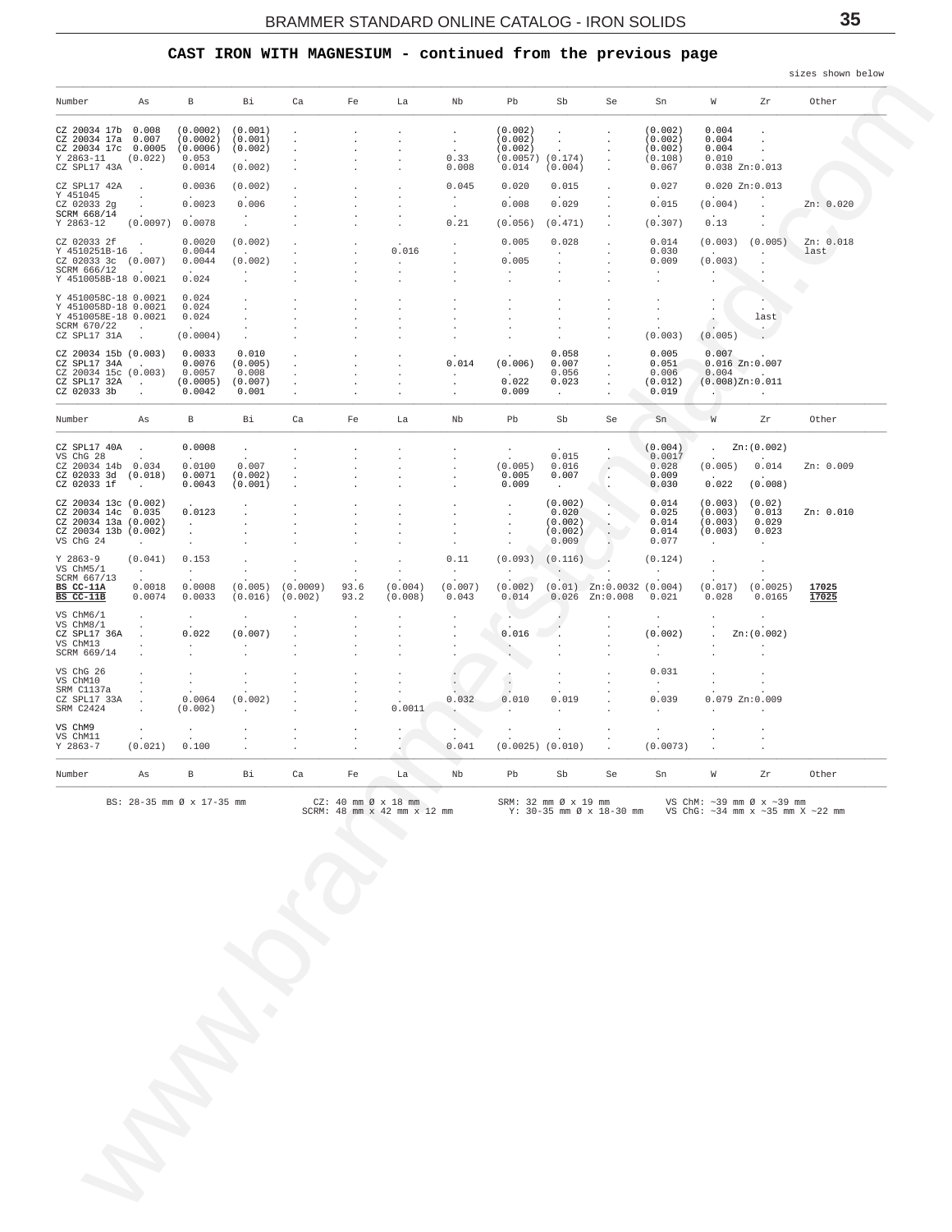## CAST IRON WITH MAGNESIUM - continued from the previous page

sizes shown below

| Number | As | B | Bi | Ca | Fe | La | Nb | Pb | Sb | Se | Sn | W | Zr | Other |
|---|---|---|---|---|---|---|---|---|---|---|---|---|---|---|
| CZ 20034 17b | 0.008 | (0.0002) | (0.001) | . | . | . | . | (0.002) | . | . | (0.002) | 0.004 | . | |
| CZ 20034 17a | 0.007 | (0.0002) | (0.001) | . | . | . | . | (0.002) | . | . | (0.002) | 0.004 | . | |
| CZ 20034 17c | 0.0005 | (0.0006) | (0.002) | . | . | . | . | (0.002) | . | . | (0.002) | 0.004 | . | |
| Y 2863-11 | (0.022) | 0.053 | . | . | . | . | 0.33 | (0.0057) | (0.174) | . | (0.108) | 0.010 | . | |
| CZ SPL17 43A | . | 0.0014 | (0.002) | . | . | . | 0.008 | 0.014 | (0.004) | . | 0.067 | 0.038 | Zn:0.013 | |
| CZ SPL17 42A | . | 0.0036 | (0.002) | . | . | . | 0.045 | 0.020 | 0.015 | . | 0.027 | 0.020 | Zn:0.013 | |
| Y 451045 | . | . | . | . | . | . | . | . | . | . | . | . | . | |
| CZ 02033 2g | . | 0.0023 | 0.006 | . | . | . | . | 0.008 | 0.029 | . | 0.015 | (0.004) | . | Zn: 0.020 |
| SCRM 668/14 | . | . | . | . | . | . | . | . | . | . | . | . | . | |
| Y 2863-12 | (0.0097) | 0.0078 | . | . | . | . | 0.21 | (0.056) | (0.471) | . | (0.307) | 0.13 | . | |
| CZ 02033 2f | . | 0.0020 | (0.002) | . | . | . | . | 0.005 | 0.028 | . | 0.014 | (0.003) | (0.005) | Zn: 0.018 |
| Y 4510251B-16 | . | 0.0044 | . | . | . | 0.016 | . | . | . | . | 0.030 | . | . | last |
| CZ 02033 3c | (0.007) | 0.0044 | (0.002) | . | . | . | . | 0.005 | . | . | 0.009 | (0.003) | . | |
| SCRM 666/12 | . | . | . | . | . | . | . | . | . | . | . | . | . | |
| Y 4510058B-18 | 0.0021 | 0.024 | . | . | . | . | . | . | . | . | . | . | . | |
| Y 4510058C-18 | 0.0021 | 0.024 | . | . | . | . | . | . | . | . | . | . | . | |
| Y 4510058D-18 | 0.0021 | 0.024 | . | . | . | . | . | . | . | . | . | . | . | |
| Y 4510058E-18 | 0.0021 | 0.024 | . | . | . | . | . | . | . | . | . | . | last | |
| SCRM 670/22 | . | . | . | . | . | . | . | . | . | . | . | . | . | |
| CZ SPL17 31A | . | (0.0004) | . | . | . | . | . | . | . | . | (0.003) | (0.005) | . | |
| CZ 20034 15b | (0.003) | 0.0033 | 0.010 | . | . | . | . | . | 0.058 | . | 0.005 | 0.007 | . | |
| CZ SPL17 34A | . | 0.0076 | (0.005) | . | . | . | 0.014 | (0.006) | 0.007 | . | 0.051 | 0.016 | Zn:0.007 | |
| CZ 20034 15c | (0.003) | 0.0057 | 0.008 | . | . | . | . | . | 0.056 | . | 0.006 | 0.004 | . | |
| CZ SPL17 32A | . | (0.0005) | (0.007) | . | . | . | . | 0.022 | 0.023 | . | (0.012) | (0.008) | Zn:0.011 | |
| CZ 02033 3b | . | 0.0042 | 0.001 | . | . | . | . | 0.009 | . | . | 0.019 | . | . | |
| **Number** | **As** | **B** | **Bi** | **Ca** | **Fe** | **La** | **Nb** | **Pb** | **Sb** | **Se** | **Sn** | **W** | **Zr** | **Other** |
| CZ SPL17 40A | . | 0.0008 | . | . | . | . | . | . | . | . | (0.004) | . | Zn:(0.002) | |
| VS ChG 28 | . | . | . | . | . | . | . | . | 0.015 | . | 0.0017 | . | . | |
| CZ 20034 14b | 0.034 | 0.0100 | 0.007 | . | . | . | . | (0.005) | 0.016 | . | 0.028 | (0.005) | 0.014 | Zn: 0.009 |
| CZ 02033 3d | (0.018) | 0.0071 | (0.002) | . | . | . | . | 0.005 | 0.007 | . | 0.009 | . | . | |
| CZ 02033 1f | . | 0.0043 | (0.001) | . | . | . | . | 0.009 | . | . | 0.030 | 0.022 | (0.008) | |
| CZ 20034 13c | (0.002) | . | . | . | . | . | . | . | (0.002) | . | 0.014 | (0.003) | (0.02) | |
| CZ 20034 14c | 0.035 | 0.0123 | . | . | . | . | . | . | 0.020 | . | 0.025 | (0.003) | 0.013 | Zn: 0.010 |
| CZ 20034 13a | (0.002) | . | . | . | . | . | . | . | (0.002) | . | 0.014 | (0.003) | 0.029 | |
| CZ 20034 13b | (0.002) | . | . | . | . | . | . | . | (0.002) | . | 0.014 | (0.003) | 0.023 | |
| VS ChG 24 | . | . | . | . | . | . | . | . | 0.009 | . | 0.077 | . | . | |
| Y 2863-9 | (0.041) | 0.153 | . | . | . | . | 0.11 | (0.093) | (0.116) | . | (0.124) | . | . | |
| VS ChM5/1 | . | . | . | . | . | . | . | . | . | . | . | . | . | |
| SCRM 667/13 | . | . | . | . | . | . | . | . | . | . | . | . | . | |
| **BS CC-11A** | 0.0018 | 0.0008 | (0.005) | (0.0009) | 93.6 | (0.004) | (0.007) | (0.002) | (0.01) | Zn:0.0032 | (0.004) | (0.017) | (0.0025) | **17025** |
| **BS CC-11B** | 0.0074 | 0.0033 | (0.016) | (0.002) | 93.2 | (0.008) | 0.043 | 0.014 | 0.026 | Zn:0.008 | 0.021 | 0.028 | 0.0165 | **17025** |
| VS ChM6/1 | . | . | . | . | . | . | . | . | . | . | . | . | . | |
| VS ChM8/1 | . | . | . | . | . | . | . | . | . | . | . | . | . | |
| CZ SPL17 36A | . | 0.022 | (0.007) | . | . | . | . | 0.016 | . | . | (0.002) | . | Zn:(0.002) | |
| VS ChM13 | . | . | . | . | . | . | . | . | . | . | . | . | . | |
| SCRM 669/14 | . | . | . | . | . | . | . | . | . | . | . | . | . | |
| VS ChG 26 | . | . | . | . | . | . | . | . | . | . | 0.031 | . | . | |
| VS ChM10 | . | . | . | . | . | . | . | . | . | . | . | . | . | |
| SRM C1137a | . | . | . | . | . | . | . | . | . | . | . | . | . | |
| CZ SPL17 33A | . | 0.0064 | (0.002) | . | . | . | 0.032 | 0.010 | 0.019 | . | 0.039 | 0.079 | Zn:0.009 | |
| SRM C2424 | . | (0.002) | . | . | . | 0.0011 | . | . | . | . | . | . | . | |
| VS ChM9 | . | . | . | . | . | . | . | . | . | . | . | . | . | |
| VS ChM11 | . | . | . | . | . | . | . | . | . | . | . | . | . | |
| Y 2863-7 | (0.021) | 0.100 | . | . | . | . | 0.041 | (0.0025) | (0.010) | . | (0.0073) | . | . | |
| **Number** | **As** | **B** | **Bi** | **Ca** | **Fe** | **La** | **Nb** | **Pb** | **Sb** | **Se** | **Sn** | **W** | **Zr** | **Other** |

BS: 28-35 mm Ø x 17-35 mm
CZ: 40 mm Ø x 18 mm
SCRM: 48 mm x 42 mm x 12 mm
SRM: 32 mm Ø x 19 mm
Y: 30-35 mm Ø x 18-30 mm
VS ChM: ~39 mm Ø x ~39 mm
VS ChG: ~34 mm x ~35 mm X ~22 mm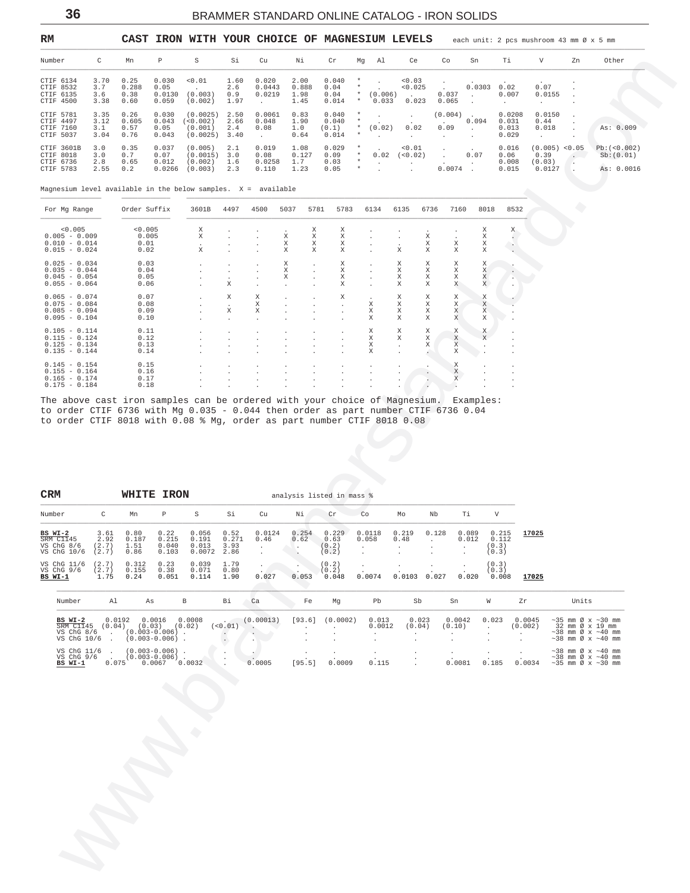## RM — CAST IRON WITH YOUR CHOICE OF MAGNESIUM LEVELS

each unit: 2 pcs mushroom 43 mm Ø x 5 mm

| Number | C | Mn | P | S | Si | Cu | Ni | Cr | Mg | Al | Ce | Co | Sn | Ti | V | Zn | Other |
|---|---|---|---|---|---|---|---|---|---|---|---|---|---|---|---|---|---|
| CTIF 6134 | 3.70 | 0.25 | 0.030 | <0.01 | 1.60 | 0.020 | 2.00 | 0.040 | * | . | <0.03 | . | . | . | . | . | |
| CTIF 8532 | 3.7 | 0.288 | 0.05 | . | 2.6 | 0.0443 | 0.888 | 0.04 | * | . | <0.025 | . | 0.0303 | 0.02 | 0.07 | . | |
| CTIF 6135 | 3.6 | 0.38 | 0.0130 | (0.003) | 0.9 | 0.0219 | 1.98 | 0.04 | * | (0.006) | . | 0.037 | . | 0.007 | 0.0155 | . | |
| CTIF 4500 | 3.38 | 0.60 | 0.059 | (0.002) | 1.97 | . | 1.45 | 0.014 | * | 0.033 | 0.023 | 0.065 | . | . | . | . | |
| CTIF 5781 | 3.35 | 0.26 | 0.030 | (0.0025) | 2.50 | 0.0061 | 0.83 | 0.040 | * | . | . | (0.004) | . | 0.0208 | 0.0150 | . | |
| CTIF 4497 | 3.12 | 0.605 | 0.043 | (<0.002) | 2.66 | 0.048 | 1.90 | 0.040 | * | . | . | . | 0.094 | 0.031 | 0.44 | . | |
| CTIF 7160 | 3.1 | 0.57 | 0.05 | (0.001) | 2.4 | 0.08 | 1.0 | (0.1) | * | (0.02) | 0.02 | 0.09 | . | 0.013 | 0.018 | . | As: 0.009 |
| CTIF 5037 | 3.04 | 0.76 | 0.043 | (0.0025) | 3.40 | . | 0.64 | 0.014 | * | . | . | . | . | 0.029 | . | . | |
| CTIF 3601B | 3.0 | 0.35 | 0.037 | (0.005) | 2.1 | 0.019 | 1.08 | 0.029 | * | . | <0.01 | . | . | 0.016 | (0.005) | <0.05 | Pb:(<0.002) |
| CTIF 8018 | 3.0 | 0.7 | 0.07 | (0.0015) | 3.0 | 0.08 | 0.127 | 0.09 | * | 0.02 | (<0.02) | . | 0.07 | 0.06 | 0.39 | . | Sb:(0.01) |
| CTIF 6736 | 2.8 | 0.65 | 0.012 | (0.002) | 1.6 | 0.0258 | 1.7 | 0.03 | * | . | . | . | . | 0.008 | (0.03) | . | |
| CTIF 5783 | 2.55 | 0.2 | 0.0266 | (0.003) | 2.3 | 0.110 | 1.23 | 0.05 | * | . | . | 0.0074 | . | 0.015 | 0.0127 | . | As: 0.0016 |

Magnesium level available in the below samples. X = available

| For Mg Range | Order Suffix | 3601B | 4497 | 4500 | 5037 | 5781 | 5783 | 6134 | 6135 | 6736 | 7160 | 8018 | 8532 |
|---|---|---|---|---|---|---|---|---|---|---|---|---|---|
| <0.005 | <0.005 | X | . | . | . | X | X | . | . | . | . | X | X |
| 0.005 - 0.009 | 0.005 | X | . | . | X | X | X | . | . | X | . | X | . |
| 0.010 - 0.014 | 0.01 | . | . | . | X | X | X | . | . | X | X | X | . |
| 0.015 - 0.024 | 0.02 | X | . | . | X | X | X | . | X | X | X | X | . |
| 0.025 - 0.034 | 0.03 | . | . | . | X | . | X | . | X | X | X | X | . |
| 0.035 - 0.044 | 0.04 | . | . | . | X | . | X | . | X | X | X | X | . |
| 0.045 - 0.054 | 0.05 | . | . | . | X | . | X | . | X | X | X | X | . |
| 0.055 - 0.064 | 0.06 | . | X | . | . | . | X | . | X | X | X | X | . |
| 0.065 - 0.074 | 0.07 | . | X | X | . | . | X | . | X | X | X | X | . |
| 0.075 - 0.084 | 0.08 | . | . | X | . | . | . | X | X | X | X | X | . |
| 0.085 - 0.094 | 0.09 | . | X | X | . | . | . | X | X | X | X | X | . |
| 0.095 - 0.104 | 0.10 | . | . | . | . | . | . | X | X | X | X | X | . |
| 0.105 - 0.114 | 0.11 | . | . | . | . | . | . | X | X | X | X | X | . |
| 0.115 - 0.124 | 0.12 | . | . | . | . | . | . | X | X | X | X | X | . |
| 0.125 - 0.134 | 0.13 | . | . | . | . | . | . | X | . | X | X | . | . |
| 0.135 - 0.144 | 0.14 | . | . | . | . | . | . | X | . | . | X | . | . |
| 0.145 - 0.154 | 0.15 | . | . | . | . | . | . | . | . | . | X | . | . |
| 0.155 - 0.164 | 0.16 | . | . | . | . | . | . | . | . | . | X | . | . |
| 0.165 - 0.174 | 0.17 | . | . | . | . | . | . | . | . | . | X | . | . |
| 0.175 - 0.184 | 0.18 | . | . | . | . | . | . | . | . | . | . | . | . |

The above cast iron samples can be ordered with your choice of Magnesium. Examples:
to order CTIF 6736 with Mg 0.035 - 0.044 then order as part number CTIF 6736 0.04
to order CTIF 8018 with 0.08 % Mg, order as part number CTIF 8018 0.08

## CRM — WHITE IRON

analysis listed in mass %

| Number | C | Mn | P | S | Si | Cu | Ni | Cr | Co | Mo | Nb | Ti | V | |
|---|---|---|---|---|---|---|---|---|---|---|---|---|---|---|
| **BS WI-2** | 3.61 | 0.80 | 0.22 | 0.056 | 0.52 | 0.0124 | 0.254 | 0.229 | 0.0118 | 0.219 | 0.128 | 0.089 | 0.215 | **17025** |
| SRM C1145 | 2.92 | 0.187 | 0.215 | 0.191 | 0.271 | 0.46 | 0.62 | 0.63 | 0.058 | 0.48 | . | 0.012 | 0.112 | |
| VS ChG 8/6 | (2.7) | 1.51 | 0.040 | 0.013 | 3.93 | . | . | (0.2) | . | . | . | . | (0.3) | |
| VS ChG 10/6 | (2.7) | 0.86 | 0.103 | 0.0072 | 2.86 | . | . | (0.2) | . | . | . | . | (0.3) | |
| VS ChG 11/6 | (2.7) | 0.312 | 0.23 | 0.039 | 1.79 | . | . | (0.2) | . | . | . | . | (0.3) | |
| VS ChG 9/6 | (2.7) | 0.155 | 0.38 | 0.071 | 0.80 | . | . | (0.2) | . | . | . | . | (0.3) | |
| **BS WI-1** | 1.75 | 0.24 | 0.051 | 0.114 | 1.90 | 0.027 | 0.053 | 0.048 | 0.0074 | 0.0103 | 0.027 | 0.020 | 0.008 | **17025** |

| Number | Al | As | B | Bi | Ca | Fe | Mg | Pb | Sb | Sn | W | Zr | Units |
|---|---|---|---|---|---|---|---|---|---|---|---|---|---|
| **BS WI-2** | 0.0192 | 0.0016 | 0.0008 | . | (0.00013) | [93.6] | (0.0002) | 0.013 | 0.023 | 0.0042 | 0.023 | 0.0045 | ~35 mm Ø x ~30 mm |
| SRM C1145 | (0.04) | (0.03) | (0.02) | (<0.01) | . | . | . | 0.0012 | (0.04) | (0.10) | . | (0.002) | 32 mm Ø x 19 mm |
| VS ChG 8/6 | . | (0.003-0.006) | . | . | . | . | . | . | . | . | . | . | ~38 mm Ø x ~40 mm |
| VS ChG 10/6 | . | (0.003-0.006) | . | . | . | . | . | . | . | . | . | . | ~38 mm Ø x ~40 mm |
| VS ChG 11/6 | . | (0.003-0.006) | . | . | . | . | . | . | . | . | . | . | ~38 mm Ø x ~40 mm |
| VS ChG 9/6 | . | (0.003-0.006) | . | . | . | . | . | . | . | . | . | . | ~38 mm Ø x ~40 mm |
| **BS WI-1** | 0.075 | 0.0067 | 0.0032 | . | 0.0005 | [95.5] | 0.0009 | 0.115 | . | 0.0081 | 0.185 | 0.0034 | ~35 mm Ø x ~30 mm |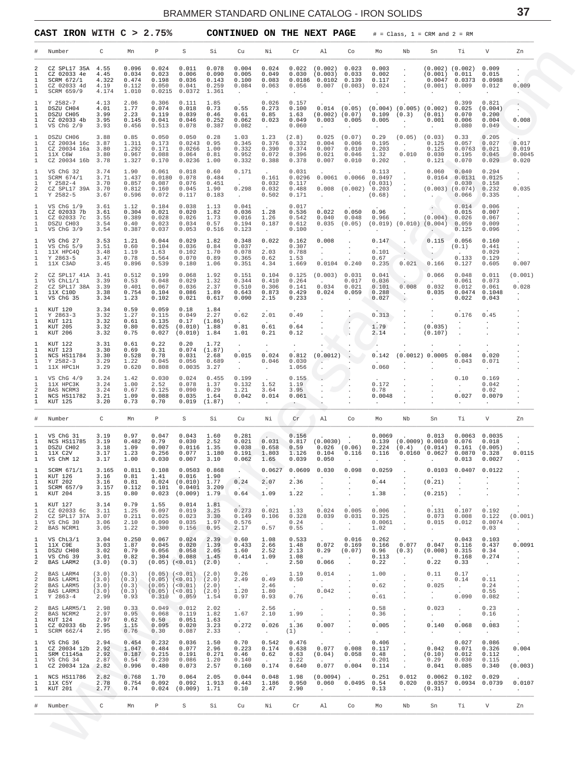**CAST IRON WITH C > 2.75%** **CONTINUED ON THE NEXT PAGE** # = Class, 1 = CRM and 2 = RM

| # | Number | C | Mn | P | S | Si | Cu | Ni | Cr | Al | Co | Mo | Nb | Sn | Ti | V | Zn |
|---|---|---|---|---|---|---|---|---|---|---|---|---|---|---|---|---|---|
| 2 | CZ SPL17 35A | 4.55 | 0.096 | 0.024 | 0.011 | 0.078 | 0.004 | 0.024 | 0.022 | (0.002) | 0.023 | 0.003 | . | (0.002) | (0.002) | 0.009 | . |
| 1 | CZ 02033 4e | 4.45 | 0.034 | 0.023 | 0.006 | 0.090 | 0.005 | 0.049 | 0.030 | (0.003) | 0.033 | 0.002 | . | (0.001) | 0.011 | 0.015 | . |
| 1 | SCRM 672/1 | 4.322 | 0.474 | 0.198 | 0.036 | 0.143 | 0.100 | 0.083 | 0.0186 | 0.0102 | 0.139 | 0.117 | . | 0.0047 | 0.0373 | 0.0988 | . |
| 1 | CZ 02033 4d | 4.19 | 0.112 | 0.050 | 0.041 | 0.259 | 0.084 | 0.063 | 0.056 | 0.007 | (0.003) | 0.024 | . | (0.001) | 0.009 | 0.012 | 0.009 |
| 1 | SCRM 659/9 | 4.174 | 1.010 | 0.0215 | 0.0372 | 1.361 | . | . | . | . | . | . | . | . | . | . | . |
| 1 | Y 2582-7 | 4.13 | 2.06 | 0.306 | 0.111 | 1.85 | . | 0.026 | 0.157 | . | . | . | . | . | 0.399 | 0.821 | . |
| 1 | DSZU CH04 | 4.01 | 1.77 | 0.074 | 0.018 | 0.73 | 0.55 | 0.273 | 0.100 | 0.014 | (0.05) | (0.004) | (0.005) | (0.002) | 0.025 | (0.004) | . |
| 1 | DSZU CH05 | 3.99 | 2.23 | 0.119 | 0.039 | 0.46 | 0.61 | 0.85 | 1.63 | (0.002) | (0.07) | 0.109 | (0.3) | (0.01) | 0.070 | 0.200 | . |
| 1 | CZ 02033 4b | 3.95 | 0.145 | 0.041 | 0.046 | 0.252 | 0.062 | 0.023 | 0.049 | 0.003 | 0.005 | 0.005 | . | 0.001 | 0.006 | 0.004 | 0.008 |
| 1 | VS ChG 2/9 | 3.93 | 0.456 | 0.513 | 0.078 | 0.387 | 0.082 | . | 0.060 | . | . | . | . | . | 0.080 | 0.049 | . |
| 1 | DSZU CH06 | 3.88 | 0.85 | 0.050 | 0.050 | 0.28 | 1.03 | 1.23 | (2.8) | 0.025 | (0.07) | 0.29 | (0.05) | (0.03) | 0.33 | 0.205 | . |
| 1 | CZ 20034 16c | 3.87 | 1.311 | 0.173 | 0.0243 | 0.95 | 0.345 | 0.376 | 0.332 | 0.004 | 0.006 | 0.195 | . | 0.125 | 0.057 | 0.027 | 0.017 |
| 1 | CZ 20034 16a | 3.80 | 1.292 | 0.171 | 0.0266 | 1.00 | 0.332 | 0.390 | 0.374 | 0.007 | 0.010 | 0.203 | . | 0.125 | 0.0763 | 0.021 | 0.019 |
| 1 | 11X C6W | 3.80 | 0.967 | 0.088 | 0.064 | 0.81 | 0.952 | 0.072 | 0.396 | 0.021 | 0.046 | 1.32 | 0.010 | 0.030 | 0.195 | 0.045 | 0.0045 |
| 1 | CZ 20034 16b | 3.78 | 1.327 | 0.170 | 0.0236 | 1.00 | 0.332 | 0.388 | 0.378 | 0.007 | 0.010 | 0.202 | . | 0.121 | 0.070 | 0.029 | 0.020 |
| 1 | VS ChG 32 | 3.74 | 1.90 | 0.061 | 0.018 | 0.60 | 0.171 | . | 0.031 | . | . | 0.113 | . | 0.060 | 0.040 | 0.294 | . |
| 1 | SCRM 674/1 | 3.71 | 1.437 | 0.0180 | 0.078 | 0.484 | . | 0.161 | 0.0296 | 0.0061 | 0.0066 | 0.0497 | . | 0.0164 | 0.0131 | 0.0125 | . |
| 1 | Y 2582-4 | 3.70 | 0.857 | 0.087 | 0.076 | 0.451 | . | 0.032 | 0.117 | . | . | (0.031) | . | . | 0.030 | 0.158 | . |
| 2 | CZ SPL17 39A | 3.70 | 0.812 | 0.160 | 0.045 | 1.90 | 0.298 | 0.032 | 0.488 | 0.008 | (0.002) | 0.203 | . | (0.003) | (0.074) | 0.232 | 0.035 |
| 1 | Y 2582-5 | 3.67 | 0.596 | 0.072 | 0.117 | 0.183 | . | 0.502 | 0.171 | . | . | (0.68) | . | . | 0.066 | 0.335 | . |
| 1 | VS ChG 1/9 | 3.61 | 1.12 | 0.184 | 0.038 | 1.13 | 0.041 | . | 0.017 | . | . | . | . | . | 0.014 | 0.006 | . |
| 1 | CZ 02033 7b | 3.61 | 0.304 | 0.021 | 0.020 | 1.82 | 0.036 | 1.28 | 0.536 | 0.022 | 0.050 | 0.96 | . | . | 0.015 | 0.007 | . |
| 1 | CZ 02033 7c | 3.55 | 0.389 | 0.028 | 0.026 | 1.73 | 0.016 | 1.26 | 0.542 | 0.040 | 0.048 | 0.966 | . | (0.004) | 0.026 | 0.067 | . |
| 1 | DSZU CH03 | 3.54 | 0.40 | 0.023 | 0.034 | 0.57 | 0.194 | 0.187 | 0.612 | 0.035 | (0.05) | (0.019) | (0.010) | (0.004) | 0.059 | 0.009 | . |
| 1 | VS ChG 3/9 | 3.54 | 0.387 | 0.037 | 0.053 | 0.516 | 0.123 | . | 0.100 | . | . | . | . | . | 0.125 | 0.096 | . |
| 1 | VS ChG 27 | 3.53 | 1.21 | 0.044 | 0.029 | 1.82 | 0.348 | 0.022 | 0.162 | 0.008 | . | 0.147 | . | 0.115 | 0.056 | 0.160 | . |
| 1 | VS ChG 5/9 | 3.51 | 0.60 | 0.104 | 0.036 | 0.84 | 0.037 | . | 0.307 | . | . | . | . | . | (0.1) | 0.441 | . |
| 1 | 11X HPC4Q | 3.48 | 1.19 | 1.63 | 0.102 | 1.70 | 0.078 | 2.03 | 0.788 | . | . | 0.101 | . | . | . | 0.029 | . |
| 1 | Y 2863-5 | 3.47 | 0.78 | 0.564 | 0.070 | 0.89 | 0.365 | 0.62 | 1.53 | . | . | 0.67 | . | . | 0.133 | 0.129 | . |
| 1 | 11X C3AD | 3.45 | 0.896 | 0.539 | 0.180 | 1.06 | 0.351 | 4.34 | 1.669 | 0.0104 | 0.240 | 0.235 | 0.021 | 0.166 | 0.127 | 0.605 | 0.007 |
| 2 | CZ SPL17 41A | 3.41 | 0.512 | 0.199 | 0.068 | 1.92 | 0.151 | 0.104 | 0.125 | (0.003) | 0.031 | 0.041 | . | 0.066 | 0.048 | 0.011 | (0.001) |
| 1 | VS ChL1/1 | 3.39 | 0.53 | 0.048 | 0.029 | 1.32 | 0.344 | 0.410 | 0.264 | . | 0.017 | 0.036 | . | . | 0.061 | 0.073 | . |
| 2 | CZ SPL17 38A | 3.39 | 0.401 | 0.067 | 0.036 | 2.37 | 0.510 | 0.306 | 0.141 | 0.034 | 0.021 | 0.101 | 0.008 | 0.032 | 0.012 | 0.061 | 0.028 |
| 1 | 11X C10D | 3.38 | 0.754 | 0.104 | 0.086 | 1.89 | 0.643 | 0.873 | 0.429 | 0.024 | 0.059 | 0.288 | . | 0.035 | 0.0474 | 0.1048 | . |
| 1 | VS ChG 35 | 3.34 | 1.23 | 0.102 | 0.021 | 0.617 | 0.090 | 2.15 | 0.233 | . | . | 0.027 | . | . | 0.022 | 0.043 | . |
| 1 | KUT 120 | 3.34 | 0.59 | 0.059 | 0.18 | 1.84 | . | . | . | . | . | . | . | . | . | . | . |
| 1 | Y 2863-3 | 3.32 | 1.27 | 0.115 | 0.049 | 2.27 | 0.62 | 2.01 | 0.49 | . | . | 0.313 | . | . | 0.176 | 0.45 | . |
| 1 | KUT 121 | 3.32 | 0.61 | 0.135 | 0.17 | (1.86) | . | . | . | . | . | . | . | . | . | . | . |
| 1 | KUT 205 | 3.32 | 0.80 | 0.025 | (0.010) | 1.88 | 0.81 | 0.61 | 0.64 | . | . | 1.79 | . | (0.035) | . | . | . |
| 1 | KUT 206 | 3.32 | 0.75 | 0.027 | (0.010) | 1.84 | 1.01 | 0.21 | 0.12 | . | . | 2.14 | . | (0.107) | . | . | . |
| 1 | KUT 122 | 3.31 | 0.61 | 0.22 | 0.20 | 1.72 | . | . | . | . | . | . | . | . | . | . | . |
| 1 | KUT 123 | 3.30 | 0.69 | 0.31 | 0.074 | (1.87) | . | . | . | . | . | . | . | . | . | . | . |
| 1 | NCS HS11784 | 3.30 | 0.528 | 0.78 | 0.031 | 2.68 | 0.015 | 0.024 | 0.812 | (0.0012) | . | 0.142 | (0.0012) | 0.0005 | 0.084 | 0.020 | . |
| 1 | Y 2582-3 | 3.29 | 1.22 | 0.045 | 0.056 | 0.689 | . | 0.046 | 0.030 | . | . | . | . | . | 0.043 | 0.071 | . |
| 1 | 11X HPC1H | 3.29 | 0.620 | 0.808 | 0.0035 | 3.27 | . | . | 1.056 | . | . | 0.060 | . | . | . | . | . |
| 1 | VS ChG 4/9 | 3.24 | 1.42 | 0.030 | 0.024 | 0.455 | 0.199 | . | 0.155 | . | . | . | . | . | 0.10 | 0.169 | . |
| 1 | 11X HPC3K | 3.24 | 1.00 | 2.52 | 0.078 | 1.37 | 0.132 | 1.52 | 1.19 | . | . | 0.172 | . | . | . | 0.042 | . |
| 2 | BAS NCRM3 | 3.24 | 0.67 | 0.125 | 0.090 | 0.29 | 1.21 | 3.64 | 3.95 | . | . | 0.78 | . | . | . | 0.02 | . |
| 1 | NCS HS11782 | 3.21 | 1.09 | 0.088 | 0.035 | 1.64 | 0.042 | 0.014 | 0.061 | . | . | 0.0048 | . | . | 0.027 | 0.0079 | . |
| 1 | KUT 125 | 3.20 | 0.73 | 0.70 | 0.019 | (1.87) | . | . | . | . | . | . | . | . | . | . | . |
| 1 | VS ChG 31 | 3.19 | 0.97 | 0.047 | 0.043 | 1.60 | 0.281 | . | 0.156 | . | . | 0.0069 | . | 0.013 | 0.0063 | 0.0035 | . |
| 1 | NCS HS11785 | 3.19 | 0.482 | 0.79 | 0.030 | 2.52 | 0.021 | 0.031 | 0.817 | (0.0030) | . | 0.139 | (0.0009) | 0.0010 | 0.076 | 0.018 | . |
| 1 | DSZU CH02 | 3.18 | 1.09 | 0.007 | 0.0116 | 1.35 | 0.038 | 0.658 | 0.59 | 0.026 | (0.06) | 0.224 | (0.4) | (0.014) | 0.161 | (0.005) | . |
| 1 | 11X C2V | 3.17 | 1.23 | 0.256 | 0.077 | 1.180 | 0.191 | 1.803 | 1.126 | 0.104 | 0.116 | 0.116 | 0.0160 | 0.0627 | 0.0870 | 0.328 | 0.0115 |
| 1 | VS ChM 12 | 3.17 | 1.00 | 0.030 | 0.007 | 3.10 | 0.062 | 1.65 | 0.039 | 0.050 | . | . | . | . | 0.013 | 0.0027 | . |
| 1 | SCRM 671/1 | 3.165 | 0.811 | 0.108 | 0.0503 | 0.868 | . | 0.0627 | 0.0609 | 0.030 | 0.098 | 0.0259 | . | 0.0103 | 0.0407 | 0.0122 | . |
| 1 | KUT 126 | 3.16 | 0.81 | 1.41 | 0.016 | 1.90 | . | . | . | . | . | . | . | . | . | . | . |
| 1 | KUT 202 | 3.16 | 0.81 | 0.024 | (0.010) | 1.77 | 0.24 | 2.07 | 2.36 | . | . | 0.44 | . | (0.21) | . | . | . |
| 1 | SCRM 657/9 | 3.157 | 0.112 | 0.101 | 0.0401 | 3.209 | . | . | . | . | . | . | . | . | . | . | . |
| 1 | KUT 204 | 3.15 | 0.80 | 0.023 | (0.009) | 1.79 | 0.64 | 1.09 | 1.22 | . | . | 1.38 | . | (0.215) | . | . | . |
| 1 | KUT 127 | 3.14 | 0.79 | 1.55 | 0.014 | 1.81 | . | . | . | . | . | . | . | . | . | . | . |
| 1 | CZ 02033 6c | 3.11 | 1.25 | 0.097 | 0.019 | 3.25 | 0.273 | 0.021 | 1.33 | 0.024 | 0.005 | 0.006 | . | 0.131 | 0.107 | 0.192 | . |
| 2 | CZ SPL17 37A | 3.07 | 0.211 | 0.025 | 0.023 | 3.30 | 0.149 | 0.106 | 0.328 | 0.039 | 0.031 | 0.325 | . | 0.073 | 0.008 | 0.122 | (0.001) |
| 1 | VS ChG 30 | 3.06 | 2.10 | 0.090 | 0.035 | 1.97 | 0.576 | . | 0.24 | . | . | 0.0061 | . | 0.015 | 0.012 | 0.0074 | . |
| 2 | BAS NCRM1 | 3.05 | 1.22 | 0.300 | 0.156 | 0.95 | 2.17 | 0.57 | 0.55 | . | . | 1.02 | . | . | . | 0.03 | . |
| 1 | VS ChL3/1 | 3.04 | 0.250 | 0.067 | 0.024 | 2.39 | 0.60 | 1.08 | 0.533 | . | 0.016 | 0.262 | . | . | 0.043 | 0.103 | . |
| 1 | 11X C9E | 3.03 | 1.87 | 0.045 | 0.020 | 1.39 | 0.433 | 2.66 | 1.48 | 0.072 | 0.169 | 0.166 | 0.077 | 0.047 | 0.116 | 0.437 | 0.0091 |
| 1 | DSZU CH08 | 3.02 | 0.79 | 0.056 | 0.058 | 2.05 | 1.60 | 2.52 | 2.13 | 0.29 | (0.07) | 0.96 | (0.3) | (0.008) | 0.315 | 0.34 | . |
| 1 | VS ChG 39 | 3.01 | 0.82 | 0.304 | 0.088 | 1.45 | 0.414 | 1.09 | 1.08 | . | . | 0.113 | . | . | 0.168 | 0.274 | . |
| 2 | BAS LARM2 | (3.0) | (0.3) | (0.05) | (<0.01) | (2.0) | . | . | 2.50 | 0.066 | . | 0.22 | . | 0.22 | 0.33 | . | . |
| 2 | BAS LARM4 | (3.0) | (0.3) | (0.05) | (<0.01) | (2.0) | 0.26 | . | 1.19 | 0.014 | . | 1.00 | . | 0.11 | 0.17 | . | . |
| 2 | BAS LARM1 | (3.0) | (0.3) | (0.05) | (<0.01) | (2.0) | 2.49 | 0.49 | 0.50 | . | . | . | . | . | 0.14 | 0.11 | . |
| 2 | BAS LARM5 | (3.0) | (0.3) | (0.05) | (<0.01) | (2.0) | . | 2.46 | . | . | . | 0.62 | . | 0.025 | . | 0.24 | . |
| 2 | BAS LARM3 | (3.0) | (0.3) | (0.05) | (<0.01) | (2.0) | 1.20 | 1.80 | . | 0.042 | . | . | . | . | . | 0.55 | . |
| 1 | Y 2863-4 | 2.99 | 0.93 | 0.310 | 0.059 | 1.54 | 0.97 | 0.93 | 0.76 | . | . | 0.61 | . | . | 0.090 | 0.082 | . |
| 2 | BAS LARM5/1 | 2.98 | 0.33 | 0.049 | 0.012 | 2.02 | . | 2.56 | . | . | . | 0.58 | . | 0.023 | . | 0.23 | . |
| 2 | BAS NCRM2 | 2.97 | 0.95 | 0.068 | 0.119 | 1.82 | 1.67 | 2.10 | 1.99 | . | . | 0.36 | . | . | . | 0.16 | . |
| 1 | KUT 124 | 2.97 | 0.62 | 0.50 | 0.051 | 1.63 | . | . | . | . | . | . | . | . | . | . | . |
| 1 | CZ 02033 6b | 2.95 | 1.15 | 0.095 | 0.020 | 3.23 | 0.272 | 0.026 | 1.36 | 0.007 | . | 0.005 | . | 0.140 | 0.068 | 0.083 | . |
| 1 | SCRM 662/4 | 2.95 | 0.76 | 0.30 | 0.087 | 2.33 | . | . | (1) | . | . | . | . | . | . | . | . |
| 1 | VS ChG 36 | 2.94 | 0.454 | 0.232 | 0.036 | 1.50 | 0.70 | 0.542 | 0.476 | . | . | 0.406 | . | . | 0.027 | 0.086 | . |
| 1 | CZ 20034 12b | 2.92 | 1.047 | 0.484 | 0.077 | 2.96 | 0.223 | 0.174 | 0.638 | 0.077 | 0.008 | 0.117 | . | 0.042 | 0.071 | 0.326 | 0.004 |
| 1 | SRM C1145a | 2.92 | 0.187 | 0.215 | 0.191 | 0.271 | 0.46 | 0.62 | 0.63 | (0.04) | 0.058 | 0.48 | . | (0.10) | 0.012 | 0.112 | . |
| 1 | VS ChG 34 | 2.87 | 0.54 | 0.230 | 0.086 | 1.20 | 0.140 | . | 1.22 | . | . | 0.201 | . | 0.29 | 0.030 | 0.115 | . |
| 1 | CZ 20034 12a | 2.82 | 0.996 | 0.480 | 0.073 | 2.57 | 0.160 | 0.174 | 0.640 | 0.077 | 0.004 | 0.114 | . | 0.041 | 0.085 | 0.340 | (0.003) |
| 1 | NCS HS11786 | 2.82 | 0.768 | 1.70 | 0.064 | 2.05 | 0.044 | 0.048 | 1.98 | (0.0094) | . | 0.251 | 0.012 | 0.0062 | 0.102 | 0.029 | . |
| 1 | 11X C5Y | 2.78 | 0.754 | 0.092 | 0.092 | 1.913 | 0.443 | 1.186 | 0.950 | 0.060 | 0.0495 | 0.54 | 0.020 | 0.0357 | 0.0934 | 0.0739 | 0.0107 |
| 1 | KUT 201 | 2.77 | 0.74 | 0.024 | (0.009) | 1.71 | 0.10 | 2.47 | 2.90 | . | . | 0.13 | . | (0.31) | . | . | . |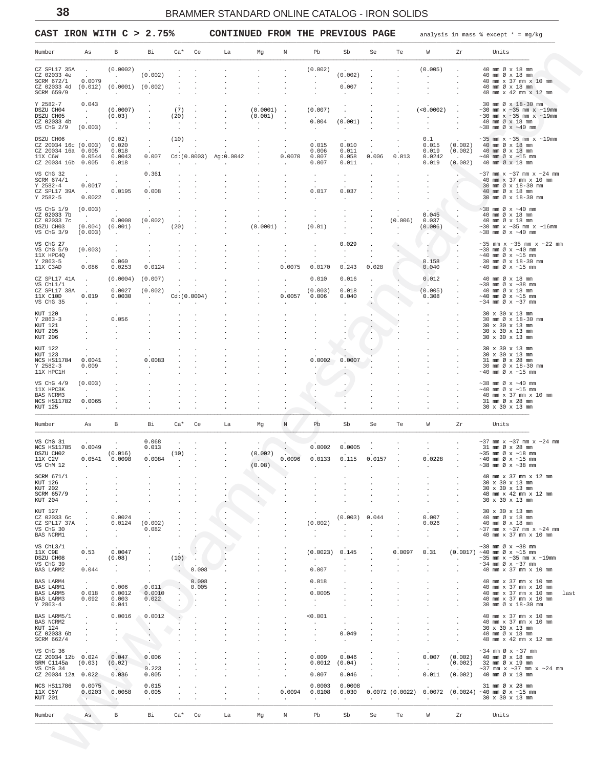## CAST IRON WITH C > 2.75% CONTINUED FROM THE PREVIOUS PAGE

analysis in mass % except * = mg/kg

| Number | As | B | Bi | Ca* | Ce | La | Mg | N | Pb | Sb | Se | Te | W | Zr | Units |
|---|---|---|---|---|---|---|---|---|---|---|---|---|---|---|---|
| CZ SPL17 35A | . | (0.0002) | . | . | . | . | . | . | (0.002) | . | . | . | (0.005) | . | 40 mm Ø x 18 mm |
| CZ 02033 4e | . | . | (0.002) | . | . | . | . | . | . | (0.002) | . | . | . | . | 40 mm Ø x 18 mm |
| SCRM 672/1 | 0.0079 | . | . | . | . | . | . | . | . | . | . | . | . | . | 40 mm x 37 mm x 10 mm |
| CZ 02033 4d | (0.012) | (0.0001) | (0.002) | . | . | . | . | . | . | 0.007 | . | . | . | . | 40 mm Ø x 18 mm |
| SCRM 659/9 | . | . | . | . | . | . | . | . | . | . | . | . | . | . | 48 mm x 42 mm x 12 mm |
| Y 2582-7 | 0.043 | . | . | . | . | . | . | . | . | . | . | . | . | . | 30 mm Ø x 18-30 mm |
| DSZU CH04 | . | (0.0007) | . | (7) | . | . | (0.0001) | . | (0.007) | . | . | . | (<0.0002) | . | ~30 mm x ~35 mm x ~19mm |
| DSZU CH05 | . | (0.03) | . | (20) | . | . | (0.001) | . | . | . | . | . | . | . | ~30 mm x ~35 mm x ~19mm |
| CZ 02033 4b | . | . | . | . | . | . | . | . | 0.004 | (0.001) | . | . | . | . | 40 mm Ø x 18 mm |
| VS ChG 2/9 | (0.003) | . | . | . | . | . | . | . | . | . | . | . | . | . | ~38 mm Ø x ~40 mm |
| DSZU CH06 | . | (0.02) | . | (10) | . | . | . | . | . | . | . | . | 0.1 | . | ~35 mm x ~35 mm x ~19mm |
| CZ 20034 16c | (0.003) | 0.020 | . | . | . | . | . | . | 0.015 | 0.010 | . | . | 0.015 | (0.002) | 40 mm Ø x 18 mm |
| CZ 20034 16a | 0.005 | 0.018 | . | . | . | . | . | . | 0.006 | 0.011 | . | . | 0.019 | (0.002) | 40 mm Ø x 18 mm |
| 11X C6W | 0.0544 | 0.0043 | 0.007 | Cd:(0.0003) | | Ag:0.0042 | . | 0.0070 | 0.007 | 0.058 | 0.006 | 0.013 | 0.0242 | . | ~40 mm Ø x ~15 mm |
| CZ 20034 16b | 0.005 | 0.018 | . | . | . | . | . | . | 0.007 | 0.011 | . | . | 0.019 | (0.002) | 40 mm Ø x 18 mm |
| VS ChG 32 | . | . | 0.361 | . | . | . | . | . | . | . | . | . | . | . | ~37 mm x ~37 mm x ~24 mm |
| SCRM 674/1 | . | . | . | . | . | . | . | . | . | . | . | . | . | . | 40 mm x 37 mm x 10 mm |
| Y 2582-4 | 0.0017 | . | . | . | . | . | . | . | . | . | . | . | . | . | 30 mm Ø x 18-30 mm |
| CZ SPL17 39A | . | 0.0195 | 0.008 | . | . | . | . | . | 0.017 | 0.037 | . | . | . | . | 40 mm Ø x 18 mm |
| Y 2582-5 | 0.0022 | . | . | . | . | . | . | . | . | . | . | . | . | . | 30 mm Ø x 18-30 mm |
| VS ChG 1/9 | (0.003) | . | . | . | . | . | . | . | . | . | . | . | . | . | ~38 mm Ø x ~40 mm |
| CZ 02033 7b | . | . | . | . | . | . | . | . | . | . | . | . | 0.045 | . | 40 mm Ø x 18 mm |
| CZ 02033 7c | . | 0.0008 | (0.002) | . | . | . | . | . | . | . | . | (0.006) | 0.037 | . | 40 mm Ø x 18 mm |
| DSZU CH03 | (0.004) | (0.001) | . | (20) | . | . | (0.0001) | . | (0.01) | . | . | . | (0.006) | . | ~30 mm x ~35 mm x ~16mm |
| VS ChG 3/9 | (0.003) | . | . | . | . | . | . | . | . | . | . | . | . | . | ~38 mm Ø x ~40 mm |
| VS ChG 27 | . | . | . | . | . | . | . | . | . | 0.029 | . | . | . | . | ~35 mm x ~35 mm x ~22 mm |
| VS ChG 5/9 | (0.003) | . | . | . | . | . | . | . | . | . | . | . | . | . | ~38 mm Ø x ~40 mm |
| 11X HPC4Q | . | . | . | . | . | . | . | . | . | . | . | . | . | . | ~40 mm Ø x ~15 mm |
| Y 2863-5 | . | 0.060 | . | . | . | . | . | . | . | . | . | . | 0.158 | . | 30 mm Ø x 18-30 mm |
| 11X C3AD | 0.086 | 0.0253 | 0.0124 | . | . | . | . | 0.0075 | 0.0170 | 0.243 | 0.028 | . | 0.040 | . | ~40 mm Ø x ~15 mm |
| CZ SPL17 41A | . | (0.0004) | (0.007) | . | . | . | . | . | 0.010 | 0.016 | . | . | 0.012 | . | 40 mm Ø x 18 mm |
| VS ChL1/1 | . | . | . | . | . | . | . | . | . | . | . | . | . | . | ~38 mm Ø x ~38 mm |
| CZ SPL17 38A | . | 0.0027 | (0.002) | . | . | . | . | . | (0.003) | 0.018 | . | . | (0.005) | . | 40 mm Ø x 18 mm |
| 11X C10D | 0.019 | 0.0030 | . | Cd:(0.0004) | | . | . | 0.0057 | 0.006 | 0.040 | . | . | 0.308 | . | ~40 mm Ø x ~15 mm |
| VS ChG 35 | . | . | . | . | . | . | . | . | . | . | . | . | . | . | ~34 mm Ø x ~37 mm |
| KUT 120 | . | . | . | . | . | . | . | . | . | . | . | . | . | . | 30 x 30 x 13 mm |
| Y 2863-3 | . | 0.056 | . | . | . | . | . | . | . | . | . | . | . | . | 30 mm Ø x 18-30 mm |
| KUT 121 | . | . | . | . | . | . | . | . | . | . | . | . | . | . | 30 x 30 x 13 mm |
| KUT 205 | . | . | . | . | . | . | . | . | . | . | . | . | . | . | 30 x 30 x 13 mm |
| KUT 206 | . | . | . | . | . | . | . | . | . | . | . | . | . | . | 30 x 30 x 13 mm |
| KUT 122 | . | . | . | . | . | . | . | . | . | . | . | . | . | . | 30 x 30 x 13 mm |
| KUT 123 | . | . | . | . | . | . | . | . | . | . | . | . | . | . | 30 x 30 x 13 mm |
| NCS HS11784 | 0.0041 | . | 0.0083 | . | . | . | . | . | 0.0002 | 0.0007 | . | . | . | . | 31 mm Ø x 28 mm |
| Y 2582-3 | 0.009 | . | . | . | . | . | . | . | . | . | . | . | . | . | 30 mm Ø x 18-30 mm |
| 11X HPC1H | . | . | . | . | . | . | . | . | . | . | . | . | . | . | ~40 mm Ø x ~15 mm |
| VS ChG 4/9 | (0.003) | . | . | . | . | . | . | . | . | . | . | . | . | . | ~38 mm Ø x ~40 mm |
| 11X HPC3K | . | . | . | . | . | . | . | . | . | . | . | . | . | . | ~40 mm Ø x ~15 mm |
| BAS NCRM3 | . | . | . | . | . | . | . | . | . | . | . | . | . | . | 40 mm x 37 mm x 10 mm |
| NCS HS11782 | 0.0065 | . | . | . | . | . | . | . | . | . | . | . | . | . | 31 mm Ø x 28 mm |
| KUT 125 | . | . | . | . | . | . | . | . | . | . | . | . | . | . | 30 x 30 x 13 mm |

| Number | As | B | Bi | Ca* | Ce | La | Mg | N | Pb | Sb | Se | Te | W | Zr | Units |
|---|---|---|---|---|---|---|---|---|---|---|---|---|---|---|---|
| VS ChG 31 | . | . | 0.068 | . | . | . | . | . | . | . | . | . | . | . | ~37 mm x ~37 mm x ~24 mm |
| NCS HS11785 | 0.0049 | . | 0.013 | . | . | . | . | . | 0.0002 | 0.0005 | . | . | . | . | 31 mm Ø x 28 mm |
| DSZU CH02 | . | (0.016) | . | (10) | . | . | (0.002) | . | . | . | . | . | . | . | ~35 mm x ~18 mm |
| 11X C2V | 0.0541 | 0.0098 | 0.0084 | . | . | . | . | 0.0096 | 0.0133 | 0.115 | 0.0157 | . | 0.0228 | . | ~40 mm Ø x ~15 mm |
| VS ChM 12 | . | . | . | . | . | . | (0.08) | . | . | . | . | . | . | . | ~38 mm Ø x ~38 mm |
| SCRM 671/1 | . | . | . | . | . | . | . | . | . | . | . | . | . | . | 40 mm x 37 mm x 12 mm |
| KUT 126 | . | . | . | . | . | . | . | . | . | . | . | . | . | . | 30 x 30 x 13 mm |
| KUT 202 | . | . | . | . | . | . | . | . | . | . | . | . | . | . | 30 x 30 x 13 mm |
| SCRM 657/9 | . | . | . | . | . | . | . | . | . | . | . | . | . | . | 48 mm x 42 mm x 12 mm |
| KUT 204 | . | . | . | . | . | . | . | . | . | . | . | . | . | . | 30 x 30 x 13 mm |
| KUT 127 | . | . | . | . | . | . | . | . | . | . | . | . | . | . | 30 x 30 x 13 mm |
| CZ 02033 6c | . | 0.0024 | . | . | . | . | . | . | . | (0.003) | 0.044 | . | 0.007 | . | 40 mm Ø x 18 mm |
| CZ SPL17 37A | . | 0.0124 | (0.002) | . | . | . | . | . | (0.002) | . | . | . | 0.026 | . | 40 mm Ø x 18 mm |
| VS ChG 30 | . | . | 0.082 | . | . | . | . | . | . | . | . | . | . | . | ~37 mm x ~37 mm x ~24 mm |
| BAS NCRM1 | . | . | . | . | . | . | . | . | . | . | . | . | . | . | 40 mm x 37 mm x 10 mm |
| VS ChL3/1 | . | . | . | . | . | . | . | . | . | . | . | . | . | . | ~38 mm Ø x ~38 mm |
| 11X C9E | 0.53 | 0.0047 | . | . | . | . | . | . | (0.0023) | 0.145 | . | 0.0097 | 0.31 | (0.0017) | ~40 mm Ø x ~15 mm |
| DSZU CH08 | . | (0.08) | . | (10) | . | . | . | . | . | . | . | . | . | . | ~35 mm x ~35 mm x ~19mm |
| VS ChG 39 | . | . | . | . | . | . | . | . | . | . | . | . | . | . | ~34 mm Ø x ~37 mm |
| BAS LARM2 | 0.044 | . | . | . | 0.008 | . | . | . | 0.007 | . | . | . | . | . | 40 mm x 37 mm x 10 mm |
| BAS LARM4 | . | . | . | . | 0.008 | . | . | . | 0.018 | . | . | . | . | . | 40 mm x 37 mm x 10 mm |
| BAS LARM1 | . | 0.006 | 0.011 | . | 0.005 | . | . | . | . | . | . | . | . | . | 40 mm x 37 mm x 10 mm |
| BAS LARM5 | 0.018 | 0.0012 | 0.0010 | . | . | . | . | . | 0.0005 | . | . | . | . | . | 40 mm x 37 mm x 10 mm last |
| BAS LARM3 | 0.092 | 0.003 | 0.022 | . | . | . | . | . | . | . | . | . | . | . | 40 mm x 37 mm x 10 mm |
| Y 2863-4 | . | 0.041 | . | . | . | . | . | . | . | . | . | . | . | . | 30 mm Ø x 18-30 mm |
| BAS LARM5/1 | . | 0.0016 | 0.0012 | . | . | . | . | . | <0.001 | . | . | . | . | . | 40 mm x 37 mm x 10 mm |
| BAS NCRM2 | . | . | . | . | . | . | . | . | . | . | . | . | . | . | 40 mm x 37 mm x 10 mm |
| KUT 124 | . | . | . | . | . | . | . | . | . | . | . | . | . | . | 30 x 30 x 13 mm |
| CZ 02033 6b | . | . | . | . | . | . | . | . | . | 0.049 | . | . | . | . | 40 mm Ø x 18 mm |
| SCRM 662/4 | . | . | . | . | . | . | . | . | . | . | . | . | . | . | 48 mm x 42 mm x 12 mm |
| VS ChG 36 | . | . | . | . | . | . | . | . | . | . | . | . | . | . | ~34 mm Ø x ~37 mm |
| CZ 20034 12b | 0.024 | 0.047 | 0.006 | . | . | . | . | . | 0.009 | 0.046 | . | . | 0.007 | (0.002) | 40 mm Ø x 18 mm |
| SRM C1145a | (0.03) | (0.02) | . | . | . | . | . | . | 0.0012 | (0.04) | . | . | . | (0.002) | 32 mm Ø x 19 mm |
| VS ChG 34 | . | . | 0.223 | . | . | . | . | . | . | . | . | . | . | . | ~37 mm x ~37 mm x ~24 mm |
| CZ 20034 12a | 0.022 | 0.036 | 0.005 | . | . | . | . | . | 0.007 | 0.046 | . | . | 0.011 | (0.002) | 40 mm Ø x 18 mm |
| NCS HS11786 | 0.0075 | . | 0.015 | . | . | . | . | . | 0.0003 | 0.0008 | . | . | . | . | 31 mm Ø x 28 mm |
| 11X C5Y | 0.0203 | 0.0058 | 0.005 | . | . | . | . | 0.0094 | 0.0108 | 0.030 | 0.0072 | (0.0022) | 0.0072 | (0.0024) | ~40 mm Ø x ~15 mm |
| KUT 201 | . | . | . | . | . | . | . | . | . | . | . | . | . | . | 30 x 30 x 13 mm |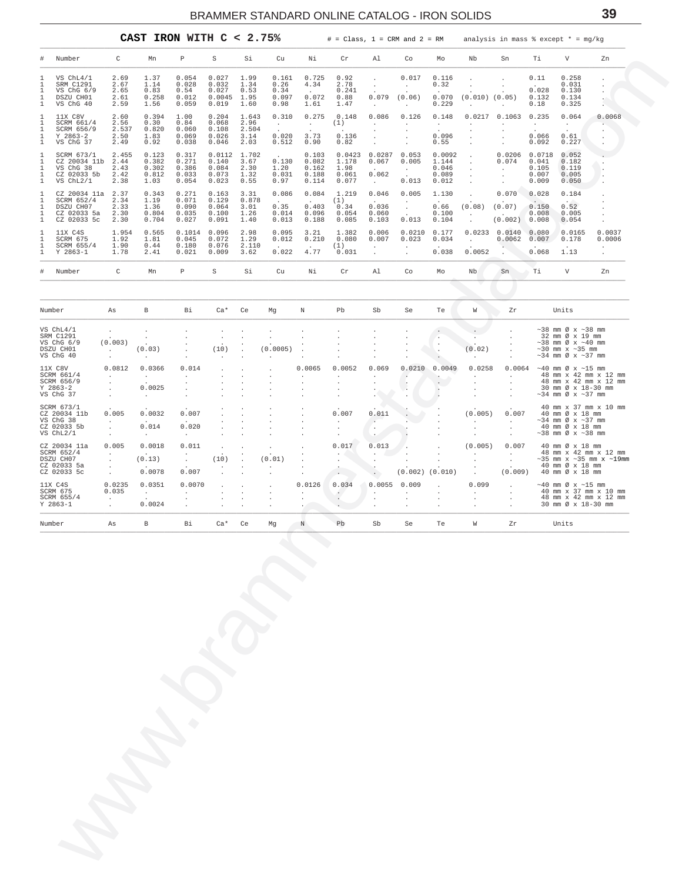## CAST IRON WITH C < 2.75%

# = Class, 1 = CRM and 2 = RM    analysis in mass % except * = mg/kg

| # | Number | C | Mn | P | S | Si | Cu | Ni | Cr | Al | Co | Mo | Nb | Sn | Ti | V | Zn |
|---|---|---|---|---|---|---|---|---|---|---|---|---|---|---|---|---|---|
| 1 | VS ChL4/1 | 2.69 | 1.37 | 0.054 | 0.027 | 1.99 | 0.161 | 0.725 | 0.92 | . | 0.017 | 0.116 | . | . | 0.11 | 0.258 | . |
| 1 | SRM C1291 | 2.67 | 1.14 | 0.028 | 0.032 | 1.34 | 0.26 | 4.34 | 2.78 | . | . | 0.32 | . | . | . | 0.031 | . |
| 1 | VS ChG 6/9 | 2.65 | 0.83 | 0.54 | 0.027 | 0.53 | 0.34 | . | 0.241 | . | . | . | . | . | 0.028 | 0.130 | . |
| 1 | DSZU CH01 | 2.61 | 0.258 | 0.012 | 0.0045 | 1.95 | 0.097 | 0.072 | 0.88 | 0.079 | (0.06) | 0.070 | (0.010) | (0.05) | 0.132 | 0.134 | . |
| 1 | VS ChG 40 | 2.59 | 1.56 | 0.059 | 0.019 | 1.60 | 0.98 | 1.61 | 1.47 | . | . | 0.229 | . | . | 0.18 | 0.325 | . |
| 1 | 11X C8V | 2.60 | 0.394 | 1.00 | 0.204 | 1.643 | 0.310 | 0.275 | 0.148 | 0.086 | 0.126 | 0.148 | 0.0217 | 0.1063 | 0.235 | 0.064 | 0.0068 |
| 1 | SCRM 661/4 | 2.56 | 0.30 | 0.84 | 0.068 | 2.96 | . | . | (1) | . | . | . | . | . | . | . | . |
| 1 | SCRM 656/9 | 2.537 | 0.820 | 0.060 | 0.108 | 2.504 | . | . | . | . | . | . | . | . | . | . | . |
| 1 | Y 2863-2 | 2.50 | 1.83 | 0.069 | 0.026 | 3.14 | 0.020 | 3.73 | 0.136 | . | . | 0.096 | . | . | 0.066 | 0.61 | . |
| 1 | VS ChG 37 | 2.49 | 0.92 | 0.038 | 0.046 | 2.03 | 0.512 | 0.90 | 0.82 | . | . | 0.55 | . | . | 0.092 | 0.227 | . |
| 1 | SCRM 673/1 | 2.455 | 0.123 | 0.317 | 0.0112 | 1.702 | . | 0.103 | 0.0423 | 0.0287 | 0.053 | 0.0092 | . | 0.0206 | 0.0718 | 0.052 | . |
| 1 | CZ 20034 11b | 2.44 | 0.382 | 0.271 | 0.140 | 3.67 | 0.130 | 0.082 | 1.178 | 0.067 | 0.005 | 1.144 | . | 0.074 | 0.041 | 0.182 | . |
| 1 | VS ChG 38 | 2.43 | 0.302 | 0.386 | 0.084 | 2.30 | 1.20 | 0.162 | 1.98 | . | . | 0.046 | . | . | 0.105 | 0.119 | . |
| 1 | CZ 02033 5b | 2.42 | 0.812 | 0.033 | 0.073 | 1.32 | 0.031 | 0.188 | 0.061 | 0.062 | . | 0.089 | . | . | 0.007 | 0.005 | . |
| 1 | VS ChL2/1 | 2.38 | 1.03 | 0.054 | 0.023 | 0.55 | 0.97 | 0.114 | 0.077 | . | 0.013 | 0.012 | . | . | 0.009 | 0.050 | . |
| 1 | CZ 20034 11a | 2.37 | 0.343 | 0.271 | 0.163 | 3.31 | 0.086 | 0.084 | 1.219 | 0.046 | 0.005 | 1.130 | . | 0.070 | 0.028 | 0.184 | . |
| 1 | SCRM 652/4 | 2.34 | 1.19 | 0.071 | 0.129 | 0.878 | . | . | (1) | . | . | . | . | . | . | . | . |
| 1 | DSZU CH07 | 2.33 | 1.36 | 0.090 | 0.064 | 3.01 | 0.35 | 0.403 | 0.34 | 0.036 | . | 0.66 | (0.08) | (0.07) | 0.150 | 0.52 | . |
| 1 | CZ 02033 5a | 2.30 | 0.804 | 0.035 | 0.100 | 1.26 | 0.014 | 0.096 | 0.054 | 0.060 | . | 0.100 | . | . | 0.008 | 0.005 | . |
| 1 | CZ 02033 5c | 2.30 | 0.704 | 0.027 | 0.091 | 1.40 | 0.013 | 0.188 | 0.085 | 0.103 | 0.013 | 0.104 | . | (0.002) | 0.008 | 0.054 | . |
| 1 | 11X C4S | 1.954 | 0.565 | 0.1014 | 0.096 | 2.98 | 0.095 | 3.21 | 1.382 | 0.006 | 0.0210 | 0.177 | 0.0233 | 0.0140 | 0.080 | 0.0165 | 0.0037 |
| 1 | SCRM 675 | 1.92 | 1.81 | 0.045 | 0.072 | 1.29 | 0.012 | 0.210 | 0.080 | 0.007 | 0.023 | 0.034 | . | 0.0062 | 0.007 | 0.178 | 0.0006 |
| 1 | SCRM 655/4 | 1.90 | 0.44 | 0.180 | 0.076 | 2.110 | . | . | (1) | . | . | . | . | . | . | . | . |
| 1 | Y 2863-1 | 1.78 | 2.41 | 0.021 | 0.009 | 3.62 | 0.022 | 4.77 | 0.031 | . | . | 0.038 | 0.0052 | . | 0.068 | 1.13 | . |

| Number | As | B | Bi | Ca* | Ce | Mg | N | Pb | Sb | Se | Te | W | Zr | Units |
|---|---|---|---|---|---|---|---|---|---|---|---|---|---|---|
| VS ChL4/1 | . | . | . | . | . | . | . | . | . | . | . | . | . | ~38 mm Ø x ~38 mm |
| SRM C1291 | . | . | . | . | . | . | . | . | . | . | . | . | . | 32 mm Ø x 19 mm |
| VS ChG 6/9 | (0.003) | . | . | . | . | . | . | . | . | . | . | . | . | ~38 mm Ø x ~40 mm |
| DSZU CH01 | . | (0.03) | . | (10) | . | (0.0005) | . | . | . | . | . | (0.02) | . | ~30 mm x ~35 mm |
| VS ChG 40 | . | . | . | . | . | . | . | . | . | . | . | . | . | ~34 mm Ø x ~37 mm |
| 11X C8V | 0.0812 | 0.0366 | 0.014 | . | . | . | 0.0065 | 0.0052 | 0.069 | 0.0210 | 0.0049 | 0.0258 | 0.0064 | ~40 mm Ø x ~15 mm |
| SCRM 661/4 | . | . | . | . | . | . | . | . | . | . | . | . | . | 48 mm x 42 mm x 12 mm |
| SCRM 656/9 | . | . | . | . | . | . | . | . | . | . | . | . | . | 48 mm x 42 mm x 12 mm |
| Y 2863-2 | . | 0.0025 | . | . | . | . | . | . | . | . | . | . | . | 30 mm Ø x 18-30 mm |
| VS ChG 37 | . | . | . | . | . | . | . | . | . | . | . | . | . | ~34 mm Ø x ~37 mm |
| SCRM 673/1 | . | . | . | . | . | . | . | . | . | . | . | . | . | 40 mm x 37 mm x 10 mm |
| CZ 20034 11b | 0.005 | 0.0032 | 0.007 | . | . | . | . | 0.007 | 0.011 | . | . | (0.005) | 0.007 | 40 mm Ø x 18 mm |
| VS ChG 38 | . | . | . | . | . | . | . | . | . | . | . | . | . | ~34 mm Ø x ~37 mm |
| CZ 02033 5b | . | 0.014 | 0.020 | . | . | . | . | . | . | . | . | . | . | 40 mm Ø x 18 mm |
| VS ChL2/1 | . | . | . | . | . | . | . | . | . | . | . | . | . | ~38 mm Ø x ~38 mm |
| CZ 20034 11a | 0.005 | 0.0018 | 0.011 | . | . | . | . | 0.017 | 0.013 | . | . | (0.005) | 0.007 | 40 mm Ø x 18 mm |
| SCRM 652/4 | . | . | . | . | . | . | . | . | . | . | . | . | . | 48 mm x 42 mm x 12 mm |
| DSZU CH07 | . | (0.13) | . | (10) | . | (0.01) | . | . | . | . | . | . | . | ~35 mm x ~35 mm x ~19mm |
| CZ 02033 5a | . | . | . | . | . | . | . | . | . | . | . | . | . | 40 mm Ø x 18 mm |
| CZ 02033 5c | . | 0.0078 | 0.007 | . | . | . | . | . | . | (0.002) | (0.010) | . | (0.009) | 40 mm Ø x 18 mm |
| 11X C4S | 0.0235 | 0.0351 | 0.0070 | . | . | . | 0.0126 | 0.034 | 0.0055 | 0.009 | . | 0.099 | . | ~40 mm Ø x ~15 mm |
| SCRM 675 | 0.035 | . | . | . | . | . | . | . | . | . | . | . | . | 40 mm x 37 mm x 10 mm |
| SCRM 655/4 | . | . | . | . | . | . | . | . | . | . | . | . | . | 48 mm x 42 mm x 12 mm |
| Y 2863-1 | . | 0.0024 | . | . | . | . | . | . | . | . | . | . | . | 30 mm Ø x 18-30 mm |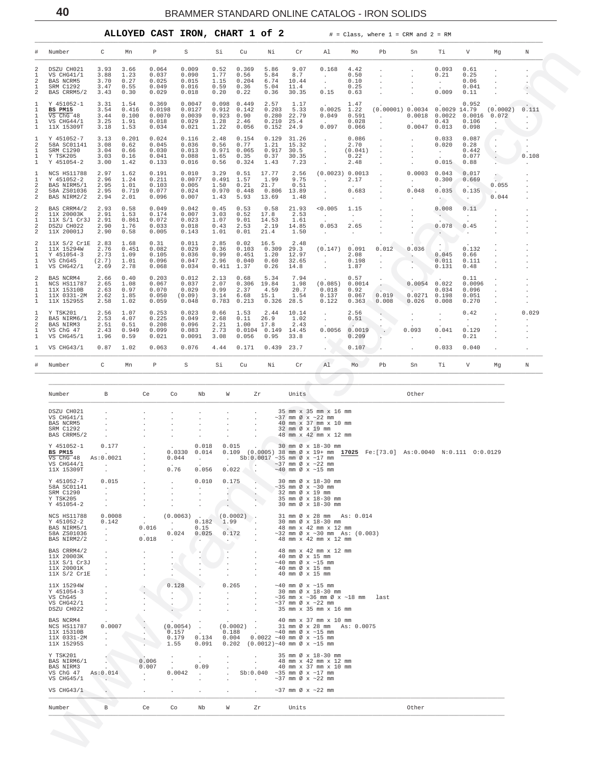## ALLOYED CAST IRON, CHART 1 of 2

# = Class, where 1 = CRM and 2 = RM

| # | Number | C | Mn | P | S | Si | Cu | Ni | Cr | Al | Mo | Pb | Sn | Ti | V | Mg | N |
|---|---|---|---|---|---|---|---|---|---|---|---|---|---|---|---|---|---|
| 2 | DSZU CH021 | 3.93 | 3.66 | 0.064 | 0.009 | 0.52 | 0.369 | 5.86 | 9.07 | 0.168 | 4.42 | . | . | 0.093 | 0.61 | . | . |
| 1 | VS CHG41/1 | 3.88 | 1.23 | 0.037 | 0.090 | 1.77 | 0.56 | 5.84 | 8.7 | . | 0.50 | . | . | 0.21 | 0.25 | . | . |
| 2 | BAS NCRM5 | 3.70 | 0.27 | 0.025 | 0.015 | 1.15 | 0.204 | 6.74 | 10.44 | . | 0.10 | . | . | . | 0.06 | . | . |
| 1 | SRM C1292 | 3.47 | 0.55 | 0.049 | 0.016 | 0.59 | 0.36 | 5.04 | 11.4 | . | 0.25 | . | . | . | 0.041 | . | . |
| 2 | BAS CRRM5/2 | 3.43 | 0.30 | 0.029 | 0.018 | 0.20 | 0.22 | 0.36 | 30.35 | 0.15 | 0.63 | . | . | 0.009 | 0.11 | . | . |
| 1 | Y 451052-1 | 3.31 | 1.54 | 0.369 | 0.0047 | 0.098 | 0.449 | 2.57 | 1.17 | . | 1.47 | . | . | . | 0.952 | . | . |
| 1 | **BS PM15** | 3.54 | 0.416 | 0.0198 | 0.0127 | 0.912 | 0.142 | 0.203 | 5.33 | 0.0025 | 1.22 | (0.00001) | 0.0034 | 0.0029 | 14.79 | (0.0002) | 0.111 |
| 1 | VS ChG 48 | 3.44 | 0.100 | 0.0070 | 0.0039 | 0.923 | 0.90 | 0.280 | 22.79 | 0.049 | 0.591 | . | 0.0018 | 0.0022 | 0.0016 | 0.072 | . |
| 1 | VS CHG44/1 | 3.25 | 1.91 | 0.018 | 0.029 | 1.28 | 2.46 | 0.210 | 25.4 | . | 0.028 | . | . | 0.43 | 0.106 | . | . |
| 1 | 11X 15309T | 3.18 | 1.53 | 0.034 | 0.021 | 1.22 | 0.056 | 0.152 | 24.9 | 0.097 | 0.066 | . | 0.0047 | 0.013 | 0.098 | . | . |
| 1 | Y 451052-7 | 3.13 | 0.201 | 0.024 | 0.116 | 2.48 | 0.154 | 0.129 | 31.26 | . | 0.086 | . | . | 0.033 | 0.087 | . | . |
| 2 | 58A SC01141 | 3.08 | 0.62 | 0.045 | 0.036 | 0.56 | 0.77 | 1.21 | 15.32 | . | 2.70 | . | . | 0.020 | 0.28 | . | . |
| 1 | SRM C1290 | 3.04 | 0.66 | 0.030 | 0.013 | 0.971 | 0.065 | 0.917 | 30.5 | . | (0.041) | . | . | . | 0.442 | . | . |
| 1 | Y TSK205 | 3.03 | 0.16 | 0.041 | 0.088 | 1.65 | 0.35 | 0.37 | 30.35 | . | 0.22 | . | . | . | 0.077 | . | 0.108 |
| 1 | Y 451054-2 | 3.00 | 1.42 | 0.133 | 0.016 | 0.56 | 0.324 | 1.43 | 7.23 | . | 2.48 | . | . | 0.015 | 0.88 | . | . |
| 1 | NCS HS11788 | 2.97 | 1.62 | 0.191 | 0.010 | 3.29 | 0.51 | 17.77 | 2.56 | (0.0023) | 0.0013 | . | 0.0003 | 0.043 | 0.017 | . | . |
| 1 | Y 451052-2 | 2.96 | 1.24 | 0.211 | 0.0077 | 0.491 | 1.57 | 1.99 | 9.75 | . | 2.17 | . | . | 0.300 | 0.669 | . | . |
| 2 | BAS NIRM5/1 | 2.95 | 1.01 | 0.103 | 0.005 | 1.50 | 0.21 | 21.7 | 0.51 | . | . | . | . | . | . | 0.055 | . |
| 2 | 58A ZS01036 | 2.95 | 0.719 | 0.077 | 0.024 | 0.970 | 0.448 | 0.806 | 13.89 | . | 0.683 | . | 0.048 | 0.035 | 0.135 | . | . |
| 2 | BAS NIRM2/2 | 2.94 | 2.01 | 0.096 | 0.007 | 1.43 | 5.93 | 13.69 | 1.48 | . | . | . | . | . | . | 0.044 | . |
| 2 | BAS CRRM4/2 | 2.93 | 0.58 | 0.049 | 0.042 | 0.45 | 0.53 | 0.58 | 21.93 | <0.005 | 1.15 | . | . | 0.008 | 0.11 | . | . |
| 2 | 11X 20003K | 2.91 | 1.53 | 0.174 | 0.007 | 3.03 | 0.52 | 17.8 | 2.53 | . | . | . | . | . | . | . | . |
| 1 | 11X S/1 Cr3J | 2.91 | 0.861 | 0.072 | 0.023 | 1.07 | 9.01 | 14.53 | 1.61 | . | . | . | . | . | . | . | . |
| 2 | DSZU CH022 | 2.90 | 1.76 | 0.033 | 0.018 | 0.43 | 2.53 | 2.19 | 14.85 | 0.053 | 2.65 | . | . | 0.078 | 0.45 | . | . |
| 2 | 11X 20001J | 2.90 | 0.58 | 0.005 | 0.143 | 1.01 | 0.01 | 21.4 | 1.50 | . | . | . | . | . | . | . | . |
| 2 | 11X S/2 Cr1E | 2.83 | 1.68 | 0.31 | 0.011 | 2.85 | 0.02 | 16.5 | 2.48 | . | . | . | . | . | . | . | . |
| 1 | 11X 15294W | 2.76 | 0.451 | 0.082 | 0.029 | 0.36 | 0.103 | 0.309 | 29.3 | (0.147) | 0.091 | 0.012 | 0.036 | . | 0.132 | . | . |
| 1 | Y 451054-3 | 2.73 | 1.09 | 0.105 | 0.036 | 0.99 | 0.451 | 1.20 | 12.97 | . | 2.08 | . | . | 0.045 | 0.66 | . | . |
| 1 | VS ChG45 | (2.7) | 1.01 | 0.096 | 0.047 | 2.96 | 0.040 | 0.60 | 32.65 | . | 0.198 | . | . | 0.011 | 0.111 | . | . |
| 1 | VS CHG42/1 | 2.69 | 2.78 | 0.068 | 0.034 | 0.411 | 1.37 | 0.26 | 14.8 | . | 1.87 | . | . | 0.131 | 0.48 | . | . |
| 2 | BAS NCRM4 | 2.66 | 0.40 | 0.203 | 0.012 | 2.13 | 0.68 | 5.34 | 7.94 | . | 0.57 | . | . | . | 0.11 | . | . |
| 1 | NCS HS11787 | 2.65 | 1.08 | 0.067 | 0.037 | 2.07 | 0.306 | 19.84 | 1.98 | (0.085) | 0.0014 | . | 0.0054 | 0.022 | 0.0096 | . | . |
| 1 | 11X 15310B | 2.63 | 0.97 | 0.070 | 0.029 | 0.99 | 2.37 | 4.59 | 20.7 | 0.018 | 0.92 | . | . | 0.034 | 0.096 | . | . |
| 1 | 11X 0331-2M | 2.62 | 1.85 | 0.050 | (0.09) | 3.14 | 6.68 | 15.1 | 1.54 | 0.137 | 0.067 | 0.019 | 0.0271 | 0.198 | 0.051 | . | . |
| 1 | 11X 15295S | 2.58 | 1.02 | 0.059 | 0.048 | 0.783 | 0.213 | 0.326 | 28.5 | 0.122 | 0.363 | 0.008 | 0.026 | 0.008 | 0.270 | . | . |
| 1 | Y TSK201 | 2.56 | 1.07 | 0.253 | 0.023 | 0.66 | 1.53 | 2.44 | 10.14 | . | 2.56 | . | . | . | 0.42 | . | 0.029 |
| 2 | BAS NIRM6/1 | 2.53 | 4.07 | 0.225 | 0.049 | 2.68 | 0.11 | 26.9 | 1.02 | . | 0.51 | . | . | . | . | . | . |
| 2 | BAS NIRM3 | 2.51 | 0.51 | 0.208 | 0.096 | 2.21 | 1.00 | 17.8 | 2.43 | . | . | . | . | . | . | . | . |
| 1 | VS ChG 47 | 2.43 | 0.949 | 0.099 | 0.083 | 2.73 | 0.0104 | 0.149 | 14.45 | 0.0056 | 0.0019 | . | 0.093 | 0.041 | 0.129 | . | . |
| 1 | VS CHG45/1 | 1.96 | 0.59 | 0.021 | 0.0091 | 3.08 | 0.056 | 0.95 | 33.8 | . | 0.209 | . | . | . | 0.21 | . | . |
| 1 | VS CHG43/1 | 0.87 | 1.02 | 0.063 | 0.076 | 4.44 | 0.171 | 0.439 | 23.7 | . | 0.107 | . | . | 0.033 | 0.040 | . | . |

| Number | B | Ce | Co | Nb | W | Zr | Units | Other |
|---|---|---|---|---|---|---|---|---|
| DSZU CH021 | . | . | . | . | . | . | 35 mm x 35 mm x 16 mm | |
| VS CHG41/1 | . | . | . | . | . | . | ~37 mm Ø x ~22 mm | |
| BAS NCRM5 | . | . | . | . | . | . | 40 mm x 37 mm x 10 mm | |
| SRM C1292 | . | . | . | . | . | . | 32 mm Ø x 19 mm | |
| BAS CRRM5/2 | . | . | . | . | . | . | 48 mm x 42 mm x 12 mm | |
| Y 451052-1 | 0.177 | . | . | 0.018 | 0.015 | . | 30 mm Ø x 18-30 mm | |
| **BS PM15** | . | . | 0.0330 | 0.014 | 0.109 | (0.0005) | 38 mm Ø x 19+ mm | **17025** Fe:[73.0] As:0.0040 N:0.111 O:0.0129 |
| VS ChG 48 | As:0.0021 | . | 0.044 | . | . | Sb:0.0017 | ~35 mm Ø x ~17 mm | |
| VS CHG44/1 | . | . | . | . | . | . | ~37 mm Ø x ~22 mm | |
| 11X 15309T | . | . | 0.76 | 0.056 | 0.022 | . | ~40 mm Ø x ~15 mm | |
| Y 451052-7 | 0.015 | . | . | 0.010 | 0.175 | . | 30 mm Ø x 18-30 mm | |
| 58A SC01141 | . | . | . | . | . | . | ~35 mm Ø x ~30 mm | |
| SRM C1290 | . | . | . | . | . | . | 32 mm Ø x 19 mm | |
| Y TSK205 | . | . | . | . | . | . | 35 mm Ø x 18-30 mm | |
| Y 451054-2 | . | . | . | . | . | . | 30 mm Ø x 18-30 mm | |
| NCS HS11788 | 0.0008 | . | (0.0063) | . | (0.0002) | . | 31 mm Ø x 28 mm | As: 0.014 |
| Y 451052-2 | 0.142 | . | . | 0.182 | 1.99 | . | 30 mm Ø x 18-30 mm | |
| BAS NIRM5/1 | . | 0.016 | . | 0.15 | . | . | 48 mm x 42 mm x 12 mm | |
| 58A ZS01036 | . | . | 0.024 | 0.025 | 0.172 | . | ~32 mm Ø x ~30 mm | As: (0.003) |
| BAS NIRM2/2 | . | 0.018 | . | . | . | . | 48 mm x 42 mm x 12 mm | |
| BAS CRRM4/2 | . | . | . | . | . | . | 48 mm x 42 mm x 12 mm | |
| 11X 20003K | . | . | . | . | . | . | 40 mm Ø x 15 mm | |
| 11X S/1 Cr3J | . | . | . | . | . | . | ~40 mm Ø x ~15 mm | |
| 11X 20001K | . | . | . | . | . | . | 40 mm Ø x 15 mm | |
| 11X S/2 Cr1E | . | . | . | . | . | . | 40 mm Ø x 15 mm | |
| 11X 15294W | . | . | 0.128 | . | 0.265 | . | ~40 mm Ø x ~15 mm | |
| Y 451054-3 | . | . | . | . | . | . | 30 mm Ø x 18-30 mm | |
| VS ChG45 | . | . | . | . | . | . | ~36 mm x ~36 mm Ø x ~18 mm | last |
| VS CHG42/1 | . | . | . | . | . | . | ~37 mm Ø x ~22 mm | |
| DSZU CH022 | . | . | . | . | . | . | 35 mm x 35 mm x 16 mm | |
| BAS NCRM4 | . | . | . | . | . | . | 40 mm x 37 mm x 10 mm | |
| NCS HS11787 | 0.0007 | . | (0.0054) | . | (0.0002) | . | 31 mm Ø x 28 mm | As: 0.0075 |
| 11X 15310B | . | . | 0.157 | . | 0.188 | . | ~40 mm Ø x ~15 mm | |
| 11X 0331-2M | . | . | 0.179 | 0.134 | 0.004 | 0.0022 | ~40 mm Ø x ~15 mm | |
| 11X 15295S | . | . | 1.55 | 0.091 | 0.202 | (0.0012) | ~40 mm Ø x ~15 mm | |
| Y TSK201 | . | . | . | . | . | . | 35 mm Ø x 18-30 mm | |
| BAS NIRM6/1 | . | 0.006 | . | . | . | . | 48 mm x 42 mm x 12 mm | |
| BAS NIRM3 | . | 0.007 | . | 0.09 | . | . | 40 mm x 37 mm x 10 mm | |
| VS ChG 47 | As:0.014 | . | 0.0042 | . | . | Sb:0.040 | ~35 mm Ø x ~17 mm | |
| VS CHG45/1 | . | . | . | . | . | . | ~37 mm Ø x ~22 mm | |
| VS CHG43/1 | . | . | . | . | . | . | ~37 mm Ø x ~22 mm | |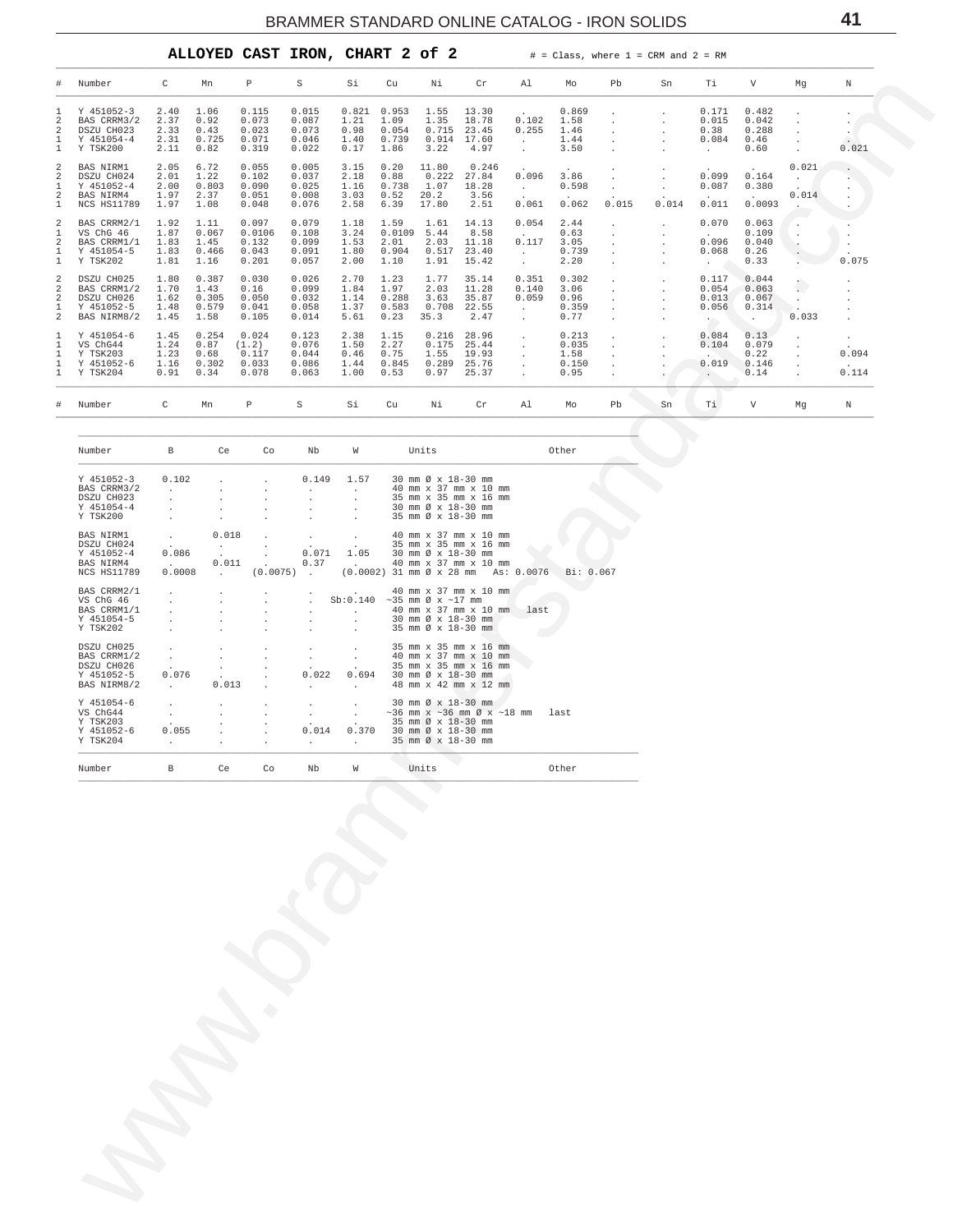## ALLOYED CAST IRON, CHART 2 of 2

# = Class, where 1 = CRM and 2 = RM

| # | Number | C | Mn | P | S | Si | Cu | Ni | Cr | Al | Mo | Pb | Sn | Ti | V | Mg | N |
|---|---|---|---|---|---|---|---|---|---|---|---|---|---|---|---|---|---|
| 1 | Y 451052-3 | 2.40 | 1.06 | 0.115 | 0.015 | 0.821 | 0.953 | 1.55 | 13.30 | . | 0.869 | . | . | 0.171 | 0.482 | . | . |
| 2 | BAS CRRM3/2 | 2.37 | 0.92 | 0.073 | 0.087 | 1.21 | 1.09 | 1.35 | 18.78 | 0.102 | 1.58 | . | . | 0.015 | 0.042 | . | . |
| 2 | DSZU CH023 | 2.33 | 0.43 | 0.023 | 0.073 | 0.98 | 0.054 | 0.715 | 23.45 | 0.255 | 1.46 | . | . | 0.38 | 0.288 | . | . |
| 1 | Y 451054-4 | 2.31 | 0.725 | 0.071 | 0.046 | 1.40 | 0.739 | 0.914 | 17.60 | . | 1.44 | . | . | 0.084 | 0.46 | . | . |
| 1 | Y TSK200 | 2.11 | 0.82 | 0.319 | 0.022 | 0.17 | 1.86 | 3.22 | 4.97 | . | 3.50 | . | . | . | 0.60 | . | 0.021 |
| 2 | BAS NIRM1 | 2.05 | 6.72 | 0.055 | 0.005 | 3.15 | 0.20 | 11.80 | 0.246 | . | . | . | . | . | . | 0.021 | . |
| 2 | DSZU CH024 | 2.01 | 1.22 | 0.102 | 0.037 | 2.18 | 0.88 | 0.222 | 27.84 | 0.096 | 3.86 | . | . | 0.099 | 0.164 | . | . |
| 1 | Y 451052-4 | 2.00 | 0.803 | 0.090 | 0.025 | 1.16 | 0.738 | 1.07 | 18.28 | . | 0.598 | . | . | 0.087 | 0.380 | . | . |
| 2 | BAS NIRM4 | 1.97 | 2.37 | 0.051 | 0.008 | 3.03 | 0.52 | 20.2 | 3.56 | . | . | . | . | . | . | 0.014 | . |
| 1 | NCS HS11789 | 1.97 | 1.08 | 0.048 | 0.076 | 2.58 | 6.39 | 17.80 | 2.51 | 0.061 | 0.062 | 0.015 | 0.014 | 0.011 | 0.0093 | . | . |
| 2 | BAS CRRM2/1 | 1.92 | 1.11 | 0.097 | 0.079 | 1.18 | 1.59 | 1.61 | 14.13 | 0.054 | 2.44 | . | . | 0.070 | 0.063 | . | . |
| 1 | VS ChG 46 | 1.87 | 0.067 | 0.0106 | 0.108 | 3.24 | 0.0109 | 5.44 | 8.58 | . | 0.63 | . | . | . | 0.109 | . | . |
| 2 | BAS CRRM1/1 | 1.83 | 1.45 | 0.132 | 0.099 | 1.53 | 2.01 | 2.03 | 11.18 | 0.117 | 3.05 | . | . | 0.096 | 0.040 | . | . |
| 1 | Y 451054-5 | 1.83 | 0.466 | 0.043 | 0.091 | 1.80 | 0.904 | 0.517 | 23.40 | . | 0.739 | . | . | 0.068 | 0.26 | . | . |
| 1 | Y TSK202 | 1.81 | 1.16 | 0.201 | 0.057 | 2.00 | 1.10 | 1.91 | 15.42 | . | 2.20 | . | . | . | 0.33 | . | 0.075 |
| 2 | DSZU CH025 | 1.80 | 0.387 | 0.030 | 0.026 | 2.70 | 1.23 | 1.77 | 35.14 | 0.351 | 0.302 | . | . | 0.117 | 0.044 | . | . |
| 2 | BAS CRRM1/2 | 1.70 | 1.43 | 0.16 | 0.099 | 1.84 | 1.97 | 2.03 | 11.28 | 0.140 | 3.06 | . | . | 0.054 | 0.063 | . | . |
| 2 | DSZU CH026 | 1.62 | 0.305 | 0.050 | 0.032 | 1.14 | 0.288 | 3.63 | 35.87 | 0.059 | 0.96 | . | . | 0.013 | 0.067 | . | . |
| 1 | Y 451052-5 | 1.48 | 0.579 | 0.041 | 0.058 | 1.37 | 0.583 | 0.708 | 22.55 | . | 0.359 | . | . | 0.056 | 0.314 | . | . |
| 2 | BAS NIRM8/2 | 1.45 | 1.58 | 0.105 | 0.014 | 5.61 | 0.23 | 35.3 | 2.47 | . | 0.77 | . | . | . | . | 0.033 | . |
| 1 | Y 451054-6 | 1.45 | 0.254 | 0.024 | 0.123 | 2.38 | 1.15 | 0.216 | 28.96 | . | 0.213 | . | . | 0.084 | 0.13 | . | . |
| 1 | VS ChG44 | 1.24 | 0.87 | (1.2) | 0.076 | 1.50 | 2.27 | 0.175 | 25.44 | . | 0.035 | . | . | 0.104 | 0.079 | . | . |
| 1 | Y TSK203 | 1.23 | 0.68 | 0.117 | 0.044 | 0.46 | 0.75 | 1.55 | 19.93 | . | 1.58 | . | . | . | 0.22 | . | 0.094 |
| 1 | Y 451052-6 | 1.16 | 0.302 | 0.033 | 0.086 | 1.44 | 0.845 | 0.289 | 25.76 | . | 0.150 | . | . | 0.019 | 0.146 | . | . |
| 1 | Y TSK204 | 0.91 | 0.34 | 0.078 | 0.063 | 1.00 | 0.53 | 0.97 | 25.37 | . | 0.95 | . | . | . | 0.14 | . | 0.114 |

| Number | B | Ce | Co | Nb | W | Units | Other |
|---|---|---|---|---|---|---|---|
| Y 451052-3 | 0.102 | . | . | 0.149 | 1.57 | 30 mm Ø x 18-30 mm | |
| BAS CRRM3/2 | . | . | . | . | . | 40 mm x 37 mm x 10 mm | |
| DSZU CH023 | . | . | . | . | . | 35 mm x 35 mm x 16 mm | |
| Y 451054-4 | . | . | . | . | . | 30 mm Ø x 18-30 mm | |
| Y TSK200 | . | . | . | . | . | 35 mm Ø x 18-30 mm | |
| BAS NIRM1 | . | 0.018 | . | . | . | 40 mm x 37 mm x 10 mm | |
| DSZU CH024 | . | . | . | . | . | 35 mm x 35 mm x 16 mm | |
| Y 451052-4 | 0.086 | . | . | 0.071 | 1.05 | 30 mm Ø x 18-30 mm | |
| BAS NIRM4 | . | 0.011 | . | 0.37 | . | 40 mm x 37 mm x 10 mm | |
| NCS HS11789 | 0.0008 | . | (0.0075) | . | (0.0002) | 31 mm Ø x 28 mm | As: 0.0076 Bi: 0.067 |
| BAS CRRM2/1 | . | . | . | . | . | 40 mm x 37 mm x 10 mm | |
| VS ChG 46 | . | . | . | . | Sb:0.140 | ~35 mm Ø x ~17 mm | |
| BAS CRRM1/1 | . | . | . | . | . | 40 mm x 37 mm x 10 mm | last |
| Y 451054-5 | . | . | . | . | . | 30 mm Ø x 18-30 mm | |
| Y TSK202 | . | . | . | . | . | 35 mm Ø x 18-30 mm | |
| DSZU CH025 | . | . | . | . | . | 35 mm x 35 mm x 16 mm | |
| BAS CRRM1/2 | . | . | . | . | . | 40 mm x 37 mm x 10 mm | |
| DSZU CH026 | . | . | . | . | . | 35 mm x 35 mm x 16 mm | |
| Y 451052-5 | 0.076 | . | . | 0.022 | 0.694 | 30 mm Ø x 18-30 mm | |
| BAS NIRM8/2 | . | 0.013 | . | . | . | 48 mm x 42 mm x 12 mm | |
| Y 451054-6 | . | . | . | . | . | 30 mm Ø x 18-30 mm | |
| VS ChG44 | . | . | . | . | . | ~36 mm x ~36 mm Ø x ~18 mm | last |
| Y TSK203 | . | . | . | . | . | 35 mm Ø x 18-30 mm | |
| Y 451052-6 | 0.055 | . | . | 0.014 | 0.370 | 30 mm Ø x 18-30 mm | |
| Y TSK204 | . | . | . | . | . | 35 mm Ø x 18-30 mm | |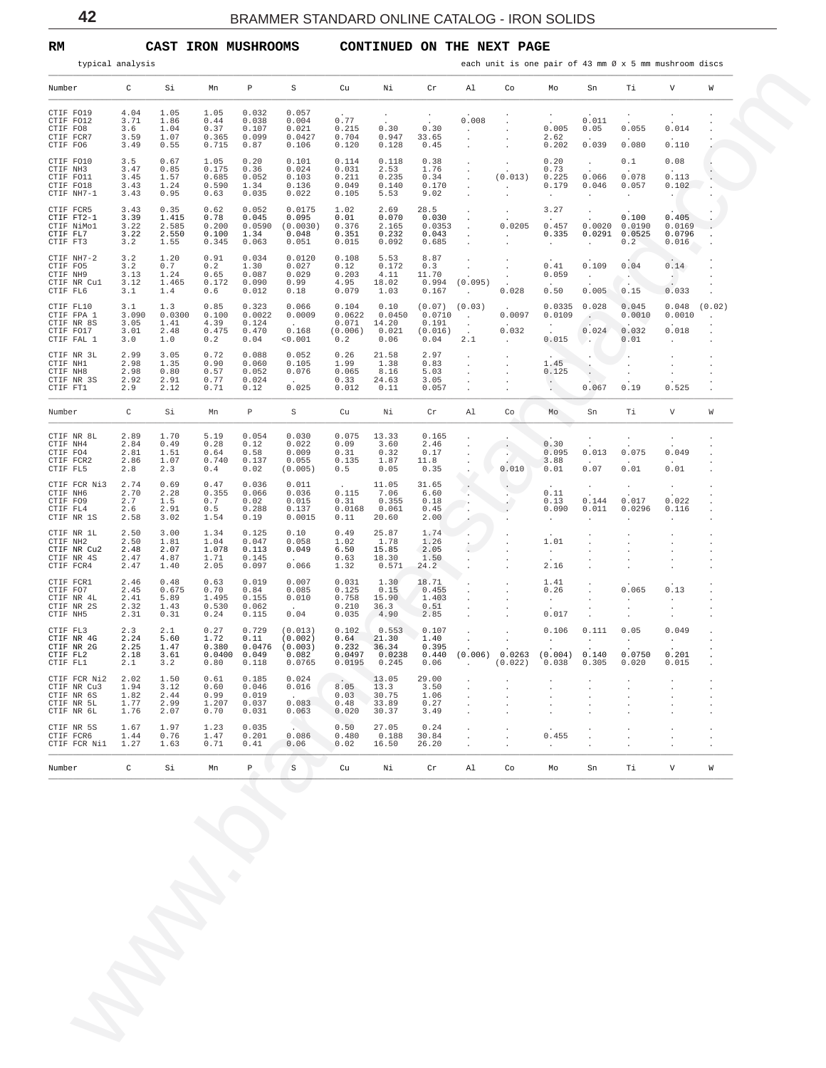**RM CAST IRON MUSHROOMS CONTINUED ON THE NEXT PAGE**

typical analysis — each unit is one pair of 43 mm Ø x 5 mm mushroom discs

| Number | C | Si | Mn | P | S | Cu | Ni | Cr | Al | Co | Mo | Sn | Ti | V | W |
|---|---|---|---|---|---|---|---|---|---|---|---|---|---|---|---|
| CTIF FO19 | 4.04 | 1.05 | 1.05 | 0.032 | 0.057 | . | . | . | . | . | . | . | . | . | . |
| CTIF FO12 | 3.71 | 1.86 | 0.44 | 0.038 | 0.004 | 0.77 | . | . | 0.008 | . | . | 0.011 | . | . | . |
| CTIF FO8 | 3.6 | 1.04 | 0.37 | 0.107 | 0.021 | 0.215 | 0.30 | 0.30 | . | . | 0.005 | 0.05 | 0.055 | 0.014 | . |
| CTIF FCR7 | 3.59 | 1.07 | 0.365 | 0.099 | 0.0427 | 0.704 | 0.947 | 33.65 | . | . | 2.62 | . | . | . | . |
| CTIF FO6 | 3.49 | 0.55 | 0.715 | 0.87 | 0.106 | 0.120 | 0.128 | 0.45 | . | . | 0.202 | 0.039 | 0.080 | 0.110 | . |
| CTIF FO10 | 3.5 | 0.67 | 1.05 | 0.20 | 0.101 | 0.114 | 0.118 | 0.38 | . | . | 0.20 | . | 0.1 | 0.08 | . |
| CTIF NH3 | 3.47 | 0.85 | 0.175 | 0.36 | 0.024 | 0.031 | 2.53 | 1.76 | . | . | 0.73 | . | . | . | . |
| CTIF FO11 | 3.45 | 1.57 | 0.685 | 0.052 | 0.103 | 0.211 | 0.235 | 0.34 | . | (0.013) | 0.225 | 0.066 | 0.078 | 0.113 | . |
| CTIF FO18 | 3.43 | 1.24 | 0.590 | 1.34 | 0.136 | 0.049 | 0.140 | 0.170 | . | . | 0.179 | 0.046 | 0.057 | 0.102 | . |
| CTIF NH7-1 | 3.43 | 0.95 | 0.63 | 0.035 | 0.022 | 0.105 | 5.53 | 9.02 | . | . | . | . | . | . | . |
| CTIF FCR5 | 3.43 | 0.35 | 0.62 | 0.052 | 0.0175 | 1.02 | 2.69 | 28.5 | . | . | 3.27 | . | . | . | . |
| CTIF FT2-1 | 3.39 | 1.415 | 0.78 | 0.045 | 0.095 | 0.01 | 0.070 | 0.030 | . | . | . | . | 0.100 | 0.405 | . |
| CTIF NiMo1 | 3.22 | 2.585 | 0.200 | 0.0590 | (0.0030) | 0.376 | 2.165 | 0.0353 | . | 0.0205 | 0.457 | 0.0020 | 0.0190 | 0.0169 | . |
| CTIF FL7 | 3.22 | 2.550 | 0.100 | 1.34 | 0.048 | 0.351 | 0.232 | 0.043 | . | . | 0.335 | 0.0291 | 0.0525 | 0.0796 | . |
| CTIF FT3 | 3.2 | 1.55 | 0.345 | 0.063 | 0.051 | 0.015 | 0.092 | 0.685 | . | . | . | . | 0.2 | 0.016 | . |
| CTIF NH7-2 | 3.2 | 1.20 | 0.91 | 0.034 | 0.0120 | 0.108 | 5.53 | 8.87 | . | . | . | . | . | . | . |
| CTIF FO5 | 3.2 | 0.7 | 0.2 | 1.30 | 0.027 | 0.12 | 0.172 | 0.3 | . | . | 0.41 | 0.109 | 0.04 | 0.14 | . |
| CTIF NH9 | 3.13 | 1.24 | 0.65 | 0.087 | 0.029 | 0.203 | 4.11 | 11.70 | . | . | 0.059 | . | . | . | . |
| CTIF NR Cu1 | 3.12 | 1.465 | 0.172 | 0.090 | 0.99 | 4.95 | 18.02 | 0.994 | (0.095) | . | . | . | . | . | . |
| CTIF FL6 | 3.1 | 1.4 | 0.6 | 0.012 | 0.18 | 0.079 | 1.03 | 0.167 | . | 0.028 | 0.50 | 0.005 | 0.15 | 0.033 | . |
| CTIF FL10 | 3.1 | 1.3 | 0.85 | 0.323 | 0.066 | 0.104 | 0.10 | (0.07) | (0.03) | . | 0.0335 | 0.028 | 0.045 | 0.048 | (0.02) |
| CTIF FPA 1 | 3.090 | 0.0300 | 0.100 | 0.0022 | 0.0009 | 0.0622 | 0.0450 | 0.0710 | . | 0.0097 | 0.0109 | . | 0.0010 | 0.0010 | . |
| CTIF NR 8S | 3.05 | 1.41 | 4.39 | 0.124 | . | 0.071 | 14.20 | 0.191 | . | . | . | . | . | . | . |
| CTIF FO17 | 3.01 | 2.48 | 0.475 | 0.470 | 0.168 | (0.006) | 0.021 | (0.016) | . | 0.032 | . | 0.024 | 0.032 | 0.018 | . |
| CTIF FAL 1 | 3.0 | 1.0 | 0.2 | 0.04 | <0.001 | 0.2 | 0.06 | 0.04 | 2.1 | . | 0.015 | . | 0.01 | . | . |
| CTIF NR 3L | 2.99 | 3.05 | 0.72 | 0.088 | 0.052 | 0.26 | 21.58 | 2.97 | . | . | . | . | . | . | . |
| CTIF NH1 | 2.98 | 1.35 | 0.90 | 0.060 | 0.105 | 1.99 | 1.38 | 0.83 | . | . | 1.45 | . | . | . | . |
| CTIF NH8 | 2.98 | 0.80 | 0.57 | 0.052 | 0.076 | 0.065 | 8.16 | 5.03 | . | . | 0.125 | . | . | . | . |
| CTIF NR 3S | 2.92 | 2.91 | 0.77 | 0.024 | . | 0.33 | 24.63 | 3.05 | . | . | . | . | . | . | . |
| CTIF FT1 | 2.9 | 2.12 | 0.71 | 0.12 | 0.025 | 0.012 | 0.11 | 0.057 | . | . | . | 0.067 | 0.19 | 0.525 | . |

| Number | C | Si | Mn | P | S | Cu | Ni | Cr | Al | Co | Mo | Sn | Ti | V | W |
|---|---|---|---|---|---|---|---|---|---|---|---|---|---|---|---|
| CTIF NR 8L | 2.89 | 1.70 | 5.19 | 0.054 | 0.030 | 0.075 | 13.33 | 0.165 | . | . | . | . | . | . | . |
| CTIF NH4 | 2.84 | 0.49 | 0.28 | 0.12 | 0.022 | 0.09 | 3.60 | 2.46 | . | . | 0.30 | . | . | . | . |
| CTIF FO4 | 2.81 | 1.51 | 0.64 | 0.58 | 0.009 | 0.31 | 0.32 | 0.17 | . | . | 0.095 | 0.013 | 0.075 | 0.049 | . |
| CTIF FCR2 | 2.86 | 1.07 | 0.740 | 0.137 | 0.055 | 0.135 | 1.87 | 11.8 | . | . | 3.88 | . | . | . | . |
| CTIF FL5 | 2.8 | 2.3 | 0.4 | 0.02 | (0.005) | 0.5 | 0.05 | 0.35 | . | 0.010 | 0.01 | 0.07 | 0.01 | 0.01 | . |
| CTIF FCR Ni3 | 2.74 | 0.69 | 0.47 | 0.036 | 0.011 | . | 11.05 | 31.65 | . | . | . | . | . | . | . |
| CTIF NH6 | 2.70 | 2.28 | 0.355 | 0.066 | 0.036 | 0.115 | 7.06 | 6.60 | . | . | 0.11 | . | . | . | . |
| CTIF FO9 | 2.7 | 1.5 | 0.7 | 0.02 | 0.015 | 0.31 | 0.355 | 0.18 | . | . | 0.13 | 0.144 | 0.017 | 0.022 | . |
| CTIF FL4 | 2.6 | 2.91 | 0.5 | 0.288 | 0.137 | 0.0168 | 0.061 | 0.45 | . | . | 0.090 | 0.011 | 0.0296 | 0.116 | . |
| CTIF NR 1S | 2.58 | 3.02 | 1.54 | 0.19 | 0.0015 | 0.11 | 20.60 | 2.00 | . | . | . | . | . | . | . |
| CTIF NR 1L | 2.50 | 3.00 | 1.34 | 0.125 | 0.10 | 0.49 | 25.87 | 1.74 | . | . | . | . | . | . | . |
| CTIF NH2 | 2.50 | 1.81 | 1.04 | 0.047 | 0.058 | 1.02 | 1.78 | 1.26 | . | . | 1.01 | . | . | . | . |
| CTIF NR Cu2 | 2.48 | 2.07 | 1.078 | 0.113 | 0.049 | 6.50 | 15.85 | 2.05 | . | . | . | . | . | . | . |
| CTIF NR 4S | 2.47 | 4.87 | 1.71 | 0.145 | . | 0.63 | 18.30 | 1.50 | . | . | . | . | . | . | . |
| CTIF FCR4 | 2.47 | 1.40 | 2.05 | 0.097 | 0.066 | 1.32 | 0.571 | 24.2 | . | . | 2.16 | . | . | . | . |
| CTIF FCR1 | 2.46 | 0.48 | 0.63 | 0.019 | 0.007 | 0.031 | 1.30 | 18.71 | . | . | 1.41 | . | . | . | . |
| CTIF FO7 | 2.45 | 0.675 | 0.70 | 0.84 | 0.085 | 0.125 | 0.15 | 0.455 | . | . | 0.26 | . | 0.065 | 0.13 | . |
| CTIF NR 4L | 2.41 | 5.89 | 1.495 | 0.155 | 0.010 | 0.758 | 15.90 | 1.403 | . | . | . | . | . | . | . |
| CTIF NR 2S | 2.32 | 1.43 | 0.530 | 0.062 | . | 0.210 | 36.3 | 0.51 | . | . | . | . | . | . | . |
| CTIF NH5 | 2.31 | 0.31 | 0.24 | 0.115 | 0.04 | 0.035 | 4.90 | 2.85 | . | . | 0.017 | . | . | . | . |
| CTIF FL3 | 2.3 | 2.1 | 0.27 | 0.729 | (0.013) | 0.102 | 0.553 | 0.107 | . | . | 0.106 | 0.111 | 0.05 | 0.049 | . |
| CTIF NR 4G | 2.24 | 5.60 | 1.72 | 0.11 | (0.002) | 0.64 | 21.30 | 1.40 | . | . | . | . | . | . | . |
| CTIF NR 2G | 2.25 | 1.47 | 0.380 | 0.0476 | (0.003) | 0.232 | 36.34 | 0.395 | . | . | . | . | . | . | . |
| CTIF FL2 | 2.18 | 3.61 | 0.0400 | 0.049 | 0.082 | 0.0497 | 0.0238 | 0.440 | (0.006) | 0.0263 | (0.004) | 0.140 | 0.0750 | 0.201 | . |
| CTIF FL1 | 2.1 | 3.2 | 0.80 | 0.118 | 0.0765 | 0.0195 | 0.245 | 0.06 | . | (0.022) | 0.038 | 0.305 | 0.020 | 0.015 | . |
| CTIF FCR Ni2 | 2.02 | 1.50 | 0.61 | 0.185 | 0.024 | . | 13.05 | 29.00 | . | . | . | . | . | . | . |
| CTIF NR Cu3 | 1.94 | 3.12 | 0.60 | 0.046 | 0.016 | 8.05 | 13.3 | 3.50 | . | . | . | . | . | . | . |
| CTIF NR 6S | 1.82 | 2.44 | 0.99 | 0.019 | . | 0.03 | 30.75 | 1.06 | . | . | . | . | . | . | . |
| CTIF NR 5L | 1.77 | 2.99 | 1.207 | 0.037 | 0.083 | 0.48 | 33.89 | 0.27 | . | . | . | . | . | . | . |
| CTIF NR 6L | 1.76 | 2.07 | 0.70 | 0.031 | 0.063 | 0.020 | 30.37 | 3.49 | . | . | . | . | . | . | . |
| CTIF NR 5S | 1.67 | 1.97 | 1.23 | 0.035 | . | 0.50 | 27.05 | 0.24 | . | . | . | . | . | . | . |
| CTIF FCR6 | 1.44 | 0.76 | 1.47 | 0.201 | 0.086 | 0.480 | 0.188 | 30.84 | . | . | 0.455 | . | . | . | . |
| CTIF FCR Ni1 | 1.27 | 1.63 | 0.71 | 0.41 | 0.06 | 0.02 | 16.50 | 26.20 | . | . | . | . | . | . | . |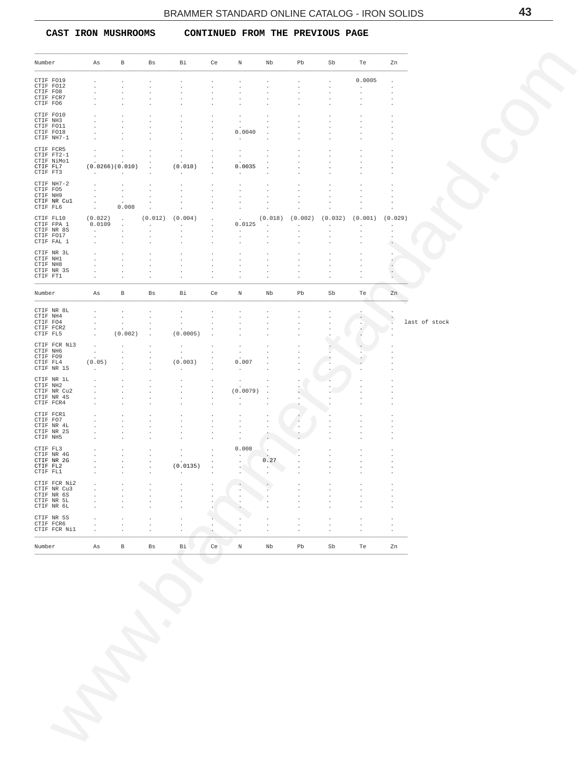**CAST IRON MUSHROOMS CONTINUED FROM THE PREVIOUS PAGE**

| Number | As | B | Bs | Bi | Ce | N | Nb | Pb | Sb | Te | Zn | |
|---|---|---|---|---|---|---|---|---|---|---|---|---|
| CTIF FO19 | . | . | . | . | . | . | . | . | . | 0.0005 | . | |
| CTIF FO12 | . | . | . | . | . | . | . | . | . | . | . | |
| CTIF FO8 | . | . | . | . | . | . | . | . | . | . | . | |
| CTIF FCR7 | . | . | . | . | . | . | . | . | . | . | . | |
| CTIF FO6 | . | . | . | . | . | . | . | . | . | . | . | |
| CTIF FO10 | . | . | . | . | . | . | . | . | . | . | . | |
| CTIF NH3 | . | . | . | . | . | . | . | . | . | . | . | |
| CTIF FO11 | . | . | . | . | . | . | . | . | . | . | . | |
| CTIF FO18 | . | . | . | . | . | 0.0040 | . | . | . | . | . | |
| CTIF NH7-1 | . | . | . | . | . | . | . | . | . | . | . | |
| CTIF FCR5 | . | . | . | . | . | . | . | . | . | . | . | |
| CTIF FT2-1 | . | . | . | . | . | . | . | . | . | . | . | |
| CTIF NiMo1 | . | . | . | . | . | . | . | . | . | . | . | |
| CTIF FL7 | (0.0266) | (0.010) | . | (0.010) | . | 0.0035 | . | . | . | . | . | |
| CTIF FT3 | . | . | . | . | . | . | . | . | . | . | . | |
| CTIF NH7-2 | . | . | . | . | . | . | . | . | . | . | . | |
| CTIF FO5 | . | . | . | . | . | . | . | . | . | . | . | |
| CTIF NH9 | . | . | . | . | . | . | . | . | . | . | . | |
| CTIF NR Cu1 | . | . | . | . | . | . | . | . | . | . | . | |
| CTIF FL6 | . | 0.008 | . | . | . | . | . | . | . | . | . | |
| CTIF FL10 | (0.022) | . | (0.012) | (0.004) | . | . | (0.018) | (0.002) | (0.032) | (0.001) | (0.029) | |
| CTIF FPA 1 | 0.0109 | . | . | . | . | 0.0125 | . | . | . | . | . | |
| CTIF NR 8S | . | . | . | . | . | . | . | . | . | . | . | |
| CTIF FO17 | . | . | . | . | . | . | . | . | . | . | . | |
| CTIF FAL 1 | . | . | . | . | . | . | . | . | . | . | . | |
| CTIF NR 3L | . | . | . | . | . | . | . | . | . | . | . | |
| CTIF NH1 | . | . | . | . | . | . | . | . | . | . | . | |
| CTIF NH8 | . | . | . | . | . | . | . | . | . | . | . | |
| CTIF NR 3S | . | . | . | . | . | . | . | . | . | . | . | |
| CTIF FT1 | . | . | . | . | . | . | . | . | . | . | . | |
| CTIF NR 8L | . | . | . | . | . | . | . | . | . | . | . | |
| CTIF NH4 | . | . | . | . | . | . | . | . | . | . | . | |
| CTIF FO4 | . | . | . | . | . | . | . | . | . | . | . | last of stock |
| CTIF FCR2 | . | . | . | . | . | . | . | . | . | . | . | |
| CTIF FL5 | . | (0.002) | . | (0.0005) | . | . | . | . | . | . | . | |
| CTIF FCR Ni3 | . | . | . | . | . | . | . | . | . | . | . | |
| CTIF NH6 | . | . | . | . | . | . | . | . | . | . | . | |
| CTIF FO9 | . | . | . | . | . | . | . | . | . | . | . | |
| CTIF FL4 | (0.05) | . | . | (0.003) | . | 0.007 | . | . | . | . | . | |
| CTIF NR 1S | . | . | . | . | . | . | . | . | . | . | . | |
| CTIF NR 1L | . | . | . | . | . | . | . | . | . | . | . | |
| CTIF NH2 | . | . | . | . | . | . | . | . | . | . | . | |
| CTIF NR Cu2 | . | . | . | . | . | (0.0079) | . | . | . | . | . | |
| CTIF NR 4S | . | . | . | . | . | . | . | . | . | . | . | |
| CTIF FCR4 | . | . | . | . | . | . | . | . | . | . | . | |
| CTIF FCR1 | . | . | . | . | . | . | . | . | . | . | . | |
| CTIF FO7 | . | . | . | . | . | . | . | . | . | . | . | |
| CTIF NR 4L | . | . | . | . | . | . | . | . | . | . | . | |
| CTIF NR 2S | . | . | . | . | . | . | . | . | . | . | . | |
| CTIF NH5 | . | . | . | . | . | . | . | . | . | . | . | |
| CTIF FL3 | . | . | . | . | . | 0.008 | . | . | . | . | . | |
| CTIF NR 4G | . | . | . | . | . | . | . | . | . | . | . | |
| CTIF NR 2G | . | . | . | . | . | . | 0.27 | . | . | . | . | |
| CTIF FL2 | . | . | . | (0.0135) | . | . | . | . | . | . | . | |
| CTIF FL1 | . | . | . | . | . | . | . | . | . | . | . | |
| CTIF FCR Ni2 | . | . | . | . | . | . | . | . | . | . | . | |
| CTIF NR Cu3 | . | . | . | . | . | . | . | . | . | . | . | |
| CTIF NR 6S | . | . | . | . | . | . | . | . | . | . | . | |
| CTIF NR 5L | . | . | . | . | . | . | . | . | . | . | . | |
| CTIF NR 6L | . | . | . | . | . | . | . | . | . | . | . | |
| CTIF NR 5S | . | . | . | . | . | . | . | . | . | . | . | |
| CTIF FCR6 | . | . | . | . | . | . | . | . | . | . | . | |
| CTIF FCR Ni1 | . | . | . | . | . | . | . | . | . | . | . | |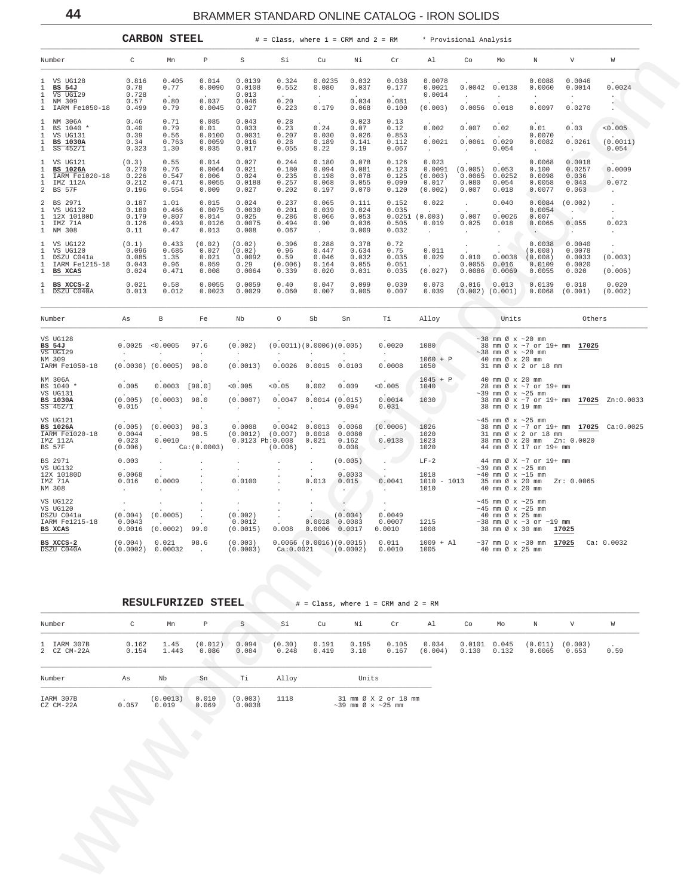## CARBON STEEL

# = Class, where 1 = CRM and 2 = RM  * Provisional Analysis

| # | Number | C | Mn | P | S | Si | Cu | Ni | Cr | Al | Co | Mo | N | V | W |
|---|---|---|---|---|---|---|---|---|---|---|---|---|---|---|---|
| 1 | VS UG128 | 0.816 | 0.405 | 0.014 | 0.0139 | 0.324 | 0.0235 | 0.032 | 0.038 | 0.0078 | . | . | 0.0088 | 0.0046 | . |
| 1 | **BS 54J** | 0.78 | 0.77 | 0.0090 | 0.0108 | 0.552 | 0.080 | 0.037 | 0.177 | 0.0021 | 0.0042 | 0.0138 | 0.0060 | 0.0014 | 0.0024 |
| 1 | VS UG129 | 0.728 | . | . | 0.013 | . | . | . | . | 0.0014 | . | . | . | . | . |
| 1 | NM 309 | 0.57 | 0.80 | 0.037 | 0.046 | 0.20 | . | 0.034 | 0.081 | . | . | . | . | . | . |
| 1 | IARM Fe1050-18 | 0.499 | 0.79 | 0.0045 | 0.027 | 0.223 | 0.179 | 0.068 | 0.100 | (0.003) | 0.0056 | 0.018 | 0.0097 | 0.0270 | . |
| 1 | NM 306A | 0.46 | 0.71 | 0.085 | 0.043 | 0.28 | . | 0.023 | 0.13 | . | . | . | . | . | . |
| 1 | BS 1040 * | 0.40 | 0.79 | 0.01 | 0.033 | 0.23 | 0.24 | 0.07 | 0.12 | 0.002 | 0.007 | 0.02 | 0.01 | 0.03 | <0.005 |
| 1 | VS UG131 | 0.39 | 0.56 | 0.0100 | 0.0031 | 0.207 | 0.030 | 0.026 | 0.853 | . | . | . | 0.0070 | . | . |
| 1 | **BS 1030A** | 0.34 | 0.763 | 0.0059 | 0.016 | 0.28 | 0.189 | 0.141 | 0.112 | 0.0021 | 0.0061 | 0.029 | 0.0082 | 0.0261 | (0.0011) |
| 1 | SS 457/1 | 0.323 | 1.30 | 0.035 | 0.017 | 0.055 | 0.22 | 0.19 | 0.067 | . | . | 0.054 | . | . | 0.054 |
| 1 | VS UG121 | (0.3) | 0.55 | 0.014 | 0.027 | 0.244 | 0.180 | 0.078 | 0.126 | 0.023 | . | . | 0.0068 | 0.0018 | . |
| 1 | **BS 1026A** | 0.270 | 0.76 | 0.0064 | 0.021 | 0.180 | 0.094 | 0.081 | 0.123 | 0.0091 | (0.005) | 0.053 | 0.100 | 0.0257 | 0.0009 |
| 1 | IARM Fe1020-18 | 0.226 | 0.547 | 0.006 | 0.024 | 0.235 | 0.198 | 0.078 | 0.125 | (0.003) | 0.0065 | 0.0252 | 0.0098 | 0.036 | . |
| 1 | IMZ 112A | 0.212 | 0.471 | 0.0055 | 0.0188 | 0.257 | 0.068 | 0.055 | 0.099 | 0.017 | 0.080 | 0.054 | 0.0058 | 0.043 | 0.072 |
| 2 | BS 57F | 0.196 | 0.554 | 0.009 | 0.027 | 0.202 | 0.197 | 0.070 | 0.120 | (0.002) | 0.007 | 0.018 | 0.0077 | 0.063 | . |
| 2 | BS 2971 | 0.187 | 1.01 | 0.015 | 0.024 | 0.237 | 0.065 | 0.111 | 0.152 | 0.022 | . | 0.040 | 0.0084 | (0.002) | . |
| 1 | VS UG132 | 0.180 | 0.466 | 0.0075 | 0.0030 | 0.201 | 0.039 | 0.024 | 0.035 | . | . | . | 0.0054 | . | . |
| 1 | 12X 10180D | 0.179 | 0.807 | 0.014 | 0.025 | 0.286 | 0.066 | 0.053 | 0.0251 | (0.003) | 0.007 | 0.0026 | 0.007 | . | . |
| 1 | IMZ 71A | 0.126 | 0.493 | 0.0126 | 0.0075 | 0.494 | 0.90 | 0.036 | 0.505 | 0.019 | 0.025 | 0.018 | 0.0065 | 0.055 | 0.023 |
| 1 | NM 308 | 0.11 | 0.47 | 0.013 | 0.008 | 0.067 | . | 0.009 | 0.032 | . | . | . | . | . | . |
| 1 | VS UG122 | (0.1) | 0.433 | (0.02) | (0.02) | 0.396 | 0.288 | 0.378 | 0.72 | . | . | . | 0.0038 | 0.0040 | . |
| 1 | VS UG120 | 0.096 | 0.685 | 0.027 | (0.02) | 0.96 | 0.447 | 0.634 | 0.75 | 0.011 | . | . | (0.008) | 0.0078 | . |
| 1 | DSZU C041a | 0.085 | 1.35 | 0.021 | 0.0092 | 0.59 | 0.046 | 0.032 | 0.035 | 0.029 | 0.010 | 0.0038 | (0.008) | 0.0033 | (0.003) |
| 1 | IARM Fe1215-18 | 0.043 | 0.96 | 0.059 | 0.29 | (0.006) | 0.164 | 0.055 | 0.051 | . | 0.0055 | 0.016 | 0.0109 | 0.0020 | . |
| 1 | **BS XCAS** | 0.024 | 0.471 | 0.008 | 0.0064 | 0.339 | 0.020 | 0.031 | 0.035 | (0.027) | 0.0086 | 0.0069 | 0.0055 | 0.020 | (0.006) |
| 1 | **BS XCCS-2** | 0.021 | 0.58 | 0.0055 | 0.0059 | 0.40 | 0.047 | 0.099 | 0.039 | 0.073 | 0.016 | 0.013 | 0.0139 | 0.018 | 0.020 |
| 1 | DSZU C040A | 0.013 | 0.012 | 0.0023 | 0.0029 | 0.060 | 0.007 | 0.005 | 0.007 | 0.039 | (0.002) | (0.001) | 0.0068 | (0.001) | (0.002) |

| Number | As | B | Fe | Nb | O | Sb | Sn | Ti | Alloy | Units | Others |
|---|---|---|---|---|---|---|---|---|---|---|---|
| VS UG128 | . | . | . | . | . | . | . | . | | ~38 mm Ø x ~20 mm | |
| **BS 54J** | 0.0025 | <0.0005 | 97.6 | (0.002) | (0.0011) | (0.0006) | (0.005) | 0.0020 | 1080 | 38 mm Ø x ~7 or 19+ mm **17025** | |
| VS UG129 | . | . | . | . | . | . | . | . | | ~38 mm Ø x ~20 mm | |
| NM 309 | . | . | . | . | . | . | . | . | 1060 + P | 40 mm Ø x 20 mm | |
| IARM Fe1050-18 | (0.0030) | (0.0005) | 98.0 | (0.0013) | 0.0026 | 0.0015 | 0.0103 | 0.0008 | 1050 | 31 mm Ø x 2 or 18 mm | |
| NM 306A | . | . | . | . | . | . | . | . | 1045 + P | 40 mm Ø x 20 mm | |
| BS 1040 * | 0.005 | 0.0003 | [98.0] | <0.005 | <0.05 | 0.002 | 0.009 | <0.005 | 1040 | 28 mm Ø x ~7 or 19+ mm | |
| VS UG131 | . | . | . | . | . | . | . | . | | ~39 mm Ø x ~25 mm | |
| **BS 1030A** | (0.005) | (0.0003) | 98.0 | (0.0007) | 0.0047 | 0.0014 | (0.015) | 0.0014 | 1030 | 38 mm Ø x ~7 or 19+ mm **17025** | Zn:0.0033 |
| SS 457/1 | 0.015 | . | . | . | . | . | 0.094 | 0.031 | | 38 mm Ø x 19 mm | |
| VS UG121 | . | . | . | . | . | . | . | . | | ~45 mm Ø x ~25 mm | |
| **BS 1026A** | (0.005) | (0.0003) | 98.3 | 0.0008 | 0.0042 | 0.0013 | 0.0068 | (0.0006) | 1026 | 38 mm Ø x ~7 or 19+ mm **17025** | Ca:0.0025 |
| IARM Fe1020-18 | 0.0044 | . | 98.5 | (0.0012) | (0.007) | 0.0018 | 0.0080 | . | 1020 | 31 mm Ø x 2 or 18 mm | |
| IMZ 112A | 0.023 | 0.0010 | . | 0.0123 | Pb:0.008 | 0.021 | 0.162 | 0.0138 | 1023 | 38 mm Ø x 20 mm | Zn: 0.0020 |
| BS 57F | (0.006) | . | Ca:(0.0003) | . | (0.006) | . | 0.008 | . | 1020 | 44 mm Ø X 17 or 19+ mm | |
| BS 2971 | 0.003 | . | . | . | . | . | (0.005) | . | LF-2 | 44 mm Ø X ~7 or 19+ mm | |
| VS UG132 | . | . | . | . | . | . | . | . | | ~39 mm Ø x ~25 mm | |
| 12X 10180D | 0.0068 | . | . | . | . | . | . | . | 1018 | ~40 mm Ø x ~15 mm | |
| IMZ 71A | 0.016 | 0.0009 | . | 0.0100 | . | 0.013 | 0.015 | 0.0041 | 1010 - 1013 | 35 mm Ø x 20 mm | Zr: 0.0065 |
| NM 308 | . | . | . | . | . | . | . | . | 1010 | 40 mm Ø x 20 mm | |
| VS UG122 | . | . | . | . | . | . | . | . | | ~45 mm Ø x ~25 mm | |
| VS UG120 | . | . | . | . | . | . | 0.0033 | . | | ~45 mm Ø x ~25 mm | |
| DSZU C041a | (0.004) | (0.0005) | . | (0.002) | . | . | (0.004) | 0.0049 | | 40 mm Ø x 25 mm | |
| IARM Fe1215-18 | 0.0043 | . | . | 0.0012 | . | 0.0018 | 0.0083 | 0.0007 | 1215 | ~38 mm Ø x ~3 or ~19 mm | |
| **BS XCAS** | 0.0016 | (0.0002) | 99.0 | (0.0015) | 0.008 | 0.0006 | 0.0017 | 0.0010 | 1008 | 38 mm Ø x 30 mm **17025** | |
| **BS XCCS-2** | (0.004) | 0.021 | 98.6 | (0.003) | 0.0066 | (0.0016) | (0.0015) | 0.011 | 1009 + Al | ~37 mm D x ~30 mm **17025** | Ca: 0.0032 |
| DSZU C040A | (0.0002) | 0.00032 | . | (0.0003) | Ca:0.0021 | | (0.0002) | 0.0010 | 1005 | 40 mm Ø x 25 mm | |

## RESULFURIZED STEEL

# = Class, where 1 = CRM and 2 = RM

| # | Number | C | Mn | P | S | Si | Cu | Ni | Cr | Al | Co | Mo | N | V | W |
|---|---|---|---|---|---|---|---|---|---|---|---|---|---|---|---|
| 1 | IARM 307B | 0.162 | 1.45 | (0.012) | 0.094 | (0.30) | 0.191 | 0.195 | 0.105 | 0.034 | 0.0101 | 0.045 | (0.011) | (0.003) | . |
| 2 | CZ CM-22A | 0.154 | 1.443 | 0.086 | 0.084 | 0.248 | 0.419 | 3.10 | 0.167 | (0.004) | 0.130 | 0.132 | 0.0065 | 0.653 | 0.59 |

| Number | As | Nb | Sn | Ti | Alloy | Units |
|---|---|---|---|---|---|---|
| IARM 307B | . | (0.0013) | 0.010 | (0.003) | 1118 | 31 mm Ø X 2 or 18 mm |
| CZ CM-22A | 0.057 | 0.019 | 0.069 | 0.0038 | | ~39 mm Ø x ~25 mm |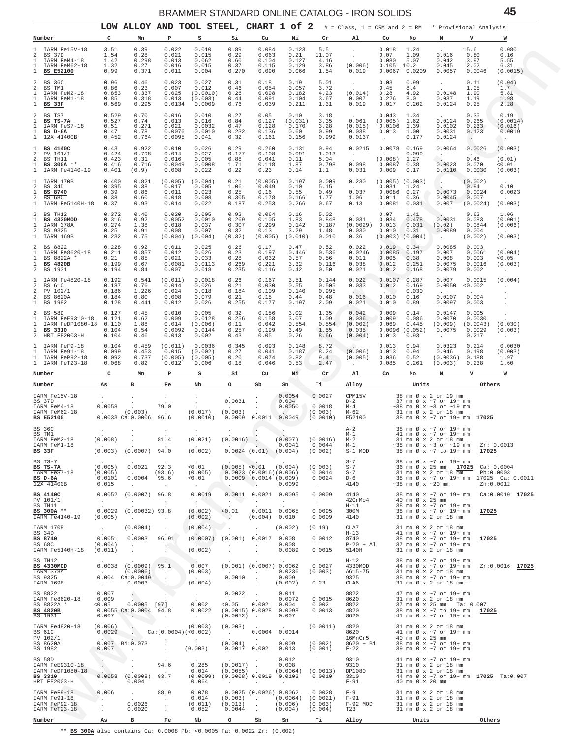## LOW ALLOY AND TOOL STEEL, CHART 1 of 2

# = Class, 1 = CRM and 2 = RM * Provisional Analysis

| # | Number | C | Mn | P | S | Si | Cu | Ni | Cr | Al | Co | Mo | N | V | W |
|---|---|---|---|---|---|---|---|---|---|---|---|---|---|---|---|
| 1 | IARM Fe15V-18 | 3.51 | 0.39 | 0.022 | 0.010 | 0.89 | 0.084 | 0.123 | 5.5 | . | 0.018 | 1.24 | . | 15.6 | 0.080 |
| 2 | BS 37D | 1.54 | 0.28 | 0.021 | 0.015 | 0.29 | 0.063 | 0.21 | 11.07 | . | 0.07 | 1.09 | 0.016 | 0.80 | 0.16 |
| 1 | IARM FeM4-18 | 1.42 | 0.298 | 0.013 | 0.062 | 0.60 | 0.104 | 0.127 | 4.16 | . | 0.080 | 5.07 | 0.042 | 3.97 | 5.55 |
| 1 | IARM FeM62-18 | 1.32 | 0.27 | 0.016 | 0.015 | 0.37 | 0.115 | 0.129 | 3.86 | (0.006) | 0.105 | 10.2 | 0.045 | 2.02 | 6.31 |
| 1 | **BS E52100** | 0.99 | 0.371 | 0.011 | 0.004 | 0.270 | 0.090 | 0.066 | 1.54 | 0.019 | 0.0067 | 0.0209 | 0.0057 | 0.0046 | (0.0015) |
| 2 | BS 36C | 0.96 | 0.46 | 0.023 | 0.027 | 0.31 | 0.18 | 0.19 | 5.01 | . | 0.03 | 0.99 | . | 0.11 | (0.04) |
| 2 | BS TM1 | 0.86 | 0.23 | 0.007 | 0.012 | 0.46 | 0.054 | 0.057 | 3.72 | . | 0.45 | 8.4 | . | 1.05 | 1.7 |
| 1 | IARM FeM2-18 | 0.853 | 0.337 | 0.025 | (0.0010) | 0.26 | 0.098 | 0.182 | 4.23 | (0.014) | 0.28 | 4.92 | 0.0148 | 1.90 | 5.81 |
| 1 | IARM FeM1-18 | 0.85 | 0.318 | 0.013 | (0.003) | 0.44 | 0.091 | 0.104 | 3.67 | 0.007 | 0.226 | 8.0 | 0.037 | 1.19 | 1.98 |
| 1 | **BS 33F** | 0.569 | 0.295 | 0.0134 | 0.0009 | 0.76 | 0.039 | 0.211 | 1.31 | 0.019 | 0.017 | 0.202 | 0.0124 | 0.25 | 2.28 |
| 2 | BS TS7 | 0.529 | 0.70 | 0.016 | 0.010 | 0.27 | 0.05 | 0.10 | 3.18 | . | 0.043 | 1.34 | . | 0.35 | 0.19 |
| 1 | **BS TS-7A** | 0.527 | 0.74 | 0.013 | 0.016 | 0.84 | 0.127 | (0.031) | 3.35 | 0.061 | (0.005) | 1.62 | 0.0124 | 0.265 | (0.0014) |
| 1 | IARM FeS7-18 | 0.51 | 0.271 | 0.021 | 0.0032 | 0.47 | 0.128 | 0.170 | 3.28 | (0.015) | 0.0106 | 1.39 | 0.0102 | 0.233 | (0.016) |
| 1 | **BS D-6A** | 0.47 | 0.78 | 0.0076 | 0.0010 | 0.232 | 0.136 | 0.60 | 0.99 | 0.038 | 0.013 | 1.00 | 0.0031 | 0.123 | 0.0019 |
| 1 | 12X 41400B | 0.452 | 0.764 | 0.0095 | 0.041 | 0.32 | 0.161 | 0.156 | 0.999 | 0.0137 | . | 0.177 | 0.0124 | . | . |
| 1 | **BS 4140C** | 0.43 | 0.922 | 0.010 | 0.026 | 0.29 | 0.260 | 0.131 | 0.94 | 0.0215 | 0.0078 | 0.169 | 0.0064 | 0.0026 | (0.003) |
| 2 | PV 101/1 | 0.424 | 0.798 | 0.014 | 0.027 | 0.177 | 0.108 | 0.091 | 1.013 | . | . | 0.099 | . | . | . |
| 2 | BS TH11 | 0.423 | 0.31 | 0.016 | 0.005 | 0.88 | 0.041 | 0.11 | 5.04 | . | (0.008) | 1.27 | . | 0.46 | (0.01) |
| 1 | **BS 300A** ** | 0.416 | 0.716 | 0.0049 | 0.0008 | 1.71 | 0.118 | 1.87 | 0.798 | 0.098 | 0.0087 | 0.38 | 0.0023 | 0.070 | <0.01 |
| 1 | IARM Fe4140-19 | 0.401 | (0.9) | 0.008 | 0.022 | 0.22 | 0.23 | 0.14 | 1.1 | 0.031 | 0.009 | 0.17 | 0.0110 | 0.0030 | (0.003) |
| 1 | IARM 170B | 0.400 | 0.821 | (0.005) | (0.004) | 0.21 | (0.005) | 0.197 | 0.009 | 0.230 | (0.005) | (0.003) | . | (0.002) | . |
| 2 | BS 34D | 0.395 | 0.38 | 0.017 | 0.005 | 1.06 | 0.049 | 0.10 | 5.15 | . | 0.031 | 1.24 | . | 0.94 | 0.10 |
| 1 | **BS 8740** | 0.39 | 0.86 | 0.011 | 0.023 | 0.25 | 0.16 | 0.55 | 0.49 | 0.037 | 0.0086 | 0.27 | 0.0073 | 0.0024 | 0.0023 |
| 2 | BS 68C | 0.38 | 0.60 | 0.018 | 0.008 | 0.305 | 0.178 | 0.166 | 1.77 | 1.06 | 0.011 | 0.36 | 0.0045 | 0.007 | . |
| 1 | IARM Fe5140H-18 | 0.37 | 0.93 | 0.014 | 0.022 | 0.187 | 0.253 | 0.266 | 0.67 | 0.13 | 0.0081 | 0.031 | 0.007 | (0.0024) | (0.003) |
| 2 | BS TH12 | 0.372 | 0.40 | 0.020 | 0.005 | 0.92 | 0.064 | 0.16 | 5.02 | . | 0.07 | 1.41 | . | 0.62 | 1.06 |
| 1 | **BS 4330MOD** | 0.316 | 0.92 | 0.0052 | 0.0010 | 0.269 | 0.105 | 1.83 | 0.848 | 0.031 | 0.034 | 0.478 | 0.0031 | 0.083 | (0.001) |
| 1 | IARM 378A | 0.274 | 1.38 | 0.018 | 0.007 | 0.307 | 0.299 | 0.142 | 0.187 | (0.0029) | 0.013 | 0.031 | (0.02) | 0.0844 | (0.006) |
| 2 | BS 9325 | 0.25 | 0.91 | 0.008 | 0.007 | 0.32 | 0.13 | 3.29 | 1.48 | 0.030 | 0.010 | 0.31 | 0.0089 | 0.004 | . |
| 1 | IARM 169B | 0.232 | 0.75 | (0.004) | (0.004) | (0.32) | (0.005) | (0.010) | 0.010 | 0.36 | (0.003) | (0.004) | . | (0.002) | (0.003) |
| 2 | BS 8822 | 0.228 | 0.92 | 0.011 | 0.025 | 0.26 | 0.17 | 0.47 | 0.52 | 0.022 | 0.019 | 0.34 | 0.0085 | 0.003 | . |
| 1 | IARM Fe8620-18 | 0.211 | 0.857 | 0.012 | 0.026 | 0.23 | 0.197 | 0.446 | 0.536 | 0.0246 | 0.0085 | 0.197 | 0.007 | 0.0061 | (0.004) |
| 1 | BS 8822A * | 0.21 | 0.85 | 0.021 | 0.033 | 0.28 | 0.032 | 0.57 | 0.56 | 0.011 | 0.005 | 0.38 | 0.008 | 0.003 | <0.05 |
| 1 | **BS 4820B** | 0.199 | 0.67 | 0.0081 | 0.0113 | 0.269 | 0.221 | 3.32 | 0.116 | 0.038 | 0.012 | 0.251 | 0.0075 | 0.0016 | (0.003) |
| 2 | BS 1931 | 0.194 | 0.84 | 0.007 | 0.018 | 0.235 | 0.116 | 0.42 | 0.50 | 0.021 | 0.012 | 0.168 | 0.0079 | 0.002 | . |
| 1 | IARM Fe4820-18 | 0.192 | 0.541 | (0.011) | 0.0018 | 0.26 | 0.167 | 3.51 | 0.144 | 0.022 | 0.0107 | 0.287 | 0.007 | 0.0015 | (0.004) |
| 2 | BS 61C | 0.187 | 0.76 | 0.014 | 0.026 | 0.21 | 0.030 | 0.55 | 0.505 | 0.033 | 0.012 | 0.169 | 0.0050 | <0.002 | . |
| 2 | PV 102/1 | 0.186 | 1.226 | 0.024 | 0.018 | 0.184 | 0.109 | 0.140 | 0.995 | . | . | 0.030 | . | . | . |
| 2 | BS 8620A | 0.184 | 0.80 | 0.008 | 0.079 | 0.21 | 0.15 | 0.44 | 0.48 | 0.016 | 0.010 | 0.16 | 0.0107 | 0.004 | . |
| 1 | BS 1982 | 0.128 | 0.441 | 0.012 | 0.026 | 0.255 | 0.177 | 0.197 | 2.09 | 0.021 | 0.010 | 0.89 | 0.0097 | 0.003 | . |
| 2 | BS 58D | 0.127 | 0.45 | 0.010 | 0.005 | 0.32 | 0.156 | 3.02 | 1.35 | 0.042 | 0.009 | 0.14 | 0.0147 | 0.005 | . |
| 1 | IARM FeE9310-18 | 0.121 | 0.62 | 0.009 | 0.0128 | 0.256 | 0.158 | 3.07 | 1.09 | 0.036 | 0.009 | 0.086 | 0.0070 | 0.0030 | . |
| 1 | IARM FeDP1080-18 | 0.110 | 1.88 | 0.014 | (0.006) | 0.11 | 0.042 | 0.554 | 0.554 | (0.002) | 0.069 | 0.445 | (0.009) | (0.0043) | (0.030) |
| 1 | **BS 3310** | 0.104 | 0.54 | 0.0092 | 0.0144 | 0.257 | 0.199 | 3.49 | 1.55 | 0.035 | 0.0096 | (0.052) | 0.0075 | 0.0029 | (0.003) |
| 2 | HRT FE2003-H | 0.104 | 0.46 | 0.013 | 0.002 | 0.43 | 0.05 | 0.26 | 8.66 | (0.004) | 0.013 | 0.93 | . | 0.217 | . |
| 1 | IARM FeF9-18 | 0.104 | 0.459 | (0.011) | 0.0036 | 0.345 | 0.093 | 0.148 | 8.72 | . | 0.013 | 0.94 | 0.0323 | 0.214 | 0.0030 |
| 1 | IARM Fe91-18 | 0.099 | 0.453 | 0.015 | (0.002) | 0.27 | 0.041 | 0.187 | 8.24 | (0.006) | 0.013 | 0.94 | 0.046 | 0.198 | (0.003) |
| 1 | IARM FeP92-18 | 0.092 | 0.737 | (0.005) | (0.005) | 0.20 | 0.074 | 0.82 | 9.4 | (0.005) | 0.036 | 0.52 | (0.0036) | 0.188 | 1.97 |
| 1 | IARM FeT23-18 | 0.068 | 0.82 | 0.012 | 0.006 | 0.18 | 0.046 | 0.53 | 2.47 | . | 0.085 | 0.261 | (0.003) | 0.238 | 1.60 |

| Number | As | B | Fe | Nb | O | Sb | Sn | Ti | Alloy | Units | Others |
|---|---|---|---|---|---|---|---|---|---|---|---|
| IARM Fe15V-18 | . | . | . | . | 0.0031 | . | 0.0054 | 0.0027 | CPM15V | 38 mm Ø x 2 or 19 mm | |
| BS 37D | . | . | . | . | . | . | 0.004 | . | D-2 | 37 mm Ø x ~7 or 19+ mm | |
| IARM FeM4-18 | 0.0058 | . | 79.0 | . | . | . | 0.0050 | 0.0018 | M-4 | ~38 mm Ø x ~3 or ~19 mm | |
| IARM FeM62-18 | . | (0.003) | . | (0.017) | (0.003) | . | . | (0.003) | M-62 | 31 mm Ø x 2 or 18 mm | |
| **BS E52100** | 0.0033 | Ca:0.0006 | 96.6 | (0.0010) | 0.0009 | 0.0011 | 0.0049 | (0.0010) | E52100 | 38 mm Ø x ~7 or 19+ mm | **17025** |
| BS 36C | . | . | . | . | . | . | . | . | A-2 | 38 mm Ø x ~7 or 19+ mm | |
| BS TM1 | . | . | . | . | . | . | . | . | M-1 | 41 mm Ø x ~7 or 19+ mm | |
| IARM FeM2-18 | (0.008) | . | 81.4 | (0.021) | (0.0016) | . | (0.007) | (0.0016) | M-2 | 31 mm Ø x 2 or 18 mm | |
| IARM FeM1-18 | . | . | . | . | . | . | 0.0041 | 0.0044 | M-1 | ~38 mm Ø x ~3 or ~19 mm | Zr: 0.0013 |
| **BS 33F** | (0.003) | (0.0007) | 94.0 | (0.002) | 0.0024 | (0.01) | (0.004) | (0.002) | S-1 MOD | 38 mm Ø x ~7 to 19+ mm | **17025** |
| BS TS-7 | . | . | . | . | . | . | . | . | S-7 | 38 mm Ø x ~7 or 19+ mm | |
| **BS TS-7A** | (0.005) | 0.0021 | 92.3 | <0.01 | (0.005) | <0.01 | (0.004) | (0.003) | S-7 | 36 mm Ø x 25 mm **17025** | Ca: 0.0004 |
| IARM FeS7-18 | (0.005) | . | (93.6) | (0.005) | 0.0023 | (0.0016) | (0.006) | 0.0014 | S-7 | 31 mm Ø x 2 or 18 mm | Pb:0.0003 |
| **BS D-6A** | 0.0101 | 0.0004 | 95.6 | <0.01 | 0.0009 | 0.0014 | (0.009) | 0.0024 | D-6 | 38 mm Ø x ~7 or 19+ mm 17025 | Ca: 0.0011 |
| 12X 41400B | 0.015 | . | . | . | . | . | 0.0099 | . | 4140 | ~38 mm Ø x ~20 mm | Zn:0.0012 |
| **BS 4140C** | 0.0052 | (0.0007) | 96.8 | 0.0019 | 0.0011 | 0.0021 | 0.0095 | 0.0009 | 4140 | 38 mm Ø x ~7 or 19+ mm | Ca:0.0010 **17025** |
| PV 101/1 | . | . | . | . | . | . | . | . | 42CrMo4 | 40 mm Ø x 25 mm | |
| BS TH11 | . | . | . | . | . | . | . | . | H-11 | 38 mm Ø x ~7 or 19+ mm | |
| **BS 300A** ** | 0.0029 | (0.00032) | 93.8 | (0.002) | <0.01 | 0.0011 | 0.0065 | 0.0095 | 300M | 38 mm Ø x ~7 or 19+ mm | **17025** |
| IARM Fe4140-19 | (0.005) | . | . | (0.002) | . | (0.004) | 0.010 | 0.0009 | 4140 | 31 mm Ø x 2 or 18 mm | |
| IARM 170B | . | (0.0004) | . | (0.004) | . | . | (0.002) | (0.19) | CLA7 | 31 mm Ø x 2 or 18 mm | |
| BS 34D | . | . | . | . | . | . | . | . | H-13 | 41 mm Ø x ~7 or 19+ mm | |
| **BS 8740** | 0.0051 | 0.0003 | 96.91 | (0.0007) | (0.001) | 0.0017 | 0.008 | 0.0012 | 8740 | 38 mm Ø x ~7 or 19+ mm | **17025** |
| BS 68C | (0.004) | . | . | . | . | . | 0.008 | . | P-20 + Al | 37 mm Ø x ~7 or 19+ mm | |
| IARM Fe5140H-18 | (0.011) | . | . | (0.002) | . | . | 0.0089 | 0.0015 | 5140H | 31 mm Ø x 2 or 18 mm | |
| BS TH12 | . | . | . | . | . | . | . | . | H-12 | 38 mm Ø x ~7 or 19+ mm | |
| **BS 4330MOD** | 0.0038 | (0.0009) | 95.1 | 0.007 | (0.001) | (0.0007) | 0.0062 | 0.0027 | 4330MOD | 44 mm Ø x ~7 or 19+ mm | Zr:0.0016 **17025** |
| IARM 378A | . | (0.0006) | . | (0.003) | . | . | 0.0236 | (0.003) | A615-75 | 31 mm Ø x 2 or 18 mm | |
| BS 9325 | 0.004 | Ca:0.0049 | . | . | 0.0010 | . | 0.009 | . | 9325 | 38 mm Ø x ~7 or 19+ mm | |
| IARM 169B | . | 0.0003 | . | (0.004) | . | . | (0.002) | 0.23 | CLA6 | 31 mm Ø x 2 or 18 mm | |
| BS 8822 | 0.007 | . | . | . | 0.0022 | . | 0.011 | . | 8822 | 47 mm Ø x ~7 or 19+ mm | |
| IARM Fe8620-18 | 0.009 | . | . | . | . | . | 0.0072 | 0.0015 | 8620 | 31 mm Ø x 2 or 18 mm | |
| BS 8822A * | <0.05 | 0.0005 | [97] | 0.002 | <0.05 | 0.002 | 0.004 | 0.002 | 8822 | 37 mm Ø x 25 mm | Ta: 0.007 |
| **BS 4820B** | 0.0055 | Ca:0.0004 | 94.8 | 0.0022 | (0.0015) | 0.0028 | 0.0098 | 0.0013 | 4820 | 38 mm Ø x ~7 to 19+ mm | **17025** |
| BS 1931 | 0.007 | . | . | . | (0.0052) | . | 0.007 | . | 8620 | 41 mm Ø x ~7 or 19+ mm | |
| IARM Fe4820-18 | (0.006) | . | . | (0.003) | (0.003) | . | . | (0.0011) | 4820 | 31 mm Ø x 2 or 18 mm | |
| BS 61C | 0.0029 | . | Ca:(0.0004) | (<0.002) | . | 0.0004 | 0.0014 | . | 8620 | 41 mm Ø x ~7 or 19+ mm | |
| PV 102/1 | . | . | . | . | . | . | . | . | 16MnCr5 | 40 mm Ø x 25 mm | |
| BS 8620A | 0.007 | Bi:0.073 | . | . | (0.004) | . | 0.009 | (0.002) | 8620 + Bi | 38 mm Ø x ~7 or 19+ mm | |
| BS 1982 | 0.007 | . | . | (0.003) | 0.0017 | 0.002 | 0.013 | (0.001) | F-22 | 39 mm Ø x ~7 or 19+ mm | |
| BS 58D | . | . | . | . | . | . | 0.012 | . | 9310 | 41 mm Ø x ~7 or 19+ mm | |
| IARM FeE9310-18 | . | . | 94.6 | 0.285 | (0.0017) | . | 0.008 | . | 9310 | 31 mm Ø x 2 or 18 mm | |
| IARM FeDP1080-18 | . | . | . | 0.014 | (0.0055) | . | (0.0064) | (0.0013) | DP1080 | 31 mm Ø x 2 or 18 mm | |
| **BS 3310** | 0.0058 | (0.0008) | 93.7 | (0.0009) | (0.0008) | 0.0019 | 0.0103 | 0.0010 | 3310 | 44 mm Ø x ~7 or 19+ mm **17025** | Ta:0.007 |
| HRT FE2003-H | . | 0.004 | . | 0.064 | . | . | . | . | F-91 | 40 mm Ø x 20 mm | |
| IARM FeF9-18 | 0.006 | . | 88.9 | 0.078 | 0.0025 | (0.0026) | 0.0062 | 0.0028 | F-9 | 31 mm Ø x 2 or 18 mm | |
| IARM Fe91-18 | . | . | . | 0.014 | (0.003) | . | (0.0064) | (0.0021) | F-91 | 31 mm Ø x 2 or 18 mm | |
| IARM FeP92-18 | . | 0.0026 | . | (0.011) | (0.013) | . | (0.006) | (0.003) | F-92 MOD | 31 mm Ø x 2 or 18 mm | |
| IARM FeT23-18 | . | 0.0020 | . | 0.052 | 0.0044 | . | (0.004) | (0.004) | T23 | 31 mm Ø x 2 or 18 mm | |

** **BS 300A** also contains Ca: 0.0008 Pb: <0.0005 Ta: 0.0022 Zr: (0.002)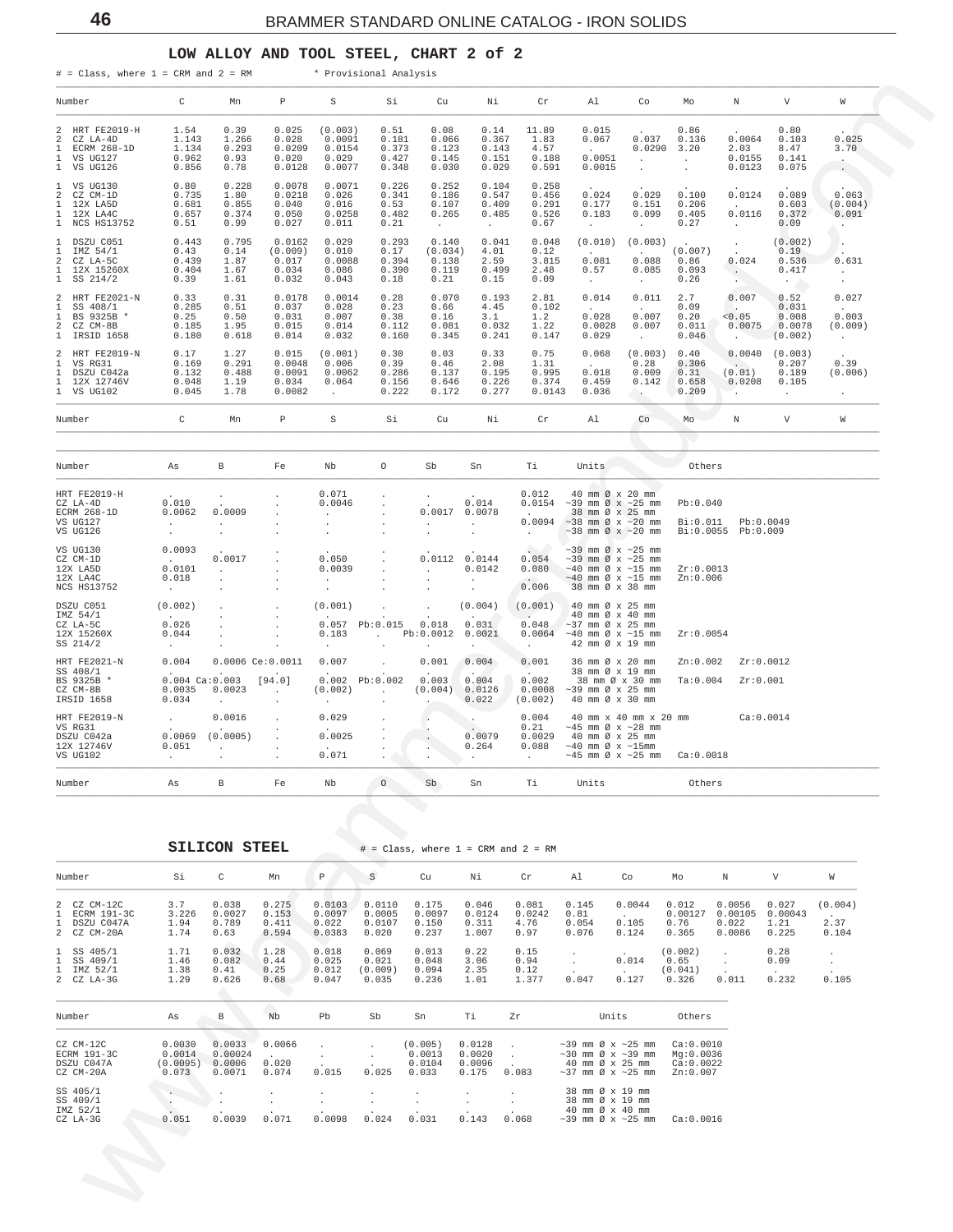## LOW ALLOY AND TOOL STEEL, CHART 2 of 2

# = Class, where 1 = CRM and 2 = RM        * Provisional Analysis

| # | Number | C | Mn | P | S | Si | Cu | Ni | Cr | Al | Co | Mo | N | V | W |
|---|---|---|---|---|---|---|---|---|---|---|---|---|---|---|---|
| 2 | HRT FE2019-H | 1.54 | 0.39 | 0.025 | (0.003) | 0.51 | 0.08 | 0.14 | 11.89 | 0.015 | . | 0.86 | . | 0.80 | . |
| 2 | CZ LA-4D | 1.143 | 1.266 | 0.028 | 0.0091 | 0.181 | 0.066 | 0.367 | 1.83 | 0.067 | 0.037 | 0.136 | 0.0064 | 0.103 | 0.025 |
| 1 | ECRM 268-1D | 1.134 | 0.293 | 0.0209 | 0.0154 | 0.373 | 0.123 | 0.143 | 4.57 | . | 0.0290 | 3.20 | 2.03 | 8.47 | 3.70 |
| 1 | VS UG127 | 0.962 | 0.93 | 0.020 | 0.029 | 0.427 | 0.145 | 0.151 | 0.188 | 0.0051 | . | . | 0.0155 | 0.141 | . |
| 1 | VS UG126 | 0.856 | 0.78 | 0.0128 | 0.0077 | 0.348 | 0.030 | 0.029 | 0.591 | 0.0015 | . | . | 0.0123 | 0.075 | . |
| 1 | VS UG130 | 0.80 | 0.228 | 0.0078 | 0.0071 | 0.226 | 0.252 | 0.104 | 0.258 | . | . | . | . | . | . |
| 2 | CZ CM-1D | 0.735 | 1.80 | 0.0218 | 0.026 | 0.341 | 0.186 | 0.547 | 0.456 | 0.024 | 0.029 | 0.100 | 0.0124 | 0.089 | 0.063 |
| 1 | 12X LA5D | 0.681 | 0.855 | 0.040 | 0.016 | 0.53 | 0.107 | 0.409 | 0.291 | 0.177 | 0.151 | 0.206 | . | 0.603 | (0.004) |
| 1 | 12X LA4C | 0.657 | 0.374 | 0.050 | 0.0258 | 0.482 | 0.265 | 0.485 | 0.526 | 0.183 | 0.099 | 0.405 | 0.0116 | 0.372 | 0.091 |
| 1 | NCS HS13752 | 0.51 | 0.99 | 0.027 | 0.011 | 0.21 | . | . | 0.67 | . | . | 0.27 | . | 0.09 | . |
| 1 | DSZU C051 | 0.443 | 0.795 | 0.0162 | 0.029 | 0.293 | 0.140 | 0.041 | 0.048 | (0.010) | (0.003) | . | . | (0.002) | . |
| 1 | IMZ 54/1 | 0.43 | 0.14 | (0.009) | 0.010 | 0.17 | (0.034) | 4.01 | 0.12 | . | . | (0.007) | . | 0.19 | . |
| 2 | CZ LA-5C | 0.439 | 1.87 | 0.017 | 0.0088 | 0.394 | 0.138 | 2.59 | 3.815 | 0.081 | 0.088 | 0.86 | 0.024 | 0.536 | 0.631 |
| 1 | 12X 15260X | 0.404 | 1.67 | 0.034 | 0.086 | 0.390 | 0.119 | 0.499 | 2.48 | 0.57 | 0.085 | 0.093 | . | 0.417 | . |
| 1 | SS 214/2 | 0.39 | 1.61 | 0.032 | 0.043 | 0.18 | 0.21 | 0.15 | 0.09 | . | . | 0.26 | . | . | . |
| 2 | HRT FE2021-N | 0.33 | 0.31 | 0.0178 | 0.0014 | 0.28 | 0.070 | 0.193 | 2.81 | 0.014 | 0.011 | 2.7 | 0.007 | 0.52 | 0.027 |
| 1 | SS 408/1 | 0.285 | 0.51 | 0.037 | 0.028 | 0.23 | 0.66 | 4.45 | 0.102 | . | . | 0.09 | . | 0.031 | . |
| 1 | BS 9325B * | 0.25 | 0.50 | 0.031 | 0.007 | 0.38 | 0.16 | 3.1 | 1.2 | 0.028 | 0.007 | 0.20 | <0.05 | 0.008 | 0.003 |
| 2 | CZ CM-8B | 0.185 | 1.95 | 0.015 | 0.014 | 0.112 | 0.081 | 0.032 | 1.22 | 0.0028 | 0.007 | 0.011 | 0.0075 | 0.0078 | (0.009) |
| 1 | IRSID 1658 | 0.180 | 0.618 | 0.014 | 0.032 | 0.160 | 0.345 | 0.241 | 0.147 | 0.029 | . | 0.046 | . | (0.002) | . |
| 2 | HRT FE2019-N | 0.17 | 1.27 | 0.015 | (0.001) | 0.30 | 0.03 | 0.33 | 0.75 | 0.068 | (0.003) | 0.40 | 0.0040 | (0.003) | . |
| 1 | VS RG31 | 0.169 | 0.291 | 0.0048 | 0.006 | 0.39 | 0.46 | 2.08 | 1.31 | . | 0.28 | 0.306 | . | 0.207 | 0.39 |
| 1 | DSZU C042a | 0.132 | 0.488 | 0.0091 | 0.0062 | 0.286 | 0.137 | 0.195 | 0.995 | 0.018 | 0.009 | 0.31 | (0.01) | 0.189 | (0.006) |
| 1 | 12X 12746V | 0.048 | 1.19 | 0.034 | 0.064 | 0.156 | 0.646 | 0.226 | 0.374 | 0.459 | 0.142 | 0.658 | 0.0208 | 0.105 | |
| 1 | VS UG102 | 0.045 | 1.78 | 0.0082 | . | 0.222 | 0.172 | 0.277 | 0.0143 | 0.036 | . | 0.209 | . | . | . |

| Number | As | B | Fe | Nb | O | Sb | Sn | Ti | Units | Others |
|---|---|---|---|---|---|---|---|---|---|---|
| HRT FE2019-H | . | . | . | 0.071 | . | . | . | 0.012 | 40 mm Ø x 20 mm | |
| CZ LA-4D | 0.010 | . | . | 0.0046 | . | . | 0.014 | 0.0154 | ~39 mm Ø x ~25 mm | Pb:0.040 |
| ECRM 268-1D | 0.0062 | 0.0009 | . | . | . | 0.0017 | 0.0078 | . | 38 mm Ø x 25 mm | |
| VS UG127 | . | . | . | . | . | . | . | 0.0094 | ~38 mm Ø x ~20 mm | Bi:0.011 Pb:0.0049 |
| VS UG126 | . | . | . | . | . | . | . | . | ~38 mm Ø x ~20 mm | Bi:0.0055 Pb:0.009 |
| VS UG130 | 0.0093 | . | . | . | . | . | . | . | ~39 mm Ø x ~25 mm | |
| CZ CM-1D | . | 0.0017 | . | 0.050 | . | 0.0112 | 0.0144 | 0.054 | ~39 mm Ø x ~25 mm | |
| 12X LA5D | 0.0101 | . | . | 0.0039 | . | . | 0.0142 | 0.080 | ~40 mm Ø x ~15 mm | Zr:0.0013 |
| 12X LA4C | 0.018 | . | . | . | . | . | . | . | ~40 mm Ø x ~15 mm | Zn:0.006 |
| NCS HS13752 | . | . | . | . | . | . | . | 0.006 | 38 mm Ø x 38 mm | |
| DSZU C051 | (0.002) | . | . | (0.001) | . | . | (0.004) | (0.001) | 40 mm Ø x 25 mm | |
| IMZ 54/1 | . | . | . | . | . | . | . | . | 40 mm Ø x 40 mm | |
| CZ LA-5C | 0.026 | . | . | 0.057 | Pb:0.015 | 0.018 | 0.031 | 0.048 | ~37 mm Ø x 25 mm | |
| 12X 15260X | 0.044 | . | . | 0.183 | . | Pb:0.0012 | 0.0021 | 0.0064 | ~40 mm Ø x ~15 mm | Zr:0.0054 |
| SS 214/2 | . | . | . | . | . | . | . | . | 42 mm Ø x 19 mm | |
| HRT FE2021-N | 0.004 | 0.0006 | Ce:0.0011 | 0.007 | . | 0.001 | 0.004 | 0.001 | 36 mm Ø x 20 mm | Zn:0.002 Zr:0.0012 |
| SS 408/1 | . | . | . | . | . | . | . | . | 38 mm Ø x 19 mm | |
| BS 9325B * | 0.004 | Ca:0.003 | [94.0] | 0.002 | Pb:0.002 | 0.003 | 0.004 | 0.002 | 38 mm Ø x 30 mm | Ta:0.004 Zr:0.001 |
| CZ CM-8B | 0.0035 | 0.0023 | . | (0.002) | . | (0.004) | 0.0126 | 0.0008 | ~39 mm Ø x 25 mm | |
| IRSID 1658 | 0.034 | . | . | . | . | . | 0.022 | (0.002) | 40 mm Ø x 30 mm | |
| HRT FE2019-N | . | 0.0016 | . | 0.029 | . | . | . | 0.004 | 40 mm x 40 mm x 20 mm | Ca:0.0014 |
| VS RG31 | . | . | . | . | . | . | . | 0.21 | ~45 mm Ø x ~28 mm | |
| DSZU C042a | 0.0069 | (0.0005) | . | 0.0025 | . | . | 0.0079 | 0.0029 | 40 mm Ø x 25 mm | |
| 12X 12746V | 0.051 | . | . | . | . | . | 0.264 | 0.088 | ~40 mm Ø x ~15mm | |
| VS UG102 | . | . | . | 0.071 | . | . | . | . | ~45 mm Ø x ~25 mm | Ca:0.0018 |

## SILICON STEEL

# = Class, where 1 = CRM and 2 = RM

| # | Number | Si | C | Mn | P | S | Cu | Ni | Cr | Al | Co | Mo | N | V | W |
|---|---|---|---|---|---|---|---|---|---|---|---|---|---|---|---|
| 2 | CZ CM-12C | 3.7 | 0.038 | 0.275 | 0.0103 | 0.0110 | 0.175 | 0.046 | 0.081 | 0.145 | 0.0044 | 0.012 | 0.0056 | 0.027 | (0.004) |
| 1 | ECRM 191-3C | 3.226 | 0.0027 | 0.153 | 0.0097 | 0.0005 | 0.0097 | 0.0124 | 0.0242 | 0.81 | . | 0.00127 | 0.00105 | 0.00043 | . |
| 1 | DSZU C047A | 1.94 | 0.789 | 0.411 | 0.022 | 0.0107 | 0.150 | 0.311 | 4.76 | 0.054 | 0.105 | 0.76 | 0.022 | 1.21 | 2.37 |
| 2 | CZ CM-20A | 1.74 | 0.63 | 0.594 | 0.0383 | 0.020 | 0.237 | 1.007 | 0.97 | 0.076 | 0.124 | 0.365 | 0.0086 | 0.225 | 0.104 |
| 1 | SS 405/1 | 1.71 | 0.032 | 1.28 | 0.018 | 0.069 | 0.013 | 0.22 | 0.15 | . | . | (0.002) | . | 0.28 | . |
| 1 | SS 409/1 | 1.46 | 0.082 | 0.44 | 0.025 | 0.021 | 0.048 | 3.06 | 0.94 | . | 0.014 | 0.65 | . | 0.09 | . |
| 1 | IMZ 52/1 | 1.38 | 0.41 | 0.25 | 0.012 | (0.009) | 0.094 | 2.35 | 0.12 | . | . | (0.041) | . | . | . |
| 2 | CZ LA-3G | 1.29 | 0.626 | 0.68 | 0.047 | 0.035 | 0.236 | 1.01 | 1.377 | 0.047 | 0.127 | 0.326 | 0.011 | 0.232 | 0.105 |

| Number | As | B | Nb | Pb | Sb | Sn | Ti | Zr | Units | Others |
|---|---|---|---|---|---|---|---|---|---|---|
| CZ CM-12C | 0.0030 | 0.0033 | 0.0066 | . | . | (0.005) | 0.0128 | . | ~39 mm Ø x ~25 mm | Ca:0.0010 |
| ECRM 191-3C | 0.0014 | 0.00024 | . | . | . | 0.0013 | 0.0020 | . | ~30 mm Ø x ~39 mm | Mg:0.0036 |
| DSZU C047A | (0.0095) | 0.0006 | 0.020 | . | . | 0.0104 | 0.0096 | . | 40 mm Ø x 25 mm | Ca:0.0022 |
| CZ CM-20A | 0.073 | 0.0071 | 0.074 | 0.015 | 0.025 | 0.033 | 0.175 | 0.083 | ~37 mm Ø x ~25 mm | Zn:0.007 |
| SS 405/1 | . | . | . | . | . | . | . | . | 38 mm Ø x 19 mm | |
| SS 409/1 | . | . | . | . | . | . | . | . | 38 mm Ø x 19 mm | |
| IMZ 52/1 | . | . | . | . | . | . | . | . | 40 mm Ø x 40 mm | |
| CZ LA-3G | 0.051 | 0.0039 | 0.071 | 0.0098 | 0.024 | 0.031 | 0.143 | 0.068 | ~39 mm Ø x ~25 mm | Ca:0.0016 |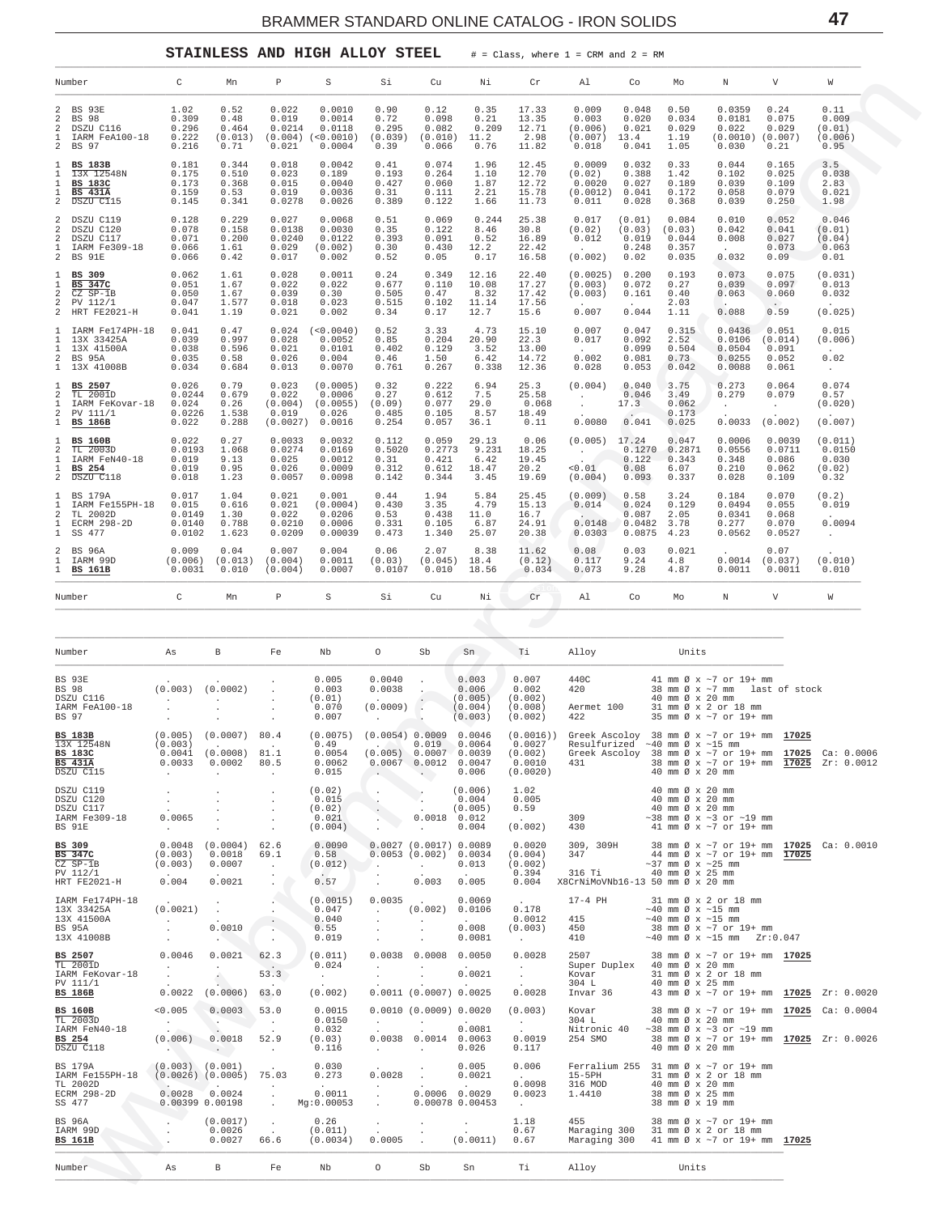## STAINLESS AND HIGH ALLOY STEEL

# = Class, where 1 = CRM and 2 = RM

| # | Number | C | Mn | P | S | Si | Cu | Ni | Cr | Al | Co | Mo | N | V | W |
|---|---|---|---|---|---|---|---|---|---|---|---|---|---|---|---|
| 2 | BS 93E | 1.02 | 0.52 | 0.022 | 0.0010 | 0.90 | 0.12 | 0.35 | 17.33 | 0.009 | 0.048 | 0.50 | 0.0359 | 0.24 | 0.11 |
| 2 | BS 98 | 0.309 | 0.48 | 0.019 | 0.0014 | 0.72 | 0.098 | 0.21 | 13.35 | 0.003 | 0.020 | 0.034 | 0.0181 | 0.075 | 0.009 |
| 2 | DSZU C116 | 0.296 | 0.464 | 0.0214 | 0.0118 | 0.295 | 0.082 | 0.209 | 12.71 | (0.006) | 0.021 | 0.029 | 0.022 | 0.029 | (0.01) |
| 1 | IARM FeA100-18 | 0.222 | (0.013) | (0.004) | (<0.0010) | (0.039) | (0.010) | 11.2 | 2.98 | (0.007) | 13.4 | 1.19 | (0.0010) | (0.007) | (0.006) |
| 2 | BS 97 | 0.216 | 0.71 | 0.021 | 0.0004 | 0.39 | 0.066 | 0.76 | 11.82 | 0.018 | 0.041 | 1.05 | 0.030 | 0.21 | 0.95 |
| 1 | **BS 183B** | 0.181 | 0.344 | 0.018 | 0.0042 | 0.41 | 0.074 | 1.96 | 12.45 | 0.0009 | 0.032 | 0.33 | 0.044 | 0.165 | 3.5 |
| 1 | 13X 12548N | 0.175 | 0.510 | 0.023 | 0.189 | 0.193 | 0.264 | 1.10 | 12.70 | (0.02) | 0.388 | 1.42 | 0.102 | 0.025 | 0.038 |
| 1 | **BS 183C** | 0.173 | 0.368 | 0.015 | 0.0040 | 0.427 | 0.060 | 1.87 | 12.72 | 0.0020 | 0.027 | 0.189 | 0.039 | 0.109 | 2.83 |
| 1 | **BS 431A** | 0.159 | 0.53 | 0.019 | 0.0036 | 0.31 | 0.111 | 2.21 | 15.78 | (0.0012) | 0.041 | 0.172 | 0.058 | 0.079 | 0.021 |
| 2 | DSZU C115 | 0.145 | 0.341 | 0.0278 | 0.0026 | 0.389 | 0.122 | 1.66 | 11.73 | 0.011 | 0.028 | 0.368 | 0.039 | 0.250 | 1.98 |
| 2 | DSZU C119 | 0.128 | 0.229 | 0.027 | 0.0068 | 0.51 | 0.069 | 0.244 | 25.38 | 0.017 | (0.01) | 0.084 | 0.010 | 0.052 | 0.046 |
| 2 | DSZU C120 | 0.078 | 0.158 | 0.0138 | 0.0030 | 0.35 | 0.122 | 8.46 | 30.8 | (0.02) | (0.03) | (0.03) | 0.042 | 0.041 | (0.01) |
| 2 | DSZU C117 | 0.071 | 0.200 | 0.0240 | 0.0122 | 0.393 | 0.091 | 0.52 | 16.89 | 0.012 | 0.019 | 0.044 | 0.008 | 0.027 | (0.04) |
| 1 | IARM Fe309-18 | 0.066 | 1.61 | 0.029 | (0.002) | 0.30 | 0.430 | 12.2 | 22.42 | . | 0.248 | 0.357 | . | 0.073 | 0.063 |
| 2 | BS 91E | 0.066 | 0.42 | 0.017 | 0.002 | 0.52 | 0.05 | 0.17 | 16.58 | (0.002) | 0.02 | 0.035 | 0.032 | 0.09 | 0.01 |
| 1 | **BS 309** | 0.062 | 1.61 | 0.028 | 0.0011 | 0.24 | 0.349 | 12.16 | 22.40 | (0.0025) | 0.200 | 0.193 | 0.073 | 0.075 | (0.031) |
| 1 | **BS 347C** | 0.051 | 1.67 | 0.022 | 0.022 | 0.677 | 0.110 | 10.08 | 17.27 | (0.003) | 0.072 | 0.27 | 0.039 | 0.097 | 0.013 |
| 2 | CZ SP-1B | 0.050 | 1.67 | 0.039 | 0.30 | 0.505 | 0.47 | 8.32 | 17.42 | (0.003) | 0.161 | 0.40 | 0.063 | 0.060 | 0.032 |
| 2 | PV 112/1 | 0.047 | 1.577 | 0.018 | 0.023 | 0.515 | 0.102 | 11.14 | 17.56 | . | . | 2.03 | . | . | . |
| 2 | HRT FE2021-H | 0.041 | 1.19 | 0.021 | 0.002 | 0.34 | 0.17 | 12.7 | 15.6 | 0.007 | 0.044 | 1.11 | 0.088 | 0.59 | (0.025) |
| 1 | IARM Fe174PH-18 | 0.041 | 0.47 | 0.024 | (<0.0040) | 0.52 | 3.33 | 4.73 | 15.10 | 0.007 | 0.047 | 0.315 | 0.0436 | 0.051 | 0.015 |
| 1 | 13X 33425A | 0.039 | 0.997 | 0.028 | 0.0052 | 0.85 | 0.204 | 20.90 | 22.3 | 0.017 | 0.092 | 2.52 | 0.0106 | (0.014) | (0.006) |
| 1 | 13X 41500A | 0.038 | 0.596 | 0.021 | 0.0101 | 0.402 | 0.129 | 3.52 | 13.00 | . | 0.099 | 0.504 | 0.0504 | 0.091 | . |
| 2 | BS 95A | 0.035 | 0.58 | 0.026 | 0.004 | 0.46 | 1.50 | 6.42 | 14.72 | 0.002 | 0.081 | 0.73 | 0.0255 | 0.052 | 0.02 |
| 1 | 13X 41008B | 0.034 | 0.684 | 0.013 | 0.0070 | 0.761 | 0.267 | 0.338 | 12.36 | 0.028 | 0.053 | 0.042 | 0.0088 | 0.061 | . |
| 1 | **BS 2507** | 0.026 | 0.79 | 0.023 | (0.0005) | 0.32 | 0.222 | 6.94 | 25.3 | (0.004) | 0.040 | 3.75 | 0.273 | 0.064 | 0.074 |
| 2 | TL 2001D | 0.0244 | 0.679 | 0.022 | 0.0006 | 0.27 | 0.612 | 7.5 | 25.58 | . | 0.046 | 3.49 | 0.279 | 0.079 | 0.57 |
| 1 | IARM FeKovar-18 | 0.024 | 0.26 | (0.004) | (0.0055) | (0.09) | 0.077 | 29.0 | 0.068 | . | 17.3 | 0.062 | . | . | (0.020) |
| 2 | PV 111/1 | 0.0226 | 1.538 | 0.019 | 0.026 | 0.485 | 0.105 | 8.57 | 18.49 | . | . | 0.173 | . | . | . |
| 1 | **BS 186B** | 0.022 | 0.288 | (0.0027) | 0.0016 | 0.254 | 0.057 | 36.1 | 0.11 | 0.0080 | 0.041 | 0.025 | 0.0033 | (0.002) | (0.007) |
| 1 | **BS 160B** | 0.022 | 0.27 | 0.0033 | 0.0032 | 0.112 | 0.059 | 29.13 | 0.06 | (0.005) | 17.24 | 0.047 | 0.0006 | 0.0039 | (0.011) |
| 2 | TL 2003D | 0.0193 | 1.068 | 0.0274 | 0.0169 | 0.5020 | 0.2773 | 9.231 | 18.25 | . | 0.1270 | 0.2871 | 0.0556 | 0.0711 | 0.0150 |
| 1 | IARM FeN40-18 | 0.019 | 9.13 | 0.025 | 0.0012 | 0.31 | 0.421 | 6.42 | 19.45 | . | 0.122 | 0.343 | 0.348 | 0.086 | 0.030 |
| 1 | **BS 254** | 0.019 | 0.95 | 0.026 | 0.0009 | 0.312 | 0.612 | 18.47 | 20.2 | <0.01 | 0.08 | 6.07 | 0.210 | 0.062 | (0.02) |
| 2 | DSZU C118 | 0.018 | 1.23 | 0.0057 | 0.0098 | 0.142 | 0.344 | 3.45 | 19.69 | (0.004) | 0.093 | 0.337 | 0.028 | 0.109 | 0.32 |
| 1 | BS 179A | 0.017 | 1.04 | 0.021 | 0.001 | 0.44 | 1.94 | 5.84 | 25.45 | (0.009) | 0.58 | 3.24 | 0.184 | 0.070 | (0.2) |
| 1 | IARM Fe155PH-18 | 0.015 | 0.616 | 0.021 | (0.0004) | 0.430 | 3.35 | 4.79 | 15.13 | 0.014 | 0.024 | 0.129 | 0.0494 | 0.055 | 0.019 |
| 2 | TL 2002D | 0.0149 | 1.30 | 0.022 | 0.0206 | 0.53 | 0.438 | 11.0 | 16.7 | . | 0.087 | 2.05 | 0.0341 | 0.068 | . |
| 1 | ECRM 298-2D | 0.0140 | 0.788 | 0.0210 | 0.0006 | 0.331 | 0.105 | 6.87 | 24.91 | 0.0148 | 0.0482 | 3.78 | 0.277 | 0.070 | 0.0094 |
| 1 | SS 477 | 0.0102 | 1.623 | 0.0209 | 0.00039 | 0.473 | 1.340 | 25.07 | 20.38 | 0.0303 | 0.0875 | 4.23 | 0.0562 | 0.0527 | . |
| 2 | BS 96A | 0.009 | 0.04 | 0.007 | 0.004 | 0.06 | 2.07 | 8.38 | 11.62 | 0.08 | 0.03 | 0.021 | . | 0.07 | . |
| 1 | IARM 99D | (0.006) | (0.013) | (0.004) | 0.0011 | (0.03) | (0.045) | 18.4 | (0.12) | 0.117 | 9.24 | 4.8 | 0.0014 | (0.037) | (0.010) |
| 1 | **BS 161B** | 0.0031 | 0.010 | (0.004) | 0.0007 | 0.0107 | 0.010 | 18.56 | 0.034 | 0.073 | 9.28 | 4.87 | 0.0011 | 0.0011 | 0.010 |

| Number | As | B | Fe | Nb | O | Sb | Sn | Ti | Alloy | Units | | |
|---|---|---|---|---|---|---|---|---|---|---|---|---|
| BS 93E | . | . | . | 0.005 | 0.0040 | . | 0.003 | 0.007 | 440C | 41 mm Ø x ~7 or 19+ mm | | |
| BS 98 | (0.003) | (0.0002) | . | 0.003 | 0.0038 | . | 0.006 | 0.002 | 420 | 38 mm Ø x ~7 mm last of stock | | |
| DSZU C116 | . | . | . | (0.01) | . | . | (0.005) | (0.002) | | 40 mm Ø x 20 mm | | |
| IARM FeA100-18 | . | . | . | 0.070 | (0.0009) | . | (0.004) | (0.008) | Aermet 100 | 31 mm Ø x 2 or 18 mm | | |
| BS 97 | . | . | . | 0.007 | . | . | (0.003) | (0.002) | 422 | 35 mm Ø x ~7 or 19+ mm | | |
| **BS 183B** | (0.005) | (0.0007) | 80.4 | (0.0075) | (0.0054) | 0.0009 | 0.0046 | (0.0016)) | Greek Ascoloy | 38 mm Ø x ~7 or 19+ mm | 17025 | |
| 13X 12548N | (0.003) | . | . | 0.49 | . | 0.019 | 0.0064 | 0.0027 | Resulfurized | ~40 mm Ø x ~15 mm | | |
| **BS 183C** | 0.0041 | (0.0008) | 81.1 | 0.0054 | (0.005) | 0.0007 | 0.0039 | (0.002) | Greek Ascoloy | 38 mm Ø x ~7 or 19+ mm | 17025 | Ca: 0.0006 |
| **BS 431A** | 0.0033 | 0.0002 | 80.5 | 0.0062 | 0.0067 | 0.0012 | 0.0047 | 0.0010 | 431 | 38 mm Ø x ~7 or 19+ mm | 17025 | Zr: 0.0012 |
| DSZU C115 | . | . | . | 0.015 | . | . | 0.006 | (0.0020) | | 40 mm Ø x 20 mm | | |
| DSZU C119 | . | . | . | (0.02) | . | . | (0.006) | 1.02 | | 40 mm Ø x 20 mm | | |
| DSZU C120 | . | . | . | 0.015 | . | . | 0.004 | 0.005 | | 40 mm Ø x 20 mm | | |
| DSZU C117 | . | . | . | (0.02) | . | . | (0.005) | 0.59 | | 40 mm Ø x 20 mm | | |
| IARM Fe309-18 | 0.0065 | . | . | 0.021 | . | 0.0018 | 0.012 | . | 309 | ~38 mm Ø x ~3 or ~19 mm | | |
| BS 91E | . | . | . | (0.004) | . | . | 0.004 | (0.002) | 430 | 41 mm Ø x ~7 or 19+ mm | | |
| **BS 309** | 0.0048 | (0.0004) | 62.6 | 0.0090 | 0.0027 | (0.0017) | 0.0089 | 0.0020 | 309, 309H | 38 mm Ø x ~7 or 19+ mm | 17025 | Ca: 0.0010 |
| **BS 347C** | (0.003) | 0.0018 | 69.1 | 0.58 | 0.0053 | (0.002) | 0.0034 | (0.004) | 347 | 44 mm Ø x ~7 or 19+ mm | 17025 | |
| CZ SP-1B | (0.003) | 0.0007 | . | (0.012) | . | . | 0.013 | (0.002) | | ~37 mm Ø x ~25 mm | | |
| PV 112/1 | . | . | . | . | . | . | . | 0.394 | 316 Ti | 40 mm Ø x 25 mm | | |
| HRT FE2021-H | 0.004 | 0.0021 | . | 0.57 | . | 0.003 | 0.005 | 0.004 | X8CrNiMoVNb16-13 | 50 mm Ø x 20 mm | | |
| IARM Fe174PH-18 | . | . | . | (0.0015) | 0.0035 | . | 0.0069 | . | 17-4 PH | 31 mm Ø x 2 or 18 mm | | |
| 13X 33425A | (0.0021) | . | . | 0.047 | . | (0.002) | 0.0106 | 0.178 | | ~40 mm Ø x ~15 mm | | |
| 13X 41500A | . | . | . | 0.040 | . | . | . | 0.0012 | 415 | ~40 mm Ø x ~15 mm | | |
| BS 95A | . | 0.0010 | . | 0.55 | . | . | 0.008 | (0.003) | 450 | 38 mm Ø x ~7 or 19+ mm | | |
| 13X 41008B | . | . | . | 0.019 | . | . | 0.0081 | . | 410 | ~40 mm Ø x ~15 mm | | Zr:0.047 |
| **BS 2507** | 0.0046 | 0.0021 | 62.3 | (0.011) | 0.0038 | 0.0008 | 0.0050 | 0.0028 | 2507 | 38 mm Ø x ~7 or 19+ mm | 17025 | |
| TL 2001D | . | . | . | 0.024 | . | . | . | . | Super Duplex | 40 mm Ø x 20 mm | | |
| IARM FeKovar-18 | . | . | 53.3 | . | . | . | 0.0021 | . | Kovar | 31 mm Ø x 2 or 18 mm | | |
| PV 111/1 | . | . | . | . | . | . | . | . | 304 L | 40 mm Ø x 25 mm | | |
| **BS 186B** | 0.0022 | (0.0006) | 63.0 | (0.002) | 0.0011 | (0.0007) | 0.0025 | 0.0028 | Invar 36 | 43 mm Ø x ~7 or 19+ mm | 17025 | Zr: 0.0020 |
| **BS 160B** | <0.005 | 0.0003 | 53.0 | 0.0015 | 0.0010 | (0.0009) | 0.0020 | (0.003) | Kovar | 38 mm Ø x ~7 or 19+ mm | 17025 | Ca: 0.0004 |
| TL 2003D | . | . | . | 0.0150 | . | . | . | . | 304 L | 40 mm Ø x 20 mm | | |
| IARM FeN40-18 | . | . | . | 0.032 | . | . | 0.0081 | . | Nitronic 40 | ~38 mm Ø x ~3 or ~19 mm | | |
| **BS 254** | (0.006) | 0.0018 | 52.9 | (0.03) | 0.0038 | 0.0014 | 0.0063 | 0.0019 | 254 SMO | 38 mm Ø x ~7 or 19+ mm | 17025 | Zr: 0.0026 |
| DSZU C118 | . | . | . | 0.116 | . | . | 0.026 | 0.117 | | 40 mm Ø x 20 mm | | |
| BS 179A | (0.003) | (0.001) | . | 0.030 | . | . | 0.005 | 0.006 | Ferralium 255 | 31 mm Ø x ~7 or 19+ mm | | |
| IARM Fe155PH-18 | (0.0026) | (0.0005) | 75.03 | 0.273 | 0.0028 | . | 0.0021 | . | 15-5PH | 31 mm Ø x 2 or 18 mm | | |
| TL 2002D | . | . | . | . | . | . | . | 0.0098 | 316 MOD | 40 mm Ø x 20 mm | | |
| ECRM 298-2D | 0.0028 | 0.0024 | . | 0.0011 | . | 0.0006 | 0.0029 | 0.0023 | 1.4410 | 38 mm Ø x 25 mm | | |
| SS 477 | 0.00399 | 0.00198 | . | Mg:0.00053 | . | 0.00078 | 0.00453 | . | | 38 mm Ø x 19 mm | | |
| BS 96A | . | (0.0017) | . | 0.26 | . | . | . | 1.18 | 455 | 38 mm Ø x ~7 or 19+ mm | | |
| IARM 99D | . | 0.0026 | . | (0.011) | . | . | . | 0.67 | Maraging 300 | 31 mm Ø x 2 or 18 mm | | |
| **BS 161B** | . | 0.0027 | 66.6 | (0.0034) | 0.0005 | . | (0.0011) | 0.67 | Maraging 300 | 41 mm Ø x ~7 or 19+ mm | 17025 | |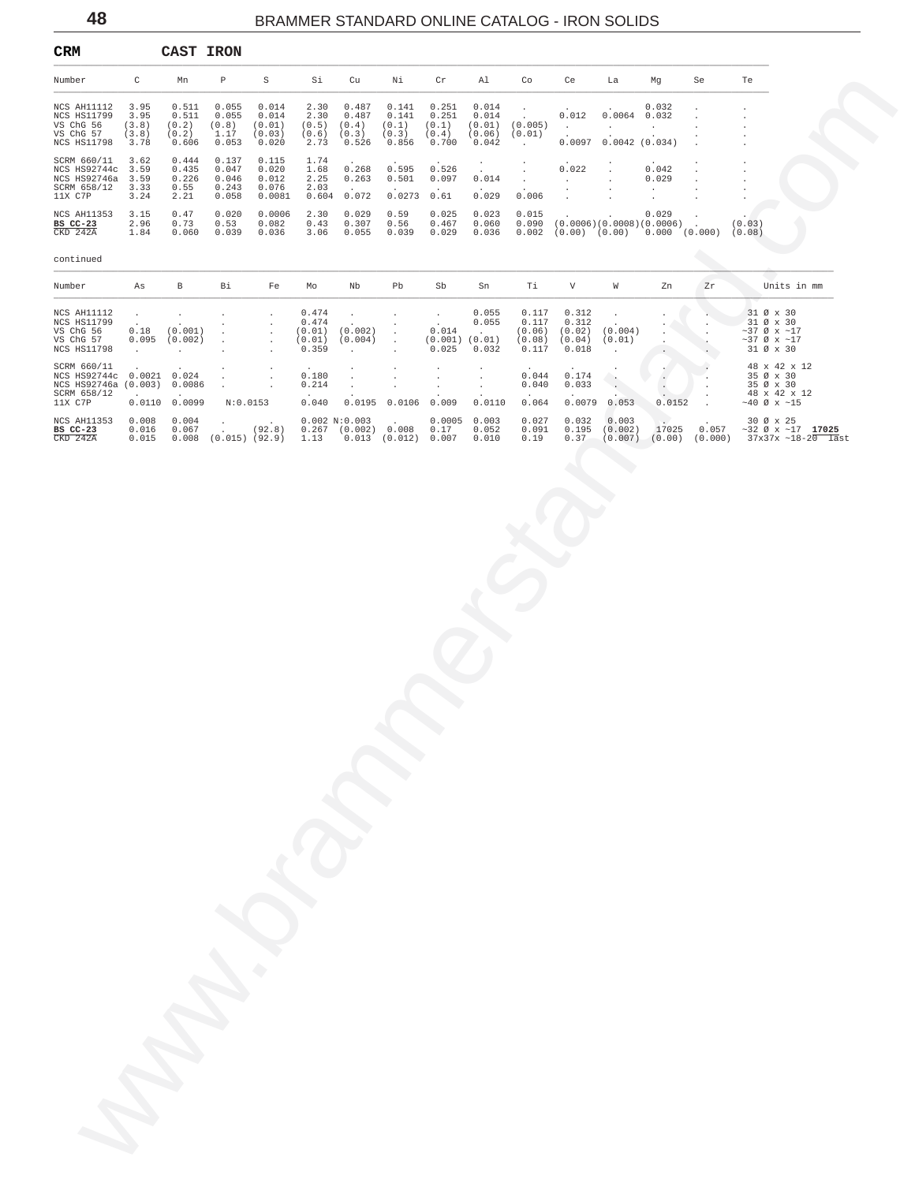## CRM CAST IRON

| Number | C | Mn | P | S | Si | Cu | Ni | Cr | Al | Co | Ce | La | Mg | Se | Te |
|---|---|---|---|---|---|---|---|---|---|---|---|---|---|---|---|
| NCS AH11112 | 3.95 | 0.511 | 0.055 | 0.014 | 2.30 | 0.487 | 0.141 | 0.251 | 0.014 | . | . | . | 0.032 | . | . |
| NCS HS11799 | 3.95 | 0.511 | 0.055 | 0.014 | 2.30 | 0.487 | 0.141 | 0.251 | 0.014 | . | 0.012 | 0.0064 | 0.032 | . | . |
| VS ChG 56 | (3.8) | (0.2) | (0.8) | (0.01) | (0.5) | (0.4) | (0.1) | (0.1) | (0.01) | (0.005) | . | . | . | . | . |
| VS ChG 57 | (3.8) | (0.2) | 1.17 | (0.03) | (0.6) | (0.3) | (0.3) | (0.4) | (0.06) | (0.01) | . | . | . | . | . |
| NCS HS11798 | 3.78 | 0.606 | 0.053 | 0.020 | 2.73 | 0.526 | 0.856 | 0.700 | 0.042 | . | 0.0097 | 0.0042 | (0.034) | . | . |
| SCRM 660/11 | 3.62 | 0.444 | 0.137 | 0.115 | 1.74 | . | . | . | . | . | . | . | . | . | . |
| NCS HS92744c | 3.59 | 0.435 | 0.047 | 0.020 | 1.68 | 0.268 | 0.595 | 0.526 | . | . | 0.022 | . | 0.042 | . | . |
| NCS HS92746a | 3.59 | 0.226 | 0.046 | 0.012 | 2.25 | 0.263 | 0.501 | 0.097 | 0.014 | . | . | . | 0.029 | . | . |
| SCRM 658/12 | 3.33 | 0.55 | 0.243 | 0.076 | 2.03 | . | . | . | . | . | . | . | . | . | . |
| 11X C7P | 3.24 | 2.21 | 0.058 | 0.0081 | 0.604 | 0.072 | 0.0273 | 0.61 | 0.029 | 0.006 | . | . | . | . | . |
| NCS AH11353 | 3.15 | 0.47 | 0.020 | 0.0006 | 2.30 | 0.029 | 0.59 | 0.025 | 0.023 | 0.015 | . | . | 0.029 | . | . |
| **BS CC-23** | 2.96 | 0.73 | 0.53 | 0.082 | 0.43 | 0.307 | 0.56 | 0.467 | 0.060 | 0.090 | (0.0006) | (0.0008) | (0.0006) | . | (0.03) |
| CKD 242A | 1.84 | 0.060 | 0.039 | 0.036 | 3.06 | 0.055 | 0.039 | 0.029 | 0.036 | 0.002 | (0.00) | (0.00) | 0.000 | (0.000) | (0.08) |

continued

| Number | As | B | Bi | Fe | Mo | Nb | Pb | Sb | Sn | Ti | V | W | Zn | Zr | Units in mm |
|---|---|---|---|---|---|---|---|---|---|---|---|---|---|---|---|
| NCS AH11112 | . | . | . | . | 0.474 | . | . | . | 0.055 | 0.117 | 0.312 | . | . | . | 31 Ø x 30 |
| NCS HS11799 | . | . | . | . | 0.474 | . | . | . | 0.055 | 0.117 | 0.312 | . | . | . | 31 Ø x 30 |
| VS ChG 56 | 0.18 | (0.001) | . | . | (0.01) | (0.002) | . | 0.014 | . | (0.06) | (0.02) | (0.004) | . | . | ~37 Ø x ~17 |
| VS ChG 57 | 0.095 | (0.002) | . | . | (0.01) | (0.004) | . | (0.001) | (0.01) | (0.08) | (0.04) | (0.01) | . | . | ~37 Ø x ~17 |
| NCS HS11798 | . | . | . | . | 0.359 | . | . | 0.025 | 0.032 | 0.117 | 0.018 | . | . | . | 31 Ø x 30 |
| SCRM 660/11 | . | . | . | . | . | . | . | . | . | . | . | . | . | . | 48 x 42 x 12 |
| NCS HS92744c | 0.0021 | 0.024 | . | . | 0.180 | . | . | . | . | 0.044 | 0.174 | . | . | . | 35 Ø x 30 |
| NCS HS92746a | (0.003) | 0.0086 | . | . | 0.214 | . | . | . | . | 0.040 | 0.033 | . | . | . | 35 Ø x 30 |
| SCRM 658/12 | . | . | . | . | . | . | . | . | . | . | . | . | . | . | 48 x 42 x 12 |
| 11X C7P | 0.0110 | 0.0099 | N:0.0153 | | 0.040 | 0.0195 | 0.0106 | 0.009 | 0.0110 | 0.064 | 0.0079 | 0.053 | 0.0152 | . | ~40 Ø x ~15 |
| NCS AH11353 | 0.008 | 0.004 | . | . | 0.002 | N:0.003 | . | 0.0005 | 0.003 | 0.027 | 0.032 | 0.003 | . | . | 30 Ø x 25 |
| **BS CC-23** | 0.016 | 0.067 | . | (92.8) | 0.267 | (0.002) | 0.008 | 0.17 | 0.052 | 0.091 | 0.195 | (0.002) | 17025 | 0.057 | ~32 Ø x ~17 **17025** |
| CKD 242A | 0.015 | 0.008 | (0.015) | (92.9) | 1.13 | 0.013 | (0.012) | 0.007 | 0.010 | 0.19 | 0.37 | (0.007) | (0.00) | (0.000) | 37x37x ~18-20 last |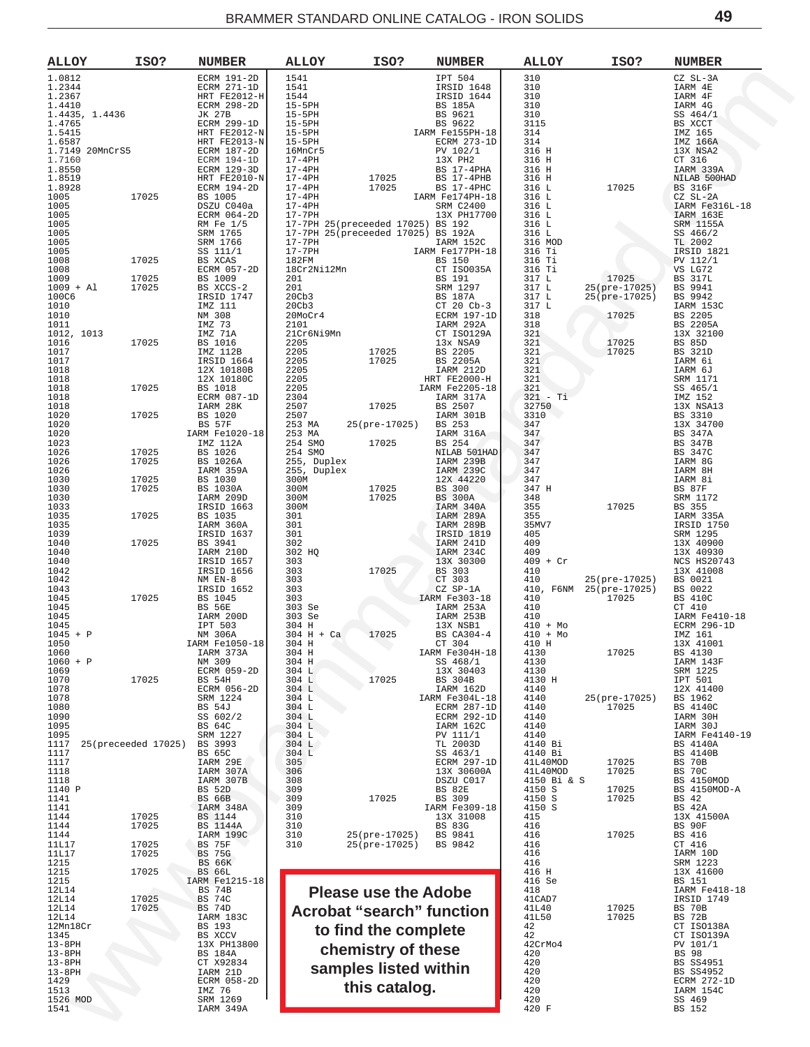| ALLOY | ISO? | NUMBER |
|---|---|---|
| 1.0812 | | ECRM 191-2D |
| 1.2344 | | ECRM 271-1D |
| 1.2367 | | HRT FE2012-H |
| 1.4410 | | ECRM 298-2D |
| 1.4435, 1.4436 | | JK 27B |
| 1.4765 | | ECRM 299-1D |
| 1.5415 | | HRT FE2012-N |
| 1.6587 | | HRT FE2013-N |
| 1.7149 20MnCrS5 | | ECRM 187-2D |
| 1.7160 | | ECRM 194-1D |
| 1.8550 | | ECRM 129-3D |
| 1.8519 | | HRT FE2010-N |
| 1.8928 | | ECRM 194-2D |
| 1005 | 17025 | BS 1005 |
| 1005 | | DSZU C040a |
| 1005 | | ECRM 064-2D |
| 1005 | | RM Fe 1/5 |
| 1005 | | SRM 1765 |
| 1005 | | SRM 1766 |
| 1005 | | SS 111/1 |
| 1008 | 17025 | BS XCAS |
| 1008 | | ECRM 057-2D |
| 1009 | 17025 | BS 1009 |
| 1009 + Al | 17025 | BS XCCS-2 |
| 100C6 | | IRSID 1747 |
| 1010 | | IMZ 111 |
| 1010 | | NM 308 |
| 1011 | | IMZ 73 |
| 1012, 1013 | | IMZ 71A |
| 1016 | 17025 | BS 1016 |
| 1017 | | IMZ 112B |
| 1017 | | IRSID 1664 |
| 1018 | | 12X 10180B |
| 1018 | | 12X 10180C |
| 1018 | 17025 | BS 1018 |
| 1018 | | ECRM 087-1D |
| 1018 | | IARM 28K |
| 1020 | 17025 | BS 1020 |
| 1020 | | BS 57F |
| 1020 | | IARM Fe1020-18 |
| 1023 | | IMZ 112A |
| 1026 | 17025 | BS 1026 |
| 1026 | 17025 | BS 1026A |
| 1026 | | IARM 359A |
| 1030 | 17025 | BS 1030 |
| 1030 | 17025 | BS 1030A |
| 1030 | | IARM 209D |
| 1033 | | IRSID 1663 |
| 1035 | 17025 | BS 1035 |
| 1035 | | IARM 360A |
| 1039 | | IRSID 1637 |
| 1040 | 17025 | BS 3941 |
| 1040 | | IARM 210D |
| 1040 | | IRSID 1657 |
| 1042 | | IRSID 1656 |
| 1042 | | NM EN-8 |
| 1043 | | IRSID 1652 |
| 1045 | 17025 | BS 1045 |
| 1045 | | BS 56E |
| 1045 | | IARM 200D |
| 1045 | | IPT 503 |
| 1045 + P | | NM 306A |
| 1050 | | IARM Fe1050-18 |
| 1060 | | IARM 373A |
| 1060 + P | | NM 309 |
| 1069 | | ECRM 059-2D |
| 1070 | 17025 | BS 54H |
| 1078 | | ECRM 056-2D |
| 1078 | | SRM 1224 |
| 1080 | | BS 54J |
| 1090 | | SS 602/2 |
| 1095 | | BS 64C |
| 1095 | | SRM 1227 |
| 1117 | 25(preceeded 17025) | BS 3993 |
| 1117 | | BS 65C |
| 1117 | | IARM 29E |
| 1118 | | IARM 307A |
| 1118 | | IARM 307B |
| 1140 P | | BS 52D |
| 1141 | | BS 66B |
| 1141 | | IARM 348A |
| 1144 | 17025 | BS 1144 |
| 1144 | 17025 | BS 1144A |
| 1144 | | IARM 199C |
| 11L17 | 17025 | BS 75F |
| 11L17 | 17025 | BS 75G |
| 1215 | | BS 66K |
| 1215 | 17025 | BS 66L |
| 1215 | | IARM Fe1215-18 |
| 12L14 | | BS 74B |
| 12L14 | 17025 | BS 74C |
| 12L14 | 17025 | BS 74D |
| 12L14 | | IARM 183C |
| 12Mn18Cr | | BS 193 |
| 1345 | | BS XCCV |
| 13-8PH | | 13X PH13800 |
| 13-8PH | | BS 184A |
| 13-8PH | | CT X92834 |
| 13-8PH | | IARM 21D |
| 1429 | | ECRM 058-2D |
| 1513 | | IMZ 76 |
| 1526 MOD | | SRM 1269 |
| 1541 | | IARM 349A |
| 1541 | | IPT 504 |
| 1541 | | IRSID 1648 |
| 1544 | | IRSID 1644 |
| 15-5PH | | BS 185A |
| 15-5PH | | BS 9621 |
| 15-5PH | | BS 9622 |
| 15-5PH | | IARM Fe155PH-18 |
| 15-5PH | | ECRM 273-1D |
| 16MnCr5 | | PV 102/1 |
| 17-4PH | | 13X PH2 |
| 17-4PH | | BS 17-4PHA |
| 17-4PH | 17025 | BS 17-4PHB |
| 17-4PH | 17025 | BS 17-4PHC |
| 17-4PH | | IARM Fe174PH-18 |
| 17-4PH | | SRM C2400 |
| 17-7PH | | 13X PH17700 |
| 17-7PH | 25(preceeded 17025) | BS 192 |
| 17-7PH | 25(preceeded 17025) | BS 192A |
| 17-7PH | | IARM 152C |
| 17-7PH | | IARM Fe177PH-18 |
| 182FM | | BS 150 |
| 18Cr2Ni12Mn | | CT ISO035A |
| 201 | | BS 191 |
| 201 | | SRM 1297 |
| 20Cb3 | | BS 187A |
| 20Cb3 | | CT 20 Cb-3 |
| 20MoCr4 | | ECRM 197-1D |
| 2101 | | IARM 292A |
| 21Cr6Ni9Mn | | CT ISO129A |
| 2205 | | 13x NSA9 |
| 2205 | 17025 | BS 2205 |
| 2205 | 17025 | BS 2205A |
| 2205 | | IARM 212D |
| 2205 | | HRT FE2000-H |
| 2205 | | IARM Fe2205-18 |
| 2304 | | IARM 317A |
| 2507 | 17025 | BS 2507 |
| 2507 | | IARM 301B |
| 253 MA | 25(pre-17025) | BS 253 |
| 253 MA | | IARM 316A |
| 254 SMO | 17025 | BS 254 |
| 254 SMO | | NILAB 501HAD |
| 255, Duplex | | IARM 239B |
| 255, Duplex | | IARM 239C |
| 300M | | 12X 44220 |
| 300M | 17025 | BS 300 |
| 300M | 17025 | BS 300A |
| 300M | | IARM 340A |
| 301 | | IARM 289A |
| 301 | | IARM 289B |
| 301 | | IRSID 1819 |
| 302 | | IARM 241D |
| 302 HQ | | IARM 234C |
| 303 | | 13X 30300 |
| 303 | 17025 | BS 303 |
| 303 | | CT 303 |
| 303 | | CZ SP-1A |
| 303 | | IARM Fe303-18 |
| 303 Se | | IARM 253A |
| 303 Se | | IARM 253B |
| 304 H | | 13X NSB1 |
| 304 H + Ca | 17025 | BS CA304-4 |
| 304 H | | CT 304 |
| 304 H | | IARM Fe304H-18 |
| 304 H | | SS 468/1 |
| 304 L | | 13X 30403 |
| 304 L | 17025 | BS 304B |
| 304 L | | IARM 162D |
| 304 L | | IARM Fe304L-18 |
| 304 L | | ECRM 287-1D |
| 304 L | | ECRM 292-1D |
| 304 L | | IARM 162C |
| 304 L | | PV 111/1 |
| 304 L | | TL 2003D |
| 304 L | | SS 463/1 |
| 305 | | ECRM 297-1D |
| 306 | | 13X 30600A |
| 308 | | DSZU C017 |
| 309 | | BS 82E |
| 309 | 17025 | BS 309 |
| 309 | | IARM Fe309-18 |
| 310 | | 13X 31008 |
| 310 | | BS 83G |
| 310 | 25(pre-17025) | BS 9841 |
| 310 | 25(pre-17025) | BS 9842 |
| 310 | | CZ SL-3A |
| 310 | | IARM 4E |
| 310 | | IARM 4F |
| 310 | | IARM 4G |
| 310 | | SS 464/1 |
| 3115 | | BS XCCT |
| 314 | | IMZ 165 |
| 314 | | IMZ 166A |
| 316 H | | 13X NSA2 |
| 316 H | | CT 316 |
| 316 H | | IARM 339A |
| 316 H | | NILAB 500HAD |
| 316 L | 17025 | BS 316F |
| 316 L | | CZ SL-2A |
| 316 L | | IARM Fe316L-18 |
| 316 L | | IARM 163E |
| 316 L | | SRM 1155A |
| 316 L | | SS 466/2 |
| 316 MOD | | TL 2002 |
| 316 Ti | | IRSID 1821 |
| 316 Ti | | PV 112/1 |
| 316 Ti | | VS LG72 |
| 317 L | 17025 | BS 317L |
| 317 L | 25(pre-17025) | BS 9941 |
| 317 L | 25(pre-17025) | BS 9942 |
| 317 L | | IARM 153C |
| 318 | 17025 | BS 2205 |
| 318 | | BS 2205A |
| 321 | | 13X 32100 |
| 321 | 17025 | BS 85D |
| 321 | 17025 | BS 321D |
| 321 | | IARM 6i |
| 321 | | IARM 6J |
| 321 | | SRM 1171 |
| 321 | | SS 465/1 |
| 321 - Ti | | IMZ 152 |
| 32750 | | 13X NSA13 |
| 3310 | | BS 3310 |
| 347 | | 13X 34700 |
| 347 | | BS 347A |
| 347 | | BS 347B |
| 347 | | BS 347C |
| 347 | | IARM 8G |
| 347 | | IARM 8H |
| 347 | | IARM 8i |
| 347 H | | BS 87F |
| 348 | | SRM 1172 |
| 355 | 17025 | BS 355 |
| 355 | | IARM 335A |
| 35MV7 | | IRSID 1750 |
| 405 | | SRM 1295 |
| 409 | | 13X 40900 |
| 409 | | 13X 40930 |
| 409 + Cr | | NCS HS20743 |
| 410 | | 13X 41008 |
| 410 | 25(pre-17025) | BS 0021 |
| 410, F6NM | 25(pre-17025) | BS 0022 |
| 410 | 17025 | BS 410C |
| 410 | | CT 410 |
| 410 | | IARM Fe410-18 |
| 410 + Mo | | ECRM 296-1D |
| 410 + Mo | | IMZ 161 |
| 410 H | | 13X 41001 |
| 4130 | 17025 | BS 4130 |
| 4130 | | IARM 143F |
| 4130 | | SRM 1225 |
| 4130 H | | IPT 501 |
| 4140 | | 12X 41400 |
| 4140 | 25(pre-17025) | BS 1962 |
| 4140 | 17025 | BS 4140C |
| 4140 | | IARM 30H |
| 4140 | | IARM 30J |
| 4140 | | IARM Fe4140-19 |
| 4140 Bi | | BS 4140A |
| 4140 Bi | | BS 4140B |
| 41L40MOD | 17025 | BS 70B |
| 41L40MOD | 17025 | BS 70C |
| 4150 Bi & S | | BS 4150MOD |
| 4150 S | 17025 | BS 4150MOD-A |
| 4150 S | 17025 | BS 42 |
| 4150 S | | BS 42A |
| 415 | | 13X 41500A |
| 416 | | BS 90F |
| 416 | 17025 | BS 416 |
| 416 | | CT 416 |
| 416 | | IARM 10D |
| 416 | | SRM 1223 |
| 416 H | | 13X 41600 |
| 416 Se | | BS 151 |
| 418 | | IARM Fe418-18 |
| 41CAD7 | | IRSID 1749 |
| 41L40 | 17025 | BS 70B |
| 41L50 | 17025 | BS 72B |
| 42 | | CT ISO138A |
| 42 | | CT ISO139A |
| 42CrMo4 | | PV 101/1 |
| 420 | | BS 98 |
| 420 | | BS SS4951 |
| 420 | | BS SS4952 |
| 420 | | ECRM 272-1D |
| 420 | | IARM 154C |
| 420 | | SS 469 |
| 420 F | | BS 152 |

**Please use the Adobe Acrobat "search" function to find the complete chemistry of these samples listed within this catalog.**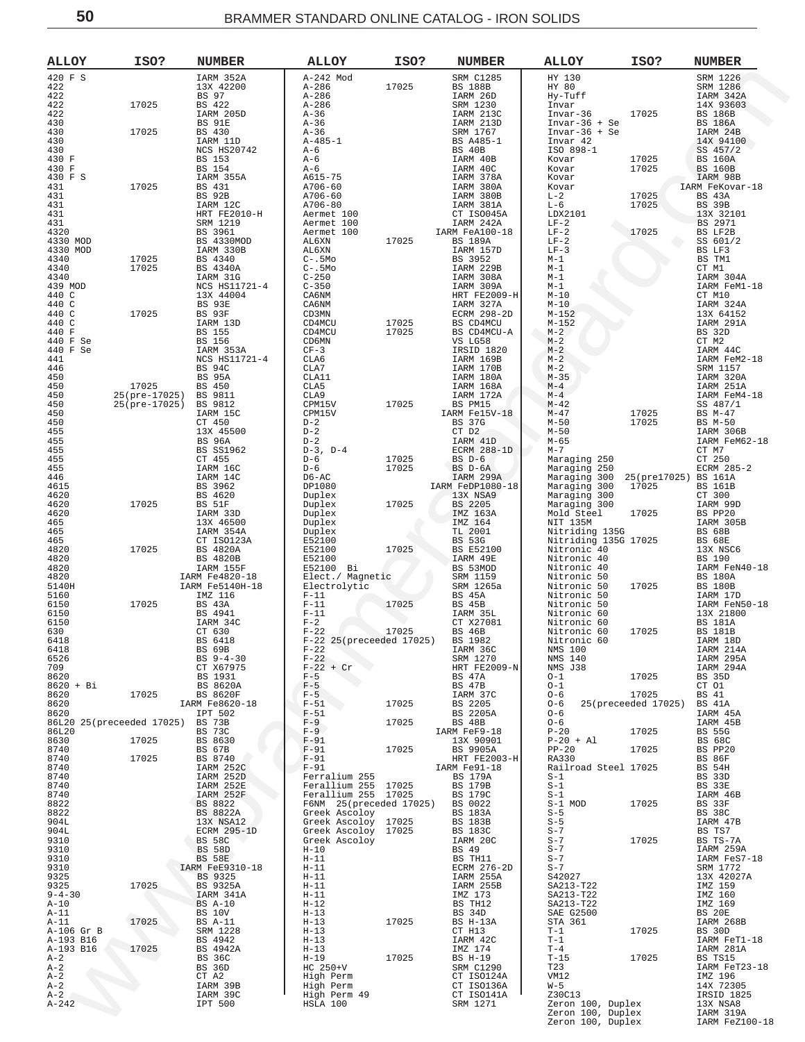| ALLOY | ISO? | NUMBER |
|---|---|---|
| 420 F S | | IARM 352A |
| 422 | | 13X 42200 |
| 422 | | BS 97 |
| 422 | 17025 | BS 422 |
| 422 | | IARM 205D |
| 430 | | BS 91E |
| 430 | 17025 | BS 430 |
| 430 | | IARM 11D |
| 430 | | NCS HS20742 |
| 430 F | | BS 153 |
| 430 F | | BS 154 |
| 430 F S | | IARM 355A |
| 431 | 17025 | BS 431 |
| 431 | | BS 92B |
| 431 | | IARM 12C |
| 431 | | HRT FE2010-H |
| 431 | | SRM 1219 |
| 4320 | | BS 3961 |
| 4330 MOD | | BS 4330MOD |
| 4330 MOD | | IARM 330B |
| 4340 | 17025 | BS 4340 |
| 4340 | 17025 | BS 4340A |
| 4340 | | IARM 31G |
| 439 MOD | | NCS HS11721-4 |
| 440 C | | 13X 44004 |
| 440 C | | BS 93E |
| 440 C | 17025 | BS 93F |
| 440 C | | IARM 13D |
| 440 F | | BS 155 |
| 440 F Se | | BS 156 |
| 440 F Se | | IARM 353A |
| 441 | | NCS HS11721-4 |
| 446 | | BS 94C |
| 450 | | BS 95A |
| 450 | 17025 | BS 450 |
| 450 | 25(pre-17025) | BS 9811 |
| 450 | 25(pre-17025) | BS 9812 |
| 450 | | IARM 15C |
| 450 | | CT 450 |
| 455 | | 13X 45500 |
| 455 | | BS 96A |
| 455 | | BS SS1962 |
| 455 | | CT 455 |
| 455 | | IARM 16C |
| 446 | | IARM 14C |
| 4615 | | BS 3962 |
| 4620 | | BS 4620 |
| 4620 | 17025 | BS 51F |
| 4620 | | IARM 33D |
| 465 | | 13X 46500 |
| 465 | | IARM 354A |
| 465 | | CT ISO123A |
| 4820 | 17025 | BS 4820A |
| 4820 | | BS 4820B |
| 4820 | | IARM 155F |
| 4820 | | IARM Fe4820-18 |
| 5140H | | IARM Fe5140H-18 |
| 5160 | | IMZ 116 |
| 6150 | 17025 | BS 43A |
| 6150 | | BS 4941 |
| 6150 | | IARM 34C |
| 630 | | CT 630 |
| 6418 | | BS 6418 |
| 6418 | | BS 69B |
| 6526 | | BS 9-4-30 |
| 709 | | CT X67975 |
| 8620 | | BS 1931 |
| 8620 + Bi | | BS 8620A |
| 8620 | 17025 | BS 8620F |
| 8620 | | IARM Fe8620-18 |
| 8620 | | IPT 502 |
| 86L20 | 25(preceeded 17025) | BS 73B |
| 86L20 | | BS 73C |
| 8630 | 17025 | BS 8630 |
| 8740 | | BS 67B |
| 8740 | 17025 | BS 8740 |
| 8740 | | IARM 252C |
| 8740 | | IARM 252D |
| 8740 | | IARM 252E |
| 8740 | | IARM 252F |
| 8822 | | BS 8822 |
| 8822 | | BS 8822A |
| 904L | | 13X NSA12 |
| 904L | | ECRM 295-1D |
| 9310 | | BS 58C |
| 9310 | | BS 58D |
| 9310 | | BS 58E |
| 9310 | | IARM FeE9310-18 |
| 9325 | | BS 9325 |
| 9325 | 17025 | BS 9325A |
| 9-4-30 | | IARM 341A |
| A-10 | | BS A-10 |
| A-11 | | BS 10V |
| A-11 | 17025 | BS A-11 |
| A-106 Gr B | | SRM 1228 |
| A-193 B16 | | BS 4942 |
| A-193 B16 | 17025 | BS 4942A |
| A-2 | | BS 36C |
| A-2 | | BS 36D |
| A-2 | | CT A2 |
| A-2 | | IARM 39B |
| A-2 | | IARM 39C |
| A-242 | | IPT 500 |
| A-242 Mod | | SRM C1285 |
| A-286 | 17025 | BS 188B |
| A-286 | | IARM 26D |
| A-286 | | SRM 1230 |
| A-36 | | IARM 213C |
| A-36 | | IARM 213D |
| A-36 | | SRM 1767 |
| A-485-1 | | BS A485-1 |
| A-6 | | BS 40B |
| A-6 | | IARM 40B |
| A-6 | | IARM 40C |
| A615-75 | | IARM 378A |
| A706-60 | | IARM 380A |
| A706-60 | | IARM 380B |
| A706-80 | | IARM 381A |
| Aermet 100 | | CT ISO045A |
| Aermet 100 | | IARM 242A |
| Aermet 100 | | IARM FeA100-18 |
| AL6XN | 17025 | BS 189A |
| AL6XN | | IARM 157D |
| C-.5Mo | | BS 3952 |
| C-.5Mo | | IARM 229B |
| C-250 | | IARM 308A |
| C-350 | | IARM 309A |
| CA6NM | | HRT FE2009-H |
| CA6NM | | IARM 327A |
| CD3MN | | ECRM 298-2D |
| CD4MCU | 17025 | BS CD4MCU |
| CD4MCU | 17025 | BS CD4MCU-A |
| CD6MN | | VS LG58 |
| CF-3 | | IRSID 1820 |
| CLA6 | | IARM 169B |
| CLA7 | | IARM 170B |
| CLA11 | | IARM 180A |
| CLA5 | | IARM 168A |
| CLA9 | | IARM 172A |
| CPM15V | 17025 | BS PM15 |
| CPM15V | | IARM Fe15V-18 |
| D-2 | | BS 37G |
| D-2 | | CT D2 |
| D-2 | | IARM 41D |
| D-3, D-4 | | ECRM 288-1D |
| D-6 | 17025 | BS D-6 |
| D-6 | 17025 | BS D-6A |
| D6-AC | | IARM 299A |
| DP1080 | | IARM FeDP1080-18 |
| Duplex | | 13X NSA9 |
| Duplex | 17025 | BS 2205 |
| Duplex | | IMZ 163A |
| Duplex | | IMZ 164 |
| Duplex | | TL 2001 |
| E52100 | | BS 53G |
| E52100 | 17025 | BS E52100 |
| E52100 | | IARM 49E |
| E52100 Bi | | BS 53MOD |
| Elect./ Magnetic | | SRM 1159 |
| Electrolytic | | SRM 1265a |
| F-11 | | BS 45A |
| F-11 | 17025 | BS 45B |
| F-11 | | IARM 35L |
| F-2 | | CT X27081 |
| F-22 | 17025 | BS 46B |
| F-22 | 25(preceeded 17025) | BS 1982 |
| F-22 | | IARM 36C |
| F-22 | | SRM 1270 |
| F-22 + Cr | | HRT FE2009-N |
| F-5 | | BS 47A |
| F-5 | | BS 47B |
| F-5 | | IARM 37C |
| F-51 | 17025 | BS 2205 |
| F-51 | | BS 2205A |
| F-9 | 17025 | BS 48B |
| F-9 | | IARM FeF9-18 |
| F-91 | | 13X 90901 |
| F-91 | 17025 | BS 9905A |
| F-91 | | HRT FE2003-H |
| F-91 | | IARM Fe91-18 |
| Ferralium 255 | | BS 179A |
| Ferallium 255 | 17025 | BS 179B |
| Ferallium 255 | 17025 | BS 179C |
| F6NM | 25(preceded 17025) | BS 0022 |
| Greek Ascoloy | | BS 183A |
| Greek Ascoloy | 17025 | BS 183B |
| Greek Ascoloy | 17025 | BS 183C |
| Greek Ascoloy | | IARM 20C |
| H-10 | | BS 49 |
| H-11 | | BS TH11 |
| H-11 | | ECRM 276-2D |
| H-11 | | IARM 255A |
| H-11 | | IARM 255B |
| H-11 | | IMZ 173 |
| H-12 | | BS TH12 |
| H-13 | | BS 34D |
| H-13 | 17025 | BS H-13A |
| H-13 | | CT H13 |
| H-13 | | IARM 42C |
| H-13 | | IMZ 174 |
| H-19 | 17025 | BS H-19 |
| HC 250+V | | SRM C1290 |
| High Perm | | CT ISO124A |
| High Perm | | CT ISO136A |
| High Perm 49 | | CT ISO141A |
| HSLA 100 | | SRM 1271 |
| HY 130 | | SRM 1226 |
| HY 80 | | SRM 1286 |
| Hy-Tuff | | IARM 342A |
| Invar | | 14X 93603 |
| Invar-36 | 17025 | BS 186B |
| Invar-36 + Se | | BS 186A |
| Invar-36 + Se | | IARM 24B |
| Invar 42 | | 14X 94100 |
| ISO 898-1 | | SS 457/2 |
| Kovar | 17025 | BS 160A |
| Kovar | 17025 | BS 160B |
| Kovar | | IARM 98B |
| Kovar | | IARM FeKovar-18 |
| L-2 | 17025 | BS 43A |
| L-6 | 17025 | BS 39B |
| LDX2101 | | 13X 32101 |
| LF-2 | | BS 2971 |
| LF-2 | 17025 | BS LF2B |
| LF-2 | | SS 601/2 |
| LF-3 | | BS LF3 |
| M-1 | | BS TM1 |
| M-1 | | CT M1 |
| M-1 | | IARM 304A |
| M-1 | | IARM FeM1-18 |
| M-10 | | CT M10 |
| M-10 | | IARM 324A |
| M-152 | | 13X 64152 |
| M-152 | | IARM 291A |
| M-2 | | BS 32D |
| M-2 | | CT M2 |
| M-2 | | IARM 44C |
| M-2 | | IARM FeM2-18 |
| M-2 | | SRM 1157 |
| M-35 | | IARM 320A |
| M-4 | | IARM 251A |
| M-4 | | IARM FeM4-18 |
| M-42 | | SS 487/1 |
| M-47 | 17025 | BS M-47 |
| M-50 | 17025 | BS M-50 |
| M-50 | | IARM 306B |
| M-65 | | IARM FeM62-18 |
| M-7 | | CT M7 |
| Maraging 250 | | CT 250 |
| Maraging 250 | | ECRM 285-2 |
| Maraging 300 | 25(pre17025) | BS 161A |
| Maraging 300 | 17025 | BS 161B |
| Maraging 300 | | CT 300 |
| Maraging 300 | | IARM 99D |
| Mold Steel | 17025 | BS PP20 |
| NIT 135M | | IARM 305B |
| Nitriding 135G | | BS 68B |
| Nitriding 135G | 17025 | BS 68E |
| Nitronic 40 | | 13X NSC6 |
| Nitronic 40 | | BS 190 |
| Nitronic 40 | | IARM FeN40-18 |
| Nitronic 50 | | BS 180A |
| Nitronic 50 | 17025 | BS 180B |
| Nitronic 50 | | IARM 17D |
| Nitronic 50 | | IARM FeN50-18 |
| Nitronic 60 | | 13X 21800 |
| Nitronic 60 | | BS 181A |
| Nitronic 60 | 17025 | BS 181B |
| Nitronic 60 | | IARM 18D |
| NMS 100 | | IARM 214A |
| NMS 140 | | IARM 295A |
| NMS J38 | | IARM 294A |
| O-1 | 17025 | BS 35D |
| O-1 | | CT O1 |
| O-6 | 17025 | BS 41 |
| O-6 | 25(preceeded 17025) | BS 41A |
| O-6 | | IARM 45A |
| O-6 | | IARM 45B |
| P-20 | 17025 | BS 55G |
| P-20 + Al | | BS 68C |
| PP-20 | 17025 | BS PP20 |
| RA330 | | BS 86F |
| Railroad Steel | 17025 | BS 54H |
| S-1 | | BS 33D |
| S-1 | | BS 33E |
| S-1 | | IARM 46B |
| S-1 MOD | 17025 | BS 33F |
| S-5 | | BS 38C |
| S-5 | | IARM 47B |
| S-7 | | BS TS7 |
| S-7 | 17025 | BS TS-7A |
| S-7 | | IARM 259A |
| S-7 | | IARM FeS7-18 |
| S-7 | | SRM 1772 |
| S42027 | | 13X 42027A |
| SA213-T22 | | IMZ 159 |
| SA213-T22 | | IMZ 160 |
| SA213-T22 | | IMZ 169 |
| SAE G2500 | | BS 20E |
| STA 361 | | IARM 268B |
| T-1 | 17025 | BS 30D |
| T-1 | | IARM FeT1-18 |
| T-4 | | IARM 281A |
| T-15 | 17025 | BS TS15 |
| T23 | | IARM FeT23-18 |
| VM12 | | IMZ 196 |
| W-5 | | 14X 72305 |
| Z30C13 | | IRSID 1825 |
| Zeron 100, Duplex | | 13X NSA8 |
| Zeron 100, Duplex | | IARM 319A |
| Zeron 100, Duplex | | IARM FeZ100-18 |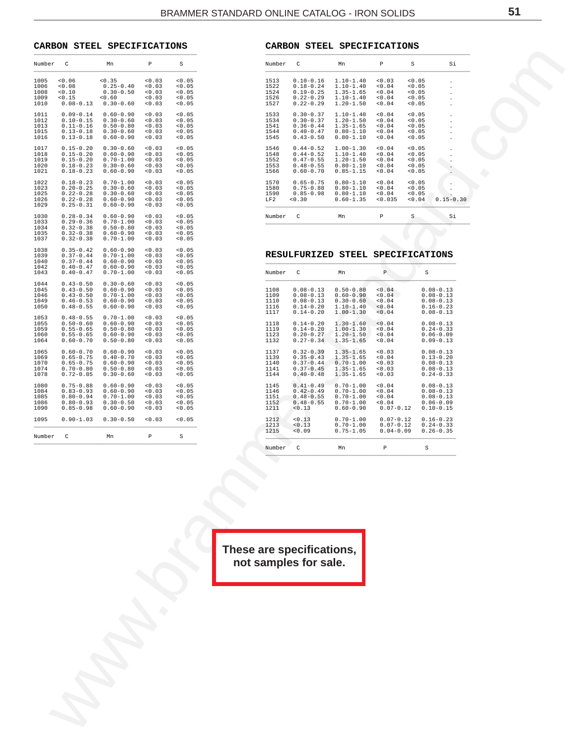## CARBON STEEL SPECIFICATIONS

| Number | C | Mn | P | S |
|---|---|---|---|---|
| 1005 | <0.06 | <0.35 | <0.03 | <0.05 |
| 1006 | <0.08 | 0.25-0.40 | <0.03 | <0.05 |
| 1008 | <0.10 | 0.30-0.50 | <0.03 | <0.05 |
| 1009 | <0.15 | <0.60 | <0.03 | <0.05 |
| 1010 | 0.08-0.13 | 0.30-0.60 | <0.03 | <0.05 |
| 1011 | 0.09-0.14 | 0.60-0.90 | <0.03 | <0.05 |
| 1012 | 0.10-0.15 | 0.30-0.60 | <0.03 | <0.05 |
| 1013 | 0.11-0.16 | 0.50-0.80 | <0.03 | <0.05 |
| 1015 | 0.13-0.18 | 0.30-0.60 | <0.03 | <0.05 |
| 1016 | 0.13-0.18 | 0.60-0.90 | <0.03 | <0.05 |
| 1017 | 0.15-0.20 | 0.30-0.60 | <0.03 | <0.05 |
| 1018 | 0.15-0.20 | 0.60-0.90 | <0.03 | <0.05 |
| 1019 | 0.15-0.20 | 0.70-1.00 | <0.03 | <0.05 |
| 1020 | 0.18-0.23 | 0.30-0.60 | <0.03 | <0.05 |
| 1021 | 0.18-0.23 | 0.60-0.90 | <0.03 | <0.05 |
| 1022 | 0.18-0.23 | 0.70-1.00 | <0.03 | <0.05 |
| 1023 | 0.20-0.25 | 0.30-0.60 | <0.03 | <0.05 |
| 1025 | 0.22-0.28 | 0.30-0.60 | <0.03 | <0.05 |
| 1026 | 0.22-0.28 | 0.60-0.90 | <0.03 | <0.05 |
| 1029 | 0.25-0.31 | 0.60-0.90 | <0.03 | <0.05 |
| 1030 | 0.28-0.34 | 0.60-0.90 | <0.03 | <0.05 |
| 1033 | 0.29-0.36 | 0.70-1.00 | <0.03 | <0.05 |
| 1034 | 0.32-0.38 | 0.50-0.80 | <0.03 | <0.05 |
| 1035 | 0.32-0.38 | 0.60-0.90 | <0.03 | <0.05 |
| 1037 | 0.32-0.38 | 0.70-1.00 | <0.03 | <0.05 |
| 1038 | 0.35-0.42 | 0.60-0.90 | <0.03 | <0.05 |
| 1039 | 0.37-0.44 | 0.70-1.00 | <0.03 | <0.05 |
| 1040 | 0.37-0.44 | 0.60-0.90 | <0.03 | <0.05 |
| 1042 | 0.40-0.47 | 0.60-0.90 | <0.03 | <0.05 |
| 1043 | 0.40-0.47 | 0.70-1.00 | <0.03 | <0.05 |
| 1044 | 0.43-0.50 | 0.30-0.60 | <0.03 | <0.05 |
| 1045 | 0.43-0.50 | 0.60-0.90 | <0.03 | <0.05 |
| 1046 | 0.43-0.50 | 0.70-1.00 | <0.03 | <0.05 |
| 1049 | 0.46-0.53 | 0.60-0.90 | <0.03 | <0.05 |
| 1050 | 0.48-0.55 | 0.60-0.90 | <0.03 | <0.05 |
| 1053 | 0.48-0.55 | 0.70-1.00 | <0.03 | <0.05 |
| 1055 | 0.50-0.60 | 0.60-0.90 | <0.03 | <0.05 |
| 1059 | 0.55-0.65 | 0.50-0.80 | <0.03 | <0.05 |
| 1060 | 0.55-0.65 | 0.60-0.90 | <0.03 | <0.05 |
| 1064 | 0.60-0.70 | 0.50-0.80 | <0.03 | <0.05 |
| 1065 | 0.60-0.70 | 0.60-0.90 | <0.03 | <0.05 |
| 1069 | 0.65-0.75 | 0.40-0.70 | <0.03 | <0.05 |
| 1070 | 0.65-0.75 | 0.60-0.90 | <0.03 | <0.05 |
| 1074 | 0.70-0.80 | 0.50-0.80 | <0.03 | <0.05 |
| 1078 | 0.72-0.85 | 0.30-0.60 | <0.03 | <0.05 |
| 1080 | 0.75-0.88 | 0.60-0.90 | <0.03 | <0.05 |
| 1084 | 0.83-0.93 | 0.60-0.90 | <0.03 | <0.05 |
| 1085 | 0.80-0.94 | 0.70-1.00 | <0.03 | <0.05 |
| 1086 | 0.80-0.93 | 0.30-0.50 | <0.03 | <0.05 |
| 1090 | 0.85-0.98 | 0.60-0.90 | <0.03 | <0.05 |
| 1095 | 0.90-1.03 | 0.30-0.50 | <0.03 | <0.05 |
| Number | C | Mn | P | S |

## CARBON STEEL SPECIFICATIONS

| Number | C | Mn | P | S | Si |
|---|---|---|---|---|---|
| 1513 | 0.10-0.16 | 1.10-1.40 | <0.03 | <0.05 | . |
| 1522 | 0.18-0.24 | 1.10-1.40 | <0.04 | <0.05 | . |
| 1524 | 0.19-0.25 | 1.35-1.65 | <0.04 | <0.05 | . |
| 1526 | 0.22-0.29 | 1.10-1.40 | <0.04 | <0.05 | . |
| 1527 | 0.22-0.29 | 1.20-1.50 | <0.04 | <0.05 | . |
| 1533 | 0.30-0.37 | 1.10-1.40 | <0.04 | <0.05 | . |
| 1534 | 0.30-0.37 | 1.20-1.50 | <0.04 | <0.05 | . |
| 1541 | 0.36-0.44 | 1.35-1.65 | <0.04 | <0.05 | . |
| 1544 | 0.40-0.47 | 0.80-1.10 | <0.04 | <0.05 | . |
| 1545 | 0.43-0.50 | 0.80-1.10 | <0.04 | <0.05 | . |
| 1546 | 0.44-0.52 | 1.00-1.30 | <0.04 | <0.05 | . |
| 1548 | 0.44-0.52 | 1.10-1.40 | <0.04 | <0.05 | . |
| 1552 | 0.47-0.55 | 1.20-1.50 | <0.04 | <0.05 | . |
| 1553 | 0.48-0.55 | 0.80-1.10 | <0.04 | <0.05 | . |
| 1566 | 0.60-0.70 | 0.85-1.15 | <0.04 | <0.05 | . |
| 1570 | 0.65-0.75 | 0.80-1.10 | <0.04 | <0.05 | . |
| 1580 | 0.75-0.88 | 0.80-1.10 | <0.04 | <0.05 | . |
| 1590 | 0.85-0.98 | 0.80-1.10 | <0.04 | <0.05 | . |
| LF2 | <0.30 | 0.60-1.35 | <0.035 | <0.04 | 0.15-0.30 |
| Number | C | Mn | P | S | Si |

## RESULFURIZED STEEL SPECIFICATIONS

| Number | C | Mn | P | S |
|---|---|---|---|---|
| 1108 | 0.08-0.13 | 0.50-0.80 | <0.04 | 0.08-0.13 |
| 1109 | 0.08-0.13 | 0.60-0.90 | <0.04 | 0.08-0.13 |
| 1110 | 0.08-0.13 | 0.30-0.60 | <0.04 | 0.08-0.13 |
| 1116 | 0.14-0.20 | 1.10-1.40 | <0.04 | 0.16-0.23 |
| 1117 | 0.14-0.20 | 1.00-1.30 | <0.04 | 0.08-0.13 |
| 1118 | 0.14-0.20 | 1.30-1.60 | <0.04 | 0.08-0.13 |
| 1119 | 0.14-0.20 | 1.00-1.30 | <0.04 | 0.24-0.33 |
| 1123 | 0.20-0.27 | 1.20-1.50 | <0.04 | 0.06-0.09 |
| 1132 | 0.27-0.34 | 1.35-1.65 | <0.04 | 0.09-0.13 |
| 1137 | 0.32-0.39 | 1.35-1.65 | <0.03 | 0.08-0.13 |
| 1139 | 0.35-0.43 | 1.35-1.65 | <0.04 | 0.13-0.20 |
| 1140 | 0.37-0.44 | 0.70-1.00 | <0.03 | 0.08-0.13 |
| 1141 | 0.37-0.45 | 1.35-1.65 | <0.03 | 0.08-0.13 |
| 1144 | 0.40-0.48 | 1.35-1.65 | <0.03 | 0.24-0.33 |
| 1145 | 0.41-0.49 | 0.70-1.00 | <0.04 | 0.08-0.13 |
| 1146 | 0.42-0.49 | 0.70-1.00 | <0.04 | 0.08-0.13 |
| 1151 | 0.48-0.55 | 0.70-1.00 | <0.04 | 0.08-0.13 |
| 1152 | 0.48-0.55 | 0.70-1.00 | <0.04 | 0.06-0.09 |
| 1211 | <0.13 | 0.60-0.90 | 0.07-0.12 | 0.10-0.15 |
| 1212 | <0.13 | 0.70-1.00 | 0.07-0.12 | 0.16-0.23 |
| 1213 | <0.13 | 0.70-1.00 | 0.07-0.12 | 0.24-0.33 |
| 1215 | <0.09 | 0.75-1.05 | 0.04-0.09 | 0.26-0.35 |
| Number | C | Mn | P | S |

**These are specifications, not samples for sale.**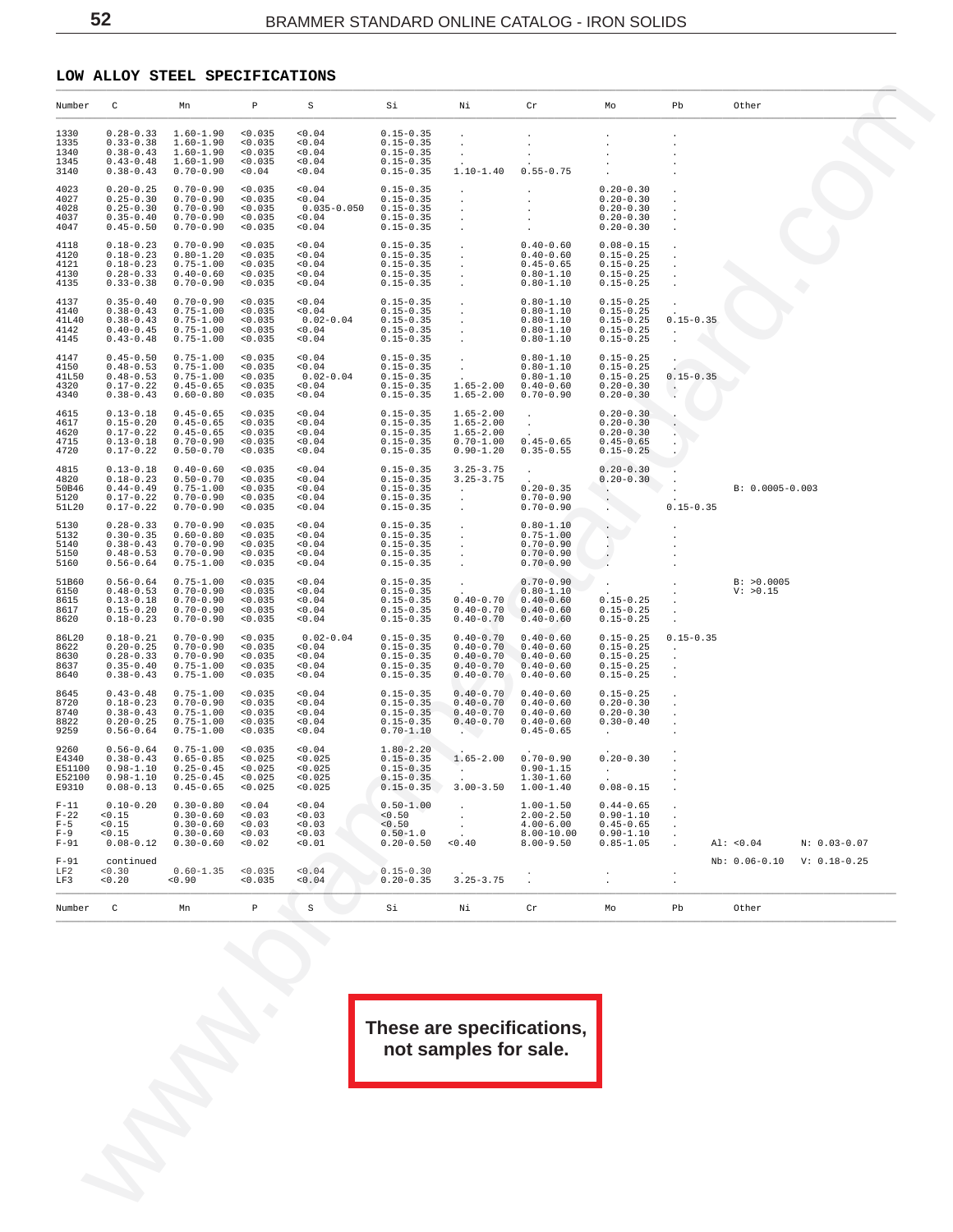## LOW ALLOY STEEL SPECIFICATIONS

| Number | C | Mn | P | S | Si | Ni | Cr | Mo | Pb | Other |
|---|---|---|---|---|---|---|---|---|---|---|
| 1330 | 0.28-0.33 | 1.60-1.90 | <0.035 | <0.04 | 0.15-0.35 | . | . | . | . | |
| 1335 | 0.33-0.38 | 1.60-1.90 | <0.035 | <0.04 | 0.15-0.35 | . | . | . | . | |
| 1340 | 0.38-0.43 | 1.60-1.90 | <0.035 | <0.04 | 0.15-0.35 | . | . | . | . | |
| 1345 | 0.43-0.48 | 1.60-1.90 | <0.035 | <0.04 | 0.15-0.35 | . | . | . | . | |
| 3140 | 0.38-0.43 | 0.70-0.90 | <0.04 | <0.04 | 0.15-0.35 | 1.10-1.40 | 0.55-0.75 | . | . | |
| 4023 | 0.20-0.25 | 0.70-0.90 | <0.035 | <0.04 | 0.15-0.35 | . | . | 0.20-0.30 | . | |
| 4027 | 0.25-0.30 | 0.70-0.90 | <0.035 | <0.04 | 0.15-0.35 | . | . | 0.20-0.30 | . | |
| 4028 | 0.25-0.30 | 0.70-0.90 | <0.035 | 0.035-0.050 | 0.15-0.35 | . | . | 0.20-0.30 | . | |
| 4037 | 0.35-0.40 | 0.70-0.90 | <0.035 | <0.04 | 0.15-0.35 | . | . | 0.20-0.30 | . | |
| 4047 | 0.45-0.50 | 0.70-0.90 | <0.035 | <0.04 | 0.15-0.35 | . | . | 0.20-0.30 | . | |
| 4118 | 0.18-0.23 | 0.70-0.90 | <0.035 | <0.04 | 0.15-0.35 | . | 0.40-0.60 | 0.08-0.15 | . | |
| 4120 | 0.18-0.23 | 0.80-1.20 | <0.035 | <0.04 | 0.15-0.35 | . | 0.40-0.60 | 0.15-0.25 | . | |
| 4121 | 0.18-0.23 | 0.75-1.00 | <0.035 | <0.04 | 0.15-0.35 | . | 0.45-0.65 | 0.15-0.25 | . | |
| 4130 | 0.28-0.33 | 0.40-0.60 | <0.035 | <0.04 | 0.15-0.35 | . | 0.80-1.10 | 0.15-0.25 | . | |
| 4135 | 0.33-0.38 | 0.70-0.90 | <0.035 | <0.04 | 0.15-0.35 | . | 0.80-1.10 | 0.15-0.25 | . | |
| 4137 | 0.35-0.40 | 0.70-0.90 | <0.035 | <0.04 | 0.15-0.35 | . | 0.80-1.10 | 0.15-0.25 | . | |
| 4140 | 0.38-0.43 | 0.75-1.00 | <0.035 | <0.04 | 0.15-0.35 | . | 0.80-1.10 | 0.15-0.25 | . | |
| 41L40 | 0.38-0.43 | 0.75-1.00 | <0.035 | 0.02-0.04 | 0.15-0.35 | . | 0.80-1.10 | 0.15-0.25 | 0.15-0.35 | |
| 4142 | 0.40-0.45 | 0.75-1.00 | <0.035 | <0.04 | 0.15-0.35 | . | 0.80-1.10 | 0.15-0.25 | . | |
| 4145 | 0.43-0.48 | 0.75-1.00 | <0.035 | <0.04 | 0.15-0.35 | . | 0.80-1.10 | 0.15-0.25 | . | |
| 4147 | 0.45-0.50 | 0.75-1.00 | <0.035 | <0.04 | 0.15-0.35 | . | 0.80-1.10 | 0.15-0.25 | . | |
| 4150 | 0.48-0.53 | 0.75-1.00 | <0.035 | <0.04 | 0.15-0.35 | . | 0.80-1.10 | 0.15-0.25 | . | |
| 41L50 | 0.48-0.53 | 0.75-1.00 | <0.035 | 0.02-0.04 | 0.15-0.35 | . | 0.80-1.10 | 0.15-0.25 | 0.15-0.35 | |
| 4320 | 0.17-0.22 | 0.45-0.65 | <0.035 | <0.04 | 0.15-0.35 | 1.65-2.00 | 0.40-0.60 | 0.20-0.30 | . | |
| 4340 | 0.38-0.43 | 0.60-0.80 | <0.035 | <0.04 | 0.15-0.35 | 1.65-2.00 | 0.70-0.90 | 0.20-0.30 | . | |
| 4615 | 0.13-0.18 | 0.45-0.65 | <0.035 | <0.04 | 0.15-0.35 | 1.65-2.00 | . | 0.20-0.30 | . | |
| 4617 | 0.15-0.20 | 0.45-0.65 | <0.035 | <0.04 | 0.15-0.35 | 1.65-2.00 | . | 0.20-0.30 | . | |
| 4620 | 0.17-0.22 | 0.45-0.65 | <0.035 | <0.04 | 0.15-0.35 | 1.65-2.00 | . | 0.20-0.30 | . | |
| 4715 | 0.13-0.18 | 0.70-0.90 | <0.035 | <0.04 | 0.15-0.35 | 0.70-1.00 | 0.45-0.65 | 0.45-0.65 | . | |
| 4720 | 0.17-0.22 | 0.50-0.70 | <0.035 | <0.04 | 0.15-0.35 | 0.90-1.20 | 0.35-0.55 | 0.15-0.25 | . | |
| 4815 | 0.13-0.18 | 0.40-0.60 | <0.035 | <0.04 | 0.15-0.35 | 3.25-3.75 | . | 0.20-0.30 | . | |
| 4820 | 0.18-0.23 | 0.50-0.70 | <0.035 | <0.04 | 0.15-0.35 | 3.25-3.75 | . | 0.20-0.30 | . | |
| 50B46 | 0.44-0.49 | 0.75-1.00 | <0.035 | <0.04 | 0.15-0.35 | . | 0.20-0.35 | . | . | B: 0.0005-0.003 |
| 5120 | 0.17-0.22 | 0.70-0.90 | <0.035 | <0.04 | 0.15-0.35 | . | 0.70-0.90 | . | . | |
| 51L20 | 0.17-0.22 | 0.70-0.90 | <0.035 | <0.04 | 0.15-0.35 | . | 0.70-0.90 | . | 0.15-0.35 | |
| 5130 | 0.28-0.33 | 0.70-0.90 | <0.035 | <0.04 | 0.15-0.35 | . | 0.80-1.10 | . | . | |
| 5132 | 0.30-0.35 | 0.60-0.80 | <0.035 | <0.04 | 0.15-0.35 | . | 0.75-1.00 | . | . | |
| 5140 | 0.38-0.43 | 0.70-0.90 | <0.035 | <0.04 | 0.15-0.35 | . | 0.70-0.90 | . | . | |
| 5150 | 0.48-0.53 | 0.70-0.90 | <0.035 | <0.04 | 0.15-0.35 | . | 0.70-0.90 | . | . | |
| 5160 | 0.56-0.64 | 0.75-1.00 | <0.035 | <0.04 | 0.15-0.35 | . | 0.70-0.90 | . | . | |
| 51B60 | 0.56-0.64 | 0.75-1.00 | <0.035 | <0.04 | 0.15-0.35 | . | 0.70-0.90 | . | . | B: >0.0005 |
| 6150 | 0.48-0.53 | 0.70-0.90 | <0.035 | <0.04 | 0.15-0.35 | . | 0.80-1.10 | . | . | V: >0.15 |
| 8615 | 0.13-0.18 | 0.70-0.90 | <0.035 | <0.04 | 0.15-0.35 | 0.40-0.70 | 0.40-0.60 | 0.15-0.25 | . | |
| 8617 | 0.15-0.20 | 0.70-0.90 | <0.035 | <0.04 | 0.15-0.35 | 0.40-0.70 | 0.40-0.60 | 0.15-0.25 | . | |
| 8620 | 0.18-0.23 | 0.70-0.90 | <0.035 | <0.04 | 0.15-0.35 | 0.40-0.70 | 0.40-0.60 | 0.15-0.25 | . | |
| 86L20 | 0.18-0.21 | 0.70-0.90 | <0.035 | 0.02-0.04 | 0.15-0.35 | 0.40-0.70 | 0.40-0.60 | 0.15-0.25 | 0.15-0.35 | |
| 8622 | 0.20-0.25 | 0.70-0.90 | <0.035 | <0.04 | 0.15-0.35 | 0.40-0.70 | 0.40-0.60 | 0.15-0.25 | . | |
| 8630 | 0.28-0.33 | 0.70-0.90 | <0.035 | <0.04 | 0.15-0.35 | 0.40-0.70 | 0.40-0.60 | 0.15-0.25 | . | |
| 8637 | 0.35-0.40 | 0.75-1.00 | <0.035 | <0.04 | 0.15-0.35 | 0.40-0.70 | 0.40-0.60 | 0.15-0.25 | . | |
| 8640 | 0.38-0.43 | 0.75-1.00 | <0.035 | <0.04 | 0.15-0.35 | 0.40-0.70 | 0.40-0.60 | 0.15-0.25 | . | |
| 8645 | 0.43-0.48 | 0.75-1.00 | <0.035 | <0.04 | 0.15-0.35 | 0.40-0.70 | 0.40-0.60 | 0.15-0.25 | . | |
| 8720 | 0.18-0.23 | 0.70-0.90 | <0.035 | <0.04 | 0.15-0.35 | 0.40-0.70 | 0.40-0.60 | 0.20-0.30 | . | |
| 8740 | 0.38-0.43 | 0.75-1.00 | <0.035 | <0.04 | 0.15-0.35 | 0.40-0.70 | 0.40-0.60 | 0.20-0.30 | . | |
| 8822 | 0.20-0.25 | 0.75-1.00 | <0.035 | <0.04 | 0.15-0.35 | 0.40-0.70 | 0.40-0.60 | 0.30-0.40 | . | |
| 9259 | 0.56-0.64 | 0.75-1.00 | <0.035 | <0.04 | 0.70-1.10 | . | 0.45-0.65 | . | . | |
| 9260 | 0.56-0.64 | 0.75-1.00 | <0.035 | <0.04 | 1.80-2.20 | . | . | . | . | |
| E4340 | 0.38-0.43 | 0.65-0.85 | <0.025 | <0.025 | 0.15-0.35 | 1.65-2.00 | 0.70-0.90 | 0.20-0.30 | . | |
| E51100 | 0.98-1.10 | 0.25-0.45 | <0.025 | <0.025 | 0.15-0.35 | . | 0.90-1.15 | . | . | |
| E52100 | 0.98-1.10 | 0.25-0.45 | <0.025 | <0.025 | 0.15-0.35 | . | 1.30-1.60 | . | . | |
| E9310 | 0.08-0.13 | 0.45-0.65 | <0.025 | <0.025 | 0.15-0.35 | 3.00-3.50 | 1.00-1.40 | 0.08-0.15 | . | |
| F-11 | 0.10-0.20 | 0.30-0.80 | <0.04 | <0.04 | 0.50-1.00 | . | 1.00-1.50 | 0.44-0.65 | . | |
| F-22 | <0.15 | 0.30-0.60 | <0.03 | <0.03 | <0.50 | . | 2.00-2.50 | 0.90-1.10 | . | |
| F-5 | <0.15 | 0.30-0.60 | <0.03 | <0.03 | <0.50 | . | 4.00-6.00 | 0.45-0.65 | . | |
| F-9 | <0.15 | 0.30-0.60 | <0.03 | <0.03 | 0.50-1.0 | . | 8.00-10.00 | 0.90-1.10 | . | |
| F-91 | 0.08-0.12 | 0.30-0.60 | <0.02 | <0.01 | 0.20-0.50 | <0.40 | 8.00-9.50 | 0.85-1.05 | . | Al: <0.04 N: 0.03-0.07 |
| F-91 | continued | | | | | | | | | Nb: 0.06-0.10 V: 0.18-0.25 |
| LF2 | <0.30 | 0.60-1.35 | <0.035 | <0.04 | 0.15-0.30 | . | . | . | . | |
| LF3 | <0.20 | <0.90 | <0.035 | <0.04 | 0.20-0.35 | 3.25-3.75 | . | . | . | |

**These are specifications, not samples for sale.**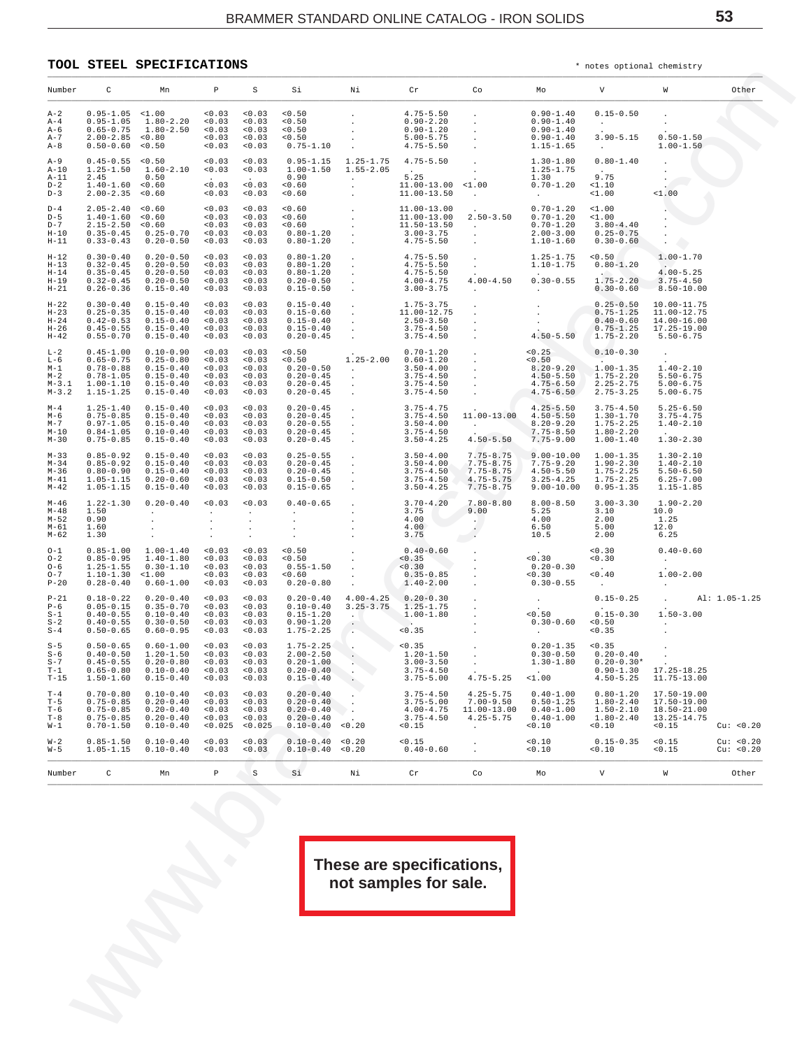## TOOL STEEL SPECIFICATIONS

\* notes optional chemistry

| Number | C | Mn | P | S | Si | Ni | Cr | Co | Mo | V | W | Other |
|---|---|---|---|---|---|---|---|---|---|---|---|---|
| A-2 | 0.95-1.05 | <1.00 | <0.03 | <0.03 | <0.50 | . | 4.75-5.50 | . | 0.90-1.40 | 0.15-0.50 | . | |
| A-4 | 0.95-1.05 | 1.80-2.20 | <0.03 | <0.03 | <0.50 | . | 0.90-2.20 | . | 0.90-1.40 | . | . | |
| A-6 | 0.65-0.75 | 1.80-2.50 | <0.03 | <0.03 | <0.50 | . | 0.90-1.20 | . | 0.90-1.40 | . | . | |
| A-7 | 2.00-2.85 | <0.80 | <0.03 | <0.03 | <0.50 | . | 5.00-5.75 | . | 0.90-1.40 | 3.90-5.15 | 0.50-1.50 | |
| A-8 | 0.50-0.60 | <0.50 | <0.03 | <0.03 | 0.75-1.10 | . | 4.75-5.50 | . | 1.15-1.65 | . | 1.00-1.50 | |
| A-9 | 0.45-0.55 | <0.50 | <0.03 | <0.03 | 0.95-1.15 | 1.25-1.75 | 4.75-5.50 | . | 1.30-1.80 | 0.80-1.40 | . | |
| A-10 | 1.25-1.50 | 1.60-2.10 | <0.03 | <0.03 | 1.00-1.50 | 1.55-2.05 | . | . | 1.25-1.75 | . | . | |
| A-11 | 2.45 | 0.50 | . | . | 0.90 | . | 5.25 | . | 1.30 | 9.75 | . | |
| D-2 | 1.40-1.60 | <0.60 | <0.03 | <0.03 | <0.60 | . | 11.00-13.00 | <1.00 | 0.70-1.20 | <1.10 | . | |
| D-3 | 2.00-2.35 | <0.60 | <0.03 | <0.03 | <0.60 | . | 11.00-13.50 | . | . | <1.00 | <1.00 | |
| D-4 | 2.05-2.40 | <0.60 | <0.03 | <0.03 | <0.60 | . | 11.00-13.00 | . | 0.70-1.20 | <1.00 | . | |
| D-5 | 1.40-1.60 | <0.60 | <0.03 | <0.03 | <0.60 | . | 11.00-13.00 | 2.50-3.50 | 0.70-1.20 | <1.00 | . | |
| D-7 | 2.15-2.50 | <0.60 | <0.03 | <0.03 | <0.60 | . | 11.50-13.50 | . | 0.70-1.20 | 3.80-4.40 | . | |
| H-10 | 0.35-0.45 | 0.25-0.70 | <0.03 | <0.03 | 0.80-1.20 | . | 3.00-3.75 | . | 2.00-3.00 | 0.25-0.75 | . | |
| H-11 | 0.33-0.43 | 0.20-0.50 | <0.03 | <0.03 | 0.80-1.20 | . | 4.75-5.50 | . | 1.10-1.60 | 0.30-0.60 | . | |
| H-12 | 0.30-0.40 | 0.20-0.50 | <0.03 | <0.03 | 0.80-1.20 | . | 4.75-5.50 | . | 1.25-1.75 | <0.50 | 1.00-1.70 | |
| H-13 | 0.32-0.45 | 0.20-0.50 | <0.03 | <0.03 | 0.80-1.20 | . | 4.75-5.50 | . | 1.10-1.75 | 0.80-1.20 | . | |
| H-14 | 0.35-0.45 | 0.20-0.50 | <0.03 | <0.03 | 0.80-1.20 | . | 4.75-5.50 | . | . | . | 4.00-5.25 | |
| H-19 | 0.32-0.45 | 0.20-0.50 | <0.03 | <0.03 | 0.20-0.50 | . | 4.00-4.75 | 4.00-4.50 | 0.30-0.55 | 1.75-2.20 | 3.75-4.50 | |
| H-21 | 0.26-0.36 | 0.15-0.40 | <0.03 | <0.03 | 0.15-0.50 | . | 3.00-3.75 | . | . | 0.30-0.60 | 8.50-10.00 | |
| H-22 | 0.30-0.40 | 0.15-0.40 | <0.03 | <0.03 | 0.15-0.40 | . | 1.75-3.75 | . | . | 0.25-0.50 | 10.00-11.75 | |
| H-23 | 0.25-0.35 | 0.15-0.40 | <0.03 | <0.03 | 0.15-0.60 | . | 11.00-12.75 | . | . | 0.75-1.25 | 11.00-12.75 | |
| H-24 | 0.42-0.53 | 0.15-0.40 | <0.03 | <0.03 | 0.15-0.40 | . | 2.50-3.50 | . | . | 0.40-0.60 | 14.00-16.00 | |
| H-26 | 0.45-0.55 | 0.15-0.40 | <0.03 | <0.03 | 0.15-0.40 | . | 3.75-4.50 | . | . | 0.75-1.25 | 17.25-19.00 | |
| H-42 | 0.55-0.70 | 0.15-0.40 | <0.03 | <0.03 | 0.20-0.45 | . | 3.75-4.50 | . | 4.50-5.50 | 1.75-2.20 | 5.50-6.75 | |
| L-2 | 0.45-1.00 | 0.10-0.90 | <0.03 | <0.03 | <0.50 | . | 0.70-1.20 | . | <0.25 | 0.10-0.30 | . | |
| L-6 | 0.65-0.75 | 0.25-0.80 | <0.03 | <0.03 | <0.50 | 1.25-2.00 | 0.60-1.20 | . | <0.50 | . | . | |
| M-1 | 0.78-0.88 | 0.15-0.40 | <0.03 | <0.03 | 0.20-0.50 | . | 3.50-4.00 | . | 8.20-9.20 | 1.00-1.35 | 1.40-2.10 | |
| M-2 | 0.78-1.05 | 0.15-0.40 | <0.03 | <0.03 | 0.20-0.45 | . | 3.75-4.50 | . | 4.50-5.50 | 1.75-2.20 | 5.50-6.75 | |
| M-3.1 | 1.00-1.10 | 0.15-0.40 | <0.03 | <0.03 | 0.20-0.45 | . | 3.75-4.50 | . | 4.75-6.50 | 2.25-2.75 | 5.00-6.75 | |
| M-3.2 | 1.15-1.25 | 0.15-0.40 | <0.03 | <0.03 | 0.20-0.45 | . | 3.75-4.50 | . | 4.75-6.50 | 2.75-3.25 | 5.00-6.75 | |
| M-4 | 1.25-1.40 | 0.15-0.40 | <0.03 | <0.03 | 0.20-0.45 | . | 3.75-4.75 | . | 4.25-5.50 | 3.75-4.50 | 5.25-6.50 | |
| M-6 | 0.75-0.85 | 0.15-0.40 | <0.03 | <0.03 | 0.20-0.45 | . | 3.75-4.50 | 11.00-13.00 | 4.50-5.50 | 1.30-1.70 | 3.75-4.75 | |
| M-7 | 0.97-1.05 | 0.15-0.40 | <0.03 | <0.03 | 0.20-0.55 | . | 3.50-4.00 | . | 8.20-9.20 | 1.75-2.25 | 1.40-2.10 | |
| M-10 | 0.84-1.05 | 0.10-0.40 | <0.03 | <0.03 | 0.20-0.45 | . | 3.75-4.50 | . | 7.75-8.50 | 1.80-2.20 | . | |
| M-30 | 0.75-0.85 | 0.15-0.40 | <0.03 | <0.03 | 0.20-0.45 | . | 3.50-4.25 | 4.50-5.50 | 7.75-9.00 | 1.00-1.40 | 1.30-2.30 | |
| M-33 | 0.85-0.92 | 0.15-0.40 | <0.03 | <0.03 | 0.25-0.55 | . | 3.50-4.00 | 7.75-8.75 | 9.00-10.00 | 1.00-1.35 | 1.30-2.10 | |
| M-34 | 0.85-0.92 | 0.15-0.40 | <0.03 | <0.03 | 0.20-0.45 | . | 3.50-4.00 | 7.75-8.75 | 7.75-9.20 | 1.90-2.30 | 1.40-2.10 | |
| M-36 | 0.80-0.90 | 0.15-0.40 | <0.03 | <0.03 | 0.20-0.45 | . | 3.75-4.50 | 7.75-8.75 | 4.50-5.50 | 1.75-2.25 | 5.50-6.50 | |
| M-41 | 1.05-1.15 | 0.20-0.60 | <0.03 | <0.03 | 0.15-0.50 | . | 3.75-4.50 | 4.75-5.75 | 3.25-4.25 | 1.75-2.25 | 6.25-7.00 | |
| M-42 | 1.05-1.15 | 0.15-0.40 | <0.03 | <0.03 | 0.15-0.65 | . | 3.50-4.25 | 7.75-8.75 | 9.00-10.00 | 0.95-1.35 | 1.15-1.85 | |
| M-46 | 1.22-1.30 | 0.20-0.40 | <0.03 | <0.03 | 0.40-0.65 | . | 3.70-4.20 | 7.80-8.80 | 8.00-8.50 | 3.00-3.30 | 1.90-2.20 | |
| M-48 | 1.50 | . | . | . | . | . | 3.75 | 9.00 | 5.25 | 3.10 | 10.0 | |
| M-52 | 0.90 | . | . | . | . | . | 4.00 | . | 4.00 | 2.00 | 1.25 | |
| M-61 | 1.60 | . | . | . | . | . | 4.00 | . | 6.50 | 5.00 | 12.0 | |
| M-62 | 1.30 | . | . | . | . | . | 3.75 | . | 10.5 | 2.00 | 6.25 | |
| O-1 | 0.85-1.00 | 1.00-1.40 | <0.03 | <0.03 | <0.50 | . | 0.40-0.60 | . | . | <0.30 | 0.40-0.60 | |
| O-2 | 0.85-0.95 | 1.40-1.80 | <0.03 | <0.03 | <0.50 | . | <0.35 | . | <0.30 | <0.30 | . | |
| O-6 | 1.25-1.55 | 0.30-1.10 | <0.03 | <0.03 | 0.55-1.50 | . | <0.30 | . | 0.20-0.30 | . | . | |
| O-7 | 1.10-1.30 | <1.00 | <0.03 | <0.03 | <0.60 | . | 0.35-0.85 | . | <0.30 | <0.40 | 1.00-2.00 | |
| P-20 | 0.28-0.40 | 0.60-1.00 | <0.03 | <0.03 | 0.20-0.80 | . | 1.40-2.00 | . | 0.30-0.55 | . | . | |
| P-21 | 0.18-0.22 | 0.20-0.40 | <0.03 | <0.03 | 0.20-0.40 | 4.00-4.25 | 0.20-0.30 | . | . | 0.15-0.25 | . | Al: 1.05-1.25 |
| P-6 | 0.05-0.15 | 0.35-0.70 | <0.03 | <0.03 | 0.10-0.40 | 3.25-3.75 | 1.25-1.75 | . | . | . | . | |
| S-1 | 0.40-0.55 | 0.10-0.40 | <0.03 | <0.03 | 0.15-1.20 | . | 1.00-1.80 | . | <0.50 | 0.15-0.30 | 1.50-3.00 | |
| S-2 | 0.40-0.55 | 0.30-0.50 | <0.03 | <0.03 | 0.90-1.20 | . | . | . | 0.30-0.60 | <0.50 | . | |
| S-4 | 0.50-0.65 | 0.60-0.95 | <0.03 | <0.03 | 1.75-2.25 | . | <0.35 | . | . | <0.35 | . | |
| S-5 | 0.50-0.65 | 0.60-1.00 | <0.03 | <0.03 | 1.75-2.25 | . | <0.35 | . | 0.20-1.35 | <0.35 | . | |
| S-6 | 0.40-0.50 | 1.20-1.50 | <0.03 | <0.03 | 2.00-2.50 | . | 1.20-1.50 | . | 0.30-0.50 | 0.20-0.40 | . | |
| S-7 | 0.45-0.55 | 0.20-0.80 | <0.03 | <0.03 | 0.20-1.00 | . | 3.00-3.50 | . | 1.30-1.80 | 0.20-0.30* | . | |
| T-1 | 0.65-0.80 | 0.10-0.40 | <0.03 | <0.03 | 0.20-0.40 | . | 3.75-4.50 | . | . | 0.90-1.30 | 17.25-18.25 | |
| T-15 | 1.50-1.60 | 0.15-0.40 | <0.03 | <0.03 | 0.15-0.40 | . | 3.75-5.00 | 4.75-5.25 | <1.00 | 4.50-5.25 | 11.75-13.00 | |
| T-4 | 0.70-0.80 | 0.10-0.40 | <0.03 | <0.03 | 0.20-0.40 | . | 3.75-4.50 | 4.25-5.75 | 0.40-1.00 | 0.80-1.20 | 17.50-19.00 | |
| T-5 | 0.75-0.85 | 0.20-0.40 | <0.03 | <0.03 | 0.20-0.40 | . | 3.75-5.00 | 7.00-9.50 | 0.50-1.25 | 1.80-2.40 | 17.50-19.00 | |
| T-6 | 0.75-0.85 | 0.20-0.40 | <0.03 | <0.03 | 0.20-0.40 | . | 4.00-4.75 | 11.00-13.00 | 0.40-1.00 | 1.50-2.10 | 18.50-21.00 | |
| T-8 | 0.75-0.85 | 0.20-0.40 | <0.03 | <0.03 | 0.20-0.40 | . | 3.75-4.50 | 4.25-5.75 | 0.40-1.00 | 1.80-2.40 | 13.25-14.75 | |
| W-1 | 0.70-1.50 | 0.10-0.40 | <0.025 | <0.025 | 0.10-0.40 | <0.20 | <0.15 | . | <0.10 | <0.10 | <0.15 | Cu: <0.20 |
| W-2 | 0.85-1.50 | 0.10-0.40 | <0.03 | <0.03 | 0.10-0.40 | <0.20 | <0.15 | . | <0.10 | 0.15-0.35 | <0.15 | Cu: <0.20 |
| W-5 | 1.05-1.15 | 0.10-0.40 | <0.03 | <0.03 | 0.10-0.40 | <0.20 | 0.40-0.60 | . | <0.10 | <0.10 | <0.15 | Cu: <0.20 |

**These are specifications, not samples for sale.**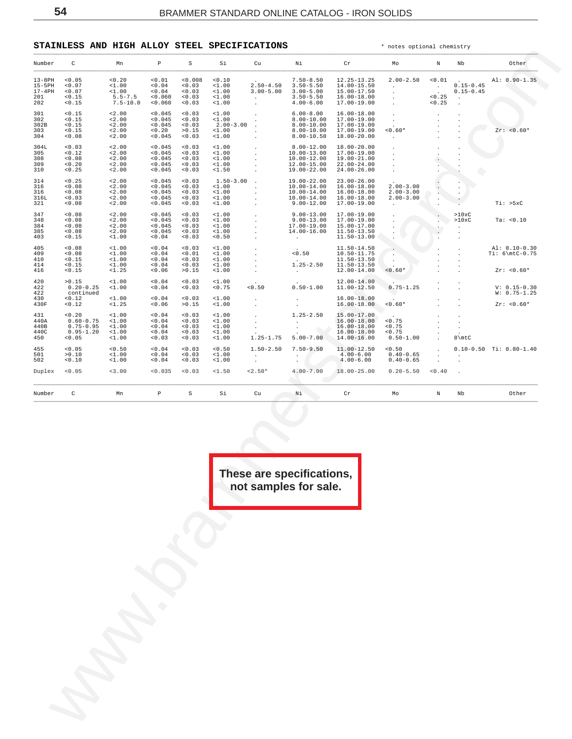## STAINLESS AND HIGH ALLOY STEEL SPECIFICATIONS

\* notes optional chemistry

| Number | C | Mn | P | S | Si | Cu | Ni | Cr | Mo | N | Nb | Other |
|---|---|---|---|---|---|---|---|---|---|---|---|---|
| 13-8PH | <0.05 | <0.20 | <0.01 | <0.008 | <0.10 | . | 7.50-8.50 | 12.25-13.25 | 2.00-2.50 | <0.01 | . | Al: 0.90-1.35 |
| 15-5PH | <0.07 | <1.00 | <0.04 | <0.03 | <1.00 | 2.50-4.50 | 3.50-5.50 | 14.00-15.50 | . | . | 0.15-0.45 | |
| 17-4PH | <0.07 | <1.00 | <0.04 | <0.03 | <1.00 | 3.00-5.00 | 3.00-5.00 | 15.00-17.50 | . | . | 0.15-0.45 | |
| 201 | <0.15 | 5.5-7.5 | <0.060 | <0.03 | <1.00 | . | 3.50-5.50 | 16.00-18.00 | . | <0.25 | . | |
| 202 | <0.15 | 7.5-10.0 | <0.060 | <0.03 | <1.00 | . | 4.00-6.00 | 17.00-19.00 | . | <0.25 | . | |
| 301 | <0.15 | <2.00 | <0.045 | <0.03 | <1.00 | . | 6.00-8.00 | 16.00-18.00 | . | . | . | |
| 302 | <0.15 | <2.00 | <0.045 | <0.03 | <1.00 | . | 8.00-10.00 | 17.00-19.00 | . | . | . | |
| 302B | <0.15 | <2.00 | <0.045 | <0.03 | 2.00-3.00 | . | 8.00-10.00 | 17.00-19.00 | . | . | . | |
| 303 | <0.15 | <2.00 | <0.20 | >0.15 | <1.00 | . | 8.00-10.00 | 17.00-19.00 | <0.60* | . | . | Zr: <0.60* |
| 304 | <0.08 | <2.00 | <0.045 | <0.03 | <1.00 | . | 8.00-10.50 | 18.00-20.00 | . | . | . | |
| 304L | <0.03 | <2.00 | <0.045 | <0.03 | <1.00 | . | 8.00-12.00 | 18.00-20.00 | . | . | . | |
| 305 | <0.12 | <2.00 | <0.045 | <0.03 | <1.00 | . | 10.00-13.00 | 17.00-19.00 | . | . | . | |
| 308 | <0.08 | <2.00 | <0.045 | <0.03 | <1.00 | . | 10.00-12.00 | 19.00-21.00 | . | . | . | |
| 309 | <0.20 | <2.00 | <0.045 | <0.03 | <1.00 | . | 12.00-15.00 | 22.00-24.00 | . | . | . | |
| 310 | <0.25 | <2.00 | <0.045 | <0.03 | <1.50 | . | 19.00-22.00 | 24.00-26.00 | . | . | . | |
| 314 | <0.25 | <2.00 | <0.045 | <0.03 | 1.50-3.00 | . | 19.00-22.00 | 23.00-26.00 | . | . | . | |
| 316 | <0.08 | <2.00 | <0.045 | <0.03 | <1.00 | . | 10.00-14.00 | 16.00-18.00 | 2.00-3.00 | . | . | |
| 316 | <0.08 | <2.00 | <0.045 | <0.03 | <1.00 | . | 10.00-14.00 | 16.00-18.00 | 2.00-3.00 | . | . | |
| 316L | <0.03 | <2.00 | <0.045 | <0.03 | <1.00 | . | 10.00-14.00 | 16.00-18.00 | 2.00-3.00 | . | . | |
| 321 | <0.08 | <2.00 | <0.045 | <0.03 | <1.00 | . | 9.00-12.00 | 17.00-19.00 | . | . | . | Ti: >5xC |
| 347 | <0.08 | <2.00 | <0.045 | <0.03 | <1.00 | . | 9.00-13.00 | 17.00-19.00 | . | . | >10xC | |
| 348 | <0.08 | <2.00 | <0.045 | <0.03 | <1.00 | . | 9.00-13.00 | 17.00-19.00 | . | . | >10xC | Ta: <0.10 |
| 384 | <0.08 | <2.00 | <0.045 | <0.03 | <1.00 | . | 17.00-19.00 | 15.00-17.00 | . | . | . | |
| 385 | <0.08 | <2.00 | <0.045 | <0.03 | <1.00 | . | 14.00-16.00 | 11.50-13.50 | . | . | . | |
| 403 | <0.15 | <1.00 | <0.04 | <0.03 | <0.50 | . | . | 11.50-13.00 | . | . | . | |
| 405 | <0.08 | <1.00 | <0.04 | <0.03 | <1.00 | . | . | 11.50-14.50 | . | . | . | Al: 0.10-0.30 |
| 409 | <0.08 | <1.00 | <0.04 | <0.01 | <1.00 | . | <0.50 | 10.50-11.75 | . | . | . | Ti: 6\mtC-0.75 |
| 410 | <0.15 | <1.00 | <0.04 | <0.03 | <1.00 | . | . | 11.50-13.50 | . | . | . | |
| 414 | <0.15 | <1.00 | <0.04 | <0.03 | <1.00 | . | 1.25-2.50 | 11.50-13.50 | . | . | . | |
| 416 | <0.15 | <1.25 | <0.06 | >0.15 | <1.00 | . | . | 12.00-14.00 | <0.60* | . | . | Zr: <0.60* |
| 420 | >0.15 | <1.00 | <0.04 | <0.03 | <1.00 | . | . | 12.00-14.00 | . | . | . | |
| 422 | 0.20-0.25 | <1.00 | <0.04 | <0.03 | <0.75 | <0.50 | 0.50-1.00 | 11.00-12.50 | 0.75-1.25 | . | . | V: 0.15-0.30 |
| 422 | continued | | | | | | | | | | | W: 0.75-1.25 |
| 430 | <0.12 | <1.00 | <0.04 | <0.03 | <1.00 | . | . | 16.00-18.00 | . | . | . | |
| 430F | <0.12 | <1.25 | <0.06 | >0.15 | <1.00 | . | . | 16.00-18.00 | <0.60* | . | . | Zr: <0.60* |
| 431 | <0.20 | <1.00 | <0.04 | <0.03 | <1.00 | . | 1.25-2.50 | 15.00-17.00 | . | . | . | |
| 440A | 0.60-0.75 | <1.00 | <0.04 | <0.03 | <1.00 | . | . | 16.00-18.00 | <0.75 | . | . | |
| 440B | 0.75-0.95 | <1.00 | <0.04 | <0.03 | <1.00 | . | . | 16.00-18.00 | <0.75 | . | . | |
| 440C | 0.95-1.20 | <1.00 | <0.04 | <0.03 | <1.00 | . | . | 16.00-18.00 | <0.75 | . | . | |
| 450 | <0.05 | <1.00 | <0.03 | <0.03 | <1.00 | 1.25-1.75 | 5.00-7.00 | 14.00-16.00 | 0.50-1.00 | . | 8\mtC | |
| 455 | <0.05 | <0.50 | <0.04 | <0.03 | <0.50 | 1.50-2.50 | 7.50-9.50 | 11.00-12.50 | <0.50 | . | 0.10-0.50 | Ti: 0.80-1.40 |
| 501 | >0.10 | <1.00 | <0.04 | <0.03 | <1.00 | . | . | 4.00-6.00 | 0.40-0.65 | . | . | |
| 502 | <0.10 | <1.00 | <0.04 | <0.03 | <1.00 | . | . | 4.00-6.00 | 0.40-0.65 | . | . | |
| Duplex | <0.05 | <3.00 | <0.035 | <0.03 | <1.50 | <2.50* | 4.00-7.00 | 18.00-25.00 | 0.20-5.50 | <0.40 | . | |

**These are specifications, not samples for sale.**